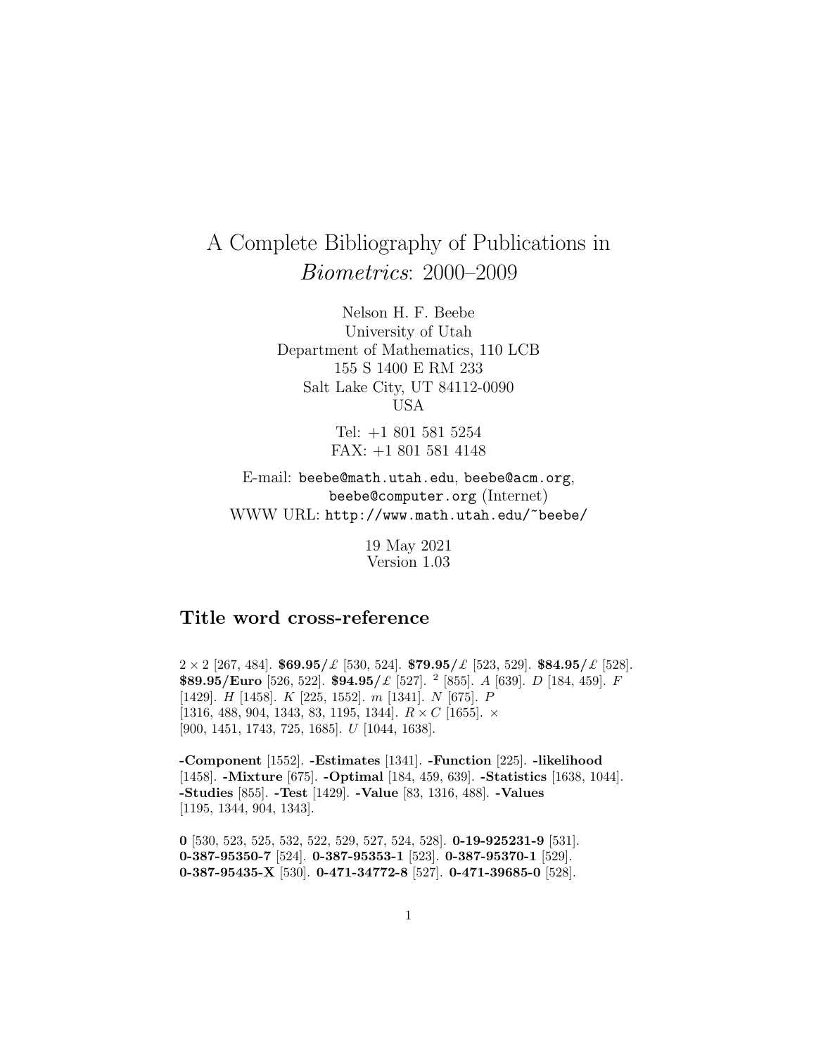# A Complete Bibliography of Publications in *Biometrics*: 2000–2009

Nelson H. F. Beebe
University of Utah
Department of Mathematics, 110 LCB
155 S 1400 E RM 233
Salt Lake City, UT 84112-0090
USA

Tel: +1 801 581 5254
FAX: +1 801 581 4148

E-mail: beebe@math.utah.edu, beebe@acm.org, beebe@computer.org (Internet)
WWW URL: http://www.math.utah.edu/~beebe/

19 May 2021
Version 1.03

## Title word cross-reference

$2 \times 2$ [267, 484]. **\$69.95/£** [530, 524]. **\$79.95/£** [523, 529]. **\$84.95/£** [528]. **\$89.95/Euro** [526, 522]. **\$94.95/£** [527]. $^2$ [855]. $A$ [639]. $D$ [184, 459]. $F$ [1429]. $H$ [1458]. $K$ [225, 1552]. $m$ [1341]. $N$ [675]. $P$ [1316, 488, 904, 1343, 83, 1195, 1344]. $R \times C$ [1655]. $\times$ [900, 1451, 1743, 725, 1685]. $U$ [1044, 1638].

**-Component** [1552]. **-Estimates** [1341]. **-Function** [225]. **-likelihood** [1458]. **-Mixture** [675]. **-Optimal** [184, 459, 639]. **-Statistics** [1638, 1044]. **-Studies** [855]. **-Test** [1429]. **-Value** [83, 1316, 488]. **-Values** [1195, 1344, 904, 1343].

**0** [530, 523, 525, 532, 522, 529, 527, 524, 528]. **0-19-925231-9** [531]. **0-387-95350-7** [524]. **0-387-95353-1** [523]. **0-387-95370-1** [529]. **0-387-95435-X** [530]. **0-471-34772-8** [527]. **0-471-39685-0** [528].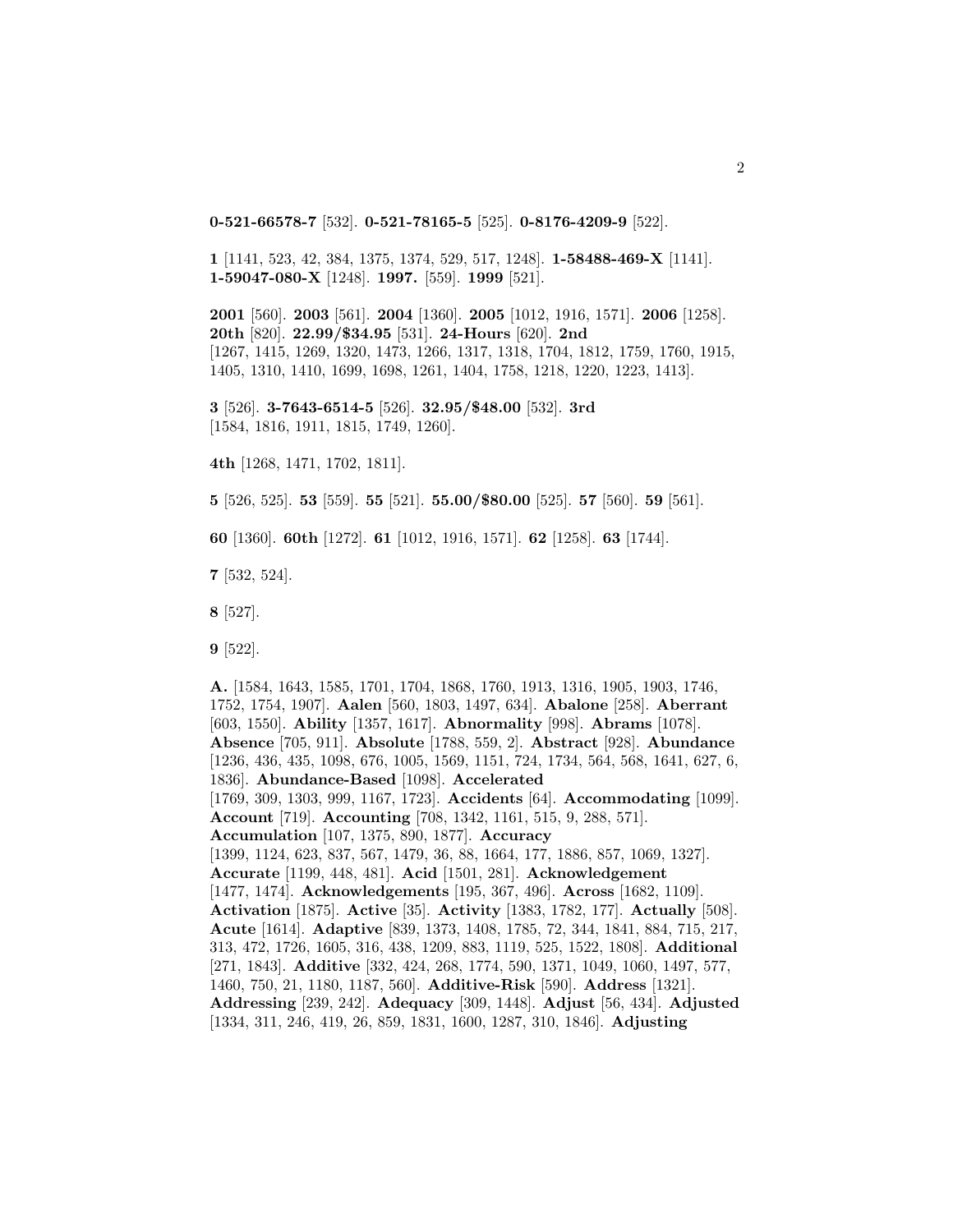**0-521-66578-7** [532]. **0-521-78165-5** [525]. **0-8176-4209-9** [522].

**1** [1141, 523, 42, 384, 1375, 1374, 529, 517, 1248]. **1-58488-469-X** [1141]. **1-59047-080-X** [1248]. **1997.** [559]. **1999** [521].

**2001** [560]. **2003** [561]. **2004** [1360]. **2005** [1012, 1916, 1571]. **2006** [1258]. **20th** [820]. **22.99/$34.95** [531]. **24-Hours** [620]. **2nd** [1267, 1415, 1269, 1320, 1473, 1266, 1317, 1318, 1704, 1812, 1759, 1760, 1915, 1405, 1310, 1410, 1699, 1698, 1261, 1404, 1758, 1218, 1220, 1223, 1413].

**3** [526]. **3-7643-6514-5** [526]. **32.95/$48.00** [532]. **3rd** [1584, 1816, 1911, 1815, 1749, 1260].

**4th** [1268, 1471, 1702, 1811].

**5** [526, 525]. **53** [559]. **55** [521]. **55.00/$80.00** [525]. **57** [560]. **59** [561].

**60** [1360]. **60th** [1272]. **61** [1012, 1916, 1571]. **62** [1258]. **63** [1744].

**7** [532, 524].

**8** [527].

**9** [522].

**A.** [1584, 1643, 1585, 1701, 1704, 1868, 1760, 1913, 1316, 1905, 1903, 1746, 1752, 1754, 1907]. **Aalen** [560, 1803, 1497, 634]. **Abalone** [258]. **Aberrant** [603, 1550]. **Ability** [1357, 1617]. **Abnormality** [998]. **Abrams** [1078]. **Absence** [705, 911]. **Absolute** [1788, 559, 2]. **Abstract** [928]. **Abundance** [1236, 436, 435, 1098, 676, 1005, 1569, 1151, 724, 1734, 564, 568, 1641, 627, 6, 1836]. **Abundance-Based** [1098]. **Accelerated** [1769, 309, 1303, 999, 1167, 1723]. **Accidents** [64]. **Accommodating** [1099]. **Account** [719]. **Accounting** [708, 1342, 1161, 515, 9, 288, 571]. **Accumulation** [107, 1375, 890, 1877]. **Accuracy** [1399, 1124, 623, 837, 567, 1479, 36, 88, 1664, 177, 1886, 857, 1069, 1327]. **Accurate** [1199, 448, 481]. **Acid** [1501, 281]. **Acknowledgement** [1477, 1474]. **Acknowledgements** [195, 367, 496]. **Across** [1682, 1109]. **Activation** [1875]. **Active** [35]. **Activity** [1383, 1782, 177]. **Actually** [508]. **Acute** [1614]. **Adaptive** [839, 1373, 1408, 1785, 72, 344, 1841, 884, 715, 217, 313, 472, 1726, 1605, 316, 438, 1209, 883, 1119, 525, 1522, 1808]. **Additional** [271, 1843]. **Additive** [332, 424, 268, 1774, 590, 1371, 1049, 1060, 1497, 577, 1460, 750, 21, 1180, 1187, 560]. **Additive-Risk** [590]. **Address** [1321]. **Addressing** [239, 242]. **Adequacy** [309, 1448]. **Adjust** [56, 434]. **Adjusted** [1334, 311, 246, 419, 26, 859, 1831, 1600, 1287, 310, 1846]. **Adjusting**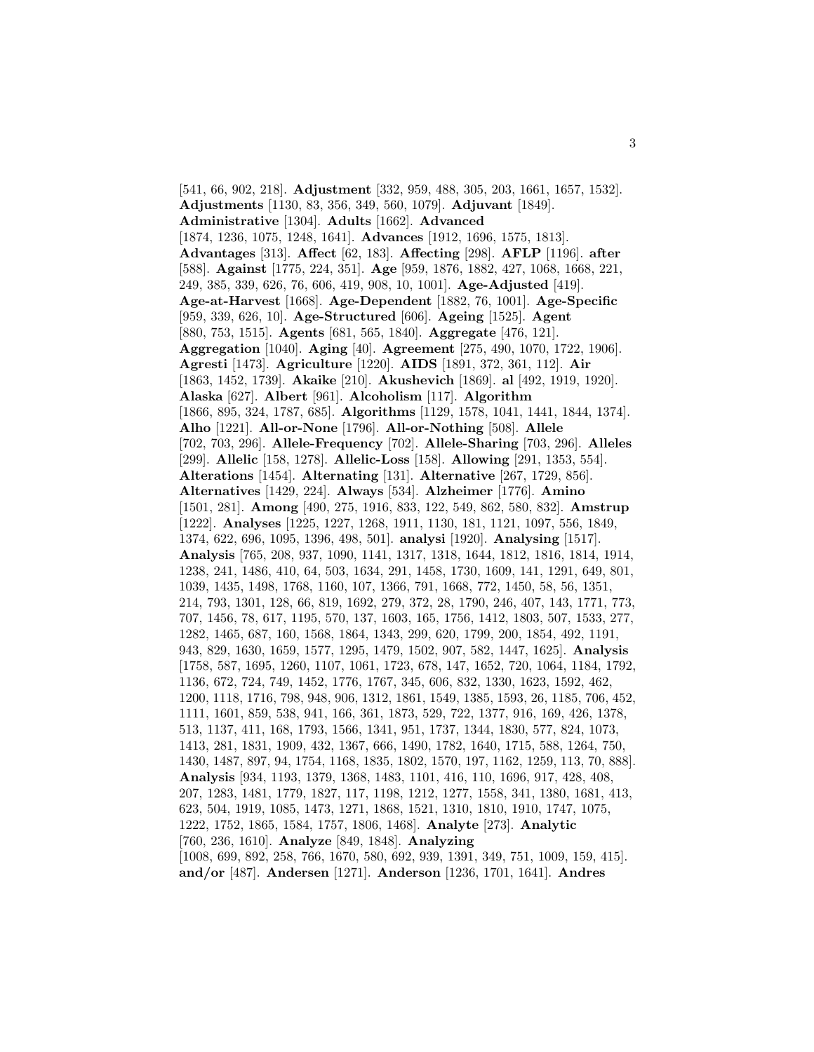[541, 66, 902, 218]. **Adjustment** [332, 959, 488, 305, 203, 1661, 1657, 1532]. **Adjustments** [1130, 83, 356, 349, 560, 1079]. **Adjuvant** [1849]. **Administrative** [1304]. **Adults** [1662]. **Advanced** [1874, 1236, 1075, 1248, 1641]. **Advances** [1912, 1696, 1575, 1813]. **Advantages** [313]. **Affect** [62, 183]. **Affecting** [298]. **AFLP** [1196]. **after** [588]. **Against** [1775, 224, 351]. **Age** [959, 1876, 1882, 427, 1068, 1668, 221, 249, 385, 339, 626, 76, 606, 419, 908, 10, 1001]. **Age-Adjusted** [419]. **Age-at-Harvest** [1668]. **Age-Dependent** [1882, 76, 1001]. **Age-Specific** [959, 339, 626, 10]. **Age-Structured** [606]. **Ageing** [1525]. **Agent** [880, 753, 1515]. **Agents** [681, 565, 1840]. **Aggregate** [476, 121]. **Aggregation** [1040]. **Aging** [40]. **Agreement** [275, 490, 1070, 1722, 1906]. **Agresti** [1473]. **Agriculture** [1220]. **AIDS** [1891, 372, 361, 112]. **Air** [1863, 1452, 1739]. **Akaike** [210]. **Akushevich** [1869]. **al** [492, 1919, 1920]. **Alaska** [627]. **Albert** [961]. **Alcoholism** [117]. **Algorithm** [1866, 895, 324, 1787, 685]. **Algorithms** [1129, 1578, 1041, 1441, 1844, 1374]. **Alho** [1221]. **All-or-None** [1796]. **All-or-Nothing** [508]. **Allele** [702, 703, 296]. **Allele-Frequency** [702]. **Allele-Sharing** [703, 296]. **Alleles** [299]. **Allelic** [158, 1278]. **Allelic-Loss** [158]. **Allowing** [291, 1353, 554]. **Alterations** [1454]. **Alternating** [131]. **Alternative** [267, 1729, 856]. **Alternatives** [1429, 224]. **Always** [534]. **Alzheimer** [1776]. **Amino** [1501, 281]. **Among** [490, 275, 1916, 833, 122, 549, 862, 580, 832]. **Amstrup** [1222]. **Analyses** [1225, 1227, 1268, 1911, 1130, 181, 1121, 1097, 556, 1849, 1374, 622, 696, 1095, 1396, 498, 501]. **analysi** [1920]. **Analysing** [1517]. **Analysis** [765, 208, 937, 1090, 1141, 1317, 1318, 1644, 1812, 1816, 1814, 1914, 1238, 241, 1486, 410, 64, 503, 1634, 291, 1458, 1730, 1609, 141, 1291, 649, 801, 1039, 1435, 1498, 1768, 1160, 107, 1366, 791, 1668, 772, 1450, 58, 56, 1351, 214, 793, 1301, 128, 66, 819, 1692, 279, 372, 28, 1790, 246, 407, 143, 1771, 773, 707, 1456, 78, 617, 1195, 570, 137, 1603, 165, 1756, 1412, 1803, 507, 1533, 277, 1282, 1465, 687, 160, 1568, 1864, 1343, 299, 620, 1799, 200, 1854, 492, 1191, 943, 829, 1630, 1659, 1577, 1295, 1479, 1502, 907, 582, 1447, 1625]. **Analysis** [1758, 587, 1695, 1260, 1107, 1061, 1723, 678, 147, 1652, 720, 1064, 1184, 1792, 1136, 672, 724, 749, 1452, 1776, 1767, 345, 606, 832, 1330, 1623, 1592, 462, 1200, 1118, 1716, 798, 948, 906, 1312, 1861, 1549, 1385, 1593, 26, 1185, 706, 452, 1111, 1601, 859, 538, 941, 166, 361, 1873, 529, 722, 1377, 916, 169, 426, 1378, 513, 1137, 411, 168, 1793, 1566, 1341, 951, 1737, 1344, 1830, 577, 824, 1073, 1413, 281, 1831, 1909, 432, 1367, 666, 1490, 1782, 1640, 1715, 588, 1264, 750, 1430, 1487, 897, 94, 1754, 1168, 1835, 1802, 1570, 197, 1162, 1259, 113, 70, 888]. **Analysis** [934, 1193, 1379, 1368, 1483, 1101, 416, 110, 1696, 917, 428, 408, 207, 1283, 1481, 1779, 1827, 117, 1198, 1212, 1277, 1558, 341, 1380, 1681, 413, 623, 504, 1919, 1085, 1473, 1271, 1868, 1521, 1310, 1810, 1910, 1747, 1075, 1222, 1752, 1865, 1584, 1757, 1806, 1468]. **Analyte** [273]. **Analytic** [760, 236, 1610]. **Analyze** [849, 1848]. **Analyzing** [1008, 699, 892, 258, 766, 1670, 580, 692, 939, 1391, 349, 751, 1009, 159, 415]. **and/or** [487]. **Andersen** [1271]. **Anderson** [1236, 1701, 1641]. **Andres**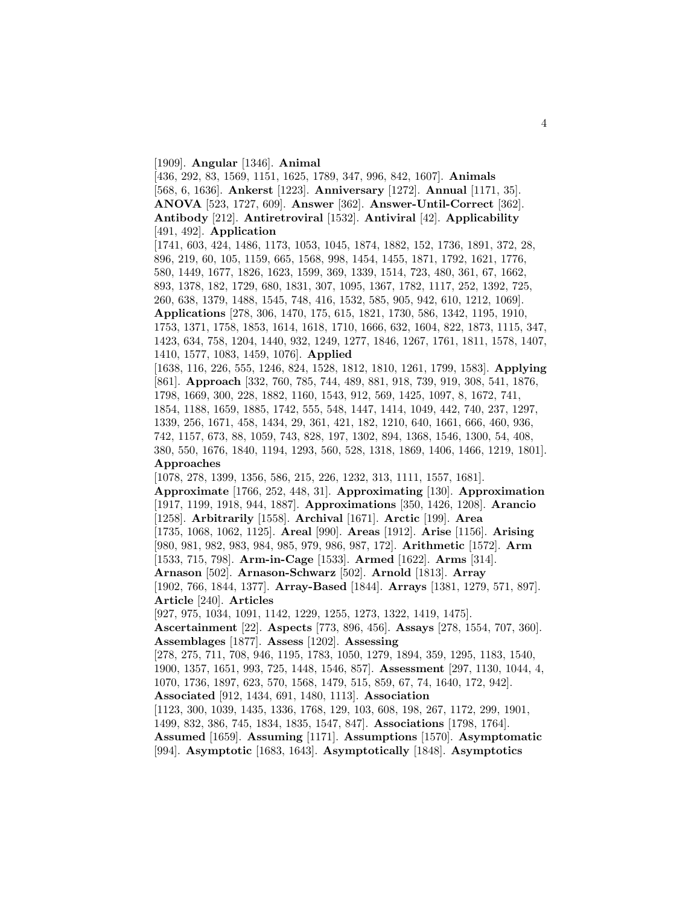[1909]. **Angular** [1346]. **Animal** [436, 292, 83, 1569, 1151, 1625, 1789, 347, 996, 842, 1607]. **Animals** [568, 6, 1636]. **Ankerst** [1223]. **Anniversary** [1272]. **Annual** [1171, 35]. **ANOVA** [523, 1727, 609]. **Answer** [362]. **Answer-Until-Correct** [362]. **Antibody** [212]. **Antiretroviral** [1532]. **Antiviral** [42]. **Applicability** [491, 492]. **Application** [1741, 603, 424, 1486, 1173, 1053, 1045, 1874, 1882, 152, 1736, 1891, 372, 28, 896, 219, 60, 105, 1159, 665, 1568, 998, 1454, 1455, 1871, 1792, 1621, 1776, 580, 1449, 1677, 1826, 1623, 1599, 369, 1339, 1514, 723, 480, 361, 67, 1662, 893, 1378, 182, 1729, 680, 1831, 307, 1095, 1367, 1782, 1117, 252, 1392, 725, 260, 638, 1379, 1488, 1545, 748, 416, 1532, 585, 905, 942, 610, 1212, 1069]. **Applications** [278, 306, 1470, 175, 615, 1821, 1730, 586, 1342, 1195, 1910, 1753, 1371, 1758, 1853, 1614, 1618, 1710, 1666, 632, 1604, 822, 1873, 1115, 347, 1423, 634, 758, 1204, 1440, 932, 1249, 1277, 1846, 1267, 1761, 1811, 1578, 1407, 1410, 1577, 1083, 1459, 1076]. **Applied** [1638, 116, 226, 555, 1246, 824, 1528, 1812, 1810, 1261, 1799, 1583]. **Applying** [861]. **Approach** [332, 760, 785, 744, 489, 881, 918, 739, 919, 308, 541, 1876, 1798, 1669, 300, 228, 1882, 1160, 1543, 912, 569, 1425, 1097, 8, 1672, 741, 1854, 1188, 1659, 1885, 1742, 555, 548, 1447, 1414, 1049, 442, 740, 237, 1297, 1339, 256, 1671, 458, 1434, 29, 361, 421, 182, 1210, 640, 1661, 666, 460, 936, 742, 1157, 673, 88, 1059, 743, 828, 197, 1302, 894, 1368, 1546, 1300, 54, 408, 380, 550, 1676, 1840, 1194, 1293, 560, 528, 1318, 1869, 1406, 1466, 1219, 1801]. **Approaches** [1078, 278, 1399, 1356, 586, 215, 226, 1232, 313, 1111, 1557, 1681]. **Approximate** [1766, 252, 448, 31]. **Approximating** [130]. **Approximation** [1917, 1199, 1918, 944, 1887]. **Approximations** [350, 1426, 1208]. **Arancio** [1258]. **Arbitrarily** [1558]. **Archival** [1671]. **Arctic** [199]. **Area** [1735, 1068, 1062, 1125]. **Areal** [990]. **Areas** [1912]. **Arise** [1156]. **Arising** [980, 981, 982, 983, 984, 985, 979, 986, 987, 172]. **Arithmetic** [1572]. **Arm** [1533, 715, 798]. **Arm-in-Cage** [1533]. **Armed** [1622]. **Arms** [314]. **Arnason** [502]. **Arnason-Schwarz** [502]. **Arnold** [1813]. **Array** [1902, 766, 1844, 1377]. **Array-Based** [1844]. **Arrays** [1381, 1279, 571, 897]. **Article** [240]. **Articles** [927, 975, 1034, 1091, 1142, 1229, 1255, 1273, 1322, 1419, 1475]. **Ascertainment** [22]. **Aspects** [773, 896, 456]. **Assays** [278, 1554, 707, 360]. **Assemblages** [1877]. **Assess** [1202]. **Assessing** [278, 275, 711, 708, 946, 1195, 1783, 1050, 1279, 1894, 359, 1295, 1183, 1540, 1900, 1357, 1651, 993, 725, 1448, 1546, 857]. **Assessment** [297, 1130, 1044, 4, 1070, 1736, 1897, 623, 570, 1568, 1479, 515, 859, 67, 74, 1640, 172, 942]. **Associated** [912, 1434, 691, 1480, 1113]. **Association** [1123, 300, 1039, 1435, 1336, 1768, 129, 103, 608, 198, 267, 1172, 299, 1901, 1499, 832, 386, 745, 1834, 1835, 1547, 847]. **Associations** [1798, 1764]. **Assumed** [1659]. **Assuming** [1171]. **Assumptions** [1570]. **Asymptomatic** [994]. **Asymptotic** [1683, 1643]. **Asymptotically** [1848]. **Asymptotics**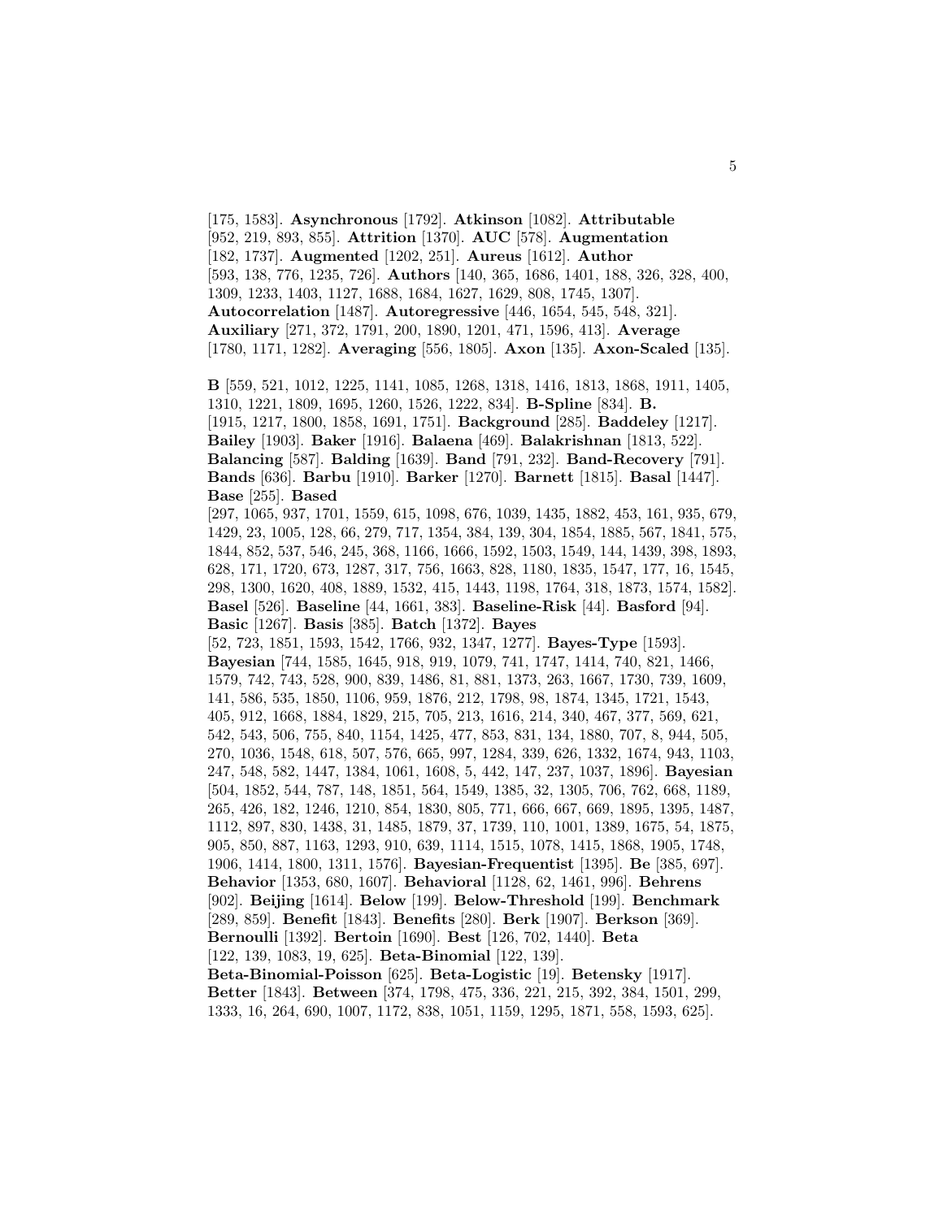[175, 1583]. **Asynchronous** [1792]. **Atkinson** [1082]. **Attributable** [952, 219, 893, 855]. **Attrition** [1370]. **AUC** [578]. **Augmentation** [182, 1737]. **Augmented** [1202, 251]. **Aureus** [1612]. **Author** [593, 138, 776, 1235, 726]. **Authors** [140, 365, 1686, 1401, 188, 326, 328, 400, 1309, 1233, 1403, 1127, 1688, 1684, 1627, 1629, 808, 1745, 1307]. **Autocorrelation** [1487]. **Autoregressive** [446, 1654, 545, 548, 321]. **Auxiliary** [271, 372, 1791, 200, 1890, 1201, 471, 1596, 413]. **Average** [1780, 1171, 1282]. **Averaging** [556, 1805]. **Axon** [135]. **Axon-Scaled** [135].

**B** [559, 521, 1012, 1225, 1141, 1085, 1268, 1318, 1416, 1813, 1868, 1911, 1405, 1310, 1221, 1809, 1695, 1260, 1526, 1222, 834]. **B-Spline** [834]. **B.** [1915, 1217, 1800, 1858, 1691, 1751]. **Background** [285]. **Baddeley** [1217]. **Bailey** [1903]. **Baker** [1916]. **Balaena** [469]. **Balakrishnan** [1813, 522]. **Balancing** [587]. **Balding** [1639]. **Band** [791, 232]. **Band-Recovery** [791]. **Bands** [636]. **Barbu** [1910]. **Barker** [1270]. **Barnett** [1815]. **Basal** [1447]. **Base** [255]. **Based** [297, 1065, 937, 1701, 1559, 615, 1098, 676, 1039, 1435, 1882, 453, 161, 935, 679, 1429, 23, 1005, 128, 66, 279, 717, 1354, 384, 139, 304, 1854, 1885, 567, 1841, 575, 1844, 852, 537, 546, 245, 368, 1166, 1666, 1592, 1503, 1549, 144, 1439, 398, 1893, 628, 171, 1720, 673, 1287, 317, 756, 1663, 828, 1180, 1835, 1547, 177, 16, 1545, 298, 1300, 1620, 408, 1889, 1532, 415, 1443, 1198, 1764, 318, 1873, 1574, 1582]. **Basel** [526]. **Baseline** [44, 1661, 383]. **Baseline-Risk** [44]. **Basford** [94]. **Basic** [1267]. **Basis** [385]. **Batch** [1372]. **Bayes** [52, 723, 1851, 1593, 1542, 1766, 932, 1347, 1277]. **Bayes-Type** [1593]. **Bayesian** [744, 1585, 1645, 918, 919, 1079, 741, 1747, 1414, 740, 821, 1466, 1579, 742, 743, 528, 900, 839, 1486, 81, 881, 1373, 263, 1667, 1730, 739, 1609, 141, 586, 535, 1850, 1106, 959, 1876, 212, 1798, 98, 1874, 1345, 1721, 1543, 405, 912, 1668, 1884, 1829, 215, 705, 213, 1616, 214, 340, 467, 377, 569, 621, 542, 543, 506, 755, 840, 1154, 1425, 477, 853, 831, 134, 1880, 707, 8, 944, 505, 270, 1036, 1548, 618, 507, 576, 665, 997, 1284, 339, 626, 1332, 1674, 943, 1103, 247, 548, 582, 1447, 1384, 1061, 1608, 5, 442, 147, 237, 1037, 1896]. **Bayesian** [504, 1852, 544, 787, 148, 1851, 564, 1549, 1385, 32, 1305, 706, 762, 668, 1189, 265, 426, 182, 1246, 1210, 854, 1830, 805, 771, 666, 667, 669, 1895, 1395, 1487, 1112, 897, 830, 1438, 31, 1485, 1879, 37, 1739, 110, 1001, 1389, 1675, 54, 1875, 905, 850, 887, 1163, 1293, 910, 639, 1114, 1515, 1078, 1415, 1868, 1905, 1748, 1906, 1414, 1800, 1311, 1576]. **Bayesian-Frequentist** [1395]. **Be** [385, 697]. **Behavior** [1353, 680, 1607]. **Behavioral** [1128, 62, 1461, 996]. **Behrens** [902]. **Beijing** [1614]. **Below** [199]. **Below-Threshold** [199]. **Benchmark** [289, 859]. **Benefit** [1843]. **Benefits** [280]. **Berk** [1907]. **Berkson** [369]. **Bernoulli** [1392]. **Bertoin** [1690]. **Best** [126, 702, 1440]. **Beta** [122, 139, 1083, 19, 625]. **Beta-Binomial** [122, 139]. **Beta-Binomial-Poisson** [625]. **Beta-Logistic** [19]. **Betensky** [1917]. **Better** [1843]. **Between** [374, 1798, 475, 336, 221, 215, 392, 384, 1501, 299, 1333, 16, 264, 690, 1007, 1172, 838, 1051, 1159, 1295, 1871, 558, 1593, 625].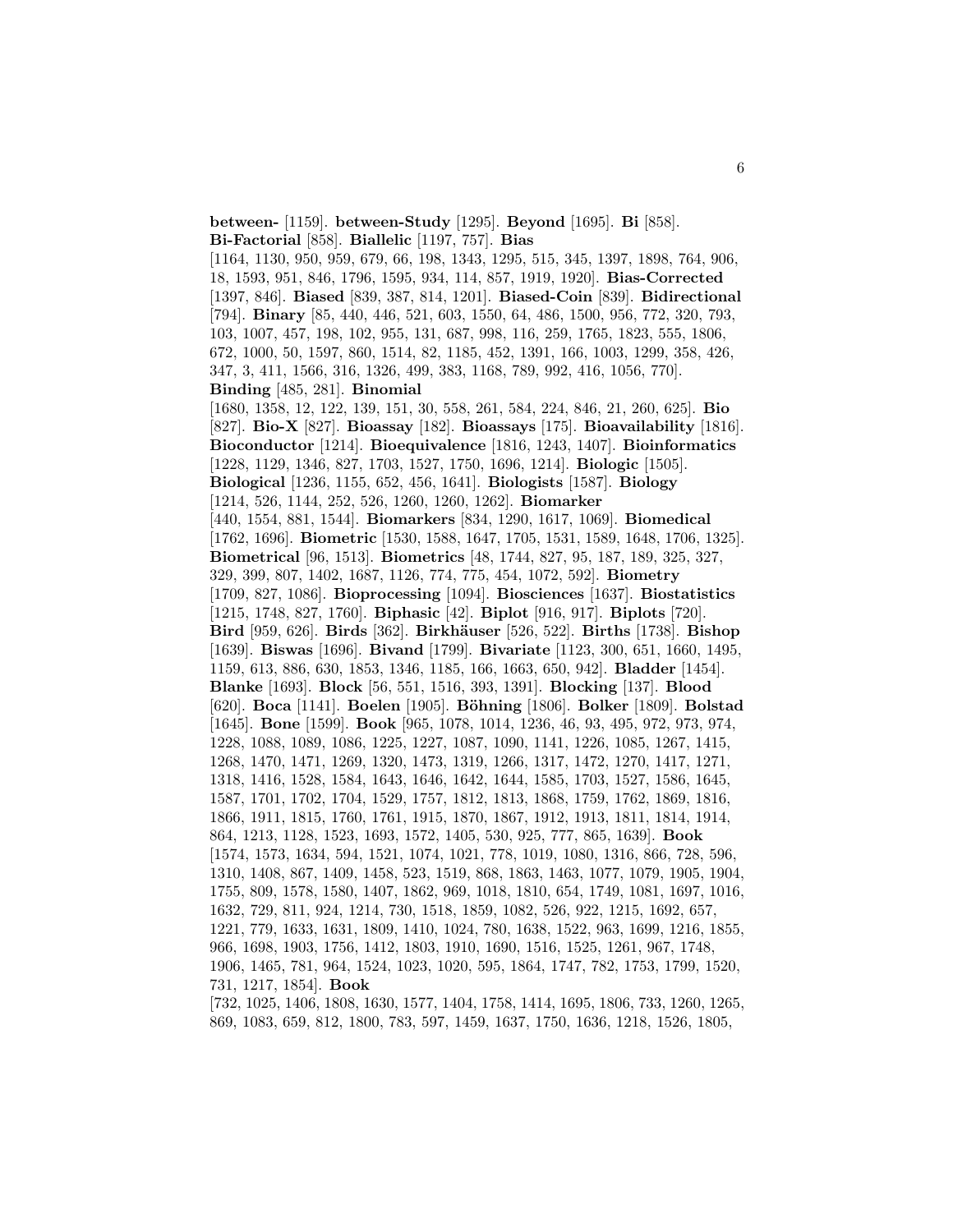**between-** [1159]. **between-Study** [1295]. **Beyond** [1695]. **Bi** [858]. **Bi-Factorial** [858]. **Biallelic** [1197, 757]. **Bias** [1164, 1130, 950, 959, 679, 66, 198, 1343, 1295, 515, 345, 1397, 1898, 764, 906, 18, 1593, 951, 846, 1796, 1595, 934, 114, 857, 1919, 1920]. **Bias-Corrected** [1397, 846]. **Biased** [839, 387, 814, 1201]. **Biased-Coin** [839]. **Bidirectional** [794]. **Binary** [85, 440, 446, 521, 603, 1550, 64, 486, 1500, 956, 772, 320, 793, 103, 1007, 457, 198, 102, 955, 131, 687, 998, 116, 259, 1765, 1823, 555, 1806, 672, 1000, 50, 1597, 860, 1514, 82, 1185, 452, 1391, 166, 1003, 1299, 358, 426, 347, 3, 411, 1566, 316, 1326, 499, 383, 1168, 789, 992, 416, 1056, 770]. **Binding** [485, 281]. **Binomial** [1680, 1358, 12, 122, 139, 151, 30, 558, 261, 584, 224, 846, 21, 260, 625]. **Bio** [827]. **Bio-X** [827]. **Bioassay** [182]. **Bioassays** [175]. **Bioavailability** [1816]. **Bioconductor** [1214]. **Bioequivalence** [1816, 1243, 1407]. **Bioinformatics** [1228, 1129, 1346, 827, 1703, 1527, 1750, 1696, 1214]. **Biologic** [1505]. **Biological** [1236, 1155, 652, 456, 1641]. **Biologists** [1587]. **Biology** [1214, 526, 1144, 252, 526, 1260, 1260, 1262]. **Biomarker** [440, 1554, 881, 1544]. **Biomarkers** [834, 1290, 1617, 1069]. **Biomedical** [1762, 1696]. **Biometric** [1530, 1588, 1647, 1705, 1531, 1589, 1648, 1706, 1325]. **Biometrical** [96, 1513]. **Biometrics** [48, 1744, 827, 95, 187, 189, 325, 327, 329, 399, 807, 1402, 1687, 1126, 774, 775, 454, 1072, 592]. **Biometry** [1709, 827, 1086]. **Bioprocessing** [1094]. **Biosciences** [1637]. **Biostatistics** [1215, 1748, 827, 1760]. **Biphasic** [42]. **Biplot** [916, 917]. **Biplots** [720]. **Bird** [959, 626]. **Birds** [362]. **Birkhäuser** [526, 522]. **Births** [1738]. **Bishop** [1639]. **Biswas** [1696]. **Bivand** [1799]. **Bivariate** [1123, 300, 651, 1660, 1495, 1159, 613, 886, 630, 1853, 1346, 1185, 166, 1663, 650, 942]. **Bladder** [1454]. **Blanke** [1693]. **Block** [56, 551, 1516, 393, 1391]. **Blocking** [137]. **Blood** [620]. **Boca** [1141]. **Boelen** [1905]. **Böhning** [1806]. **Bolker** [1809]. **Bolstad** [1645]. **Bone** [1599]. **Book** [965, 1078, 1014, 1236, 46, 93, 495, 972, 973, 974, 1228, 1088, 1089, 1086, 1225, 1227, 1087, 1090, 1141, 1226, 1085, 1267, 1415, 1268, 1470, 1471, 1269, 1320, 1473, 1319, 1266, 1317, 1472, 1270, 1417, 1271, 1318, 1416, 1528, 1584, 1643, 1646, 1642, 1644, 1585, 1703, 1527, 1586, 1645, 1587, 1701, 1702, 1704, 1529, 1757, 1812, 1813, 1868, 1759, 1762, 1869, 1816, 1866, 1911, 1815, 1760, 1761, 1915, 1870, 1867, 1912, 1913, 1811, 1814, 1914, 864, 1213, 1128, 1523, 1693, 1572, 1405, 530, 925, 777, 865, 1639]. **Book** [1574, 1573, 1634, 594, 1521, 1074, 1021, 778, 1019, 1080, 1316, 866, 728, 596, 1310, 1408, 867, 1409, 1458, 523, 1519, 868, 1863, 1463, 1077, 1079, 1905, 1904, 1755, 809, 1578, 1580, 1407, 1862, 969, 1018, 1810, 654, 1749, 1081, 1697, 1016, 1632, 729, 811, 924, 1214, 730, 1518, 1859, 1082, 526, 922, 1215, 1692, 657, 1221, 779, 1633, 1631, 1809, 1410, 1024, 780, 1638, 1522, 963, 1699, 1216, 1855, 966, 1698, 1903, 1756, 1412, 1803, 1910, 1690, 1516, 1525, 1261, 967, 1748, 1906, 1465, 781, 964, 1524, 1023, 1020, 595, 1864, 1747, 782, 1753, 1799, 1520, 731, 1217, 1854]. **Book** [732, 1025, 1406, 1808, 1630, 1577, 1404, 1758, 1414, 1695, 1806, 733, 1260, 1265, 869, 1083, 659, 812, 1800, 783, 597, 1459, 1637, 1750, 1636, 1218, 1526, 1805,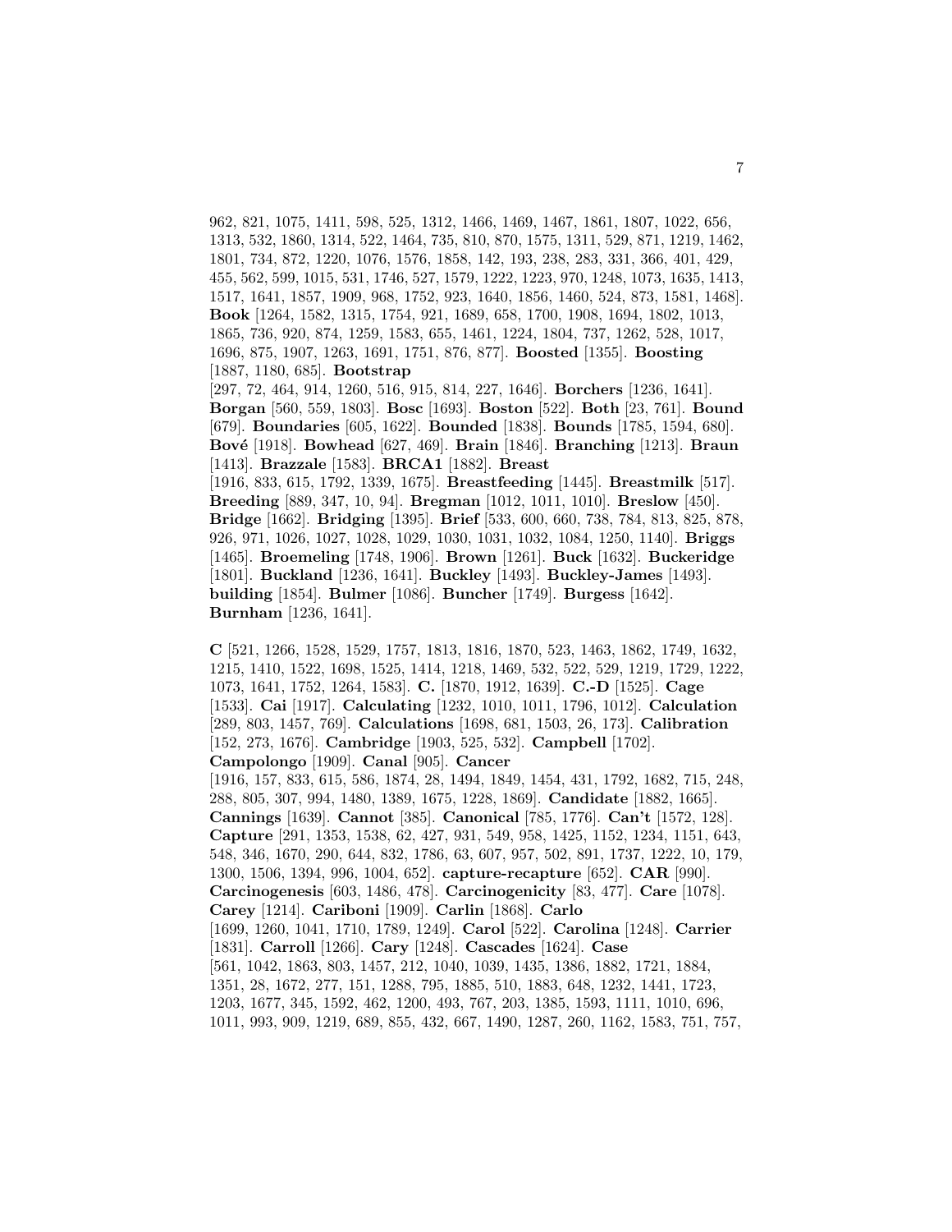962, 821, 1075, 1411, 598, 525, 1312, 1466, 1469, 1467, 1861, 1807, 1022, 656, 1313, 532, 1860, 1314, 522, 1464, 735, 810, 870, 1575, 1311, 529, 871, 1219, 1462, 1801, 734, 872, 1220, 1076, 1576, 1858, 142, 193, 238, 283, 331, 366, 401, 429, 455, 562, 599, 1015, 531, 1746, 527, 1579, 1222, 1223, 970, 1248, 1073, 1635, 1413, 1517, 1641, 1857, 1909, 968, 1752, 923, 1640, 1856, 1460, 524, 873, 1581, 1468]. **Book** [1264, 1582, 1315, 1754, 921, 1689, 658, 1700, 1908, 1694, 1802, 1013, 1865, 736, 920, 874, 1259, 1583, 655, 1461, 1224, 1804, 737, 1262, 528, 1017, 1696, 875, 1907, 1263, 1691, 1751, 876, 877]. **Boosted** [1355]. **Boosting** [1887, 1180, 685]. **Bootstrap** [297, 72, 464, 914, 1260, 516, 915, 814, 227, 1646]. **Borchers** [1236, 1641]. **Borgan** [560, 559, 1803]. **Bosc** [1693]. **Boston** [522]. **Both** [23, 761]. **Bound** [679]. **Boundaries** [605, 1622]. **Bounded** [1838]. **Bounds** [1785, 1594, 680]. **Bové** [1918]. **Bowhead** [627, 469]. **Brain** [1846]. **Branching** [1213]. **Braun** [1413]. **Brazzale** [1583]. **BRCA1** [1882]. **Breast** [1916, 833, 615, 1792, 1339, 1675]. **Breastfeeding** [1445]. **Breastmilk** [517]. **Breeding** [889, 347, 10, 94]. **Bregman** [1012, 1011, 1010]. **Breslow** [450]. **Bridge** [1662]. **Bridging** [1395]. **Brief** [533, 600, 660, 738, 784, 813, 825, 878, 926, 971, 1026, 1027, 1028, 1029, 1030, 1031, 1032, 1084, 1250, 1140]. **Briggs** [1465]. **Broemeling** [1748, 1906]. **Brown** [1261]. **Buck** [1632]. **Buckeridge** [1801]. **Buckland** [1236, 1641]. **Buckley** [1493]. **Buckley-James** [1493]. **building** [1854]. **Bulmer** [1086]. **Buncher** [1749]. **Burgess** [1642]. **Burnham** [1236, 1641].

**C** [521, 1266, 1528, 1529, 1757, 1813, 1816, 1870, 523, 1463, 1862, 1749, 1632, 1215, 1410, 1522, 1698, 1525, 1414, 1218, 1469, 532, 522, 529, 1219, 1729, 1222, 1073, 1641, 1752, 1264, 1583]. **C.** [1870, 1912, 1639]. **C.-D** [1525]. **Cage** [1533]. **Cai** [1917]. **Calculating** [1232, 1010, 1011, 1796, 1012]. **Calculation** [289, 803, 1457, 769]. **Calculations** [1698, 681, 1503, 26, 173]. **Calibration** [152, 273, 1676]. **Cambridge** [1903, 525, 532]. **Campbell** [1702]. **Campolongo** [1909]. **Canal** [905]. **Cancer** [1916, 157, 833, 615, 586, 1874, 28, 1494, 1849, 1454, 431, 1792, 1682, 715, 248, 288, 805, 307, 994, 1480, 1389, 1675, 1228, 1869]. **Candidate** [1882, 1665]. **Cannings** [1639]. **Cannot** [385]. **Canonical** [785, 1776]. **Can't** [1572, 128]. **Capture** [291, 1353, 1538, 62, 427, 931, 549, 958, 1425, 1152, 1234, 1151, 643, 548, 346, 1670, 290, 644, 832, 1786, 63, 607, 957, 502, 891, 1737, 1222, 10, 179, 1300, 1506, 1394, 996, 1004, 652]. **capture-recapture** [652]. **CAR** [990]. **Carcinogenesis** [603, 1486, 478]. **Carcinogenicity** [83, 477]. **Care** [1078]. **Carey** [1214]. **Cariboni** [1909]. **Carlin** [1868]. **Carlo** [1699, 1260, 1041, 1710, 1789, 1249]. **Carol** [522]. **Carolina** [1248]. **Carrier** [1831]. **Carroll** [1266]. **Cary** [1248]. **Cascades** [1624]. **Case** [561, 1042, 1863, 803, 1457, 212, 1040, 1039, 1435, 1386, 1882, 1721, 1884, 1351, 28, 1672, 277, 151, 1288, 795, 1885, 510, 1883, 648, 1232, 1441, 1723, 1203, 1677, 345, 1592, 462, 1200, 493, 767, 203, 1385, 1593, 1111, 1010, 696, 1011, 993, 909, 1219, 689, 855, 432, 667, 1490, 1287, 260, 1162, 1583, 751, 757,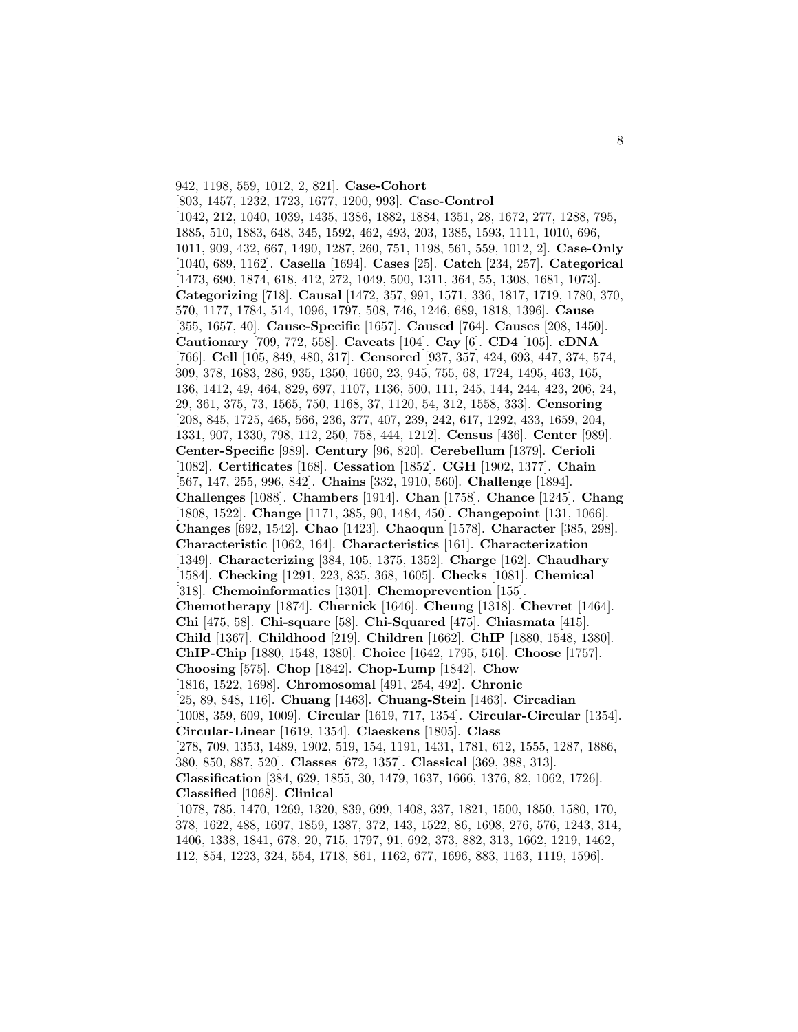942, 1198, 559, 1012, 2, 821]. **Case-Cohort** [803, 1457, 1232, 1723, 1677, 1200, 993]. **Case-Control** [1042, 212, 1040, 1039, 1435, 1386, 1882, 1884, 1351, 28, 1672, 277, 1288, 795, 1885, 510, 1883, 648, 345, 1592, 462, 493, 203, 1385, 1593, 1111, 1010, 696, 1011, 909, 432, 667, 1490, 1287, 260, 751, 1198, 561, 559, 1012, 2]. **Case-Only** [1040, 689, 1162]. **Casella** [1694]. **Cases** [25]. **Catch** [234, 257]. **Categorical** [1473, 690, 1874, 618, 412, 272, 1049, 500, 1311, 364, 55, 1308, 1681, 1073]. **Categorizing** [718]. **Causal** [1472, 357, 991, 1571, 336, 1817, 1719, 1780, 370, 570, 1177, 1784, 514, 1096, 1797, 508, 746, 1246, 689, 1818, 1396]. **Cause** [355, 1657, 40]. **Cause-Specific** [1657]. **Caused** [764]. **Causes** [208, 1450]. **Cautionary** [709, 772, 558]. **Caveats** [104]. **Cay** [6]. **CD4** [105]. **cDNA** [766]. **Cell** [105, 849, 480, 317]. **Censored** [937, 357, 424, 693, 447, 374, 574, 309, 378, 1683, 286, 935, 1350, 1660, 23, 945, 755, 68, 1724, 1495, 463, 165, 136, 1412, 49, 464, 829, 697, 1107, 1136, 500, 111, 245, 144, 244, 423, 206, 24, 29, 361, 375, 73, 1565, 750, 1168, 37, 1120, 54, 312, 1558, 333]. **Censoring** [208, 845, 1725, 465, 566, 236, 377, 407, 239, 242, 617, 1292, 433, 1659, 204, 1331, 907, 1330, 798, 112, 250, 758, 444, 1212]. **Census** [436]. **Center** [989]. **Center-Specific** [989]. **Century** [96, 820]. **Cerebellum** [1379]. **Cerioli** [1082]. **Certificates** [168]. **Cessation** [1852]. **CGH** [1902, 1377]. **Chain** [567, 147, 255, 996, 842]. **Chains** [332, 1910, 560]. **Challenge** [1894]. **Challenges** [1088]. **Chambers** [1914]. **Chan** [1758]. **Chance** [1245]. **Chang** [1808, 1522]. **Change** [1171, 385, 90, 1484, 450]. **Changepoint** [131, 1066]. **Changes** [692, 1542]. **Chao** [1423]. **Chaoqun** [1578]. **Character** [385, 298]. **Characteristic** [1062, 164]. **Characteristics** [161]. **Characterization** [1349]. **Characterizing** [384, 105, 1375, 1352]. **Charge** [162]. **Chaudhary** [1584]. **Checking** [1291, 223, 835, 368, 1605]. **Checks** [1081]. **Chemical** [318]. **Chemoinformatics** [1301]. **Chemoprevention** [155]. **Chemotherapy** [1874]. **Chernick** [1646]. **Cheung** [1318]. **Chevret** [1464]. **Chi** [475, 58]. **Chi-square** [58]. **Chi-Squared** [475]. **Chiasmata** [415]. **Child** [1367]. **Childhood** [219]. **Children** [1662]. **ChIP** [1880, 1548, 1380]. **ChIP-Chip** [1880, 1548, 1380]. **Choice** [1642, 1795, 516]. **Choose** [1757]. **Choosing** [575]. **Chop** [1842]. **Chop-Lump** [1842]. **Chow** [1816, 1522, 1698]. **Chromosomal** [491, 254, 492]. **Chronic** [25, 89, 848, 116]. **Chuang** [1463]. **Chuang-Stein** [1463]. **Circadian** [1008, 359, 609, 1009]. **Circular** [1619, 717, 1354]. **Circular-Circular** [1354]. **Circular-Linear** [1619, 1354]. **Claeskens** [1805]. **Class** [278, 709, 1353, 1489, 1902, 519, 154, 1191, 1431, 1781, 612, 1555, 1287, 1886, 380, 850, 887, 520]. **Classes** [672, 1357]. **Classical** [369, 388, 313]. **Classification** [384, 629, 1855, 30, 1479, 1637, 1666, 1376, 82, 1062, 1726]. **Classified** [1068]. **Clinical** [1078, 785, 1470, 1269, 1320, 839, 699, 1408, 337, 1821, 1500, 1850, 1580, 170, 378, 1622, 488, 1697, 1859, 1387, 372, 143, 1522, 86, 1698, 276, 576, 1243, 314, 1406, 1338, 1841, 678, 20, 715, 1797, 91, 692, 373, 882, 313, 1662, 1219, 1462, 112, 854, 1223, 324, 554, 1718, 861, 1162, 677, 1696, 883, 1163, 1119, 1596].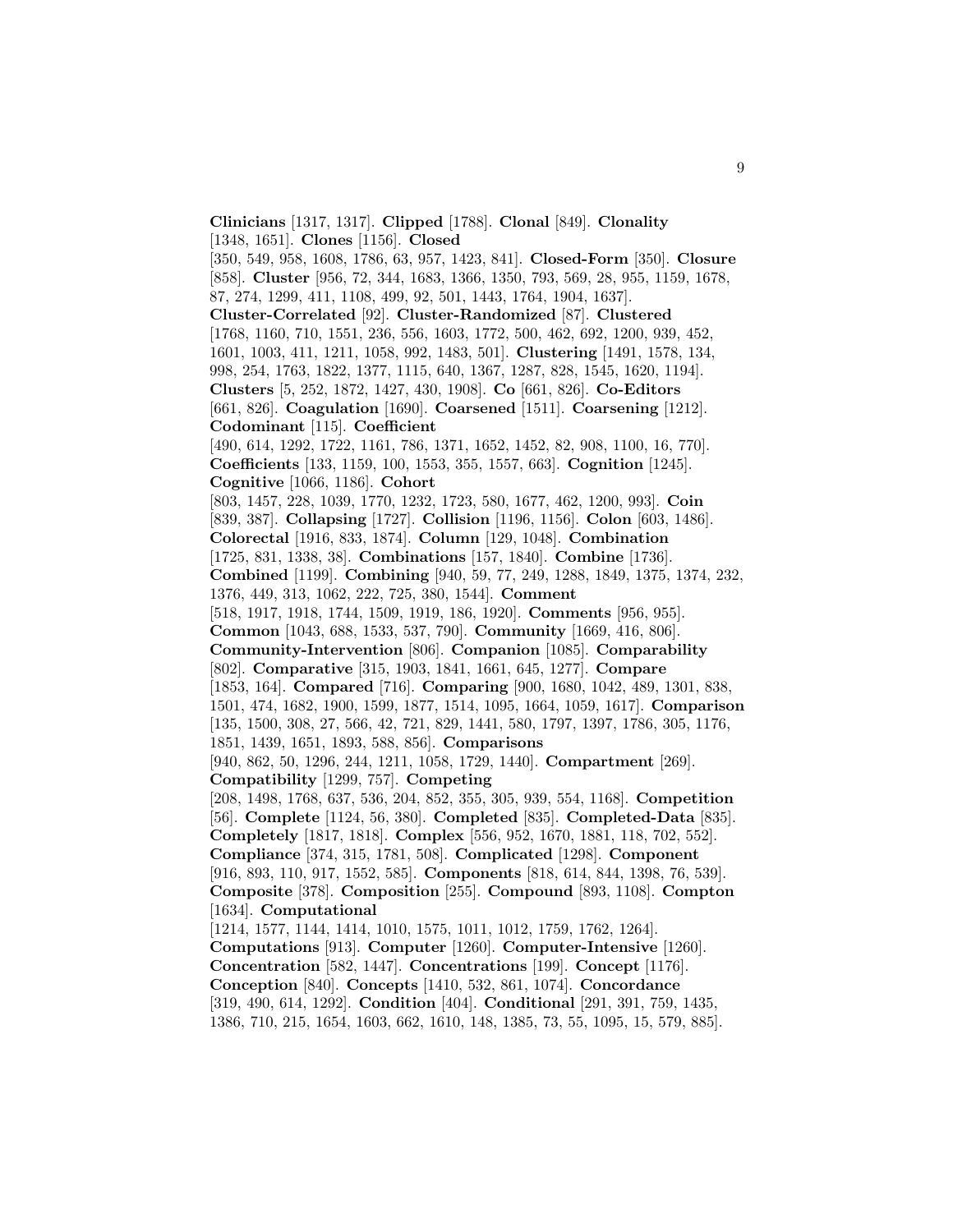**Clinicians** [1317, 1317]. **Clipped** [1788]. **Clonal** [849]. **Clonality** [1348, 1651]. **Clones** [1156]. **Closed** [350, 549, 958, 1608, 1786, 63, 957, 1423, 841]. **Closed-Form** [350]. **Closure** [858]. **Cluster** [956, 72, 344, 1683, 1366, 1350, 793, 569, 28, 955, 1159, 1678, 87, 274, 1299, 411, 1108, 499, 92, 501, 1443, 1764, 1904, 1637]. **Cluster-Correlated** [92]. **Cluster-Randomized** [87]. **Clustered** [1768, 1160, 710, 1551, 236, 556, 1603, 1772, 500, 462, 692, 1200, 939, 452, 1601, 1003, 411, 1211, 1058, 992, 1483, 501]. **Clustering** [1491, 1578, 134, 998, 254, 1763, 1822, 1377, 1115, 640, 1367, 1287, 828, 1545, 1620, 1194]. **Clusters** [5, 252, 1872, 1427, 430, 1908]. **Co** [661, 826]. **Co-Editors** [661, 826]. **Coagulation** [1690]. **Coarsened** [1511]. **Coarsening** [1212]. **Codominant** [115]. **Coefficient** [490, 614, 1292, 1722, 1161, 786, 1371, 1652, 1452, 82, 908, 1100, 16, 770]. **Coefficients** [133, 1159, 100, 1553, 355, 1557, 663]. **Cognition** [1245]. **Cognitive** [1066, 1186]. **Cohort** [803, 1457, 228, 1039, 1770, 1232, 1723, 580, 1677, 462, 1200, 993]. **Coin** [839, 387]. **Collapsing** [1727]. **Collision** [1196, 1156]. **Colon** [603, 1486]. **Colorectal** [1916, 833, 1874]. **Column** [129, 1048]. **Combination** [1725, 831, 1338, 38]. **Combinations** [157, 1840]. **Combine** [1736]. **Combined** [1199]. **Combining** [940, 59, 77, 249, 1288, 1849, 1375, 1374, 232, 1376, 449, 313, 1062, 222, 725, 380, 1544]. **Comment** [518, 1917, 1918, 1744, 1509, 1919, 186, 1920]. **Comments** [956, 955]. **Common** [1043, 688, 1533, 537, 790]. **Community** [1669, 416, 806]. **Community-Intervention** [806]. **Companion** [1085]. **Comparability** [802]. **Comparative** [315, 1903, 1841, 1661, 645, 1277]. **Compare** [1853, 164]. **Compared** [716]. **Comparing** [900, 1680, 1042, 489, 1301, 838, 1501, 474, 1682, 1900, 1599, 1877, 1514, 1095, 1664, 1059, 1617]. **Comparison** [135, 1500, 308, 27, 566, 42, 721, 829, 1441, 580, 1797, 1397, 1786, 305, 1176, 1851, 1439, 1651, 1893, 588, 856]. **Comparisons** [940, 862, 50, 1296, 244, 1211, 1058, 1729, 1440]. **Compartment** [269]. **Compatibility** [1299, 757]. **Competing** [208, 1498, 1768, 637, 536, 204, 852, 355, 305, 939, 554, 1168]. **Competition** [56]. **Complete** [1124, 56, 380]. **Completed** [835]. **Completed-Data** [835]. **Completely** [1817, 1818]. **Complex** [556, 952, 1670, 1881, 118, 702, 552]. **Compliance** [374, 315, 1781, 508]. **Complicated** [1298]. **Component** [916, 893, 110, 917, 1552, 585]. **Components** [818, 614, 844, 1398, 76, 539]. **Composite** [378]. **Composition** [255]. **Compound** [893, 1108]. **Compton** [1634]. **Computational** [1214, 1577, 1144, 1414, 1010, 1575, 1011, 1012, 1759, 1762, 1264]. **Computations** [913]. **Computer** [1260]. **Computer-Intensive** [1260]. **Concentration** [582, 1447]. **Concentrations** [199]. **Concept** [1176]. **Conception** [840]. **Concepts** [1410, 532, 861, 1074]. **Concordance** [319, 490, 614, 1292]. **Condition** [404]. **Conditional** [291, 391, 759, 1435, 1386, 710, 215, 1654, 1603, 662, 1610, 148, 1385, 73, 55, 1095, 15, 579, 885].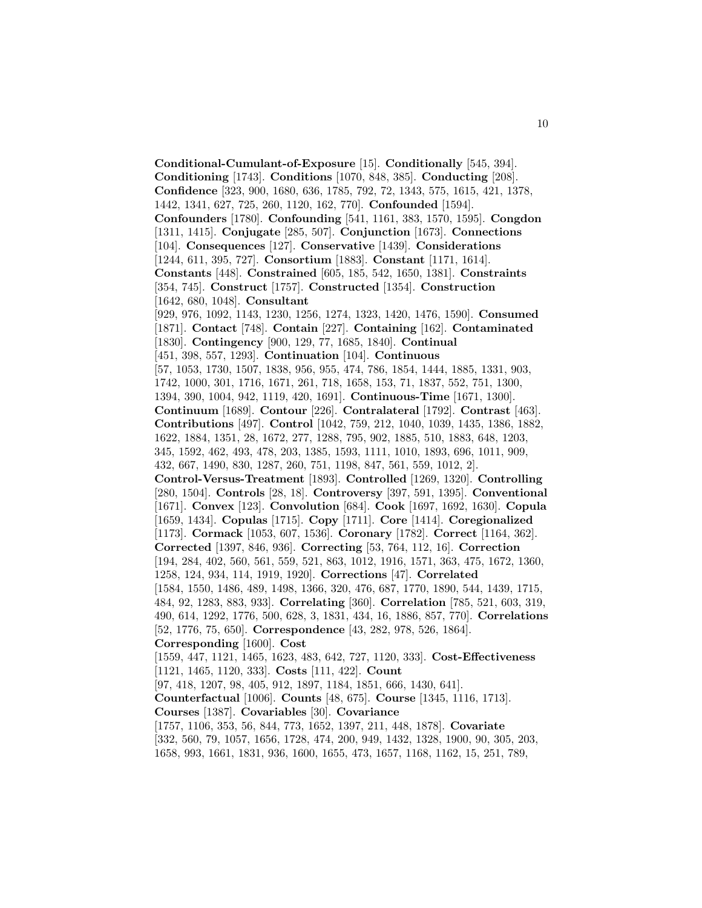**Conditional-Cumulant-of-Exposure** [15]. **Conditionally** [545, 394]. **Conditioning** [1743]. **Conditions** [1070, 848, 385]. **Conducting** [208]. **Confidence** [323, 900, 1680, 636, 1785, 792, 72, 1343, 575, 1615, 421, 1378, 1442, 1341, 627, 725, 260, 1120, 162, 770]. **Confounded** [1594]. **Confounders** [1780]. **Confounding** [541, 1161, 383, 1570, 1595]. **Congdon** [1311, 1415]. **Conjugate** [285, 507]. **Conjunction** [1673]. **Connections** [104]. **Consequences** [127]. **Conservative** [1439]. **Considerations** [1244, 611, 395, 727]. **Consortium** [1883]. **Constant** [1171, 1614]. **Constants** [448]. **Constrained** [605, 185, 542, 1650, 1381]. **Constraints** [354, 745]. **Construct** [1757]. **Constructed** [1354]. **Construction** [1642, 680, 1048]. **Consultant** [929, 976, 1092, 1143, 1230, 1256, 1274, 1323, 1420, 1476, 1590]. **Consumed** [1871]. **Contact** [748]. **Contain** [227]. **Containing** [162]. **Contaminated** [1830]. **Contingency** [900, 129, 77, 1685, 1840]. **Continual** [451, 398, 557, 1293]. **Continuation** [104]. **Continuous** [57, 1053, 1730, 1507, 1838, 956, 955, 474, 786, 1854, 1444, 1885, 1331, 903, 1742, 1000, 301, 1716, 1671, 261, 718, 1658, 153, 71, 1837, 552, 751, 1300, 1394, 390, 1004, 942, 1119, 420, 1691]. **Continuous-Time** [1671, 1300]. **Continuum** [1689]. **Contour** [226]. **Contralateral** [1792]. **Contrast** [463]. **Contributions** [497]. **Control** [1042, 759, 212, 1040, 1039, 1435, 1386, 1882, 1622, 1884, 1351, 28, 1672, 277, 1288, 795, 902, 1885, 510, 1883, 648, 1203, 345, 1592, 462, 493, 478, 203, 1385, 1593, 1111, 1010, 1893, 696, 1011, 909, 432, 667, 1490, 830, 1287, 260, 751, 1198, 847, 561, 559, 1012, 2]. **Control-Versus-Treatment** [1893]. **Controlled** [1269, 1320]. **Controlling** [280, 1504]. **Controls** [28, 18]. **Controversy** [397, 591, 1395]. **Conventional** [1671]. **Convex** [123]. **Convolution** [684]. **Cook** [1697, 1692, 1630]. **Copula** [1659, 1434]. **Copulas** [1715]. **Copy** [1711]. **Core** [1414]. **Coregionalized** [1173]. **Cormack** [1053, 607, 1536]. **Coronary** [1782]. **Correct** [1164, 362]. **Corrected** [1397, 846, 936]. **Correcting** [53, 764, 112, 16]. **Correction** [194, 284, 402, 560, 561, 559, 521, 863, 1012, 1916, 1571, 363, 475, 1672, 1360, 1258, 124, 934, 114, 1919, 1920]. **Corrections** [47]. **Correlated** [1584, 1550, 1486, 489, 1498, 1366, 320, 476, 687, 1770, 1890, 544, 1439, 1715, 484, 92, 1283, 883, 933]. **Correlating** [360]. **Correlation** [785, 521, 603, 319, 490, 614, 1292, 1776, 500, 628, 3, 1831, 434, 16, 1886, 857, 770]. **Correlations** [52, 1776, 75, 650]. **Correspondence** [43, 282, 978, 526, 1864]. **Corresponding** [1600]. **Cost** [1559, 447, 1121, 1465, 1623, 483, 642, 727, 1120, 333]. **Cost-Effectiveness** [1121, 1465, 1120, 333]. **Costs** [111, 422]. **Count** [97, 418, 1207, 98, 405, 912, 1897, 1184, 1851, 666, 1430, 641]. **Counterfactual** [1006]. **Counts** [48, 675]. **Course** [1345, 1116, 1713]. **Courses** [1387]. **Covariables** [30]. **Covariance** [1757, 1106, 353, 56, 844, 773, 1652, 1397, 211, 448, 1878]. **Covariate** [332, 560, 79, 1057, 1656, 1728, 474, 200, 949, 1432, 1328, 1900, 90, 305, 203, 1658, 993, 1661, 1831, 936, 1600, 1655, 473, 1657, 1168, 1162, 15, 251, 789,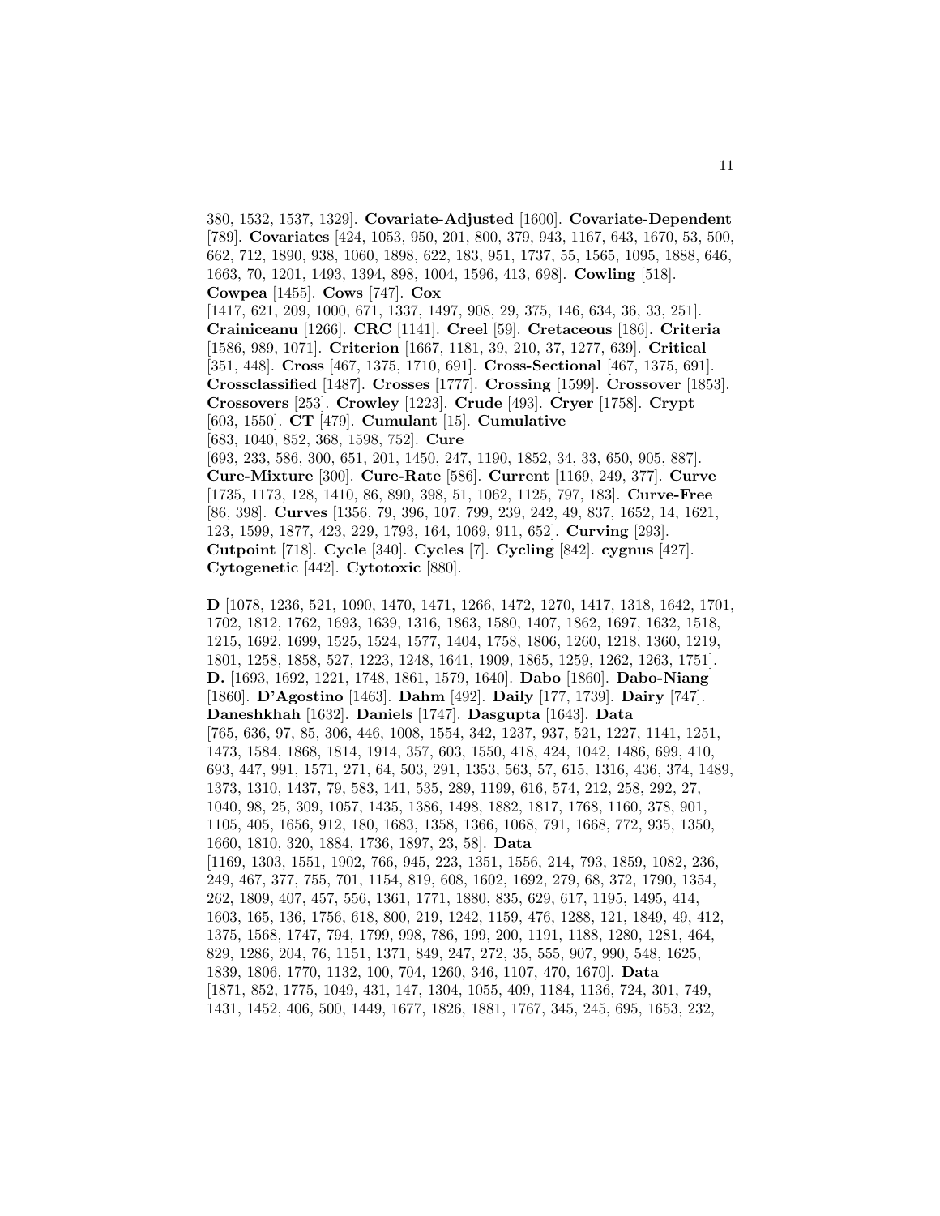380, 1532, 1537, 1329]. **Covariate-Adjusted** [1600]. **Covariate-Dependent** [789]. **Covariates** [424, 1053, 950, 201, 800, 379, 943, 1167, 643, 1670, 53, 500, 662, 712, 1890, 938, 1060, 1898, 622, 183, 951, 1737, 55, 1565, 1095, 1888, 646, 1663, 70, 1201, 1493, 1394, 898, 1004, 1596, 413, 698]. **Cowling** [518]. **Cowpea** [1455]. **Cows** [747]. **Cox** [1417, 621, 209, 1000, 671, 1337, 1497, 908, 29, 375, 146, 634, 36, 33, 251]. **Crainiceanu** [1266]. **CRC** [1141]. **Creel** [59]. **Cretaceous** [186]. **Criteria** [1586, 989, 1071]. **Criterion** [1667, 1181, 39, 210, 37, 1277, 639]. **Critical** [351, 448]. **Cross** [467, 1375, 1710, 691]. **Cross-Sectional** [467, 1375, 691]. **Crossclassified** [1487]. **Crosses** [1777]. **Crossing** [1599]. **Crossover** [1853]. **Crossovers** [253]. **Crowley** [1223]. **Crude** [493]. **Cryer** [1758]. **Crypt** [603, 1550]. **CT** [479]. **Cumulant** [15]. **Cumulative** [683, 1040, 852, 368, 1598, 752]. **Cure** [693, 233, 586, 300, 651, 201, 1450, 247, 1190, 1852, 34, 33, 650, 905, 887]. **Cure-Mixture** [300]. **Cure-Rate** [586]. **Current** [1169, 249, 377]. **Curve** [1735, 1173, 128, 1410, 86, 890, 398, 51, 1062, 1125, 797, 183]. **Curve-Free** [86, 398]. **Curves** [1356, 79, 396, 107, 799, 239, 242, 49, 837, 1652, 14, 1621, 123, 1599, 1877, 423, 229, 1793, 164, 1069, 911, 652]. **Curving** [293]. **Cutpoint** [718]. **Cycle** [340]. **Cycles** [7]. **Cycling** [842]. **cygnus** [427]. **Cytogenetic** [442]. **Cytotoxic** [880].

**D** [1078, 1236, 521, 1090, 1470, 1471, 1266, 1472, 1270, 1417, 1318, 1642, 1701, 1702, 1812, 1762, 1693, 1639, 1316, 1863, 1580, 1407, 1862, 1697, 1632, 1518, 1215, 1692, 1699, 1525, 1524, 1577, 1404, 1758, 1806, 1260, 1218, 1360, 1219, 1801, 1258, 1858, 527, 1223, 1248, 1641, 1909, 1865, 1259, 1262, 1263, 1751]. **D.** [1693, 1692, 1221, 1748, 1861, 1579, 1640]. **Dabo** [1860]. **Dabo-Niang** [1860]. **D'Agostino** [1463]. **Dahm** [492]. **Daily** [177, 1739]. **Dairy** [747]. **Daneshkhah** [1632]. **Daniels** [1747]. **Dasgupta** [1643]. **Data** [765, 636, 97, 85, 306, 446, 1008, 1554, 342, 1237, 937, 521, 1227, 1141, 1251, 1473, 1584, 1868, 1814, 1914, 357, 603, 1550, 418, 424, 1042, 1486, 699, 410, 693, 447, 991, 1571, 271, 64, 503, 291, 1353, 563, 57, 615, 1316, 436, 374, 1489, 1373, 1310, 1437, 79, 583, 141, 535, 289, 1199, 616, 574, 212, 258, 292, 27, 1040, 98, 25, 309, 1057, 1435, 1386, 1498, 1882, 1817, 1768, 1160, 378, 901, 1105, 405, 1656, 912, 180, 1683, 1358, 1366, 1068, 791, 1668, 772, 935, 1350, 1660, 1810, 320, 1884, 1736, 1897, 23, 58]. **Data** [1169, 1303, 1551, 1902, 766, 945, 223, 1351, 1556, 214, 793, 1859, 1082, 236, 249, 467, 377, 755, 701, 1154, 819, 608, 1602, 1692, 279, 68, 372, 1790, 1354, 262, 1809, 407, 457, 556, 1361, 1771, 1880, 835, 629, 617, 1195, 1495, 414, 1603, 165, 136, 1756, 618, 800, 219, 1242, 1159, 476, 1288, 121, 1849, 49, 412, 1375, 1568, 1747, 794, 1799, 998, 786, 199, 200, 1191, 1188, 1280, 1281, 464, 829, 1286, 204, 76, 1151, 1371, 849, 247, 272, 35, 555, 907, 990, 548, 1625, 1839, 1806, 1770, 1132, 100, 704, 1260, 346, 1107, 470, 1670]. **Data** [1871, 852, 1775, 1049, 431, 147, 1304, 1055, 409, 1184, 1136, 724, 301, 749, 1431, 1452, 406, 500, 1449, 1677, 1826, 1881, 1767, 345, 245, 695, 1653, 232,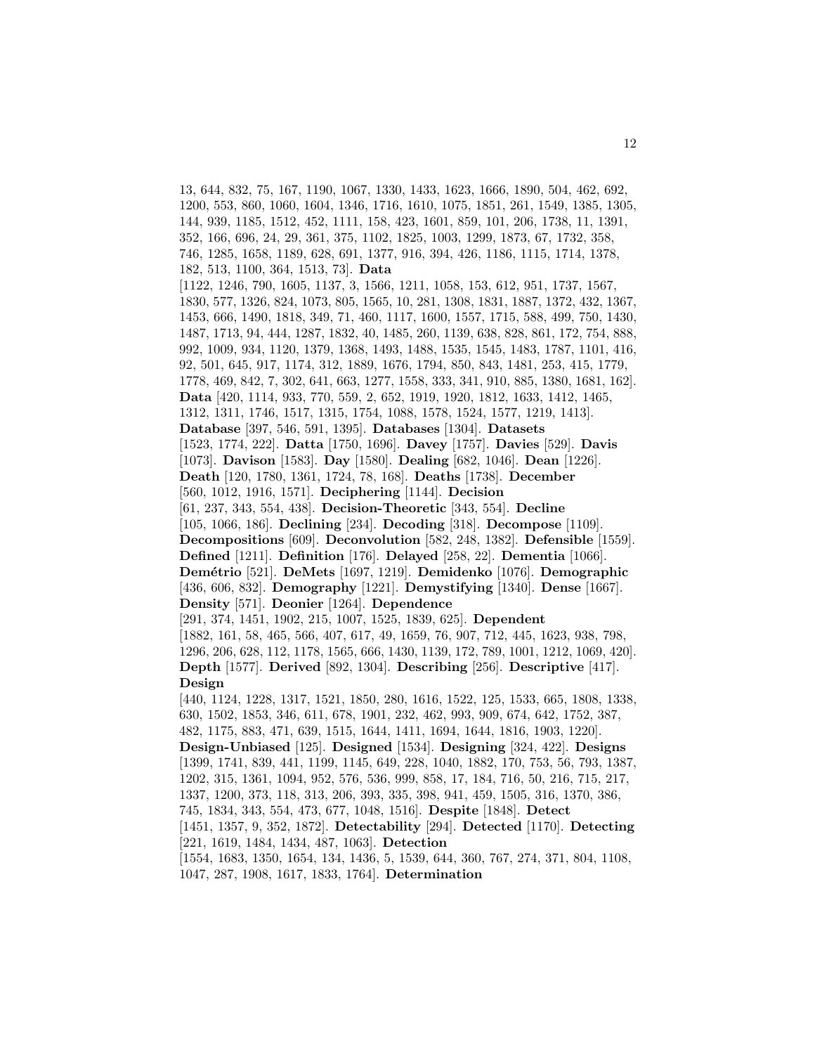13, 644, 832, 75, 167, 1190, 1067, 1330, 1433, 1623, 1666, 1890, 504, 462, 692, 1200, 553, 860, 1060, 1604, 1346, 1716, 1610, 1075, 1851, 261, 1549, 1385, 1305, 144, 939, 1185, 1512, 452, 1111, 158, 423, 1601, 859, 101, 206, 1738, 11, 1391, 352, 166, 696, 24, 29, 361, 375, 1102, 1825, 1003, 1299, 1873, 67, 1732, 358, 746, 1285, 1658, 1189, 628, 691, 1377, 916, 394, 426, 1186, 1115, 1714, 1378, 182, 513, 1100, 364, 1513, 73]. **Data** [1122, 1246, 790, 1605, 1137, 3, 1566, 1211, 1058, 153, 612, 951, 1737, 1567, 1830, 577, 1326, 824, 1073, 805, 1565, 10, 281, 1308, 1831, 1887, 1372, 432, 1367, 1453, 666, 1490, 1818, 349, 71, 460, 1117, 1600, 1557, 1715, 588, 499, 750, 1430, 1487, 1713, 94, 444, 1287, 1832, 40, 1485, 260, 1139, 638, 828, 861, 172, 754, 888, 992, 1009, 934, 1120, 1379, 1368, 1493, 1488, 1535, 1545, 1483, 1787, 1101, 416, 92, 501, 645, 917, 1174, 312, 1889, 1676, 1794, 850, 843, 1481, 253, 415, 1779, 1778, 469, 842, 7, 302, 641, 663, 1277, 1558, 333, 341, 910, 885, 1380, 1681, 162]. **Data** [420, 1114, 933, 770, 559, 2, 652, 1919, 1920, 1812, 1633, 1412, 1465, 1312, 1311, 1746, 1517, 1315, 1754, 1088, 1578, 1524, 1577, 1219, 1413]. **Database** [397, 546, 591, 1395]. **Databases** [1304]. **Datasets** [1523, 1774, 222]. **Datta** [1750, 1696]. **Davey** [1757]. **Davies** [529]. **Davis** [1073]. **Davison** [1583]. **Day** [1580]. **Dealing** [682, 1046]. **Dean** [1226]. **Death** [120, 1780, 1361, 1724, 78, 168]. **Deaths** [1738]. **December** [560, 1012, 1916, 1571]. **Deciphering** [1144]. **Decision** [61, 237, 343, 554, 438]. **Decision-Theoretic** [343, 554]. **Decline** [105, 1066, 186]. **Declining** [234]. **Decoding** [318]. **Decompose** [1109]. **Decompositions** [609]. **Deconvolution** [582, 248, 1382]. **Defensible** [1559]. **Defined** [1211]. **Definition** [176]. **Delayed** [258, 22]. **Dementia** [1066]. **Demétrio** [521]. **DeMets** [1697, 1219]. **Demidenko** [1076]. **Demographic** [436, 606, 832]. **Demography** [1221]. **Demystifying** [1340]. **Dense** [1667]. **Density** [571]. **Deonier** [1264]. **Dependence** [291, 374, 1451, 1902, 215, 1007, 1525, 1839, 625]. **Dependent** [1882, 161, 58, 465, 566, 407, 617, 49, 1659, 76, 907, 712, 445, 1623, 938, 798, 1296, 206, 628, 112, 1178, 1565, 666, 1430, 1139, 172, 789, 1001, 1212, 1069, 420]. **Depth** [1577]. **Derived** [892, 1304]. **Describing** [256]. **Descriptive** [417]. **Design** [440, 1124, 1228, 1317, 1521, 1850, 280, 1616, 1522, 125, 1533, 665, 1808, 1338, 630, 1502, 1853, 346, 611, 678, 1901, 232, 462, 993, 909, 674, 642, 1752, 387, 482, 1175, 883, 471, 639, 1515, 1644, 1411, 1694, 1644, 1816, 1903, 1220]. **Design-Unbiased** [125]. **Designed** [1534]. **Designing** [324, 422]. **Designs** [1399, 1741, 839, 441, 1199, 1145, 649, 228, 1040, 1882, 170, 753, 56, 793, 1387, 1202, 315, 1361, 1094, 952, 576, 536, 999, 858, 17, 184, 716, 50, 216, 715, 217, 1337, 1200, 373, 118, 313, 206, 393, 335, 398, 941, 459, 1505, 316, 1370, 386, 745, 1834, 343, 554, 473, 677, 1048, 1516]. **Despite** [1848]. **Detect** [1451, 1357, 9, 352, 1872]. **Detectability** [294]. **Detected** [1170]. **Detecting** [221, 1619, 1484, 1434, 487, 1063]. **Detection** [1554, 1683, 1350, 1654, 134, 1436, 5, 1539, 644, 360, 767, 274, 371, 804, 1108, 1047, 287, 1908, 1617, 1833, 1764]. **Determination**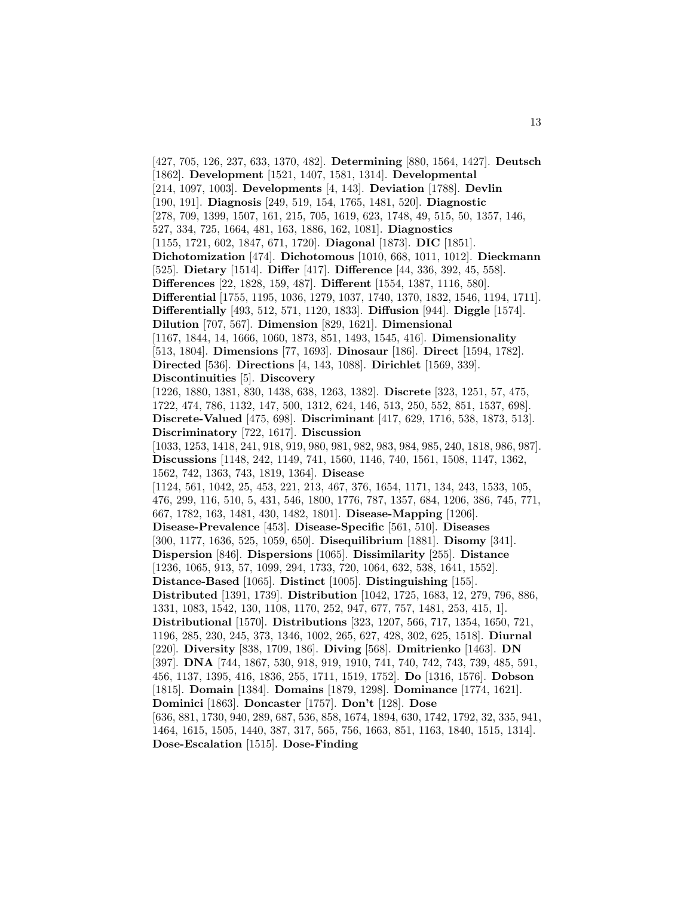[427, 705, 126, 237, 633, 1370, 482]. **Determining** [880, 1564, 1427]. **Deutsch** [1862]. **Development** [1521, 1407, 1581, 1314]. **Developmental** [214, 1097, 1003]. **Developments** [4, 143]. **Deviation** [1788]. **Devlin** [190, 191]. **Diagnosis** [249, 519, 154, 1765, 1481, 520]. **Diagnostic** [278, 709, 1399, 1507, 161, 215, 705, 1619, 623, 1748, 49, 515, 50, 1357, 146, 527, 334, 725, 1664, 481, 163, 1886, 162, 1081]. **Diagnostics** [1155, 1721, 602, 1847, 671, 1720]. **Diagonal** [1873]. **DIC** [1851]. **Dichotomization** [474]. **Dichotomous** [1010, 668, 1011, 1012]. **Dieckmann** [525]. **Dietary** [1514]. **Differ** [417]. **Difference** [44, 336, 392, 45, 558]. **Differences** [22, 1828, 159, 487]. **Different** [1554, 1387, 1116, 580]. **Differential** [1755, 1195, 1036, 1279, 1037, 1740, 1370, 1832, 1546, 1194, 1711]. **Differentially** [493, 512, 571, 1120, 1833]. **Diffusion** [944]. **Diggle** [1574]. **Dilution** [707, 567]. **Dimension** [829, 1621]. **Dimensional** [1167, 1844, 14, 1666, 1060, 1873, 851, 1493, 1545, 416]. **Dimensionality** [513, 1804]. **Dimensions** [77, 1693]. **Dinosaur** [186]. **Direct** [1594, 1782]. **Directed** [536]. **Directions** [4, 143, 1088]. **Dirichlet** [1569, 339]. **Discontinuities** [5]. **Discovery** [1226, 1880, 1381, 830, 1438, 638, 1263, 1382]. **Discrete** [323, 1251, 57, 475, 1722, 474, 786, 1132, 147, 500, 1312, 624, 146, 513, 250, 552, 851, 1537, 698]. **Discrete-Valued** [475, 698]. **Discriminant** [417, 629, 1716, 538, 1873, 513]. **Discriminatory** [722, 1617]. **Discussion** [1033, 1253, 1418, 241, 918, 919, 980, 981, 982, 983, 984, 985, 240, 1818, 986, 987]. **Discussions** [1148, 242, 1149, 741, 1560, 1146, 740, 1561, 1508, 1147, 1362, 1562, 742, 1363, 743, 1819, 1364]. **Disease** [1124, 561, 1042, 25, 453, 221, 213, 467, 376, 1654, 1171, 134, 243, 1533, 105, 476, 299, 116, 510, 5, 431, 546, 1800, 1776, 787, 1357, 684, 1206, 386, 745, 771, 667, 1782, 163, 1481, 430, 1482, 1801]. **Disease-Mapping** [1206]. **Disease-Prevalence** [453]. **Disease-Specific** [561, 510]. **Diseases** [300, 1177, 1636, 525, 1059, 650]. **Disequilibrium** [1881]. **Disomy** [341]. **Dispersion** [846]. **Dispersions** [1065]. **Dissimilarity** [255]. **Distance** [1236, 1065, 913, 57, 1099, 294, 1733, 720, 1064, 632, 538, 1641, 1552]. **Distance-Based** [1065]. **Distinct** [1005]. **Distinguishing** [155]. **Distributed** [1391, 1739]. **Distribution** [1042, 1725, 1683, 12, 279, 796, 886, 1331, 1083, 1542, 130, 1108, 1170, 252, 947, 677, 757, 1481, 253, 415, 1]. **Distributional** [1570]. **Distributions** [323, 1207, 566, 717, 1354, 1650, 721, 1196, 285, 230, 245, 373, 1346, 1002, 265, 627, 428, 302, 625, 1518]. **Diurnal** [220]. **Diversity** [838, 1709, 186]. **Diving** [568]. **Dmitrienko** [1463]. **DN** [397]. **DNA** [744, 1867, 530, 918, 919, 1910, 741, 740, 742, 743, 739, 485, 591, 456, 1137, 1395, 416, 1836, 255, 1711, 1519, 1752]. **Do** [1316, 1576]. **Dobson** [1815]. **Domain** [1384]. **Domains** [1879, 1298]. **Dominance** [1774, 1621]. **Dominici** [1863]. **Doncaster** [1757]. **Don't** [128]. **Dose** [636, 881, 1730, 940, 289, 687, 536, 858, 1674, 1894, 630, 1742, 1792, 32, 335, 941, 1464, 1615, 1505, 1440, 387, 317, 565, 756, 1663, 851, 1163, 1840, 1515, 1314]. **Dose-Escalation** [1515]. **Dose-Finding**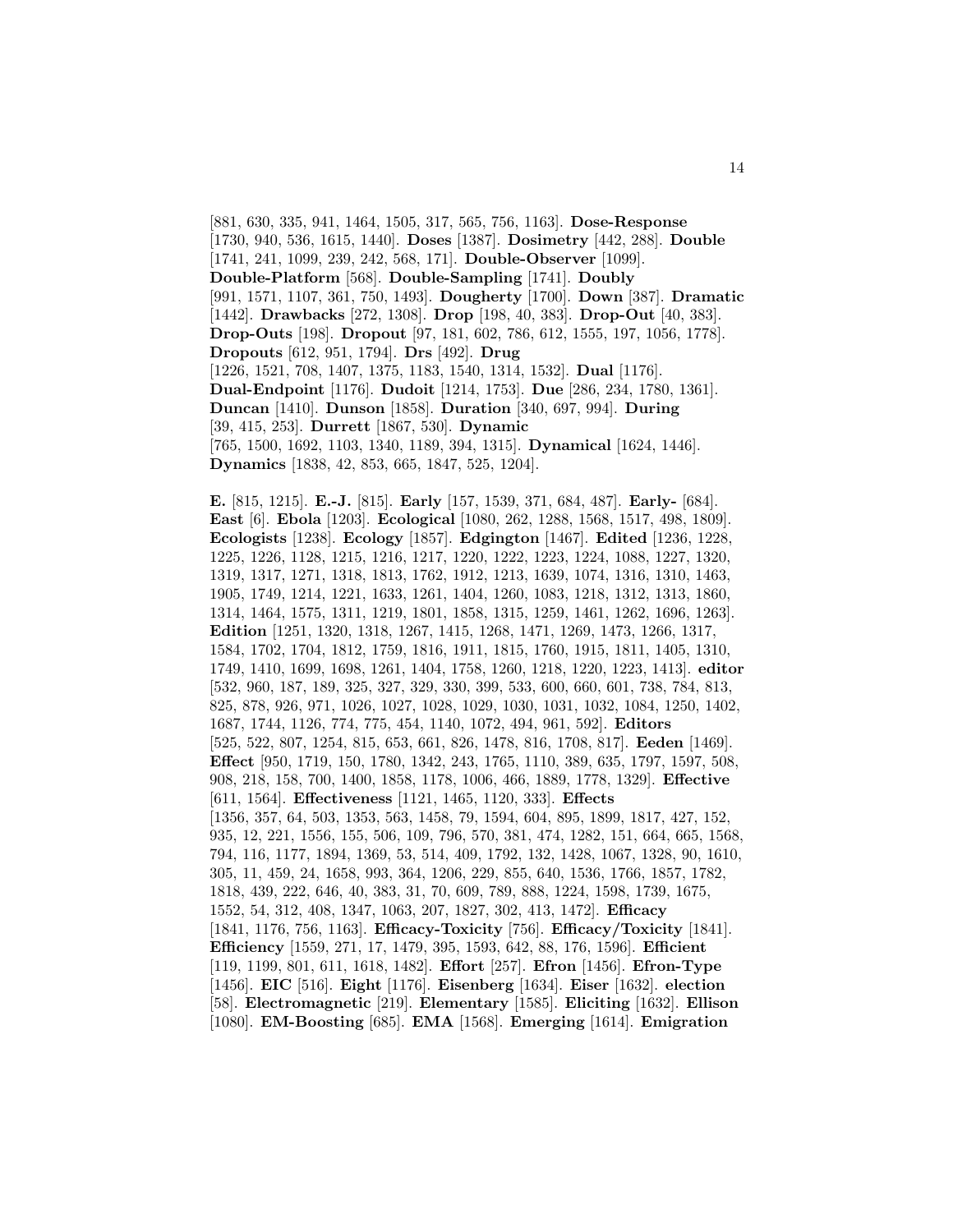[881, 630, 335, 941, 1464, 1505, 317, 565, 756, 1163]. **Dose-Response** [1730, 940, 536, 1615, 1440]. **Doses** [1387]. **Dosimetry** [442, 288]. **Double** [1741, 241, 1099, 239, 242, 568, 171]. **Double-Observer** [1099]. **Double-Platform** [568]. **Double-Sampling** [1741]. **Doubly** [991, 1571, 1107, 361, 750, 1493]. **Dougherty** [1700]. **Down** [387]. **Dramatic** [1442]. **Drawbacks** [272, 1308]. **Drop** [198, 40, 383]. **Drop-Out** [40, 383]. **Drop-Outs** [198]. **Dropout** [97, 181, 602, 786, 612, 1555, 197, 1056, 1778]. **Dropouts** [612, 951, 1794]. **Drs** [492]. **Drug** [1226, 1521, 708, 1407, 1375, 1183, 1540, 1314, 1532]. **Dual** [1176]. **Dual-Endpoint** [1176]. **Dudoit** [1214, 1753]. **Due** [286, 234, 1780, 1361]. **Duncan** [1410]. **Dunson** [1858]. **Duration** [340, 697, 994]. **During** [39, 415, 253]. **Durrett** [1867, 530]. **Dynamic** [765, 1500, 1692, 1103, 1340, 1189, 394, 1315]. **Dynamical** [1624, 1446]. **Dynamics** [1838, 42, 853, 665, 1847, 525, 1204].

**E.** [815, 1215]. **E.-J.** [815]. **Early** [157, 1539, 371, 684, 487]. **Early-** [684]. **East** [6]. **Ebola** [1203]. **Ecological** [1080, 262, 1288, 1568, 1517, 498, 1809]. **Ecologists** [1238]. **Ecology** [1857]. **Edgington** [1467]. **Edited** [1236, 1228, 1225, 1226, 1128, 1215, 1216, 1217, 1220, 1222, 1223, 1224, 1088, 1227, 1320, 1319, 1317, 1271, 1318, 1813, 1762, 1912, 1213, 1639, 1074, 1316, 1310, 1463, 1905, 1749, 1214, 1221, 1633, 1261, 1404, 1260, 1083, 1218, 1312, 1313, 1860, 1314, 1464, 1575, 1311, 1219, 1801, 1858, 1315, 1259, 1461, 1262, 1696, 1263]. **Edition** [1251, 1320, 1318, 1267, 1415, 1268, 1471, 1269, 1473, 1266, 1317, 1584, 1702, 1704, 1812, 1759, 1816, 1911, 1815, 1760, 1915, 1811, 1405, 1310, 1749, 1410, 1699, 1698, 1261, 1404, 1758, 1260, 1218, 1220, 1223, 1413]. **editor** [532, 960, 187, 189, 325, 327, 329, 330, 399, 533, 600, 660, 601, 738, 784, 813, 825, 878, 926, 971, 1026, 1027, 1028, 1029, 1030, 1031, 1032, 1084, 1250, 1402, 1687, 1744, 1126, 774, 775, 454, 1140, 1072, 494, 961, 592]. **Editors** [525, 522, 807, 1254, 815, 653, 661, 826, 1478, 816, 1708, 817]. **Eeden** [1469]. **Effect** [950, 1719, 150, 1780, 1342, 243, 1765, 1110, 389, 635, 1797, 1597, 508, 908, 218, 158, 700, 1400, 1858, 1178, 1006, 466, 1889, 1778, 1329]. **Effective** [611, 1564]. **Effectiveness** [1121, 1465, 1120, 333]. **Effects** [1356, 357, 64, 503, 1353, 563, 1458, 79, 1594, 604, 895, 1899, 1817, 427, 152, 935, 12, 221, 1556, 155, 506, 109, 796, 570, 381, 474, 1282, 151, 664, 665, 1568, 794, 116, 1177, 1894, 1369, 53, 514, 409, 1792, 132, 1428, 1067, 1328, 90, 1610, 305, 11, 459, 24, 1658, 993, 364, 1206, 229, 855, 640, 1536, 1766, 1857, 1782, 1818, 439, 222, 646, 40, 383, 31, 70, 609, 789, 888, 1224, 1598, 1739, 1675, 1552, 54, 312, 408, 1347, 1063, 207, 1827, 302, 413, 1472]. **Efficacy** [1841, 1176, 756, 1163]. **Efficacy-Toxicity** [756]. **Efficacy/Toxicity** [1841]. **Efficiency** [1559, 271, 17, 1479, 395, 1593, 642, 88, 176, 1596]. **Efficient** [119, 1199, 801, 611, 1618, 1482]. **Effort** [257]. **Efron** [1456]. **Efron-Type** [1456]. **EIC** [516]. **Eight** [1176]. **Eisenberg** [1634]. **Eiser** [1632]. **election** [58]. **Electromagnetic** [219]. **Elementary** [1585]. **Eliciting** [1632]. **Ellison** [1080]. **EM-Boosting** [685]. **EMA** [1568]. **Emerging** [1614]. **Emigration**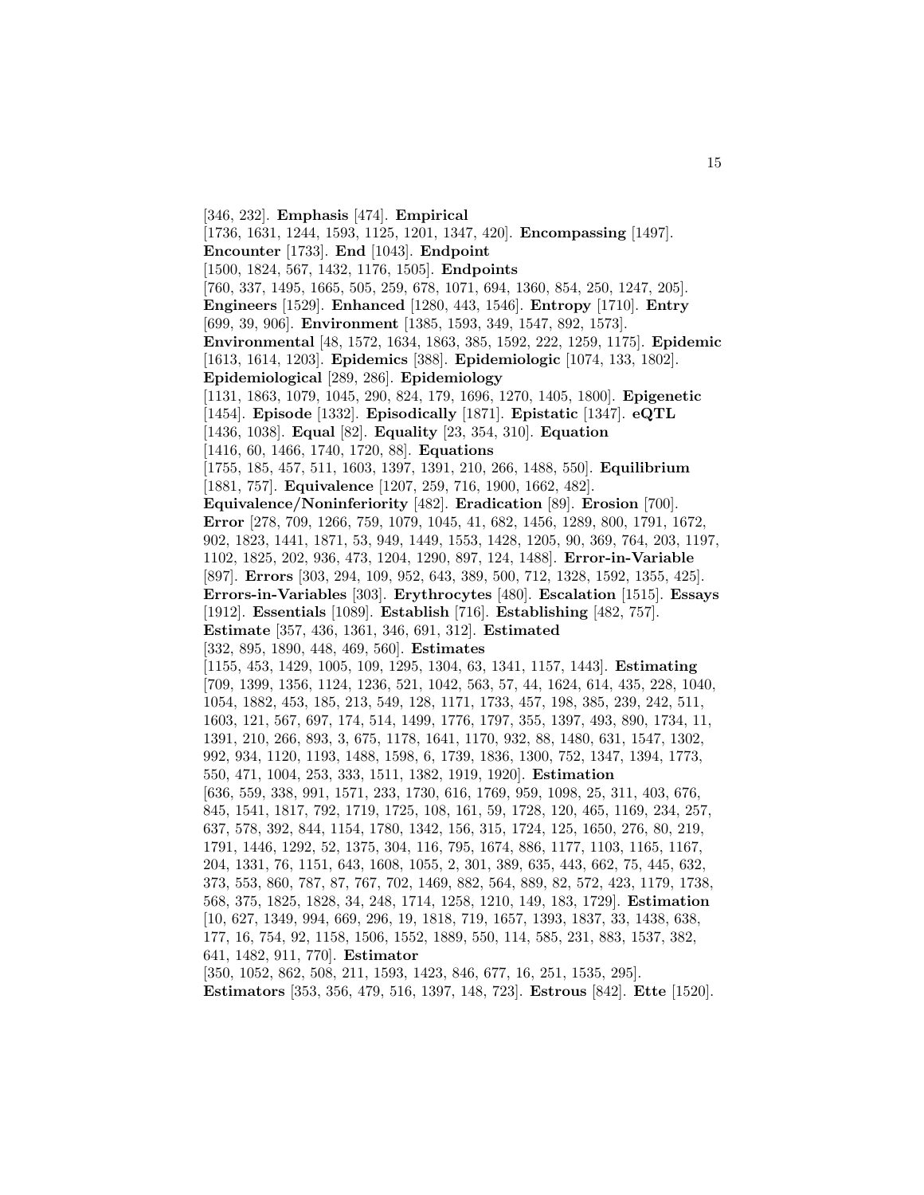[346, 232]. **Emphasis** [474]. **Empirical** [1736, 1631, 1244, 1593, 1125, 1201, 1347, 420]. **Encompassing** [1497]. **Encounter** [1733]. **End** [1043]. **Endpoint** [1500, 1824, 567, 1432, 1176, 1505]. **Endpoints** [760, 337, 1495, 1665, 505, 259, 678, 1071, 694, 1360, 854, 250, 1247, 205]. **Engineers** [1529]. **Enhanced** [1280, 443, 1546]. **Entropy** [1710]. **Entry** [699, 39, 906]. **Environment** [1385, 1593, 349, 1547, 892, 1573]. **Environmental** [48, 1572, 1634, 1863, 385, 1592, 222, 1259, 1175]. **Epidemic** [1613, 1614, 1203]. **Epidemics** [388]. **Epidemiologic** [1074, 133, 1802]. **Epidemiological** [289, 286]. **Epidemiology** [1131, 1863, 1079, 1045, 290, 824, 179, 1696, 1270, 1405, 1800]. **Epigenetic** [1454]. **Episode** [1332]. **Episodically** [1871]. **Epistatic** [1347]. **eQTL** [1436, 1038]. **Equal** [82]. **Equality** [23, 354, 310]. **Equation** [1416, 60, 1466, 1740, 1720, 88]. **Equations** [1755, 185, 457, 511, 1603, 1397, 1391, 210, 266, 1488, 550]. **Equilibrium** [1881, 757]. **Equivalence** [1207, 259, 716, 1900, 1662, 482]. **Equivalence/Noninferiority** [482]. **Eradication** [89]. **Erosion** [700]. **Error** [278, 709, 1266, 759, 1079, 1045, 41, 682, 1456, 1289, 800, 1791, 1672, 902, 1823, 1441, 1871, 53, 949, 1449, 1553, 1428, 1205, 90, 369, 764, 203, 1197, 1102, 1825, 202, 936, 473, 1204, 1290, 897, 124, 1488]. **Error-in-Variable** [897]. **Errors** [303, 294, 109, 952, 643, 389, 500, 712, 1328, 1592, 1355, 425]. **Errors-in-Variables** [303]. **Erythrocytes** [480]. **Escalation** [1515]. **Essays** [1912]. **Essentials** [1089]. **Establish** [716]. **Establishing** [482, 757]. **Estimate** [357, 436, 1361, 346, 691, 312]. **Estimated** [332, 895, 1890, 448, 469, 560]. **Estimates** [1155, 453, 1429, 1005, 109, 1295, 1304, 63, 1341, 1157, 1443]. **Estimating** [709, 1399, 1356, 1124, 1236, 521, 1042, 563, 57, 44, 1624, 614, 435, 228, 1040, 1054, 1882, 453, 185, 213, 549, 128, 1171, 1733, 457, 198, 385, 239, 242, 511, 1603, 121, 567, 697, 174, 514, 1499, 1776, 1797, 355, 1397, 493, 890, 1734, 11, 1391, 210, 266, 893, 3, 675, 1178, 1641, 1170, 932, 88, 1480, 631, 1547, 1302, 992, 934, 1120, 1193, 1488, 1598, 6, 1739, 1836, 1300, 752, 1347, 1394, 1773, 550, 471, 1004, 253, 333, 1511, 1382, 1919, 1920]. **Estimation** [636, 559, 338, 991, 1571, 233, 1730, 616, 1769, 959, 1098, 25, 311, 403, 676, 845, 1541, 1817, 792, 1719, 1725, 108, 161, 59, 1728, 120, 465, 1169, 234, 257, 637, 578, 392, 844, 1154, 1780, 1342, 156, 315, 1724, 125, 1650, 276, 80, 219, 1791, 1446, 1292, 52, 1375, 304, 116, 795, 1674, 886, 1177, 1103, 1165, 1167, 204, 1331, 76, 1151, 643, 1608, 1055, 2, 301, 389, 635, 443, 662, 75, 445, 632, 373, 553, 860, 787, 87, 767, 702, 1469, 882, 564, 889, 82, 572, 423, 1179, 1738, 568, 375, 1825, 1828, 34, 248, 1714, 1258, 1210, 149, 183, 1729]. **Estimation** [10, 627, 1349, 994, 669, 296, 19, 1818, 719, 1657, 1393, 1837, 33, 1438, 638, 177, 16, 754, 92, 1158, 1506, 1552, 1889, 550, 114, 585, 231, 883, 1537, 382, 641, 1482, 911, 770]. **Estimator** [350, 1052, 862, 508, 211, 1593, 1423, 846, 677, 16, 251, 1535, 295]. **Estimators** [353, 356, 479, 516, 1397, 148, 723]. **Estrous** [842]. **Ette** [1520].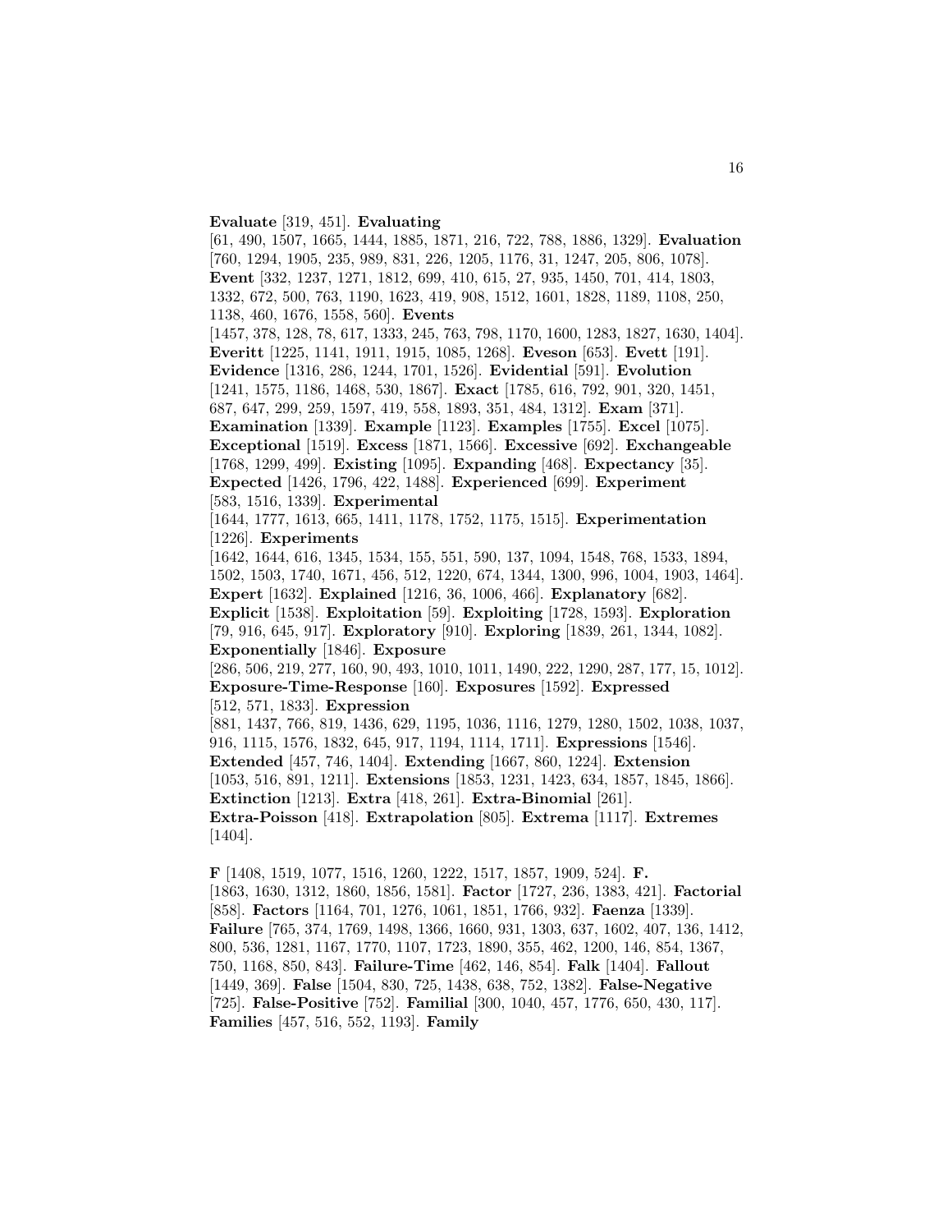**Evaluate** [319, 451]. **Evaluating** [61, 490, 1507, 1665, 1444, 1885, 1871, 216, 722, 788, 1886, 1329]. **Evaluation** [760, 1294, 1905, 235, 989, 831, 226, 1205, 1176, 31, 1247, 205, 806, 1078]. **Event** [332, 1237, 1271, 1812, 699, 410, 615, 27, 935, 1450, 701, 414, 1803, 1332, 672, 500, 763, 1190, 1623, 419, 908, 1512, 1601, 1828, 1189, 1108, 250, 1138, 460, 1676, 1558, 560]. **Events** [1457, 378, 128, 78, 617, 1333, 245, 763, 798, 1170, 1600, 1283, 1827, 1630, 1404]. **Everitt** [1225, 1141, 1911, 1915, 1085, 1268]. **Eveson** [653]. **Evett** [191]. **Evidence** [1316, 286, 1244, 1701, 1526]. **Evidential** [591]. **Evolution** [1241, 1575, 1186, 1468, 530, 1867]. **Exact** [1785, 616, 792, 901, 320, 1451, 687, 647, 299, 259, 1597, 419, 558, 1893, 351, 484, 1312]. **Exam** [371]. **Examination** [1339]. **Example** [1123]. **Examples** [1755]. **Excel** [1075]. **Exceptional** [1519]. **Excess** [1871, 1566]. **Excessive** [692]. **Exchangeable** [1768, 1299, 499]. **Existing** [1095]. **Expanding** [468]. **Expectancy** [35]. **Expected** [1426, 1796, 422, 1488]. **Experienced** [699]. **Experiment** [583, 1516, 1339]. **Experimental** [1644, 1777, 1613, 665, 1411, 1178, 1752, 1175, 1515]. **Experimentation** [1226]. **Experiments** [1642, 1644, 616, 1345, 1534, 155, 551, 590, 137, 1094, 1548, 768, 1533, 1894, 1502, 1503, 1740, 1671, 456, 512, 1220, 674, 1344, 1300, 996, 1004, 1903, 1464]. **Expert** [1632]. **Explained** [1216, 36, 1006, 466]. **Explanatory** [682]. **Explicit** [1538]. **Exploitation** [59]. **Exploiting** [1728, 1593]. **Exploration** [79, 916, 645, 917]. **Exploratory** [910]. **Exploring** [1839, 261, 1344, 1082]. **Exponentially** [1846]. **Exposure** [286, 506, 219, 277, 160, 90, 493, 1010, 1011, 1490, 222, 1290, 287, 177, 15, 1012]. **Exposure-Time-Response** [160]. **Exposures** [1592]. **Expressed** [512, 571, 1833]. **Expression** [881, 1437, 766, 819, 1436, 629, 1195, 1036, 1116, 1279, 1280, 1502, 1038, 1037, 916, 1115, 1576, 1832, 645, 917, 1194, 1114, 1711]. **Expressions** [1546]. **Extended** [457, 746, 1404]. **Extending** [1667, 860, 1224]. **Extension** [1053, 516, 891, 1211]. **Extensions** [1853, 1231, 1423, 634, 1857, 1845, 1866]. **Extinction** [1213]. **Extra** [418, 261]. **Extra-Binomial** [261]. **Extra-Poisson** [418]. **Extrapolation** [805]. **Extrema** [1117]. **Extremes** [1404].

**F** [1408, 1519, 1077, 1516, 1260, 1222, 1517, 1857, 1909, 524]. **F.** [1863, 1630, 1312, 1860, 1856, 1581]. **Factor** [1727, 236, 1383, 421]. **Factorial** [858]. **Factors** [1164, 701, 1276, 1061, 1851, 1766, 932]. **Faenza** [1339]. **Failure** [765, 374, 1769, 1498, 1366, 1660, 931, 1303, 637, 1602, 407, 136, 1412, 800, 536, 1281, 1167, 1770, 1107, 1723, 1890, 355, 462, 1200, 146, 854, 1367, 750, 1168, 850, 843]. **Failure-Time** [462, 146, 854]. **Falk** [1404]. **Fallout** [1449, 369]. **False** [1504, 830, 725, 1438, 638, 752, 1382]. **False-Negative** [725]. **False-Positive** [752]. **Familial** [300, 1040, 457, 1776, 650, 430, 117]. **Families** [457, 516, 552, 1193]. **Family**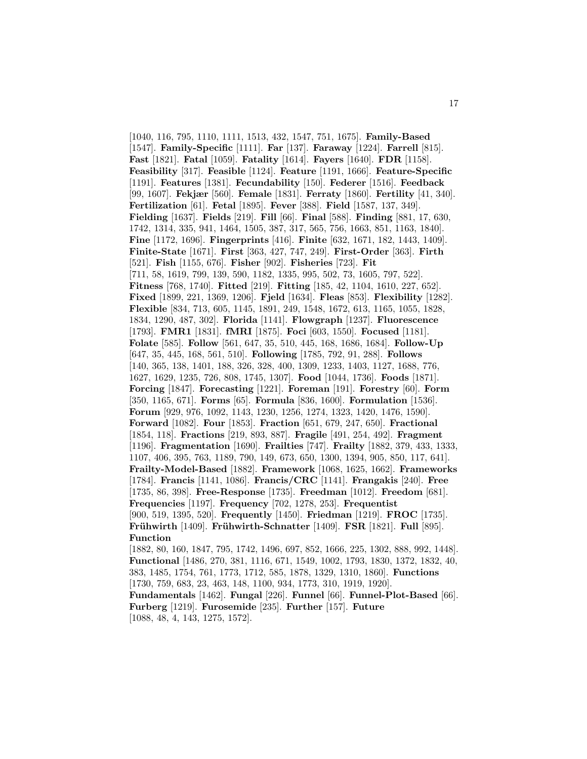[1040, 116, 795, 1110, 1111, 1513, 432, 1547, 751, 1675]. **Family-Based** [1547]. **Family-Specific** [1111]. **Far** [137]. **Faraway** [1224]. **Farrell** [815]. **Fast** [1821]. **Fatal** [1059]. **Fatality** [1614]. **Fayers** [1640]. **FDR** [1158]. **Feasibility** [317]. **Feasible** [1124]. **Feature** [1191, 1666]. **Feature-Specific** [1191]. **Features** [1381]. **Fecundability** [150]. **Federer** [1516]. **Feedback** [99, 1607]. **Fekjær** [560]. **Female** [1831]. **Ferraty** [1860]. **Fertility** [41, 340]. **Fertilization** [61]. **Fetal** [1895]. **Fever** [388]. **Field** [1587, 137, 349]. **Fielding** [1637]. **Fields** [219]. **Fill** [66]. **Final** [588]. **Finding** [881, 17, 630, 1742, 1314, 335, 941, 1464, 1505, 387, 317, 565, 756, 1663, 851, 1163, 1840]. **Fine** [1172, 1696]. **Fingerprints** [416]. **Finite** [632, 1671, 182, 1443, 1409]. **Finite-State** [1671]. **First** [363, 427, 747, 249]. **First-Order** [363]. **Firth** [521]. **Fish** [1155, 676]. **Fisher** [902]. **Fisheries** [723]. **Fit** [711, 58, 1619, 799, 139, 590, 1182, 1335, 995, 502, 73, 1605, 797, 522]. **Fitness** [768, 1740]. **Fitted** [219]. **Fitting** [185, 42, 1104, 1610, 227, 652]. **Fixed** [1899, 221, 1369, 1206]. **Fjeld** [1634]. **Fleas** [853]. **Flexibility** [1282]. **Flexible** [834, 713, 605, 1145, 1891, 249, 1548, 1672, 613, 1165, 1055, 1828, 1834, 1290, 487, 302]. **Florida** [1141]. **Flowgraph** [1237]. **Fluorescence** [1793]. **FMR1** [1831]. **fMRI** [1875]. **Foci** [603, 1550]. **Focused** [1181]. **Folate** [585]. **Follow** [561, 647, 35, 510, 445, 168, 1686, 1684]. **Follow-Up** [647, 35, 445, 168, 561, 510]. **Following** [1785, 792, 91, 288]. **Follows** [140, 365, 138, 1401, 188, 326, 328, 400, 1309, 1233, 1403, 1127, 1688, 776, 1627, 1629, 1235, 726, 808, 1745, 1307]. **Food** [1044, 1736]. **Foods** [1871]. **Forcing** [1847]. **Forecasting** [1221]. **Foreman** [191]. **Forestry** [60]. **Form** [350, 1165, 671]. **Forms** [65]. **Formula** [836, 1600]. **Formulation** [1536]. **Forum** [929, 976, 1092, 1143, 1230, 1256, 1274, 1323, 1420, 1476, 1590]. **Forward** [1082]. **Four** [1853]. **Fraction** [651, 679, 247, 650]. **Fractional** [1854, 118]. **Fractions** [219, 893, 887]. **Fragile** [491, 254, 492]. **Fragment** [1196]. **Fragmentation** [1690]. **Frailties** [747]. **Frailty** [1882, 379, 433, 1333, 1107, 406, 395, 763, 1189, 790, 149, 673, 650, 1300, 1394, 905, 850, 117, 641]. **Frailty-Model-Based** [1882]. **Framework** [1068, 1625, 1662]. **Frameworks** [1784]. **Francis** [1141, 1086]. **Francis/CRC** [1141]. **Frangakis** [240]. **Free** [1735, 86, 398]. **Free-Response** [1735]. **Freedman** [1012]. **Freedom** [681]. **Frequencies** [1197]. **Frequency** [702, 1278, 253]. **Frequentist** [900, 519, 1395, 520]. **Frequently** [1450]. **Friedman** [1219]. **FROC** [1735]. **Frühwirth** [1409]. **Frühwirth-Schnatter** [1409]. **FSR** [1821]. **Full** [895]. **Function** [1882, 80, 160, 1847, 795, 1742, 1496, 697, 852, 1666, 225, 1302, 888, 992, 1448]. **Functional** [1486, 270, 381, 1116, 671, 1549, 1002, 1793, 1830, 1372, 1832, 40, 383, 1485, 1754, 761, 1773, 1712, 585, 1878, 1329, 1310, 1860]. **Functions** [1730, 759, 683, 23, 463, 148, 1100, 934, 1773, 310, 1919, 1920]. **Fundamentals** [1462]. **Fungal** [226]. **Funnel** [66]. **Funnel-Plot-Based** [66]. **Furberg** [1219]. **Furosemide** [235]. **Further** [157]. **Future** [1088, 48, 4, 143, 1275, 1572].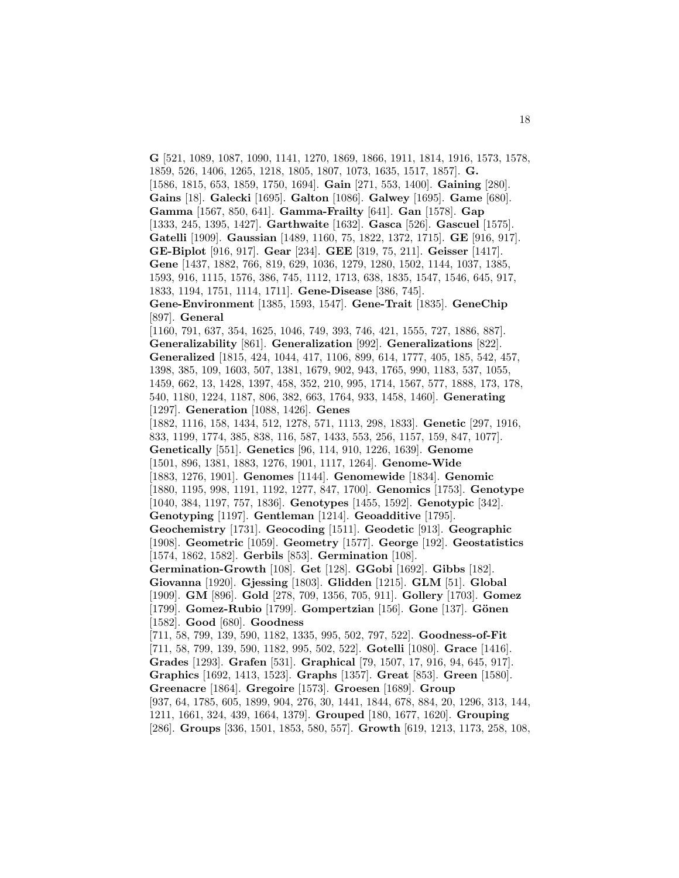**G** [521, 1089, 1087, 1090, 1141, 1270, 1869, 1866, 1911, 1814, 1916, 1573, 1578, 1859, 526, 1406, 1265, 1218, 1805, 1807, 1073, 1635, 1517, 1857]. **G.** [1586, 1815, 653, 1859, 1750, 1694]. **Gain** [271, 553, 1400]. **Gaining** [280]. **Gains** [18]. **Galecki** [1695]. **Galton** [1086]. **Galwey** [1695]. **Game** [680]. **Gamma** [1567, 850, 641]. **Gamma-Frailty** [641]. **Gan** [1578]. **Gap** [1333, 245, 1395, 1427]. **Garthwaite** [1632]. **Gasca** [526]. **Gascuel** [1575]. **Gatelli** [1909]. **Gaussian** [1489, 1160, 75, 1822, 1372, 1715]. **GE** [916, 917]. **GE-Biplot** [916, 917]. **Gear** [234]. **GEE** [319, 75, 211]. **Geisser** [1417]. **Gene** [1437, 1882, 766, 819, 629, 1036, 1279, 1280, 1502, 1144, 1037, 1385, 1593, 916, 1115, 1576, 386, 745, 1112, 1713, 638, 1835, 1547, 1546, 645, 917, 1833, 1194, 1751, 1114, 1711]. **Gene-Disease** [386, 745]. **Gene-Environment** [1385, 1593, 1547]. **Gene-Trait** [1835]. **GeneChip** [897]. **General** [1160, 791, 637, 354, 1625, 1046, 749, 393, 746, 421, 1555, 727, 1886, 887]. **Generalizability** [861]. **Generalization** [992]. **Generalizations** [822]. **Generalized** [1815, 424, 1044, 417, 1106, 899, 614, 1777, 405, 185, 542, 457, 1398, 385, 109, 1603, 507, 1381, 1679, 902, 943, 1765, 990, 1183, 537, 1055, 1459, 662, 13, 1428, 1397, 458, 352, 210, 995, 1714, 1567, 577, 1888, 173, 178, 540, 1180, 1224, 1187, 806, 382, 663, 1764, 933, 1458, 1460]. **Generating** [1297]. **Generation** [1088, 1426]. **Genes** [1882, 1116, 158, 1434, 512, 1278, 571, 1113, 298, 1833]. **Genetic** [297, 1916, 833, 1199, 1774, 385, 838, 116, 587, 1433, 553, 256, 1157, 159, 847, 1077]. **Genetically** [551]. **Genetics** [96, 114, 910, 1226, 1639]. **Genome** [1501, 896, 1381, 1883, 1276, 1901, 1117, 1264]. **Genome-Wide** [1883, 1276, 1901]. **Genomes** [1144]. **Genomewide** [1834]. **Genomic** [1880, 1195, 998, 1191, 1192, 1277, 847, 1700]. **Genomics** [1753]. **Genotype** [1040, 384, 1197, 757, 1836]. **Genotypes** [1455, 1592]. **Genotypic** [342]. **Genotyping** [1197]. **Gentleman** [1214]. **Geoadditive** [1795]. **Geochemistry** [1731]. **Geocoding** [1511]. **Geodetic** [913]. **Geographic** [1908]. **Geometric** [1059]. **Geometry** [1577]. **George** [192]. **Geostatistics** [1574, 1862, 1582]. **Gerbils** [853]. **Germination** [108]. **Germination-Growth** [108]. **Get** [128]. **GGobi** [1692]. **Gibbs** [182]. **Giovanna** [1920]. **Gjessing** [1803]. **Glidden** [1215]. **GLM** [51]. **Global** [1909]. **GM** [896]. **Gold** [278, 709, 1356, 705, 911]. **Gollery** [1703]. **Gomez** [1799]. **Gomez-Rubio** [1799]. **Gompertzian** [156]. **Gone** [137]. **Gönen** [1582]. **Good** [680]. **Goodness** [711, 58, 799, 139, 590, 1182, 1335, 995, 502, 797, 522]. **Goodness-of-Fit** [711, 58, 799, 139, 590, 1182, 995, 502, 522]. **Gotelli** [1080]. **Grace** [1416]. **Grades** [1293]. **Grafen** [531]. **Graphical** [79, 1507, 17, 916, 94, 645, 917]. **Graphics** [1692, 1413, 1523]. **Graphs** [1357]. **Great** [853]. **Green** [1580]. **Greenacre** [1864]. **Gregoire** [1573]. **Groesen** [1689]. **Group** [937, 64, 1785, 605, 1899, 904, 276, 30, 1441, 1844, 678, 884, 20, 1296, 313, 144, 1211, 1661, 324, 439, 1664, 1379]. **Grouped** [180, 1677, 1620]. **Grouping** [286]. **Groups** [336, 1501, 1853, 580, 557]. **Growth** [619, 1213, 1173, 258, 108,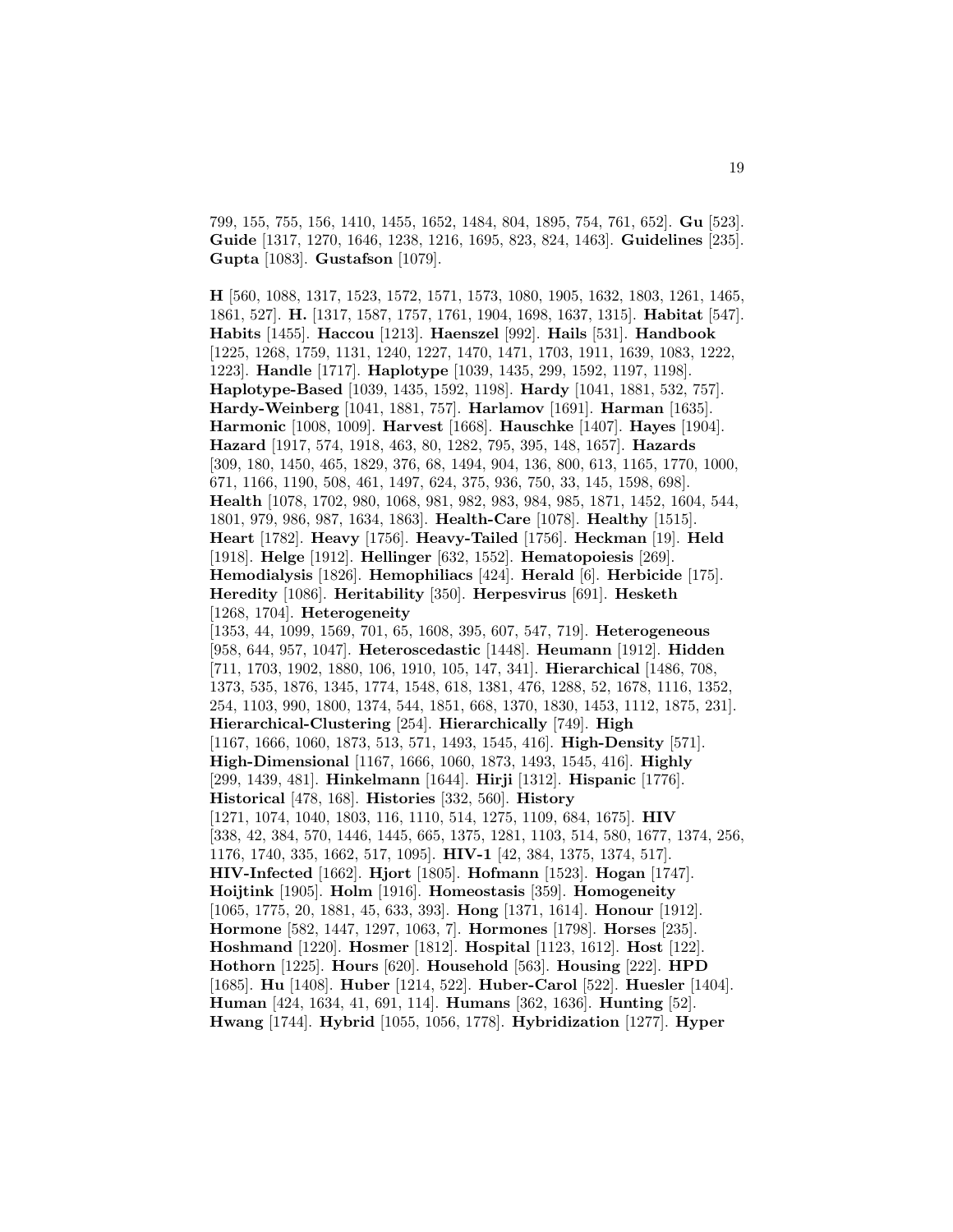799, 155, 755, 156, 1410, 1455, 1652, 1484, 804, 1895, 754, 761, 652]. **Gu** [523]. **Guide** [1317, 1270, 1646, 1238, 1216, 1695, 823, 824, 1463]. **Guidelines** [235]. **Gupta** [1083]. **Gustafson** [1079].

**H** [560, 1088, 1317, 1523, 1572, 1571, 1573, 1080, 1905, 1632, 1803, 1261, 1465, 1861, 527]. **H.** [1317, 1587, 1757, 1761, 1904, 1698, 1637, 1315]. **Habitat** [547]. **Habits** [1455]. **Haccou** [1213]. **Haenszel** [992]. **Hails** [531]. **Handbook** [1225, 1268, 1759, 1131, 1240, 1227, 1470, 1471, 1703, 1911, 1639, 1083, 1222, 1223]. **Handle** [1717]. **Haplotype** [1039, 1435, 299, 1592, 1197, 1198]. **Haplotype-Based** [1039, 1435, 1592, 1198]. **Hardy** [1041, 1881, 532, 757]. **Hardy-Weinberg** [1041, 1881, 757]. **Harlamov** [1691]. **Harman** [1635]. **Harmonic** [1008, 1009]. **Harvest** [1668]. **Hauschke** [1407]. **Hayes** [1904]. **Hazard** [1917, 574, 1918, 463, 80, 1282, 795, 395, 148, 1657]. **Hazards** [309, 180, 1450, 465, 1829, 376, 68, 1494, 904, 136, 800, 613, 1165, 1770, 1000, 671, 1166, 1190, 508, 461, 1497, 624, 375, 936, 750, 33, 145, 1598, 698]. **Health** [1078, 1702, 980, 1068, 981, 982, 983, 984, 985, 1871, 1452, 1604, 544, 1801, 979, 986, 987, 1634, 1863]. **Health-Care** [1078]. **Healthy** [1515]. **Heart** [1782]. **Heavy** [1756]. **Heavy-Tailed** [1756]. **Heckman** [19]. **Held** [1918]. **Helge** [1912]. **Hellinger** [632, 1552]. **Hematopoiesis** [269]. **Hemodialysis** [1826]. **Hemophiliacs** [424]. **Herald** [6]. **Herbicide** [175]. **Heredity** [1086]. **Heritability** [350]. **Herpesvirus** [691]. **Hesketh** [1268, 1704]. **Heterogeneity** [1353, 44, 1099, 1569, 701, 65, 1608, 395, 607, 547, 719]. **Heterogeneous** [958, 644, 957, 1047]. **Heteroscedastic** [1448]. **Heumann** [1912]. **Hidden** [711, 1703, 1902, 1880, 106, 1910, 105, 147, 341]. **Hierarchical** [1486, 708, 1373, 535, 1876, 1345, 1774, 1548, 618, 1381, 476, 1288, 52, 1678, 1116, 1352, 254, 1103, 990, 1800, 1374, 544, 1851, 668, 1370, 1830, 1453, 1112, 1875, 231]. **Hierarchical-Clustering** [254]. **Hierarchically** [749]. **High** [1167, 1666, 1060, 1873, 513, 571, 1493, 1545, 416]. **High-Density** [571]. **High-Dimensional** [1167, 1666, 1060, 1873, 1493, 1545, 416]. **Highly** [299, 1439, 481]. **Hinkelmann** [1644]. **Hirji** [1312]. **Hispanic** [1776]. **Historical** [478, 168]. **Histories** [332, 560]. **History** [1271, 1074, 1040, 1803, 116, 1110, 514, 1275, 1109, 684, 1675]. **HIV** [338, 42, 384, 570, 1446, 1445, 665, 1375, 1281, 1103, 514, 580, 1677, 1374, 256, 1176, 1740, 335, 1662, 517, 1095]. **HIV-1** [42, 384, 1375, 1374, 517]. **HIV-Infected** [1662]. **Hjort** [1805]. **Hofmann** [1523]. **Hogan** [1747]. **Hoijtink** [1905]. **Holm** [1916]. **Homeostasis** [359]. **Homogeneity** [1065, 1775, 20, 1881, 45, 633, 393]. **Hong** [1371, 1614]. **Honour** [1912]. **Hormone** [582, 1447, 1297, 1063, 7]. **Hormones** [1798]. **Horses** [235]. **Hoshmand** [1220]. **Hosmer** [1812]. **Hospital** [1123, 1612]. **Host** [122]. **Hothorn** [1225]. **Hours** [620]. **Household** [563]. **Housing** [222]. **HPD** [1685]. **Hu** [1408]. **Huber** [1214, 522]. **Huber-Carol** [522]. **Huesler** [1404]. **Human** [424, 1634, 41, 691, 114]. **Humans** [362, 1636]. **Hunting** [52]. **Hwang** [1744]. **Hybrid** [1055, 1056, 1778]. **Hybridization** [1277]. **Hyper**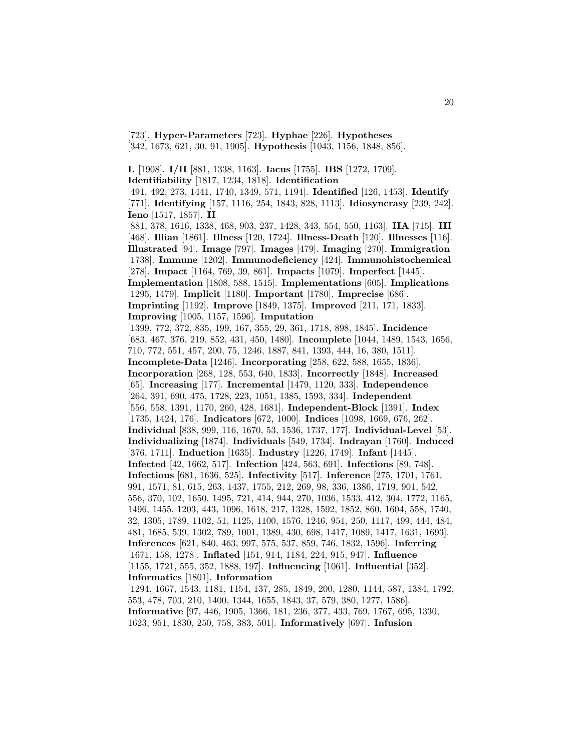[723]. **Hyper-Parameters** [723]. **Hyphae** [226]. **Hypotheses** [342, 1673, 621, 30, 91, 1905]. **Hypothesis** [1043, 1156, 1848, 856].

**I.** [1908]. **I/II** [881, 1338, 1163]. **Iacus** [1755]. **IBS** [1272, 1709]. **Identifiability** [1817, 1234, 1818]. **Identification** [491, 492, 273, 1441, 1740, 1349, 571, 1194]. **Identified** [126, 1453]. **Identify** [771]. **Identifying** [157, 1116, 254, 1843, 828, 1113]. **Idiosyncrasy** [239, 242]. **Ieno** [1517, 1857]. **II** [881, 378, 1616, 1338, 468, 903, 237, 1428, 343, 554, 550, 1163]. **IIA** [715]. **III** [468]. **Illian** [1861]. **Illness** [120, 1724]. **Illness-Death** [120]. **Illnesses** [116]. **Illustrated** [94]. **Image** [797]. **Images** [479]. **Imaging** [270]. **Immigration** [1738]. **Immune** [1202]. **Immunodeficiency** [424]. **Immunohistochemical** [278]. **Impact** [1164, 769, 39, 861]. **Impacts** [1079]. **Imperfect** [1445]. **Implementation** [1808, 588, 1515]. **Implementations** [605]. **Implications** [1295, 1479]. **Implicit** [1180]. **Important** [1780]. **Imprecise** [686]. **Imprinting** [1192]. **Improve** [1849, 1375]. **Improved** [211, 171, 1833]. **Improving** [1005, 1157, 1596]. **Imputation** [1399, 772, 372, 835, 199, 167, 355, 29, 361, 1718, 898, 1845]. **Incidence** [683, 467, 376, 219, 852, 431, 450, 1480]. **Incomplete** [1044, 1489, 1543, 1656, 710, 772, 551, 457, 200, 75, 1246, 1887, 841, 1393, 444, 16, 380, 1511]. **Incomplete-Data** [1246]. **Incorporating** [258, 622, 588, 1655, 1836]. **Incorporation** [268, 128, 553, 640, 1833]. **Incorrectly** [1848]. **Increased** [65]. **Increasing** [177]. **Incremental** [1479, 1120, 333]. **Independence** [264, 391, 690, 475, 1728, 223, 1051, 1385, 1593, 334]. **Independent** [556, 558, 1391, 1170, 260, 428, 1681]. **Independent-Block** [1391]. **Index** [1735, 1424, 176]. **Indicators** [672, 1000]. **Indices** [1098, 1669, 676, 262]. **Individual** [838, 999, 116, 1670, 53, 1536, 1737, 177]. **Individual-Level** [53]. **Individualizing** [1874]. **Individuals** [549, 1734]. **Indrayan** [1760]. **Induced** [376, 1711]. **Induction** [1635]. **Industry** [1226, 1749]. **Infant** [1445]. **Infected** [42, 1662, 517]. **Infection** [424, 563, 691]. **Infections** [89, 748]. **Infectious** [681, 1636, 525]. **Infectivity** [517]. **Inference** [275, 1701, 1761, 991, 1571, 81, 615, 263, 1437, 1755, 212, 269, 98, 336, 1386, 1719, 901, 542, 556, 370, 102, 1650, 1495, 721, 414, 944, 270, 1036, 1533, 412, 304, 1772, 1165, 1496, 1455, 1203, 443, 1096, 1618, 217, 1328, 1592, 1852, 860, 1604, 558, 1740, 32, 1305, 1789, 1102, 51, 1125, 1100, 1576, 1246, 951, 250, 1117, 499, 444, 484, 481, 1685, 539, 1302, 789, 1001, 1389, 430, 698, 1417, 1089, 1417, 1631, 1693]. **Inferences** [621, 840, 463, 997, 575, 537, 859, 746, 1832, 1596]. **Inferring** [1671, 158, 1278]. **Inflated** [151, 914, 1184, 224, 915, 947]. **Influence** [1155, 1721, 555, 352, 1888, 197]. **Influencing** [1061]. **Influential** [352]. **Informatics** [1801]. **Information** [1294, 1667, 1543, 1181, 1154, 137, 285, 1849, 200, 1280, 1144, 587, 1384, 1792, 553, 478, 703, 210, 1400, 1344, 1655, 1843, 37, 579, 380, 1277, 1586]. **Informative** [97, 446, 1905, 1366, 181, 236, 377, 433, 769, 1767, 695, 1330, 1623, 951, 1830, 250, 758, 383, 501]. **Informatively** [697]. **Infusion**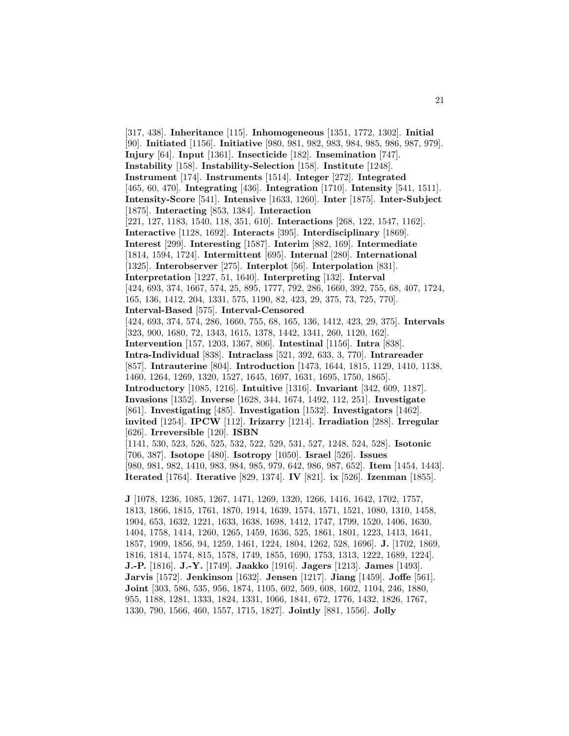[317, 438]. **Inheritance** [115]. **Inhomogeneous** [1351, 1772, 1302]. **Initial** [90]. **Initiated** [1156]. **Initiative** [980, 981, 982, 983, 984, 985, 986, 987, 979]. **Injury** [64]. **Input** [1361]. **Insecticide** [182]. **Insemination** [747]. **Instability** [158]. **Instability-Selection** [158]. **Institute** [1248]. **Instrument** [174]. **Instruments** [1514]. **Integer** [272]. **Integrated** [465, 60, 470]. **Integrating** [436]. **Integration** [1710]. **Intensity** [541, 1511]. **Intensity-Score** [541]. **Intensive** [1633, 1260]. **Inter** [1875]. **Inter-Subject** [1875]. **Interacting** [853, 1384]. **Interaction** [221, 127, 1183, 1540, 118, 351, 610]. **Interactions** [268, 122, 1547, 1162]. **Interactive** [1128, 1692]. **Interacts** [395]. **Interdisciplinary** [1869]. **Interest** [299]. **Interesting** [1587]. **Interim** [882, 169]. **Intermediate** [1814, 1594, 1724]. **Intermittent** [695]. **Internal** [280]. **International** [1325]. **Interobserver** [275]. **Interplot** [56]. **Interpolation** [831]. **Interpretation** [1227, 51, 1640]. **Interpreting** [132]. **Interval** [424, 693, 374, 1667, 574, 25, 895, 1777, 792, 286, 1660, 392, 755, 68, 407, 1724, 165, 136, 1412, 204, 1331, 575, 1190, 82, 423, 29, 375, 73, 725, 770]. **Interval-Based** [575]. **Interval-Censored** [424, 693, 374, 574, 286, 1660, 755, 68, 165, 136, 1412, 423, 29, 375]. **Intervals** [323, 900, 1680, 72, 1343, 1615, 1378, 1442, 1341, 260, 1120, 162]. **Intervention** [157, 1203, 1367, 806]. **Intestinal** [1156]. **Intra** [838]. **Intra-Individual** [838]. **Intraclass** [521, 392, 633, 3, 770]. **Intrareader** [857]. **Intrauterine** [804]. **Introduction** [1473, 1644, 1815, 1129, 1410, 1138, 1460, 1264, 1269, 1320, 1527, 1645, 1697, 1631, 1695, 1750, 1865]. **Introductory** [1085, 1216]. **Intuitive** [1316]. **Invariant** [342, 609, 1187]. **Invasions** [1352]. **Inverse** [1628, 344, 1674, 1492, 112, 251]. **Investigate** [861]. **Investigating** [485]. **Investigation** [1532]. **Investigators** [1462]. **invited** [1254]. **IPCW** [112]. **Irizarry** [1214]. **Irradiation** [288]. **Irregular** [626]. **Irreversible** [120]. **ISBN** [1141, 530, 523, 526, 525, 532, 522, 529, 531, 527, 1248, 524, 528]. **Isotonic** [706, 387]. **Isotope** [480]. **Isotropy** [1050]. **Israel** [526]. **Issues** [980, 981, 982, 1410, 983, 984, 985, 979, 642, 986, 987, 652]. **Item** [1454, 1443]. **Iterated** [1764]. **Iterative** [829, 1374]. **IV** [821]. **ix** [526]. **Izenman** [1855].

**J** [1078, 1236, 1085, 1267, 1471, 1269, 1320, 1266, 1416, 1642, 1702, 1757, 1813, 1866, 1815, 1761, 1870, 1914, 1639, 1574, 1571, 1521, 1080, 1310, 1458, 1904, 653, 1632, 1221, 1633, 1638, 1698, 1412, 1747, 1799, 1520, 1406, 1630, 1404, 1758, 1414, 1260, 1265, 1459, 1636, 525, 1861, 1801, 1223, 1413, 1641, 1857, 1909, 1856, 94, 1259, 1461, 1224, 1804, 1262, 528, 1696]. **J.** [1702, 1869, 1816, 1814, 1574, 815, 1578, 1749, 1855, 1690, 1753, 1313, 1222, 1689, 1224]. **J.-P.** [1816]. **J.-Y.** [1749]. **Jaakko** [1916]. **Jagers** [1213]. **James** [1493]. **Jarvis** [1572]. **Jenkinson** [1632]. **Jensen** [1217]. **Jiang** [1459]. **Joffe** [561]. **Joint** [303, 586, 535, 956, 1874, 1105, 602, 569, 608, 1602, 1104, 246, 1880, 955, 1188, 1281, 1333, 1824, 1331, 1066, 1841, 672, 1776, 1432, 1826, 1767, 1330, 790, 1566, 460, 1557, 1715, 1827]. **Jointly** [881, 1556]. **Jolly**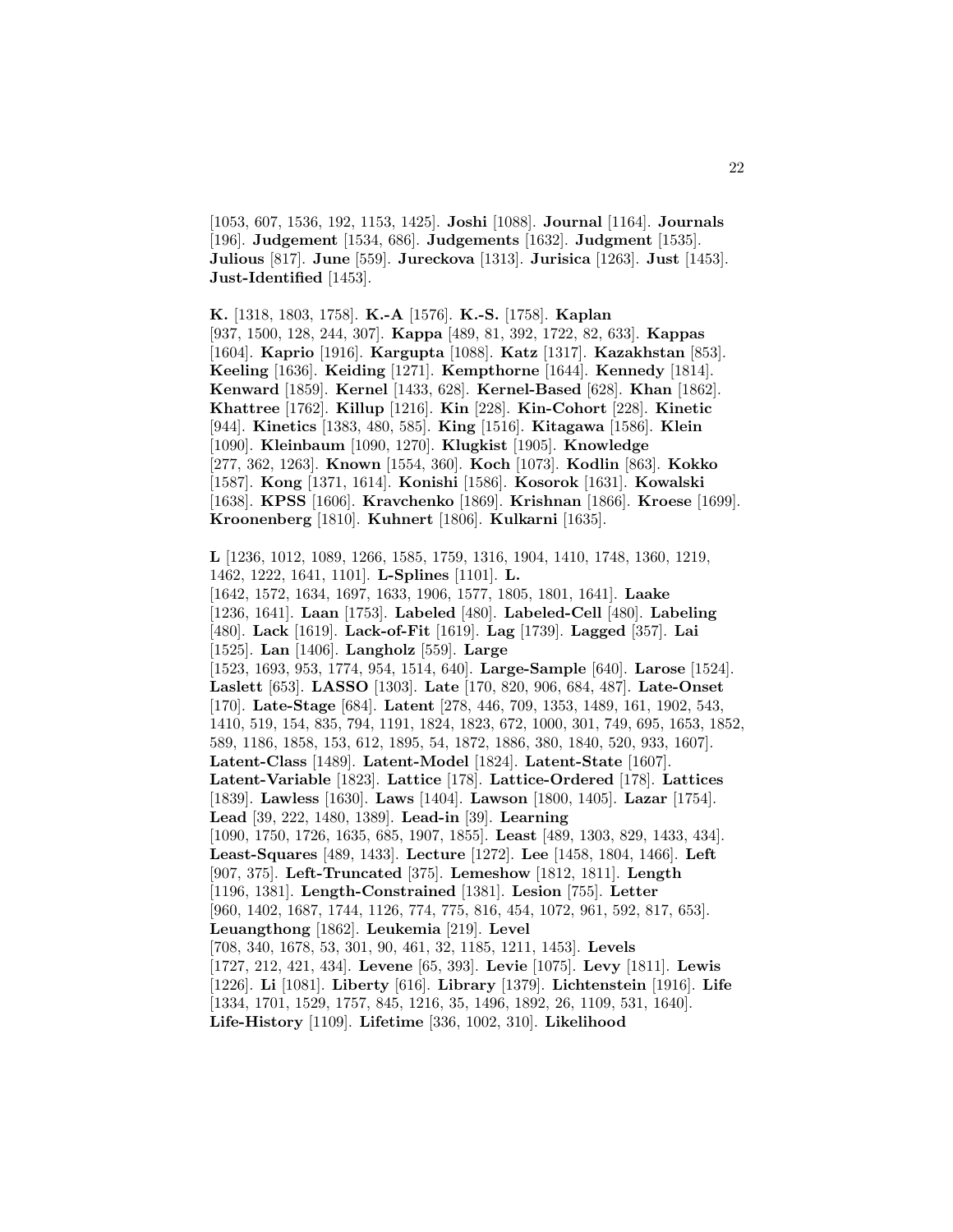[1053, 607, 1536, 192, 1153, 1425]. **Joshi** [1088]. **Journal** [1164]. **Journals** [196]. **Judgement** [1534, 686]. **Judgements** [1632]. **Judgment** [1535]. **Julious** [817]. **June** [559]. **Jureckova** [1313]. **Jurisica** [1263]. **Just** [1453]. **Just-Identified** [1453].

**K.** [1318, 1803, 1758]. **K.-A** [1576]. **K.-S.** [1758]. **Kaplan** [937, 1500, 128, 244, 307]. **Kappa** [489, 81, 392, 1722, 82, 633]. **Kappas** [1604]. **Kaprio** [1916]. **Kargupta** [1088]. **Katz** [1317]. **Kazakhstan** [853]. **Keeling** [1636]. **Keiding** [1271]. **Kempthorne** [1644]. **Kennedy** [1814]. **Kenward** [1859]. **Kernel** [1433, 628]. **Kernel-Based** [628]. **Khan** [1862]. **Khattree** [1762]. **Killup** [1216]. **Kin** [228]. **Kin-Cohort** [228]. **Kinetic** [944]. **Kinetics** [1383, 480, 585]. **King** [1516]. **Kitagawa** [1586]. **Klein** [1090]. **Kleinbaum** [1090, 1270]. **Klugkist** [1905]. **Knowledge** [277, 362, 1263]. **Known** [1554, 360]. **Koch** [1073]. **Kodlin** [863]. **Kokko** [1587]. **Kong** [1371, 1614]. **Konishi** [1586]. **Kosorok** [1631]. **Kowalski** [1638]. **KPSS** [1606]. **Kravchenko** [1869]. **Krishnan** [1866]. **Kroese** [1699]. **Kroonenberg** [1810]. **Kuhnert** [1806]. **Kulkarni** [1635].

**L** [1236, 1012, 1089, 1266, 1585, 1759, 1316, 1904, 1410, 1748, 1360, 1219, 1462, 1222, 1641, 1101]. **L-Splines** [1101]. **L.** [1642, 1572, 1634, 1697, 1633, 1906, 1577, 1805, 1801, 1641]. **Laake** [1236, 1641]. **Laan** [1753]. **Labeled** [480]. **Labeled-Cell** [480]. **Labeling** [480]. **Lack** [1619]. **Lack-of-Fit** [1619]. **Lag** [1739]. **Lagged** [357]. **Lai** [1525]. **Lan** [1406]. **Langholz** [559]. **Large** [1523, 1693, 953, 1774, 954, 1514, 640]. **Large-Sample** [640]. **Larose** [1524]. **Laslett** [653]. **LASSO** [1303]. **Late** [170, 820, 906, 684, 487]. **Late-Onset** [170]. **Late-Stage** [684]. **Latent** [278, 446, 709, 1353, 1489, 161, 1902, 543, 1410, 519, 154, 835, 794, 1191, 1824, 1823, 672, 1000, 301, 749, 695, 1653, 1852, 589, 1186, 1858, 153, 612, 1895, 54, 1872, 1886, 380, 1840, 520, 933, 1607]. **Latent-Class** [1489]. **Latent-Model** [1824]. **Latent-State** [1607]. **Latent-Variable** [1823]. **Lattice** [178]. **Lattice-Ordered** [178]. **Lattices** [1839]. **Lawless** [1630]. **Laws** [1404]. **Lawson** [1800, 1405]. **Lazar** [1754]. **Lead** [39, 222, 1480, 1389]. **Lead-in** [39]. **Learning** [1090, 1750, 1726, 1635, 685, 1907, 1855]. **Least** [489, 1303, 829, 1433, 434]. **Least-Squares** [489, 1433]. **Lecture** [1272]. **Lee** [1458, 1804, 1466]. **Left** [907, 375]. **Left-Truncated** [375]. **Lemeshow** [1812, 1811]. **Length** [1196, 1381]. **Length-Constrained** [1381]. **Lesion** [755]. **Letter** [960, 1402, 1687, 1744, 1126, 774, 775, 816, 454, 1072, 961, 592, 817, 653]. **Leuangthong** [1862]. **Leukemia** [219]. **Level** [708, 340, 1678, 53, 301, 90, 461, 32, 1185, 1211, 1453]. **Levels** [1727, 212, 421, 434]. **Levene** [65, 393]. **Levie** [1075]. **Levy** [1811]. **Lewis** [1226]. **Li** [1081]. **Liberty** [616]. **Library** [1379]. **Lichtenstein** [1916]. **Life** [1334, 1701, 1529, 1757, 845, 1216, 35, 1496, 1892, 26, 1109, 531, 1640]. **Life-History** [1109]. **Lifetime** [336, 1002, 310]. **Likelihood**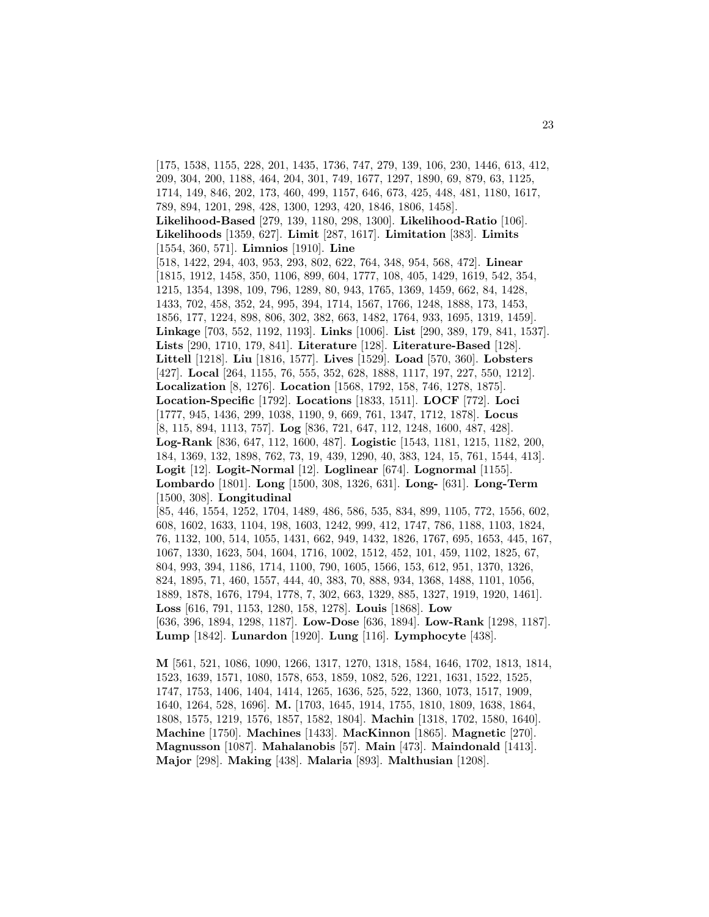[175, 1538, 1155, 228, 201, 1435, 1736, 747, 279, 139, 106, 230, 1446, 613, 412, 209, 304, 200, 1188, 464, 204, 301, 749, 1677, 1297, 1890, 69, 879, 63, 1125, 1714, 149, 846, 202, 173, 460, 499, 1157, 646, 673, 425, 448, 481, 1180, 1617, 789, 894, 1201, 298, 428, 1300, 1293, 420, 1846, 1806, 1458]. **Likelihood-Based** [279, 139, 1180, 298, 1300]. **Likelihood-Ratio** [106]. **Likelihoods** [1359, 627]. **Limit** [287, 1617]. **Limitation** [383]. **Limits** [1554, 360, 571]. **Limnios** [1910]. **Line** [518, 1422, 294, 403, 953, 293, 802, 622, 764, 348, 954, 568, 472]. **Linear** [1815, 1912, 1458, 350, 1106, 899, 604, 1777, 108, 405, 1429, 1619, 542, 354, 1215, 1354, 1398, 109, 796, 1289, 80, 943, 1765, 1369, 1459, 662, 84, 1428, 1433, 702, 458, 352, 24, 995, 394, 1714, 1567, 1766, 1248, 1888, 173, 1453, 1856, 177, 1224, 898, 806, 302, 382, 663, 1482, 1764, 933, 1695, 1319, 1459]. **Linkage** [703, 552, 1192, 1193]. **Links** [1006]. **List** [290, 389, 179, 841, 1537]. **Lists** [290, 1710, 179, 841]. **Literature** [128]. **Literature-Based** [128]. **Littell** [1218]. **Liu** [1816, 1577]. **Lives** [1529]. **Load** [570, 360]. **Lobsters** [427]. **Local** [264, 1155, 76, 555, 352, 628, 1888, 1117, 197, 227, 550, 1212]. **Localization** [8, 1276]. **Location** [1568, 1792, 158, 746, 1278, 1875]. **Location-Specific** [1792]. **Locations** [1833, 1511]. **LOCF** [772]. **Loci** [1777, 945, 1436, 299, 1038, 1190, 9, 669, 761, 1347, 1712, 1878]. **Locus** [8, 115, 894, 1113, 757]. **Log** [836, 721, 647, 112, 1248, 1600, 487, 428]. **Log-Rank** [836, 647, 112, 1600, 487]. **Logistic** [1543, 1181, 1215, 1182, 200, 184, 1369, 132, 1898, 762, 73, 19, 439, 1290, 40, 383, 124, 15, 761, 1544, 413]. **Logit** [12]. **Logit-Normal** [12]. **Loglinear** [674]. **Lognormal** [1155]. **Lombardo** [1801]. **Long** [1500, 308, 1326, 631]. **Long-** [631]. **Long-Term** [1500, 308]. **Longitudinal** [85, 446, 1554, 1252, 1704, 1489, 486, 586, 535, 834, 899, 1105, 772, 1556, 602, 608, 1602, 1633, 1104, 198, 1603, 1242, 999, 412, 1747, 786, 1188, 1103, 1824, 76, 1132, 100, 514, 1055, 1431, 662, 949, 1432, 1826, 1767, 695, 1653, 445, 167, 1067, 1330, 1623, 504, 1604, 1716, 1002, 1512, 452, 101, 459, 1102, 1825, 67, 804, 993, 394, 1186, 1714, 1100, 790, 1605, 1566, 153, 612, 951, 1370, 1326, 824, 1895, 71, 460, 1557, 444, 40, 383, 70, 888, 934, 1368, 1488, 1101, 1056, 1889, 1878, 1676, 1794, 1778, 7, 302, 663, 1329, 885, 1327, 1919, 1920, 1461]. **Loss** [616, 791, 1153, 1280, 158, 1278]. **Louis** [1868]. **Low** [636, 396, 1894, 1298, 1187]. **Low-Dose** [636, 1894]. **Low-Rank** [1298, 1187]. **Lump** [1842]. **Lunardon** [1920]. **Lung** [116]. **Lymphocyte** [438].

**M** [561, 521, 1086, 1090, 1266, 1317, 1270, 1318, 1584, 1646, 1702, 1813, 1814, 1523, 1639, 1571, 1080, 1578, 653, 1859, 1082, 526, 1221, 1631, 1522, 1525, 1747, 1753, 1406, 1404, 1414, 1265, 1636, 525, 522, 1360, 1073, 1517, 1909, 1640, 1264, 528, 1696]. **M.** [1703, 1645, 1914, 1755, 1810, 1809, 1638, 1864, 1808, 1575, 1219, 1576, 1857, 1582, 1804]. **Machin** [1318, 1702, 1580, 1640]. **Machine** [1750]. **Machines** [1433]. **MacKinnon** [1865]. **Magnetic** [270]. **Magnusson** [1087]. **Mahalanobis** [57]. **Main** [473]. **Maindonald** [1413]. **Major** [298]. **Making** [438]. **Malaria** [893]. **Malthusian** [1208].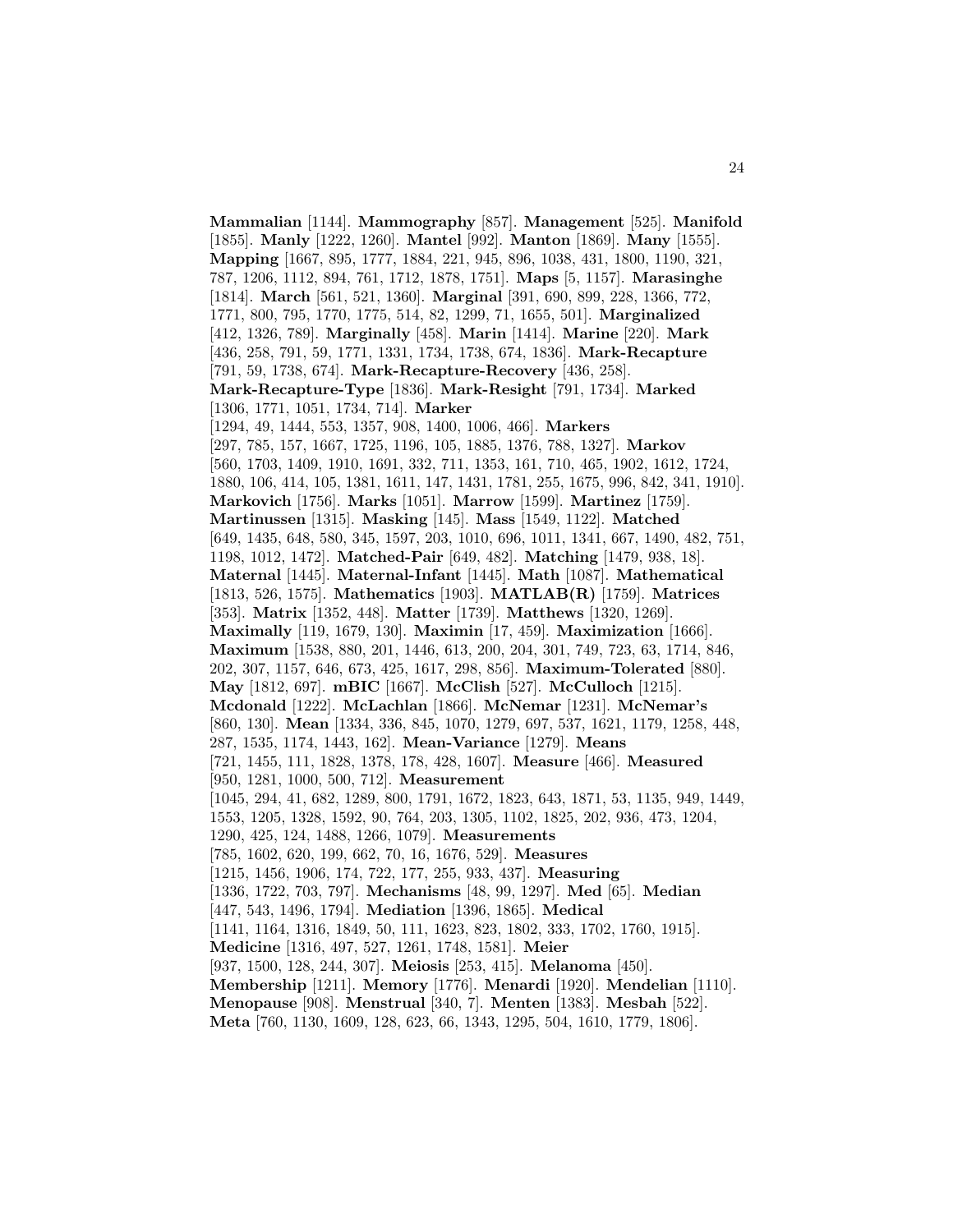**Mammalian** [1144]. **Mammography** [857]. **Management** [525]. **Manifold** [1855]. **Manly** [1222, 1260]. **Mantel** [992]. **Manton** [1869]. **Many** [1555]. **Mapping** [1667, 895, 1777, 1884, 221, 945, 896, 1038, 431, 1800, 1190, 321, 787, 1206, 1112, 894, 761, 1712, 1878, 1751]. **Maps** [5, 1157]. **Marasinghe** [1814]. **March** [561, 521, 1360]. **Marginal** [391, 690, 899, 228, 1366, 772, 1771, 800, 795, 1770, 1775, 514, 82, 1299, 71, 1655, 501]. **Marginalized** [412, 1326, 789]. **Marginally** [458]. **Marin** [1414]. **Marine** [220]. **Mark** [436, 258, 791, 59, 1771, 1331, 1734, 1738, 674, 1836]. **Mark-Recapture** [791, 59, 1738, 674]. **Mark-Recapture-Recovery** [436, 258]. **Mark-Recapture-Type** [1836]. **Mark-Resight** [791, 1734]. **Marked** [1306, 1771, 1051, 1734, 714]. **Marker** [1294, 49, 1444, 553, 1357, 908, 1400, 1006, 466]. **Markers** [297, 785, 157, 1667, 1725, 1196, 105, 1885, 1376, 788, 1327]. **Markov** [560, 1703, 1409, 1910, 1691, 332, 711, 1353, 161, 710, 465, 1902, 1612, 1724, 1880, 106, 414, 105, 1381, 1611, 147, 1431, 1781, 255, 1675, 996, 842, 341, 1910]. **Markovich** [1756]. **Marks** [1051]. **Marrow** [1599]. **Martinez** [1759]. **Martinussen** [1315]. **Masking** [145]. **Mass** [1549, 1122]. **Matched** [649, 1435, 648, 580, 345, 1597, 203, 1010, 696, 1011, 1341, 667, 1490, 482, 751, 1198, 1012, 1472]. **Matched-Pair** [649, 482]. **Matching** [1479, 938, 18]. **Maternal** [1445]. **Maternal-Infant** [1445]. **Math** [1087]. **Mathematical** [1813, 526, 1575]. **Mathematics** [1903]. **MATLAB(R)** [1759]. **Matrices** [353]. **Matrix** [1352, 448]. **Matter** [1739]. **Matthews** [1320, 1269]. **Maximally** [119, 1679, 130]. **Maximin** [17, 459]. **Maximization** [1666]. **Maximum** [1538, 880, 201, 1446, 613, 200, 204, 301, 749, 723, 63, 1714, 846, 202, 307, 1157, 646, 673, 425, 1617, 298, 856]. **Maximum-Tolerated** [880]. **May** [1812, 697]. **mBIC** [1667]. **McClish** [527]. **McCulloch** [1215]. **Mcdonald** [1222]. **McLachlan** [1866]. **McNemar** [1231]. **McNemar's** [860, 130]. **Mean** [1334, 336, 845, 1070, 1279, 697, 537, 1621, 1179, 1258, 448, 287, 1535, 1174, 1443, 162]. **Mean-Variance** [1279]. **Means** [721, 1455, 111, 1828, 1378, 178, 428, 1607]. **Measure** [466]. **Measured** [950, 1281, 1000, 500, 712]. **Measurement** [1045, 294, 41, 682, 1289, 800, 1791, 1672, 1823, 643, 1871, 53, 1135, 949, 1449, 1553, 1205, 1328, 1592, 90, 764, 203, 1305, 1102, 1825, 202, 936, 473, 1204, 1290, 425, 124, 1488, 1266, 1079]. **Measurements** [785, 1602, 620, 199, 662, 70, 16, 1676, 529]. **Measures** [1215, 1456, 1906, 174, 722, 177, 255, 933, 437]. **Measuring** [1336, 1722, 703, 797]. **Mechanisms** [48, 99, 1297]. **Med** [65]. **Median** [447, 543, 1496, 1794]. **Mediation** [1396, 1865]. **Medical** [1141, 1164, 1316, 1849, 50, 111, 1623, 823, 1802, 333, 1702, 1760, 1915]. **Medicine** [1316, 497, 527, 1261, 1748, 1581]. **Meier** [937, 1500, 128, 244, 307]. **Meiosis** [253, 415]. **Melanoma** [450]. **Membership** [1211]. **Memory** [1776]. **Menardi** [1920]. **Mendelian** [1110]. **Menopause** [908]. **Menstrual** [340, 7]. **Menten** [1383]. **Mesbah** [522]. **Meta** [760, 1130, 1609, 128, 623, 66, 1343, 1295, 504, 1610, 1779, 1806].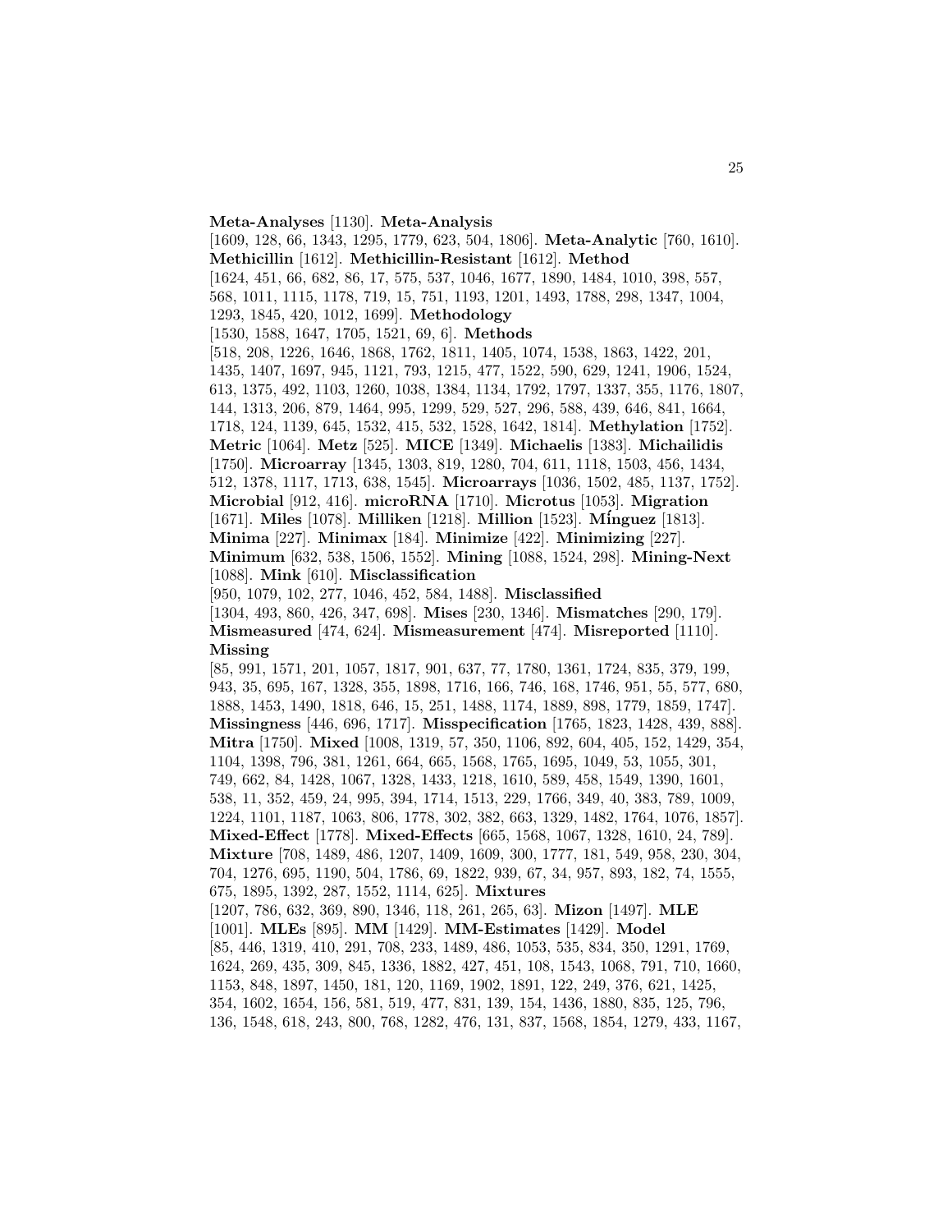**Meta-Analyses** [1130]. **Meta-Analysis** [1609, 128, 66, 1343, 1295, 1779, 623, 504, 1806]. **Meta-Analytic** [760, 1610]. **Methicillin** [1612]. **Methicillin-Resistant** [1612]. **Method** [1624, 451, 66, 682, 86, 17, 575, 537, 1046, 1677, 1890, 1484, 1010, 398, 557, 568, 1011, 1115, 1178, 719, 15, 751, 1193, 1201, 1493, 1788, 298, 1347, 1004, 1293, 1845, 420, 1012, 1699]. **Methodology** [1530, 1588, 1647, 1705, 1521, 69, 6]. **Methods** [518, 208, 1226, 1646, 1868, 1762, 1811, 1405, 1074, 1538, 1863, 1422, 201, 1435, 1407, 1697, 945, 1121, 793, 1215, 477, 1522, 590, 629, 1241, 1906, 1524, 613, 1375, 492, 1103, 1260, 1038, 1384, 1134, 1792, 1797, 1337, 355, 1176, 1807, 144, 1313, 206, 879, 1464, 995, 1299, 529, 527, 296, 588, 439, 646, 841, 1664, 1718, 124, 1139, 645, 1532, 415, 532, 1528, 1642, 1814]. **Methylation** [1752]. **Metric** [1064]. **Metz** [525]. **MICE** [1349]. **Michaelis** [1383]. **Michailidis** [1750]. **Microarray** [1345, 1303, 819, 1280, 704, 611, 1118, 1503, 456, 1434, 512, 1378, 1117, 1713, 638, 1545]. **Microarrays** [1036, 1502, 485, 1137, 1752]. **Microbial** [912, 416]. **microRNA** [1710]. **Microtus** [1053]. **Migration** [1671]. **Miles** [1078]. **Milliken** [1218]. **Million** [1523]. **Mínguez** [1813]. **Minima** [227]. **Minimax** [184]. **Minimize** [422]. **Minimizing** [227]. **Minimum** [632, 538, 1506, 1552]. **Mining** [1088, 1524, 298]. **Mining-Next** [1088]. **Mink** [610]. **Misclassification** [950, 1079, 102, 277, 1046, 452, 584, 1488]. **Misclassified** [1304, 493, 860, 426, 347, 698]. **Mises** [230, 1346]. **Mismatches** [290, 179]. **Mismeasured** [474, 624]. **Mismeasurement** [474]. **Misreported** [1110]. **Missing** [85, 991, 1571, 201, 1057, 1817, 901, 637, 77, 1780, 1361, 1724, 835, 379, 199, 943, 35, 695, 167, 1328, 355, 1898, 1716, 166, 746, 168, 1746, 951, 55, 577, 680, 1888, 1453, 1490, 1818, 646, 15, 251, 1488, 1174, 1889, 898, 1779, 1859, 1747]. **Missingness** [446, 696, 1717]. **Misspecification** [1765, 1823, 1428, 439, 888]. **Mitra** [1750]. **Mixed** [1008, 1319, 57, 350, 1106, 892, 604, 405, 152, 1429, 354, 1104, 1398, 796, 381, 1261, 664, 665, 1568, 1765, 1695, 1049, 53, 1055, 301, 749, 662, 84, 1428, 1067, 1328, 1433, 1218, 1610, 589, 458, 1549, 1390, 1601, 538, 11, 352, 459, 24, 995, 394, 1714, 1513, 229, 1766, 349, 40, 383, 789, 1009, 1224, 1101, 1187, 1063, 806, 1778, 302, 382, 663, 1329, 1482, 1764, 1076, 1857]. **Mixed-Effect** [1778]. **Mixed-Effects** [665, 1568, 1067, 1328, 1610, 24, 789]. **Mixture** [708, 1489, 486, 1207, 1409, 1609, 300, 1777, 181, 549, 958, 230, 304, 704, 1276, 695, 1190, 504, 1786, 69, 1822, 939, 67, 34, 957, 893, 182, 74, 1555, 675, 1895, 1392, 287, 1552, 1114, 625]. **Mixtures** [1207, 786, 632, 369, 890, 1346, 118, 261, 265, 63]. **Mizon** [1497]. **MLE** [1001]. **MLEs** [895]. **MM** [1429]. **MM-Estimates** [1429]. **Model** [85, 446, 1319, 410, 291, 708, 233, 1489, 486, 1053, 535, 834, 350, 1291, 1769, 1624, 269, 435, 309, 845, 1336, 1882, 427, 451, 108, 1543, 1068, 791, 710, 1660, 1153, 848, 1897, 1450, 181, 120, 1169, 1902, 1891, 122, 249, 376, 621, 1425, 354, 1602, 1654, 156, 581, 519, 477, 831, 139, 154, 1436, 1880, 835, 125, 796, 136, 1548, 618, 243, 800, 768, 1282, 476, 131, 837, 1568, 1854, 1279, 433, 1167,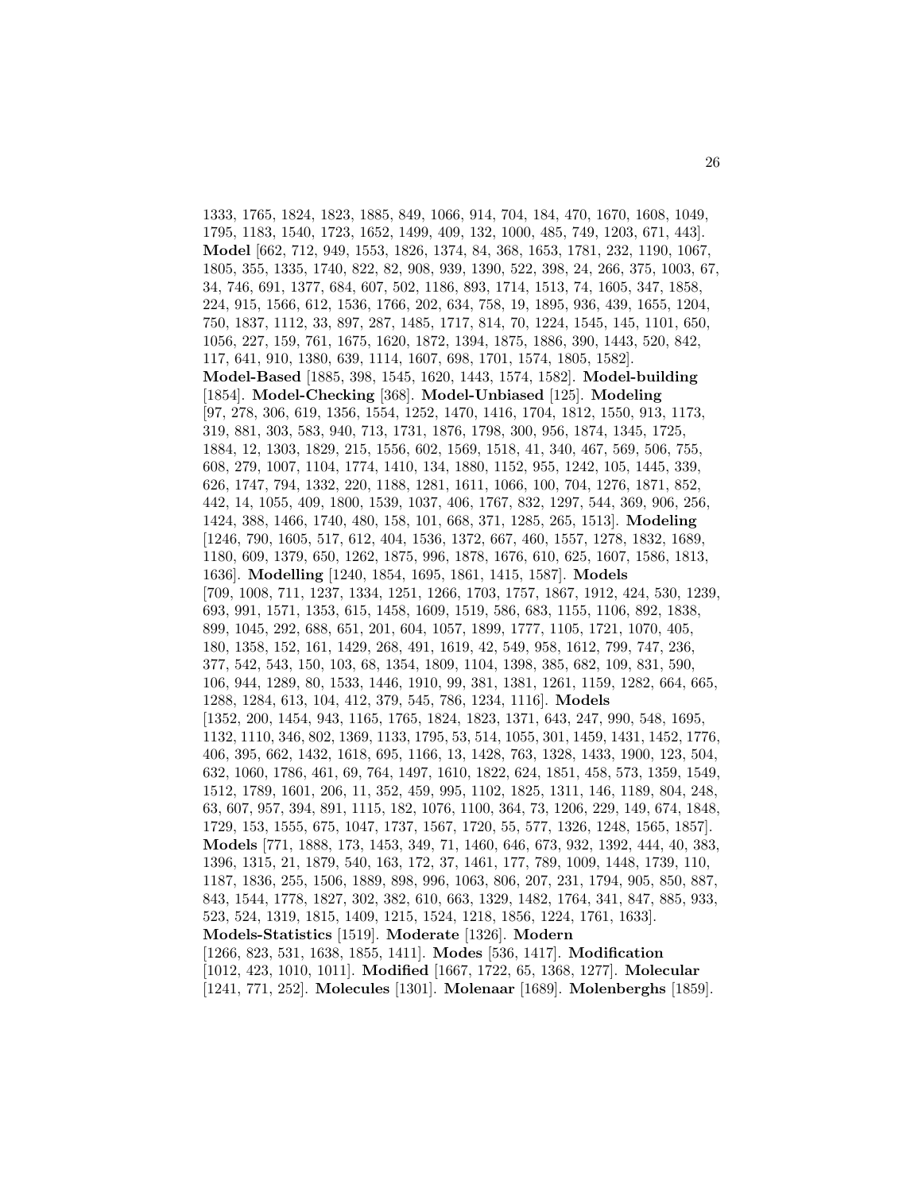1333, 1765, 1824, 1823, 1885, 849, 1066, 914, 704, 184, 470, 1670, 1608, 1049, 1795, 1183, 1540, 1723, 1652, 1499, 409, 132, 1000, 485, 749, 1203, 671, 443]. **Model** [662, 712, 949, 1553, 1826, 1374, 84, 368, 1653, 1781, 232, 1190, 1067, 1805, 355, 1335, 1740, 822, 82, 908, 939, 1390, 522, 398, 24, 266, 375, 1003, 67, 34, 746, 691, 1377, 684, 607, 502, 1186, 893, 1714, 1513, 74, 1605, 347, 1858, 224, 915, 1566, 612, 1536, 1766, 202, 634, 758, 19, 1895, 936, 439, 1655, 1204, 750, 1837, 1112, 33, 897, 287, 1485, 1717, 814, 70, 1224, 1545, 145, 1101, 650, 1056, 227, 159, 761, 1675, 1620, 1872, 1394, 1875, 1886, 390, 1443, 520, 842, 117, 641, 910, 1380, 639, 1114, 1607, 698, 1701, 1574, 1805, 1582]. **Model-Based** [1885, 398, 1545, 1620, 1443, 1574, 1582]. **Model-building** [1854]. **Model-Checking** [368]. **Model-Unbiased** [125]. **Modeling** [97, 278, 306, 619, 1356, 1554, 1252, 1470, 1416, 1704, 1812, 1550, 913, 1173, 319, 881, 303, 583, 940, 713, 1731, 1876, 1798, 300, 956, 1874, 1345, 1725, 1884, 12, 1303, 1829, 215, 1556, 602, 1569, 1518, 41, 340, 467, 569, 506, 755, 608, 279, 1007, 1104, 1774, 1410, 134, 1880, 1152, 955, 1242, 105, 1445, 339, 626, 1747, 794, 1332, 220, 1188, 1281, 1611, 1066, 100, 704, 1276, 1871, 852, 442, 14, 1055, 409, 1800, 1539, 1037, 406, 1767, 832, 1297, 544, 369, 906, 256, 1424, 388, 1466, 1740, 480, 158, 101, 668, 371, 1285, 265, 1513]. **Modeling** [1246, 790, 1605, 517, 612, 404, 1536, 1372, 667, 460, 1557, 1278, 1832, 1689, 1180, 609, 1379, 650, 1262, 1875, 996, 1878, 1676, 610, 625, 1607, 1586, 1813, 1636]. **Modelling** [1240, 1854, 1695, 1861, 1415, 1587]. **Models** [709, 1008, 711, 1237, 1334, 1251, 1266, 1703, 1757, 1867, 1912, 424, 530, 1239, 693, 991, 1571, 1353, 615, 1458, 1609, 1519, 586, 683, 1155, 1106, 892, 1838, 899, 1045, 292, 688, 651, 201, 604, 1057, 1899, 1777, 1105, 1721, 1070, 405, 180, 1358, 152, 161, 1429, 268, 491, 1619, 42, 549, 958, 1612, 799, 747, 236, 377, 542, 543, 150, 103, 68, 1354, 1809, 1104, 1398, 385, 682, 109, 831, 590, 106, 944, 1289, 80, 1533, 1446, 1910, 99, 381, 1381, 1261, 1159, 1282, 664, 665, 1288, 1284, 613, 104, 412, 379, 545, 786, 1234, 1116]. **Models** [1352, 200, 1454, 943, 1165, 1765, 1824, 1823, 1371, 643, 247, 990, 548, 1695, 1132, 1110, 346, 802, 1369, 1133, 1795, 53, 514, 1055, 301, 1459, 1431, 1452, 1776, 406, 395, 662, 1432, 1618, 695, 1166, 13, 1428, 763, 1328, 1433, 1900, 123, 504, 632, 1060, 1786, 461, 69, 764, 1497, 1610, 1822, 624, 1851, 458, 573, 1359, 1549, 1512, 1789, 1601, 206, 11, 352, 459, 995, 1102, 1825, 1311, 146, 1189, 804, 248, 63, 607, 957, 394, 891, 1115, 182, 1076, 1100, 364, 73, 1206, 229, 149, 674, 1848, 1729, 153, 1555, 675, 1047, 1737, 1567, 1720, 55, 577, 1326, 1248, 1565, 1857]. **Models** [771, 1888, 173, 1453, 349, 71, 1460, 646, 673, 932, 1392, 444, 40, 383, 1396, 1315, 21, 1879, 540, 163, 172, 37, 1461, 177, 789, 1009, 1448, 1739, 110, 1187, 1836, 255, 1506, 1889, 898, 996, 1063, 806, 207, 231, 1794, 905, 850, 887, 843, 1544, 1778, 1827, 302, 382, 610, 663, 1329, 1482, 1764, 341, 847, 885, 933, 523, 524, 1319, 1815, 1409, 1215, 1524, 1218, 1856, 1224, 1761, 1633]. **Models-Statistics** [1519]. **Moderate** [1326]. **Modern** [1266, 823, 531, 1638, 1855, 1411]. **Modes** [536, 1417]. **Modification** [1012, 423, 1010, 1011]. **Modified** [1667, 1722, 65, 1368, 1277]. **Molecular** [1241, 771, 252]. **Molecules** [1301]. **Molenaar** [1689]. **Molenberghs** [1859].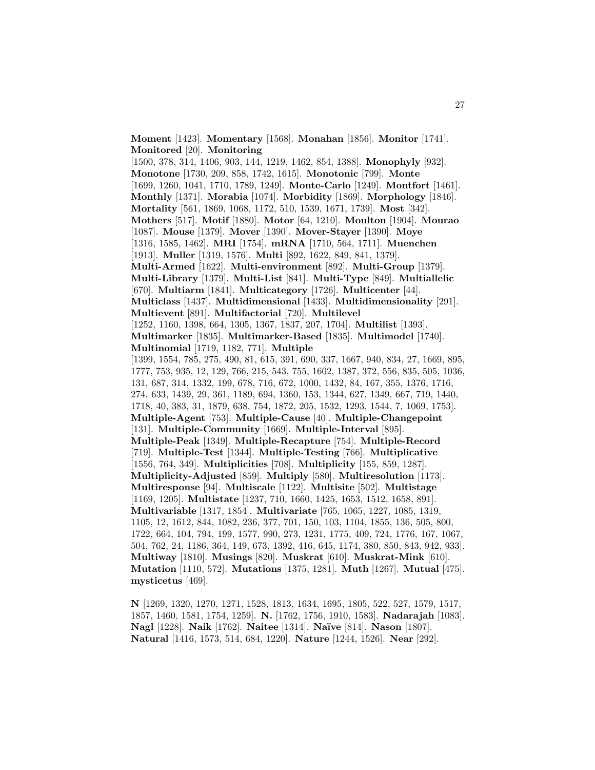**Moment** [1423]. **Momentary** [1568]. **Monahan** [1856]. **Monitor** [1741]. **Monitored** [20]. **Monitoring** [1500, 378, 314, 1406, 903, 144, 1219, 1462, 854, 1388]. **Monophyly** [932]. **Monotone** [1730, 209, 858, 1742, 1615]. **Monotonic** [799]. **Monte** [1699, 1260, 1041, 1710, 1789, 1249]. **Monte-Carlo** [1249]. **Montfort** [1461]. **Monthly** [1371]. **Morabia** [1074]. **Morbidity** [1869]. **Morphology** [1846]. **Mortality** [561, 1869, 1068, 1172, 510, 1539, 1671, 1739]. **Most** [342]. **Mothers** [517]. **Motif** [1880]. **Motor** [64, 1210]. **Moulton** [1904]. **Mourao** [1087]. **Mouse** [1379]. **Mover** [1390]. **Mover-Stayer** [1390]. **Moye** [1316, 1585, 1462]. **MRI** [1754]. **mRNA** [1710, 564, 1711]. **Muenchen** [1913]. **Muller** [1319, 1576]. **Multi** [892, 1622, 849, 841, 1379]. **Multi-Armed** [1622]. **Multi-environment** [892]. **Multi-Group** [1379]. **Multi-Library** [1379]. **Multi-List** [841]. **Multi-Type** [849]. **Multiallelic** [670]. **Multiarm** [1841]. **Multicategory** [1726]. **Multicenter** [44]. **Multiclass** [1437]. **Multidimensional** [1433]. **Multidimensionality** [291]. **Multievent** [891]. **Multifactorial** [720]. **Multilevel** [1252, 1160, 1398, 664, 1305, 1367, 1837, 207, 1704]. **Multilist** [1393]. **Multimarker** [1835]. **Multimarker-Based** [1835]. **Multimodel** [1740]. **Multinomial** [1719, 1182, 771]. **Multiple** [1399, 1554, 785, 275, 490, 81, 615, 391, 690, 337, 1667, 940, 834, 27, 1669, 895, 1777, 753, 935, 12, 129, 766, 215, 543, 755, 1602, 1387, 372, 556, 835, 505, 1036, 131, 687, 314, 1332, 199, 678, 716, 672, 1000, 1432, 84, 167, 355, 1376, 1716, 274, 633, 1439, 29, 361, 1189, 694, 1360, 153, 1344, 627, 1349, 667, 719, 1440, 1718, 40, 383, 31, 1879, 638, 754, 1872, 205, 1532, 1293, 1544, 7, 1069, 1753]. **Multiple-Agent** [753]. **Multiple-Cause** [40]. **Multiple-Changepoint** [131]. **Multiple-Community** [1669]. **Multiple-Interval** [895]. **Multiple-Peak** [1349]. **Multiple-Recapture** [754]. **Multiple-Record** [719]. **Multiple-Test** [1344]. **Multiple-Testing** [766]. **Multiplicative** [1556, 764, 349]. **Multiplicities** [708]. **Multiplicity** [155, 859, 1287]. **Multiplicity-Adjusted** [859]. **Multiply** [580]. **Multiresolution** [1173]. **Multiresponse** [94]. **Multiscale** [1122]. **Multisite** [502]. **Multistage** [1169, 1205]. **Multistate** [1237, 710, 1660, 1425, 1653, 1512, 1658, 891]. **Multivariable** [1317, 1854]. **Multivariate** [765, 1065, 1227, 1085, 1319, 1105, 12, 1612, 844, 1082, 236, 377, 701, 150, 103, 1104, 1855, 136, 505, 800, 1722, 664, 104, 794, 199, 1577, 990, 273, 1231, 1775, 409, 724, 1776, 167, 1067, 504, 762, 24, 1186, 364, 149, 673, 1392, 416, 645, 1174, 380, 850, 843, 942, 933]. **Multiway** [1810]. **Musings** [820]. **Muskrat** [610]. **Muskrat-Mink** [610]. **Mutation** [1110, 572]. **Mutations** [1375, 1281]. **Muth** [1267]. **Mutual** [475]. **mysticetus** [469].

**N** [1269, 1320, 1270, 1271, 1528, 1813, 1634, 1695, 1805, 522, 527, 1579, 1517, 1857, 1460, 1581, 1754, 1259]. **N.** [1762, 1756, 1910, 1583]. **Nadarajah** [1083]. **Nagl** [1228]. **Naik** [1762]. **Naitee** [1314]. **Naïve** [814]. **Nason** [1807]. **Natural** [1416, 1573, 514, 684, 1220]. **Nature** [1244, 1526]. **Near** [292].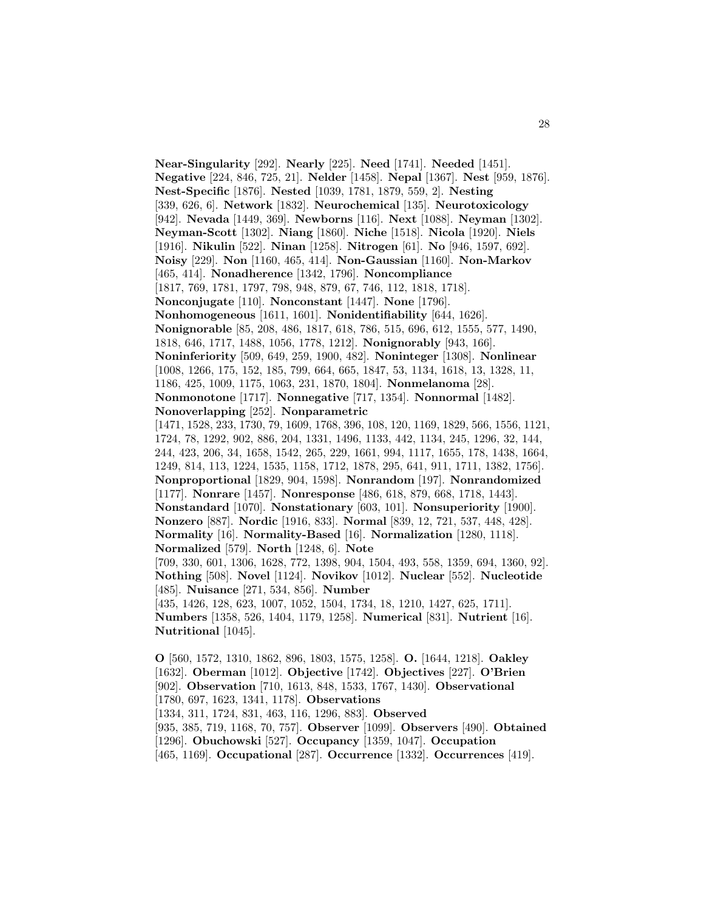**Near-Singularity** [292]. **Nearly** [225]. **Need** [1741]. **Needed** [1451]. **Negative** [224, 846, 725, 21]. **Nelder** [1458]. **Nepal** [1367]. **Nest** [959, 1876]. **Nest-Specific** [1876]. **Nested** [1039, 1781, 1879, 559, 2]. **Nesting** [339, 626, 6]. **Network** [1832]. **Neurochemical** [135]. **Neurotoxicology** [942]. **Nevada** [1449, 369]. **Newborns** [116]. **Next** [1088]. **Neyman** [1302]. **Neyman-Scott** [1302]. **Niang** [1860]. **Niche** [1518]. **Nicola** [1920]. **Niels** [1916]. **Nikulin** [522]. **Ninan** [1258]. **Nitrogen** [61]. **No** [946, 1597, 692]. **Noisy** [229]. **Non** [1160, 465, 414]. **Non-Gaussian** [1160]. **Non-Markov** [465, 414]. **Nonadherence** [1342, 1796]. **Noncompliance** [1817, 769, 1781, 1797, 798, 948, 879, 67, 746, 112, 1818, 1718]. **Nonconjugate** [110]. **Nonconstant** [1447]. **None** [1796]. **Nonhomogeneous** [1611, 1601]. **Nonidentifiability** [644, 1626]. **Nonignorable** [85, 208, 486, 1817, 618, 786, 515, 696, 612, 1555, 577, 1490, 1818, 646, 1717, 1488, 1056, 1778, 1212]. **Nonignorably** [943, 166]. **Noninferiority** [509, 649, 259, 1900, 482]. **Noninteger** [1308]. **Nonlinear** [1008, 1266, 175, 152, 185, 799, 664, 665, 1847, 53, 1134, 1618, 13, 1328, 11, 1186, 425, 1009, 1175, 1063, 231, 1870, 1804]. **Nonmelanoma** [28]. **Nonmonotone** [1717]. **Nonnegative** [717, 1354]. **Nonnormal** [1482]. **Nonoverlapping** [252]. **Nonparametric** [1471, 1528, 233, 1730, 79, 1609, 1768, 396, 108, 120, 1169, 1829, 566, 1556, 1121, 1724, 78, 1292, 902, 886, 204, 1331, 1496, 1133, 442, 1134, 245, 1296, 32, 144, 244, 423, 206, 34, 1658, 1542, 265, 229, 1661, 994, 1117, 1655, 178, 1438, 1664, 1249, 814, 113, 1224, 1535, 1158, 1712, 1878, 295, 641, 911, 1711, 1382, 1756]. **Nonproportional** [1829, 904, 1598]. **Nonrandom** [197]. **Nonrandomized** [1177]. **Nonrare** [1457]. **Nonresponse** [486, 618, 879, 668, 1718, 1443]. **Nonstandard** [1070]. **Nonstationary** [603, 101]. **Nonsuperiority** [1900]. **Nonzero** [887]. **Nordic** [1916, 833]. **Normal** [839, 12, 721, 537, 448, 428]. **Normality** [16]. **Normality-Based** [16]. **Normalization** [1280, 1118]. **Normalized** [579]. **North** [1248, 6]. **Note** [709, 330, 601, 1306, 1628, 772, 1398, 904, 1504, 493, 558, 1359, 694, 1360, 92]. **Nothing** [508]. **Novel** [1124]. **Novikov** [1012]. **Nuclear** [552]. **Nucleotide** [485]. **Nuisance** [271, 534, 856]. **Number** [435, 1426, 128, 623, 1007, 1052, 1504, 1734, 18, 1210, 1427, 625, 1711]. **Numbers** [1358, 526, 1404, 1179, 1258]. **Numerical** [831]. **Nutrient** [16]. **Nutritional** [1045].

**O** [560, 1572, 1310, 1862, 896, 1803, 1575, 1258]. **O.** [1644, 1218]. **Oakley** [1632]. **Oberman** [1012]. **Objective** [1742]. **Objectives** [227]. **O'Brien** [902]. **Observation** [710, 1613, 848, 1533, 1767, 1430]. **Observational** [1780, 697, 1623, 1341, 1178]. **Observations** [1334, 311, 1724, 831, 463, 116, 1296, 883]. **Observed** [935, 385, 719, 1168, 70, 757]. **Observer** [1099]. **Observers** [490]. **Obtained** [1296]. **Obuchowski** [527]. **Occupancy** [1359, 1047]. **Occupation** [465, 1169]. **Occupational** [287]. **Occurrence** [1332]. **Occurrences** [419].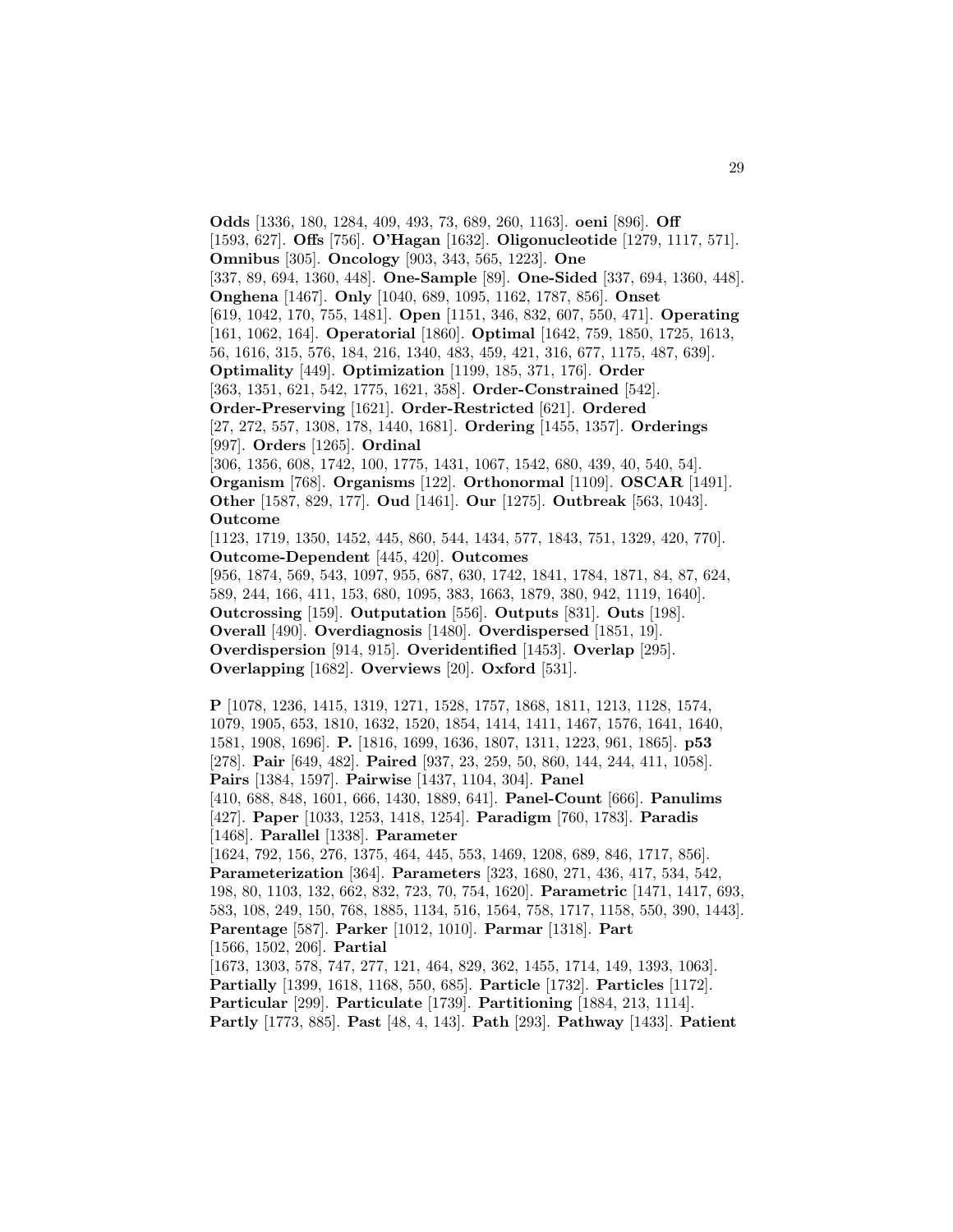**Odds** [1336, 180, 1284, 409, 493, 73, 689, 260, 1163]. **oeni** [896]. **Off** [1593, 627]. **Offs** [756]. **O'Hagan** [1632]. **Oligonucleotide** [1279, 1117, 571]. **Omnibus** [305]. **Oncology** [903, 343, 565, 1223]. **One** [337, 89, 694, 1360, 448]. **One-Sample** [89]. **One-Sided** [337, 694, 1360, 448]. **Onghena** [1467]. **Only** [1040, 689, 1095, 1162, 1787, 856]. **Onset** [619, 1042, 170, 755, 1481]. **Open** [1151, 346, 832, 607, 550, 471]. **Operating** [161, 1062, 164]. **Operatorial** [1860]. **Optimal** [1642, 759, 1850, 1725, 1613, 56, 1616, 315, 576, 184, 216, 1340, 483, 459, 421, 316, 677, 1175, 487, 639]. **Optimality** [449]. **Optimization** [1199, 185, 371, 176]. **Order** [363, 1351, 621, 542, 1775, 1621, 358]. **Order-Constrained** [542]. **Order-Preserving** [1621]. **Order-Restricted** [621]. **Ordered** [27, 272, 557, 1308, 178, 1440, 1681]. **Ordering** [1455, 1357]. **Orderings** [997]. **Orders** [1265]. **Ordinal** [306, 1356, 608, 1742, 100, 1775, 1431, 1067, 1542, 680, 439, 40, 540, 54]. **Organism** [768]. **Organisms** [122]. **Orthonormal** [1109]. **OSCAR** [1491]. **Other** [1587, 829, 177]. **Oud** [1461]. **Our** [1275]. **Outbreak** [563, 1043]. **Outcome** [1123, 1719, 1350, 1452, 445, 860, 544, 1434, 577, 1843, 751, 1329, 420, 770]. **Outcome-Dependent** [445, 420]. **Outcomes** [956, 1874, 569, 543, 1097, 955, 687, 630, 1742, 1841, 1784, 1871, 84, 87, 624, 589, 244, 166, 411, 153, 680, 1095, 383, 1663, 1879, 380, 942, 1119, 1640]. **Outcrossing** [159]. **Outputation** [556]. **Outputs** [831]. **Outs** [198]. **Overall** [490]. **Overdiagnosis** [1480]. **Overdispersed** [1851, 19]. **Overdispersion** [914, 915]. **Overidentified** [1453]. **Overlap** [295]. **Overlapping** [1682]. **Overviews** [20]. **Oxford** [531].

**P** [1078, 1236, 1415, 1319, 1271, 1528, 1757, 1868, 1811, 1213, 1128, 1574, 1079, 1905, 653, 1810, 1632, 1520, 1854, 1414, 1411, 1467, 1576, 1641, 1640, 1581, 1908, 1696]. **P.** [1816, 1699, 1636, 1807, 1311, 1223, 961, 1865]. **p53** [278]. **Pair** [649, 482]. **Paired** [937, 23, 259, 50, 860, 144, 244, 411, 1058]. **Pairs** [1384, 1597]. **Pairwise** [1437, 1104, 304]. **Panel** [410, 688, 848, 1601, 666, 1430, 1889, 641]. **Panel-Count** [666]. **Panulims** [427]. **Paper** [1033, 1253, 1418, 1254]. **Paradigm** [760, 1783]. **Paradis** [1468]. **Parallel** [1338]. **Parameter** [1624, 792, 156, 276, 1375, 464, 445, 553, 1469, 1208, 689, 846, 1717, 856]. **Parameterization** [364]. **Parameters** [323, 1680, 271, 436, 417, 534, 542, 198, 80, 1103, 132, 662, 832, 723, 70, 754, 1620]. **Parametric** [1471, 1417, 693, 583, 108, 249, 150, 768, 1885, 1134, 516, 1564, 758, 1717, 1158, 550, 390, 1443]. **Parentage** [587]. **Parker** [1012, 1010]. **Parmar** [1318]. **Part** [1566, 1502, 206]. **Partial** [1673, 1303, 578, 747, 277, 121, 464, 829, 362, 1455, 1714, 149, 1393, 1063]. **Partially** [1399, 1618, 1168, 550, 685]. **Particle** [1732]. **Particles** [1172]. **Particular** [299]. **Particulate** [1739]. **Partitioning** [1884, 213, 1114]. **Partly** [1773, 885]. **Past** [48, 4, 143]. **Path** [293]. **Pathway** [1433]. **Patient**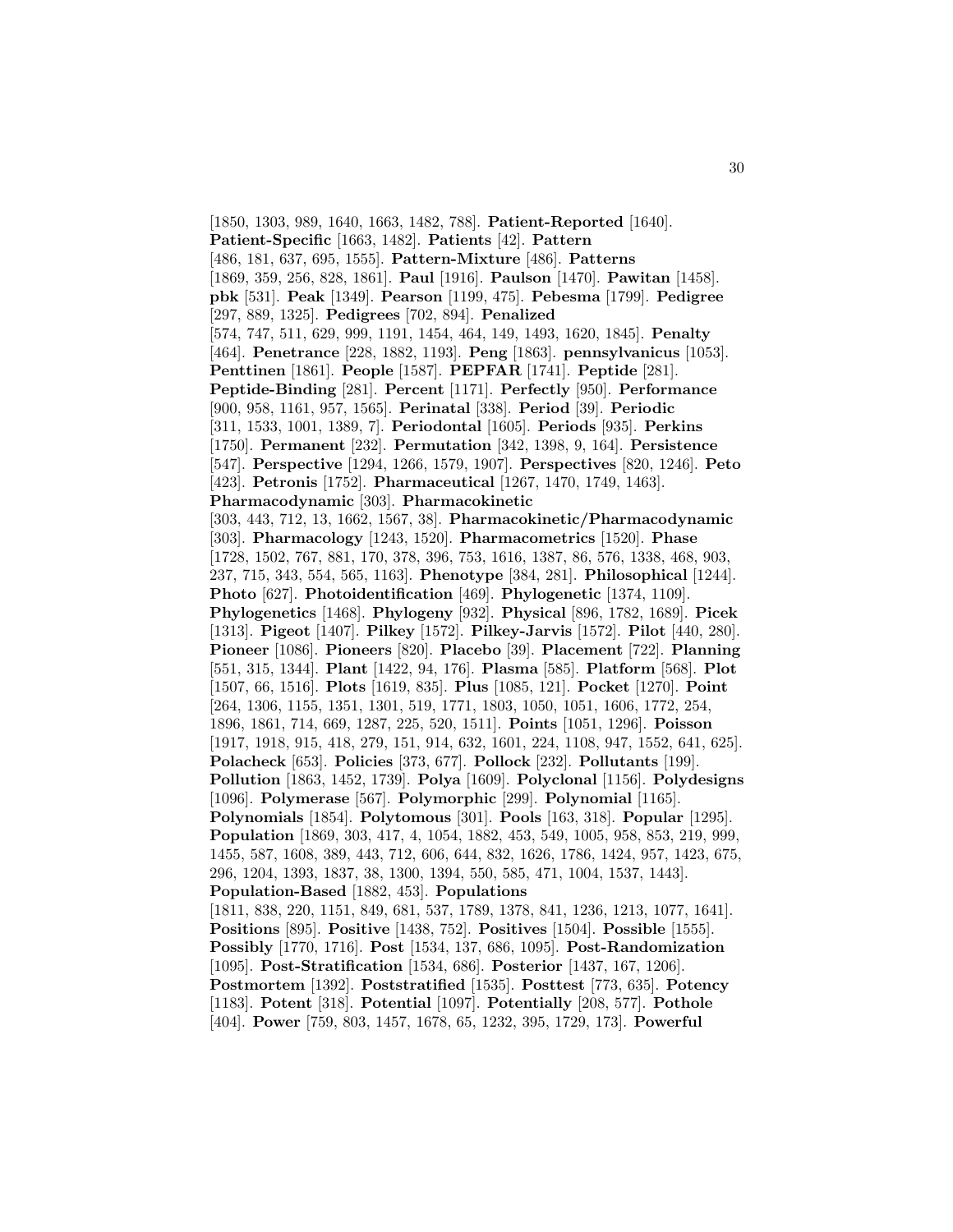[1850, 1303, 989, 1640, 1663, 1482, 788]. **Patient-Reported** [1640]. **Patient-Specific** [1663, 1482]. **Patients** [42]. **Pattern** [486, 181, 637, 695, 1555]. **Pattern-Mixture** [486]. **Patterns** [1869, 359, 256, 828, 1861]. **Paul** [1916]. **Paulson** [1470]. **Pawitan** [1458]. **pbk** [531]. **Peak** [1349]. **Pearson** [1199, 475]. **Pebesma** [1799]. **Pedigree** [297, 889, 1325]. **Pedigrees** [702, 894]. **Penalized** [574, 747, 511, 629, 999, 1191, 1454, 464, 149, 1493, 1620, 1845]. **Penalty** [464]. **Penetrance** [228, 1882, 1193]. **Peng** [1863]. **pennsylvanicus** [1053]. **Penttinen** [1861]. **People** [1587]. **PEPFAR** [1741]. **Peptide** [281]. **Peptide-Binding** [281]. **Percent** [1171]. **Perfectly** [950]. **Performance** [900, 958, 1161, 957, 1565]. **Perinatal** [338]. **Period** [39]. **Periodic** [311, 1533, 1001, 1389, 7]. **Periodontal** [1605]. **Periods** [935]. **Perkins** [1750]. **Permanent** [232]. **Permutation** [342, 1398, 9, 164]. **Persistence** [547]. **Perspective** [1294, 1266, 1579, 1907]. **Perspectives** [820, 1246]. **Peto** [423]. **Petronis** [1752]. **Pharmaceutical** [1267, 1470, 1749, 1463]. **Pharmacodynamic** [303]. **Pharmacokinetic** [303, 443, 712, 13, 1662, 1567, 38]. **Pharmacokinetic/Pharmacodynamic** [303]. **Pharmacology** [1243, 1520]. **Pharmacometrics** [1520]. **Phase** [1728, 1502, 767, 881, 170, 378, 396, 753, 1616, 1387, 86, 576, 1338, 468, 903, 237, 715, 343, 554, 565, 1163]. **Phenotype** [384, 281]. **Philosophical** [1244]. **Photo** [627]. **Photoidentification** [469]. **Phylogenetic** [1374, 1109]. **Phylogenetics** [1468]. **Phylogeny** [932]. **Physical** [896, 1782, 1689]. **Picek** [1313]. **Pigeot** [1407]. **Pilkey** [1572]. **Pilkey-Jarvis** [1572]. **Pilot** [440, 280]. **Pioneer** [1086]. **Pioneers** [820]. **Placebo** [39]. **Placement** [722]. **Planning** [551, 315, 1344]. **Plant** [1422, 94, 176]. **Plasma** [585]. **Platform** [568]. **Plot** [1507, 66, 1516]. **Plots** [1619, 835]. **Plus** [1085, 121]. **Pocket** [1270]. **Point** [264, 1306, 1155, 1351, 1301, 519, 1771, 1803, 1050, 1051, 1606, 1772, 254, 1896, 1861, 714, 669, 1287, 225, 520, 1511]. **Points** [1051, 1296]. **Poisson** [1917, 1918, 915, 418, 279, 151, 914, 632, 1601, 224, 1108, 947, 1552, 641, 625]. **Polacheck** [653]. **Policies** [373, 677]. **Pollock** [232]. **Pollutants** [199]. **Pollution** [1863, 1452, 1739]. **Polya** [1609]. **Polyclonal** [1156]. **Polydesigns** [1096]. **Polymerase** [567]. **Polymorphic** [299]. **Polynomial** [1165]. **Polynomials** [1854]. **Polytomous** [301]. **Pools** [163, 318]. **Popular** [1295]. **Population** [1869, 303, 417, 4, 1054, 1882, 453, 549, 1005, 958, 853, 219, 999, 1455, 587, 1608, 389, 443, 712, 606, 644, 832, 1626, 1786, 1424, 957, 1423, 675, 296, 1204, 1393, 1837, 38, 1300, 1394, 550, 585, 471, 1004, 1537, 1443]. **Population-Based** [1882, 453]. **Populations** [1811, 838, 220, 1151, 849, 681, 537, 1789, 1378, 841, 1236, 1213, 1077, 1641]. **Positions** [895]. **Positive** [1438, 752]. **Positives** [1504]. **Possible** [1555]. **Possibly** [1770, 1716]. **Post** [1534, 137, 686, 1095]. **Post-Randomization** [1095]. **Post-Stratification** [1534, 686]. **Posterior** [1437, 167, 1206]. **Postmortem** [1392]. **Poststratified** [1535]. **Posttest** [773, 635]. **Potency** [1183]. **Potent** [318]. **Potential** [1097]. **Potentially** [208, 577]. **Pothole** [404]. **Power** [759, 803, 1457, 1678, 65, 1232, 395, 1729, 173]. **Powerful**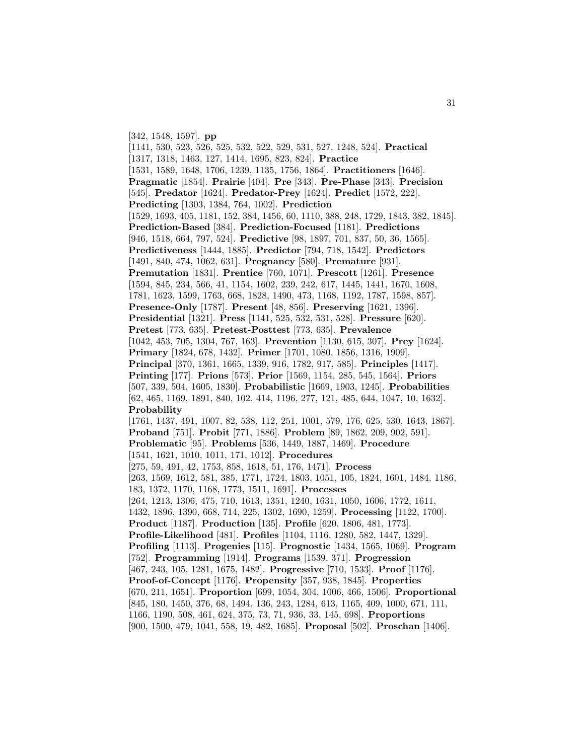[342, 1548, 1597]. **pp** [1141, 530, 523, 526, 525, 532, 522, 529, 531, 527, 1248, 524]. **Practical** [1317, 1318, 1463, 127, 1414, 1695, 823, 824]. **Practice** [1531, 1589, 1648, 1706, 1239, 1135, 1756, 1864]. **Practitioners** [1646]. **Pragmatic** [1854]. **Prairie** [404]. **Pre** [343]. **Pre-Phase** [343]. **Precision** [545]. **Predator** [1624]. **Predator-Prey** [1624]. **Predict** [1572, 222]. **Predicting** [1303, 1384, 764, 1002]. **Prediction** [1529, 1693, 405, 1181, 152, 384, 1456, 60, 1110, 388, 248, 1729, 1843, 382, 1845]. **Prediction-Based** [384]. **Prediction-Focused** [1181]. **Predictions** [946, 1518, 664, 797, 524]. **Predictive** [98, 1897, 701, 837, 50, 36, 1565]. **Predictiveness** [1444, 1885]. **Predictor** [794, 718, 1542]. **Predictors** [1491, 840, 474, 1062, 631]. **Pregnancy** [580]. **Premature** [931]. **Premutation** [1831]. **Prentice** [760, 1071]. **Prescott** [1261]. **Presence** [1594, 845, 234, 566, 41, 1154, 1602, 239, 242, 617, 1445, 1441, 1670, 1608, 1781, 1623, 1599, 1763, 668, 1828, 1490, 473, 1168, 1192, 1787, 1598, 857]. **Presence-Only** [1787]. **Present** [48, 856]. **Preserving** [1621, 1396]. **Presidential** [1321]. **Press** [1141, 525, 532, 531, 528]. **Pressure** [620]. **Pretest** [773, 635]. **Pretest-Posttest** [773, 635]. **Prevalence** [1042, 453, 705, 1304, 767, 163]. **Prevention** [1130, 615, 307]. **Prey** [1624]. **Primary** [1824, 678, 1432]. **Primer** [1701, 1080, 1856, 1316, 1909]. **Principal** [370, 1361, 1665, 1339, 916, 1782, 917, 585]. **Principles** [1417]. **Printing** [177]. **Prions** [573]. **Prior** [1569, 1154, 285, 545, 1564]. **Priors** [507, 339, 504, 1605, 1830]. **Probabilistic** [1669, 1903, 1245]. **Probabilities** [62, 465, 1169, 1891, 840, 102, 414, 1196, 277, 121, 485, 644, 1047, 10, 1632]. **Probability** [1761, 1437, 491, 1007, 82, 538, 112, 251, 1001, 579, 176, 625, 530, 1643, 1867]. **Proband** [751]. **Probit** [771, 1886]. **Problem** [89, 1862, 209, 902, 591]. **Problematic** [95]. **Problems** [536, 1449, 1887, 1469]. **Procedure** [1541, 1621, 1010, 1011, 171, 1012]. **Procedures** [275, 59, 491, 42, 1753, 858, 1618, 51, 176, 1471]. **Process** [263, 1569, 1612, 581, 385, 1771, 1724, 1803, 1051, 105, 1824, 1601, 1484, 1186, 183, 1372, 1170, 1168, 1773, 1511, 1691]. **Processes** [264, 1213, 1306, 475, 710, 1613, 1351, 1240, 1631, 1050, 1606, 1772, 1611, 1432, 1896, 1390, 668, 714, 225, 1302, 1690, 1259]. **Processing** [1122, 1700]. **Product** [1187]. **Production** [135]. **Profile** [620, 1806, 481, 1773]. **Profile-Likelihood** [481]. **Profiles** [1104, 1116, 1280, 582, 1447, 1329]. **Profiling** [1113]. **Progenies** [115]. **Prognostic** [1434, 1565, 1069]. **Program** [752]. **Programming** [1914]. **Programs** [1539, 371]. **Progression** [467, 243, 105, 1281, 1675, 1482]. **Progressive** [710, 1533]. **Proof** [1176]. **Proof-of-Concept** [1176]. **Propensity** [357, 938, 1845]. **Properties** [670, 211, 1651]. **Proportion** [699, 1054, 304, 1006, 466, 1506]. **Proportional** [845, 180, 1450, 376, 68, 1494, 136, 243, 1284, 613, 1165, 409, 1000, 671, 111, 1166, 1190, 508, 461, 624, 375, 73, 71, 936, 33, 145, 698]. **Proportions** [900, 1500, 479, 1041, 558, 19, 482, 1685]. **Proposal** [502]. **Proschan** [1406].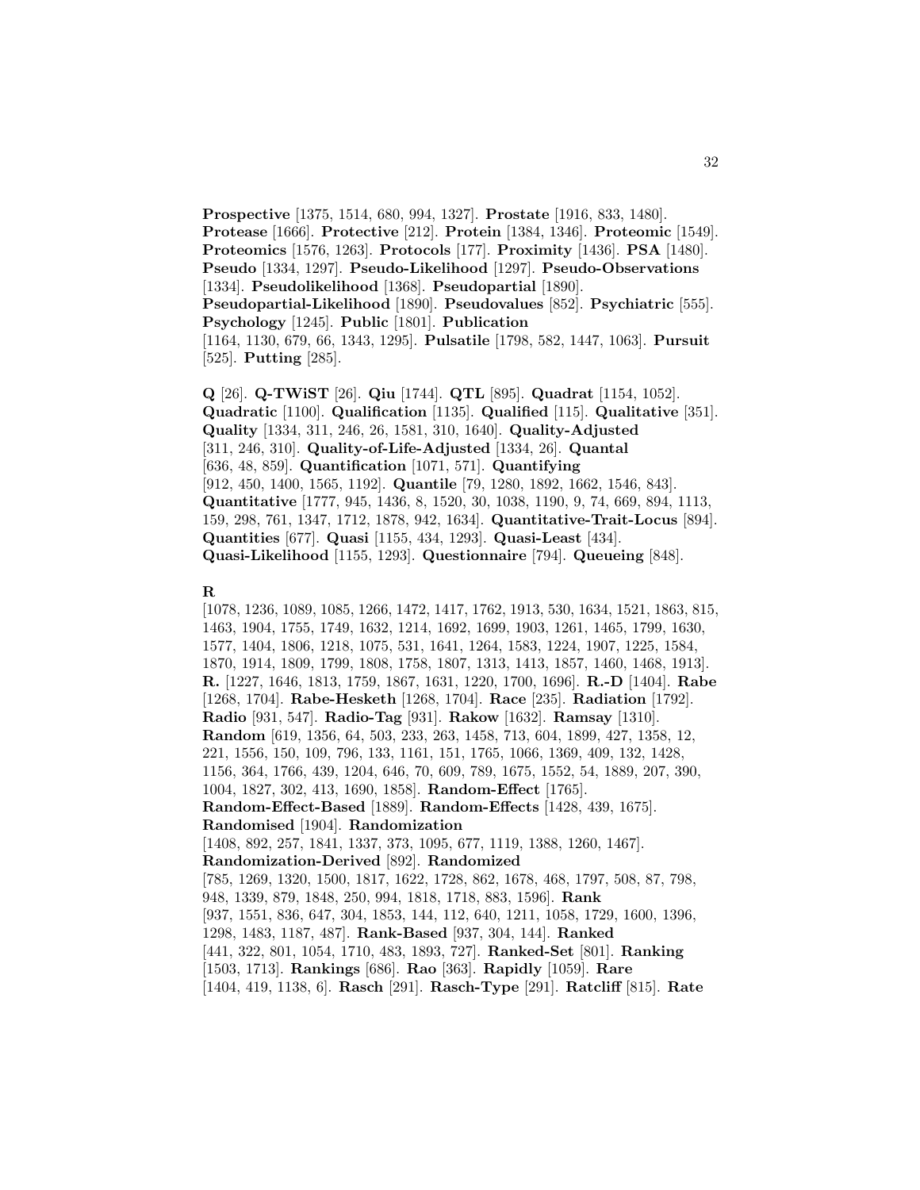**Prospective** [1375, 1514, 680, 994, 1327]. **Prostate** [1916, 833, 1480]. **Protease** [1666]. **Protective** [212]. **Protein** [1384, 1346]. **Proteomic** [1549]. **Proteomics** [1576, 1263]. **Protocols** [177]. **Proximity** [1436]. **PSA** [1480]. **Pseudo** [1334, 1297]. **Pseudo-Likelihood** [1297]. **Pseudo-Observations** [1334]. **Pseudolikelihood** [1368]. **Pseudopartial** [1890]. **Pseudopartial-Likelihood** [1890]. **Pseudovalues** [852]. **Psychiatric** [555]. **Psychology** [1245]. **Public** [1801]. **Publication** [1164, 1130, 679, 66, 1343, 1295]. **Pulsatile** [1798, 582, 1447, 1063]. **Pursuit** [525]. **Putting** [285].

**Q** [26]. **Q-TWiST** [26]. **Qiu** [1744]. **QTL** [895]. **Quadrat** [1154, 1052]. **Quadratic** [1100]. **Qualification** [1135]. **Qualified** [115]. **Qualitative** [351]. **Quality** [1334, 311, 246, 26, 1581, 310, 1640]. **Quality-Adjusted** [311, 246, 310]. **Quality-of-Life-Adjusted** [1334, 26]. **Quantal** [636, 48, 859]. **Quantification** [1071, 571]. **Quantifying** [912, 450, 1400, 1565, 1192]. **Quantile** [79, 1280, 1892, 1662, 1546, 843]. **Quantitative** [1777, 945, 1436, 8, 1520, 30, 1038, 1190, 9, 74, 669, 894, 1113, 159, 298, 761, 1347, 1712, 1878, 942, 1634]. **Quantitative-Trait-Locus** [894]. **Quantities** [677]. **Quasi** [1155, 434, 1293]. **Quasi-Least** [434]. **Quasi-Likelihood** [1155, 1293]. **Questionnaire** [794]. **Queueing** [848].

**R**

[1078, 1236, 1089, 1085, 1266, 1472, 1417, 1762, 1913, 530, 1634, 1521, 1863, 815, 1463, 1904, 1755, 1749, 1632, 1214, 1692, 1699, 1903, 1261, 1465, 1799, 1630, 1577, 1404, 1806, 1218, 1075, 531, 1641, 1264, 1583, 1224, 1907, 1225, 1584, 1870, 1914, 1809, 1799, 1808, 1758, 1807, 1313, 1413, 1857, 1460, 1468, 1913]. **R.** [1227, 1646, 1813, 1759, 1867, 1631, 1220, 1700, 1696]. **R.-D** [1404]. **Rabe** [1268, 1704]. **Rabe-Hesketh** [1268, 1704]. **Race** [235]. **Radiation** [1792]. **Radio** [931, 547]. **Radio-Tag** [931]. **Rakow** [1632]. **Ramsay** [1310]. **Random** [619, 1356, 64, 503, 233, 263, 1458, 713, 604, 1899, 427, 1358, 12, 221, 1556, 150, 109, 796, 133, 1161, 151, 1765, 1066, 1369, 409, 132, 1428, 1156, 364, 1766, 439, 1204, 646, 70, 609, 789, 1675, 1552, 54, 1889, 207, 390, 1004, 1827, 302, 413, 1690, 1858]. **Random-Effect** [1765]. **Random-Effect-Based** [1889]. **Random-Effects** [1428, 439, 1675]. **Randomised** [1904]. **Randomization** [1408, 892, 257, 1841, 1337, 373, 1095, 677, 1119, 1388, 1260, 1467]. **Randomization-Derived** [892]. **Randomized** [785, 1269, 1320, 1500, 1817, 1622, 1728, 862, 1678, 468, 1797, 508, 87, 798, 948, 1339, 879, 1848, 250, 994, 1818, 1718, 883, 1596]. **Rank** [937, 1551, 836, 647, 304, 1853, 144, 112, 640, 1211, 1058, 1729, 1600, 1396, 1298, 1483, 1187, 487]. **Rank-Based** [937, 304, 144]. **Ranked** [441, 322, 801, 1054, 1710, 483, 1893, 727]. **Ranked-Set** [801]. **Ranking** [1503, 1713]. **Rankings** [686]. **Rao** [363]. **Rapidly** [1059]. **Rare** [1404, 419, 1138, 6]. **Rasch** [291]. **Rasch-Type** [291]. **Ratcliff** [815]. **Rate**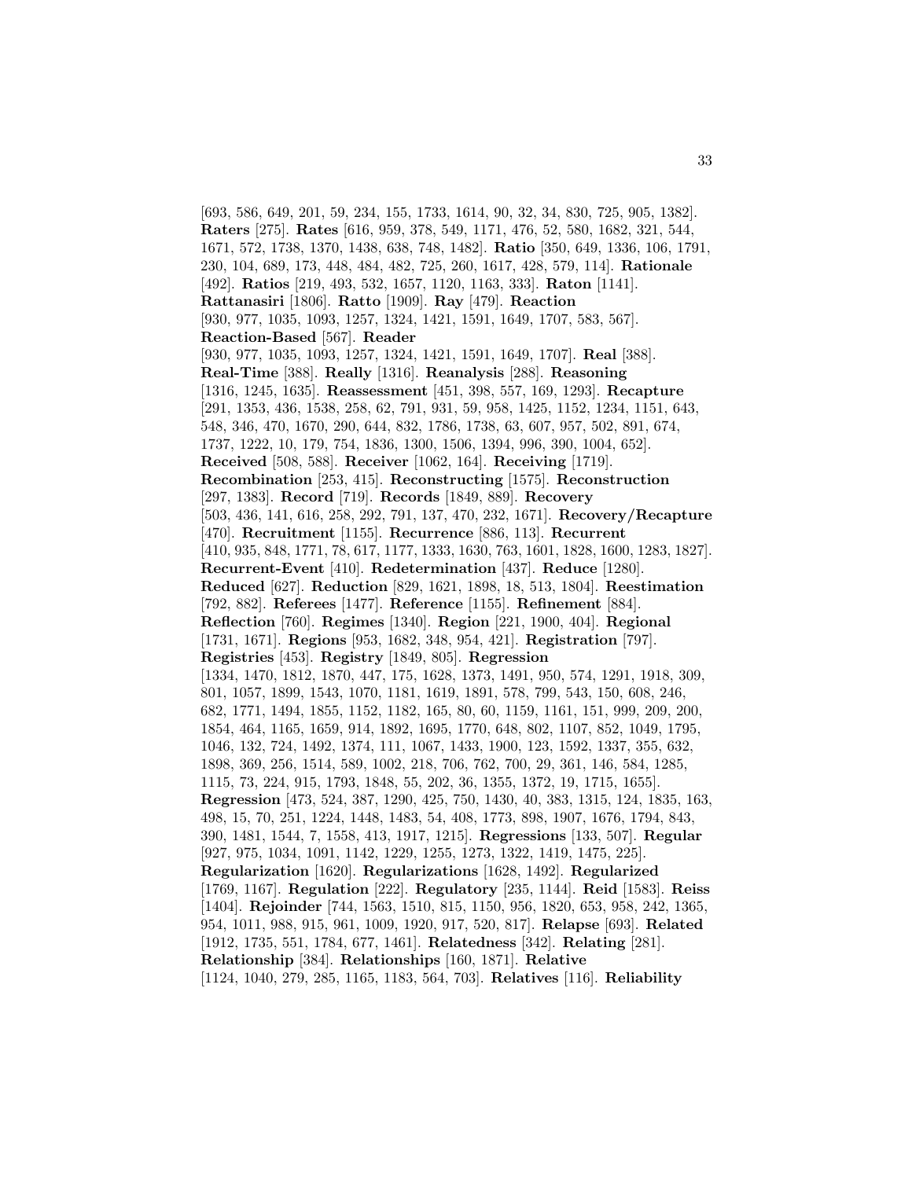[693, 586, 649, 201, 59, 234, 155, 1733, 1614, 90, 32, 34, 830, 725, 905, 1382]. **Raters** [275]. **Rates** [616, 959, 378, 549, 1171, 476, 52, 580, 1682, 321, 544, 1671, 572, 1738, 1370, 1438, 638, 748, 1482]. **Ratio** [350, 649, 1336, 106, 1791, 230, 104, 689, 173, 448, 484, 482, 725, 260, 1617, 428, 579, 114]. **Rationale** [492]. **Ratios** [219, 493, 532, 1657, 1120, 1163, 333]. **Raton** [1141]. **Rattanasiri** [1806]. **Ratto** [1909]. **Ray** [479]. **Reaction** [930, 977, 1035, 1093, 1257, 1324, 1421, 1591, 1649, 1707, 583, 567]. **Reaction-Based** [567]. **Reader** [930, 977, 1035, 1093, 1257, 1324, 1421, 1591, 1649, 1707]. **Real** [388]. **Real-Time** [388]. **Really** [1316]. **Reanalysis** [288]. **Reasoning** [1316, 1245, 1635]. **Reassessment** [451, 398, 557, 169, 1293]. **Recapture** [291, 1353, 436, 1538, 258, 62, 791, 931, 59, 958, 1425, 1152, 1234, 1151, 643, 548, 346, 470, 1670, 290, 644, 832, 1786, 1738, 63, 607, 957, 502, 891, 674, 1737, 1222, 10, 179, 754, 1836, 1300, 1506, 1394, 996, 390, 1004, 652]. **Received** [508, 588]. **Receiver** [1062, 164]. **Receiving** [1719]. **Recombination** [253, 415]. **Reconstructing** [1575]. **Reconstruction** [297, 1383]. **Record** [719]. **Records** [1849, 889]. **Recovery** [503, 436, 141, 616, 258, 292, 791, 137, 470, 232, 1671]. **Recovery/Recapture** [470]. **Recruitment** [1155]. **Recurrence** [886, 113]. **Recurrent** [410, 935, 848, 1771, 78, 617, 1177, 1333, 1630, 763, 1601, 1828, 1600, 1283, 1827]. **Recurrent-Event** [410]. **Redetermination** [437]. **Reduce** [1280]. **Reduced** [627]. **Reduction** [829, 1621, 1898, 18, 513, 1804]. **Reestimation** [792, 882]. **Referees** [1477]. **Reference** [1155]. **Refinement** [884]. **Reflection** [760]. **Regimes** [1340]. **Region** [221, 1900, 404]. **Regional** [1731, 1671]. **Regions** [953, 1682, 348, 954, 421]. **Registration** [797]. **Registries** [453]. **Registry** [1849, 805]. **Regression** [1334, 1470, 1812, 1870, 447, 175, 1628, 1373, 1491, 950, 574, 1291, 1918, 309, 801, 1057, 1899, 1543, 1070, 1181, 1619, 1891, 578, 799, 543, 150, 608, 246, 682, 1771, 1494, 1855, 1152, 1182, 165, 80, 60, 1159, 1161, 151, 999, 209, 200, 1854, 464, 1165, 1659, 914, 1892, 1695, 1770, 648, 802, 1107, 852, 1049, 1795, 1046, 132, 724, 1492, 1374, 111, 1067, 1433, 1900, 123, 1592, 1337, 355, 632, 1898, 369, 256, 1514, 589, 1002, 218, 706, 762, 700, 29, 361, 146, 584, 1285, 1115, 73, 224, 915, 1793, 1848, 55, 202, 36, 1355, 1372, 19, 1715, 1655]. **Regression** [473, 524, 387, 1290, 425, 750, 1430, 40, 383, 1315, 124, 1835, 163, 498, 15, 70, 251, 1224, 1448, 1483, 54, 408, 1773, 898, 1907, 1676, 1794, 843, 390, 1481, 1544, 7, 1558, 413, 1917, 1215]. **Regressions** [133, 507]. **Regular** [927, 975, 1034, 1091, 1142, 1229, 1255, 1273, 1322, 1419, 1475, 225]. **Regularization** [1620]. **Regularizations** [1628, 1492]. **Regularized** [1769, 1167]. **Regulation** [222]. **Regulatory** [235, 1144]. **Reid** [1583]. **Reiss** [1404]. **Rejoinder** [744, 1563, 1510, 815, 1150, 956, 1820, 653, 958, 242, 1365, 954, 1011, 988, 915, 961, 1009, 1920, 917, 520, 817]. **Relapse** [693]. **Related** [1912, 1735, 551, 1784, 677, 1461]. **Relatedness** [342]. **Relating** [281]. **Relationship** [384]. **Relationships** [160, 1871]. **Relative** [1124, 1040, 279, 285, 1165, 1183, 564, 703]. **Relatives** [116]. **Reliability**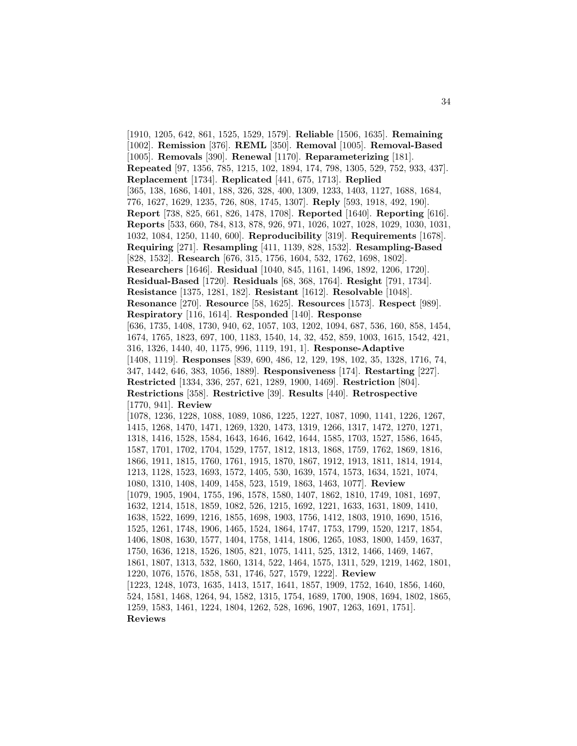[1910, 1205, 642, 861, 1525, 1529, 1579]. **Reliable** [1506, 1635]. **Remaining** [1002]. **Remission** [376]. **REML** [350]. **Removal** [1005]. **Removal-Based** [1005]. **Removals** [390]. **Renewal** [1170]. **Reparameterizing** [181]. **Repeated** [97, 1356, 785, 1215, 102, 1894, 174, 798, 1305, 529, 752, 933, 437]. **Replacement** [1734]. **Replicated** [441, 675, 1713]. **Replied** [365, 138, 1686, 1401, 188, 326, 328, 400, 1309, 1233, 1403, 1127, 1688, 1684, 776, 1627, 1629, 1235, 726, 808, 1745, 1307]. **Reply** [593, 1918, 492, 190]. **Report** [738, 825, 661, 826, 1478, 1708]. **Reported** [1640]. **Reporting** [616]. **Reports** [533, 660, 784, 813, 878, 926, 971, 1026, 1027, 1028, 1029, 1030, 1031, 1032, 1084, 1250, 1140, 600]. **Reproducibility** [319]. **Requirements** [1678]. **Requiring** [271]. **Resampling** [411, 1139, 828, 1532]. **Resampling-Based** [828, 1532]. **Research** [676, 315, 1756, 1604, 532, 1762, 1698, 1802]. **Researchers** [1646]. **Residual** [1040, 845, 1161, 1496, 1892, 1206, 1720]. **Residual-Based** [1720]. **Residuals** [68, 368, 1764]. **Resight** [791, 1734]. **Resistance** [1375, 1281, 182]. **Resistant** [1612]. **Resolvable** [1048]. **Resonance** [270]. **Resource** [58, 1625]. **Resources** [1573]. **Respect** [989]. **Respiratory** [116, 1614]. **Responded** [140]. **Response** [636, 1735, 1408, 1730, 940, 62, 1057, 103, 1202, 1094, 687, 536, 160, 858, 1454, 1674, 1765, 1823, 697, 100, 1183, 1540, 14, 32, 452, 859, 1003, 1615, 1542, 421, 316, 1326, 1440, 40, 1175, 996, 1119, 191, 1]. **Response-Adaptive** [1408, 1119]. **Responses** [839, 690, 486, 12, 129, 198, 102, 35, 1328, 1716, 74, 347, 1442, 646, 383, 1056, 1889]. **Responsiveness** [174]. **Restarting** [227]. **Restricted** [1334, 336, 257, 621, 1289, 1900, 1469]. **Restriction** [804]. **Restrictions** [358]. **Restrictive** [39]. **Results** [440]. **Retrospective** [1770, 941]. **Review** [1078, 1236, 1228, 1088, 1089, 1086, 1225, 1227, 1087, 1090, 1141, 1226, 1267, 1415, 1268, 1470, 1471, 1269, 1320, 1473, 1319, 1266, 1317, 1472, 1270, 1271, 1318, 1416, 1528, 1584, 1643, 1646, 1642, 1644, 1585, 1703, 1527, 1586, 1645, 1587, 1701, 1702, 1704, 1529, 1757, 1812, 1813, 1868, 1759, 1762, 1869, 1816, 1866, 1911, 1815, 1760, 1761, 1915, 1870, 1867, 1912, 1913, 1811, 1814, 1914, 1213, 1128, 1523, 1693, 1572, 1405, 530, 1639, 1574, 1573, 1634, 1521, 1074, 1080, 1310, 1408, 1409, 1458, 523, 1519, 1863, 1463, 1077]. **Review** [1079, 1905, 1904, 1755, 196, 1578, 1580, 1407, 1862, 1810, 1749, 1081, 1697, 1632, 1214, 1518, 1859, 1082, 526, 1215, 1692, 1221, 1633, 1631, 1809, 1410, 1638, 1522, 1699, 1216, 1855, 1698, 1903, 1756, 1412, 1803, 1910, 1690, 1516, 1525, 1261, 1748, 1906, 1465, 1524, 1864, 1747, 1753, 1799, 1520, 1217, 1854, 1406, 1808, 1630, 1577, 1404, 1758, 1414, 1806, 1265, 1083, 1800, 1459, 1637, 1750, 1636, 1218, 1526, 1805, 821, 1075, 1411, 525, 1312, 1466, 1469, 1467, 1861, 1807, 1313, 532, 1860, 1314, 522, 1464, 1575, 1311, 529, 1219, 1462, 1801, 1220, 1076, 1576, 1858, 531, 1746, 527, 1579, 1222]. **Review** [1223, 1248, 1073, 1635, 1413, 1517, 1641, 1857, 1909, 1752, 1640, 1856, 1460, 524, 1581, 1468, 1264, 94, 1582, 1315, 1754, 1689, 1700, 1908, 1694, 1802, 1865, 1259, 1583, 1461, 1224, 1804, 1262, 528, 1696, 1907, 1263, 1691, 1751]. **Reviews**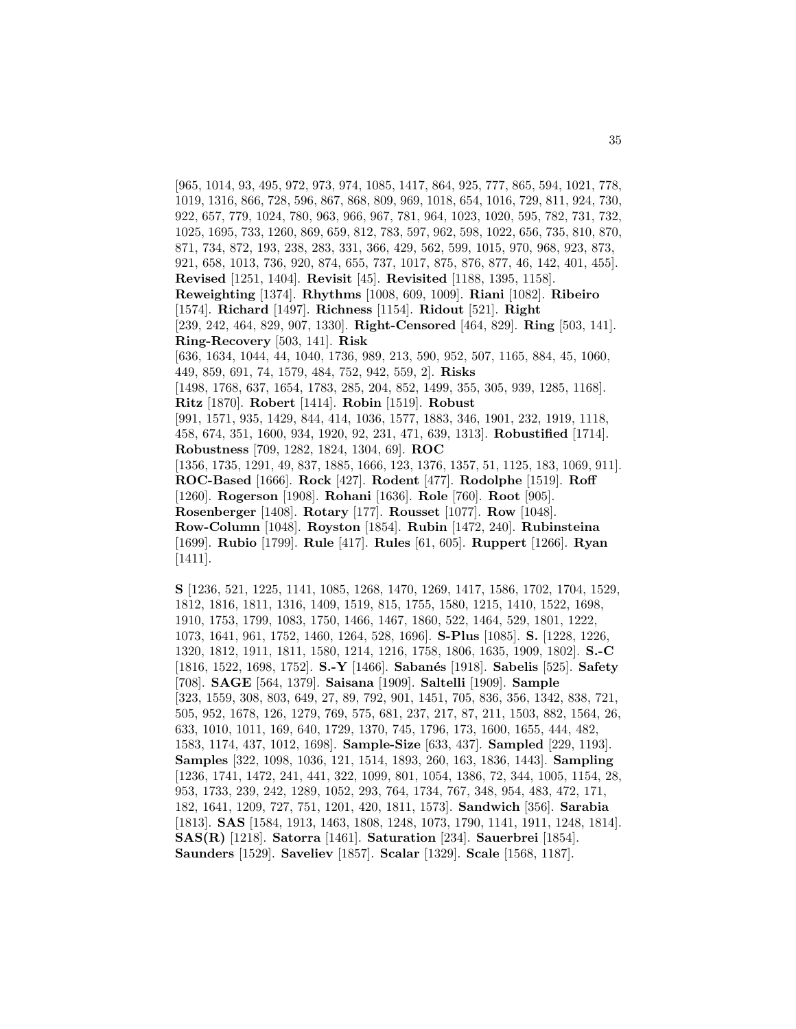[965, 1014, 93, 495, 972, 973, 974, 1085, 1417, 864, 925, 777, 865, 594, 1021, 778, 1019, 1316, 866, 728, 596, 867, 868, 809, 969, 1018, 654, 1016, 729, 811, 924, 730, 922, 657, 779, 1024, 780, 963, 966, 967, 781, 964, 1023, 1020, 595, 782, 731, 732, 1025, 1695, 733, 1260, 869, 659, 812, 783, 597, 962, 598, 1022, 656, 735, 810, 870, 871, 734, 872, 193, 238, 283, 331, 366, 429, 562, 599, 1015, 970, 968, 923, 873, 921, 658, 1013, 736, 920, 874, 655, 737, 1017, 875, 876, 877, 46, 142, 401, 455]. **Revised** [1251, 1404]. **Revisit** [45]. **Revisited** [1188, 1395, 1158]. **Reweighting** [1374]. **Rhythms** [1008, 609, 1009]. **Riani** [1082]. **Ribeiro** [1574]. **Richard** [1497]. **Richness** [1154]. **Ridout** [521]. **Right** [239, 242, 464, 829, 907, 1330]. **Right-Censored** [464, 829]. **Ring** [503, 141]. **Ring-Recovery** [503, 141]. **Risk** [636, 1634, 1044, 44, 1040, 1736, 989, 213, 590, 952, 507, 1165, 884, 45, 1060, 449, 859, 691, 74, 1579, 484, 752, 942, 559, 2]. **Risks** [1498, 1768, 637, 1654, 1783, 285, 204, 852, 1499, 355, 305, 939, 1285, 1168]. **Ritz** [1870]. **Robert** [1414]. **Robin** [1519]. **Robust** [991, 1571, 935, 1429, 844, 414, 1036, 1577, 1883, 346, 1901, 232, 1919, 1118, 458, 674, 351, 1600, 934, 1920, 92, 231, 471, 639, 1313]. **Robustified** [1714]. **Robustness** [709, 1282, 1824, 1304, 69]. **ROC** [1356, 1735, 1291, 49, 837, 1885, 1666, 123, 1376, 1357, 51, 1125, 183, 1069, 911]. **ROC-Based** [1666]. **Rock** [427]. **Rodent** [477]. **Rodolphe** [1519]. **Roff** [1260]. **Rogerson** [1908]. **Rohani** [1636]. **Role** [760]. **Root** [905]. **Rosenberger** [1408]. **Rotary** [177]. **Rousset** [1077]. **Row** [1048]. **Row-Column** [1048]. **Royston** [1854]. **Rubin** [1472, 240]. **Rubinsteina** [1699]. **Rubio** [1799]. **Rule** [417]. **Rules** [61, 605]. **Ruppert** [1266]. **Ryan** [1411].

**S** [1236, 521, 1225, 1141, 1085, 1268, 1470, 1269, 1417, 1586, 1702, 1704, 1529, 1812, 1816, 1811, 1316, 1409, 1519, 815, 1755, 1580, 1215, 1410, 1522, 1698, 1910, 1753, 1799, 1083, 1750, 1466, 1467, 1860, 522, 1464, 529, 1801, 1222, 1073, 1641, 961, 1752, 1460, 1264, 528, 1696]. **S-Plus** [1085]. **S.** [1228, 1226, 1320, 1812, 1911, 1811, 1580, 1214, 1216, 1758, 1806, 1635, 1909, 1802]. **S.-C** [1816, 1522, 1698, 1752]. **S.-Y** [1466]. **Sabanés** [1918]. **Sabelis** [525]. **Safety** [708]. **SAGE** [564, 1379]. **Saisana** [1909]. **Saltelli** [1909]. **Sample** [323, 1559, 308, 803, 649, 27, 89, 792, 901, 1451, 705, 836, 356, 1342, 838, 721, 505, 952, 1678, 126, 1279, 769, 575, 681, 237, 217, 87, 211, 1503, 882, 1564, 26, 633, 1010, 1011, 169, 640, 1729, 1370, 745, 1796, 173, 1600, 1655, 444, 482, 1583, 1174, 437, 1012, 1698]. **Sample-Size** [633, 437]. **Sampled** [229, 1193]. **Samples** [322, 1098, 1036, 121, 1514, 1893, 260, 163, 1836, 1443]. **Sampling** [1236, 1741, 1472, 241, 441, 322, 1099, 801, 1054, 1386, 72, 344, 1005, 1154, 28, 953, 1733, 239, 242, 1289, 1052, 293, 764, 1734, 767, 348, 954, 483, 472, 171, 182, 1641, 1209, 727, 751, 1201, 420, 1811, 1573]. **Sandwich** [356]. **Sarabia** [1813]. **SAS** [1584, 1913, 1463, 1808, 1248, 1073, 1790, 1141, 1911, 1248, 1814]. **SAS(R)** [1218]. **Satorra** [1461]. **Saturation** [234]. **Sauerbrei** [1854]. **Saunders** [1529]. **Saveliev** [1857]. **Scalar** [1329]. **Scale** [1568, 1187].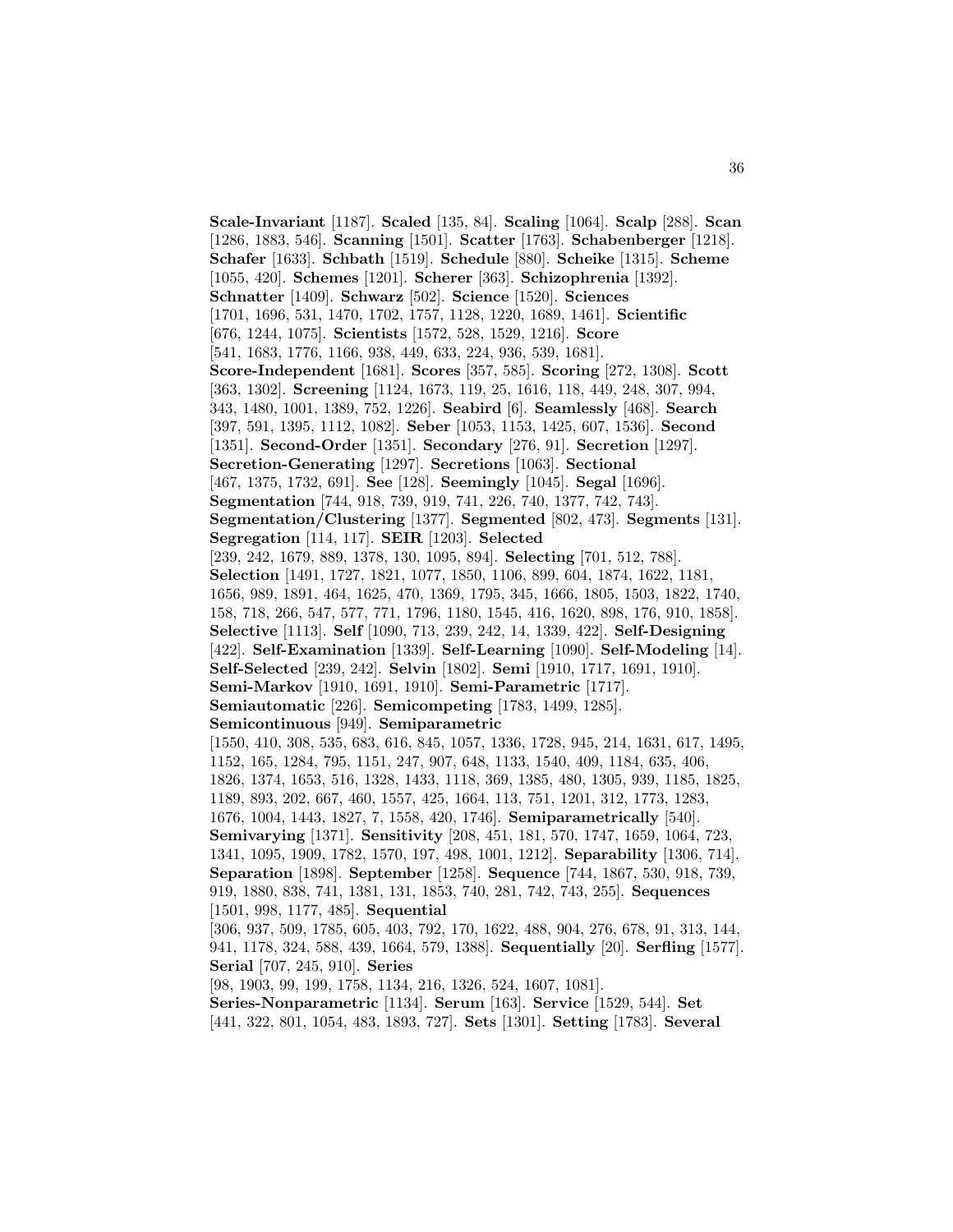**Scale-Invariant** [1187]. **Scaled** [135, 84]. **Scaling** [1064]. **Scalp** [288]. **Scan** [1286, 1883, 546]. **Scanning** [1501]. **Scatter** [1763]. **Schabenberger** [1218]. **Schafer** [1633]. **Schbath** [1519]. **Schedule** [880]. **Scheike** [1315]. **Scheme** [1055, 420]. **Schemes** [1201]. **Scherer** [363]. **Schizophrenia** [1392]. **Schnatter** [1409]. **Schwarz** [502]. **Science** [1520]. **Sciences** [1701, 1696, 531, 1470, 1702, 1757, 1128, 1220, 1689, 1461]. **Scientific** [676, 1244, 1075]. **Scientists** [1572, 528, 1529, 1216]. **Score** [541, 1683, 1776, 1166, 938, 449, 633, 224, 936, 539, 1681]. **Score-Independent** [1681]. **Scores** [357, 585]. **Scoring** [272, 1308]. **Scott** [363, 1302]. **Screening** [1124, 1673, 119, 25, 1616, 118, 449, 248, 307, 994, 343, 1480, 1001, 1389, 752, 1226]. **Seabird** [6]. **Seamlessly** [468]. **Search** [397, 591, 1395, 1112, 1082]. **Seber** [1053, 1153, 1425, 607, 1536]. **Second** [1351]. **Second-Order** [1351]. **Secondary** [276, 91]. **Secretion** [1297]. **Secretion-Generating** [1297]. **Secretions** [1063]. **Sectional** [467, 1375, 1732, 691]. **See** [128]. **Seemingly** [1045]. **Segal** [1696]. **Segmentation** [744, 918, 739, 919, 741, 226, 740, 1377, 742, 743]. **Segmentation/Clustering** [1377]. **Segmented** [802, 473]. **Segments** [131]. **Segregation** [114, 117]. **SEIR** [1203]. **Selected** [239, 242, 1679, 889, 1378, 130, 1095, 894]. **Selecting** [701, 512, 788]. **Selection** [1491, 1727, 1821, 1077, 1850, 1106, 899, 604, 1874, 1622, 1181, 1656, 989, 1891, 464, 1625, 470, 1369, 1795, 345, 1666, 1805, 1503, 1822, 1740, 158, 718, 266, 547, 577, 771, 1796, 1180, 1545, 416, 1620, 898, 176, 910, 1858]. **Selective** [1113]. **Self** [1090, 713, 239, 242, 14, 1339, 422]. **Self-Designing** [422]. **Self-Examination** [1339]. **Self-Learning** [1090]. **Self-Modeling** [14]. **Self-Selected** [239, 242]. **Selvin** [1802]. **Semi** [1910, 1717, 1691, 1910]. **Semi-Markov** [1910, 1691, 1910]. **Semi-Parametric** [1717]. **Semiautomatic** [226]. **Semicompeting** [1783, 1499, 1285]. **Semicontinuous** [949]. **Semiparametric** [1550, 410, 308, 535, 683, 616, 845, 1057, 1336, 1728, 945, 214, 1631, 617, 1495, 1152, 165, 1284, 795, 1151, 247, 907, 648, 1133, 1540, 409, 1184, 635, 406, 1826, 1374, 1653, 516, 1328, 1433, 1118, 369, 1385, 480, 1305, 939, 1185, 1825, 1189, 893, 202, 667, 460, 1557, 425, 1664, 113, 751, 1201, 312, 1773, 1283, 1676, 1004, 1443, 1827, 7, 1558, 420, 1746]. **Semiparametrically** [540]. **Semivarying** [1371]. **Sensitivity** [208, 451, 181, 570, 1747, 1659, 1064, 723, 1341, 1095, 1909, 1782, 1570, 197, 498, 1001, 1212]. **Separability** [1306, 714]. **Separation** [1898]. **September** [1258]. **Sequence** [744, 1867, 530, 918, 739, 919, 1880, 838, 741, 1381, 131, 1853, 740, 281, 742, 743, 255]. **Sequences** [1501, 998, 1177, 485]. **Sequential** [306, 937, 509, 1785, 605, 403, 792, 170, 1622, 488, 904, 276, 678, 91, 313, 144, 941, 1178, 324, 588, 439, 1664, 579, 1388]. **Sequentially** [20]. **Serfling** [1577]. **Serial** [707, 245, 910]. **Series** [98, 1903, 99, 199, 1758, 1134, 216, 1326, 524, 1607, 1081]. **Series-Nonparametric** [1134]. **Serum** [163]. **Service** [1529, 544]. **Set** [441, 322, 801, 1054, 483, 1893, 727]. **Sets** [1301]. **Setting** [1783]. **Several**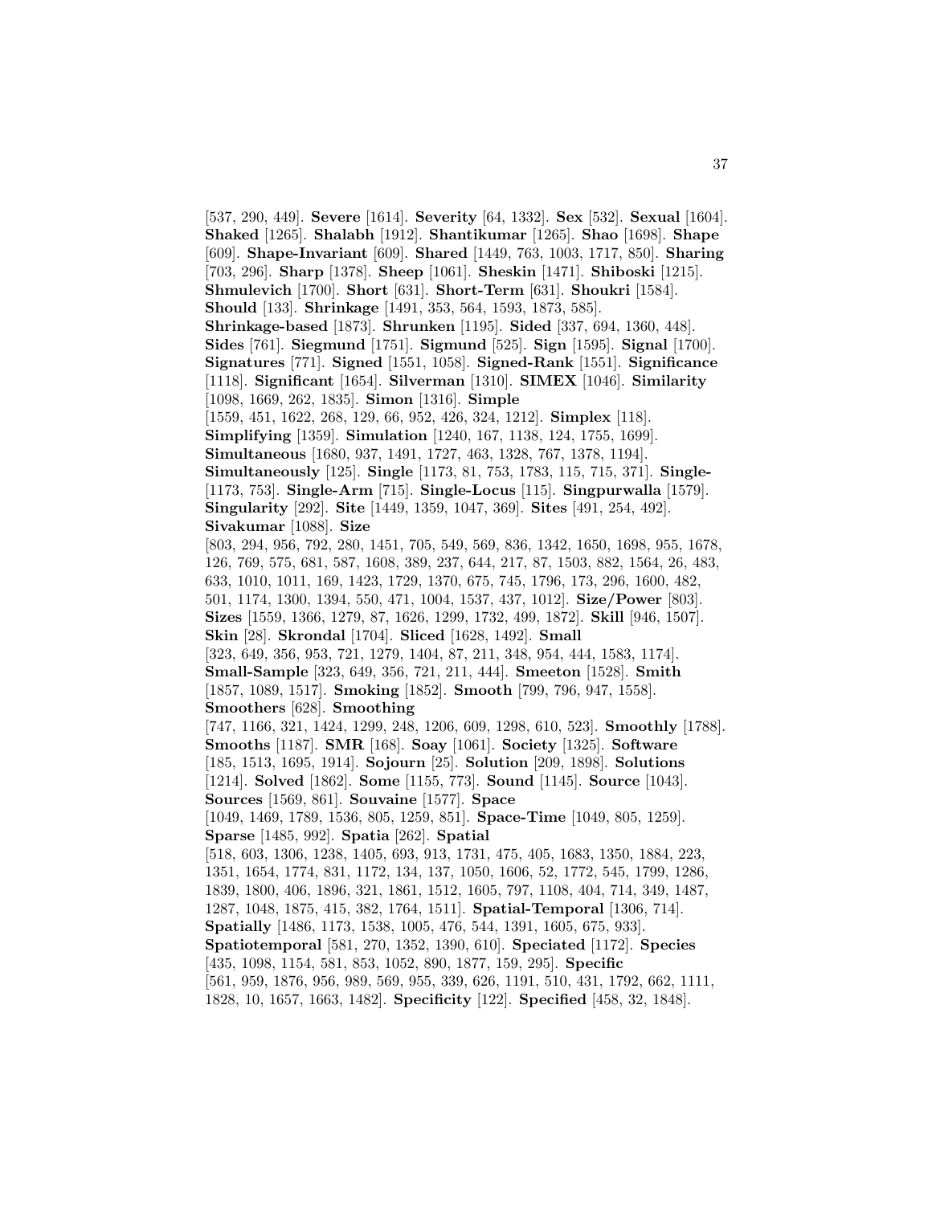[537, 290, 449]. **Severe** [1614]. **Severity** [64, 1332]. **Sex** [532]. **Sexual** [1604]. **Shaked** [1265]. **Shalabh** [1912]. **Shantikumar** [1265]. **Shao** [1698]. **Shape** [609]. **Shape-Invariant** [609]. **Shared** [1449, 763, 1003, 1717, 850]. **Sharing** [703, 296]. **Sharp** [1378]. **Sheep** [1061]. **Sheskin** [1471]. **Shiboski** [1215]. **Shmulevich** [1700]. **Short** [631]. **Short-Term** [631]. **Shoukri** [1584]. **Should** [133]. **Shrinkage** [1491, 353, 564, 1593, 1873, 585]. **Shrinkage-based** [1873]. **Shrunken** [1195]. **Sided** [337, 694, 1360, 448]. **Sides** [761]. **Siegmund** [1751]. **Sigmund** [525]. **Sign** [1595]. **Signal** [1700]. **Signatures** [771]. **Signed** [1551, 1058]. **Signed-Rank** [1551]. **Significance** [1118]. **Significant** [1654]. **Silverman** [1310]. **SIMEX** [1046]. **Similarity** [1098, 1669, 262, 1835]. **Simon** [1316]. **Simple** [1559, 451, 1622, 268, 129, 66, 952, 426, 324, 1212]. **Simplex** [118]. **Simplifying** [1359]. **Simulation** [1240, 167, 1138, 124, 1755, 1699]. **Simultaneous** [1680, 937, 1491, 1727, 463, 1328, 767, 1378, 1194]. **Simultaneously** [125]. **Single** [1173, 81, 753, 1783, 115, 715, 371]. **Single-** [1173, 753]. **Single-Arm** [715]. **Single-Locus** [115]. **Singpurwalla** [1579]. **Singularity** [292]. **Site** [1449, 1359, 1047, 369]. **Sites** [491, 254, 492]. **Sivakumar** [1088]. **Size** [803, 294, 956, 792, 280, 1451, 705, 549, 569, 836, 1342, 1650, 1698, 955, 1678, 126, 769, 575, 681, 587, 1608, 389, 237, 644, 217, 87, 1503, 882, 1564, 26, 483, 633, 1010, 1011, 169, 1423, 1729, 1370, 675, 745, 1796, 173, 296, 1600, 482, 501, 1174, 1300, 1394, 550, 471, 1004, 1537, 437, 1012]. **Size/Power** [803]. **Sizes** [1559, 1366, 1279, 87, 1626, 1299, 1732, 499, 1872]. **Skill** [946, 1507]. **Skin** [28]. **Skrondal** [1704]. **Sliced** [1628, 1492]. **Small** [323, 649, 356, 953, 721, 1279, 1404, 87, 211, 348, 954, 444, 1583, 1174]. **Small-Sample** [323, 649, 356, 721, 211, 444]. **Smeeton** [1528]. **Smith** [1857, 1089, 1517]. **Smoking** [1852]. **Smooth** [799, 796, 947, 1558]. **Smoothers** [628]. **Smoothing** [747, 1166, 321, 1424, 1299, 248, 1206, 609, 1298, 610, 523]. **Smoothly** [1788]. **Smooths** [1187]. **SMR** [168]. **Soay** [1061]. **Society** [1325]. **Software** [185, 1513, 1695, 1914]. **Sojourn** [25]. **Solution** [209, 1898]. **Solutions** [1214]. **Solved** [1862]. **Some** [1155, 773]. **Sound** [1145]. **Source** [1043]. **Sources** [1569, 861]. **Souvaine** [1577]. **Space** [1049, 1469, 1789, 1536, 805, 1259, 851]. **Space-Time** [1049, 805, 1259]. **Sparse** [1485, 992]. **Spatia** [262]. **Spatial** [518, 603, 1306, 1238, 1405, 693, 913, 1731, 475, 405, 1683, 1350, 1884, 223, 1351, 1654, 1774, 831, 1172, 134, 137, 1050, 1606, 52, 1772, 545, 1799, 1286, 1839, 1800, 406, 1896, 321, 1861, 1512, 1605, 797, 1108, 404, 714, 349, 1487, 1287, 1048, 1875, 415, 382, 1764, 1511]. **Spatial-Temporal** [1306, 714]. **Spatially** [1486, 1173, 1538, 1005, 476, 544, 1391, 1605, 675, 933]. **Spatiotemporal** [581, 270, 1352, 1390, 610]. **Speciated** [1172]. **Species** [435, 1098, 1154, 581, 853, 1052, 890, 1877, 159, 295]. **Specific** [561, 959, 1876, 956, 989, 569, 955, 339, 626, 1191, 510, 431, 1792, 662, 1111, 1828, 10, 1657, 1663, 1482]. **Specificity** [122]. **Specified** [458, 32, 1848].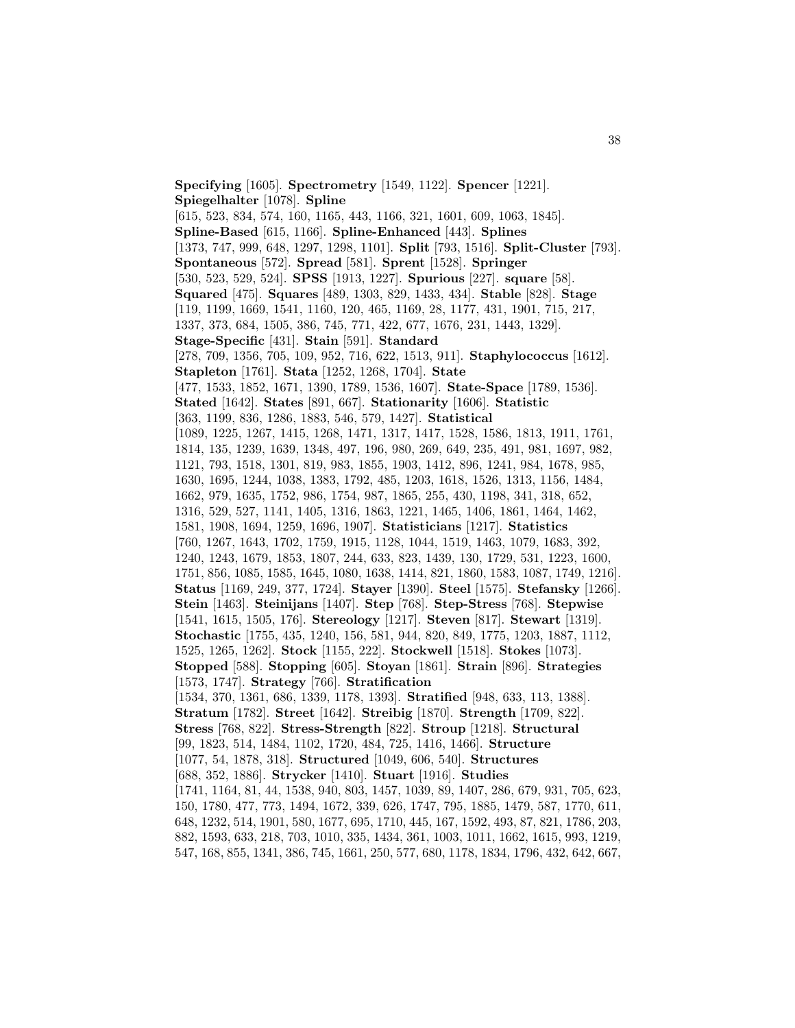**Specifying** [1605]. **Spectrometry** [1549, 1122]. **Spencer** [1221]. **Spiegelhalter** [1078]. **Spline** [615, 523, 834, 574, 160, 1165, 443, 1166, 321, 1601, 609, 1063, 1845]. **Spline-Based** [615, 1166]. **Spline-Enhanced** [443]. **Splines** [1373, 747, 999, 648, 1297, 1298, 1101]. **Split** [793, 1516]. **Split-Cluster** [793]. **Spontaneous** [572]. **Spread** [581]. **Sprent** [1528]. **Springer** [530, 523, 529, 524]. **SPSS** [1913, 1227]. **Spurious** [227]. **square** [58]. **Squared** [475]. **Squares** [489, 1303, 829, 1433, 434]. **Stable** [828]. **Stage** [119, 1199, 1669, 1541, 1160, 120, 465, 1169, 28, 1177, 431, 1901, 715, 217, 1337, 373, 684, 1505, 386, 745, 771, 422, 677, 1676, 231, 1443, 1329]. **Stage-Specific** [431]. **Stain** [591]. **Standard** [278, 709, 1356, 705, 109, 952, 716, 622, 1513, 911]. **Staphylococcus** [1612]. **Stapleton** [1761]. **Stata** [1252, 1268, 1704]. **State** [477, 1533, 1852, 1671, 1390, 1789, 1536, 1607]. **State-Space** [1789, 1536]. **Stated** [1642]. **States** [891, 667]. **Stationarity** [1606]. **Statistic** [363, 1199, 836, 1286, 1883, 546, 579, 1427]. **Statistical** [1089, 1225, 1267, 1415, 1268, 1471, 1317, 1417, 1528, 1586, 1813, 1911, 1761, 1814, 135, 1239, 1639, 1348, 497, 196, 980, 269, 649, 235, 491, 981, 1697, 982, 1121, 793, 1518, 1301, 819, 983, 1855, 1903, 1412, 896, 1241, 984, 1678, 985, 1630, 1695, 1244, 1038, 1383, 1792, 485, 1203, 1618, 1526, 1313, 1156, 1484, 1662, 979, 1635, 1752, 986, 1754, 987, 1865, 255, 430, 1198, 341, 318, 652, 1316, 529, 527, 1141, 1405, 1316, 1863, 1221, 1465, 1406, 1861, 1464, 1462, 1581, 1908, 1694, 1259, 1696, 1907]. **Statisticians** [1217]. **Statistics** [760, 1267, 1643, 1702, 1759, 1915, 1128, 1044, 1519, 1463, 1079, 1683, 392, 1240, 1243, 1679, 1853, 1807, 244, 633, 823, 1439, 130, 1729, 531, 1223, 1600, 1751, 856, 1085, 1585, 1645, 1080, 1638, 1414, 821, 1860, 1583, 1087, 1749, 1216]. **Status** [1169, 249, 377, 1724]. **Stayer** [1390]. **Steel** [1575]. **Stefansky** [1266]. **Stein** [1463]. **Steinijans** [1407]. **Step** [768]. **Step-Stress** [768]. **Stepwise** [1541, 1615, 1505, 176]. **Stereology** [1217]. **Steven** [817]. **Stewart** [1319]. **Stochastic** [1755, 435, 1240, 156, 581, 944, 820, 849, 1775, 1203, 1887, 1112, 1525, 1265, 1262]. **Stock** [1155, 222]. **Stockwell** [1518]. **Stokes** [1073]. **Stopped** [588]. **Stopping** [605]. **Stoyan** [1861]. **Strain** [896]. **Strategies** [1573, 1747]. **Strategy** [766]. **Stratification** [1534, 370, 1361, 686, 1339, 1178, 1393]. **Stratified** [948, 633, 113, 1388]. **Stratum** [1782]. **Street** [1642]. **Streibig** [1870]. **Strength** [1709, 822]. **Stress** [768, 822]. **Stress-Strength** [822]. **Stroup** [1218]. **Structural** [99, 1823, 514, 1484, 1102, 1720, 484, 725, 1416, 1466]. **Structure** [1077, 54, 1878, 318]. **Structured** [1049, 606, 540]. **Structures** [688, 352, 1886]. **Strycker** [1410]. **Stuart** [1916]. **Studies** [1741, 1164, 81, 44, 1538, 940, 803, 1457, 1039, 89, 1407, 286, 679, 931, 705, 623, 150, 1780, 477, 773, 1494, 1672, 339, 626, 1747, 795, 1885, 1479, 587, 1770, 611, 648, 1232, 514, 1901, 580, 1677, 695, 1710, 445, 167, 1592, 493, 87, 821, 1786, 203, 882, 1593, 633, 218, 703, 1010, 335, 1434, 361, 1003, 1011, 1662, 1615, 993, 1219, 547, 168, 855, 1341, 386, 745, 1661, 250, 577, 680, 1178, 1834, 1796, 432, 642, 667,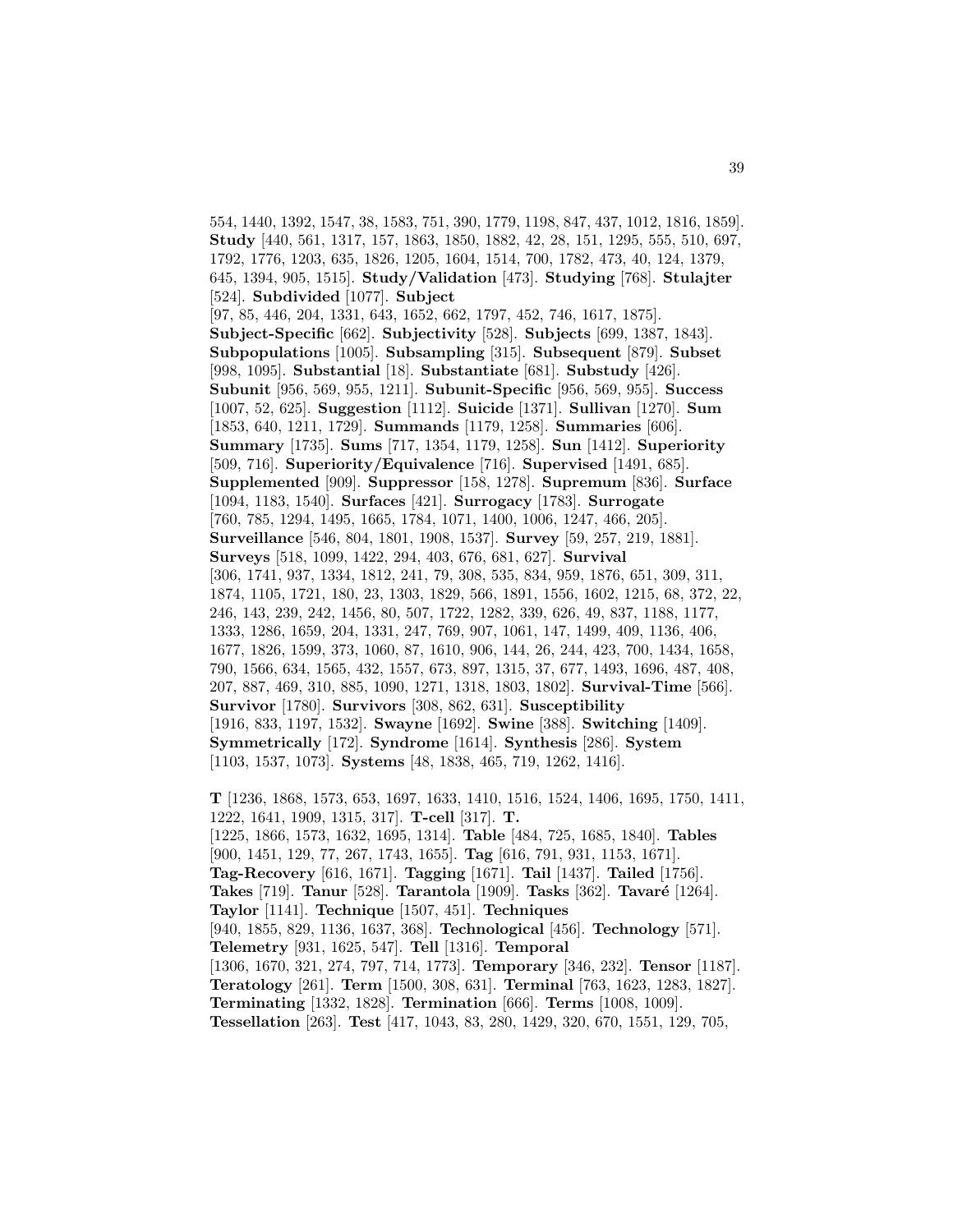554, 1440, 1392, 1547, 38, 1583, 751, 390, 1779, 1198, 847, 437, 1012, 1816, 1859]. **Study** [440, 561, 1317, 157, 1863, 1850, 1882, 42, 28, 151, 1295, 555, 510, 697, 1792, 1776, 1203, 635, 1826, 1205, 1604, 1514, 700, 1782, 473, 40, 124, 1379, 645, 1394, 905, 1515]. **Study/Validation** [473]. **Studying** [768]. **Stulajter** [524]. **Subdivided** [1077]. **Subject** [97, 85, 446, 204, 1331, 643, 1652, 662, 1797, 452, 746, 1617, 1875]. **Subject-Specific** [662]. **Subjectivity** [528]. **Subjects** [699, 1387, 1843]. **Subpopulations** [1005]. **Subsampling** [315]. **Subsequent** [879]. **Subset** [998, 1095]. **Substantial** [18]. **Substantiate** [681]. **Substudy** [426]. **Subunit** [956, 569, 955, 1211]. **Subunit-Specific** [956, 569, 955]. **Success** [1007, 52, 625]. **Suggestion** [1112]. **Suicide** [1371]. **Sullivan** [1270]. **Sum** [1853, 640, 1211, 1729]. **Summands** [1179, 1258]. **Summaries** [606]. **Summary** [1735]. **Sums** [717, 1354, 1179, 1258]. **Sun** [1412]. **Superiority** [509, 716]. **Superiority/Equivalence** [716]. **Supervised** [1491, 685]. **Supplemented** [909]. **Suppressor** [158, 1278]. **Supremum** [836]. **Surface** [1094, 1183, 1540]. **Surfaces** [421]. **Surrogacy** [1783]. **Surrogate** [760, 785, 1294, 1495, 1665, 1784, 1071, 1400, 1006, 1247, 466, 205]. **Surveillance** [546, 804, 1801, 1908, 1537]. **Survey** [59, 257, 219, 1881]. **Surveys** [518, 1099, 1422, 294, 403, 676, 681, 627]. **Survival** [306, 1741, 937, 1334, 1812, 241, 79, 308, 535, 834, 959, 1876, 651, 309, 311, 1874, 1105, 1721, 180, 23, 1303, 1829, 566, 1891, 1556, 1602, 1215, 68, 372, 22, 246, 143, 239, 242, 1456, 80, 507, 1722, 1282, 339, 626, 49, 837, 1188, 1177, 1333, 1286, 1659, 204, 1331, 247, 769, 907, 1061, 147, 1499, 409, 1136, 406, 1677, 1826, 1599, 373, 1060, 87, 1610, 906, 144, 26, 244, 423, 700, 1434, 1658, 790, 1566, 634, 1565, 432, 1557, 673, 897, 1315, 37, 677, 1493, 1696, 487, 408, 207, 887, 469, 310, 885, 1090, 1271, 1318, 1803, 1802]. **Survival-Time** [566]. **Survivor** [1780]. **Survivors** [308, 862, 631]. **Susceptibility** [1916, 833, 1197, 1532]. **Swayne** [1692]. **Swine** [388]. **Switching** [1409]. **Symmetrically** [172]. **Syndrome** [1614]. **Synthesis** [286]. **System** [1103, 1537, 1073]. **Systems** [48, 1838, 465, 719, 1262, 1416].

**T** [1236, 1868, 1573, 653, 1697, 1633, 1410, 1516, 1524, 1406, 1695, 1750, 1411, 1222, 1641, 1909, 1315, 317]. **T-cell** [317]. **T.** [1225, 1866, 1573, 1632, 1695, 1314]. **Table** [484, 725, 1685, 1840]. **Tables** [900, 1451, 129, 77, 267, 1743, 1655]. **Tag** [616, 791, 931, 1153, 1671]. **Tag-Recovery** [616, 1671]. **Tagging** [1671]. **Tail** [1437]. **Tailed** [1756]. **Takes** [719]. **Tanur** [528]. **Tarantola** [1909]. **Tasks** [362]. **Tavaré** [1264]. **Taylor** [1141]. **Technique** [1507, 451]. **Techniques** [940, 1855, 829, 1136, 1637, 368]. **Technological** [456]. **Technology** [571]. **Telemetry** [931, 1625, 547]. **Tell** [1316]. **Temporal** [1306, 1670, 321, 274, 797, 714, 1773]. **Temporary** [346, 232]. **Tensor** [1187]. **Teratology** [261]. **Term** [1500, 308, 631]. **Terminal** [763, 1623, 1283, 1827]. **Terminating** [1332, 1828]. **Termination** [666]. **Terms** [1008, 1009]. **Tessellation** [263]. **Test** [417, 1043, 83, 280, 1429, 320, 670, 1551, 129, 705,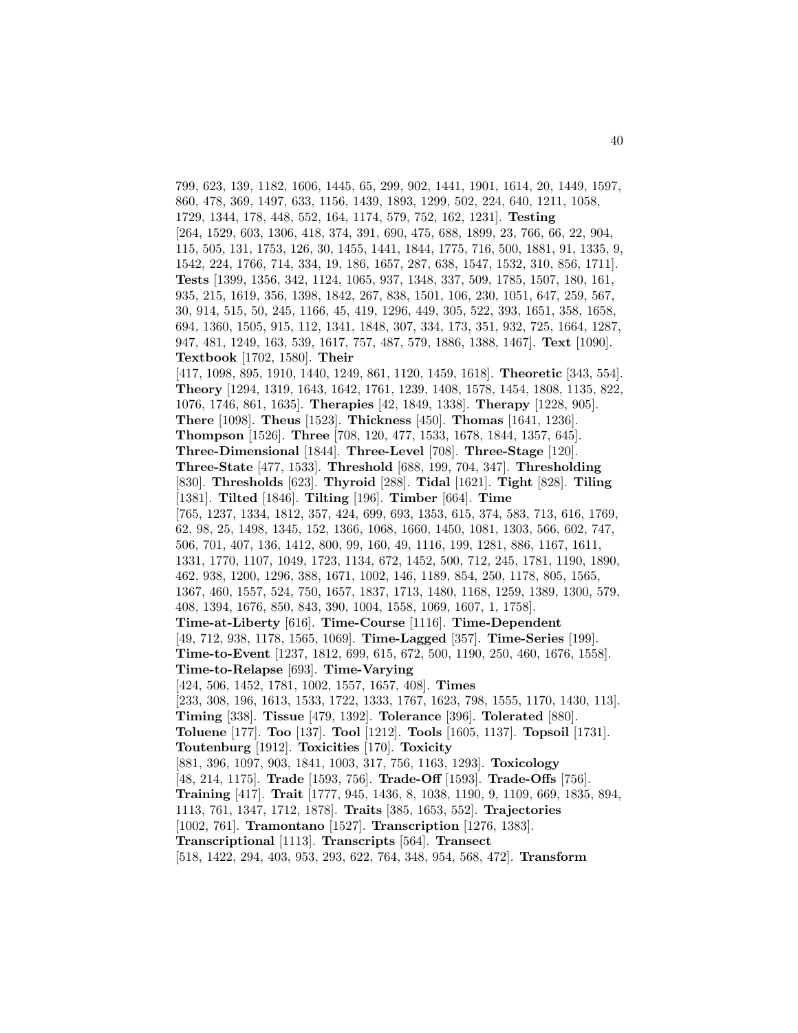799, 623, 139, 1182, 1606, 1445, 65, 299, 902, 1441, 1901, 1614, 20, 1449, 1597, 860, 478, 369, 1497, 633, 1156, 1439, 1893, 1299, 502, 224, 640, 1211, 1058, 1729, 1344, 178, 448, 552, 164, 1174, 579, 752, 162, 1231]. **Testing** [264, 1529, 603, 1306, 418, 374, 391, 690, 475, 688, 1899, 23, 766, 66, 22, 904, 115, 505, 131, 1753, 126, 30, 1455, 1441, 1844, 1775, 716, 500, 1881, 91, 1335, 9, 1542, 224, 1766, 714, 334, 19, 186, 1657, 287, 638, 1547, 1532, 310, 856, 1711]. **Tests** [1399, 1356, 342, 1124, 1065, 937, 1348, 337, 509, 1785, 1507, 180, 161, 935, 215, 1619, 356, 1398, 1842, 267, 838, 1501, 106, 230, 1051, 647, 259, 567, 30, 914, 515, 50, 245, 1166, 45, 419, 1296, 449, 305, 522, 393, 1651, 358, 1658, 694, 1360, 1505, 915, 112, 1341, 1848, 307, 334, 173, 351, 932, 725, 1664, 1287, 947, 481, 1249, 163, 539, 1617, 757, 487, 579, 1886, 1388, 1467]. **Text** [1090]. **Textbook** [1702, 1580]. **Their** [417, 1098, 895, 1910, 1440, 1249, 861, 1120, 1459, 1618]. **Theoretic** [343, 554]. **Theory** [1294, 1319, 1643, 1642, 1761, 1239, 1408, 1578, 1454, 1808, 1135, 822, 1076, 1746, 861, 1635]. **Therapies** [42, 1849, 1338]. **Therapy** [1228, 905]. **There** [1098]. **Theus** [1523]. **Thickness** [450]. **Thomas** [1641, 1236]. **Thompson** [1526]. **Three** [708, 120, 477, 1533, 1678, 1844, 1357, 645]. **Three-Dimensional** [1844]. **Three-Level** [708]. **Three-Stage** [120]. **Three-State** [477, 1533]. **Threshold** [688, 199, 704, 347]. **Thresholding** [830]. **Thresholds** [623]. **Thyroid** [288]. **Tidal** [1621]. **Tight** [828]. **Tiling** [1381]. **Tilted** [1846]. **Tilting** [196]. **Timber** [664]. **Time** [765, 1237, 1334, 1812, 357, 424, 699, 693, 1353, 615, 374, 583, 713, 616, 1769, 62, 98, 25, 1498, 1345, 152, 1366, 1068, 1660, 1450, 1081, 1303, 566, 602, 747, 506, 701, 407, 136, 1412, 800, 99, 160, 49, 1116, 199, 1281, 886, 1167, 1611, 1331, 1770, 1107, 1049, 1723, 1134, 672, 1452, 500, 712, 245, 1781, 1190, 1890, 462, 938, 1200, 1296, 388, 1671, 1002, 146, 1189, 854, 250, 1178, 805, 1565, 1367, 460, 1557, 524, 750, 1657, 1837, 1713, 1480, 1168, 1259, 1389, 1300, 579, 408, 1394, 1676, 850, 843, 390, 1004, 1558, 1069, 1607, 1, 1758]. **Time-at-Liberty** [616]. **Time-Course** [1116]. **Time-Dependent** [49, 712, 938, 1178, 1565, 1069]. **Time-Lagged** [357]. **Time-Series** [199]. **Time-to-Event** [1237, 1812, 699, 615, 672, 500, 1190, 250, 460, 1676, 1558]. **Time-to-Relapse** [693]. **Time-Varying** [424, 506, 1452, 1781, 1002, 1557, 1657, 408]. **Times** [233, 308, 196, 1613, 1533, 1722, 1333, 1767, 1623, 798, 1555, 1170, 1430, 113]. **Timing** [338]. **Tissue** [479, 1392]. **Tolerance** [396]. **Tolerated** [880]. **Toluene** [177]. **Too** [137]. **Tool** [1212]. **Tools** [1605, 1137]. **Topsoil** [1731]. **Toutenburg** [1912]. **Toxicities** [170]. **Toxicity** [881, 396, 1097, 903, 1841, 1003, 317, 756, 1163, 1293]. **Toxicology** [48, 214, 1175]. **Trade** [1593, 756]. **Trade-Off** [1593]. **Trade-Offs** [756]. **Training** [417]. **Trait** [1777, 945, 1436, 8, 1038, 1190, 9, 1109, 669, 1835, 894, 1113, 761, 1347, 1712, 1878]. **Traits** [385, 1653, 552]. **Trajectories** [1002, 761]. **Tramontano** [1527]. **Transcription** [1276, 1383]. **Transcriptional** [1113]. **Transcripts** [564]. **Transect** [518, 1422, 294, 403, 953, 293, 622, 764, 348, 954, 568, 472]. **Transform**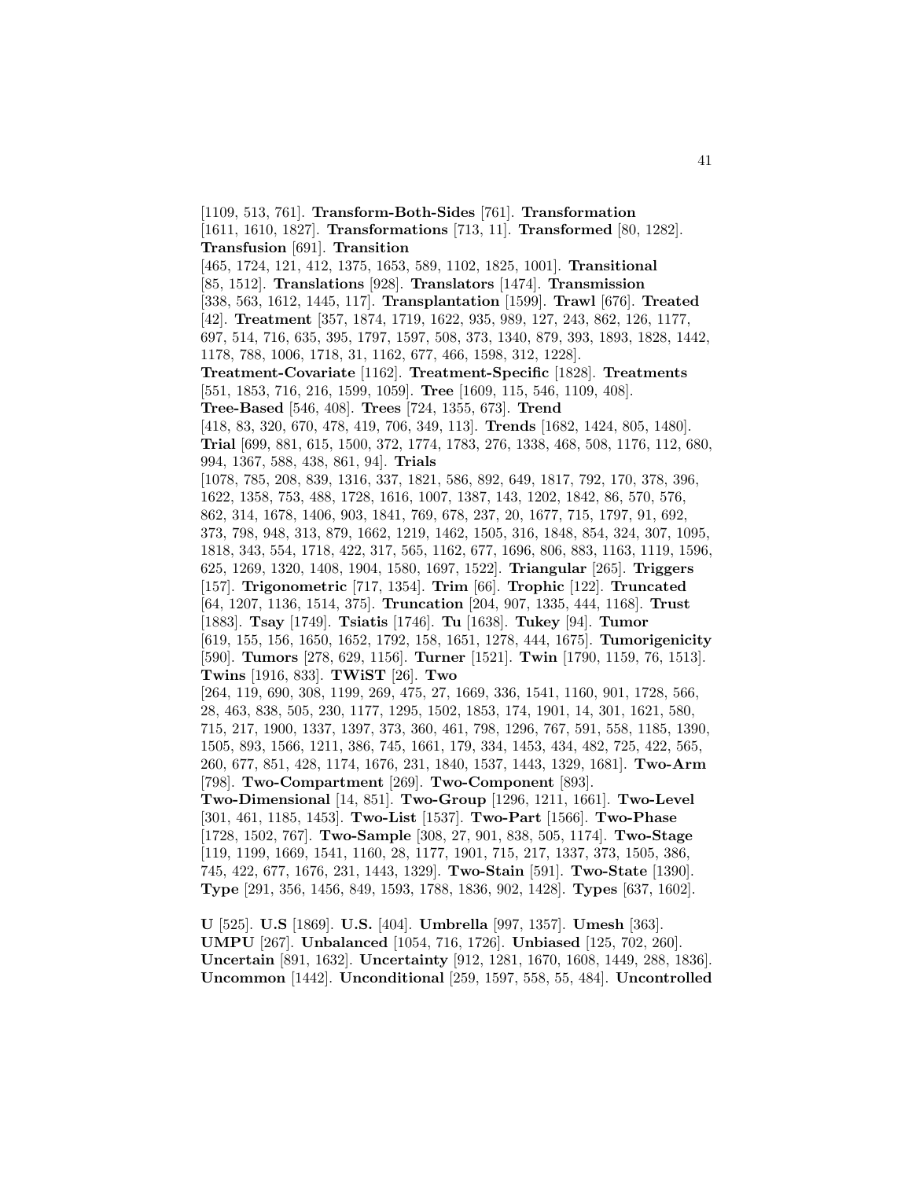[1109, 513, 761]. **Transform-Both-Sides** [761]. **Transformation** [1611, 1610, 1827]. **Transformations** [713, 11]. **Transformed** [80, 1282]. **Transfusion** [691]. **Transition** [465, 1724, 121, 412, 1375, 1653, 589, 1102, 1825, 1001]. **Transitional** [85, 1512]. **Translations** [928]. **Translators** [1474]. **Transmission** [338, 563, 1612, 1445, 117]. **Transplantation** [1599]. **Trawl** [676]. **Treated** [42]. **Treatment** [357, 1874, 1719, 1622, 935, 989, 127, 243, 862, 126, 1177, 697, 514, 716, 635, 395, 1797, 1597, 508, 373, 1340, 879, 393, 1893, 1828, 1442, 1178, 788, 1006, 1718, 31, 1162, 677, 466, 1598, 312, 1228]. **Treatment-Covariate** [1162]. **Treatment-Specific** [1828]. **Treatments** [551, 1853, 716, 216, 1599, 1059]. **Tree** [1609, 115, 546, 1109, 408]. **Tree-Based** [546, 408]. **Trees** [724, 1355, 673]. **Trend** [418, 83, 320, 670, 478, 419, 706, 349, 113]. **Trends** [1682, 1424, 805, 1480]. **Trial** [699, 881, 615, 1500, 372, 1774, 1783, 276, 1338, 468, 508, 1176, 112, 680, 994, 1367, 588, 438, 861, 94]. **Trials** [1078, 785, 208, 839, 1316, 337, 1821, 586, 892, 649, 1817, 792, 170, 378, 396, 1622, 1358, 753, 488, 1728, 1616, 1007, 1387, 143, 1202, 1842, 86, 570, 576, 862, 314, 1678, 1406, 903, 1841, 769, 678, 237, 20, 1677, 715, 1797, 91, 692, 373, 798, 948, 313, 879, 1662, 1219, 1462, 1505, 316, 1848, 854, 324, 307, 1095, 1818, 343, 554, 1718, 422, 317, 565, 1162, 677, 1696, 806, 883, 1163, 1119, 1596, 625, 1269, 1320, 1408, 1904, 1580, 1697, 1522]. **Triangular** [265]. **Triggers** [157]. **Trigonometric** [717, 1354]. **Trim** [66]. **Trophic** [122]. **Truncated** [64, 1207, 1136, 1514, 375]. **Truncation** [204, 907, 1335, 444, 1168]. **Trust** [1883]. **Tsay** [1749]. **Tsiatis** [1746]. **Tu** [1638]. **Tukey** [94]. **Tumor** [619, 155, 156, 1650, 1652, 1792, 158, 1651, 1278, 444, 1675]. **Tumorigenicity** [590]. **Tumors** [278, 629, 1156]. **Turner** [1521]. **Twin** [1790, 1159, 76, 1513]. **Twins** [1916, 833]. **TWiST** [26]. **Two** [264, 119, 690, 308, 1199, 269, 475, 27, 1669, 336, 1541, 1160, 901, 1728, 566, 28, 463, 838, 505, 230, 1177, 1295, 1502, 1853, 174, 1901, 14, 301, 1621, 580, 715, 217, 1900, 1337, 1397, 373, 360, 461, 798, 1296, 767, 591, 558, 1185, 1390, 1505, 893, 1566, 1211, 386, 745, 1661, 179, 334, 1453, 434, 482, 725, 422, 565, 260, 677, 851, 428, 1174, 1676, 231, 1840, 1537, 1443, 1329, 1681]. **Two-Arm** [798]. **Two-Compartment** [269]. **Two-Component** [893]. **Two-Dimensional** [14, 851]. **Two-Group** [1296, 1211, 1661]. **Two-Level** [301, 461, 1185, 1453]. **Two-List** [1537]. **Two-Part** [1566]. **Two-Phase** [1728, 1502, 767]. **Two-Sample** [308, 27, 901, 838, 505, 1174]. **Two-Stage** [119, 1199, 1669, 1541, 1160, 28, 1177, 1901, 715, 217, 1337, 373, 1505, 386, 745, 422, 677, 1676, 231, 1443, 1329]. **Two-Stain** [591]. **Two-State** [1390]. **Type** [291, 356, 1456, 849, 1593, 1788, 1836, 902, 1428]. **Types** [637, 1602].

**U** [525]. **U.S** [1869]. **U.S.** [404]. **Umbrella** [997, 1357]. **Umesh** [363]. **UMPU** [267]. **Unbalanced** [1054, 716, 1726]. **Unbiased** [125, 702, 260]. **Uncertain** [891, 1632]. **Uncertainty** [912, 1281, 1670, 1608, 1449, 288, 1836]. **Uncommon** [1442]. **Unconditional** [259, 1597, 558, 55, 484]. **Uncontrolled**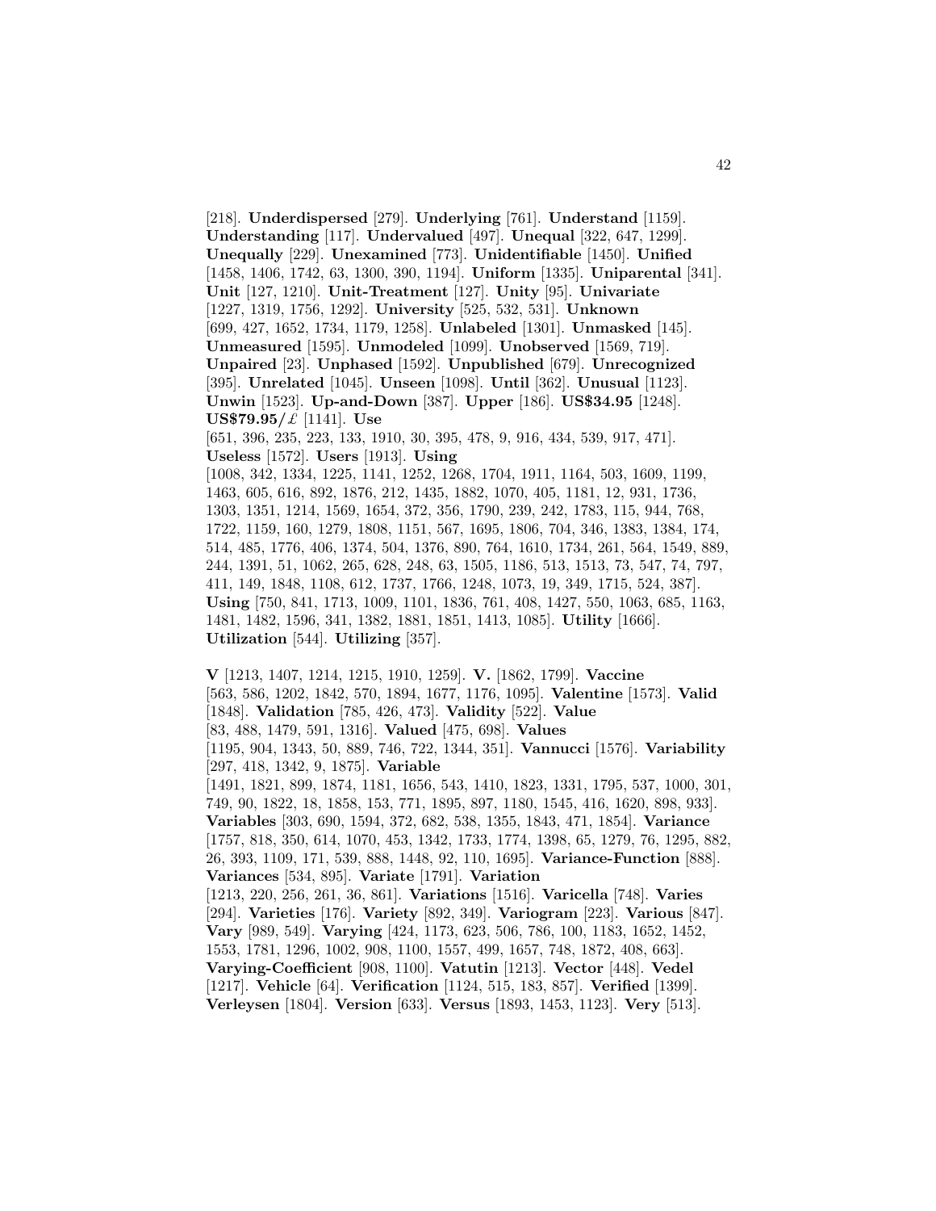[218]. **Underdispersed** [279]. **Underlying** [761]. **Understand** [1159]. **Understanding** [117]. **Undervalued** [497]. **Unequal** [322, 647, 1299]. **Unequally** [229]. **Unexamined** [773]. **Unidentifiable** [1450]. **Unified** [1458, 1406, 1742, 63, 1300, 390, 1194]. **Uniform** [1335]. **Uniparental** [341]. **Unit** [127, 1210]. **Unit-Treatment** [127]. **Unity** [95]. **Univariate** [1227, 1319, 1756, 1292]. **University** [525, 532, 531]. **Unknown** [699, 427, 1652, 1734, 1179, 1258]. **Unlabeled** [1301]. **Unmasked** [145]. **Unmeasured** [1595]. **Unmodeled** [1099]. **Unobserved** [1569, 719]. **Unpaired** [23]. **Unphased** [1592]. **Unpublished** [679]. **Unrecognized** [395]. **Unrelated** [1045]. **Unseen** [1098]. **Until** [362]. **Unusual** [1123]. **Unwin** [1523]. **Up-and-Down** [387]. **Upper** [186]. **US$34.95** [1248]. **US$79.95/£** [1141]. **Use** [651, 396, 235, 223, 133, 1910, 30, 395, 478, 9, 916, 434, 539, 917, 471]. **Useless** [1572]. **Users** [1913]. **Using** [1008, 342, 1334, 1225, 1141, 1252, 1268, 1704, 1911, 1164, 503, 1609, 1199, 1463, 605, 616, 892, 1876, 212, 1435, 1882, 1070, 405, 1181, 12, 931, 1736, 1303, 1351, 1214, 1569, 1654, 372, 356, 1790, 239, 242, 1783, 115, 944, 768, 1722, 1159, 160, 1279, 1808, 1151, 567, 1695, 1806, 704, 346, 1383, 1384, 174, 514, 485, 1776, 406, 1374, 504, 1376, 890, 764, 1610, 1734, 261, 564, 1549, 889, 244, 1391, 51, 1062, 265, 628, 248, 63, 1505, 1186, 513, 1513, 73, 547, 74, 797, 411, 149, 1848, 1108, 612, 1737, 1766, 1248, 1073, 19, 349, 1715, 524, 387]. **Using** [750, 841, 1713, 1009, 1101, 1836, 761, 408, 1427, 550, 1063, 685, 1163, 1481, 1482, 1596, 341, 1382, 1881, 1851, 1413, 1085]. **Utility** [1666]. **Utilization** [544]. **Utilizing** [357].

**V** [1213, 1407, 1214, 1215, 1910, 1259]. **V.** [1862, 1799]. **Vaccine** [563, 586, 1202, 1842, 570, 1894, 1677, 1176, 1095]. **Valentine** [1573]. **Valid** [1848]. **Validation** [785, 426, 473]. **Validity** [522]. **Value** [83, 488, 1479, 591, 1316]. **Valued** [475, 698]. **Values** [1195, 904, 1343, 50, 889, 746, 722, 1344, 351]. **Vannucci** [1576]. **Variability** [297, 418, 1342, 9, 1875]. **Variable** [1491, 1821, 899, 1874, 1181, 1656, 543, 1410, 1823, 1331, 1795, 537, 1000, 301, 749, 90, 1822, 18, 1858, 153, 771, 1895, 897, 1180, 1545, 416, 1620, 898, 933]. **Variables** [303, 690, 1594, 372, 682, 538, 1355, 1843, 471, 1854]. **Variance** [1757, 818, 350, 614, 1070, 453, 1342, 1733, 1774, 1398, 65, 1279, 76, 1295, 882, 26, 393, 1109, 171, 539, 888, 1448, 92, 110, 1695]. **Variance-Function** [888]. **Variances** [534, 895]. **Variate** [1791]. **Variation** [1213, 220, 256, 261, 36, 861]. **Variations** [1516]. **Varicella** [748]. **Varies** [294]. **Varieties** [176]. **Variety** [892, 349]. **Variogram** [223]. **Various** [847]. **Vary** [989, 549]. **Varying** [424, 1173, 623, 506, 786, 100, 1183, 1652, 1452, 1553, 1781, 1296, 1002, 908, 1100, 1557, 499, 1657, 748, 1872, 408, 663]. **Varying-Coefficient** [908, 1100]. **Vatutin** [1213]. **Vector** [448]. **Vedel** [1217]. **Vehicle** [64]. **Verification** [1124, 515, 183, 857]. **Verified** [1399]. **Verleysen** [1804]. **Version** [633]. **Versus** [1893, 1453, 1123]. **Very** [513].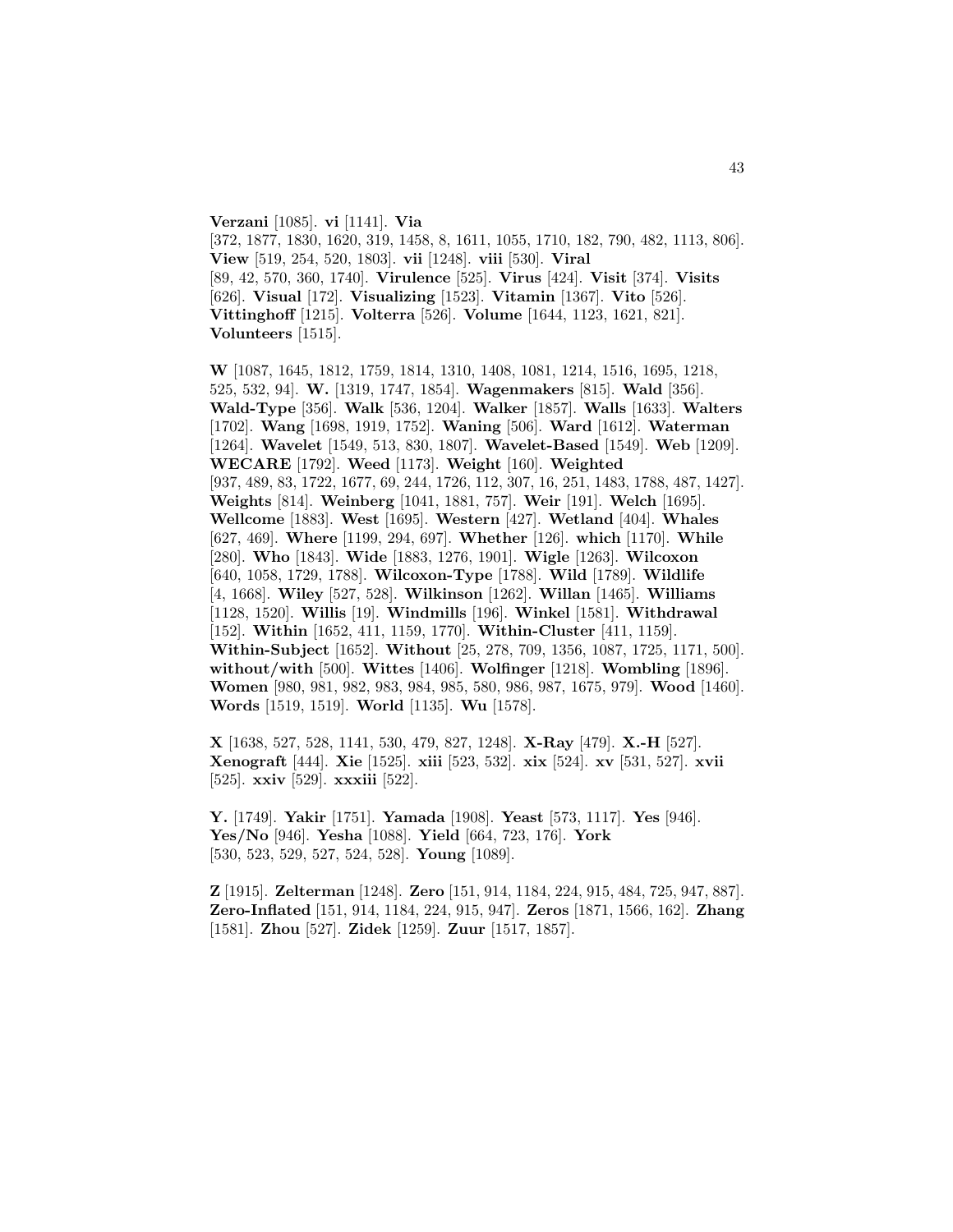**Verzani** [1085]. **vi** [1141]. **Via** [372, 1877, 1830, 1620, 319, 1458, 8, 1611, 1055, 1710, 182, 790, 482, 1113, 806]. **View** [519, 254, 520, 1803]. **vii** [1248]. **viii** [530]. **Viral** [89, 42, 570, 360, 1740]. **Virulence** [525]. **Virus** [424]. **Visit** [374]. **Visits** [626]. **Visual** [172]. **Visualizing** [1523]. **Vitamin** [1367]. **Vito** [526]. **Vittinghoff** [1215]. **Volterra** [526]. **Volume** [1644, 1123, 1621, 821]. **Volunteers** [1515].

**W** [1087, 1645, 1812, 1759, 1814, 1310, 1408, 1081, 1214, 1516, 1695, 1218, 525, 532, 94]. **W.** [1319, 1747, 1854]. **Wagenmakers** [815]. **Wald** [356]. **Wald-Type** [356]. **Walk** [536, 1204]. **Walker** [1857]. **Walls** [1633]. **Walters** [1702]. **Wang** [1698, 1919, 1752]. **Waning** [506]. **Ward** [1612]. **Waterman** [1264]. **Wavelet** [1549, 513, 830, 1807]. **Wavelet-Based** [1549]. **Web** [1209]. **WECARE** [1792]. **Weed** [1173]. **Weight** [160]. **Weighted** [937, 489, 83, 1722, 1677, 69, 244, 1726, 112, 307, 16, 251, 1483, 1788, 487, 1427]. **Weights** [814]. **Weinberg** [1041, 1881, 757]. **Weir** [191]. **Welch** [1695]. **Wellcome** [1883]. **West** [1695]. **Western** [427]. **Wetland** [404]. **Whales** [627, 469]. **Where** [1199, 294, 697]. **Whether** [126]. **which** [1170]. **While** [280]. **Who** [1843]. **Wide** [1883, 1276, 1901]. **Wigle** [1263]. **Wilcoxon** [640, 1058, 1729, 1788]. **Wilcoxon-Type** [1788]. **Wild** [1789]. **Wildlife** [4, 1668]. **Wiley** [527, 528]. **Wilkinson** [1262]. **Willan** [1465]. **Williams** [1128, 1520]. **Willis** [19]. **Windmills** [196]. **Winkel** [1581]. **Withdrawal** [152]. **Within** [1652, 411, 1159, 1770]. **Within-Cluster** [411, 1159]. **Within-Subject** [1652]. **Without** [25, 278, 709, 1356, 1087, 1725, 1171, 500]. **without/with** [500]. **Wittes** [1406]. **Wolfinger** [1218]. **Wombling** [1896]. **Women** [980, 981, 982, 983, 984, 985, 580, 986, 987, 1675, 979]. **Wood** [1460]. **Words** [1519, 1519]. **World** [1135]. **Wu** [1578].

**X** [1638, 527, 528, 1141, 530, 479, 827, 1248]. **X-Ray** [479]. **X.-H** [527]. **Xenograft** [444]. **Xie** [1525]. **xiii** [523, 532]. **xix** [524]. **xv** [531, 527]. **xvii** [525]. **xxiv** [529]. **xxxiii** [522].

**Y.** [1749]. **Yakir** [1751]. **Yamada** [1908]. **Yeast** [573, 1117]. **Yes** [946]. **Yes/No** [946]. **Yesha** [1088]. **Yield** [664, 723, 176]. **York** [530, 523, 529, 527, 524, 528]. **Young** [1089].

**Z** [1915]. **Zelterman** [1248]. **Zero** [151, 914, 1184, 224, 915, 484, 725, 947, 887]. **Zero-Inflated** [151, 914, 1184, 224, 915, 947]. **Zeros** [1871, 1566, 162]. **Zhang** [1581]. **Zhou** [527]. **Zidek** [1259]. **Zuur** [1517, 1857].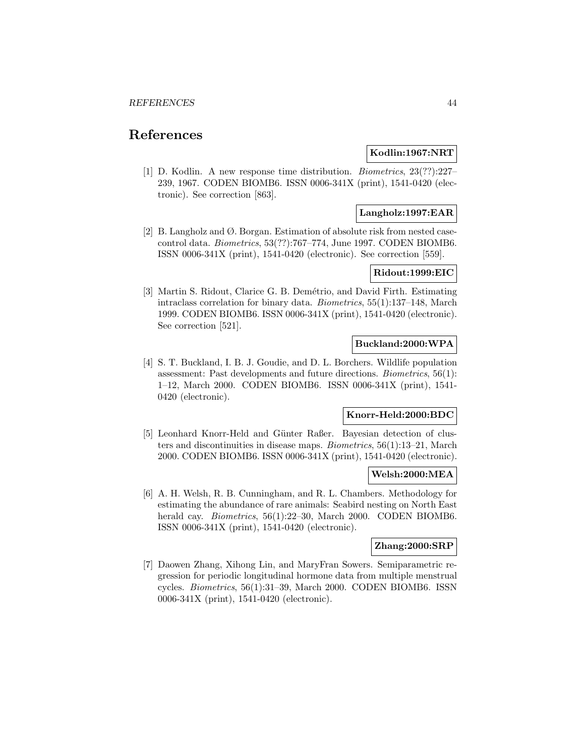# References

**Kodlin:1967:NRT**

[1] D. Kodlin. A new response time distribution. *Biometrics*, 23(??):227–239, 1967. CODEN BIOMB6. ISSN 0006-341X (print), 1541-0420 (electronic). See correction [863].

**Langholz:1997:EAR**

[2] B. Langholz and Ø. Borgan. Estimation of absolute risk from nested case-control data. *Biometrics*, 53(??):767–774, June 1997. CODEN BIOMB6. ISSN 0006-341X (print), 1541-0420 (electronic). See correction [559].

**Ridout:1999:EIC**

[3] Martin S. Ridout, Clarice G. B. Demétrio, and David Firth. Estimating intraclass correlation for binary data. *Biometrics*, 55(1):137–148, March 1999. CODEN BIOMB6. ISSN 0006-341X (print), 1541-0420 (electronic). See correction [521].

**Buckland:2000:WPA**

[4] S. T. Buckland, I. B. J. Goudie, and D. L. Borchers. Wildlife population assessment: Past developments and future directions. *Biometrics*, 56(1): 1–12, March 2000. CODEN BIOMB6. ISSN 0006-341X (print), 1541-0420 (electronic).

**Knorr-Held:2000:BDC**

[5] Leonhard Knorr-Held and Günter Raßer. Bayesian detection of clusters and discontinuities in disease maps. *Biometrics*, 56(1):13–21, March 2000. CODEN BIOMB6. ISSN 0006-341X (print), 1541-0420 (electronic).

**Welsh:2000:MEA**

[6] A. H. Welsh, R. B. Cunningham, and R. L. Chambers. Methodology for estimating the abundance of rare animals: Seabird nesting on North East herald cay. *Biometrics*, 56(1):22–30, March 2000. CODEN BIOMB6. ISSN 0006-341X (print), 1541-0420 (electronic).

**Zhang:2000:SRP**

[7] Daowen Zhang, Xihong Lin, and MaryFran Sowers. Semiparametric regression for periodic longitudinal hormone data from multiple menstrual cycles. *Biometrics*, 56(1):31–39, March 2000. CODEN BIOMB6. ISSN 0006-341X (print), 1541-0420 (electronic).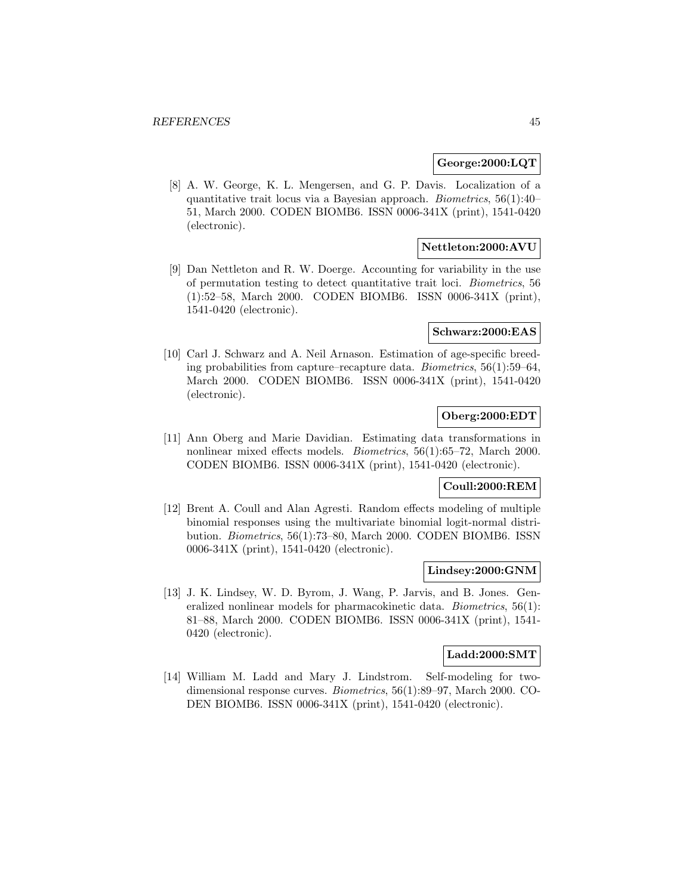**George:2000:LQT**

[8] A. W. George, K. L. Mengersen, and G. P. Davis. Localization of a quantitative trait locus via a Bayesian approach. *Biometrics*, 56(1):40–51, March 2000. CODEN BIOMB6. ISSN 0006-341X (print), 1541-0420 (electronic).

**Nettleton:2000:AVU**

[9] Dan Nettleton and R. W. Doerge. Accounting for variability in the use of permutation testing to detect quantitative trait loci. *Biometrics*, 56 (1):52–58, March 2000. CODEN BIOMB6. ISSN 0006-341X (print), 1541-0420 (electronic).

**Schwarz:2000:EAS**

[10] Carl J. Schwarz and A. Neil Arnason. Estimation of age-specific breeding probabilities from capture–recapture data. *Biometrics*, 56(1):59–64, March 2000. CODEN BIOMB6. ISSN 0006-341X (print), 1541-0420 (electronic).

**Oberg:2000:EDT**

[11] Ann Oberg and Marie Davidian. Estimating data transformations in nonlinear mixed effects models. *Biometrics*, 56(1):65–72, March 2000. CODEN BIOMB6. ISSN 0006-341X (print), 1541-0420 (electronic).

**Coull:2000:REM**

[12] Brent A. Coull and Alan Agresti. Random effects modeling of multiple binomial responses using the multivariate binomial logit-normal distribution. *Biometrics*, 56(1):73–80, March 2000. CODEN BIOMB6. ISSN 0006-341X (print), 1541-0420 (electronic).

**Lindsey:2000:GNM**

[13] J. K. Lindsey, W. D. Byrom, J. Wang, P. Jarvis, and B. Jones. Generalized nonlinear models for pharmacokinetic data. *Biometrics*, 56(1): 81–88, March 2000. CODEN BIOMB6. ISSN 0006-341X (print), 1541-0420 (electronic).

**Ladd:2000:SMT**

[14] William M. Ladd and Mary J. Lindstrom. Self-modeling for two-dimensional response curves. *Biometrics*, 56(1):89–97, March 2000. CODEN BIOMB6. ISSN 0006-341X (print), 1541-0420 (electronic).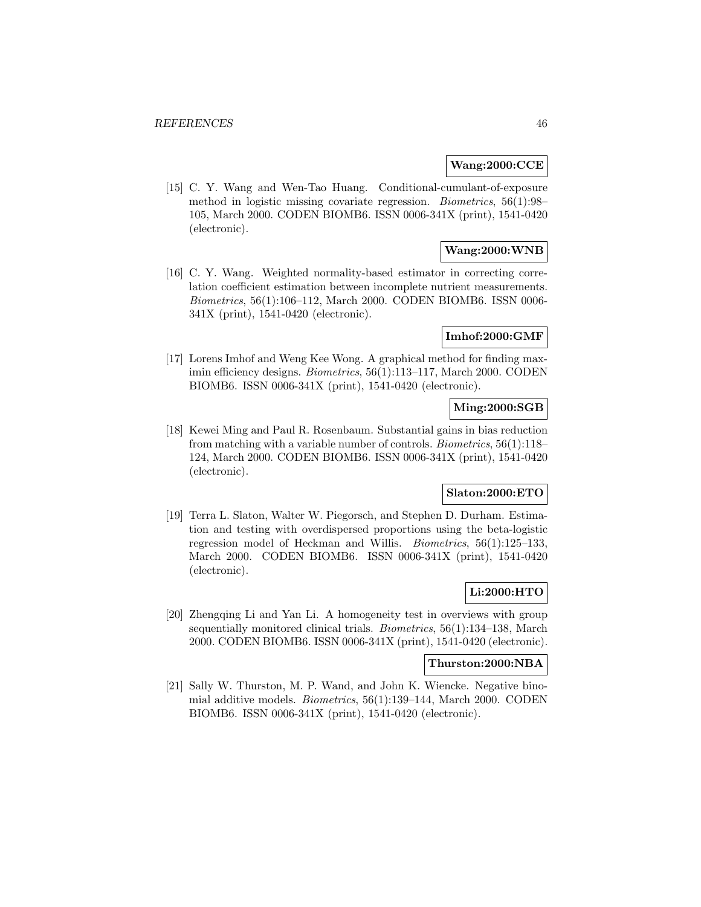**Wang:2000:CCE**

[15] C. Y. Wang and Wen-Tao Huang. Conditional-cumulant-of-exposure method in logistic missing covariate regression. *Biometrics*, 56(1):98–105, March 2000. CODEN BIOMB6. ISSN 0006-341X (print), 1541-0420 (electronic).

**Wang:2000:WNB**

[16] C. Y. Wang. Weighted normality-based estimator in correcting correlation coefficient estimation between incomplete nutrient measurements. *Biometrics*, 56(1):106–112, March 2000. CODEN BIOMB6. ISSN 0006-341X (print), 1541-0420 (electronic).

**Imhof:2000:GMF**

[17] Lorens Imhof and Weng Kee Wong. A graphical method for finding maximin efficiency designs. *Biometrics*, 56(1):113–117, March 2000. CODEN BIOMB6. ISSN 0006-341X (print), 1541-0420 (electronic).

**Ming:2000:SGB**

[18] Kewei Ming and Paul R. Rosenbaum. Substantial gains in bias reduction from matching with a variable number of controls. *Biometrics*, 56(1):118–124, March 2000. CODEN BIOMB6. ISSN 0006-341X (print), 1541-0420 (electronic).

**Slaton:2000:ETO**

[19] Terra L. Slaton, Walter W. Piegorsch, and Stephen D. Durham. Estimation and testing with overdispersed proportions using the beta-logistic regression model of Heckman and Willis. *Biometrics*, 56(1):125–133, March 2000. CODEN BIOMB6. ISSN 0006-341X (print), 1541-0420 (electronic).

**Li:2000:HTO**

[20] Zhengqing Li and Yan Li. A homogeneity test in overviews with group sequentially monitored clinical trials. *Biometrics*, 56(1):134–138, March 2000. CODEN BIOMB6. ISSN 0006-341X (print), 1541-0420 (electronic).

**Thurston:2000:NBA**

[21] Sally W. Thurston, M. P. Wand, and John K. Wiencke. Negative binomial additive models. *Biometrics*, 56(1):139–144, March 2000. CODEN BIOMB6. ISSN 0006-341X (print), 1541-0420 (electronic).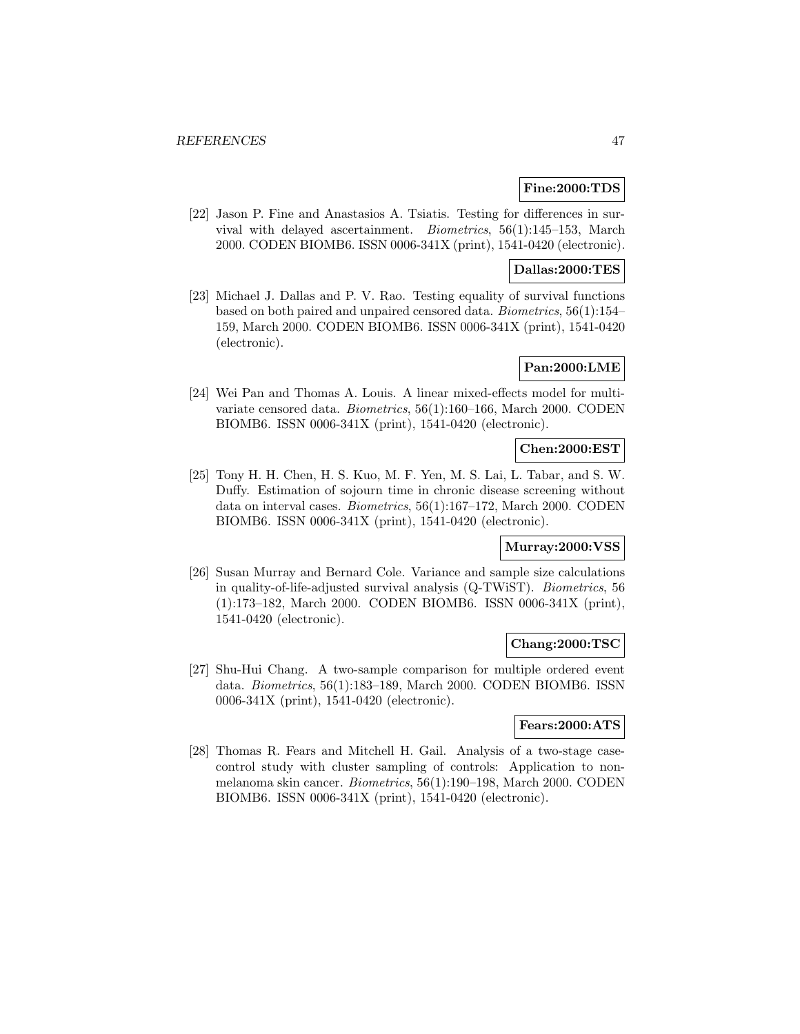**Fine:2000:TDS**

[22] Jason P. Fine and Anastasios A. Tsiatis. Testing for differences in survival with delayed ascertainment. *Biometrics*, 56(1):145–153, March 2000. CODEN BIOMB6. ISSN 0006-341X (print), 1541-0420 (electronic).

**Dallas:2000:TES**

[23] Michael J. Dallas and P. V. Rao. Testing equality of survival functions based on both paired and unpaired censored data. *Biometrics*, 56(1):154–159, March 2000. CODEN BIOMB6. ISSN 0006-341X (print), 1541-0420 (electronic).

**Pan:2000:LME**

[24] Wei Pan and Thomas A. Louis. A linear mixed-effects model for multivariate censored data. *Biometrics*, 56(1):160–166, March 2000. CODEN BIOMB6. ISSN 0006-341X (print), 1541-0420 (electronic).

**Chen:2000:EST**

[25] Tony H. H. Chen, H. S. Kuo, M. F. Yen, M. S. Lai, L. Tabar, and S. W. Duffy. Estimation of sojourn time in chronic disease screening without data on interval cases. *Biometrics*, 56(1):167–172, March 2000. CODEN BIOMB6. ISSN 0006-341X (print), 1541-0420 (electronic).

**Murray:2000:VSS**

[26] Susan Murray and Bernard Cole. Variance and sample size calculations in quality-of-life-adjusted survival analysis (Q-TWiST). *Biometrics*, 56 (1):173–182, March 2000. CODEN BIOMB6. ISSN 0006-341X (print), 1541-0420 (electronic).

**Chang:2000:TSC**

[27] Shu-Hui Chang. A two-sample comparison for multiple ordered event data. *Biometrics*, 56(1):183–189, March 2000. CODEN BIOMB6. ISSN 0006-341X (print), 1541-0420 (electronic).

**Fears:2000:ATS**

[28] Thomas R. Fears and Mitchell H. Gail. Analysis of a two-stage case-control study with cluster sampling of controls: Application to nonmelanoma skin cancer. *Biometrics*, 56(1):190–198, March 2000. CODEN BIOMB6. ISSN 0006-341X (print), 1541-0420 (electronic).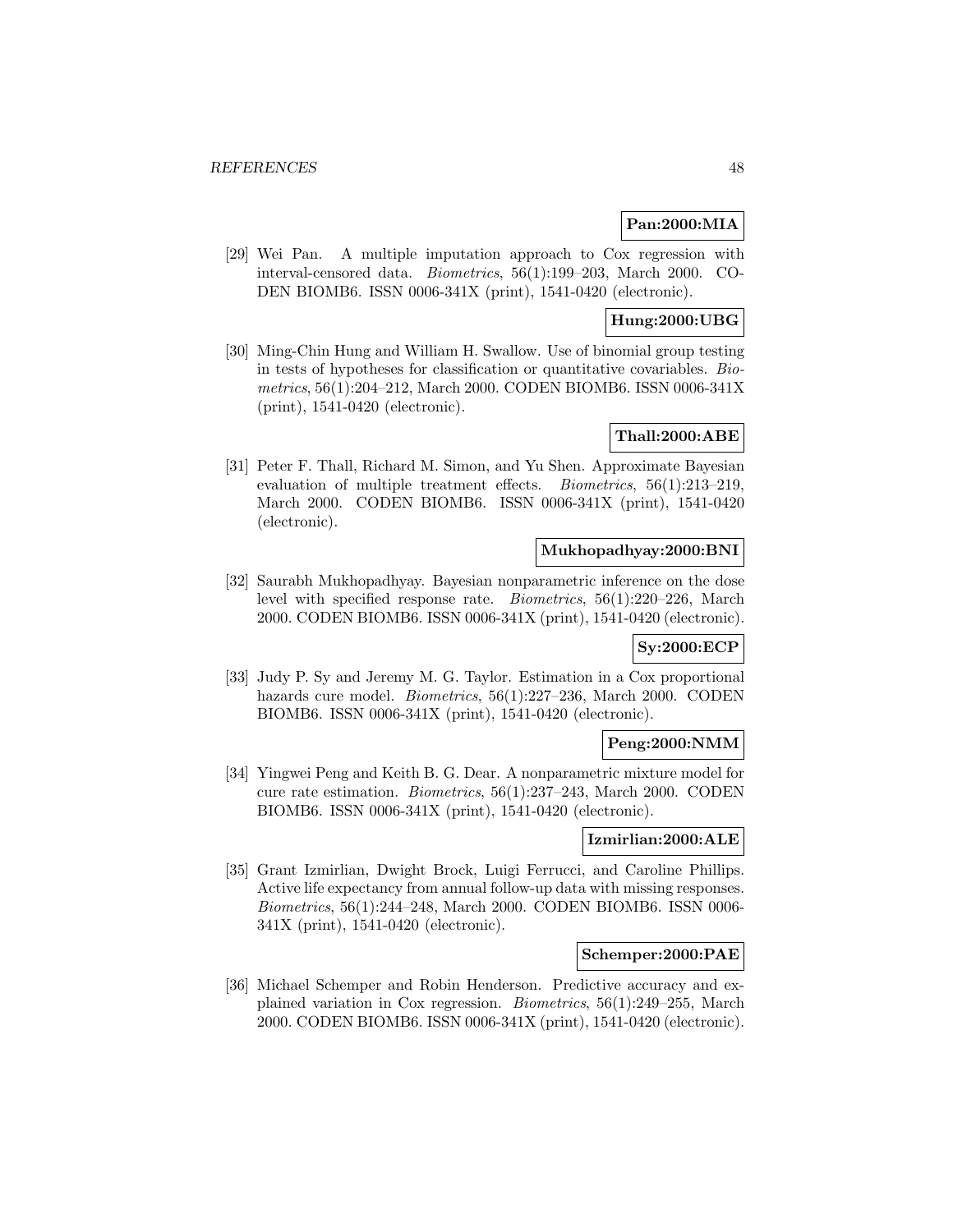**Pan:2000:MIA**

[29] Wei Pan. A multiple imputation approach to Cox regression with interval-censored data. *Biometrics*, 56(1):199–203, March 2000. CODEN BIOMB6. ISSN 0006-341X (print), 1541-0420 (electronic).

**Hung:2000:UBG**

[30] Ming-Chin Hung and William H. Swallow. Use of binomial group testing in tests of hypotheses for classification or quantitative covariables. *Biometrics*, 56(1):204–212, March 2000. CODEN BIOMB6. ISSN 0006-341X (print), 1541-0420 (electronic).

**Thall:2000:ABE**

[31] Peter F. Thall, Richard M. Simon, and Yu Shen. Approximate Bayesian evaluation of multiple treatment effects. *Biometrics*, 56(1):213–219, March 2000. CODEN BIOMB6. ISSN 0006-341X (print), 1541-0420 (electronic).

**Mukhopadhyay:2000:BNI**

[32] Saurabh Mukhopadhyay. Bayesian nonparametric inference on the dose level with specified response rate. *Biometrics*, 56(1):220–226, March 2000. CODEN BIOMB6. ISSN 0006-341X (print), 1541-0420 (electronic).

**Sy:2000:ECP**

[33] Judy P. Sy and Jeremy M. G. Taylor. Estimation in a Cox proportional hazards cure model. *Biometrics*, 56(1):227–236, March 2000. CODEN BIOMB6. ISSN 0006-341X (print), 1541-0420 (electronic).

**Peng:2000:NMM**

[34] Yingwei Peng and Keith B. G. Dear. A nonparametric mixture model for cure rate estimation. *Biometrics*, 56(1):237–243, March 2000. CODEN BIOMB6. ISSN 0006-341X (print), 1541-0420 (electronic).

**Izmirlian:2000:ALE**

[35] Grant Izmirlian, Dwight Brock, Luigi Ferrucci, and Caroline Phillips. Active life expectancy from annual follow-up data with missing responses. *Biometrics*, 56(1):244–248, March 2000. CODEN BIOMB6. ISSN 0006-341X (print), 1541-0420 (electronic).

**Schemper:2000:PAE**

[36] Michael Schemper and Robin Henderson. Predictive accuracy and explained variation in Cox regression. *Biometrics*, 56(1):249–255, March 2000. CODEN BIOMB6. ISSN 0006-341X (print), 1541-0420 (electronic).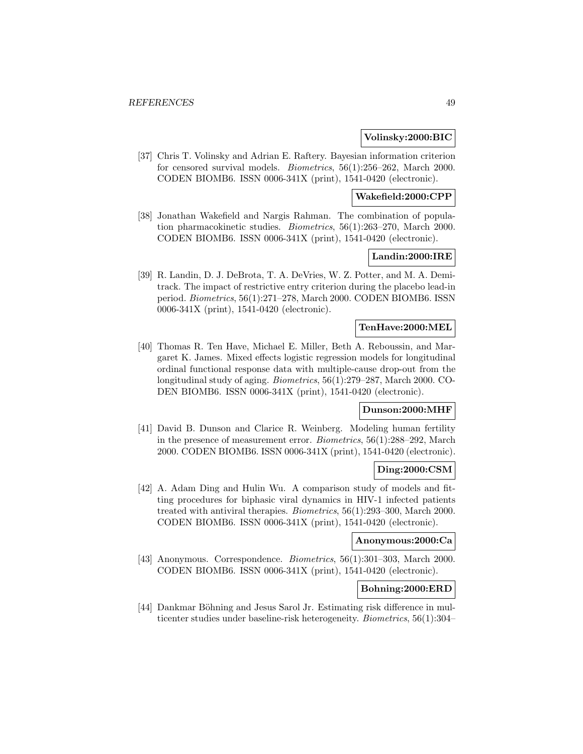**Volinsky:2000:BIC**

[37] Chris T. Volinsky and Adrian E. Raftery. Bayesian information criterion for censored survival models. *Biometrics*, 56(1):256–262, March 2000. CODEN BIOMB6. ISSN 0006-341X (print), 1541-0420 (electronic).

**Wakefield:2000:CPP**

[38] Jonathan Wakefield and Nargis Rahman. The combination of population pharmacokinetic studies. *Biometrics*, 56(1):263–270, March 2000. CODEN BIOMB6. ISSN 0006-341X (print), 1541-0420 (electronic).

**Landin:2000:IRE**

[39] R. Landin, D. J. DeBrota, T. A. DeVries, W. Z. Potter, and M. A. Demitrack. The impact of restrictive entry criterion during the placebo lead-in period. *Biometrics*, 56(1):271–278, March 2000. CODEN BIOMB6. ISSN 0006-341X (print), 1541-0420 (electronic).

**TenHave:2000:MEL**

[40] Thomas R. Ten Have, Michael E. Miller, Beth A. Reboussin, and Margaret K. James. Mixed effects logistic regression models for longitudinal ordinal functional response data with multiple-cause drop-out from the longitudinal study of aging. *Biometrics*, 56(1):279–287, March 2000. CODEN BIOMB6. ISSN 0006-341X (print), 1541-0420 (electronic).

**Dunson:2000:MHF**

[41] David B. Dunson and Clarice R. Weinberg. Modeling human fertility in the presence of measurement error. *Biometrics*, 56(1):288–292, March 2000. CODEN BIOMB6. ISSN 0006-341X (print), 1541-0420 (electronic).

**Ding:2000:CSM**

[42] A. Adam Ding and Hulin Wu. A comparison study of models and fitting procedures for biphasic viral dynamics in HIV-1 infected patients treated with antiviral therapies. *Biometrics*, 56(1):293–300, March 2000. CODEN BIOMB6. ISSN 0006-341X (print), 1541-0420 (electronic).

**Anonymous:2000:Ca**

[43] Anonymous. Correspondence. *Biometrics*, 56(1):301–303, March 2000. CODEN BIOMB6. ISSN 0006-341X (print), 1541-0420 (electronic).

**Bohning:2000:ERD**

[44] Dankmar Böhning and Jesus Sarol Jr. Estimating risk difference in multicenter studies under baseline-risk heterogeneity. *Biometrics*, 56(1):304–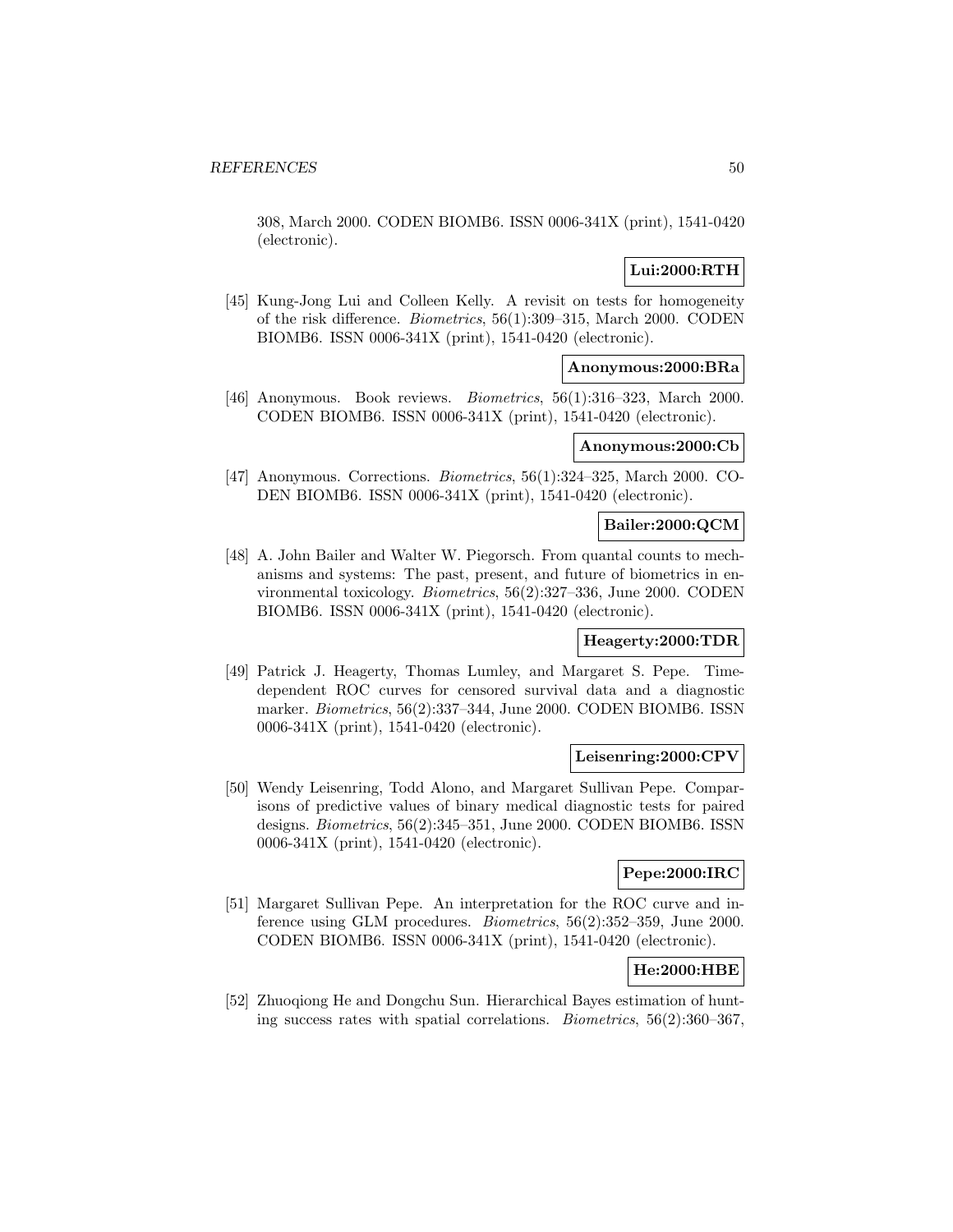308, March 2000. CODEN BIOMB6. ISSN 0006-341X (print), 1541-0420 (electronic).

**Lui:2000:RTH**

[45] Kung-Jong Lui and Colleen Kelly. A revisit on tests for homogeneity of the risk difference. *Biometrics*, 56(1):309–315, March 2000. CODEN BIOMB6. ISSN 0006-341X (print), 1541-0420 (electronic).

**Anonymous:2000:BRa**

[46] Anonymous. Book reviews. *Biometrics*, 56(1):316–323, March 2000. CODEN BIOMB6. ISSN 0006-341X (print), 1541-0420 (electronic).

**Anonymous:2000:Cb**

[47] Anonymous. Corrections. *Biometrics*, 56(1):324–325, March 2000. CODEN BIOMB6. ISSN 0006-341X (print), 1541-0420 (electronic).

**Bailer:2000:QCM**

[48] A. John Bailer and Walter W. Piegorsch. From quantal counts to mechanisms and systems: The past, present, and future of biometrics in environmental toxicology. *Biometrics*, 56(2):327–336, June 2000. CODEN BIOMB6. ISSN 0006-341X (print), 1541-0420 (electronic).

**Heagerty:2000:TDR**

[49] Patrick J. Heagerty, Thomas Lumley, and Margaret S. Pepe. Time-dependent ROC curves for censored survival data and a diagnostic marker. *Biometrics*, 56(2):337–344, June 2000. CODEN BIOMB6. ISSN 0006-341X (print), 1541-0420 (electronic).

**Leisenring:2000:CPV**

[50] Wendy Leisenring, Todd Alono, and Margaret Sullivan Pepe. Comparisons of predictive values of binary medical diagnostic tests for paired designs. *Biometrics*, 56(2):345–351, June 2000. CODEN BIOMB6. ISSN 0006-341X (print), 1541-0420 (electronic).

**Pepe:2000:IRC**

[51] Margaret Sullivan Pepe. An interpretation for the ROC curve and inference using GLM procedures. *Biometrics*, 56(2):352–359, June 2000. CODEN BIOMB6. ISSN 0006-341X (print), 1541-0420 (electronic).

**He:2000:HBE**

[52] Zhuoqiong He and Dongchu Sun. Hierarchical Bayes estimation of hunting success rates with spatial correlations. *Biometrics*, 56(2):360–367,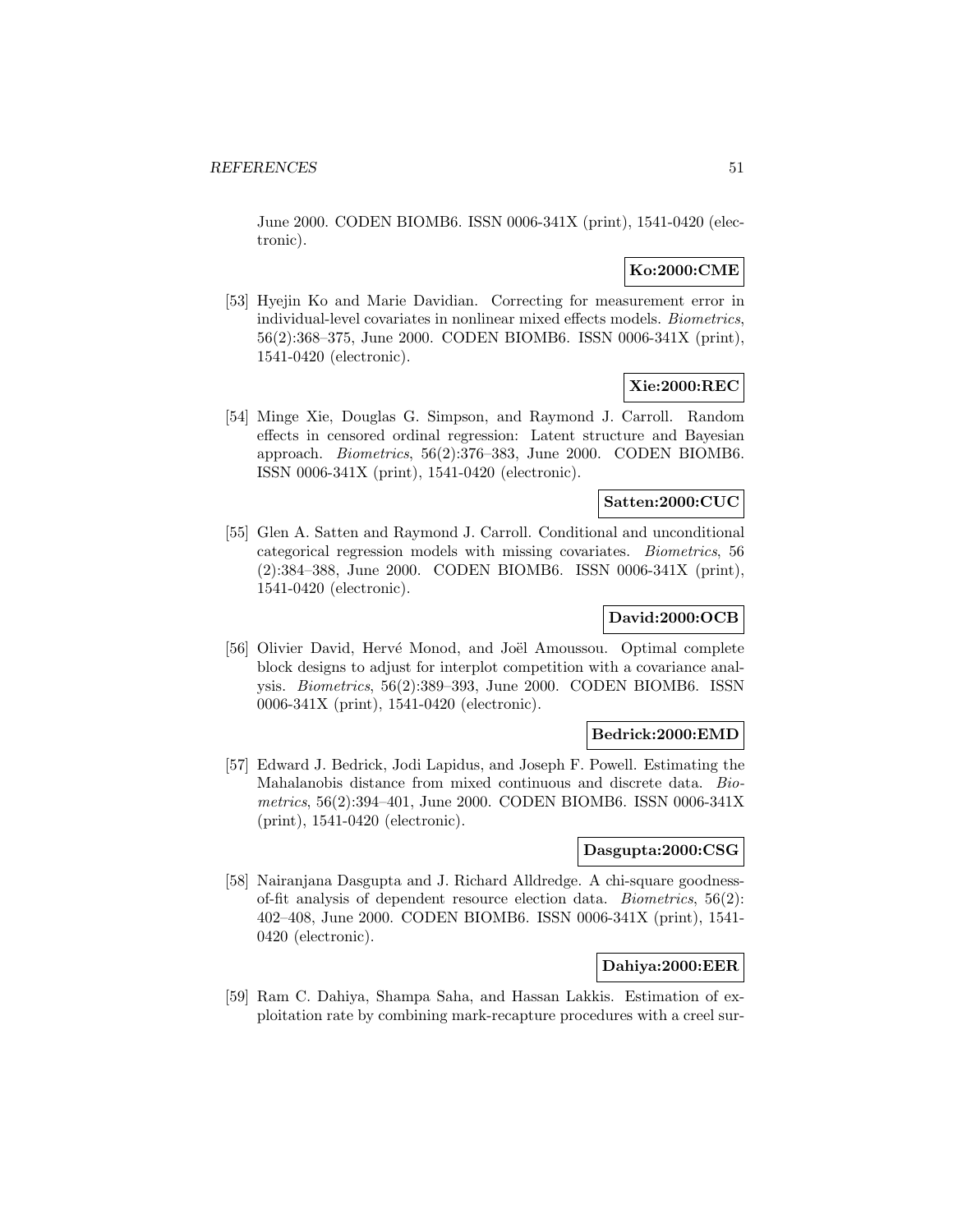June 2000. CODEN BIOMB6. ISSN 0006-341X (print), 1541-0420 (electronic).

**Ko:2000:CME**

[53] Hyejin Ko and Marie Davidian. Correcting for measurement error in individual-level covariates in nonlinear mixed effects models. *Biometrics*, 56(2):368–375, June 2000. CODEN BIOMB6. ISSN 0006-341X (print), 1541-0420 (electronic).

**Xie:2000:REC**

[54] Minge Xie, Douglas G. Simpson, and Raymond J. Carroll. Random effects in censored ordinal regression: Latent structure and Bayesian approach. *Biometrics*, 56(2):376–383, June 2000. CODEN BIOMB6. ISSN 0006-341X (print), 1541-0420 (electronic).

**Satten:2000:CUC**

[55] Glen A. Satten and Raymond J. Carroll. Conditional and unconditional categorical regression models with missing covariates. *Biometrics*, 56 (2):384–388, June 2000. CODEN BIOMB6. ISSN 0006-341X (print), 1541-0420 (electronic).

**David:2000:OCB**

[56] Olivier David, Hervé Monod, and Joël Amoussou. Optimal complete block designs to adjust for interplot competition with a covariance analysis. *Biometrics*, 56(2):389–393, June 2000. CODEN BIOMB6. ISSN 0006-341X (print), 1541-0420 (electronic).

**Bedrick:2000:EMD**

[57] Edward J. Bedrick, Jodi Lapidus, and Joseph F. Powell. Estimating the Mahalanobis distance from mixed continuous and discrete data. *Biometrics*, 56(2):394–401, June 2000. CODEN BIOMB6. ISSN 0006-341X (print), 1541-0420 (electronic).

**Dasgupta:2000:CSG**

[58] Nairanjana Dasgupta and J. Richard Alldredge. A chi-square goodness-of-fit analysis of dependent resource election data. *Biometrics*, 56(2): 402–408, June 2000. CODEN BIOMB6. ISSN 0006-341X (print), 1541-0420 (electronic).

**Dahiya:2000:EER**

[59] Ram C. Dahiya, Shampa Saha, and Hassan Lakkis. Estimation of exploitation rate by combining mark-recapture procedures with a creel sur-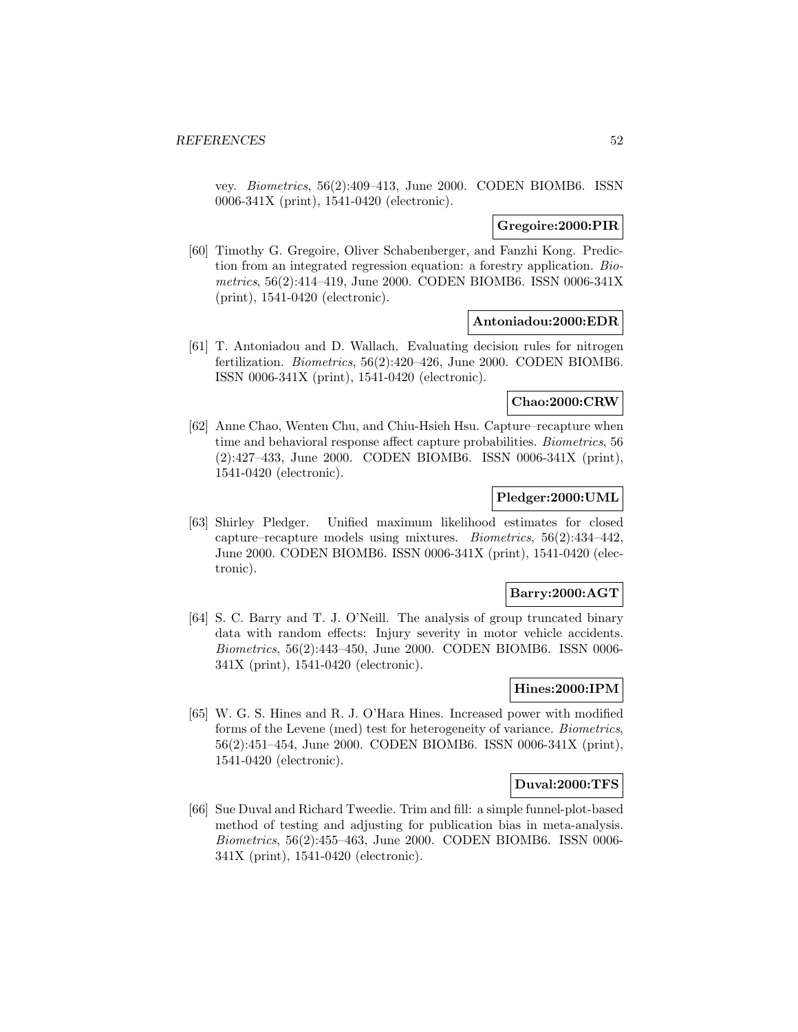vey. *Biometrics*, 56(2):409–413, June 2000. CODEN BIOMB6. ISSN 0006-341X (print), 1541-0420 (electronic).

**Gregoire:2000:PIR**

[60] Timothy G. Gregoire, Oliver Schabenberger, and Fanzhi Kong. Prediction from an integrated regression equation: a forestry application. *Biometrics*, 56(2):414–419, June 2000. CODEN BIOMB6. ISSN 0006-341X (print), 1541-0420 (electronic).

**Antoniadou:2000:EDR**

[61] T. Antoniadou and D. Wallach. Evaluating decision rules for nitrogen fertilization. *Biometrics*, 56(2):420–426, June 2000. CODEN BIOMB6. ISSN 0006-341X (print), 1541-0420 (electronic).

**Chao:2000:CRW**

[62] Anne Chao, Wenten Chu, and Chiu-Hsieh Hsu. Capture–recapture when time and behavioral response affect capture probabilities. *Biometrics*, 56 (2):427–433, June 2000. CODEN BIOMB6. ISSN 0006-341X (print), 1541-0420 (electronic).

**Pledger:2000:UML**

[63] Shirley Pledger. Unified maximum likelihood estimates for closed capture–recapture models using mixtures. *Biometrics*, 56(2):434–442, June 2000. CODEN BIOMB6. ISSN 0006-341X (print), 1541-0420 (electronic).

**Barry:2000:AGT**

[64] S. C. Barry and T. J. O'Neill. The analysis of group truncated binary data with random effects: Injury severity in motor vehicle accidents. *Biometrics*, 56(2):443–450, June 2000. CODEN BIOMB6. ISSN 0006-341X (print), 1541-0420 (electronic).

**Hines:2000:IPM**

[65] W. G. S. Hines and R. J. O'Hara Hines. Increased power with modified forms of the Levene (med) test for heterogeneity of variance. *Biometrics*, 56(2):451–454, June 2000. CODEN BIOMB6. ISSN 0006-341X (print), 1541-0420 (electronic).

**Duval:2000:TFS**

[66] Sue Duval and Richard Tweedie. Trim and fill: a simple funnel-plot-based method of testing and adjusting for publication bias in meta-analysis. *Biometrics*, 56(2):455–463, June 2000. CODEN BIOMB6. ISSN 0006-341X (print), 1541-0420 (electronic).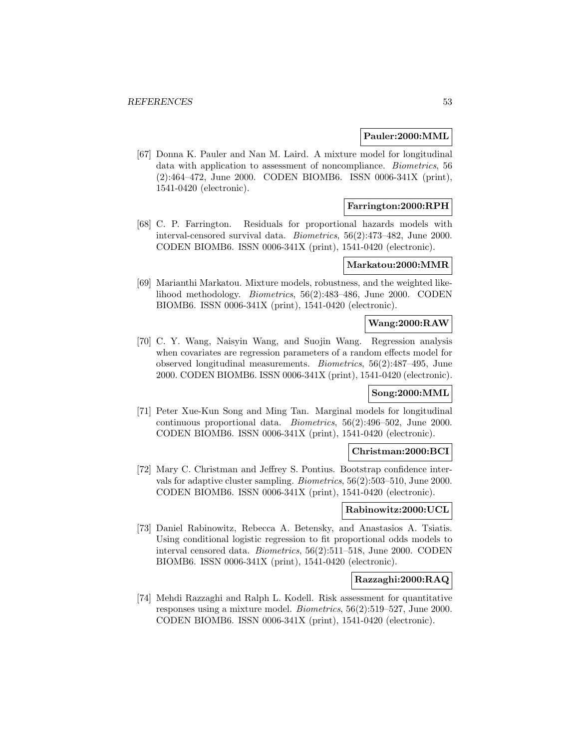**Pauler:2000:MML**

[67] Donna K. Pauler and Nan M. Laird. A mixture model for longitudinal data with application to assessment of noncompliance. *Biometrics*, 56 (2):464–472, June 2000. CODEN BIOMB6. ISSN 0006-341X (print), 1541-0420 (electronic).

**Farrington:2000:RPH**

[68] C. P. Farrington. Residuals for proportional hazards models with interval-censored survival data. *Biometrics*, 56(2):473–482, June 2000. CODEN BIOMB6. ISSN 0006-341X (print), 1541-0420 (electronic).

**Markatou:2000:MMR**

[69] Marianthi Markatou. Mixture models, robustness, and the weighted likelihood methodology. *Biometrics*, 56(2):483–486, June 2000. CODEN BIOMB6. ISSN 0006-341X (print), 1541-0420 (electronic).

**Wang:2000:RAW**

[70] C. Y. Wang, Naisyin Wang, and Suojin Wang. Regression analysis when covariates are regression parameters of a random effects model for observed longitudinal measurements. *Biometrics*, 56(2):487–495, June 2000. CODEN BIOMB6. ISSN 0006-341X (print), 1541-0420 (electronic).

**Song:2000:MML**

[71] Peter Xue-Kun Song and Ming Tan. Marginal models for longitudinal continuous proportional data. *Biometrics*, 56(2):496–502, June 2000. CODEN BIOMB6. ISSN 0006-341X (print), 1541-0420 (electronic).

**Christman:2000:BCI**

[72] Mary C. Christman and Jeffrey S. Pontius. Bootstrap confidence intervals for adaptive cluster sampling. *Biometrics*, 56(2):503–510, June 2000. CODEN BIOMB6. ISSN 0006-341X (print), 1541-0420 (electronic).

**Rabinowitz:2000:UCL**

[73] Daniel Rabinowitz, Rebecca A. Betensky, and Anastasios A. Tsiatis. Using conditional logistic regression to fit proportional odds models to interval censored data. *Biometrics*, 56(2):511–518, June 2000. CODEN BIOMB6. ISSN 0006-341X (print), 1541-0420 (electronic).

**Razzaghi:2000:RAQ**

[74] Mehdi Razzaghi and Ralph L. Kodell. Risk assessment for quantitative responses using a mixture model. *Biometrics*, 56(2):519–527, June 2000. CODEN BIOMB6. ISSN 0006-341X (print), 1541-0420 (electronic).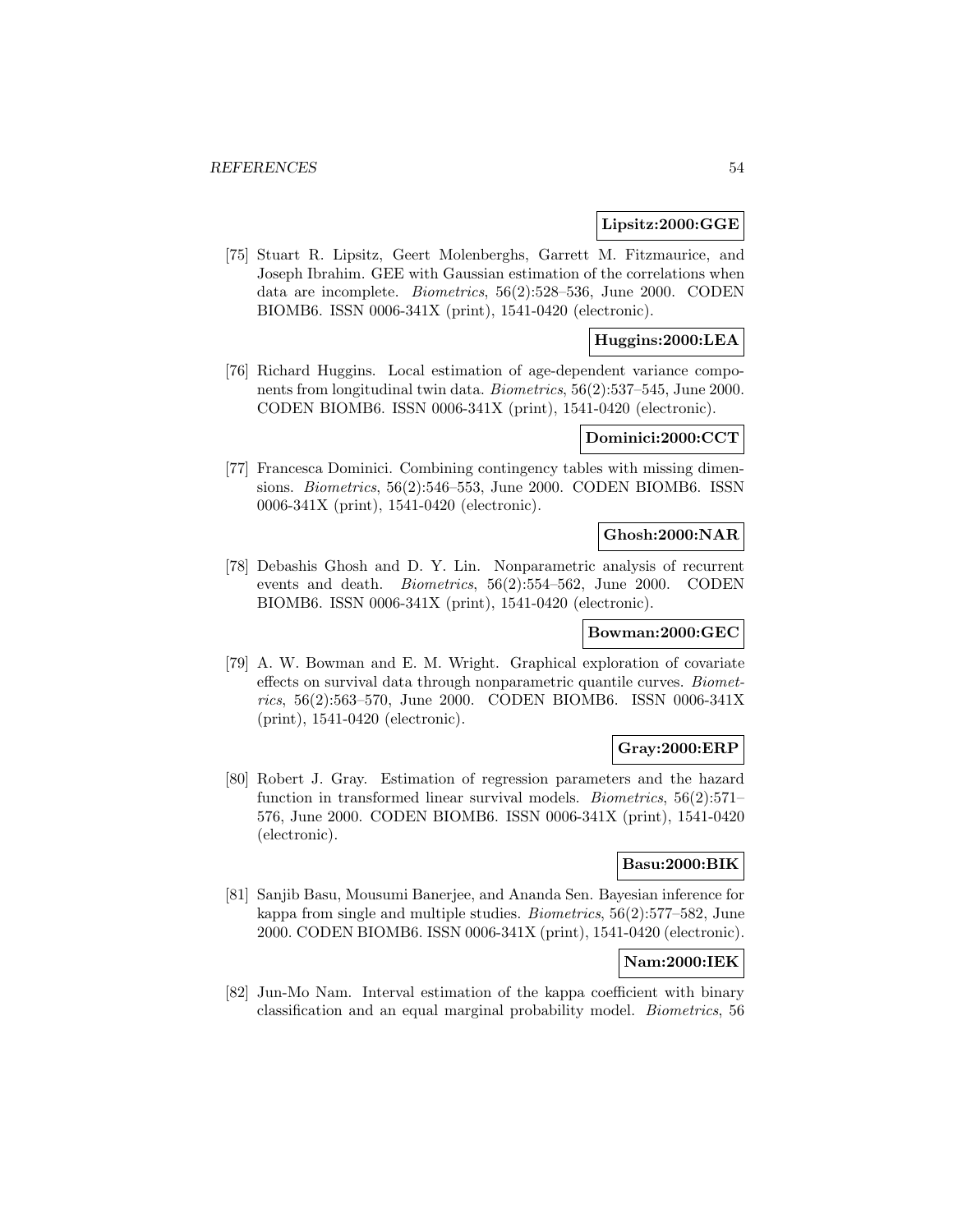**Lipsitz:2000:GGE**

[75] Stuart R. Lipsitz, Geert Molenberghs, Garrett M. Fitzmaurice, and Joseph Ibrahim. GEE with Gaussian estimation of the correlations when data are incomplete. *Biometrics*, 56(2):528–536, June 2000. CODEN BIOMB6. ISSN 0006-341X (print), 1541-0420 (electronic).

**Huggins:2000:LEA**

[76] Richard Huggins. Local estimation of age-dependent variance components from longitudinal twin data. *Biometrics*, 56(2):537–545, June 2000. CODEN BIOMB6. ISSN 0006-341X (print), 1541-0420 (electronic).

**Dominici:2000:CCT**

[77] Francesca Dominici. Combining contingency tables with missing dimensions. *Biometrics*, 56(2):546–553, June 2000. CODEN BIOMB6. ISSN 0006-341X (print), 1541-0420 (electronic).

**Ghosh:2000:NAR**

[78] Debashis Ghosh and D. Y. Lin. Nonparametric analysis of recurrent events and death. *Biometrics*, 56(2):554–562, June 2000. CODEN BIOMB6. ISSN 0006-341X (print), 1541-0420 (electronic).

**Bowman:2000:GEC**

[79] A. W. Bowman and E. M. Wright. Graphical exploration of covariate effects on survival data through nonparametric quantile curves. *Biometrics*, 56(2):563–570, June 2000. CODEN BIOMB6. ISSN 0006-341X (print), 1541-0420 (electronic).

**Gray:2000:ERP**

[80] Robert J. Gray. Estimation of regression parameters and the hazard function in transformed linear survival models. *Biometrics*, 56(2):571–576, June 2000. CODEN BIOMB6. ISSN 0006-341X (print), 1541-0420 (electronic).

**Basu:2000:BIK**

[81] Sanjib Basu, Mousumi Banerjee, and Ananda Sen. Bayesian inference for kappa from single and multiple studies. *Biometrics*, 56(2):577–582, June 2000. CODEN BIOMB6. ISSN 0006-341X (print), 1541-0420 (electronic).

**Nam:2000:IEK**

[82] Jun-Mo Nam. Interval estimation of the kappa coefficient with binary classification and an equal marginal probability model. *Biometrics*, 56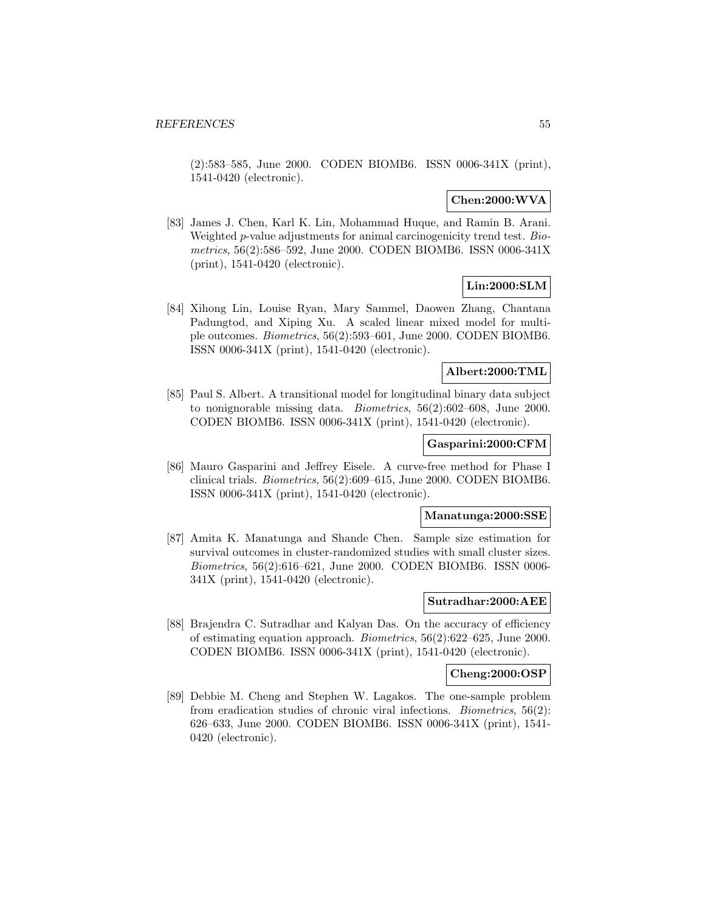(2):583–585, June 2000. CODEN BIOMB6. ISSN 0006-341X (print), 1541-0420 (electronic).

**Chen:2000:WVA**

[83] James J. Chen, Karl K. Lin, Mohammad Huque, and Ramin B. Arani. Weighted $p$-value adjustments for animal carcinogenicity trend test. *Biometrics*, 56(2):586–592, June 2000. CODEN BIOMB6. ISSN 0006-341X (print), 1541-0420 (electronic).

**Lin:2000:SLM**

[84] Xihong Lin, Louise Ryan, Mary Sammel, Daowen Zhang, Chantana Padungtod, and Xiping Xu. A scaled linear mixed model for multiple outcomes. *Biometrics*, 56(2):593–601, June 2000. CODEN BIOMB6. ISSN 0006-341X (print), 1541-0420 (electronic).

**Albert:2000:TML**

[85] Paul S. Albert. A transitional model for longitudinal binary data subject to nonignorable missing data. *Biometrics*, 56(2):602–608, June 2000. CODEN BIOMB6. ISSN 0006-341X (print), 1541-0420 (electronic).

**Gasparini:2000:CFM**

[86] Mauro Gasparini and Jeffrey Eisele. A curve-free method for Phase I clinical trials. *Biometrics*, 56(2):609–615, June 2000. CODEN BIOMB6. ISSN 0006-341X (print), 1541-0420 (electronic).

**Manatunga:2000:SSE**

[87] Amita K. Manatunga and Shande Chen. Sample size estimation for survival outcomes in cluster-randomized studies with small cluster sizes. *Biometrics*, 56(2):616–621, June 2000. CODEN BIOMB6. ISSN 0006-341X (print), 1541-0420 (electronic).

**Sutradhar:2000:AEE**

[88] Brajendra C. Sutradhar and Kalyan Das. On the accuracy of efficiency of estimating equation approach. *Biometrics*, 56(2):622–625, June 2000. CODEN BIOMB6. ISSN 0006-341X (print), 1541-0420 (electronic).

**Cheng:2000:OSP**

[89] Debbie M. Cheng and Stephen W. Lagakos. The one-sample problem from eradication studies of chronic viral infections. *Biometrics*, 56(2): 626–633, June 2000. CODEN BIOMB6. ISSN 0006-341X (print), 1541-0420 (electronic).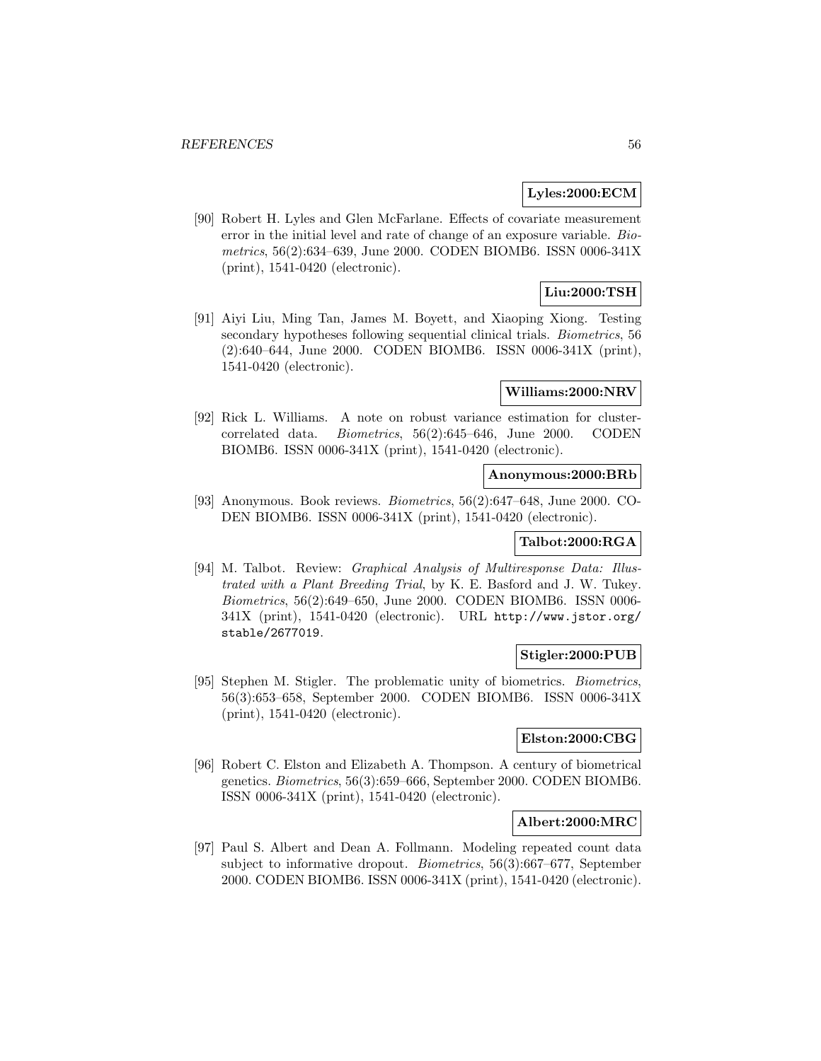**Lyles:2000:ECM**

[90] Robert H. Lyles and Glen McFarlane. Effects of covariate measurement error in the initial level and rate of change of an exposure variable. *Biometrics*, 56(2):634–639, June 2000. CODEN BIOMB6. ISSN 0006-341X (print), 1541-0420 (electronic).

**Liu:2000:TSH**

[91] Aiyi Liu, Ming Tan, James M. Boyett, and Xiaoping Xiong. Testing secondary hypotheses following sequential clinical trials. *Biometrics*, 56 (2):640–644, June 2000. CODEN BIOMB6. ISSN 0006-341X (print), 1541-0420 (electronic).

**Williams:2000:NRV**

[92] Rick L. Williams. A note on robust variance estimation for cluster-correlated data. *Biometrics*, 56(2):645–646, June 2000. CODEN BIOMB6. ISSN 0006-341X (print), 1541-0420 (electronic).

**Anonymous:2000:BRb**

[93] Anonymous. Book reviews. *Biometrics*, 56(2):647–648, June 2000. CODEN BIOMB6. ISSN 0006-341X (print), 1541-0420 (electronic).

**Talbot:2000:RGA**

[94] M. Talbot. Review: *Graphical Analysis of Multiresponse Data: Illustrated with a Plant Breeding Trial*, by K. E. Basford and J. W. Tukey. *Biometrics*, 56(2):649–650, June 2000. CODEN BIOMB6. ISSN 0006-341X (print), 1541-0420 (electronic). URL http://www.jstor.org/stable/2677019.

**Stigler:2000:PUB**

[95] Stephen M. Stigler. The problematic unity of biometrics. *Biometrics*, 56(3):653–658, September 2000. CODEN BIOMB6. ISSN 0006-341X (print), 1541-0420 (electronic).

**Elston:2000:CBG**

[96] Robert C. Elston and Elizabeth A. Thompson. A century of biometrical genetics. *Biometrics*, 56(3):659–666, September 2000. CODEN BIOMB6. ISSN 0006-341X (print), 1541-0420 (electronic).

**Albert:2000:MRC**

[97] Paul S. Albert and Dean A. Follmann. Modeling repeated count data subject to informative dropout. *Biometrics*, 56(3):667–677, September 2000. CODEN BIOMB6. ISSN 0006-341X (print), 1541-0420 (electronic).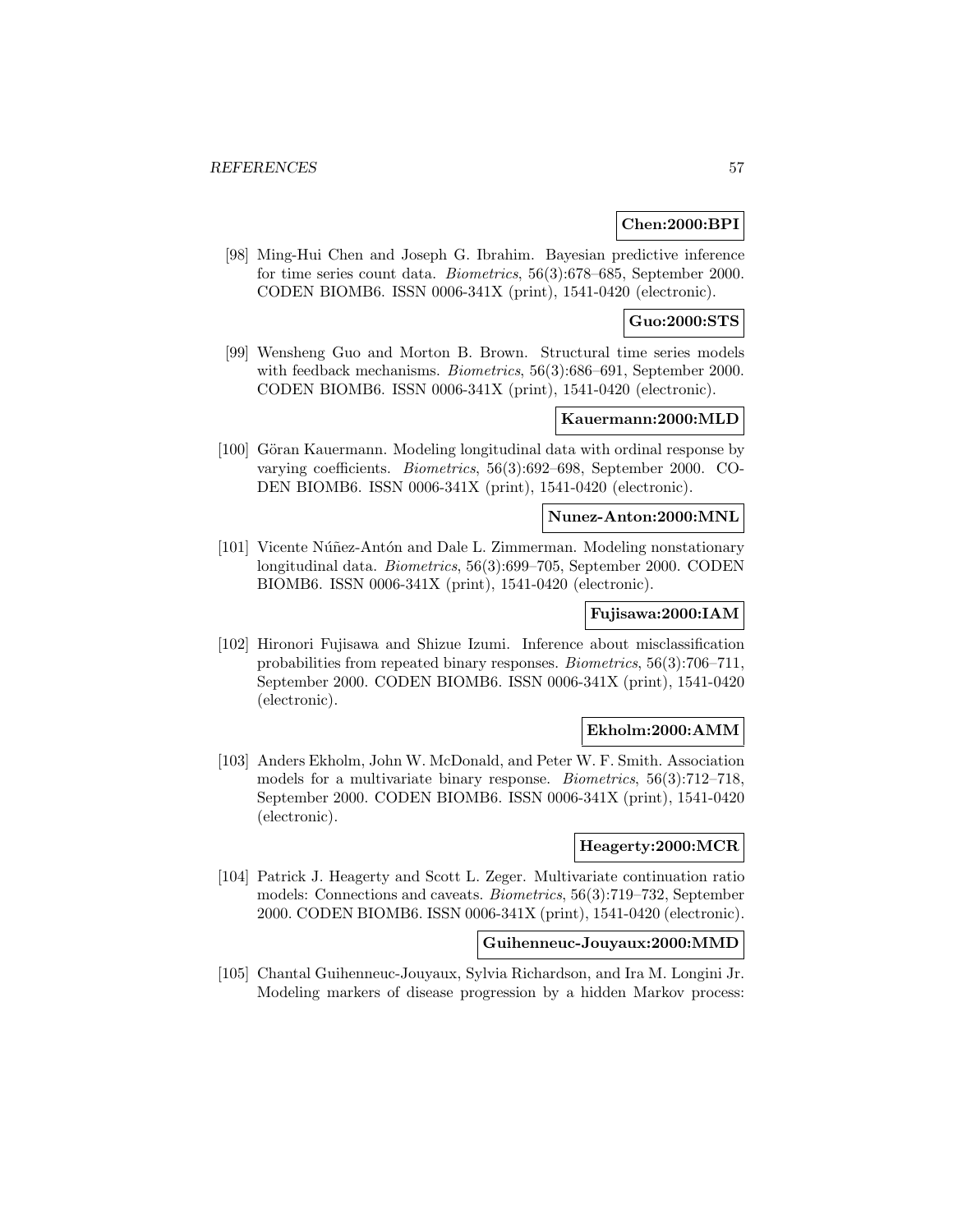**Chen:2000:BPI**

[98] Ming-Hui Chen and Joseph G. Ibrahim. Bayesian predictive inference for time series count data. *Biometrics*, 56(3):678–685, September 2000. CODEN BIOMB6. ISSN 0006-341X (print), 1541-0420 (electronic).

**Guo:2000:STS**

[99] Wensheng Guo and Morton B. Brown. Structural time series models with feedback mechanisms. *Biometrics*, 56(3):686–691, September 2000. CODEN BIOMB6. ISSN 0006-341X (print), 1541-0420 (electronic).

**Kauermann:2000:MLD**

[100] Göran Kauermann. Modeling longitudinal data with ordinal response by varying coefficients. *Biometrics*, 56(3):692–698, September 2000. CODEN BIOMB6. ISSN 0006-341X (print), 1541-0420 (electronic).

**Nunez-Anton:2000:MNL**

[101] Vicente Núñez-Antón and Dale L. Zimmerman. Modeling nonstationary longitudinal data. *Biometrics*, 56(3):699–705, September 2000. CODEN BIOMB6. ISSN 0006-341X (print), 1541-0420 (electronic).

**Fujisawa:2000:IAM**

[102] Hironori Fujisawa and Shizue Izumi. Inference about misclassification probabilities from repeated binary responses. *Biometrics*, 56(3):706–711, September 2000. CODEN BIOMB6. ISSN 0006-341X (print), 1541-0420 (electronic).

**Ekholm:2000:AMM**

[103] Anders Ekholm, John W. McDonald, and Peter W. F. Smith. Association models for a multivariate binary response. *Biometrics*, 56(3):712–718, September 2000. CODEN BIOMB6. ISSN 0006-341X (print), 1541-0420 (electronic).

**Heagerty:2000:MCR**

[104] Patrick J. Heagerty and Scott L. Zeger. Multivariate continuation ratio models: Connections and caveats. *Biometrics*, 56(3):719–732, September 2000. CODEN BIOMB6. ISSN 0006-341X (print), 1541-0420 (electronic).

**Guihenneuc-Jouyaux:2000:MMD**

[105] Chantal Guihenneuc-Jouyaux, Sylvia Richardson, and Ira M. Longini Jr. Modeling markers of disease progression by a hidden Markov process: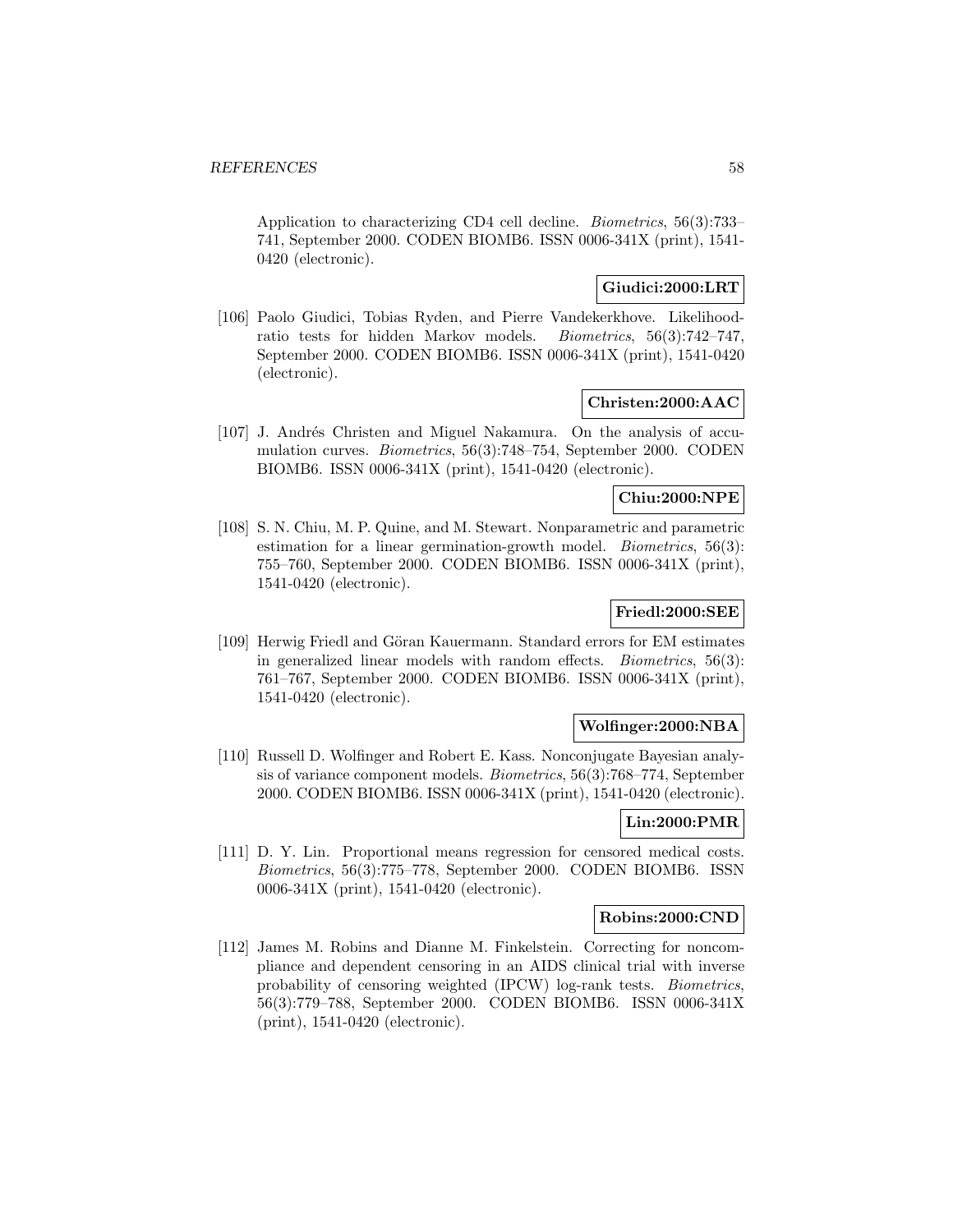Application to characterizing CD4 cell decline. *Biometrics*, 56(3):733–741, September 2000. CODEN BIOMB6. ISSN 0006-341X (print), 1541-0420 (electronic).

**Giudici:2000:LRT**

[106] Paolo Giudici, Tobias Ryden, and Pierre Vandekerkhove. Likelihood-ratio tests for hidden Markov models. *Biometrics*, 56(3):742–747, September 2000. CODEN BIOMB6. ISSN 0006-341X (print), 1541-0420 (electronic).

**Christen:2000:AAC**

[107] J. Andrés Christen and Miguel Nakamura. On the analysis of accumulation curves. *Biometrics*, 56(3):748–754, September 2000. CODEN BIOMB6. ISSN 0006-341X (print), 1541-0420 (electronic).

**Chiu:2000:NPE**

[108] S. N. Chiu, M. P. Quine, and M. Stewart. Nonparametric and parametric estimation for a linear germination-growth model. *Biometrics*, 56(3): 755–760, September 2000. CODEN BIOMB6. ISSN 0006-341X (print), 1541-0420 (electronic).

**Friedl:2000:SEE**

[109] Herwig Friedl and Göran Kauermann. Standard errors for EM estimates in generalized linear models with random effects. *Biometrics*, 56(3): 761–767, September 2000. CODEN BIOMB6. ISSN 0006-341X (print), 1541-0420 (electronic).

**Wolfinger:2000:NBA**

[110] Russell D. Wolfinger and Robert E. Kass. Nonconjugate Bayesian analysis of variance component models. *Biometrics*, 56(3):768–774, September 2000. CODEN BIOMB6. ISSN 0006-341X (print), 1541-0420 (electronic).

**Lin:2000:PMR**

[111] D. Y. Lin. Proportional means regression for censored medical costs. *Biometrics*, 56(3):775–778, September 2000. CODEN BIOMB6. ISSN 0006-341X (print), 1541-0420 (electronic).

**Robins:2000:CND**

[112] James M. Robins and Dianne M. Finkelstein. Correcting for noncompliance and dependent censoring in an AIDS clinical trial with inverse probability of censoring weighted (IPCW) log-rank tests. *Biometrics*, 56(3):779–788, September 2000. CODEN BIOMB6. ISSN 0006-341X (print), 1541-0420 (electronic).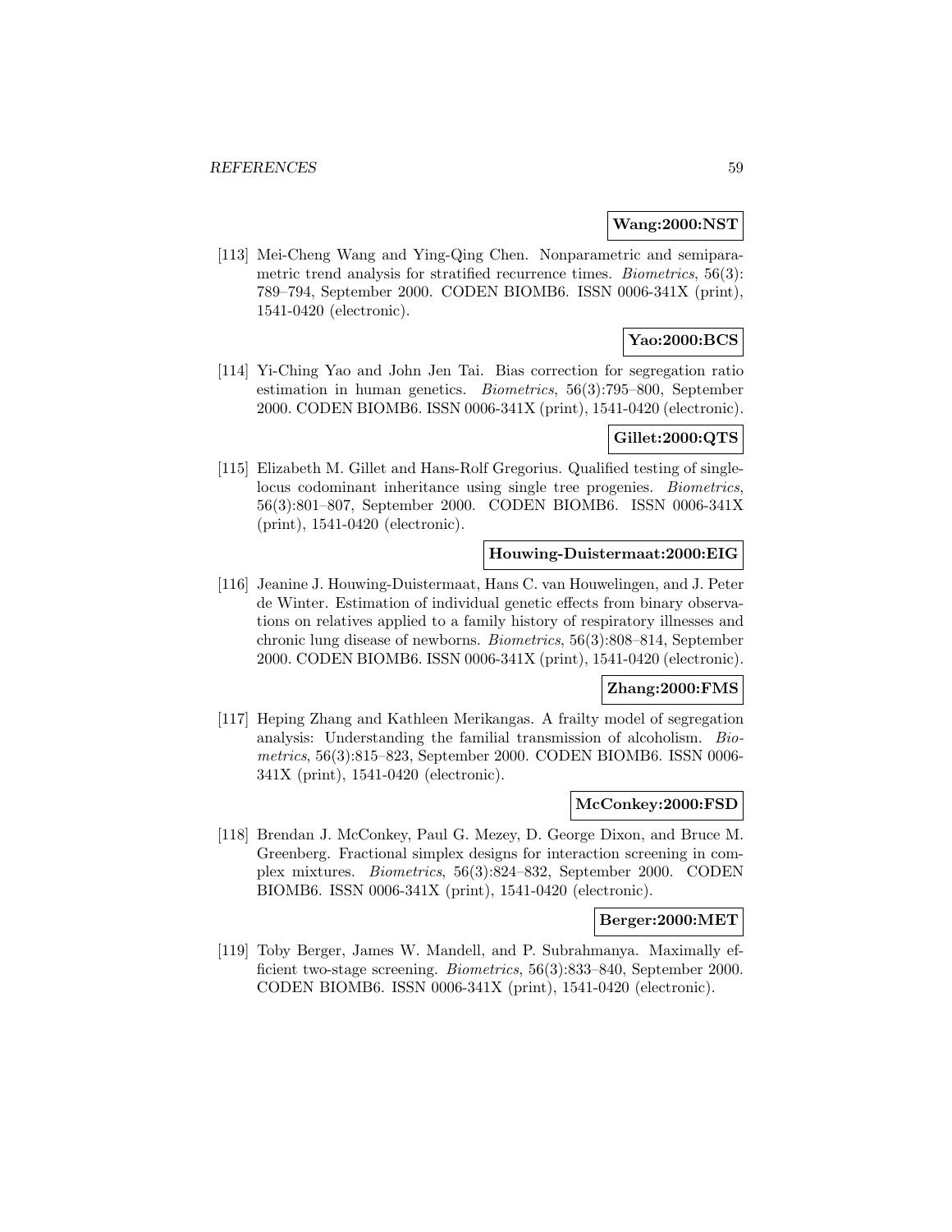**Wang:2000:NST**

[113] Mei-Cheng Wang and Ying-Qing Chen. Nonparametric and semiparametric trend analysis for stratified recurrence times. *Biometrics*, 56(3): 789–794, September 2000. CODEN BIOMB6. ISSN 0006-341X (print), 1541-0420 (electronic).

**Yao:2000:BCS**

[114] Yi-Ching Yao and John Jen Tai. Bias correction for segregation ratio estimation in human genetics. *Biometrics*, 56(3):795–800, September 2000. CODEN BIOMB6. ISSN 0006-341X (print), 1541-0420 (electronic).

**Gillet:2000:QTS**

[115] Elizabeth M. Gillet and Hans-Rolf Gregorius. Qualified testing of single-locus codominant inheritance using single tree progenies. *Biometrics*, 56(3):801–807, September 2000. CODEN BIOMB6. ISSN 0006-341X (print), 1541-0420 (electronic).

**Houwing-Duistermaat:2000:EIG**

[116] Jeanine J. Houwing-Duistermaat, Hans C. van Houwelingen, and J. Peter de Winter. Estimation of individual genetic effects from binary observations on relatives applied to a family history of respiratory illnesses and chronic lung disease of newborns. *Biometrics*, 56(3):808–814, September 2000. CODEN BIOMB6. ISSN 0006-341X (print), 1541-0420 (electronic).

**Zhang:2000:FMS**

[117] Heping Zhang and Kathleen Merikangas. A frailty model of segregation analysis: Understanding the familial transmission of alcoholism. *Biometrics*, 56(3):815–823, September 2000. CODEN BIOMB6. ISSN 0006-341X (print), 1541-0420 (electronic).

**McConkey:2000:FSD**

[118] Brendan J. McConkey, Paul G. Mezey, D. George Dixon, and Bruce M. Greenberg. Fractional simplex designs for interaction screening in complex mixtures. *Biometrics*, 56(3):824–832, September 2000. CODEN BIOMB6. ISSN 0006-341X (print), 1541-0420 (electronic).

**Berger:2000:MET**

[119] Toby Berger, James W. Mandell, and P. Subrahmanya. Maximally efficient two-stage screening. *Biometrics*, 56(3):833–840, September 2000. CODEN BIOMB6. ISSN 0006-341X (print), 1541-0420 (electronic).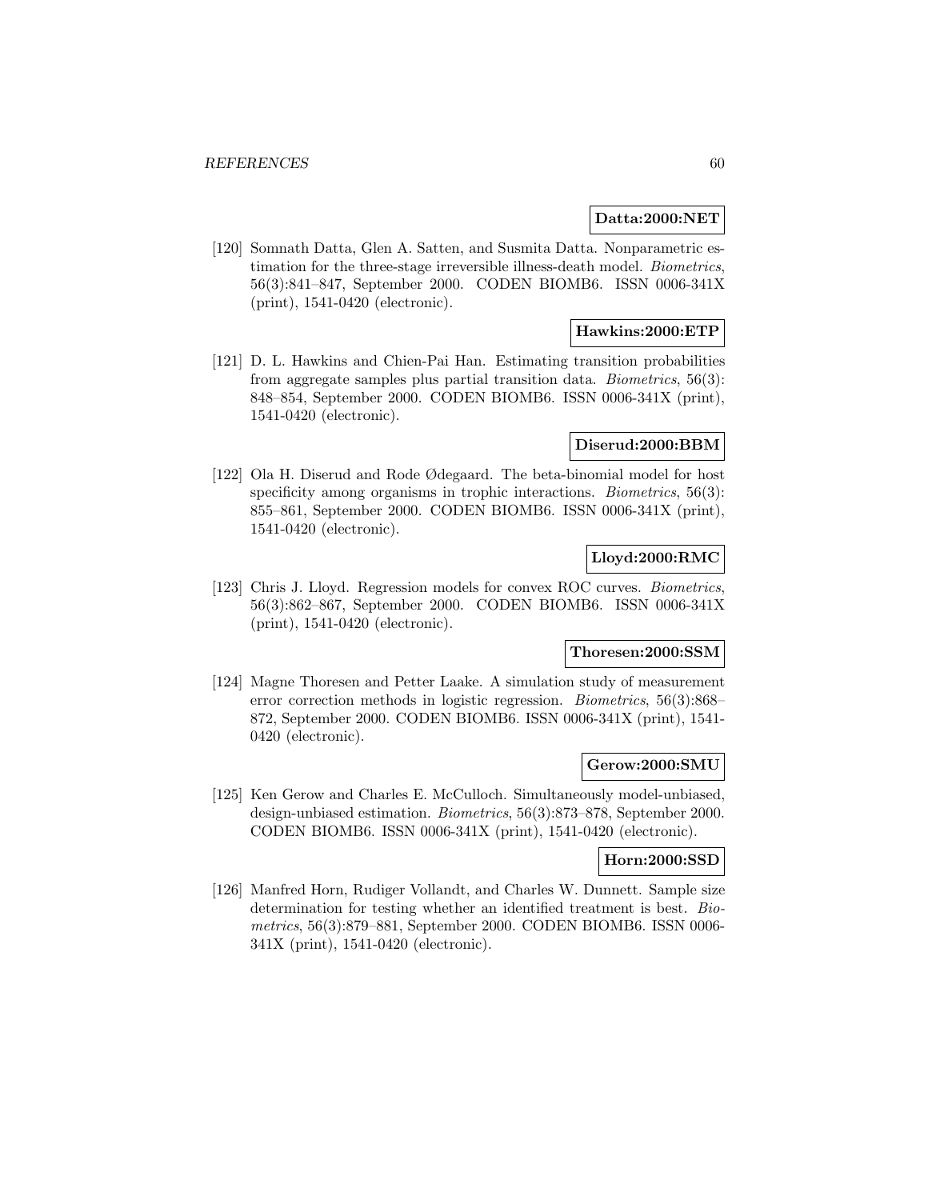**Datta:2000:NET**

[120] Somnath Datta, Glen A. Satten, and Susmita Datta. Nonparametric estimation for the three-stage irreversible illness-death model. *Biometrics*, 56(3):841–847, September 2000. CODEN BIOMB6. ISSN 0006-341X (print), 1541-0420 (electronic).

**Hawkins:2000:ETP**

[121] D. L. Hawkins and Chien-Pai Han. Estimating transition probabilities from aggregate samples plus partial transition data. *Biometrics*, 56(3): 848–854, September 2000. CODEN BIOMB6. ISSN 0006-341X (print), 1541-0420 (electronic).

**Diserud:2000:BBM**

[122] Ola H. Diserud and Rode Ødegaard. The beta-binomial model for host specificity among organisms in trophic interactions. *Biometrics*, 56(3): 855–861, September 2000. CODEN BIOMB6. ISSN 0006-341X (print), 1541-0420 (electronic).

**Lloyd:2000:RMC**

[123] Chris J. Lloyd. Regression models for convex ROC curves. *Biometrics*, 56(3):862–867, September 2000. CODEN BIOMB6. ISSN 0006-341X (print), 1541-0420 (electronic).

**Thoresen:2000:SSM**

[124] Magne Thoresen and Petter Laake. A simulation study of measurement error correction methods in logistic regression. *Biometrics*, 56(3):868–872, September 2000. CODEN BIOMB6. ISSN 0006-341X (print), 1541-0420 (electronic).

**Gerow:2000:SMU**

[125] Ken Gerow and Charles E. McCulloch. Simultaneously model-unbiased, design-unbiased estimation. *Biometrics*, 56(3):873–878, September 2000. CODEN BIOMB6. ISSN 0006-341X (print), 1541-0420 (electronic).

**Horn:2000:SSD**

[126] Manfred Horn, Rudiger Vollandt, and Charles W. Dunnett. Sample size determination for testing whether an identified treatment is best. *Biometrics*, 56(3):879–881, September 2000. CODEN BIOMB6. ISSN 0006-341X (print), 1541-0420 (electronic).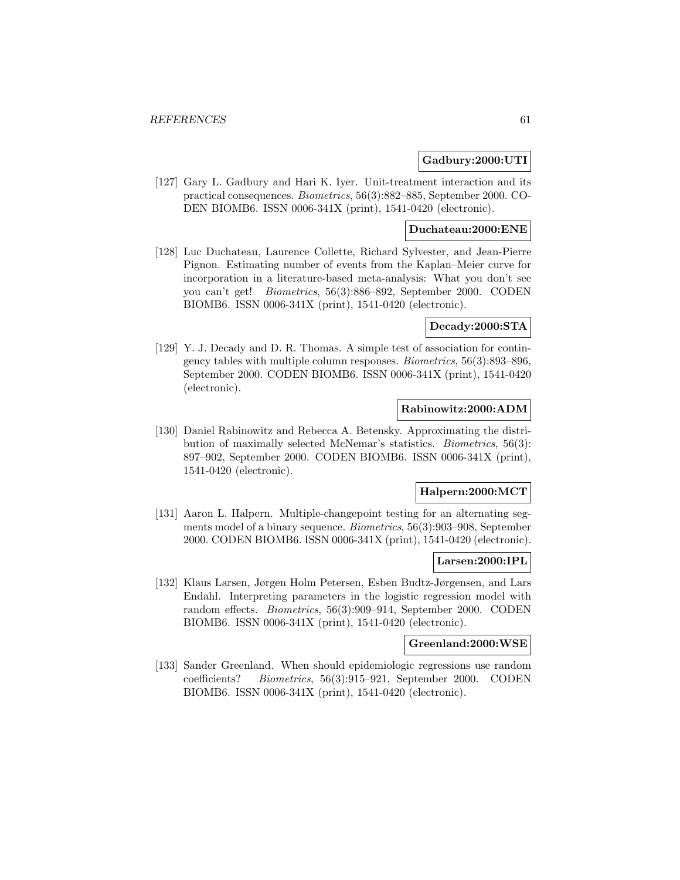**Gadbury:2000:UTI**

[127] Gary L. Gadbury and Hari K. Iyer. Unit-treatment interaction and its practical consequences. *Biometrics*, 56(3):882–885, September 2000. CODEN BIOMB6. ISSN 0006-341X (print), 1541-0420 (electronic).

**Duchateau:2000:ENE**

[128] Luc Duchateau, Laurence Collette, Richard Sylvester, and Jean-Pierre Pignon. Estimating number of events from the Kaplan–Meier curve for incorporation in a literature-based meta-analysis: What you don't see you can't get! *Biometrics*, 56(3):886–892, September 2000. CODEN BIOMB6. ISSN 0006-341X (print), 1541-0420 (electronic).

**Decady:2000:STA**

[129] Y. J. Decady and D. R. Thomas. A simple test of association for contingency tables with multiple column responses. *Biometrics*, 56(3):893–896, September 2000. CODEN BIOMB6. ISSN 0006-341X (print), 1541-0420 (electronic).

**Rabinowitz:2000:ADM**

[130] Daniel Rabinowitz and Rebecca A. Betensky. Approximating the distribution of maximally selected McNemar's statistics. *Biometrics*, 56(3): 897–902, September 2000. CODEN BIOMB6. ISSN 0006-341X (print), 1541-0420 (electronic).

**Halpern:2000:MCT**

[131] Aaron L. Halpern. Multiple-changepoint testing for an alternating segments model of a binary sequence. *Biometrics*, 56(3):903–908, September 2000. CODEN BIOMB6. ISSN 0006-341X (print), 1541-0420 (electronic).

**Larsen:2000:IPL**

[132] Klaus Larsen, Jørgen Holm Petersen, Esben Budtz-Jørgensen, and Lars Endahl. Interpreting parameters in the logistic regression model with random effects. *Biometrics*, 56(3):909–914, September 2000. CODEN BIOMB6. ISSN 0006-341X (print), 1541-0420 (electronic).

**Greenland:2000:WSE**

[133] Sander Greenland. When should epidemiologic regressions use random coefficients? *Biometrics*, 56(3):915–921, September 2000. CODEN BIOMB6. ISSN 0006-341X (print), 1541-0420 (electronic).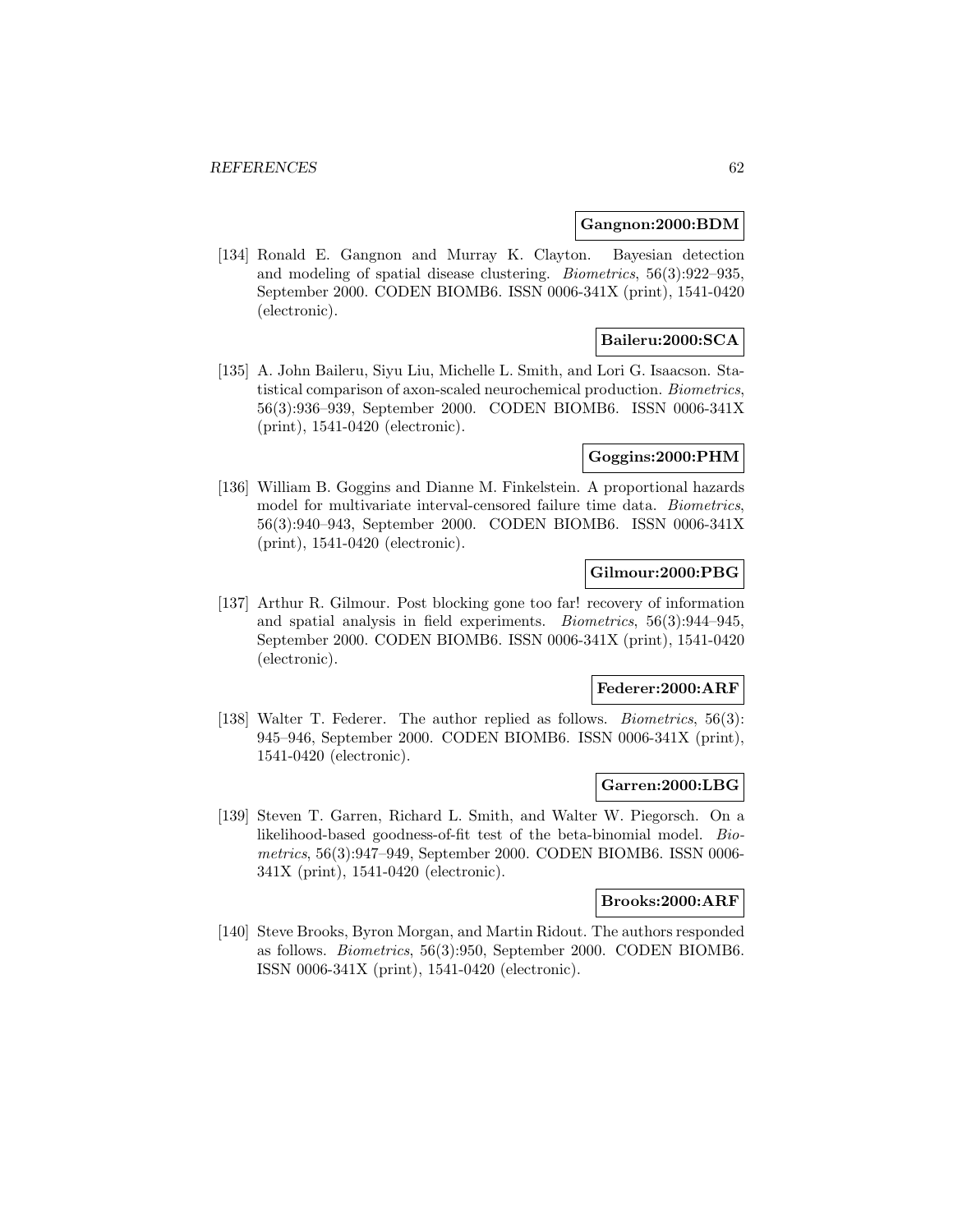**Gangnon:2000:BDM**

[134] Ronald E. Gangnon and Murray K. Clayton. Bayesian detection and modeling of spatial disease clustering. *Biometrics*, 56(3):922–935, September 2000. CODEN BIOMB6. ISSN 0006-341X (print), 1541-0420 (electronic).

**Baileru:2000:SCA**

[135] A. John Baileru, Siyu Liu, Michelle L. Smith, and Lori G. Isaacson. Statistical comparison of axon-scaled neurochemical production. *Biometrics*, 56(3):936–939, September 2000. CODEN BIOMB6. ISSN 0006-341X (print), 1541-0420 (electronic).

**Goggins:2000:PHM**

[136] William B. Goggins and Dianne M. Finkelstein. A proportional hazards model for multivariate interval-censored failure time data. *Biometrics*, 56(3):940–943, September 2000. CODEN BIOMB6. ISSN 0006-341X (print), 1541-0420 (electronic).

**Gilmour:2000:PBG**

[137] Arthur R. Gilmour. Post blocking gone too far! recovery of information and spatial analysis in field experiments. *Biometrics*, 56(3):944–945, September 2000. CODEN BIOMB6. ISSN 0006-341X (print), 1541-0420 (electronic).

**Federer:2000:ARF**

[138] Walter T. Federer. The author replied as follows. *Biometrics*, 56(3): 945–946, September 2000. CODEN BIOMB6. ISSN 0006-341X (print), 1541-0420 (electronic).

**Garren:2000:LBG**

[139] Steven T. Garren, Richard L. Smith, and Walter W. Piegorsch. On a likelihood-based goodness-of-fit test of the beta-binomial model. *Biometrics*, 56(3):947–949, September 2000. CODEN BIOMB6. ISSN 0006-341X (print), 1541-0420 (electronic).

**Brooks:2000:ARF**

[140] Steve Brooks, Byron Morgan, and Martin Ridout. The authors responded as follows. *Biometrics*, 56(3):950, September 2000. CODEN BIOMB6. ISSN 0006-341X (print), 1541-0420 (electronic).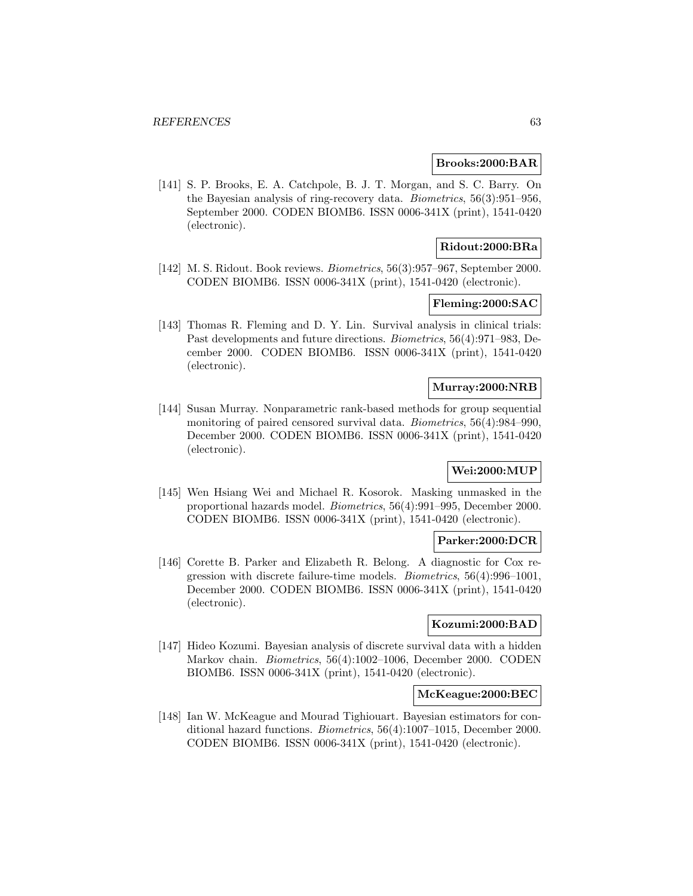**Brooks:2000:BAR**

[141] S. P. Brooks, E. A. Catchpole, B. J. T. Morgan, and S. C. Barry. On the Bayesian analysis of ring-recovery data. *Biometrics*, 56(3):951–956, September 2000. CODEN BIOMB6. ISSN 0006-341X (print), 1541-0420 (electronic).

**Ridout:2000:BRa**

[142] M. S. Ridout. Book reviews. *Biometrics*, 56(3):957–967, September 2000. CODEN BIOMB6. ISSN 0006-341X (print), 1541-0420 (electronic).

**Fleming:2000:SAC**

[143] Thomas R. Fleming and D. Y. Lin. Survival analysis in clinical trials: Past developments and future directions. *Biometrics*, 56(4):971–983, December 2000. CODEN BIOMB6. ISSN 0006-341X (print), 1541-0420 (electronic).

**Murray:2000:NRB**

[144] Susan Murray. Nonparametric rank-based methods for group sequential monitoring of paired censored survival data. *Biometrics*, 56(4):984–990, December 2000. CODEN BIOMB6. ISSN 0006-341X (print), 1541-0420 (electronic).

**Wei:2000:MUP**

[145] Wen Hsiang Wei and Michael R. Kosorok. Masking unmasked in the proportional hazards model. *Biometrics*, 56(4):991–995, December 2000. CODEN BIOMB6. ISSN 0006-341X (print), 1541-0420 (electronic).

**Parker:2000:DCR**

[146] Corette B. Parker and Elizabeth R. Belong. A diagnostic for Cox regression with discrete failure-time models. *Biometrics*, 56(4):996–1001, December 2000. CODEN BIOMB6. ISSN 0006-341X (print), 1541-0420 (electronic).

**Kozumi:2000:BAD**

[147] Hideo Kozumi. Bayesian analysis of discrete survival data with a hidden Markov chain. *Biometrics*, 56(4):1002–1006, December 2000. CODEN BIOMB6. ISSN 0006-341X (print), 1541-0420 (electronic).

**McKeague:2000:BEC**

[148] Ian W. McKeague and Mourad Tighiouart. Bayesian estimators for conditional hazard functions. *Biometrics*, 56(4):1007–1015, December 2000. CODEN BIOMB6. ISSN 0006-341X (print), 1541-0420 (electronic).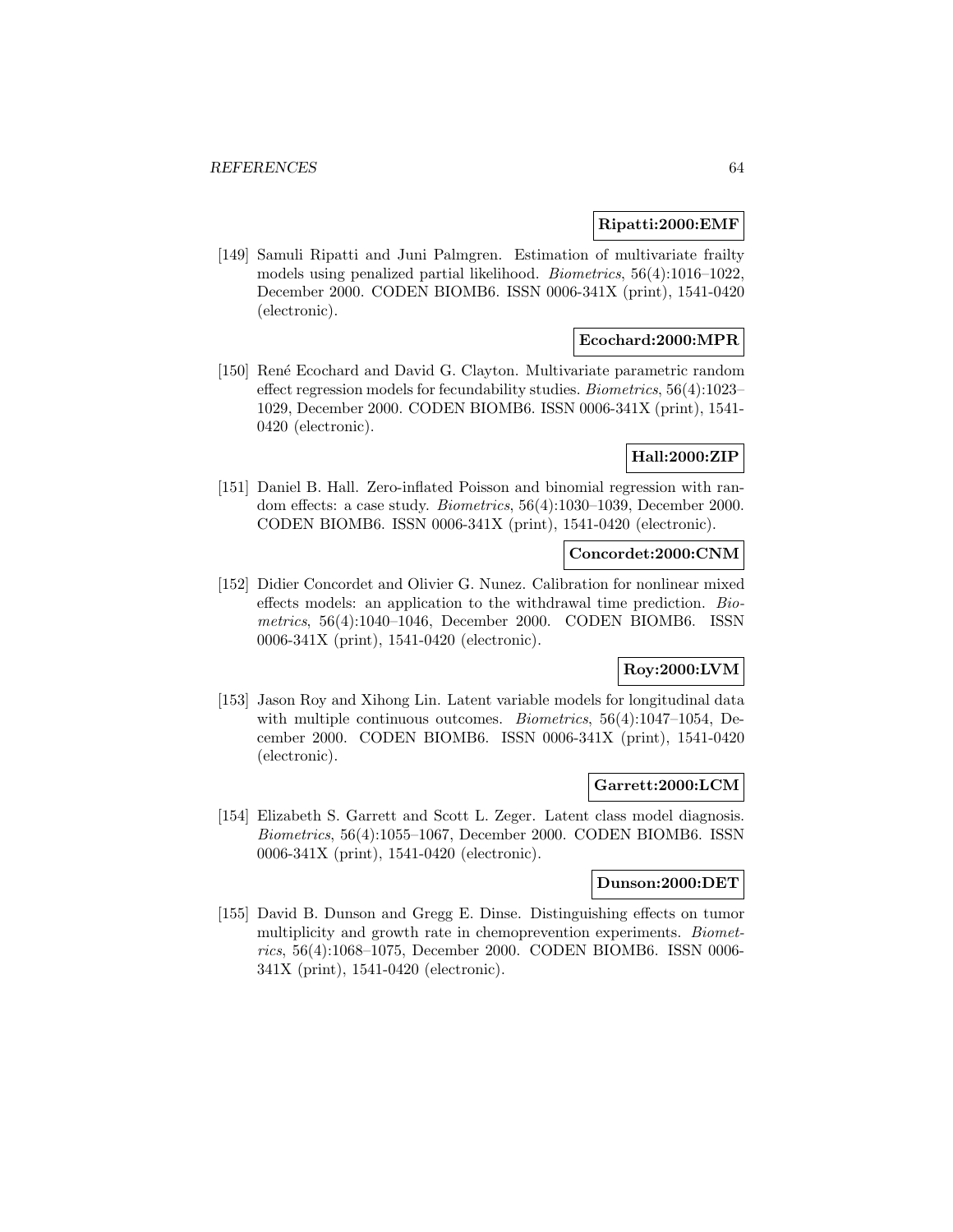**Ripatti:2000:EMF**

[149] Samuli Ripatti and Juni Palmgren. Estimation of multivariate frailty models using penalized partial likelihood. *Biometrics*, 56(4):1016–1022, December 2000. CODEN BIOMB6. ISSN 0006-341X (print), 1541-0420 (electronic).

**Ecochard:2000:MPR**

[150] René Ecochard and David G. Clayton. Multivariate parametric random effect regression models for fecundability studies. *Biometrics*, 56(4):1023–1029, December 2000. CODEN BIOMB6. ISSN 0006-341X (print), 1541-0420 (electronic).

**Hall:2000:ZIP**

[151] Daniel B. Hall. Zero-inflated Poisson and binomial regression with random effects: a case study. *Biometrics*, 56(4):1030–1039, December 2000. CODEN BIOMB6. ISSN 0006-341X (print), 1541-0420 (electronic).

**Concordet:2000:CNM**

[152] Didier Concordet and Olivier G. Nunez. Calibration for nonlinear mixed effects models: an application to the withdrawal time prediction. *Biometrics*, 56(4):1040–1046, December 2000. CODEN BIOMB6. ISSN 0006-341X (print), 1541-0420 (electronic).

**Roy:2000:LVM**

[153] Jason Roy and Xihong Lin. Latent variable models for longitudinal data with multiple continuous outcomes. *Biometrics*, 56(4):1047–1054, December 2000. CODEN BIOMB6. ISSN 0006-341X (print), 1541-0420 (electronic).

**Garrett:2000:LCM**

[154] Elizabeth S. Garrett and Scott L. Zeger. Latent class model diagnosis. *Biometrics*, 56(4):1055–1067, December 2000. CODEN BIOMB6. ISSN 0006-341X (print), 1541-0420 (electronic).

**Dunson:2000:DET**

[155] David B. Dunson and Gregg E. Dinse. Distinguishing effects on tumor multiplicity and growth rate in chemoprevention experiments. *Biometrics*, 56(4):1068–1075, December 2000. CODEN BIOMB6. ISSN 0006-341X (print), 1541-0420 (electronic).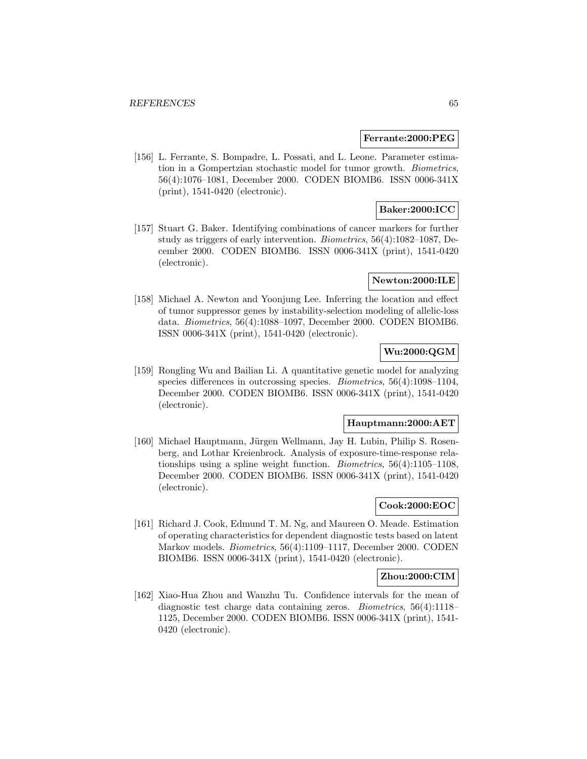**Ferrante:2000:PEG**

[156] L. Ferrante, S. Bompadre, L. Possati, and L. Leone. Parameter estimation in a Gompertzian stochastic model for tumor growth. *Biometrics*, 56(4):1076–1081, December 2000. CODEN BIOMB6. ISSN 0006-341X (print), 1541-0420 (electronic).

**Baker:2000:ICC**

[157] Stuart G. Baker. Identifying combinations of cancer markers for further study as triggers of early intervention. *Biometrics*, 56(4):1082–1087, December 2000. CODEN BIOMB6. ISSN 0006-341X (print), 1541-0420 (electronic).

**Newton:2000:ILE**

[158] Michael A. Newton and Yoonjung Lee. Inferring the location and effect of tumor suppressor genes by instability-selection modeling of allelic-loss data. *Biometrics*, 56(4):1088–1097, December 2000. CODEN BIOMB6. ISSN 0006-341X (print), 1541-0420 (electronic).

**Wu:2000:QGM**

[159] Rongling Wu and Bailian Li. A quantitative genetic model for analyzing species differences in outcrossing species. *Biometrics*, 56(4):1098–1104, December 2000. CODEN BIOMB6. ISSN 0006-341X (print), 1541-0420 (electronic).

**Hauptmann:2000:AET**

[160] Michael Hauptmann, Jürgen Wellmann, Jay H. Lubin, Philip S. Rosenberg, and Lothar Kreienbrock. Analysis of exposure-time-response relationships using a spline weight function. *Biometrics*, 56(4):1105–1108, December 2000. CODEN BIOMB6. ISSN 0006-341X (print), 1541-0420 (electronic).

**Cook:2000:EOC**

[161] Richard J. Cook, Edmund T. M. Ng, and Maureen O. Meade. Estimation of operating characteristics for dependent diagnostic tests based on latent Markov models. *Biometrics*, 56(4):1109–1117, December 2000. CODEN BIOMB6. ISSN 0006-341X (print), 1541-0420 (electronic).

**Zhou:2000:CIM**

[162] Xiao-Hua Zhou and Wanzhu Tu. Confidence intervals for the mean of diagnostic test charge data containing zeros. *Biometrics*, 56(4):1118–1125, December 2000. CODEN BIOMB6. ISSN 0006-341X (print), 1541-0420 (electronic).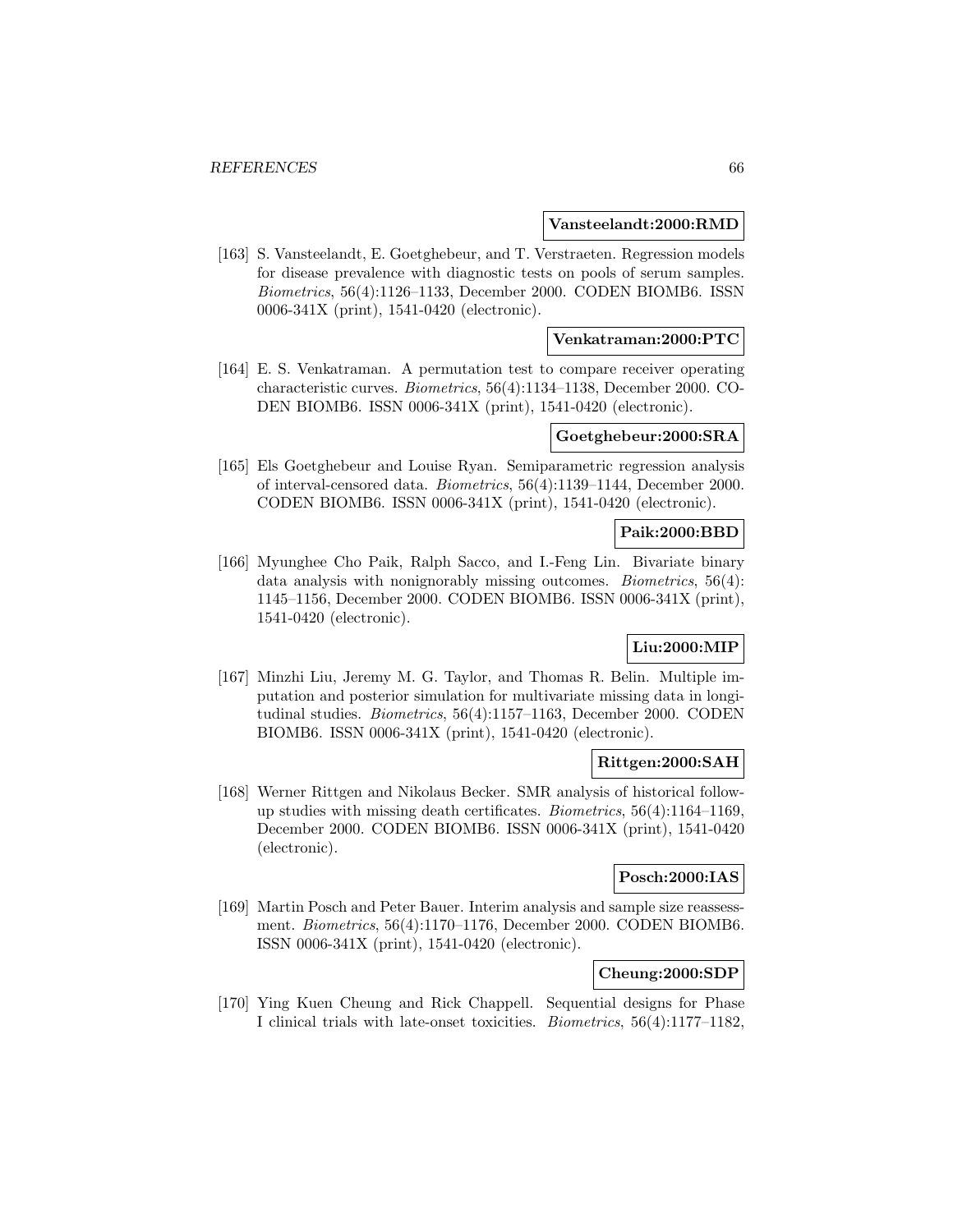**Vansteelandt:2000:RMD**

[163] S. Vansteelandt, E. Goetghebeur, and T. Verstraeten. Regression models for disease prevalence with diagnostic tests on pools of serum samples. *Biometrics*, 56(4):1126–1133, December 2000. CODEN BIOMB6. ISSN 0006-341X (print), 1541-0420 (electronic).

**Venkatraman:2000:PTC**

[164] E. S. Venkatraman. A permutation test to compare receiver operating characteristic curves. *Biometrics*, 56(4):1134–1138, December 2000. CODEN BIOMB6. ISSN 0006-341X (print), 1541-0420 (electronic).

**Goetghebeur:2000:SRA**

[165] Els Goetghebeur and Louise Ryan. Semiparametric regression analysis of interval-censored data. *Biometrics*, 56(4):1139–1144, December 2000. CODEN BIOMB6. ISSN 0006-341X (print), 1541-0420 (electronic).

**Paik:2000:BBD**

[166] Myunghee Cho Paik, Ralph Sacco, and I.-Feng Lin. Bivariate binary data analysis with nonignorably missing outcomes. *Biometrics*, 56(4): 1145–1156, December 2000. CODEN BIOMB6. ISSN 0006-341X (print), 1541-0420 (electronic).

**Liu:2000:MIP**

[167] Minzhi Liu, Jeremy M. G. Taylor, and Thomas R. Belin. Multiple imputation and posterior simulation for multivariate missing data in longitudinal studies. *Biometrics*, 56(4):1157–1163, December 2000. CODEN BIOMB6. ISSN 0006-341X (print), 1541-0420 (electronic).

**Rittgen:2000:SAH**

[168] Werner Rittgen and Nikolaus Becker. SMR analysis of historical follow-up studies with missing death certificates. *Biometrics*, 56(4):1164–1169, December 2000. CODEN BIOMB6. ISSN 0006-341X (print), 1541-0420 (electronic).

**Posch:2000:IAS**

[169] Martin Posch and Peter Bauer. Interim analysis and sample size reassessment. *Biometrics*, 56(4):1170–1176, December 2000. CODEN BIOMB6. ISSN 0006-341X (print), 1541-0420 (electronic).

**Cheung:2000:SDP**

[170] Ying Kuen Cheung and Rick Chappell. Sequential designs for Phase I clinical trials with late-onset toxicities. *Biometrics*, 56(4):1177–1182,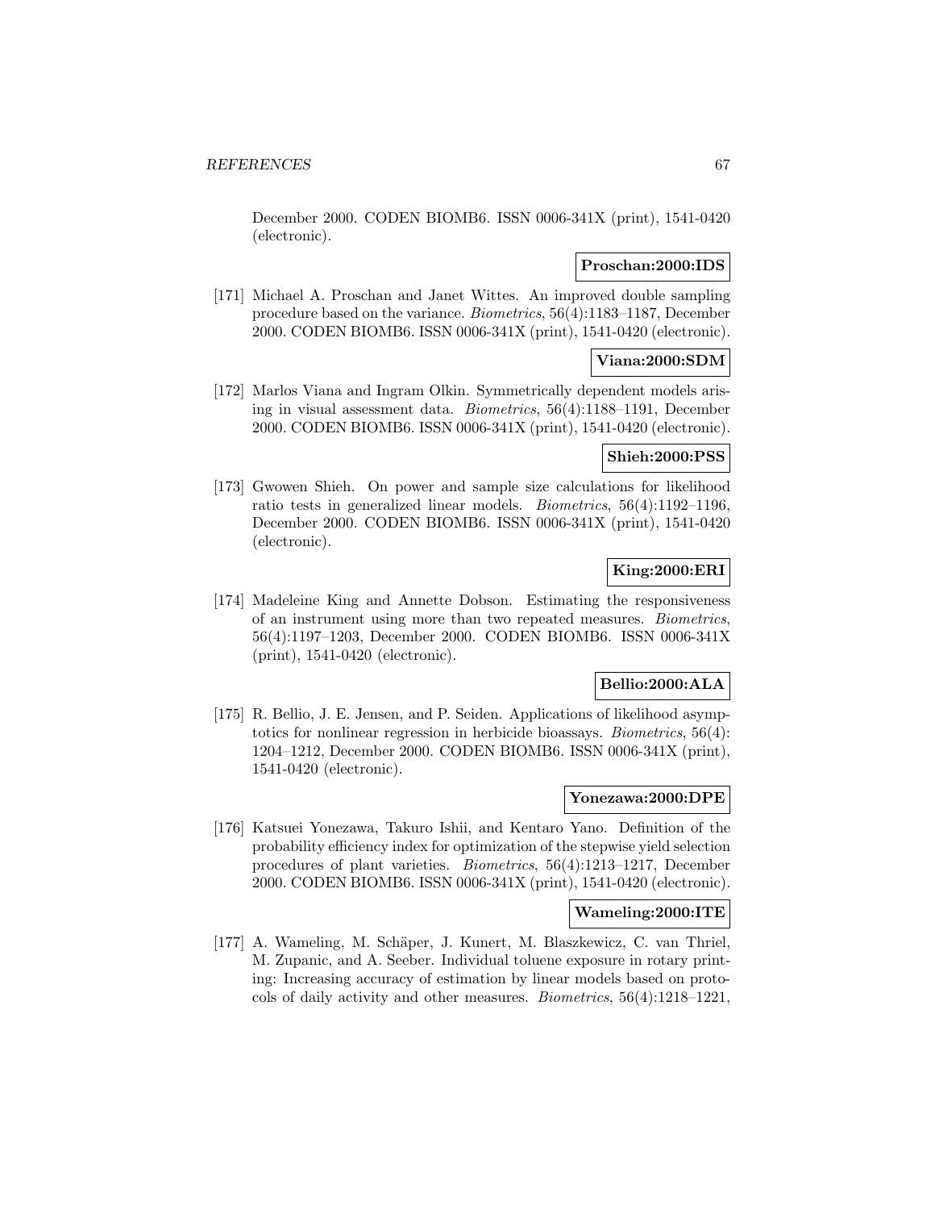December 2000. CODEN BIOMB6. ISSN 0006-341X (print), 1541-0420 (electronic).

**Proschan:2000:IDS**

[171] Michael A. Proschan and Janet Wittes. An improved double sampling procedure based on the variance. *Biometrics*, 56(4):1183–1187, December 2000. CODEN BIOMB6. ISSN 0006-341X (print), 1541-0420 (electronic).

**Viana:2000:SDM**

[172] Marlos Viana and Ingram Olkin. Symmetrically dependent models arising in visual assessment data. *Biometrics*, 56(4):1188–1191, December 2000. CODEN BIOMB6. ISSN 0006-341X (print), 1541-0420 (electronic).

**Shieh:2000:PSS**

[173] Gwowen Shieh. On power and sample size calculations for likelihood ratio tests in generalized linear models. *Biometrics*, 56(4):1192–1196, December 2000. CODEN BIOMB6. ISSN 0006-341X (print), 1541-0420 (electronic).

**King:2000:ERI**

[174] Madeleine King and Annette Dobson. Estimating the responsiveness of an instrument using more than two repeated measures. *Biometrics*, 56(4):1197–1203, December 2000. CODEN BIOMB6. ISSN 0006-341X (print), 1541-0420 (electronic).

**Bellio:2000:ALA**

[175] R. Bellio, J. E. Jensen, and P. Seiden. Applications of likelihood asymptotics for nonlinear regression in herbicide bioassays. *Biometrics*, 56(4): 1204–1212, December 2000. CODEN BIOMB6. ISSN 0006-341X (print), 1541-0420 (electronic).

**Yonezawa:2000:DPE**

[176] Katsuei Yonezawa, Takuro Ishii, and Kentaro Yano. Definition of the probability efficiency index for optimization of the stepwise yield selection procedures of plant varieties. *Biometrics*, 56(4):1213–1217, December 2000. CODEN BIOMB6. ISSN 0006-341X (print), 1541-0420 (electronic).

**Wameling:2000:ITE**

[177] A. Wameling, M. Schäper, J. Kunert, M. Blaszkewicz, C. van Thriel, M. Zupanic, and A. Seeber. Individual toluene exposure in rotary printing: Increasing accuracy of estimation by linear models based on protocols of daily activity and other measures. *Biometrics*, 56(4):1218–1221,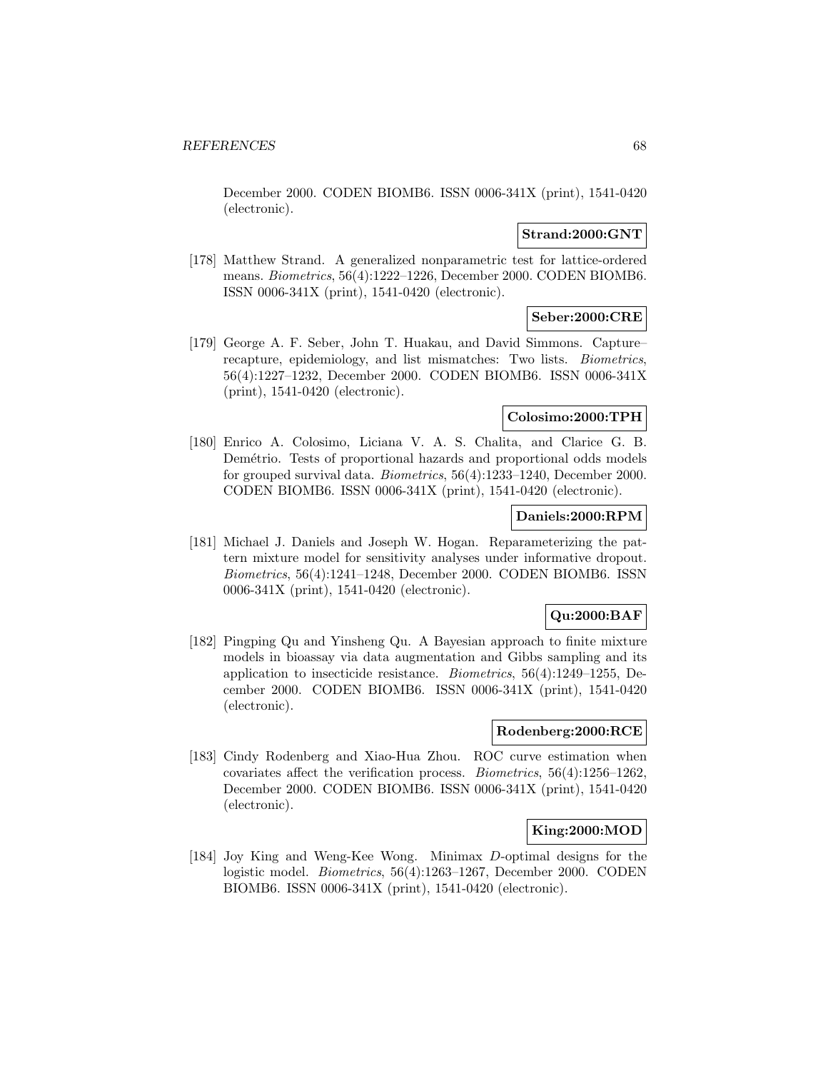December 2000. CODEN BIOMB6. ISSN 0006-341X (print), 1541-0420 (electronic).

**Strand:2000:GNT**

[178] Matthew Strand. A generalized nonparametric test for lattice-ordered means. *Biometrics*, 56(4):1222–1226, December 2000. CODEN BIOMB6. ISSN 0006-341X (print), 1541-0420 (electronic).

**Seber:2000:CRE**

[179] George A. F. Seber, John T. Huakau, and David Simmons. Capture–recapture, epidemiology, and list mismatches: Two lists. *Biometrics*, 56(4):1227–1232, December 2000. CODEN BIOMB6. ISSN 0006-341X (print), 1541-0420 (electronic).

**Colosimo:2000:TPH**

[180] Enrico A. Colosimo, Liciana V. A. S. Chalita, and Clarice G. B. Demétrio. Tests of proportional hazards and proportional odds models for grouped survival data. *Biometrics*, 56(4):1233–1240, December 2000. CODEN BIOMB6. ISSN 0006-341X (print), 1541-0420 (electronic).

**Daniels:2000:RPM**

[181] Michael J. Daniels and Joseph W. Hogan. Reparameterizing the pattern mixture model for sensitivity analyses under informative dropout. *Biometrics*, 56(4):1241–1248, December 2000. CODEN BIOMB6. ISSN 0006-341X (print), 1541-0420 (electronic).

**Qu:2000:BAF**

[182] Pingping Qu and Yinsheng Qu. A Bayesian approach to finite mixture models in bioassay via data augmentation and Gibbs sampling and its application to insecticide resistance. *Biometrics*, 56(4):1249–1255, December 2000. CODEN BIOMB6. ISSN 0006-341X (print), 1541-0420 (electronic).

**Rodenberg:2000:RCE**

[183] Cindy Rodenberg and Xiao-Hua Zhou. ROC curve estimation when covariates affect the verification process. *Biometrics*, 56(4):1256–1262, December 2000. CODEN BIOMB6. ISSN 0006-341X (print), 1541-0420 (electronic).

**King:2000:MOD**

[184] Joy King and Weng-Kee Wong. Minimax $D$-optimal designs for the logistic model. *Biometrics*, 56(4):1263–1267, December 2000. CODEN BIOMB6. ISSN 0006-341X (print), 1541-0420 (electronic).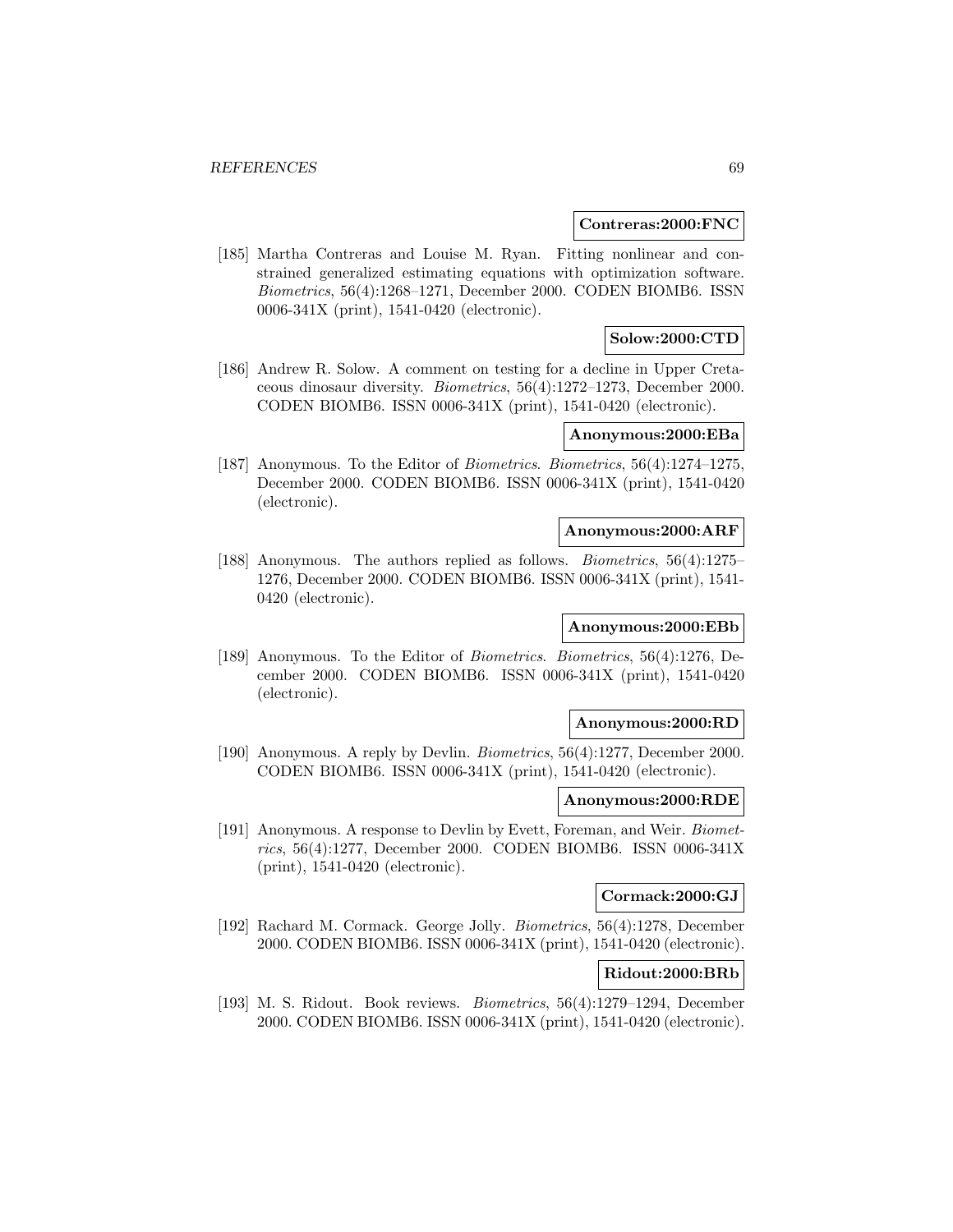**Contreras:2000:FNC**

[185] Martha Contreras and Louise M. Ryan. Fitting nonlinear and constrained generalized estimating equations with optimization software. *Biometrics*, 56(4):1268–1271, December 2000. CODEN BIOMB6. ISSN 0006-341X (print), 1541-0420 (electronic).

**Solow:2000:CTD**

[186] Andrew R. Solow. A comment on testing for a decline in Upper Cretaceous dinosaur diversity. *Biometrics*, 56(4):1272–1273, December 2000. CODEN BIOMB6. ISSN 0006-341X (print), 1541-0420 (electronic).

**Anonymous:2000:EBa**

[187] Anonymous. To the Editor of *Biometrics*. *Biometrics*, 56(4):1274–1275, December 2000. CODEN BIOMB6. ISSN 0006-341X (print), 1541-0420 (electronic).

**Anonymous:2000:ARF**

[188] Anonymous. The authors replied as follows. *Biometrics*, 56(4):1275–1276, December 2000. CODEN BIOMB6. ISSN 0006-341X (print), 1541-0420 (electronic).

**Anonymous:2000:EBb**

[189] Anonymous. To the Editor of *Biometrics*. *Biometrics*, 56(4):1276, December 2000. CODEN BIOMB6. ISSN 0006-341X (print), 1541-0420 (electronic).

**Anonymous:2000:RD**

[190] Anonymous. A reply by Devlin. *Biometrics*, 56(4):1277, December 2000. CODEN BIOMB6. ISSN 0006-341X (print), 1541-0420 (electronic).

**Anonymous:2000:RDE**

[191] Anonymous. A response to Devlin by Evett, Foreman, and Weir. *Biometrics*, 56(4):1277, December 2000. CODEN BIOMB6. ISSN 0006-341X (print), 1541-0420 (electronic).

**Cormack:2000:GJ**

[192] Rachard M. Cormack. George Jolly. *Biometrics*, 56(4):1278, December 2000. CODEN BIOMB6. ISSN 0006-341X (print), 1541-0420 (electronic).

**Ridout:2000:BRb**

[193] M. S. Ridout. Book reviews. *Biometrics*, 56(4):1279–1294, December 2000. CODEN BIOMB6. ISSN 0006-341X (print), 1541-0420 (electronic).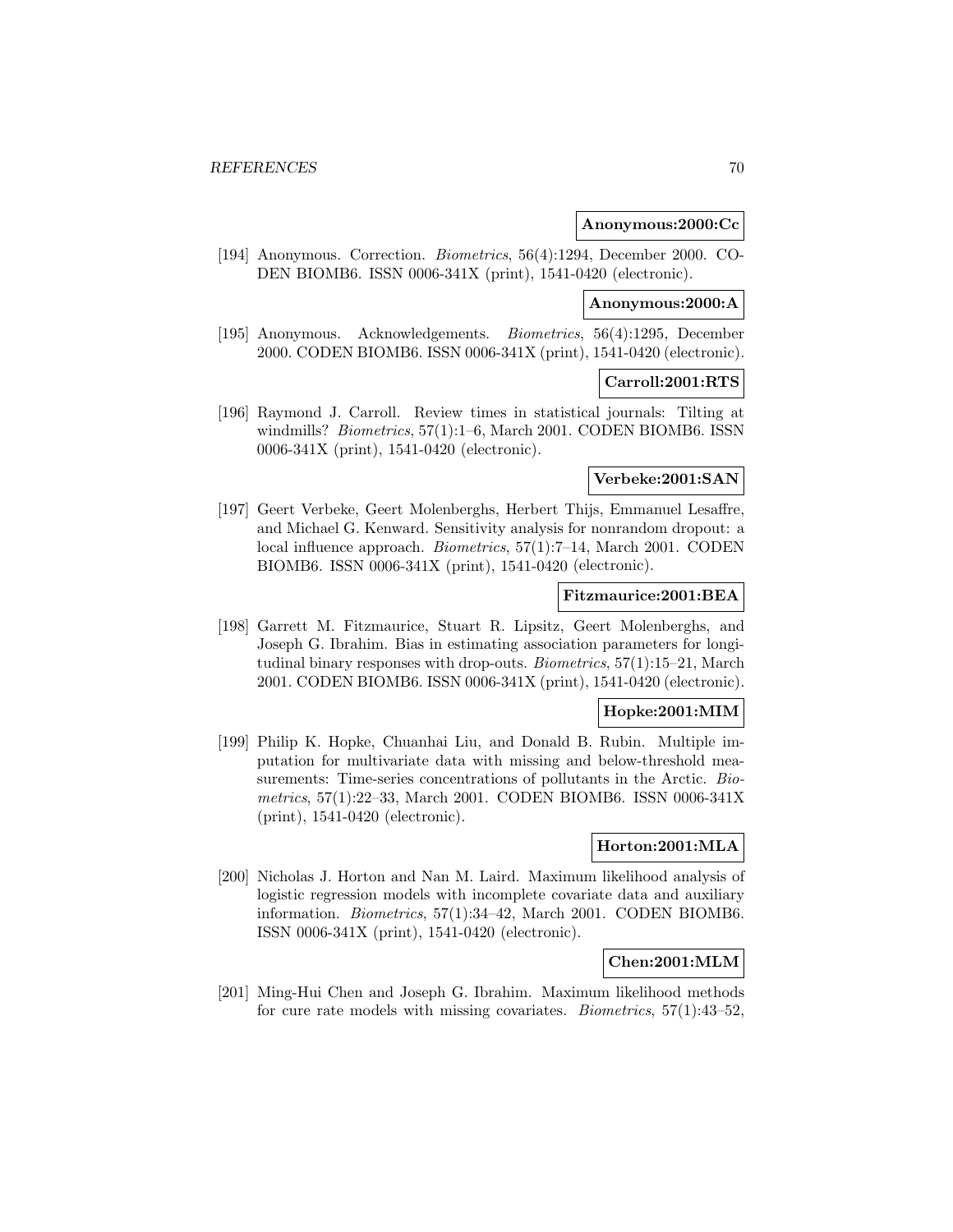**Anonymous:2000:Cc**

[194] Anonymous. Correction. *Biometrics*, 56(4):1294, December 2000. CODEN BIOMB6. ISSN 0006-341X (print), 1541-0420 (electronic).

**Anonymous:2000:A**

[195] Anonymous. Acknowledgements. *Biometrics*, 56(4):1295, December 2000. CODEN BIOMB6. ISSN 0006-341X (print), 1541-0420 (electronic).

**Carroll:2001:RTS**

[196] Raymond J. Carroll. Review times in statistical journals: Tilting at windmills? *Biometrics*, 57(1):1–6, March 2001. CODEN BIOMB6. ISSN 0006-341X (print), 1541-0420 (electronic).

**Verbeke:2001:SAN**

[197] Geert Verbeke, Geert Molenberghs, Herbert Thijs, Emmanuel Lesaffre, and Michael G. Kenward. Sensitivity analysis for nonrandom dropout: a local influence approach. *Biometrics*, 57(1):7–14, March 2001. CODEN BIOMB6. ISSN 0006-341X (print), 1541-0420 (electronic).

**Fitzmaurice:2001:BEA**

[198] Garrett M. Fitzmaurice, Stuart R. Lipsitz, Geert Molenberghs, and Joseph G. Ibrahim. Bias in estimating association parameters for longitudinal binary responses with drop-outs. *Biometrics*, 57(1):15–21, March 2001. CODEN BIOMB6. ISSN 0006-341X (print), 1541-0420 (electronic).

**Hopke:2001:MIM**

[199] Philip K. Hopke, Chuanhai Liu, and Donald B. Rubin. Multiple imputation for multivariate data with missing and below-threshold measurements: Time-series concentrations of pollutants in the Arctic. *Biometrics*, 57(1):22–33, March 2001. CODEN BIOMB6. ISSN 0006-341X (print), 1541-0420 (electronic).

**Horton:2001:MLA**

[200] Nicholas J. Horton and Nan M. Laird. Maximum likelihood analysis of logistic regression models with incomplete covariate data and auxiliary information. *Biometrics*, 57(1):34–42, March 2001. CODEN BIOMB6. ISSN 0006-341X (print), 1541-0420 (electronic).

**Chen:2001:MLM**

[201] Ming-Hui Chen and Joseph G. Ibrahim. Maximum likelihood methods for cure rate models with missing covariates. *Biometrics*, 57(1):43–52,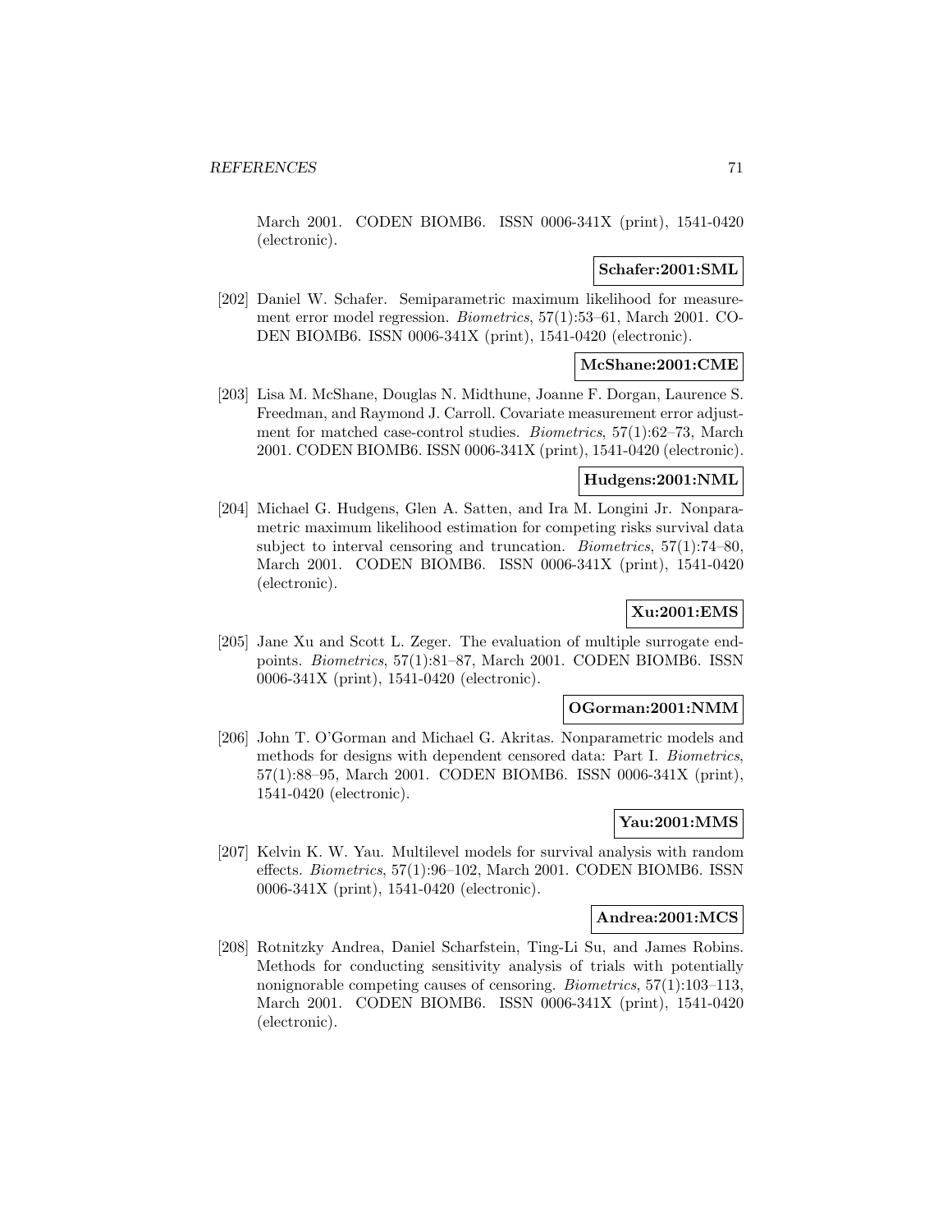March 2001. CODEN BIOMB6. ISSN 0006-341X (print), 1541-0420 (electronic).

**Schafer:2001:SML**

[202] Daniel W. Schafer. Semiparametric maximum likelihood for measurement error model regression. *Biometrics*, 57(1):53–61, March 2001. CODEN BIOMB6. ISSN 0006-341X (print), 1541-0420 (electronic).

**McShane:2001:CME**

[203] Lisa M. McShane, Douglas N. Midthune, Joanne F. Dorgan, Laurence S. Freedman, and Raymond J. Carroll. Covariate measurement error adjustment for matched case-control studies. *Biometrics*, 57(1):62–73, March 2001. CODEN BIOMB6. ISSN 0006-341X (print), 1541-0420 (electronic).

**Hudgens:2001:NML**

[204] Michael G. Hudgens, Glen A. Satten, and Ira M. Longini Jr. Nonparametric maximum likelihood estimation for competing risks survival data subject to interval censoring and truncation. *Biometrics*, 57(1):74–80, March 2001. CODEN BIOMB6. ISSN 0006-341X (print), 1541-0420 (electronic).

**Xu:2001:EMS**

[205] Jane Xu and Scott L. Zeger. The evaluation of multiple surrogate endpoints. *Biometrics*, 57(1):81–87, March 2001. CODEN BIOMB6. ISSN 0006-341X (print), 1541-0420 (electronic).

**OGorman:2001:NMM**

[206] John T. O'Gorman and Michael G. Akritas. Nonparametric models and methods for designs with dependent censored data: Part I. *Biometrics*, 57(1):88–95, March 2001. CODEN BIOMB6. ISSN 0006-341X (print), 1541-0420 (electronic).

**Yau:2001:MMS**

[207] Kelvin K. W. Yau. Multilevel models for survival analysis with random effects. *Biometrics*, 57(1):96–102, March 2001. CODEN BIOMB6. ISSN 0006-341X (print), 1541-0420 (electronic).

**Andrea:2001:MCS**

[208] Rotnitzky Andrea, Daniel Scharfstein, Ting-Li Su, and James Robins. Methods for conducting sensitivity analysis of trials with potentially nonignorable competing causes of censoring. *Biometrics*, 57(1):103–113, March 2001. CODEN BIOMB6. ISSN 0006-341X (print), 1541-0420 (electronic).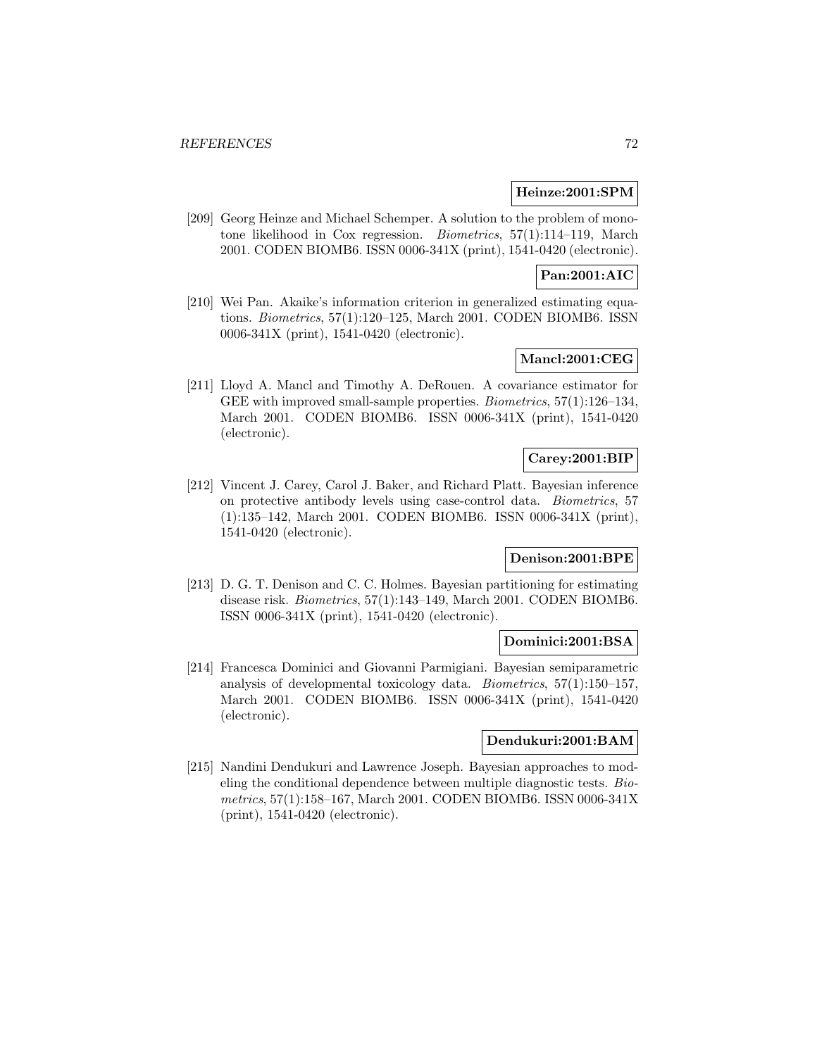**Heinze:2001:SPM**

[209] Georg Heinze and Michael Schemper. A solution to the problem of monotone likelihood in Cox regression. *Biometrics*, 57(1):114–119, March 2001. CODEN BIOMB6. ISSN 0006-341X (print), 1541-0420 (electronic).

**Pan:2001:AIC**

[210] Wei Pan. Akaike's information criterion in generalized estimating equations. *Biometrics*, 57(1):120–125, March 2001. CODEN BIOMB6. ISSN 0006-341X (print), 1541-0420 (electronic).

**Mancl:2001:CEG**

[211] Lloyd A. Mancl and Timothy A. DeRouen. A covariance estimator for GEE with improved small-sample properties. *Biometrics*, 57(1):126–134, March 2001. CODEN BIOMB6. ISSN 0006-341X (print), 1541-0420 (electronic).

**Carey:2001:BIP**

[212] Vincent J. Carey, Carol J. Baker, and Richard Platt. Bayesian inference on protective antibody levels using case-control data. *Biometrics*, 57 (1):135–142, March 2001. CODEN BIOMB6. ISSN 0006-341X (print), 1541-0420 (electronic).

**Denison:2001:BPE**

[213] D. G. T. Denison and C. C. Holmes. Bayesian partitioning for estimating disease risk. *Biometrics*, 57(1):143–149, March 2001. CODEN BIOMB6. ISSN 0006-341X (print), 1541-0420 (electronic).

**Dominici:2001:BSA**

[214] Francesca Dominici and Giovanni Parmigiani. Bayesian semiparametric analysis of developmental toxicology data. *Biometrics*, 57(1):150–157, March 2001. CODEN BIOMB6. ISSN 0006-341X (print), 1541-0420 (electronic).

**Dendukuri:2001:BAM**

[215] Nandini Dendukuri and Lawrence Joseph. Bayesian approaches to modeling the conditional dependence between multiple diagnostic tests. *Biometrics*, 57(1):158–167, March 2001. CODEN BIOMB6. ISSN 0006-341X (print), 1541-0420 (electronic).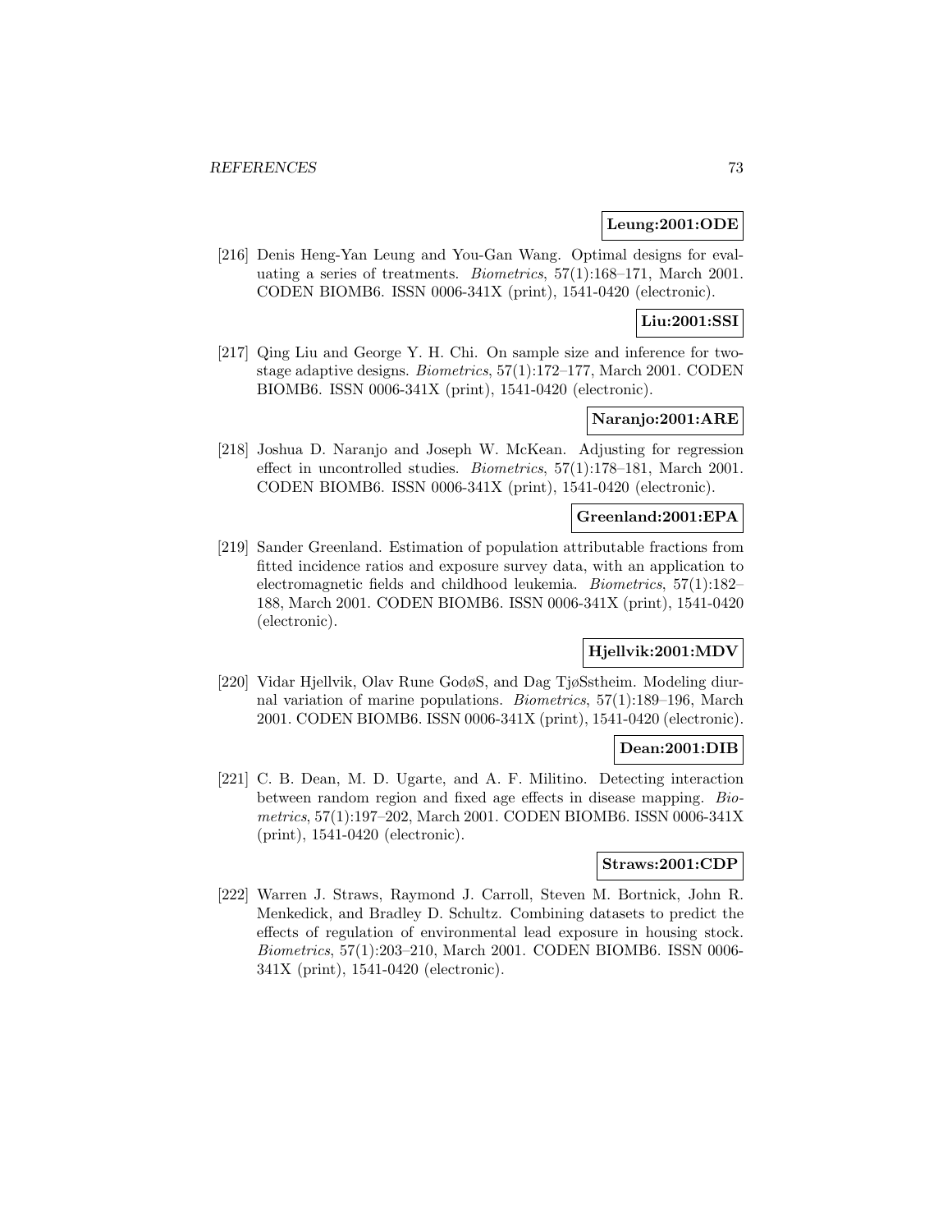**Leung:2001:ODE**

[216] Denis Heng-Yan Leung and You-Gan Wang. Optimal designs for evaluating a series of treatments. *Biometrics*, 57(1):168–171, March 2001. CODEN BIOMB6. ISSN 0006-341X (print), 1541-0420 (electronic).

**Liu:2001:SSI**

[217] Qing Liu and George Y. H. Chi. On sample size and inference for two-stage adaptive designs. *Biometrics*, 57(1):172–177, March 2001. CODEN BIOMB6. ISSN 0006-341X (print), 1541-0420 (electronic).

**Naranjo:2001:ARE**

[218] Joshua D. Naranjo and Joseph W. McKean. Adjusting for regression effect in uncontrolled studies. *Biometrics*, 57(1):178–181, March 2001. CODEN BIOMB6. ISSN 0006-341X (print), 1541-0420 (electronic).

**Greenland:2001:EPA**

[219] Sander Greenland. Estimation of population attributable fractions from fitted incidence ratios and exposure survey data, with an application to electromagnetic fields and childhood leukemia. *Biometrics*, 57(1):182–188, March 2001. CODEN BIOMB6. ISSN 0006-341X (print), 1541-0420 (electronic).

**Hjellvik:2001:MDV**

[220] Vidar Hjellvik, Olav Rune GodøS, and Dag TjøSstheim. Modeling diurnal variation of marine populations. *Biometrics*, 57(1):189–196, March 2001. CODEN BIOMB6. ISSN 0006-341X (print), 1541-0420 (electronic).

**Dean:2001:DIB**

[221] C. B. Dean, M. D. Ugarte, and A. F. Militino. Detecting interaction between random region and fixed age effects in disease mapping. *Biometrics*, 57(1):197–202, March 2001. CODEN BIOMB6. ISSN 0006-341X (print), 1541-0420 (electronic).

**Straws:2001:CDP**

[222] Warren J. Straws, Raymond J. Carroll, Steven M. Bortnick, John R. Menkedick, and Bradley D. Schultz. Combining datasets to predict the effects of regulation of environmental lead exposure in housing stock. *Biometrics*, 57(1):203–210, March 2001. CODEN BIOMB6. ISSN 0006-341X (print), 1541-0420 (electronic).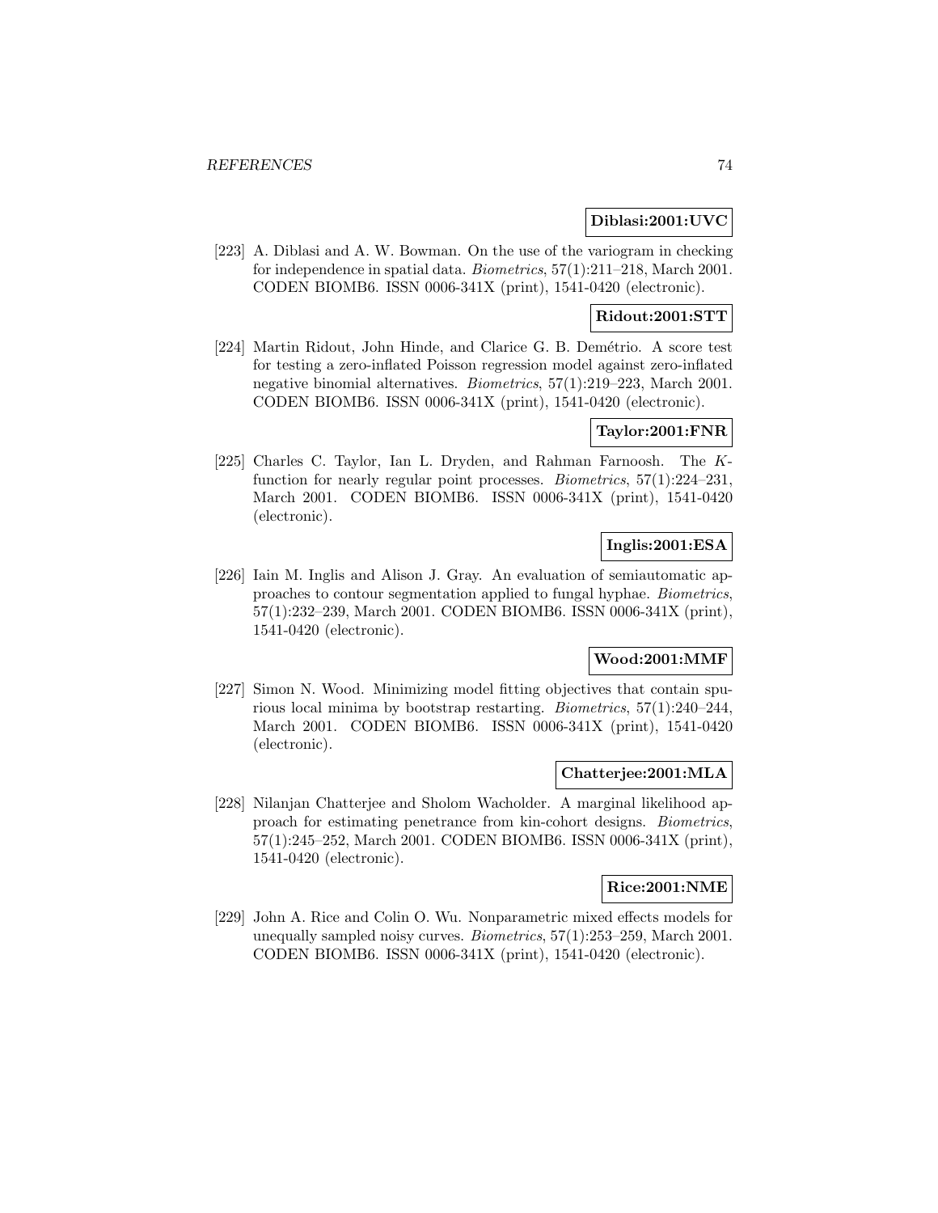**Diblasi:2001:UVC**

[223] A. Diblasi and A. W. Bowman. On the use of the variogram in checking for independence in spatial data. *Biometrics*, 57(1):211–218, March 2001. CODEN BIOMB6. ISSN 0006-341X (print), 1541-0420 (electronic).

**Ridout:2001:STT**

[224] Martin Ridout, John Hinde, and Clarice G. B. Demétrio. A score test for testing a zero-inflated Poisson regression model against zero-inflated negative binomial alternatives. *Biometrics*, 57(1):219–223, March 2001. CODEN BIOMB6. ISSN 0006-341X (print), 1541-0420 (electronic).

**Taylor:2001:FNR**

[225] Charles C. Taylor, Ian L. Dryden, and Rahman Farnoosh. The $K$-function for nearly regular point processes. *Biometrics*, 57(1):224–231, March 2001. CODEN BIOMB6. ISSN 0006-341X (print), 1541-0420 (electronic).

**Inglis:2001:ESA**

[226] Iain M. Inglis and Alison J. Gray. An evaluation of semiautomatic approaches to contour segmentation applied to fungal hyphae. *Biometrics*, 57(1):232–239, March 2001. CODEN BIOMB6. ISSN 0006-341X (print), 1541-0420 (electronic).

**Wood:2001:MMF**

[227] Simon N. Wood. Minimizing model fitting objectives that contain spurious local minima by bootstrap restarting. *Biometrics*, 57(1):240–244, March 2001. CODEN BIOMB6. ISSN 0006-341X (print), 1541-0420 (electronic).

**Chatterjee:2001:MLA**

[228] Nilanjan Chatterjee and Sholom Wacholder. A marginal likelihood approach for estimating penetrance from kin-cohort designs. *Biometrics*, 57(1):245–252, March 2001. CODEN BIOMB6. ISSN 0006-341X (print), 1541-0420 (electronic).

**Rice:2001:NME**

[229] John A. Rice and Colin O. Wu. Nonparametric mixed effects models for unequally sampled noisy curves. *Biometrics*, 57(1):253–259, March 2001. CODEN BIOMB6. ISSN 0006-341X (print), 1541-0420 (electronic).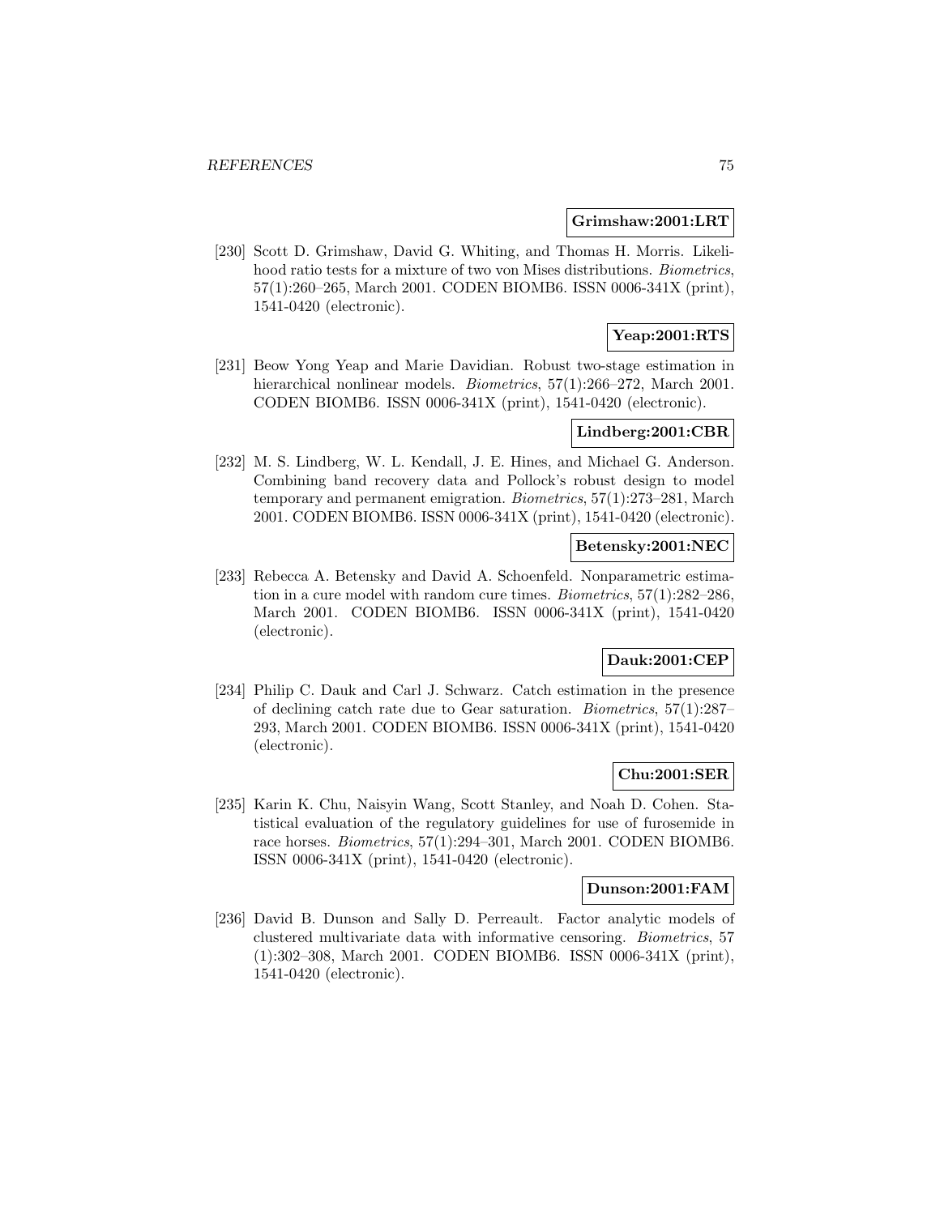**Grimshaw:2001:LRT**

[230] Scott D. Grimshaw, David G. Whiting, and Thomas H. Morris. Likelihood ratio tests for a mixture of two von Mises distributions. *Biometrics*, 57(1):260–265, March 2001. CODEN BIOMB6. ISSN 0006-341X (print), 1541-0420 (electronic).

**Yeap:2001:RTS**

[231] Beow Yong Yeap and Marie Davidian. Robust two-stage estimation in hierarchical nonlinear models. *Biometrics*, 57(1):266–272, March 2001. CODEN BIOMB6. ISSN 0006-341X (print), 1541-0420 (electronic).

**Lindberg:2001:CBR**

[232] M. S. Lindberg, W. L. Kendall, J. E. Hines, and Michael G. Anderson. Combining band recovery data and Pollock's robust design to model temporary and permanent emigration. *Biometrics*, 57(1):273–281, March 2001. CODEN BIOMB6. ISSN 0006-341X (print), 1541-0420 (electronic).

**Betensky:2001:NEC**

[233] Rebecca A. Betensky and David A. Schoenfeld. Nonparametric estimation in a cure model with random cure times. *Biometrics*, 57(1):282–286, March 2001. CODEN BIOMB6. ISSN 0006-341X (print), 1541-0420 (electronic).

**Dauk:2001:CEP**

[234] Philip C. Dauk and Carl J. Schwarz. Catch estimation in the presence of declining catch rate due to Gear saturation. *Biometrics*, 57(1):287–293, March 2001. CODEN BIOMB6. ISSN 0006-341X (print), 1541-0420 (electronic).

**Chu:2001:SER**

[235] Karin K. Chu, Naisyin Wang, Scott Stanley, and Noah D. Cohen. Statistical evaluation of the regulatory guidelines for use of furosemide in race horses. *Biometrics*, 57(1):294–301, March 2001. CODEN BIOMB6. ISSN 0006-341X (print), 1541-0420 (electronic).

**Dunson:2001:FAM**

[236] David B. Dunson and Sally D. Perreault. Factor analytic models of clustered multivariate data with informative censoring. *Biometrics*, 57(1):302–308, March 2001. CODEN BIOMB6. ISSN 0006-341X (print), 1541-0420 (electronic).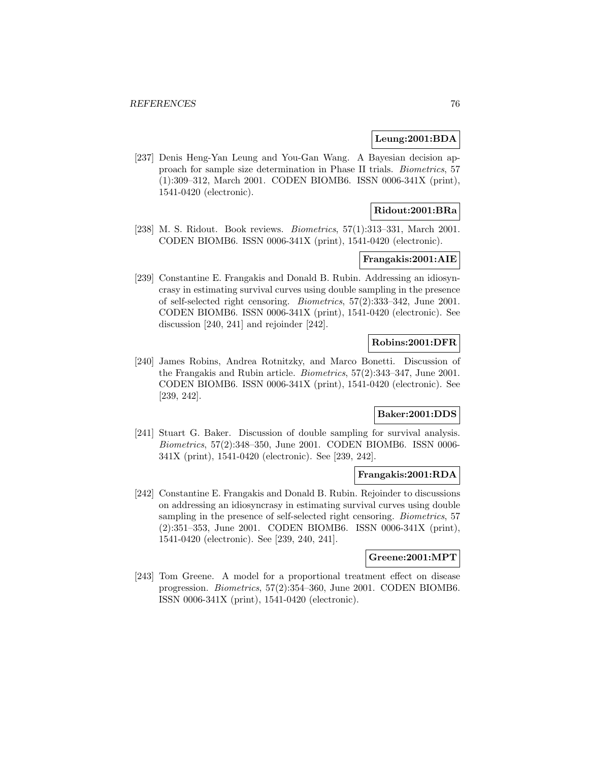**Leung:2001:BDA**

[237] Denis Heng-Yan Leung and You-Gan Wang. A Bayesian decision approach for sample size determination in Phase II trials. *Biometrics*, 57 (1):309–312, March 2001. CODEN BIOMB6. ISSN 0006-341X (print), 1541-0420 (electronic).

**Ridout:2001:BRa**

[238] M. S. Ridout. Book reviews. *Biometrics*, 57(1):313–331, March 2001. CODEN BIOMB6. ISSN 0006-341X (print), 1541-0420 (electronic).

**Frangakis:2001:AIE**

[239] Constantine E. Frangakis and Donald B. Rubin. Addressing an idiosyncrasy in estimating survival curves using double sampling in the presence of self-selected right censoring. *Biometrics*, 57(2):333–342, June 2001. CODEN BIOMB6. ISSN 0006-341X (print), 1541-0420 (electronic). See discussion [240, 241] and rejoinder [242].

**Robins:2001:DFR**

[240] James Robins, Andrea Rotnitzky, and Marco Bonetti. Discussion of the Frangakis and Rubin article. *Biometrics*, 57(2):343–347, June 2001. CODEN BIOMB6. ISSN 0006-341X (print), 1541-0420 (electronic). See [239, 242].

**Baker:2001:DDS**

[241] Stuart G. Baker. Discussion of double sampling for survival analysis. *Biometrics*, 57(2):348–350, June 2001. CODEN BIOMB6. ISSN 0006-341X (print), 1541-0420 (electronic). See [239, 242].

**Frangakis:2001:RDA**

[242] Constantine E. Frangakis and Donald B. Rubin. Rejoinder to discussions on addressing an idiosyncrasy in estimating survival curves using double sampling in the presence of self-selected right censoring. *Biometrics*, 57 (2):351–353, June 2001. CODEN BIOMB6. ISSN 0006-341X (print), 1541-0420 (electronic). See [239, 240, 241].

**Greene:2001:MPT**

[243] Tom Greene. A model for a proportional treatment effect on disease progression. *Biometrics*, 57(2):354–360, June 2001. CODEN BIOMB6. ISSN 0006-341X (print), 1541-0420 (electronic).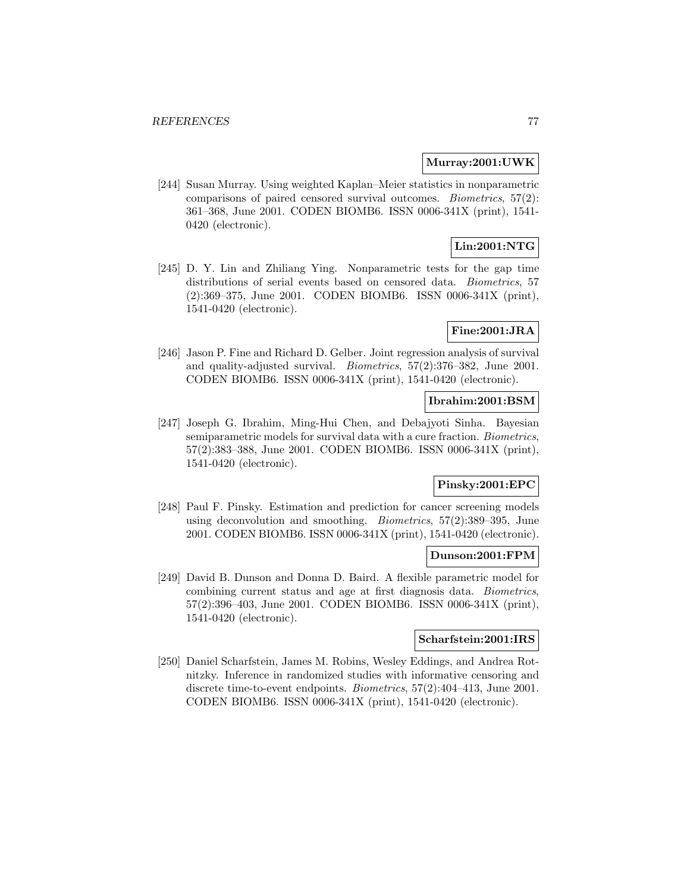**Murray:2001:UWK**

[244] Susan Murray. Using weighted Kaplan–Meier statistics in nonparametric comparisons of paired censored survival outcomes. *Biometrics*, 57(2): 361–368, June 2001. CODEN BIOMB6. ISSN 0006-341X (print), 1541-0420 (electronic).

**Lin:2001:NTG**

[245] D. Y. Lin and Zhiliang Ying. Nonparametric tests for the gap time distributions of serial events based on censored data. *Biometrics*, 57 (2):369–375, June 2001. CODEN BIOMB6. ISSN 0006-341X (print), 1541-0420 (electronic).

**Fine:2001:JRA**

[246] Jason P. Fine and Richard D. Gelber. Joint regression analysis of survival and quality-adjusted survival. *Biometrics*, 57(2):376–382, June 2001. CODEN BIOMB6. ISSN 0006-341X (print), 1541-0420 (electronic).

**Ibrahim:2001:BSM**

[247] Joseph G. Ibrahim, Ming-Hui Chen, and Debajyoti Sinha. Bayesian semiparametric models for survival data with a cure fraction. *Biometrics*, 57(2):383–388, June 2001. CODEN BIOMB6. ISSN 0006-341X (print), 1541-0420 (electronic).

**Pinsky:2001:EPC**

[248] Paul F. Pinsky. Estimation and prediction for cancer screening models using deconvolution and smoothing. *Biometrics*, 57(2):389–395, June 2001. CODEN BIOMB6. ISSN 0006-341X (print), 1541-0420 (electronic).

**Dunson:2001:FPM**

[249] David B. Dunson and Donna D. Baird. A flexible parametric model for combining current status and age at first diagnosis data. *Biometrics*, 57(2):396–403, June 2001. CODEN BIOMB6. ISSN 0006-341X (print), 1541-0420 (electronic).

**Scharfstein:2001:IRS**

[250] Daniel Scharfstein, James M. Robins, Wesley Eddings, and Andrea Rotnitzky. Inference in randomized studies with informative censoring and discrete time-to-event endpoints. *Biometrics*, 57(2):404–413, June 2001. CODEN BIOMB6. ISSN 0006-341X (print), 1541-0420 (electronic).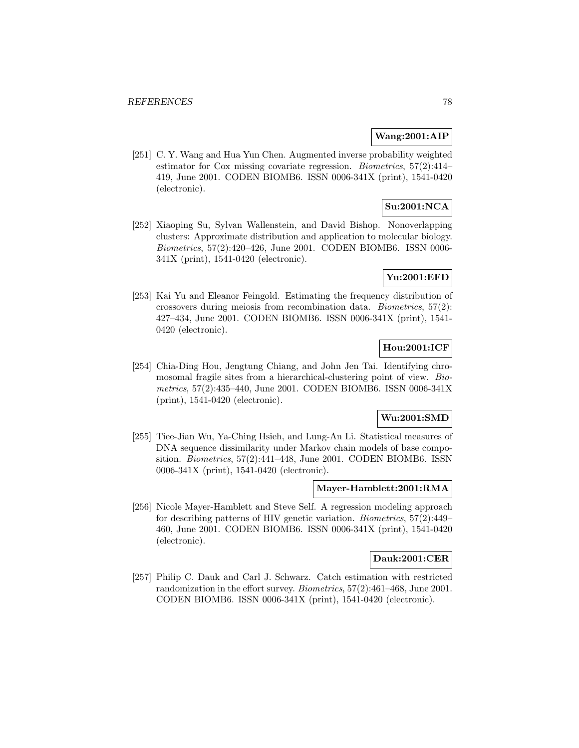**Wang:2001:AIP**

[251] C. Y. Wang and Hua Yun Chen. Augmented inverse probability weighted estimator for Cox missing covariate regression. *Biometrics*, 57(2):414–419, June 2001. CODEN BIOMB6. ISSN 0006-341X (print), 1541-0420 (electronic).

**Su:2001:NCA**

[252] Xiaoping Su, Sylvan Wallenstein, and David Bishop. Nonoverlapping clusters: Approximate distribution and application to molecular biology. *Biometrics*, 57(2):420–426, June 2001. CODEN BIOMB6. ISSN 0006-341X (print), 1541-0420 (electronic).

**Yu:2001:EFD**

[253] Kai Yu and Eleanor Feingold. Estimating the frequency distribution of crossovers during meiosis from recombination data. *Biometrics*, 57(2):427–434, June 2001. CODEN BIOMB6. ISSN 0006-341X (print), 1541-0420 (electronic).

**Hou:2001:ICF**

[254] Chia-Ding Hou, Jengtung Chiang, and John Jen Tai. Identifying chromosomal fragile sites from a hierarchical-clustering point of view. *Biometrics*, 57(2):435–440, June 2001. CODEN BIOMB6. ISSN 0006-341X (print), 1541-0420 (electronic).

**Wu:2001:SMD**

[255] Tiee-Jian Wu, Ya-Ching Hsieh, and Lung-An Li. Statistical measures of DNA sequence dissimilarity under Markov chain models of base composition. *Biometrics*, 57(2):441–448, June 2001. CODEN BIOMB6. ISSN 0006-341X (print), 1541-0420 (electronic).

**Mayer-Hamblett:2001:RMA**

[256] Nicole Mayer-Hamblett and Steve Self. A regression modeling approach for describing patterns of HIV genetic variation. *Biometrics*, 57(2):449–460, June 2001. CODEN BIOMB6. ISSN 0006-341X (print), 1541-0420 (electronic).

**Dauk:2001:CER**

[257] Philip C. Dauk and Carl J. Schwarz. Catch estimation with restricted randomization in the effort survey. *Biometrics*, 57(2):461–468, June 2001. CODEN BIOMB6. ISSN 0006-341X (print), 1541-0420 (electronic).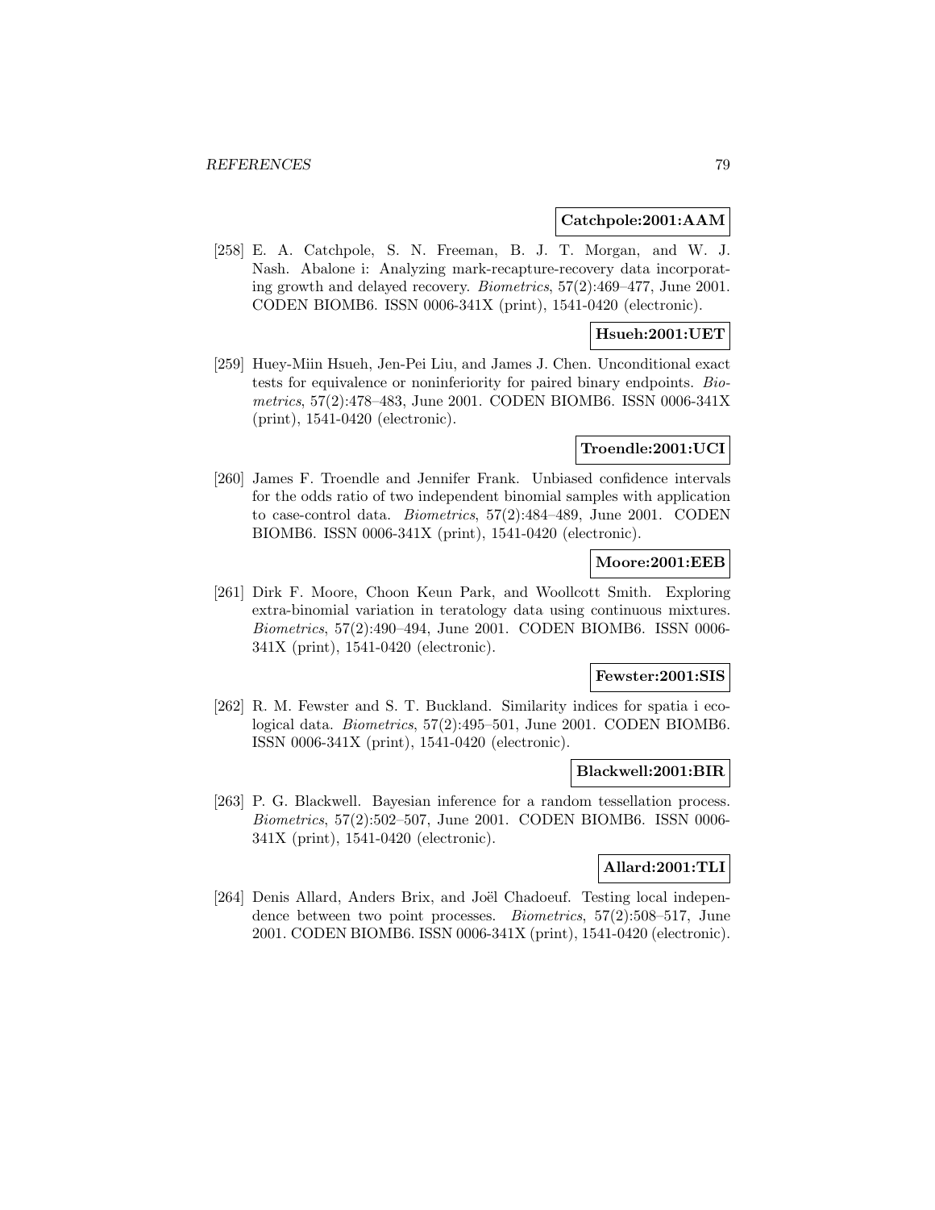**Catchpole:2001:AAM**

[258] E. A. Catchpole, S. N. Freeman, B. J. T. Morgan, and W. J. Nash. Abalone i: Analyzing mark-recapture-recovery data incorporating growth and delayed recovery. *Biometrics*, 57(2):469–477, June 2001. CODEN BIOMB6. ISSN 0006-341X (print), 1541-0420 (electronic).

**Hsueh:2001:UET**

[259] Huey-Miin Hsueh, Jen-Pei Liu, and James J. Chen. Unconditional exact tests for equivalence or noninferiority for paired binary endpoints. *Biometrics*, 57(2):478–483, June 2001. CODEN BIOMB6. ISSN 0006-341X (print), 1541-0420 (electronic).

**Troendle:2001:UCI**

[260] James F. Troendle and Jennifer Frank. Unbiased confidence intervals for the odds ratio of two independent binomial samples with application to case-control data. *Biometrics*, 57(2):484–489, June 2001. CODEN BIOMB6. ISSN 0006-341X (print), 1541-0420 (electronic).

**Moore:2001:EEB**

[261] Dirk F. Moore, Choon Keun Park, and Woollcott Smith. Exploring extra-binomial variation in teratology data using continuous mixtures. *Biometrics*, 57(2):490–494, June 2001. CODEN BIOMB6. ISSN 0006-341X (print), 1541-0420 (electronic).

**Fewster:2001:SIS**

[262] R. M. Fewster and S. T. Buckland. Similarity indices for spatia i ecological data. *Biometrics*, 57(2):495–501, June 2001. CODEN BIOMB6. ISSN 0006-341X (print), 1541-0420 (electronic).

**Blackwell:2001:BIR**

[263] P. G. Blackwell. Bayesian inference for a random tessellation process. *Biometrics*, 57(2):502–507, June 2001. CODEN BIOMB6. ISSN 0006-341X (print), 1541-0420 (electronic).

**Allard:2001:TLI**

[264] Denis Allard, Anders Brix, and Joël Chadoeuf. Testing local independence between two point processes. *Biometrics*, 57(2):508–517, June 2001. CODEN BIOMB6. ISSN 0006-341X (print), 1541-0420 (electronic).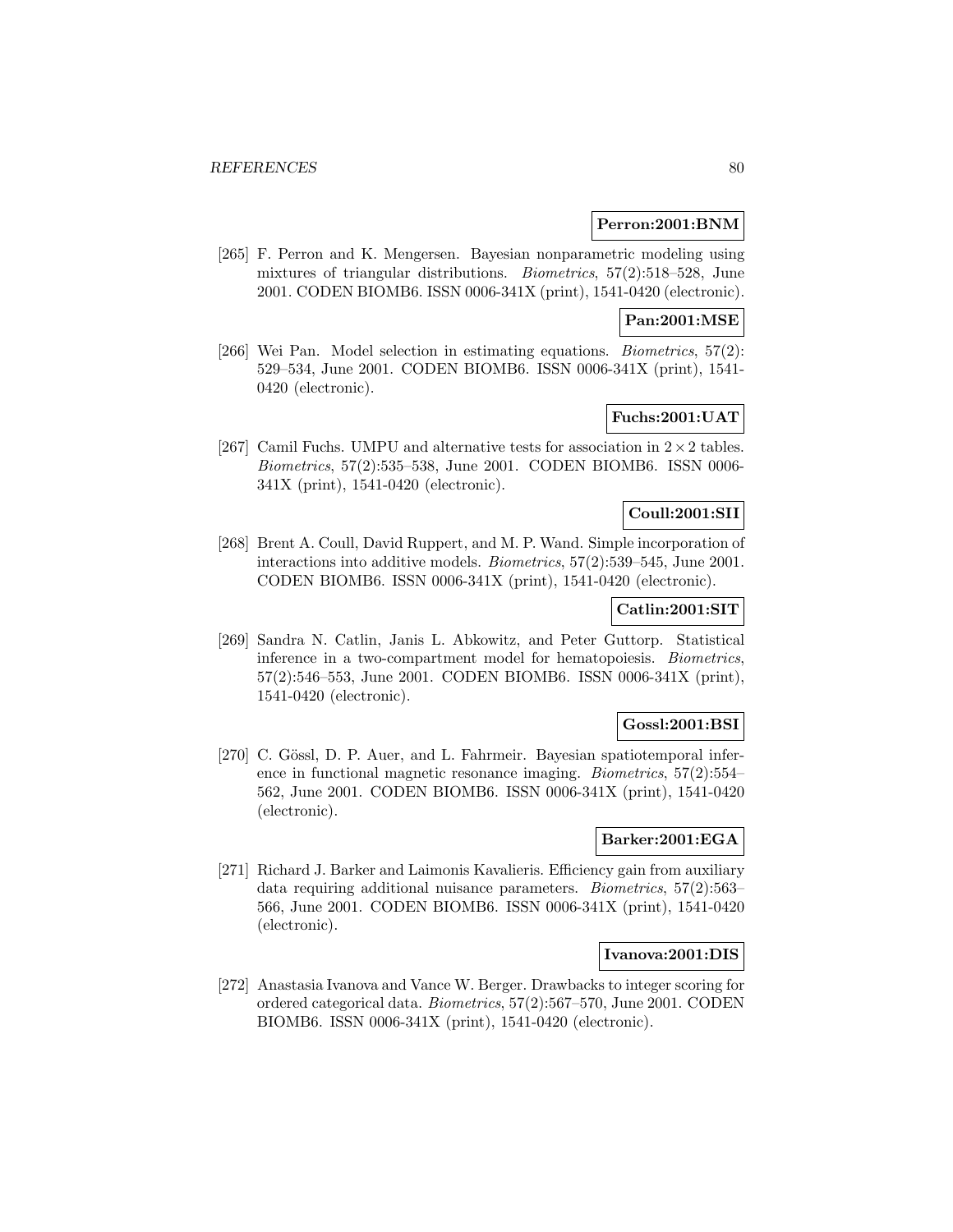**Perron:2001:BNM**

[265] F. Perron and K. Mengersen. Bayesian nonparametric modeling using mixtures of triangular distributions. *Biometrics*, 57(2):518–528, June 2001. CODEN BIOMB6. ISSN 0006-341X (print), 1541-0420 (electronic).

**Pan:2001:MSE**

[266] Wei Pan. Model selection in estimating equations. *Biometrics*, 57(2): 529–534, June 2001. CODEN BIOMB6. ISSN 0006-341X (print), 1541-0420 (electronic).

**Fuchs:2001:UAT**

[267] Camil Fuchs. UMPU and alternative tests for association in $2 \times 2$ tables. *Biometrics*, 57(2):535–538, June 2001. CODEN BIOMB6. ISSN 0006-341X (print), 1541-0420 (electronic).

**Coull:2001:SII**

[268] Brent A. Coull, David Ruppert, and M. P. Wand. Simple incorporation of interactions into additive models. *Biometrics*, 57(2):539–545, June 2001. CODEN BIOMB6. ISSN 0006-341X (print), 1541-0420 (electronic).

**Catlin:2001:SIT**

[269] Sandra N. Catlin, Janis L. Abkowitz, and Peter Guttorp. Statistical inference in a two-compartment model for hematopoiesis. *Biometrics*, 57(2):546–553, June 2001. CODEN BIOMB6. ISSN 0006-341X (print), 1541-0420 (electronic).

**Gossl:2001:BSI**

[270] C. Gössl, D. P. Auer, and L. Fahrmeir. Bayesian spatiotemporal inference in functional magnetic resonance imaging. *Biometrics*, 57(2):554–562, June 2001. CODEN BIOMB6. ISSN 0006-341X (print), 1541-0420 (electronic).

**Barker:2001:EGA**

[271] Richard J. Barker and Laimonis Kavalieris. Efficiency gain from auxiliary data requiring additional nuisance parameters. *Biometrics*, 57(2):563–566, June 2001. CODEN BIOMB6. ISSN 0006-341X (print), 1541-0420 (electronic).

**Ivanova:2001:DIS**

[272] Anastasia Ivanova and Vance W. Berger. Drawbacks to integer scoring for ordered categorical data. *Biometrics*, 57(2):567–570, June 2001. CODEN BIOMB6. ISSN 0006-341X (print), 1541-0420 (electronic).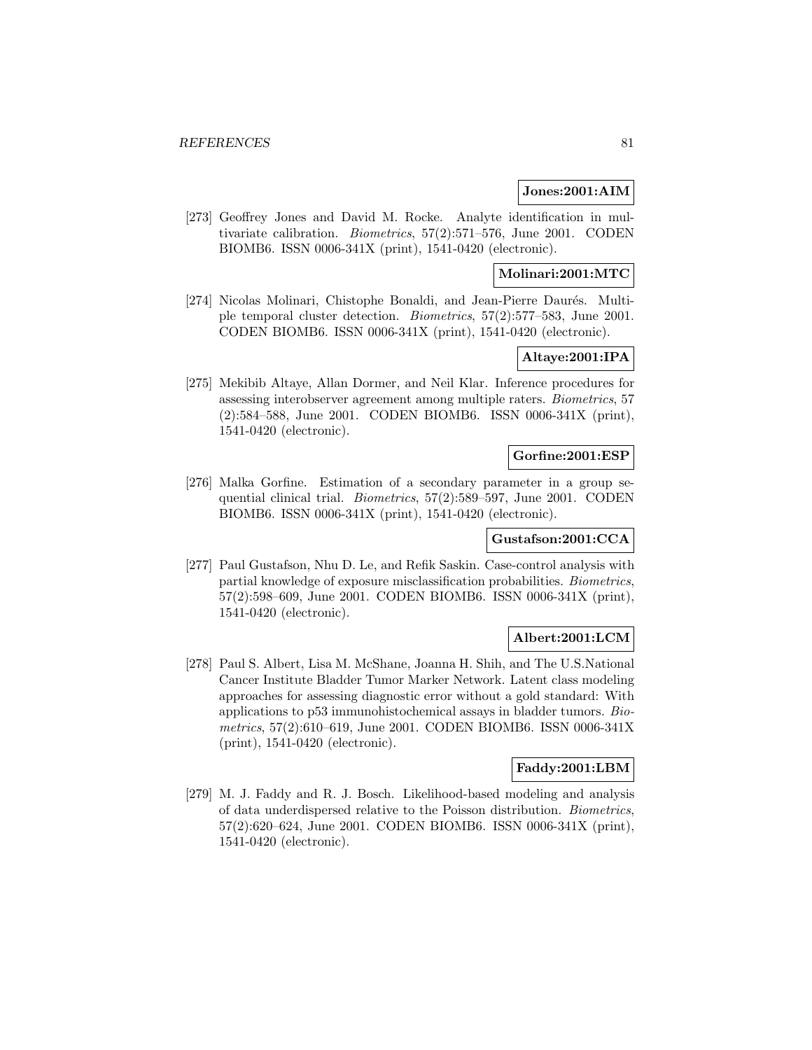**Jones:2001:AIM**

[273] Geoffrey Jones and David M. Rocke. Analyte identification in multivariate calibration. *Biometrics*, 57(2):571–576, June 2001. CODEN BIOMB6. ISSN 0006-341X (print), 1541-0420 (electronic).

**Molinari:2001:MTC**

[274] Nicolas Molinari, Chistophe Bonaldi, and Jean-Pierre Daurés. Multiple temporal cluster detection. *Biometrics*, 57(2):577–583, June 2001. CODEN BIOMB6. ISSN 0006-341X (print), 1541-0420 (electronic).

**Altaye:2001:IPA**

[275] Mekibib Altaye, Allan Dormer, and Neil Klar. Inference procedures for assessing interobserver agreement among multiple raters. *Biometrics*, 57 (2):584–588, June 2001. CODEN BIOMB6. ISSN 0006-341X (print), 1541-0420 (electronic).

**Gorfine:2001:ESP**

[276] Malka Gorfine. Estimation of a secondary parameter in a group sequential clinical trial. *Biometrics*, 57(2):589–597, June 2001. CODEN BIOMB6. ISSN 0006-341X (print), 1541-0420 (electronic).

**Gustafson:2001:CCA**

[277] Paul Gustafson, Nhu D. Le, and Refik Saskin. Case-control analysis with partial knowledge of exposure misclassification probabilities. *Biometrics*, 57(2):598–609, June 2001. CODEN BIOMB6. ISSN 0006-341X (print), 1541-0420 (electronic).

**Albert:2001:LCM**

[278] Paul S. Albert, Lisa M. McShane, Joanna H. Shih, and The U.S.National Cancer Institute Bladder Tumor Marker Network. Latent class modeling approaches for assessing diagnostic error without a gold standard: With applications to p53 immunohistochemical assays in bladder tumors. *Biometrics*, 57(2):610–619, June 2001. CODEN BIOMB6. ISSN 0006-341X (print), 1541-0420 (electronic).

**Faddy:2001:LBM**

[279] M. J. Faddy and R. J. Bosch. Likelihood-based modeling and analysis of data underdispersed relative to the Poisson distribution. *Biometrics*, 57(2):620–624, June 2001. CODEN BIOMB6. ISSN 0006-341X (print), 1541-0420 (electronic).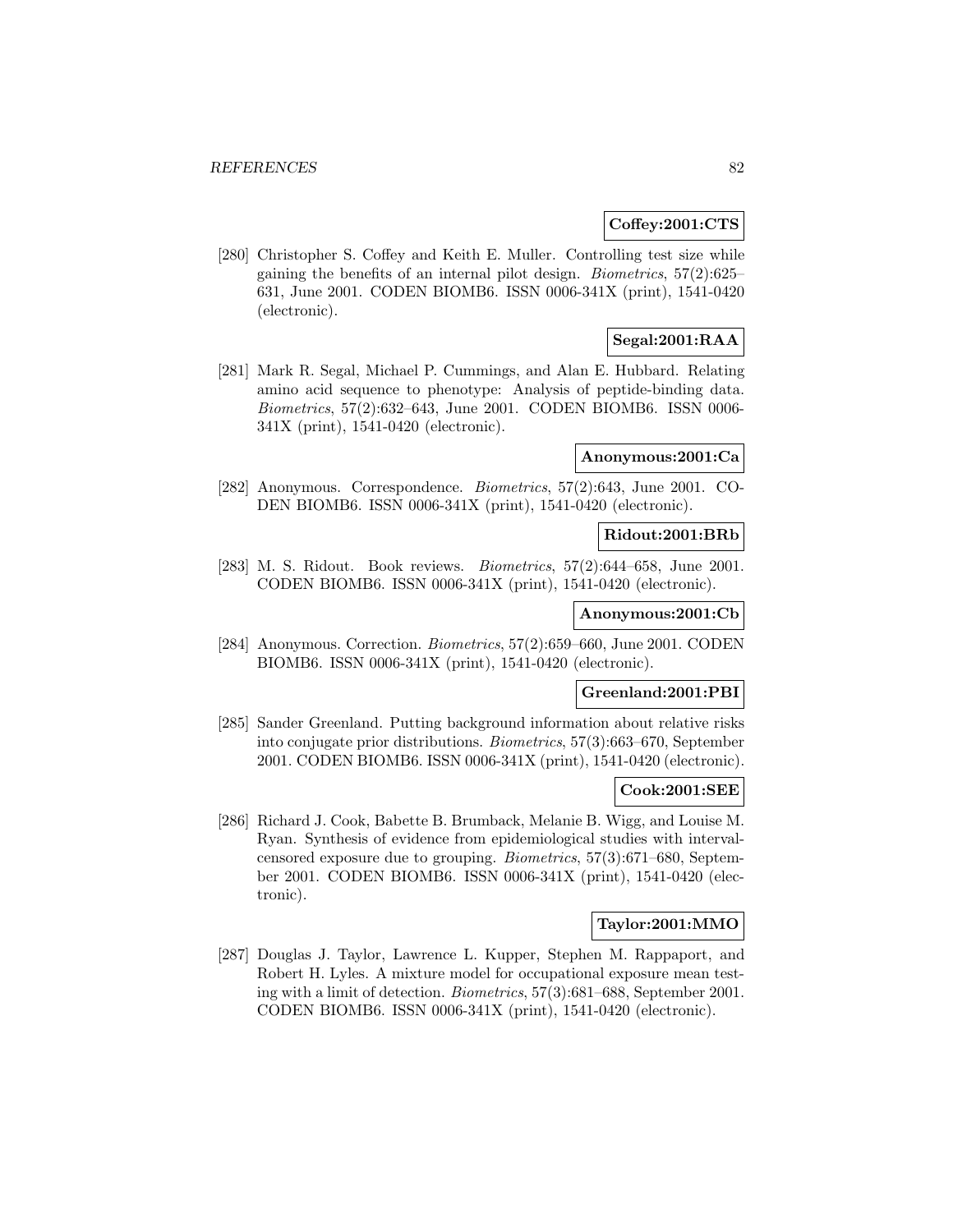**Coffey:2001:CTS**

[280] Christopher S. Coffey and Keith E. Muller. Controlling test size while gaining the benefits of an internal pilot design. *Biometrics*, 57(2):625–631, June 2001. CODEN BIOMB6. ISSN 0006-341X (print), 1541-0420 (electronic).

**Segal:2001:RAA**

[281] Mark R. Segal, Michael P. Cummings, and Alan E. Hubbard. Relating amino acid sequence to phenotype: Analysis of peptide-binding data. *Biometrics*, 57(2):632–643, June 2001. CODEN BIOMB6. ISSN 0006-341X (print), 1541-0420 (electronic).

**Anonymous:2001:Ca**

[282] Anonymous. Correspondence. *Biometrics*, 57(2):643, June 2001. CODEN BIOMB6. ISSN 0006-341X (print), 1541-0420 (electronic).

**Ridout:2001:BRb**

[283] M. S. Ridout. Book reviews. *Biometrics*, 57(2):644–658, June 2001. CODEN BIOMB6. ISSN 0006-341X (print), 1541-0420 (electronic).

**Anonymous:2001:Cb**

[284] Anonymous. Correction. *Biometrics*, 57(2):659–660, June 2001. CODEN BIOMB6. ISSN 0006-341X (print), 1541-0420 (electronic).

**Greenland:2001:PBI**

[285] Sander Greenland. Putting background information about relative risks into conjugate prior distributions. *Biometrics*, 57(3):663–670, September 2001. CODEN BIOMB6. ISSN 0006-341X (print), 1541-0420 (electronic).

**Cook:2001:SEE**

[286] Richard J. Cook, Babette B. Brumback, Melanie B. Wigg, and Louise M. Ryan. Synthesis of evidence from epidemiological studies with interval-censored exposure due to grouping. *Biometrics*, 57(3):671–680, September 2001. CODEN BIOMB6. ISSN 0006-341X (print), 1541-0420 (electronic).

**Taylor:2001:MMO**

[287] Douglas J. Taylor, Lawrence L. Kupper, Stephen M. Rappaport, and Robert H. Lyles. A mixture model for occupational exposure mean testing with a limit of detection. *Biometrics*, 57(3):681–688, September 2001. CODEN BIOMB6. ISSN 0006-341X (print), 1541-0420 (electronic).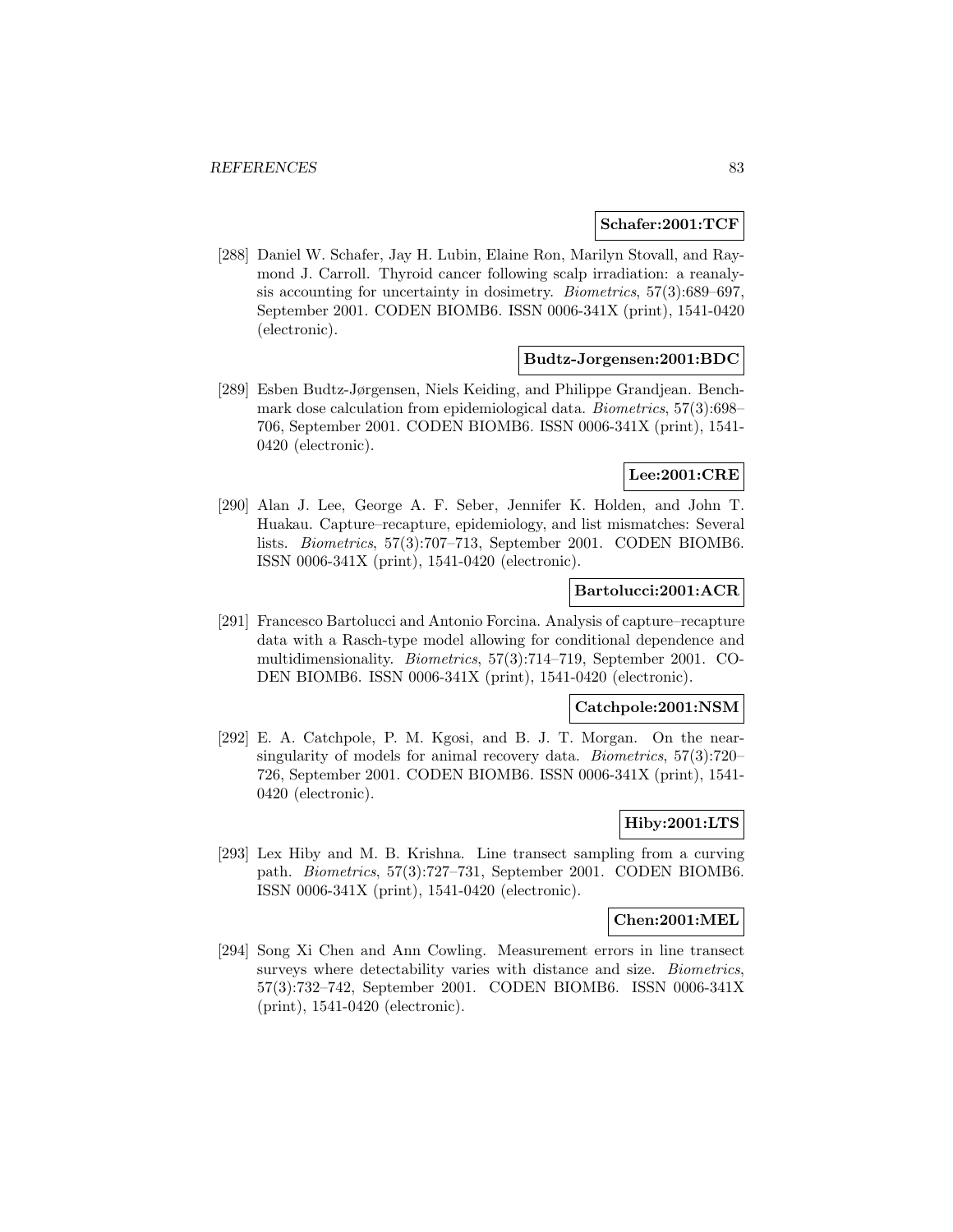**Schafer:2001:TCF**

[288] Daniel W. Schafer, Jay H. Lubin, Elaine Ron, Marilyn Stovall, and Raymond J. Carroll. Thyroid cancer following scalp irradiation: a reanalysis accounting for uncertainty in dosimetry. *Biometrics*, 57(3):689–697, September 2001. CODEN BIOMB6. ISSN 0006-341X (print), 1541-0420 (electronic).

**Budtz-Jorgensen:2001:BDC**

[289] Esben Budtz-Jørgensen, Niels Keiding, and Philippe Grandjean. Benchmark dose calculation from epidemiological data. *Biometrics*, 57(3):698–706, September 2001. CODEN BIOMB6. ISSN 0006-341X (print), 1541-0420 (electronic).

**Lee:2001:CRE**

[290] Alan J. Lee, George A. F. Seber, Jennifer K. Holden, and John T. Huakau. Capture–recapture, epidemiology, and list mismatches: Several lists. *Biometrics*, 57(3):707–713, September 2001. CODEN BIOMB6. ISSN 0006-341X (print), 1541-0420 (electronic).

**Bartolucci:2001:ACR**

[291] Francesco Bartolucci and Antonio Forcina. Analysis of capture–recapture data with a Rasch-type model allowing for conditional dependence and multidimensionality. *Biometrics*, 57(3):714–719, September 2001. CODEN BIOMB6. ISSN 0006-341X (print), 1541-0420 (electronic).

**Catchpole:2001:NSM**

[292] E. A. Catchpole, P. M. Kgosi, and B. J. T. Morgan. On the near-singularity of models for animal recovery data. *Biometrics*, 57(3):720–726, September 2001. CODEN BIOMB6. ISSN 0006-341X (print), 1541-0420 (electronic).

**Hiby:2001:LTS**

[293] Lex Hiby and M. B. Krishna. Line transect sampling from a curving path. *Biometrics*, 57(3):727–731, September 2001. CODEN BIOMB6. ISSN 0006-341X (print), 1541-0420 (electronic).

**Chen:2001:MEL**

[294] Song Xi Chen and Ann Cowling. Measurement errors in line transect surveys where detectability varies with distance and size. *Biometrics*, 57(3):732–742, September 2001. CODEN BIOMB6. ISSN 0006-341X (print), 1541-0420 (electronic).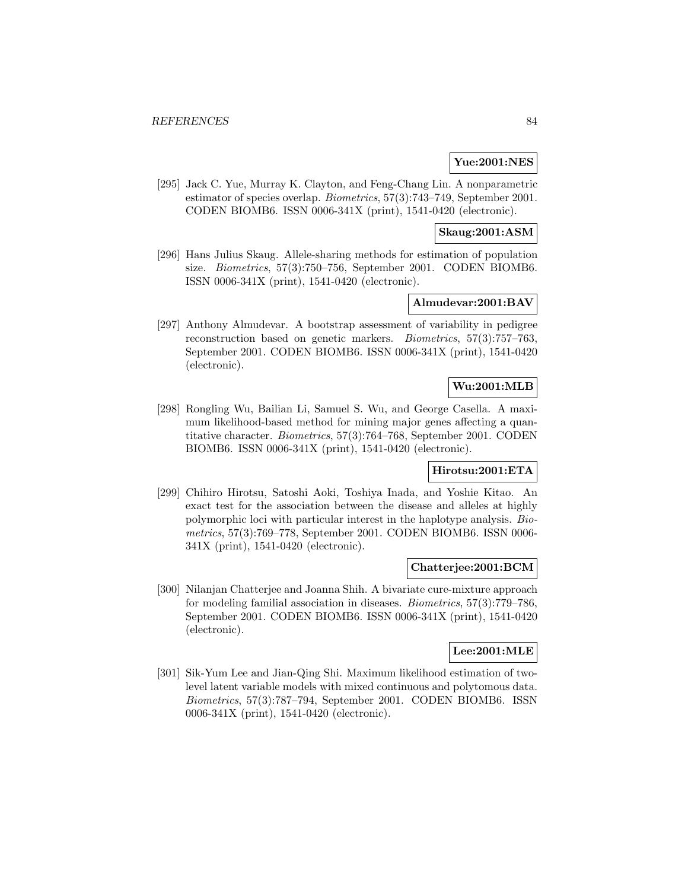**Yue:2001:NES**

[295] Jack C. Yue, Murray K. Clayton, and Feng-Chang Lin. A nonparametric estimator of species overlap. *Biometrics*, 57(3):743–749, September 2001. CODEN BIOMB6. ISSN 0006-341X (print), 1541-0420 (electronic).

**Skaug:2001:ASM**

[296] Hans Julius Skaug. Allele-sharing methods for estimation of population size. *Biometrics*, 57(3):750–756, September 2001. CODEN BIOMB6. ISSN 0006-341X (print), 1541-0420 (electronic).

**Almudevar:2001:BAV**

[297] Anthony Almudevar. A bootstrap assessment of variability in pedigree reconstruction based on genetic markers. *Biometrics*, 57(3):757–763, September 2001. CODEN BIOMB6. ISSN 0006-341X (print), 1541-0420 (electronic).

**Wu:2001:MLB**

[298] Rongling Wu, Bailian Li, Samuel S. Wu, and George Casella. A maximum likelihood-based method for mining major genes affecting a quantitative character. *Biometrics*, 57(3):764–768, September 2001. CODEN BIOMB6. ISSN 0006-341X (print), 1541-0420 (electronic).

**Hirotsu:2001:ETA**

[299] Chihiro Hirotsu, Satoshi Aoki, Toshiya Inada, and Yoshie Kitao. An exact test for the association between the disease and alleles at highly polymorphic loci with particular interest in the haplotype analysis. *Biometrics*, 57(3):769–778, September 2001. CODEN BIOMB6. ISSN 0006-341X (print), 1541-0420 (electronic).

**Chatterjee:2001:BCM**

[300] Nilanjan Chatterjee and Joanna Shih. A bivariate cure-mixture approach for modeling familial association in diseases. *Biometrics*, 57(3):779–786, September 2001. CODEN BIOMB6. ISSN 0006-341X (print), 1541-0420 (electronic).

**Lee:2001:MLE**

[301] Sik-Yum Lee and Jian-Qing Shi. Maximum likelihood estimation of two-level latent variable models with mixed continuous and polytomous data. *Biometrics*, 57(3):787–794, September 2001. CODEN BIOMB6. ISSN 0006-341X (print), 1541-0420 (electronic).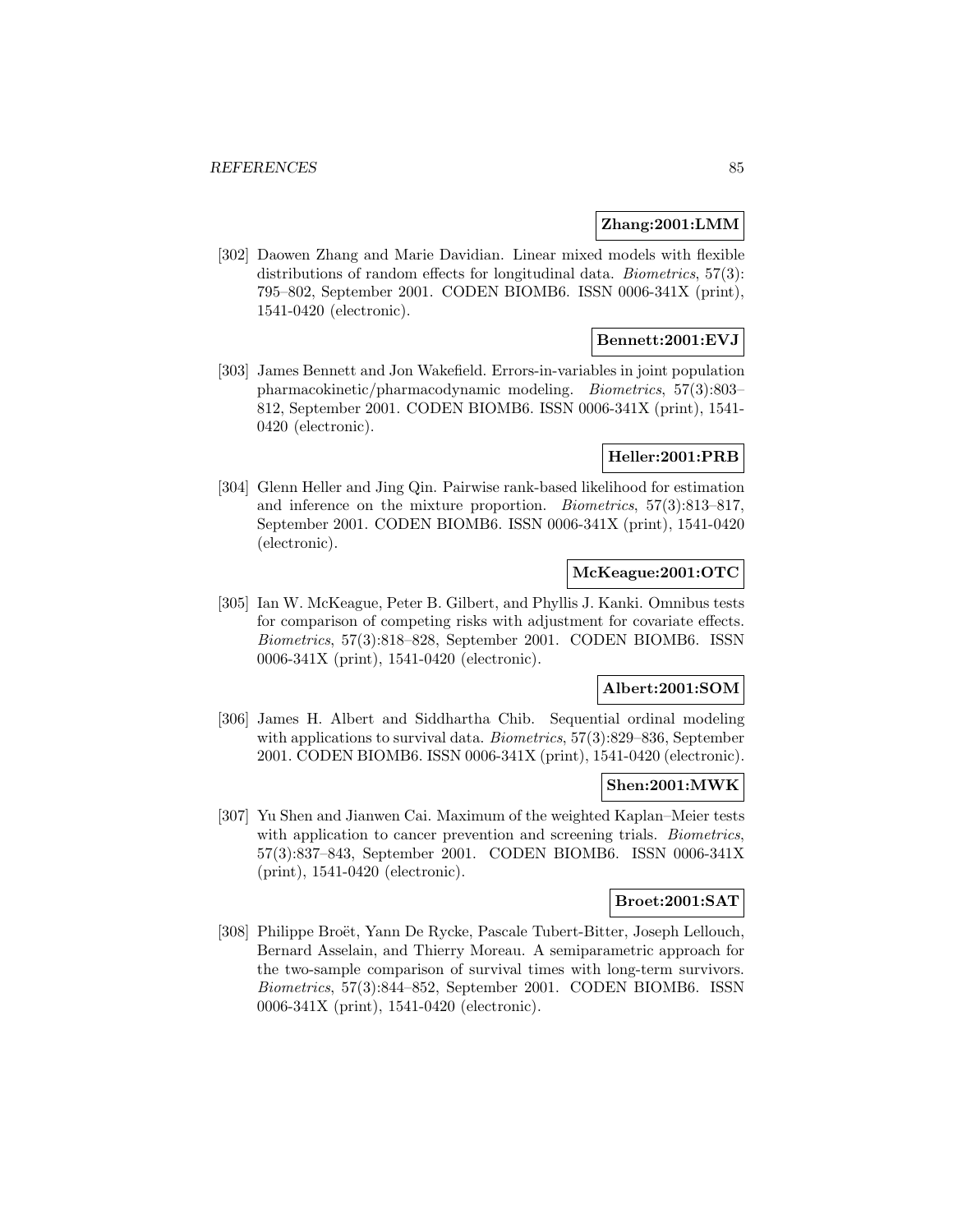**Zhang:2001:LMM**

[302] Daowen Zhang and Marie Davidian. Linear mixed models with flexible distributions of random effects for longitudinal data. *Biometrics*, 57(3): 795–802, September 2001. CODEN BIOMB6. ISSN 0006-341X (print), 1541-0420 (electronic).

**Bennett:2001:EVJ**

[303] James Bennett and Jon Wakefield. Errors-in-variables in joint population pharmacokinetic/pharmacodynamic modeling. *Biometrics*, 57(3):803–812, September 2001. CODEN BIOMB6. ISSN 0006-341X (print), 1541-0420 (electronic).

**Heller:2001:PRB**

[304] Glenn Heller and Jing Qin. Pairwise rank-based likelihood for estimation and inference on the mixture proportion. *Biometrics*, 57(3):813–817, September 2001. CODEN BIOMB6. ISSN 0006-341X (print), 1541-0420 (electronic).

**McKeague:2001:OTC**

[305] Ian W. McKeague, Peter B. Gilbert, and Phyllis J. Kanki. Omnibus tests for comparison of competing risks with adjustment for covariate effects. *Biometrics*, 57(3):818–828, September 2001. CODEN BIOMB6. ISSN 0006-341X (print), 1541-0420 (electronic).

**Albert:2001:SOM**

[306] James H. Albert and Siddhartha Chib. Sequential ordinal modeling with applications to survival data. *Biometrics*, 57(3):829–836, September 2001. CODEN BIOMB6. ISSN 0006-341X (print), 1541-0420 (electronic).

**Shen:2001:MWK**

[307] Yu Shen and Jianwen Cai. Maximum of the weighted Kaplan–Meier tests with application to cancer prevention and screening trials. *Biometrics*, 57(3):837–843, September 2001. CODEN BIOMB6. ISSN 0006-341X (print), 1541-0420 (electronic).

**Broet:2001:SAT**

[308] Philippe Broët, Yann De Rycke, Pascale Tubert-Bitter, Joseph Lellouch, Bernard Asselain, and Thierry Moreau. A semiparametric approach for the two-sample comparison of survival times with long-term survivors. *Biometrics*, 57(3):844–852, September 2001. CODEN BIOMB6. ISSN 0006-341X (print), 1541-0420 (electronic).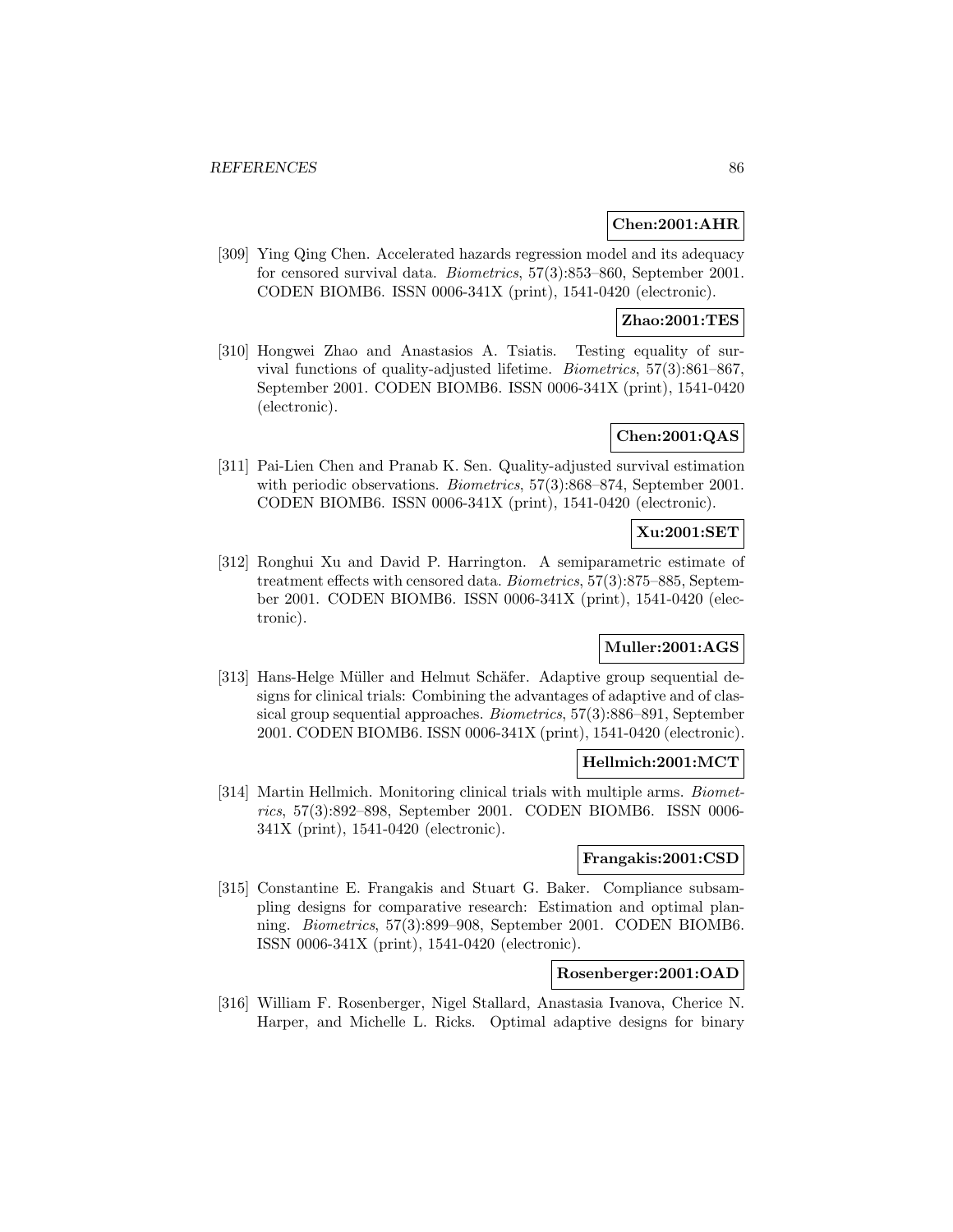**Chen:2001:AHR**

[309] Ying Qing Chen. Accelerated hazards regression model and its adequacy for censored survival data. *Biometrics*, 57(3):853–860, September 2001. CODEN BIOMB6. ISSN 0006-341X (print), 1541-0420 (electronic).

**Zhao:2001:TES**

[310] Hongwei Zhao and Anastasios A. Tsiatis. Testing equality of survival functions of quality-adjusted lifetime. *Biometrics*, 57(3):861–867, September 2001. CODEN BIOMB6. ISSN 0006-341X (print), 1541-0420 (electronic).

**Chen:2001:QAS**

[311] Pai-Lien Chen and Pranab K. Sen. Quality-adjusted survival estimation with periodic observations. *Biometrics*, 57(3):868–874, September 2001. CODEN BIOMB6. ISSN 0006-341X (print), 1541-0420 (electronic).

**Xu:2001:SET**

[312] Ronghui Xu and David P. Harrington. A semiparametric estimate of treatment effects with censored data. *Biometrics*, 57(3):875–885, September 2001. CODEN BIOMB6. ISSN 0006-341X (print), 1541-0420 (electronic).

**Muller:2001:AGS**

[313] Hans-Helge Müller and Helmut Schäfer. Adaptive group sequential designs for clinical trials: Combining the advantages of adaptive and of classical group sequential approaches. *Biometrics*, 57(3):886–891, September 2001. CODEN BIOMB6. ISSN 0006-341X (print), 1541-0420 (electronic).

**Hellmich:2001:MCT**

[314] Martin Hellmich. Monitoring clinical trials with multiple arms. *Biometrics*, 57(3):892–898, September 2001. CODEN BIOMB6. ISSN 0006-341X (print), 1541-0420 (electronic).

**Frangakis:2001:CSD**

[315] Constantine E. Frangakis and Stuart G. Baker. Compliance subsampling designs for comparative research: Estimation and optimal planning. *Biometrics*, 57(3):899–908, September 2001. CODEN BIOMB6. ISSN 0006-341X (print), 1541-0420 (electronic).

**Rosenberger:2001:OAD**

[316] William F. Rosenberger, Nigel Stallard, Anastasia Ivanova, Cherice N. Harper, and Michelle L. Ricks. Optimal adaptive designs for binary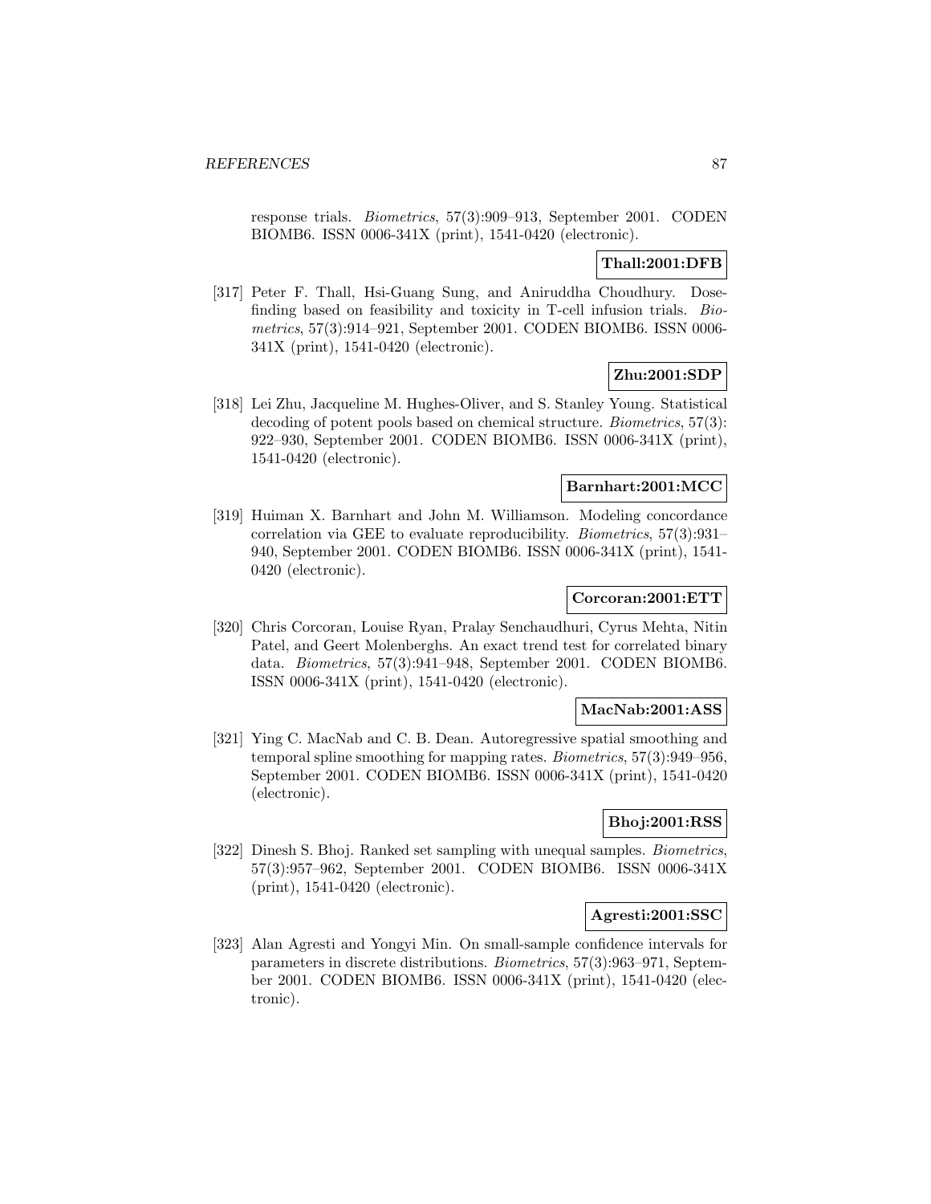response trials. *Biometrics*, 57(3):909–913, September 2001. CODEN BIOMB6. ISSN 0006-341X (print), 1541-0420 (electronic).

**Thall:2001:DFB**

[317] Peter F. Thall, Hsi-Guang Sung, and Aniruddha Choudhury. Dose-finding based on feasibility and toxicity in T-cell infusion trials. *Biometrics*, 57(3):914–921, September 2001. CODEN BIOMB6. ISSN 0006-341X (print), 1541-0420 (electronic).

**Zhu:2001:SDP**

[318] Lei Zhu, Jacqueline M. Hughes-Oliver, and S. Stanley Young. Statistical decoding of potent pools based on chemical structure. *Biometrics*, 57(3): 922–930, September 2001. CODEN BIOMB6. ISSN 0006-341X (print), 1541-0420 (electronic).

**Barnhart:2001:MCC**

[319] Huiman X. Barnhart and John M. Williamson. Modeling concordance correlation via GEE to evaluate reproducibility. *Biometrics*, 57(3):931–940, September 2001. CODEN BIOMB6. ISSN 0006-341X (print), 1541-0420 (electronic).

**Corcoran:2001:ETT**

[320] Chris Corcoran, Louise Ryan, Pralay Senchaudhuri, Cyrus Mehta, Nitin Patel, and Geert Molenberghs. An exact trend test for correlated binary data. *Biometrics*, 57(3):941–948, September 2001. CODEN BIOMB6. ISSN 0006-341X (print), 1541-0420 (electronic).

**MacNab:2001:ASS**

[321] Ying C. MacNab and C. B. Dean. Autoregressive spatial smoothing and temporal spline smoothing for mapping rates. *Biometrics*, 57(3):949–956, September 2001. CODEN BIOMB6. ISSN 0006-341X (print), 1541-0420 (electronic).

**Bhoj:2001:RSS**

[322] Dinesh S. Bhoj. Ranked set sampling with unequal samples. *Biometrics*, 57(3):957–962, September 2001. CODEN BIOMB6. ISSN 0006-341X (print), 1541-0420 (electronic).

**Agresti:2001:SSC**

[323] Alan Agresti and Yongyi Min. On small-sample confidence intervals for parameters in discrete distributions. *Biometrics*, 57(3):963–971, September 2001. CODEN BIOMB6. ISSN 0006-341X (print), 1541-0420 (electronic).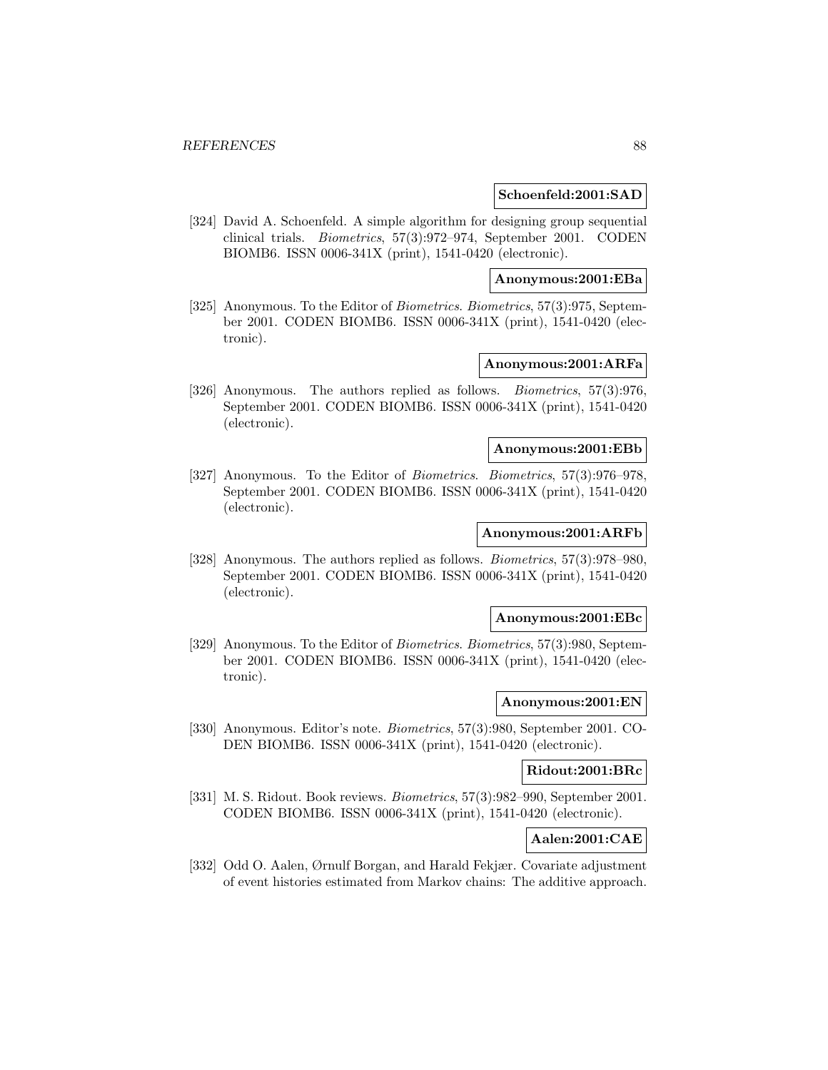**Schoenfeld:2001:SAD**

[324] David A. Schoenfeld. A simple algorithm for designing group sequential clinical trials. *Biometrics*, 57(3):972–974, September 2001. CODEN BIOMB6. ISSN 0006-341X (print), 1541-0420 (electronic).

**Anonymous:2001:EBa**

[325] Anonymous. To the Editor of *Biometrics*. *Biometrics*, 57(3):975, September 2001. CODEN BIOMB6. ISSN 0006-341X (print), 1541-0420 (electronic).

**Anonymous:2001:ARFa**

[326] Anonymous. The authors replied as follows. *Biometrics*, 57(3):976, September 2001. CODEN BIOMB6. ISSN 0006-341X (print), 1541-0420 (electronic).

**Anonymous:2001:EBb**

[327] Anonymous. To the Editor of *Biometrics*. *Biometrics*, 57(3):976–978, September 2001. CODEN BIOMB6. ISSN 0006-341X (print), 1541-0420 (electronic).

**Anonymous:2001:ARFb**

[328] Anonymous. The authors replied as follows. *Biometrics*, 57(3):978–980, September 2001. CODEN BIOMB6. ISSN 0006-341X (print), 1541-0420 (electronic).

**Anonymous:2001:EBc**

[329] Anonymous. To the Editor of *Biometrics*. *Biometrics*, 57(3):980, September 2001. CODEN BIOMB6. ISSN 0006-341X (print), 1541-0420 (electronic).

**Anonymous:2001:EN**

[330] Anonymous. Editor's note. *Biometrics*, 57(3):980, September 2001. CODEN BIOMB6. ISSN 0006-341X (print), 1541-0420 (electronic).

**Ridout:2001:BRc**

[331] M. S. Ridout. Book reviews. *Biometrics*, 57(3):982–990, September 2001. CODEN BIOMB6. ISSN 0006-341X (print), 1541-0420 (electronic).

**Aalen:2001:CAE**

[332] Odd O. Aalen, Ørnulf Borgan, and Harald Fekjær. Covariate adjustment of event histories estimated from Markov chains: The additive approach.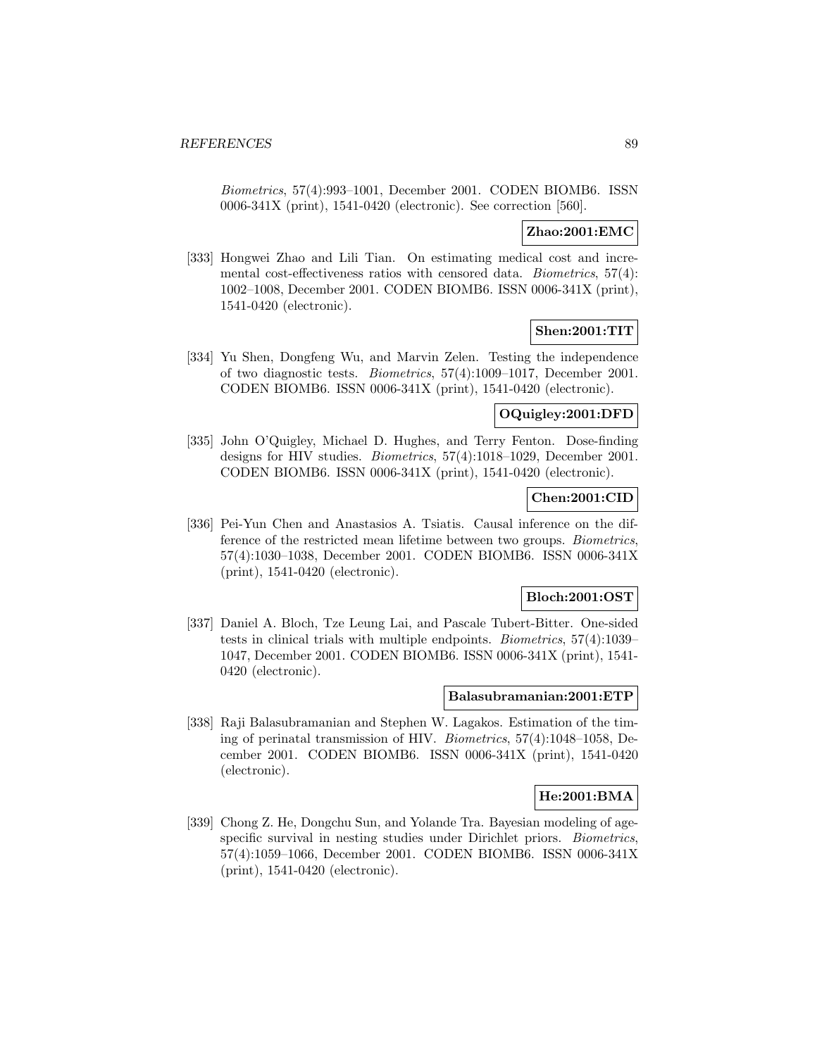*Biometrics*, 57(4):993–1001, December 2001. CODEN BIOMB6. ISSN 0006-341X (print), 1541-0420 (electronic). See correction [560].

**Zhao:2001:EMC**

[333] Hongwei Zhao and Lili Tian. On estimating medical cost and incremental cost-effectiveness ratios with censored data. *Biometrics*, 57(4): 1002–1008, December 2001. CODEN BIOMB6. ISSN 0006-341X (print), 1541-0420 (electronic).

**Shen:2001:TIT**

[334] Yu Shen, Dongfeng Wu, and Marvin Zelen. Testing the independence of two diagnostic tests. *Biometrics*, 57(4):1009–1017, December 2001. CODEN BIOMB6. ISSN 0006-341X (print), 1541-0420 (electronic).

**OQuigley:2001:DFD**

[335] John O'Quigley, Michael D. Hughes, and Terry Fenton. Dose-finding designs for HIV studies. *Biometrics*, 57(4):1018–1029, December 2001. CODEN BIOMB6. ISSN 0006-341X (print), 1541-0420 (electronic).

**Chen:2001:CID**

[336] Pei-Yun Chen and Anastasios A. Tsiatis. Causal inference on the difference of the restricted mean lifetime between two groups. *Biometrics*, 57(4):1030–1038, December 2001. CODEN BIOMB6. ISSN 0006-341X (print), 1541-0420 (electronic).

**Bloch:2001:OST**

[337] Daniel A. Bloch, Tze Leung Lai, and Pascale Tubert-Bitter. One-sided tests in clinical trials with multiple endpoints. *Biometrics*, 57(4):1039–1047, December 2001. CODEN BIOMB6. ISSN 0006-341X (print), 1541-0420 (electronic).

**Balasubramanian:2001:ETP**

[338] Raji Balasubramanian and Stephen W. Lagakos. Estimation of the timing of perinatal transmission of HIV. *Biometrics*, 57(4):1048–1058, December 2001. CODEN BIOMB6. ISSN 0006-341X (print), 1541-0420 (electronic).

**He:2001:BMA**

[339] Chong Z. He, Dongchu Sun, and Yolande Tra. Bayesian modeling of age-specific survival in nesting studies under Dirichlet priors. *Biometrics*, 57(4):1059–1066, December 2001. CODEN BIOMB6. ISSN 0006-341X (print), 1541-0420 (electronic).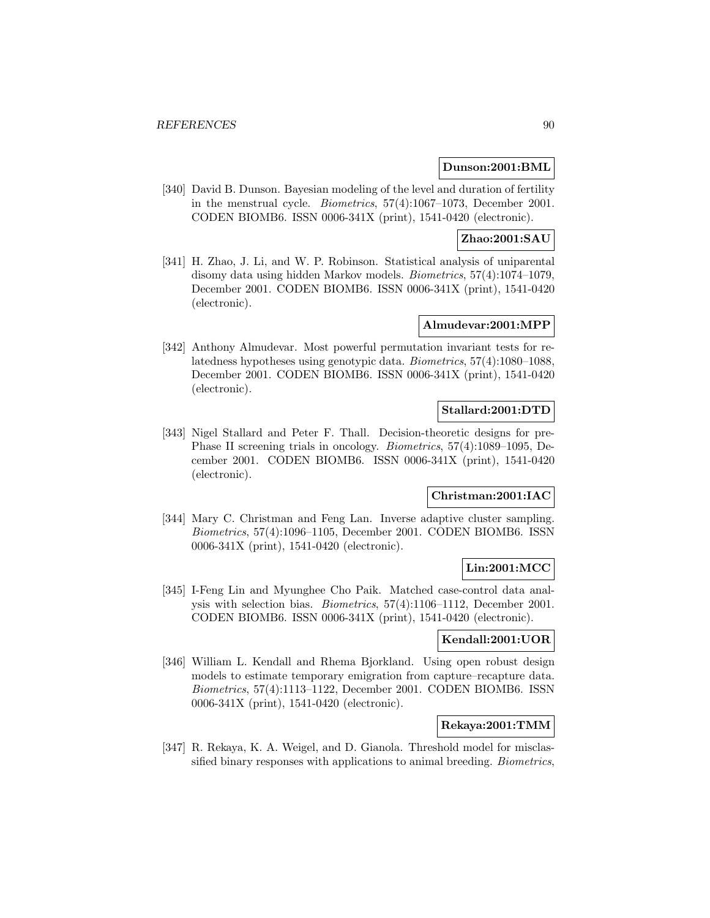**Dunson:2001:BML**

[340] David B. Dunson. Bayesian modeling of the level and duration of fertility in the menstrual cycle. *Biometrics*, 57(4):1067–1073, December 2001. CODEN BIOMB6. ISSN 0006-341X (print), 1541-0420 (electronic).

**Zhao:2001:SAU**

[341] H. Zhao, J. Li, and W. P. Robinson. Statistical analysis of uniparental disomy data using hidden Markov models. *Biometrics*, 57(4):1074–1079, December 2001. CODEN BIOMB6. ISSN 0006-341X (print), 1541-0420 (electronic).

**Almudevar:2001:MPP**

[342] Anthony Almudevar. Most powerful permutation invariant tests for relatedness hypotheses using genotypic data. *Biometrics*, 57(4):1080–1088, December 2001. CODEN BIOMB6. ISSN 0006-341X (print), 1541-0420 (electronic).

**Stallard:2001:DTD**

[343] Nigel Stallard and Peter F. Thall. Decision-theoretic designs for pre-Phase II screening trials in oncology. *Biometrics*, 57(4):1089–1095, December 2001. CODEN BIOMB6. ISSN 0006-341X (print), 1541-0420 (electronic).

**Christman:2001:IAC**

[344] Mary C. Christman and Feng Lan. Inverse adaptive cluster sampling. *Biometrics*, 57(4):1096–1105, December 2001. CODEN BIOMB6. ISSN 0006-341X (print), 1541-0420 (electronic).

**Lin:2001:MCC**

[345] I-Feng Lin and Myunghee Cho Paik. Matched case-control data analysis with selection bias. *Biometrics*, 57(4):1106–1112, December 2001. CODEN BIOMB6. ISSN 0006-341X (print), 1541-0420 (electronic).

**Kendall:2001:UOR**

[346] William L. Kendall and Rhema Bjorkland. Using open robust design models to estimate temporary emigration from capture–recapture data. *Biometrics*, 57(4):1113–1122, December 2001. CODEN BIOMB6. ISSN 0006-341X (print), 1541-0420 (electronic).

**Rekaya:2001:TMM**

[347] R. Rekaya, K. A. Weigel, and D. Gianola. Threshold model for misclassified binary responses with applications to animal breeding. *Biometrics*,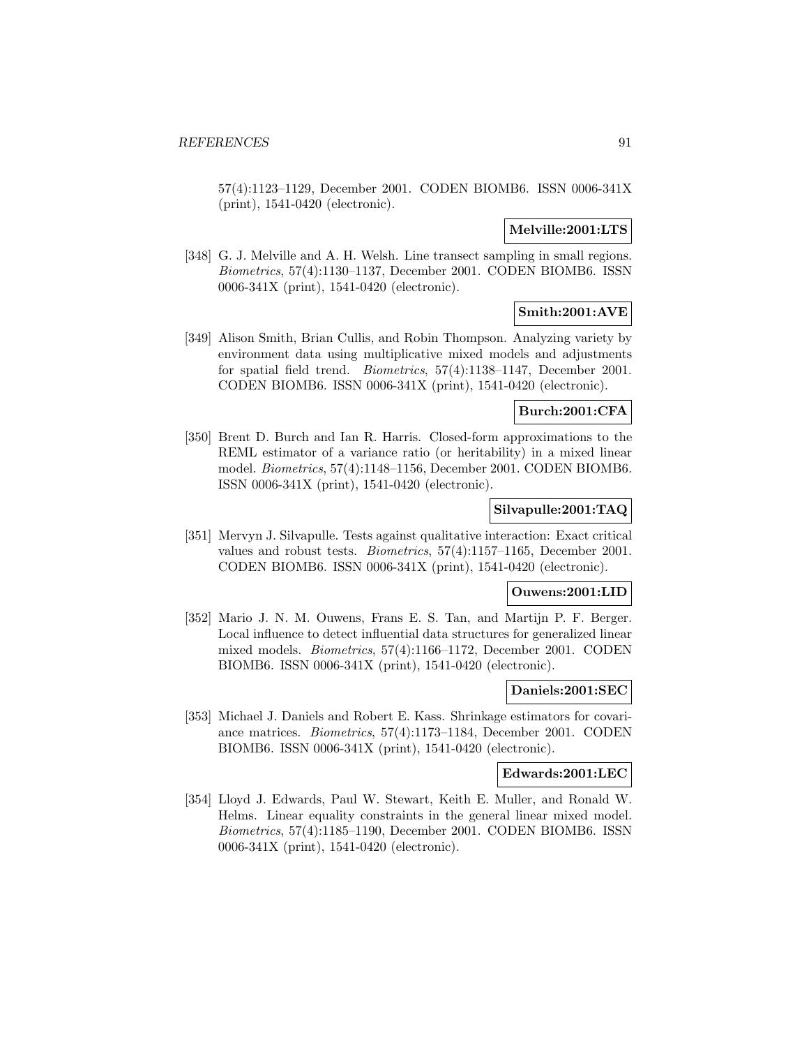57(4):1123–1129, December 2001. CODEN BIOMB6. ISSN 0006-341X (print), 1541-0420 (electronic).

**Melville:2001:LTS**

[348] G. J. Melville and A. H. Welsh. Line transect sampling in small regions. *Biometrics*, 57(4):1130–1137, December 2001. CODEN BIOMB6. ISSN 0006-341X (print), 1541-0420 (electronic).

**Smith:2001:AVE**

[349] Alison Smith, Brian Cullis, and Robin Thompson. Analyzing variety by environment data using multiplicative mixed models and adjustments for spatial field trend. *Biometrics*, 57(4):1138–1147, December 2001. CODEN BIOMB6. ISSN 0006-341X (print), 1541-0420 (electronic).

**Burch:2001:CFA**

[350] Brent D. Burch and Ian R. Harris. Closed-form approximations to the REML estimator of a variance ratio (or heritability) in a mixed linear model. *Biometrics*, 57(4):1148–1156, December 2001. CODEN BIOMB6. ISSN 0006-341X (print), 1541-0420 (electronic).

**Silvapulle:2001:TAQ**

[351] Mervyn J. Silvapulle. Tests against qualitative interaction: Exact critical values and robust tests. *Biometrics*, 57(4):1157–1165, December 2001. CODEN BIOMB6. ISSN 0006-341X (print), 1541-0420 (electronic).

**Ouwens:2001:LID**

[352] Mario J. N. M. Ouwens, Frans E. S. Tan, and Martijn P. F. Berger. Local influence to detect influential data structures for generalized linear mixed models. *Biometrics*, 57(4):1166–1172, December 2001. CODEN BIOMB6. ISSN 0006-341X (print), 1541-0420 (electronic).

**Daniels:2001:SEC**

[353] Michael J. Daniels and Robert E. Kass. Shrinkage estimators for covariance matrices. *Biometrics*, 57(4):1173–1184, December 2001. CODEN BIOMB6. ISSN 0006-341X (print), 1541-0420 (electronic).

**Edwards:2001:LEC**

[354] Lloyd J. Edwards, Paul W. Stewart, Keith E. Muller, and Ronald W. Helms. Linear equality constraints in the general linear mixed model. *Biometrics*, 57(4):1185–1190, December 2001. CODEN BIOMB6. ISSN 0006-341X (print), 1541-0420 (electronic).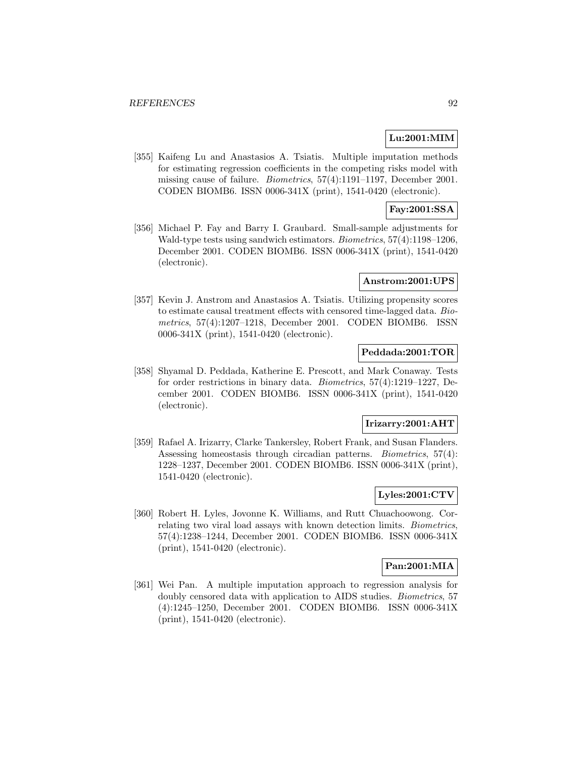**Lu:2001:MIM**

[355] Kaifeng Lu and Anastasios A. Tsiatis. Multiple imputation methods for estimating regression coefficients in the competing risks model with missing cause of failure. *Biometrics*, 57(4):1191–1197, December 2001. CODEN BIOMB6. ISSN 0006-341X (print), 1541-0420 (electronic).

**Fay:2001:SSA**

[356] Michael P. Fay and Barry I. Graubard. Small-sample adjustments for Wald-type tests using sandwich estimators. *Biometrics*, 57(4):1198–1206, December 2001. CODEN BIOMB6. ISSN 0006-341X (print), 1541-0420 (electronic).

**Anstrom:2001:UPS**

[357] Kevin J. Anstrom and Anastasios A. Tsiatis. Utilizing propensity scores to estimate causal treatment effects with censored time-lagged data. *Biometrics*, 57(4):1207–1218, December 2001. CODEN BIOMB6. ISSN 0006-341X (print), 1541-0420 (electronic).

**Peddada:2001:TOR**

[358] Shyamal D. Peddada, Katherine E. Prescott, and Mark Conaway. Tests for order restrictions in binary data. *Biometrics*, 57(4):1219–1227, December 2001. CODEN BIOMB6. ISSN 0006-341X (print), 1541-0420 (electronic).

**Irizarry:2001:AHT**

[359] Rafael A. Irizarry, Clarke Tankersley, Robert Frank, and Susan Flanders. Assessing homeostasis through circadian patterns. *Biometrics*, 57(4): 1228–1237, December 2001. CODEN BIOMB6. ISSN 0006-341X (print), 1541-0420 (electronic).

**Lyles:2001:CTV**

[360] Robert H. Lyles, Jovonne K. Williams, and Rutt Chuachoowong. Correlating two viral load assays with known detection limits. *Biometrics*, 57(4):1238–1244, December 2001. CODEN BIOMB6. ISSN 0006-341X (print), 1541-0420 (electronic).

**Pan:2001:MIA**

[361] Wei Pan. A multiple imputation approach to regression analysis for doubly censored data with application to AIDS studies. *Biometrics*, 57 (4):1245–1250, December 2001. CODEN BIOMB6. ISSN 0006-341X (print), 1541-0420 (electronic).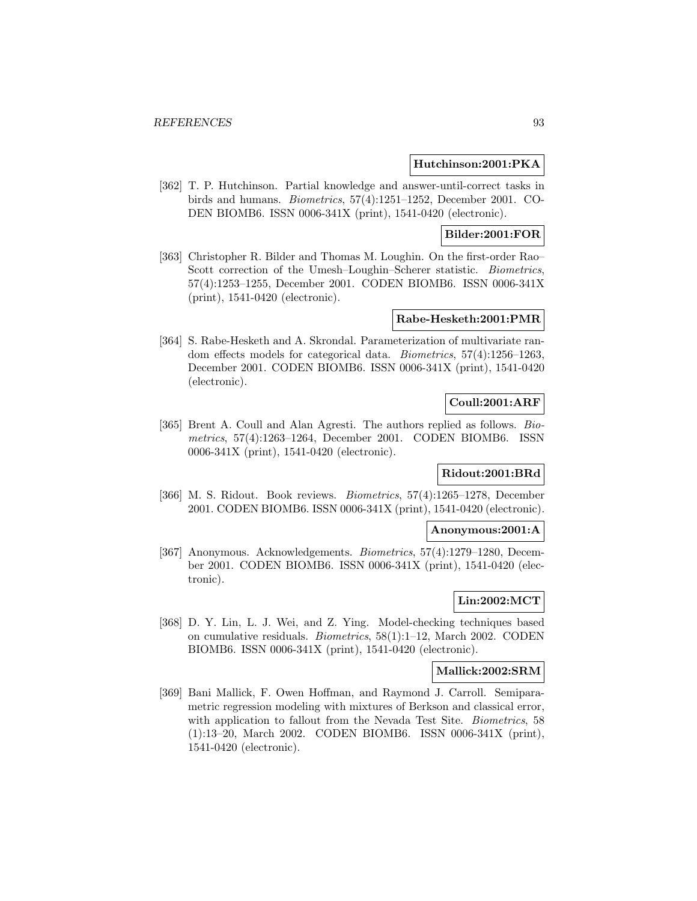**Hutchinson:2001:PKA**

[362] T. P. Hutchinson. Partial knowledge and answer-until-correct tasks in birds and humans. *Biometrics*, 57(4):1251–1252, December 2001. CODEN BIOMB6. ISSN 0006-341X (print), 1541-0420 (electronic).

**Bilder:2001:FOR**

[363] Christopher R. Bilder and Thomas M. Loughin. On the first-order Rao–Scott correction of the Umesh–Loughin–Scherer statistic. *Biometrics*, 57(4):1253–1255, December 2001. CODEN BIOMB6. ISSN 0006-341X (print), 1541-0420 (electronic).

**Rabe-Hesketh:2001:PMR**

[364] S. Rabe-Hesketh and A. Skrondal. Parameterization of multivariate random effects models for categorical data. *Biometrics*, 57(4):1256–1263, December 2001. CODEN BIOMB6. ISSN 0006-341X (print), 1541-0420 (electronic).

**Coull:2001:ARF**

[365] Brent A. Coull and Alan Agresti. The authors replied as follows. *Biometrics*, 57(4):1263–1264, December 2001. CODEN BIOMB6. ISSN 0006-341X (print), 1541-0420 (electronic).

**Ridout:2001:BRd**

[366] M. S. Ridout. Book reviews. *Biometrics*, 57(4):1265–1278, December 2001. CODEN BIOMB6. ISSN 0006-341X (print), 1541-0420 (electronic).

**Anonymous:2001:A**

[367] Anonymous. Acknowledgements. *Biometrics*, 57(4):1279–1280, December 2001. CODEN BIOMB6. ISSN 0006-341X (print), 1541-0420 (electronic).

**Lin:2002:MCT**

[368] D. Y. Lin, L. J. Wei, and Z. Ying. Model-checking techniques based on cumulative residuals. *Biometrics*, 58(1):1–12, March 2002. CODEN BIOMB6. ISSN 0006-341X (print), 1541-0420 (electronic).

**Mallick:2002:SRM**

[369] Bani Mallick, F. Owen Hoffman, and Raymond J. Carroll. Semiparametric regression modeling with mixtures of Berkson and classical error, with application to fallout from the Nevada Test Site. *Biometrics*, 58 (1):13–20, March 2002. CODEN BIOMB6. ISSN 0006-341X (print), 1541-0420 (electronic).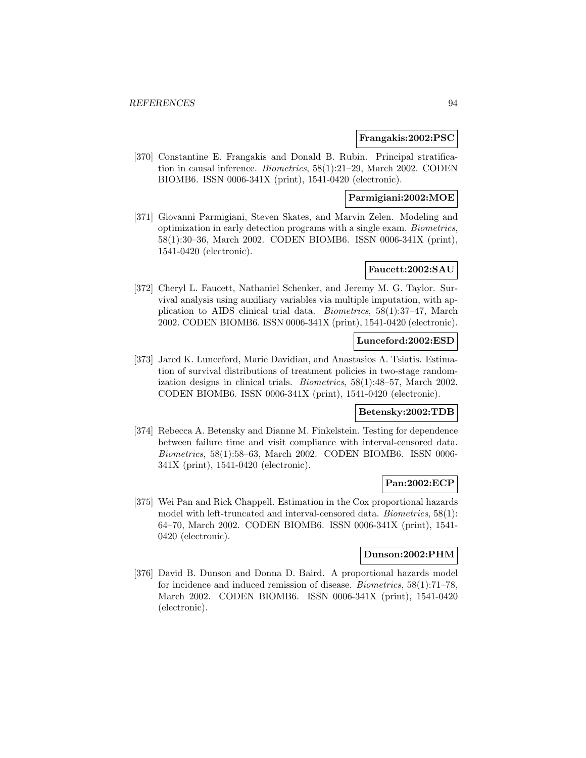**Frangakis:2002:PSC**

[370] Constantine E. Frangakis and Donald B. Rubin. Principal stratification in causal inference. *Biometrics*, 58(1):21–29, March 2002. CODEN BIOMB6. ISSN 0006-341X (print), 1541-0420 (electronic).

**Parmigiani:2002:MOE**

[371] Giovanni Parmigiani, Steven Skates, and Marvin Zelen. Modeling and optimization in early detection programs with a single exam. *Biometrics*, 58(1):30–36, March 2002. CODEN BIOMB6. ISSN 0006-341X (print), 1541-0420 (electronic).

**Faucett:2002:SAU**

[372] Cheryl L. Faucett, Nathaniel Schenker, and Jeremy M. G. Taylor. Survival analysis using auxiliary variables via multiple imputation, with application to AIDS clinical trial data. *Biometrics*, 58(1):37–47, March 2002. CODEN BIOMB6. ISSN 0006-341X (print), 1541-0420 (electronic).

**Lunceford:2002:ESD**

[373] Jared K. Lunceford, Marie Davidian, and Anastasios A. Tsiatis. Estimation of survival distributions of treatment policies in two-stage randomization designs in clinical trials. *Biometrics*, 58(1):48–57, March 2002. CODEN BIOMB6. ISSN 0006-341X (print), 1541-0420 (electronic).

**Betensky:2002:TDB**

[374] Rebecca A. Betensky and Dianne M. Finkelstein. Testing for dependence between failure time and visit compliance with interval-censored data. *Biometrics*, 58(1):58–63, March 2002. CODEN BIOMB6. ISSN 0006-341X (print), 1541-0420 (electronic).

**Pan:2002:ECP**

[375] Wei Pan and Rick Chappell. Estimation in the Cox proportional hazards model with left-truncated and interval-censored data. *Biometrics*, 58(1): 64–70, March 2002. CODEN BIOMB6. ISSN 0006-341X (print), 1541-0420 (electronic).

**Dunson:2002:PHM**

[376] David B. Dunson and Donna D. Baird. A proportional hazards model for incidence and induced remission of disease. *Biometrics*, 58(1):71–78, March 2002. CODEN BIOMB6. ISSN 0006-341X (print), 1541-0420 (electronic).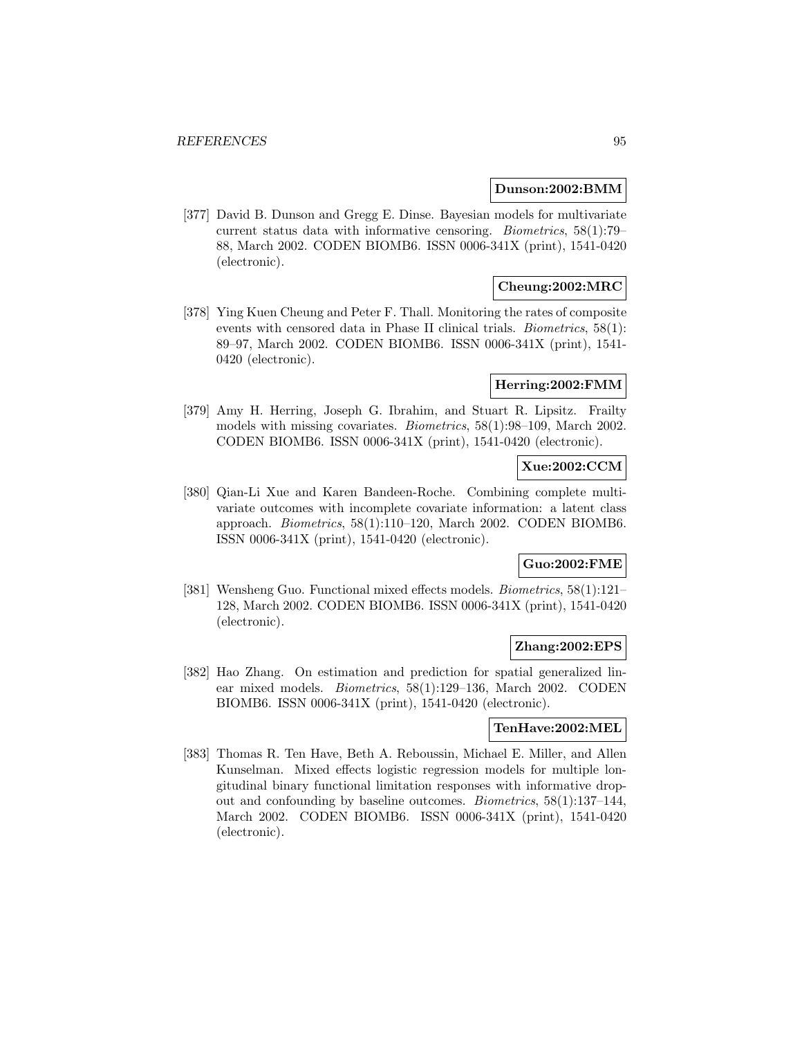**Dunson:2002:BMM**

[377] David B. Dunson and Gregg E. Dinse. Bayesian models for multivariate current status data with informative censoring. *Biometrics*, 58(1):79–88, March 2002. CODEN BIOMB6. ISSN 0006-341X (print), 1541-0420 (electronic).

**Cheung:2002:MRC**

[378] Ying Kuen Cheung and Peter F. Thall. Monitoring the rates of composite events with censored data in Phase II clinical trials. *Biometrics*, 58(1): 89–97, March 2002. CODEN BIOMB6. ISSN 0006-341X (print), 1541-0420 (electronic).

**Herring:2002:FMM**

[379] Amy H. Herring, Joseph G. Ibrahim, and Stuart R. Lipsitz. Frailty models with missing covariates. *Biometrics*, 58(1):98–109, March 2002. CODEN BIOMB6. ISSN 0006-341X (print), 1541-0420 (electronic).

**Xue:2002:CCM**

[380] Qian-Li Xue and Karen Bandeen-Roche. Combining complete multivariate outcomes with incomplete covariate information: a latent class approach. *Biometrics*, 58(1):110–120, March 2002. CODEN BIOMB6. ISSN 0006-341X (print), 1541-0420 (electronic).

**Guo:2002:FME**

[381] Wensheng Guo. Functional mixed effects models. *Biometrics*, 58(1):121–128, March 2002. CODEN BIOMB6. ISSN 0006-341X (print), 1541-0420 (electronic).

**Zhang:2002:EPS**

[382] Hao Zhang. On estimation and prediction for spatial generalized linear mixed models. *Biometrics*, 58(1):129–136, March 2002. CODEN BIOMB6. ISSN 0006-341X (print), 1541-0420 (electronic).

**TenHave:2002:MEL**

[383] Thomas R. Ten Have, Beth A. Reboussin, Michael E. Miller, and Allen Kunselman. Mixed effects logistic regression models for multiple longitudinal binary functional limitation responses with informative dropout and confounding by baseline outcomes. *Biometrics*, 58(1):137–144, March 2002. CODEN BIOMB6. ISSN 0006-341X (print), 1541-0420 (electronic).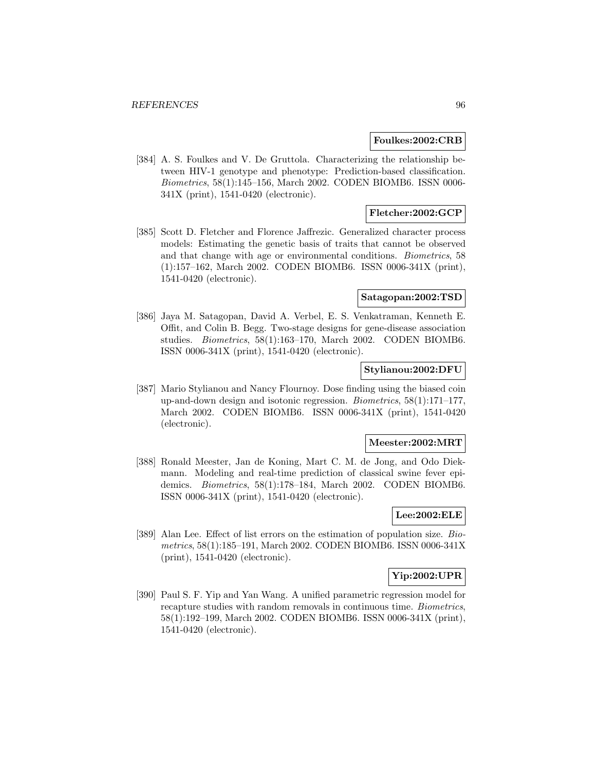**Foulkes:2002:CRB**

[384] A. S. Foulkes and V. De Gruttola. Characterizing the relationship between HIV-1 genotype and phenotype: Prediction-based classification. *Biometrics*, 58(1):145–156, March 2002. CODEN BIOMB6. ISSN 0006-341X (print), 1541-0420 (electronic).

**Fletcher:2002:GCP**

[385] Scott D. Fletcher and Florence Jaffrezic. Generalized character process models: Estimating the genetic basis of traits that cannot be observed and that change with age or environmental conditions. *Biometrics*, 58 (1):157–162, March 2002. CODEN BIOMB6. ISSN 0006-341X (print), 1541-0420 (electronic).

**Satagopan:2002:TSD**

[386] Jaya M. Satagopan, David A. Verbel, E. S. Venkatraman, Kenneth E. Offit, and Colin B. Begg. Two-stage designs for gene-disease association studies. *Biometrics*, 58(1):163–170, March 2002. CODEN BIOMB6. ISSN 0006-341X (print), 1541-0420 (electronic).

**Stylianou:2002:DFU**

[387] Mario Stylianou and Nancy Flournoy. Dose finding using the biased coin up-and-down design and isotonic regression. *Biometrics*, 58(1):171–177, March 2002. CODEN BIOMB6. ISSN 0006-341X (print), 1541-0420 (electronic).

**Meester:2002:MRT**

[388] Ronald Meester, Jan de Koning, Mart C. M. de Jong, and Odo Diekmann. Modeling and real-time prediction of classical swine fever epidemics. *Biometrics*, 58(1):178–184, March 2002. CODEN BIOMB6. ISSN 0006-341X (print), 1541-0420 (electronic).

**Lee:2002:ELE**

[389] Alan Lee. Effect of list errors on the estimation of population size. *Biometrics*, 58(1):185–191, March 2002. CODEN BIOMB6. ISSN 0006-341X (print), 1541-0420 (electronic).

**Yip:2002:UPR**

[390] Paul S. F. Yip and Yan Wang. A unified parametric regression model for recapture studies with random removals in continuous time. *Biometrics*, 58(1):192–199, March 2002. CODEN BIOMB6. ISSN 0006-341X (print), 1541-0420 (electronic).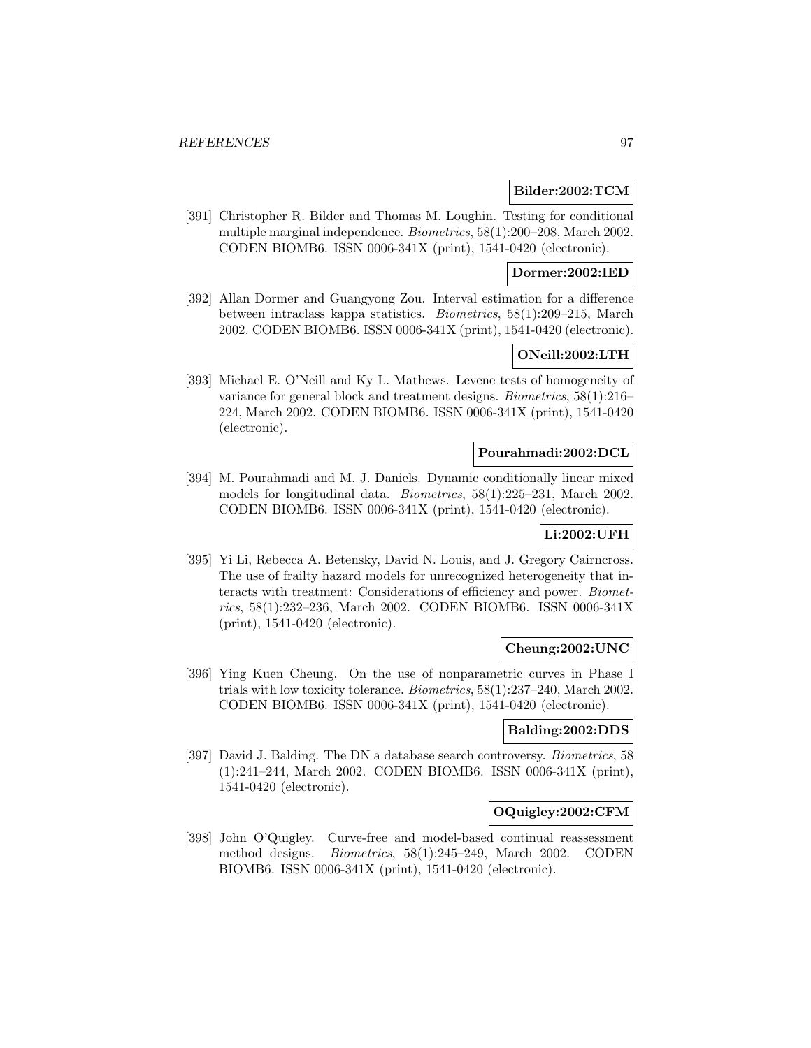**Bilder:2002:TCM**

[391] Christopher R. Bilder and Thomas M. Loughin. Testing for conditional multiple marginal independence. *Biometrics*, 58(1):200–208, March 2002. CODEN BIOMB6. ISSN 0006-341X (print), 1541-0420 (electronic).

**Dormer:2002:IED**

[392] Allan Dormer and Guangyong Zou. Interval estimation for a difference between intraclass kappa statistics. *Biometrics*, 58(1):209–215, March 2002. CODEN BIOMB6. ISSN 0006-341X (print), 1541-0420 (electronic).

**ONeill:2002:LTH**

[393] Michael E. O'Neill and Ky L. Mathews. Levene tests of homogeneity of variance for general block and treatment designs. *Biometrics*, 58(1):216–224, March 2002. CODEN BIOMB6. ISSN 0006-341X (print), 1541-0420 (electronic).

**Pourahmadi:2002:DCL**

[394] M. Pourahmadi and M. J. Daniels. Dynamic conditionally linear mixed models for longitudinal data. *Biometrics*, 58(1):225–231, March 2002. CODEN BIOMB6. ISSN 0006-341X (print), 1541-0420 (electronic).

**Li:2002:UFH**

[395] Yi Li, Rebecca A. Betensky, David N. Louis, and J. Gregory Cairncross. The use of frailty hazard models for unrecognized heterogeneity that interacts with treatment: Considerations of efficiency and power. *Biometrics*, 58(1):232–236, March 2002. CODEN BIOMB6. ISSN 0006-341X (print), 1541-0420 (electronic).

**Cheung:2002:UNC**

[396] Ying Kuen Cheung. On the use of nonparametric curves in Phase I trials with low toxicity tolerance. *Biometrics*, 58(1):237–240, March 2002. CODEN BIOMB6. ISSN 0006-341X (print), 1541-0420 (electronic).

**Balding:2002:DDS**

[397] David J. Balding. The DN a database search controversy. *Biometrics*, 58 (1):241–244, March 2002. CODEN BIOMB6. ISSN 0006-341X (print), 1541-0420 (electronic).

**OQuigley:2002:CFM**

[398] John O'Quigley. Curve-free and model-based continual reassessment method designs. *Biometrics*, 58(1):245–249, March 2002. CODEN BIOMB6. ISSN 0006-341X (print), 1541-0420 (electronic).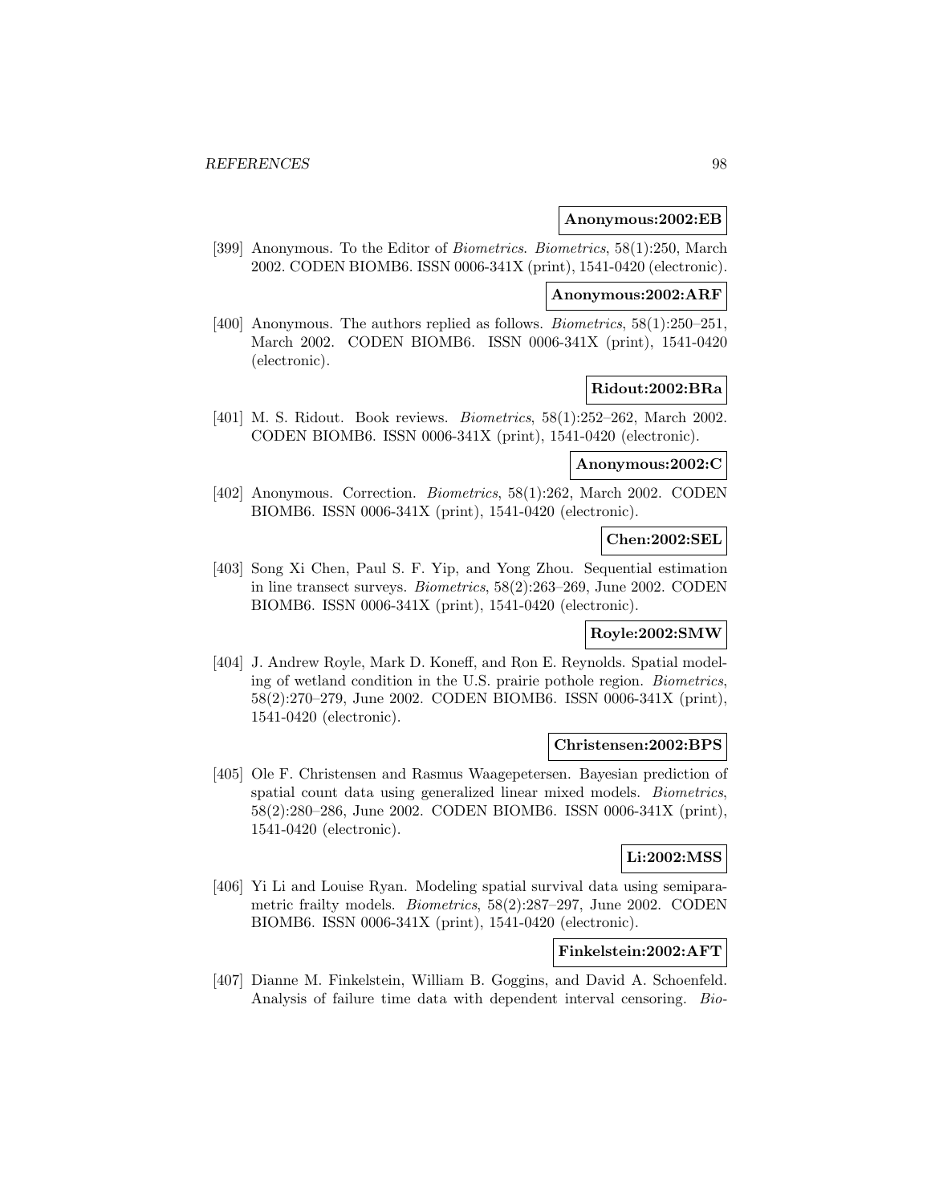**Anonymous:2002:EB**

[399] Anonymous. To the Editor of *Biometrics*. *Biometrics*, 58(1):250, March 2002. CODEN BIOMB6. ISSN 0006-341X (print), 1541-0420 (electronic).

**Anonymous:2002:ARF**

[400] Anonymous. The authors replied as follows. *Biometrics*, 58(1):250–251, March 2002. CODEN BIOMB6. ISSN 0006-341X (print), 1541-0420 (electronic).

**Ridout:2002:BRa**

[401] M. S. Ridout. Book reviews. *Biometrics*, 58(1):252–262, March 2002. CODEN BIOMB6. ISSN 0006-341X (print), 1541-0420 (electronic).

**Anonymous:2002:C**

[402] Anonymous. Correction. *Biometrics*, 58(1):262, March 2002. CODEN BIOMB6. ISSN 0006-341X (print), 1541-0420 (electronic).

**Chen:2002:SEL**

[403] Song Xi Chen, Paul S. F. Yip, and Yong Zhou. Sequential estimation in line transect surveys. *Biometrics*, 58(2):263–269, June 2002. CODEN BIOMB6. ISSN 0006-341X (print), 1541-0420 (electronic).

**Royle:2002:SMW**

[404] J. Andrew Royle, Mark D. Koneff, and Ron E. Reynolds. Spatial modeling of wetland condition in the U.S. prairie pothole region. *Biometrics*, 58(2):270–279, June 2002. CODEN BIOMB6. ISSN 0006-341X (print), 1541-0420 (electronic).

**Christensen:2002:BPS**

[405] Ole F. Christensen and Rasmus Waagepetersen. Bayesian prediction of spatial count data using generalized linear mixed models. *Biometrics*, 58(2):280–286, June 2002. CODEN BIOMB6. ISSN 0006-341X (print), 1541-0420 (electronic).

**Li:2002:MSS**

[406] Yi Li and Louise Ryan. Modeling spatial survival data using semiparametric frailty models. *Biometrics*, 58(2):287–297, June 2002. CODEN BIOMB6. ISSN 0006-341X (print), 1541-0420 (electronic).

**Finkelstein:2002:AFT**

[407] Dianne M. Finkelstein, William B. Goggins, and David A. Schoenfeld. Analysis of failure time data with dependent interval censoring. *Bio-*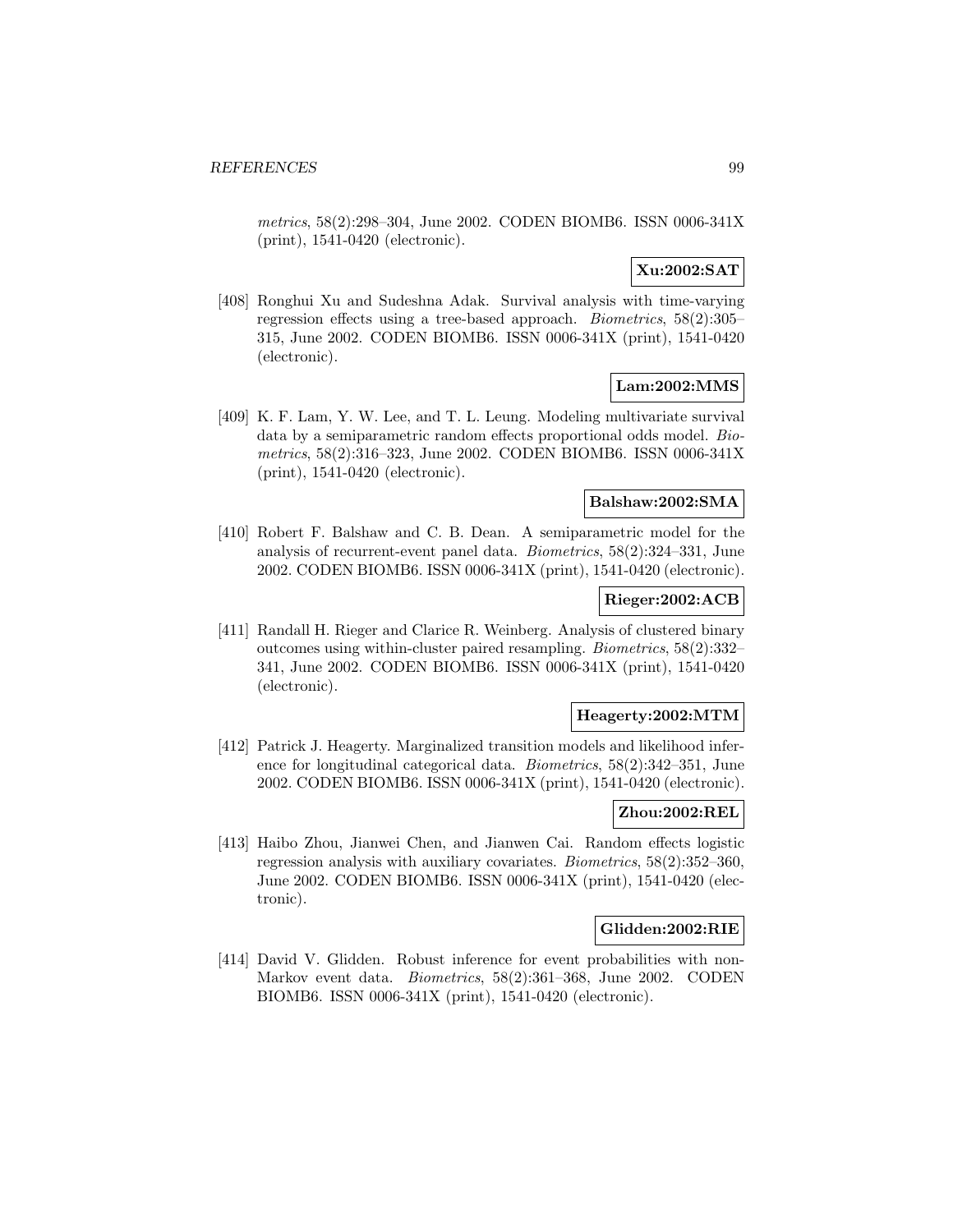*metrics*, 58(2):298–304, June 2002. CODEN BIOMB6. ISSN 0006-341X (print), 1541-0420 (electronic).

**Xu:2002:SAT**

[408] Ronghui Xu and Sudeshna Adak. Survival analysis with time-varying regression effects using a tree-based approach. *Biometrics*, 58(2):305–315, June 2002. CODEN BIOMB6. ISSN 0006-341X (print), 1541-0420 (electronic).

**Lam:2002:MMS**

[409] K. F. Lam, Y. W. Lee, and T. L. Leung. Modeling multivariate survival data by a semiparametric random effects proportional odds model. *Biometrics*, 58(2):316–323, June 2002. CODEN BIOMB6. ISSN 0006-341X (print), 1541-0420 (electronic).

**Balshaw:2002:SMA**

[410] Robert F. Balshaw and C. B. Dean. A semiparametric model for the analysis of recurrent-event panel data. *Biometrics*, 58(2):324–331, June 2002. CODEN BIOMB6. ISSN 0006-341X (print), 1541-0420 (electronic).

**Rieger:2002:ACB**

[411] Randall H. Rieger and Clarice R. Weinberg. Analysis of clustered binary outcomes using within-cluster paired resampling. *Biometrics*, 58(2):332–341, June 2002. CODEN BIOMB6. ISSN 0006-341X (print), 1541-0420 (electronic).

**Heagerty:2002:MTM**

[412] Patrick J. Heagerty. Marginalized transition models and likelihood inference for longitudinal categorical data. *Biometrics*, 58(2):342–351, June 2002. CODEN BIOMB6. ISSN 0006-341X (print), 1541-0420 (electronic).

**Zhou:2002:REL**

[413] Haibo Zhou, Jianwei Chen, and Jianwen Cai. Random effects logistic regression analysis with auxiliary covariates. *Biometrics*, 58(2):352–360, June 2002. CODEN BIOMB6. ISSN 0006-341X (print), 1541-0420 (electronic).

**Glidden:2002:RIE**

[414] David V. Glidden. Robust inference for event probabilities with non-Markov event data. *Biometrics*, 58(2):361–368, June 2002. CODEN BIOMB6. ISSN 0006-341X (print), 1541-0420 (electronic).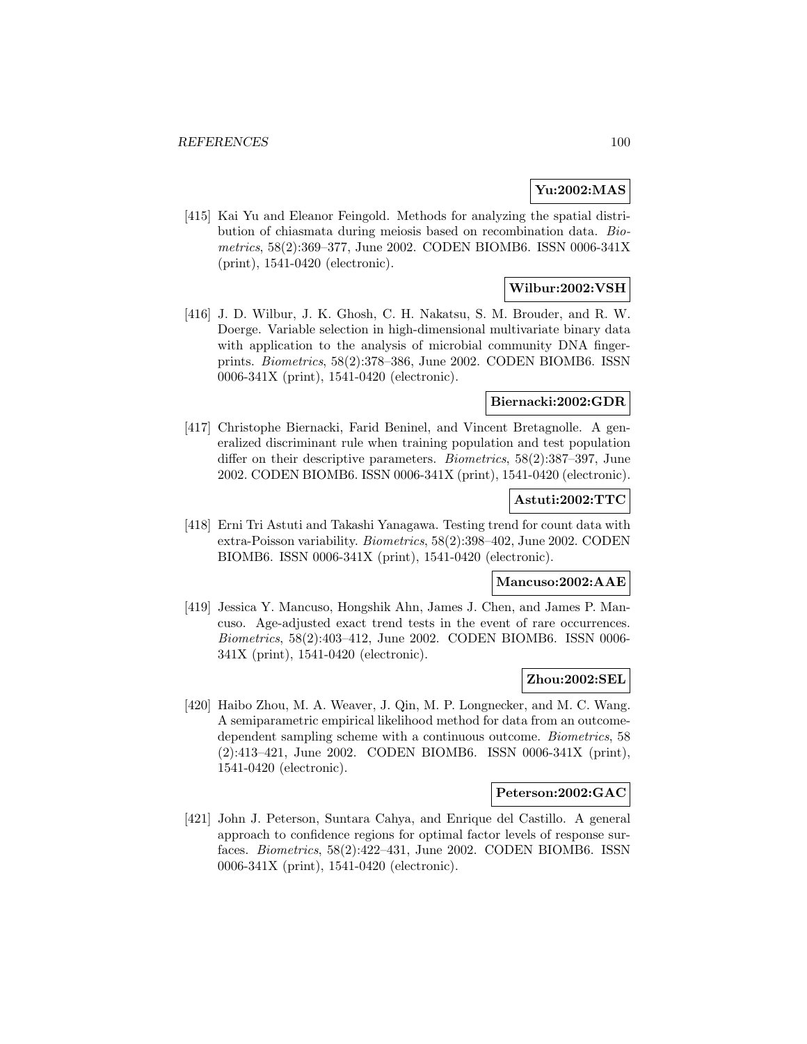**Yu:2002:MAS**

[415] Kai Yu and Eleanor Feingold. Methods for analyzing the spatial distribution of chiasmata during meiosis based on recombination data. *Biometrics*, 58(2):369–377, June 2002. CODEN BIOMB6. ISSN 0006-341X (print), 1541-0420 (electronic).

**Wilbur:2002:VSH**

[416] J. D. Wilbur, J. K. Ghosh, C. H. Nakatsu, S. M. Brouder, and R. W. Doerge. Variable selection in high-dimensional multivariate binary data with application to the analysis of microbial community DNA fingerprints. *Biometrics*, 58(2):378–386, June 2002. CODEN BIOMB6. ISSN 0006-341X (print), 1541-0420 (electronic).

**Biernacki:2002:GDR**

[417] Christophe Biernacki, Farid Beninel, and Vincent Bretagnolle. A generalized discriminant rule when training population and test population differ on their descriptive parameters. *Biometrics*, 58(2):387–397, June 2002. CODEN BIOMB6. ISSN 0006-341X (print), 1541-0420 (electronic).

**Astuti:2002:TTC**

[418] Erni Tri Astuti and Takashi Yanagawa. Testing trend for count data with extra-Poisson variability. *Biometrics*, 58(2):398–402, June 2002. CODEN BIOMB6. ISSN 0006-341X (print), 1541-0420 (electronic).

**Mancuso:2002:AAE**

[419] Jessica Y. Mancuso, Hongshik Ahn, James J. Chen, and James P. Mancuso. Age-adjusted exact trend tests in the event of rare occurrences. *Biometrics*, 58(2):403–412, June 2002. CODEN BIOMB6. ISSN 0006-341X (print), 1541-0420 (electronic).

**Zhou:2002:SEL**

[420] Haibo Zhou, M. A. Weaver, J. Qin, M. P. Longnecker, and M. C. Wang. A semiparametric empirical likelihood method for data from an outcome-dependent sampling scheme with a continuous outcome. *Biometrics*, 58 (2):413–421, June 2002. CODEN BIOMB6. ISSN 0006-341X (print), 1541-0420 (electronic).

**Peterson:2002:GAC**

[421] John J. Peterson, Suntara Cahya, and Enrique del Castillo. A general approach to confidence regions for optimal factor levels of response surfaces. *Biometrics*, 58(2):422–431, June 2002. CODEN BIOMB6. ISSN 0006-341X (print), 1541-0420 (electronic).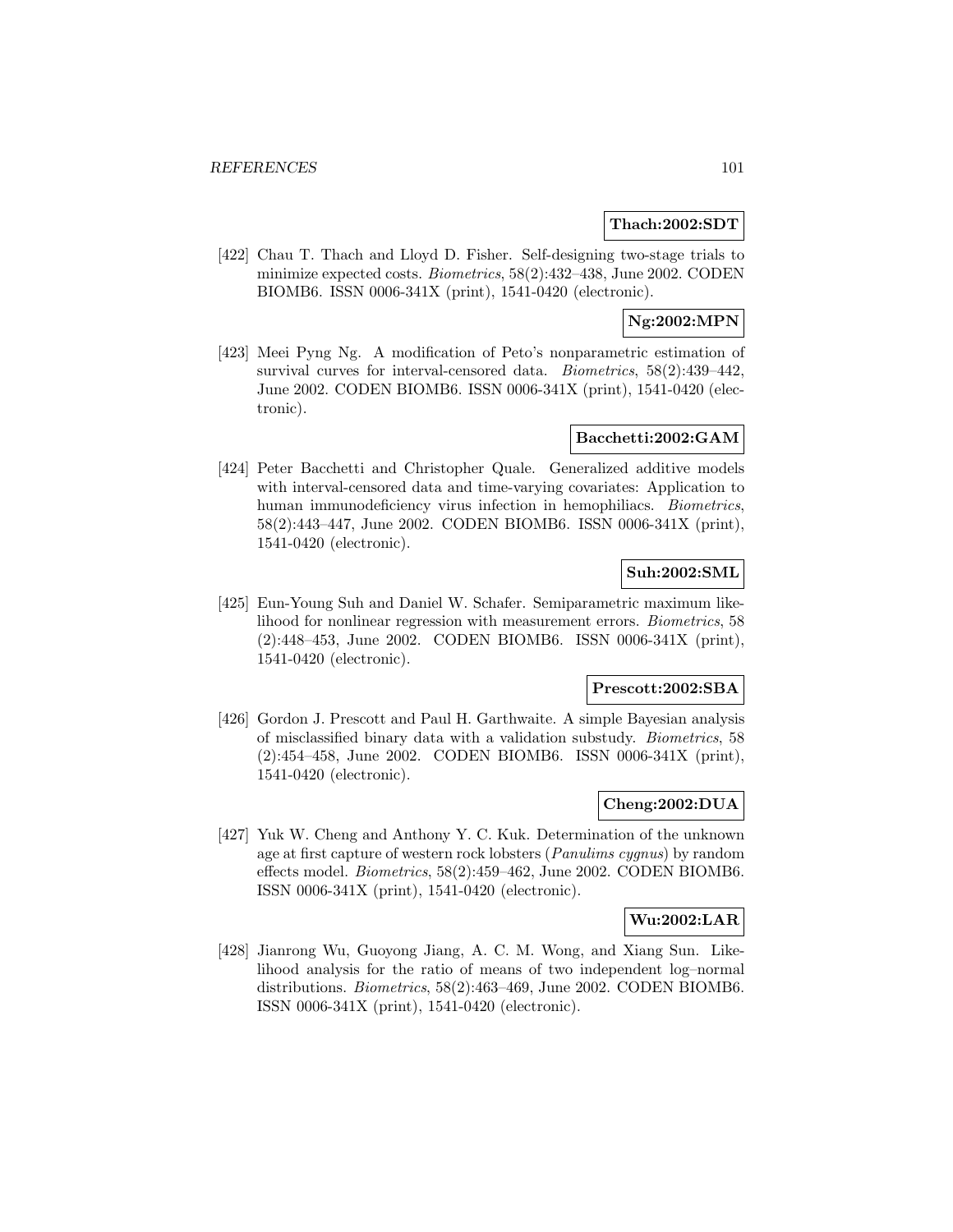**Thach:2002:SDT**

[422] Chau T. Thach and Lloyd D. Fisher. Self-designing two-stage trials to minimize expected costs. *Biometrics*, 58(2):432–438, June 2002. CODEN BIOMB6. ISSN 0006-341X (print), 1541-0420 (electronic).

**Ng:2002:MPN**

[423] Meei Pyng Ng. A modification of Peto's nonparametric estimation of survival curves for interval-censored data. *Biometrics*, 58(2):439–442, June 2002. CODEN BIOMB6. ISSN 0006-341X (print), 1541-0420 (electronic).

**Bacchetti:2002:GAM**

[424] Peter Bacchetti and Christopher Quale. Generalized additive models with interval-censored data and time-varying covariates: Application to human immunodeficiency virus infection in hemophiliacs. *Biometrics*, 58(2):443–447, June 2002. CODEN BIOMB6. ISSN 0006-341X (print), 1541-0420 (electronic).

**Suh:2002:SML**

[425] Eun-Young Suh and Daniel W. Schafer. Semiparametric maximum likelihood for nonlinear regression with measurement errors. *Biometrics*, 58 (2):448–453, June 2002. CODEN BIOMB6. ISSN 0006-341X (print), 1541-0420 (electronic).

**Prescott:2002:SBA**

[426] Gordon J. Prescott and Paul H. Garthwaite. A simple Bayesian analysis of misclassified binary data with a validation substudy. *Biometrics*, 58 (2):454–458, June 2002. CODEN BIOMB6. ISSN 0006-341X (print), 1541-0420 (electronic).

**Cheng:2002:DUA**

[427] Yuk W. Cheng and Anthony Y. C. Kuk. Determination of the unknown age at first capture of western rock lobsters (*Panulims cygnus*) by random effects model. *Biometrics*, 58(2):459–462, June 2002. CODEN BIOMB6. ISSN 0006-341X (print), 1541-0420 (electronic).

**Wu:2002:LAR**

[428] Jianrong Wu, Guoyong Jiang, A. C. M. Wong, and Xiang Sun. Likelihood analysis for the ratio of means of two independent log–normal distributions. *Biometrics*, 58(2):463–469, June 2002. CODEN BIOMB6. ISSN 0006-341X (print), 1541-0420 (electronic).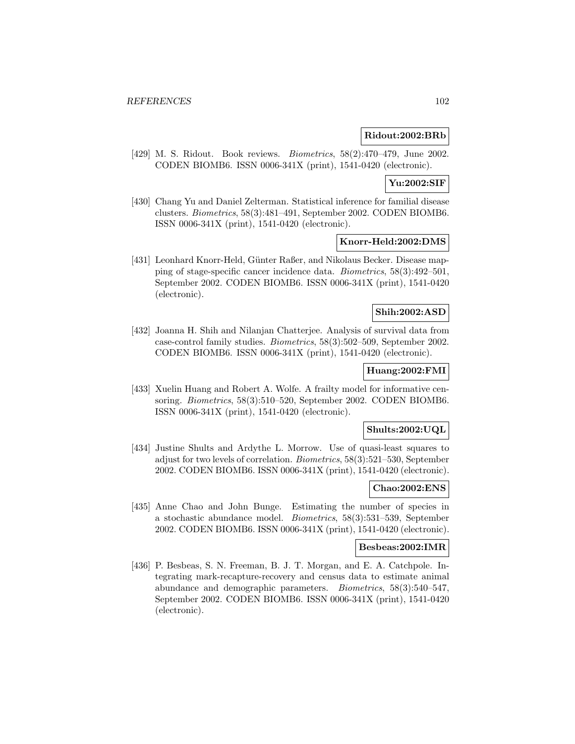**Ridout:2002:BRb**

[429] M. S. Ridout. Book reviews. *Biometrics*, 58(2):470–479, June 2002. CODEN BIOMB6. ISSN 0006-341X (print), 1541-0420 (electronic).

**Yu:2002:SIF**

[430] Chang Yu and Daniel Zelterman. Statistical inference for familial disease clusters. *Biometrics*, 58(3):481–491, September 2002. CODEN BIOMB6. ISSN 0006-341X (print), 1541-0420 (electronic).

**Knorr-Held:2002:DMS**

[431] Leonhard Knorr-Held, Günter Raßer, and Nikolaus Becker. Disease mapping of stage-specific cancer incidence data. *Biometrics*, 58(3):492–501, September 2002. CODEN BIOMB6. ISSN 0006-341X (print), 1541-0420 (electronic).

**Shih:2002:ASD**

[432] Joanna H. Shih and Nilanjan Chatterjee. Analysis of survival data from case-control family studies. *Biometrics*, 58(3):502–509, September 2002. CODEN BIOMB6. ISSN 0006-341X (print), 1541-0420 (electronic).

**Huang:2002:FMI**

[433] Xuelin Huang and Robert A. Wolfe. A frailty model for informative censoring. *Biometrics*, 58(3):510–520, September 2002. CODEN BIOMB6. ISSN 0006-341X (print), 1541-0420 (electronic).

**Shults:2002:UQL**

[434] Justine Shults and Ardythe L. Morrow. Use of quasi-least squares to adjust for two levels of correlation. *Biometrics*, 58(3):521–530, September 2002. CODEN BIOMB6. ISSN 0006-341X (print), 1541-0420 (electronic).

**Chao:2002:ENS**

[435] Anne Chao and John Bunge. Estimating the number of species in a stochastic abundance model. *Biometrics*, 58(3):531–539, September 2002. CODEN BIOMB6. ISSN 0006-341X (print), 1541-0420 (electronic).

**Besbeas:2002:IMR**

[436] P. Besbeas, S. N. Freeman, B. J. T. Morgan, and E. A. Catchpole. Integrating mark-recapture-recovery and census data to estimate animal abundance and demographic parameters. *Biometrics*, 58(3):540–547, September 2002. CODEN BIOMB6. ISSN 0006-341X (print), 1541-0420 (electronic).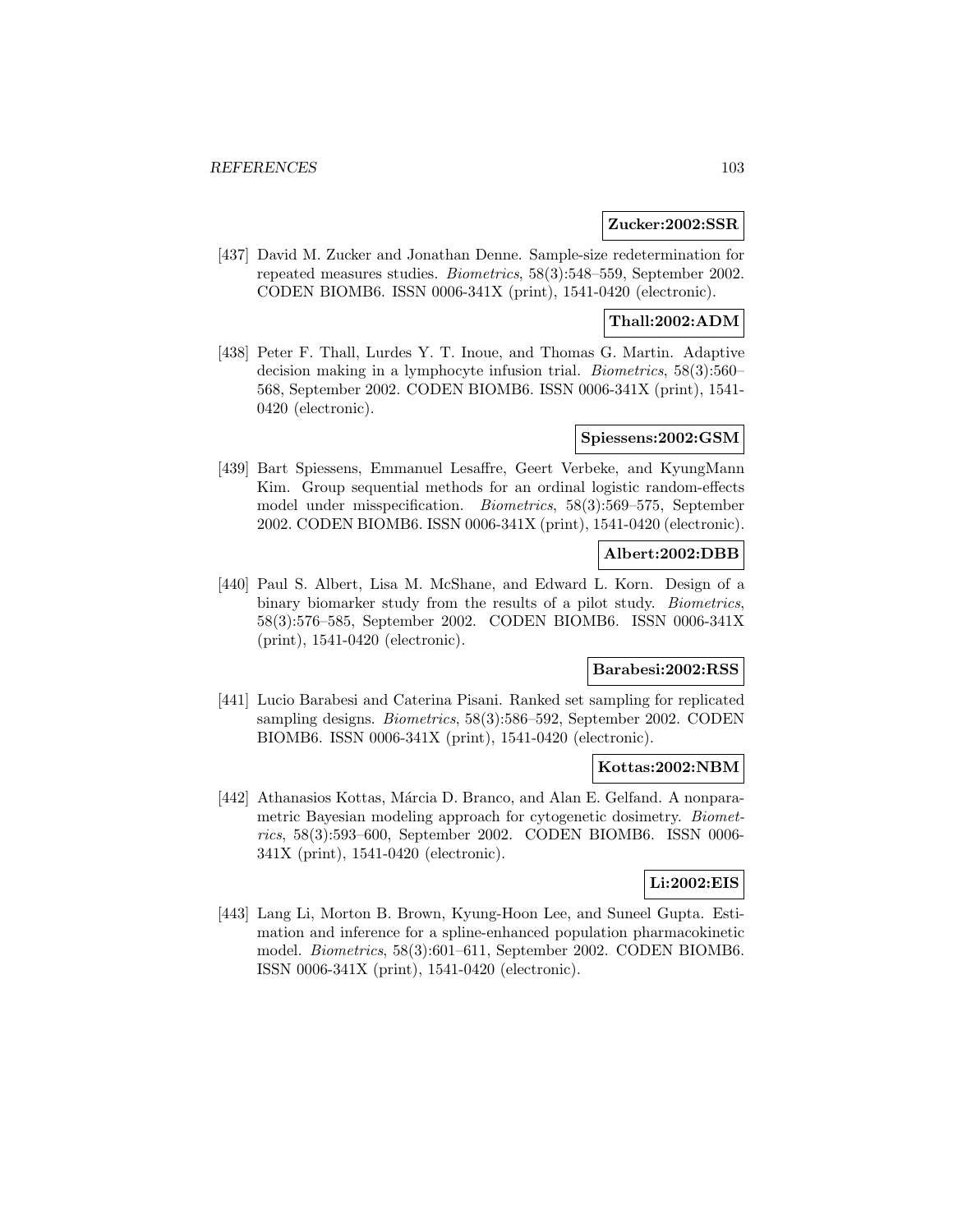**Zucker:2002:SSR**

[437] David M. Zucker and Jonathan Denne. Sample-size redetermination for repeated measures studies. *Biometrics*, 58(3):548–559, September 2002. CODEN BIOMB6. ISSN 0006-341X (print), 1541-0420 (electronic).

**Thall:2002:ADM**

[438] Peter F. Thall, Lurdes Y. T. Inoue, and Thomas G. Martin. Adaptive decision making in a lymphocyte infusion trial. *Biometrics*, 58(3):560–568, September 2002. CODEN BIOMB6. ISSN 0006-341X (print), 1541-0420 (electronic).

**Spiessens:2002:GSM**

[439] Bart Spiessens, Emmanuel Lesaffre, Geert Verbeke, and KyungMann Kim. Group sequential methods for an ordinal logistic random-effects model under misspecification. *Biometrics*, 58(3):569–575, September 2002. CODEN BIOMB6. ISSN 0006-341X (print), 1541-0420 (electronic).

**Albert:2002:DBB**

[440] Paul S. Albert, Lisa M. McShane, and Edward L. Korn. Design of a binary biomarker study from the results of a pilot study. *Biometrics*, 58(3):576–585, September 2002. CODEN BIOMB6. ISSN 0006-341X (print), 1541-0420 (electronic).

**Barabesi:2002:RSS**

[441] Lucio Barabesi and Caterina Pisani. Ranked set sampling for replicated sampling designs. *Biometrics*, 58(3):586–592, September 2002. CODEN BIOMB6. ISSN 0006-341X (print), 1541-0420 (electronic).

**Kottas:2002:NBM**

[442] Athanasios Kottas, Márcia D. Branco, and Alan E. Gelfand. A nonparametric Bayesian modeling approach for cytogenetic dosimetry. *Biometrics*, 58(3):593–600, September 2002. CODEN BIOMB6. ISSN 0006-341X (print), 1541-0420 (electronic).

**Li:2002:EIS**

[443] Lang Li, Morton B. Brown, Kyung-Hoon Lee, and Suneel Gupta. Estimation and inference for a spline-enhanced population pharmacokinetic model. *Biometrics*, 58(3):601–611, September 2002. CODEN BIOMB6. ISSN 0006-341X (print), 1541-0420 (electronic).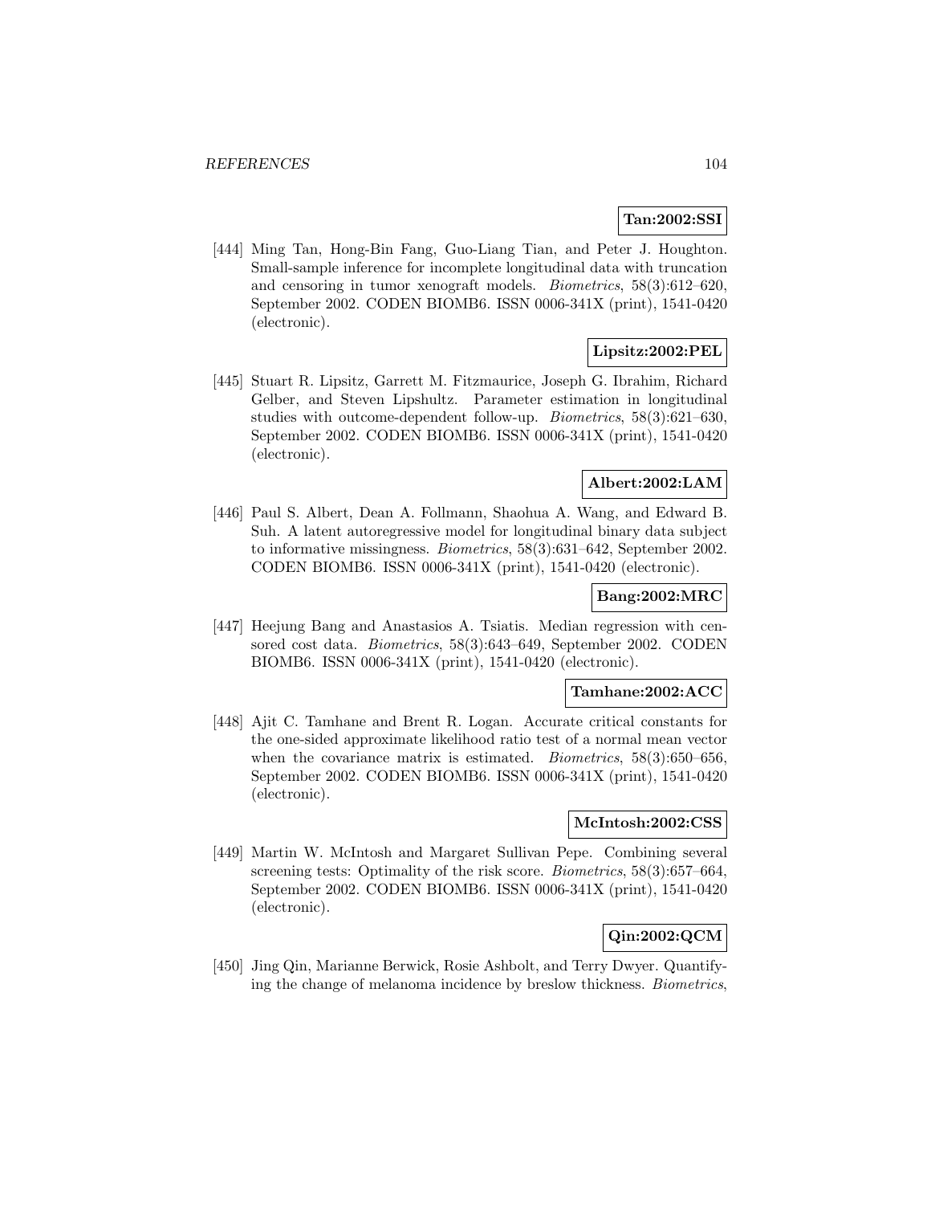**Tan:2002:SSI**

[444] Ming Tan, Hong-Bin Fang, Guo-Liang Tian, and Peter J. Houghton. Small-sample inference for incomplete longitudinal data with truncation and censoring in tumor xenograft models. *Biometrics*, 58(3):612–620, September 2002. CODEN BIOMB6. ISSN 0006-341X (print), 1541-0420 (electronic).

**Lipsitz:2002:PEL**

[445] Stuart R. Lipsitz, Garrett M. Fitzmaurice, Joseph G. Ibrahim, Richard Gelber, and Steven Lipshultz. Parameter estimation in longitudinal studies with outcome-dependent follow-up. *Biometrics*, 58(3):621–630, September 2002. CODEN BIOMB6. ISSN 0006-341X (print), 1541-0420 (electronic).

**Albert:2002:LAM**

[446] Paul S. Albert, Dean A. Follmann, Shaohua A. Wang, and Edward B. Suh. A latent autoregressive model for longitudinal binary data subject to informative missingness. *Biometrics*, 58(3):631–642, September 2002. CODEN BIOMB6. ISSN 0006-341X (print), 1541-0420 (electronic).

**Bang:2002:MRC**

[447] Heejung Bang and Anastasios A. Tsiatis. Median regression with censored cost data. *Biometrics*, 58(3):643–649, September 2002. CODEN BIOMB6. ISSN 0006-341X (print), 1541-0420 (electronic).

**Tamhane:2002:ACC**

[448] Ajit C. Tamhane and Brent R. Logan. Accurate critical constants for the one-sided approximate likelihood ratio test of a normal mean vector when the covariance matrix is estimated. *Biometrics*, 58(3):650–656, September 2002. CODEN BIOMB6. ISSN 0006-341X (print), 1541-0420 (electronic).

**McIntosh:2002:CSS**

[449] Martin W. McIntosh and Margaret Sullivan Pepe. Combining several screening tests: Optimality of the risk score. *Biometrics*, 58(3):657–664, September 2002. CODEN BIOMB6. ISSN 0006-341X (print), 1541-0420 (electronic).

**Qin:2002:QCM**

[450] Jing Qin, Marianne Berwick, Rosie Ashbolt, and Terry Dwyer. Quantifying the change of melanoma incidence by breslow thickness. *Biometrics*,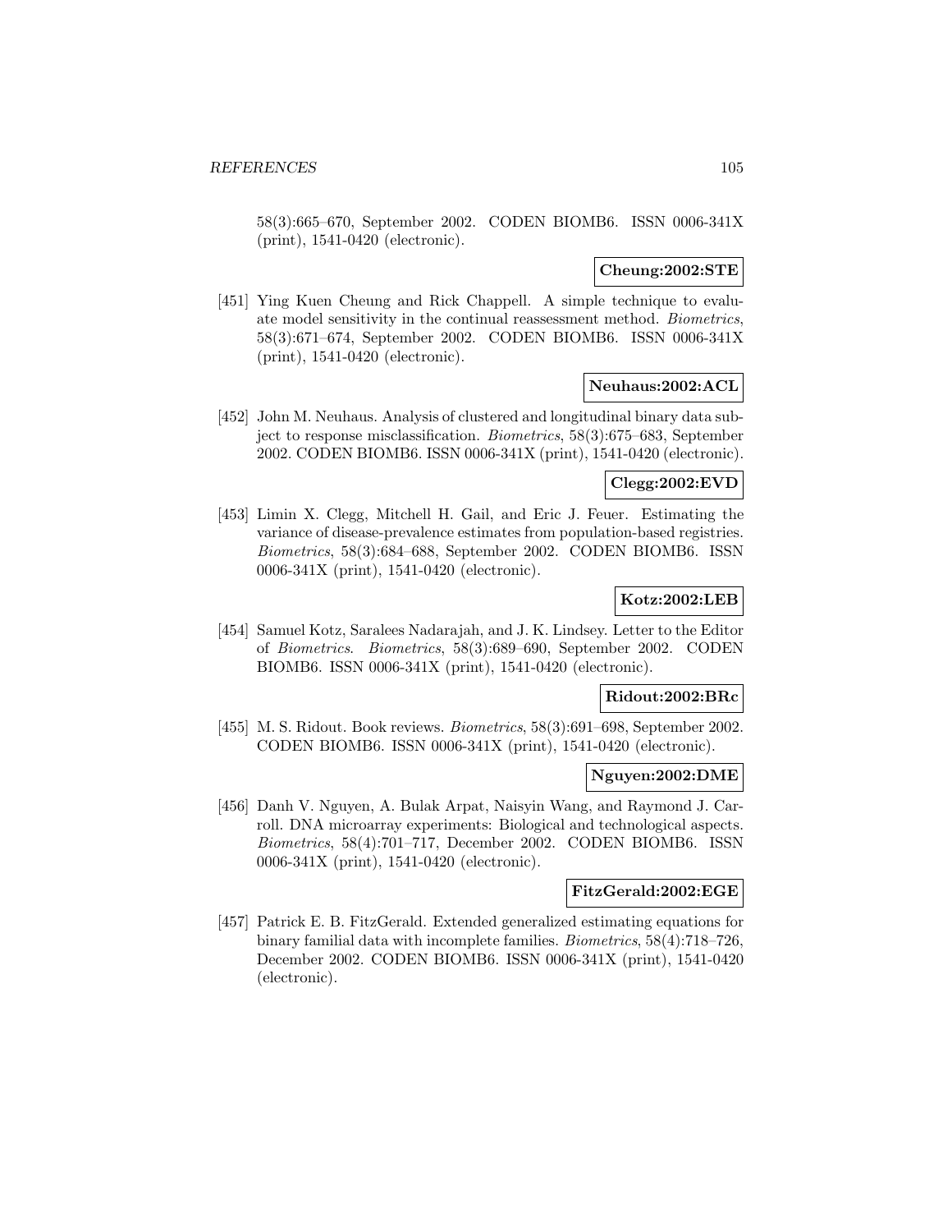58(3):665–670, September 2002. CODEN BIOMB6. ISSN 0006-341X (print), 1541-0420 (electronic).

**Cheung:2002:STE**

[451] Ying Kuen Cheung and Rick Chappell. A simple technique to evaluate model sensitivity in the continual reassessment method. *Biometrics*, 58(3):671–674, September 2002. CODEN BIOMB6. ISSN 0006-341X (print), 1541-0420 (electronic).

**Neuhaus:2002:ACL**

[452] John M. Neuhaus. Analysis of clustered and longitudinal binary data subject to response misclassification. *Biometrics*, 58(3):675–683, September 2002. CODEN BIOMB6. ISSN 0006-341X (print), 1541-0420 (electronic).

**Clegg:2002:EVD**

[453] Limin X. Clegg, Mitchell H. Gail, and Eric J. Feuer. Estimating the variance of disease-prevalence estimates from population-based registries. *Biometrics*, 58(3):684–688, September 2002. CODEN BIOMB6. ISSN 0006-341X (print), 1541-0420 (electronic).

**Kotz:2002:LEB**

[454] Samuel Kotz, Saralees Nadarajah, and J. K. Lindsey. Letter to the Editor of *Biometrics*. *Biometrics*, 58(3):689–690, September 2002. CODEN BIOMB6. ISSN 0006-341X (print), 1541-0420 (electronic).

**Ridout:2002:BRc**

[455] M. S. Ridout. Book reviews. *Biometrics*, 58(3):691–698, September 2002. CODEN BIOMB6. ISSN 0006-341X (print), 1541-0420 (electronic).

**Nguyen:2002:DME**

[456] Danh V. Nguyen, A. Bulak Arpat, Naisyin Wang, and Raymond J. Carroll. DNA microarray experiments: Biological and technological aspects. *Biometrics*, 58(4):701–717, December 2002. CODEN BIOMB6. ISSN 0006-341X (print), 1541-0420 (electronic).

**FitzGerald:2002:EGE**

[457] Patrick E. B. FitzGerald. Extended generalized estimating equations for binary familial data with incomplete families. *Biometrics*, 58(4):718–726, December 2002. CODEN BIOMB6. ISSN 0006-341X (print), 1541-0420 (electronic).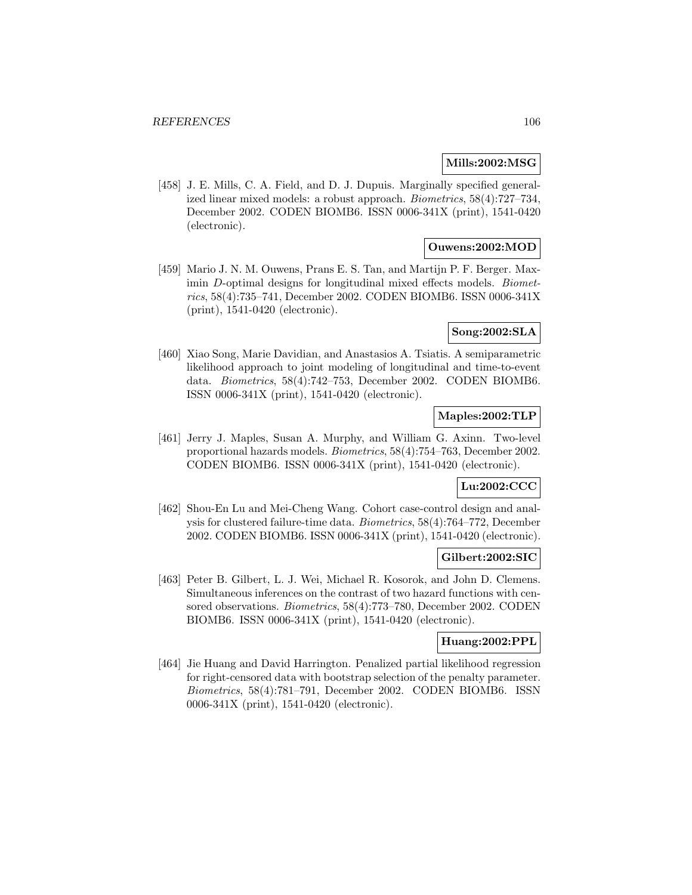**Mills:2002:MSG**

[458] J. E. Mills, C. A. Field, and D. J. Dupuis. Marginally specified generalized linear mixed models: a robust approach. *Biometrics*, 58(4):727–734, December 2002. CODEN BIOMB6. ISSN 0006-341X (print), 1541-0420 (electronic).

**Ouwens:2002:MOD**

[459] Mario J. N. M. Ouwens, Prans E. S. Tan, and Martijn P. F. Berger. Maximin *D*-optimal designs for longitudinal mixed effects models. *Biometrics*, 58(4):735–741, December 2002. CODEN BIOMB6. ISSN 0006-341X (print), 1541-0420 (electronic).

**Song:2002:SLA**

[460] Xiao Song, Marie Davidian, and Anastasios A. Tsiatis. A semiparametric likelihood approach to joint modeling of longitudinal and time-to-event data. *Biometrics*, 58(4):742–753, December 2002. CODEN BIOMB6. ISSN 0006-341X (print), 1541-0420 (electronic).

**Maples:2002:TLP**

[461] Jerry J. Maples, Susan A. Murphy, and William G. Axinn. Two-level proportional hazards models. *Biometrics*, 58(4):754–763, December 2002. CODEN BIOMB6. ISSN 0006-341X (print), 1541-0420 (electronic).

**Lu:2002:CCC**

[462] Shou-En Lu and Mei-Cheng Wang. Cohort case-control design and analysis for clustered failure-time data. *Biometrics*, 58(4):764–772, December 2002. CODEN BIOMB6. ISSN 0006-341X (print), 1541-0420 (electronic).

**Gilbert:2002:SIC**

[463] Peter B. Gilbert, L. J. Wei, Michael R. Kosorok, and John D. Clemens. Simultaneous inferences on the contrast of two hazard functions with censored observations. *Biometrics*, 58(4):773–780, December 2002. CODEN BIOMB6. ISSN 0006-341X (print), 1541-0420 (electronic).

**Huang:2002:PPL**

[464] Jie Huang and David Harrington. Penalized partial likelihood regression for right-censored data with bootstrap selection of the penalty parameter. *Biometrics*, 58(4):781–791, December 2002. CODEN BIOMB6. ISSN 0006-341X (print), 1541-0420 (electronic).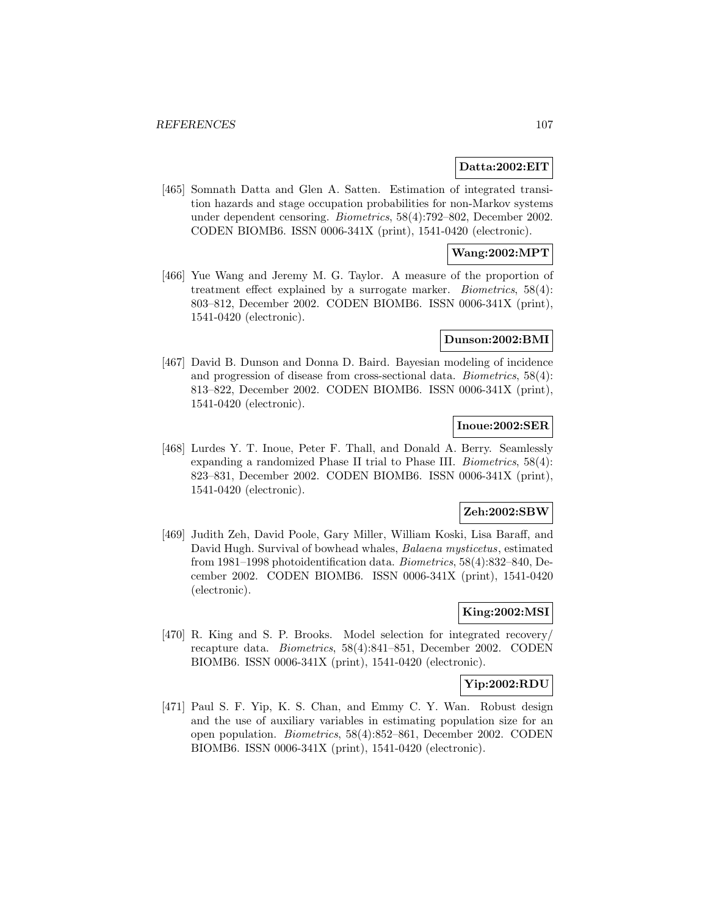**Datta:2002:EIT**

[465] Somnath Datta and Glen A. Satten. Estimation of integrated transition hazards and stage occupation probabilities for non-Markov systems under dependent censoring. *Biometrics*, 58(4):792–802, December 2002. CODEN BIOMB6. ISSN 0006-341X (print), 1541-0420 (electronic).

**Wang:2002:MPT**

[466] Yue Wang and Jeremy M. G. Taylor. A measure of the proportion of treatment effect explained by a surrogate marker. *Biometrics*, 58(4): 803–812, December 2002. CODEN BIOMB6. ISSN 0006-341X (print), 1541-0420 (electronic).

**Dunson:2002:BMI**

[467] David B. Dunson and Donna D. Baird. Bayesian modeling of incidence and progression of disease from cross-sectional data. *Biometrics*, 58(4): 813–822, December 2002. CODEN BIOMB6. ISSN 0006-341X (print), 1541-0420 (electronic).

**Inoue:2002:SER**

[468] Lurdes Y. T. Inoue, Peter F. Thall, and Donald A. Berry. Seamlessly expanding a randomized Phase II trial to Phase III. *Biometrics*, 58(4): 823–831, December 2002. CODEN BIOMB6. ISSN 0006-341X (print), 1541-0420 (electronic).

**Zeh:2002:SBW**

[469] Judith Zeh, David Poole, Gary Miller, William Koski, Lisa Baraff, and David Hugh. Survival of bowhead whales, *Balaena mysticetus*, estimated from 1981–1998 photoidentification data. *Biometrics*, 58(4):832–840, December 2002. CODEN BIOMB6. ISSN 0006-341X (print), 1541-0420 (electronic).

**King:2002:MSI**

[470] R. King and S. P. Brooks. Model selection for integrated recovery/ recapture data. *Biometrics*, 58(4):841–851, December 2002. CODEN BIOMB6. ISSN 0006-341X (print), 1541-0420 (electronic).

**Yip:2002:RDU**

[471] Paul S. F. Yip, K. S. Chan, and Emmy C. Y. Wan. Robust design and the use of auxiliary variables in estimating population size for an open population. *Biometrics*, 58(4):852–861, December 2002. CODEN BIOMB6. ISSN 0006-341X (print), 1541-0420 (electronic).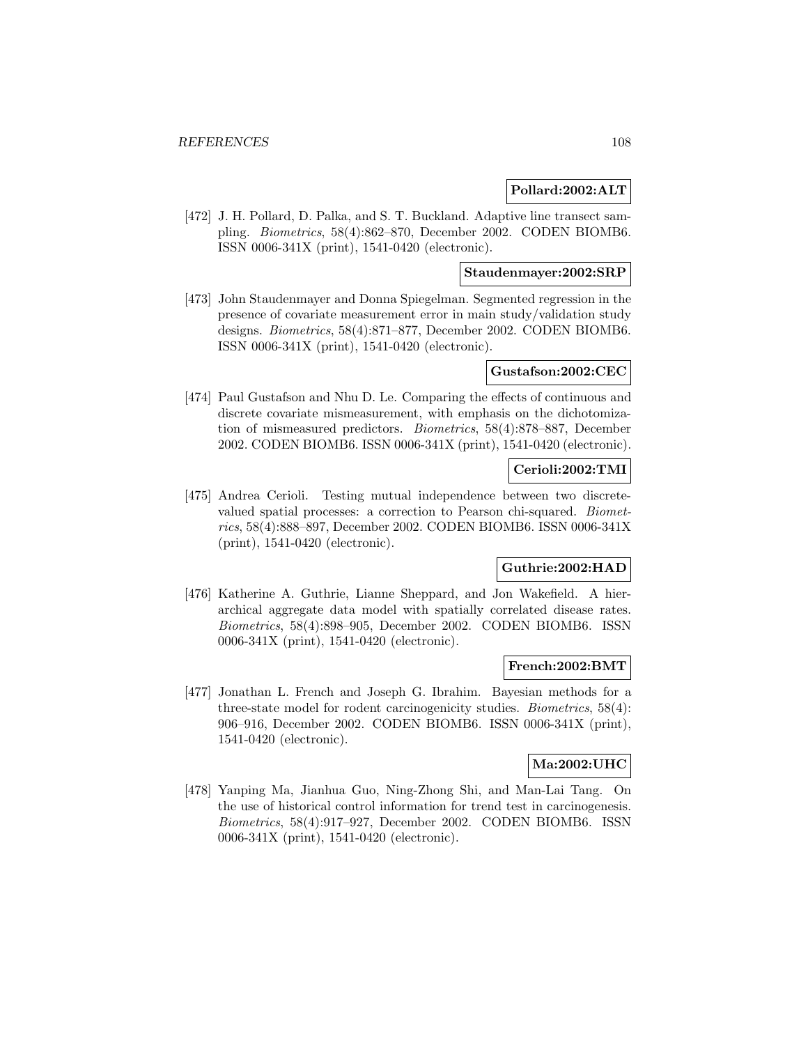**Pollard:2002:ALT**

[472] J. H. Pollard, D. Palka, and S. T. Buckland. Adaptive line transect sampling. *Biometrics*, 58(4):862–870, December 2002. CODEN BIOMB6. ISSN 0006-341X (print), 1541-0420 (electronic).

**Staudenmayer:2002:SRP**

[473] John Staudenmayer and Donna Spiegelman. Segmented regression in the presence of covariate measurement error in main study/validation study designs. *Biometrics*, 58(4):871–877, December 2002. CODEN BIOMB6. ISSN 0006-341X (print), 1541-0420 (electronic).

**Gustafson:2002:CEC**

[474] Paul Gustafson and Nhu D. Le. Comparing the effects of continuous and discrete covariate mismeasurement, with emphasis on the dichotomization of mismeasured predictors. *Biometrics*, 58(4):878–887, December 2002. CODEN BIOMB6. ISSN 0006-341X (print), 1541-0420 (electronic).

**Cerioli:2002:TMI**

[475] Andrea Cerioli. Testing mutual independence between two discrete-valued spatial processes: a correction to Pearson chi-squared. *Biometrics*, 58(4):888–897, December 2002. CODEN BIOMB6. ISSN 0006-341X (print), 1541-0420 (electronic).

**Guthrie:2002:HAD**

[476] Katherine A. Guthrie, Lianne Sheppard, and Jon Wakefield. A hierarchical aggregate data model with spatially correlated disease rates. *Biometrics*, 58(4):898–905, December 2002. CODEN BIOMB6. ISSN 0006-341X (print), 1541-0420 (electronic).

**French:2002:BMT**

[477] Jonathan L. French and Joseph G. Ibrahim. Bayesian methods for a three-state model for rodent carcinogenicity studies. *Biometrics*, 58(4): 906–916, December 2002. CODEN BIOMB6. ISSN 0006-341X (print), 1541-0420 (electronic).

**Ma:2002:UHC**

[478] Yanping Ma, Jianhua Guo, Ning-Zhong Shi, and Man-Lai Tang. On the use of historical control information for trend test in carcinogenesis. *Biometrics*, 58(4):917–927, December 2002. CODEN BIOMB6. ISSN 0006-341X (print), 1541-0420 (electronic).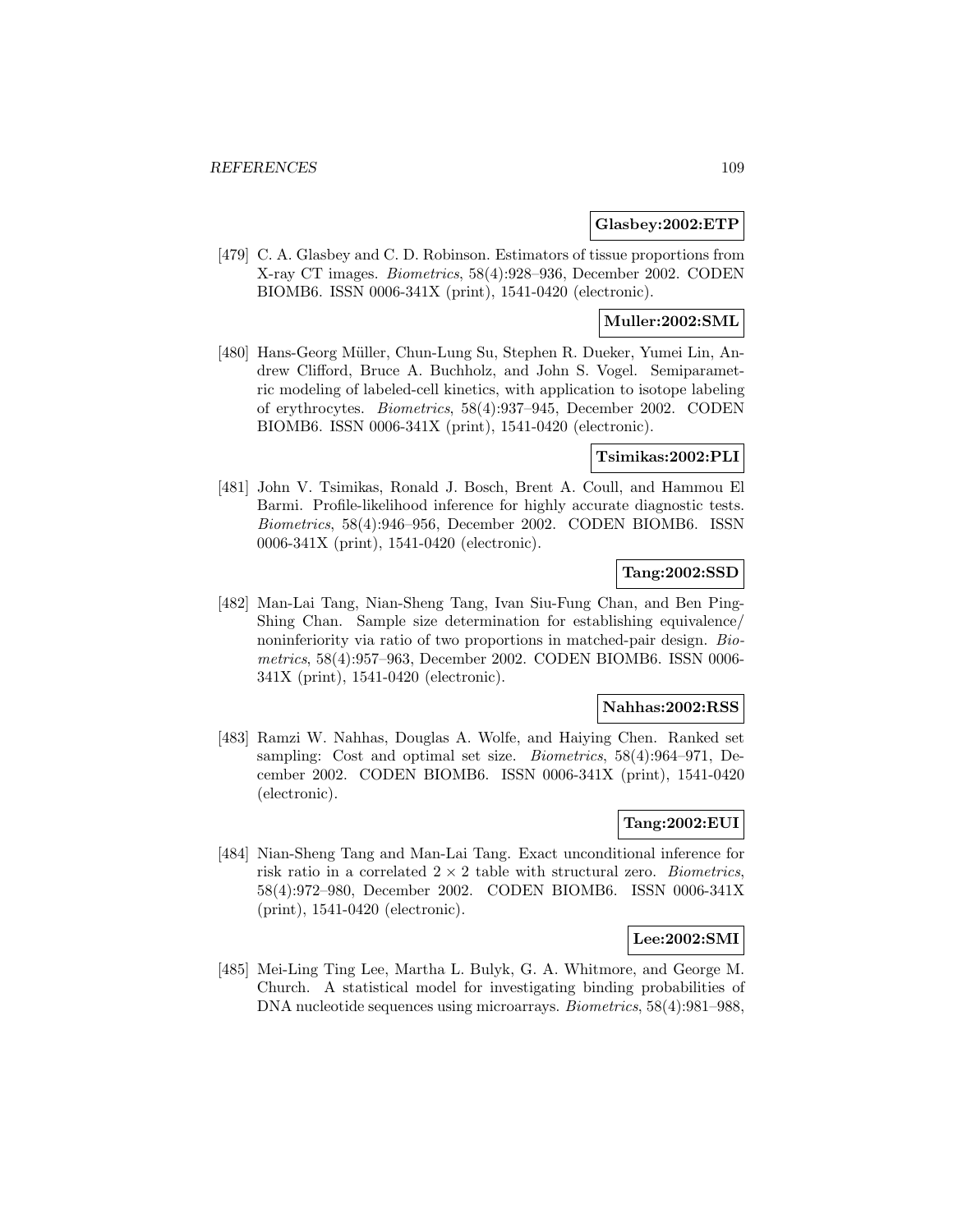**Glasbey:2002:ETP**

[479] C. A. Glasbey and C. D. Robinson. Estimators of tissue proportions from X-ray CT images. *Biometrics*, 58(4):928–936, December 2002. CODEN BIOMB6. ISSN 0006-341X (print), 1541-0420 (electronic).

**Muller:2002:SML**

[480] Hans-Georg Müller, Chun-Lung Su, Stephen R. Dueker, Yumei Lin, Andrew Clifford, Bruce A. Buchholz, and John S. Vogel. Semiparametric modeling of labeled-cell kinetics, with application to isotope labeling of erythrocytes. *Biometrics*, 58(4):937–945, December 2002. CODEN BIOMB6. ISSN 0006-341X (print), 1541-0420 (electronic).

**Tsimikas:2002:PLI**

[481] John V. Tsimikas, Ronald J. Bosch, Brent A. Coull, and Hammou El Barmi. Profile-likelihood inference for highly accurate diagnostic tests. *Biometrics*, 58(4):946–956, December 2002. CODEN BIOMB6. ISSN 0006-341X (print), 1541-0420 (electronic).

**Tang:2002:SSD**

[482] Man-Lai Tang, Nian-Sheng Tang, Ivan Siu-Fung Chan, and Ben Ping-Shing Chan. Sample size determination for establishing equivalence/ noninferiority via ratio of two proportions in matched-pair design. *Biometrics*, 58(4):957–963, December 2002. CODEN BIOMB6. ISSN 0006-341X (print), 1541-0420 (electronic).

**Nahhas:2002:RSS**

[483] Ramzi W. Nahhas, Douglas A. Wolfe, and Haiying Chen. Ranked set sampling: Cost and optimal set size. *Biometrics*, 58(4):964–971, December 2002. CODEN BIOMB6. ISSN 0006-341X (print), 1541-0420 (electronic).

**Tang:2002:EUI**

[484] Nian-Sheng Tang and Man-Lai Tang. Exact unconditional inference for risk ratio in a correlated $2 \times 2$ table with structural zero. *Biometrics*, 58(4):972–980, December 2002. CODEN BIOMB6. ISSN 0006-341X (print), 1541-0420 (electronic).

**Lee:2002:SMI**

[485] Mei-Ling Ting Lee, Martha L. Bulyk, G. A. Whitmore, and George M. Church. A statistical model for investigating binding probabilities of DNA nucleotide sequences using microarrays. *Biometrics*, 58(4):981–988,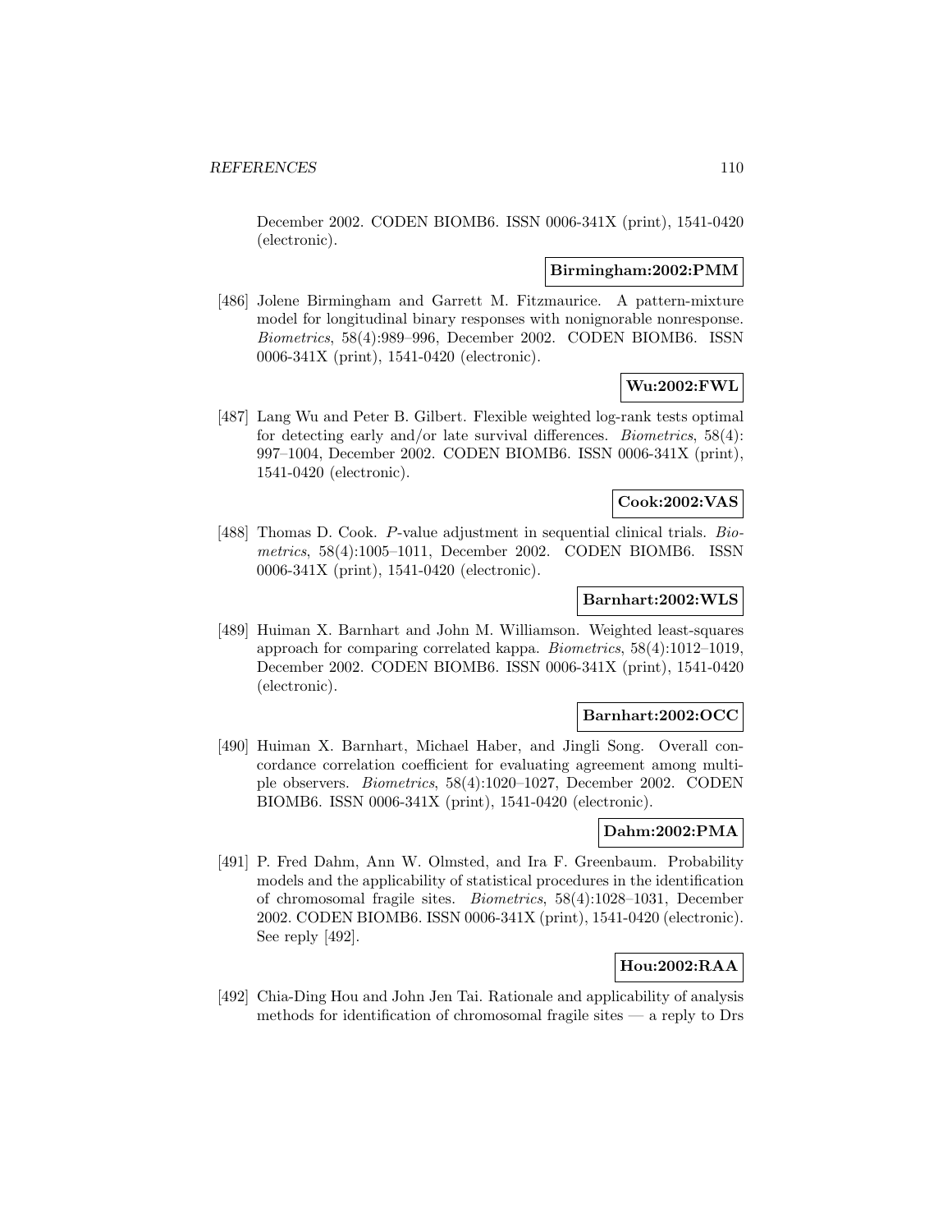December 2002. CODEN BIOMB6. ISSN 0006-341X (print), 1541-0420 (electronic).

**Birmingham:2002:PMM**

[486] Jolene Birmingham and Garrett M. Fitzmaurice. A pattern-mixture model for longitudinal binary responses with nonignorable nonresponse. *Biometrics*, 58(4):989–996, December 2002. CODEN BIOMB6. ISSN 0006-341X (print), 1541-0420 (electronic).

**Wu:2002:FWL**

[487] Lang Wu and Peter B. Gilbert. Flexible weighted log-rank tests optimal for detecting early and/or late survival differences. *Biometrics*, 58(4): 997–1004, December 2002. CODEN BIOMB6. ISSN 0006-341X (print), 1541-0420 (electronic).

**Cook:2002:VAS**

[488] Thomas D. Cook. *P*-value adjustment in sequential clinical trials. *Biometrics*, 58(4):1005–1011, December 2002. CODEN BIOMB6. ISSN 0006-341X (print), 1541-0420 (electronic).

**Barnhart:2002:WLS**

[489] Huiman X. Barnhart and John M. Williamson. Weighted least-squares approach for comparing correlated kappa. *Biometrics*, 58(4):1012–1019, December 2002. CODEN BIOMB6. ISSN 0006-341X (print), 1541-0420 (electronic).

**Barnhart:2002:OCC**

[490] Huiman X. Barnhart, Michael Haber, and Jingli Song. Overall concordance correlation coefficient for evaluating agreement among multiple observers. *Biometrics*, 58(4):1020–1027, December 2002. CODEN BIOMB6. ISSN 0006-341X (print), 1541-0420 (electronic).

**Dahm:2002:PMA**

[491] P. Fred Dahm, Ann W. Olmsted, and Ira F. Greenbaum. Probability models and the applicability of statistical procedures in the identification of chromosomal fragile sites. *Biometrics*, 58(4):1028–1031, December 2002. CODEN BIOMB6. ISSN 0006-341X (print), 1541-0420 (electronic). See reply [492].

**Hou:2002:RAA**

[492] Chia-Ding Hou and John Jen Tai. Rationale and applicability of analysis methods for identification of chromosomal fragile sites — a reply to Drs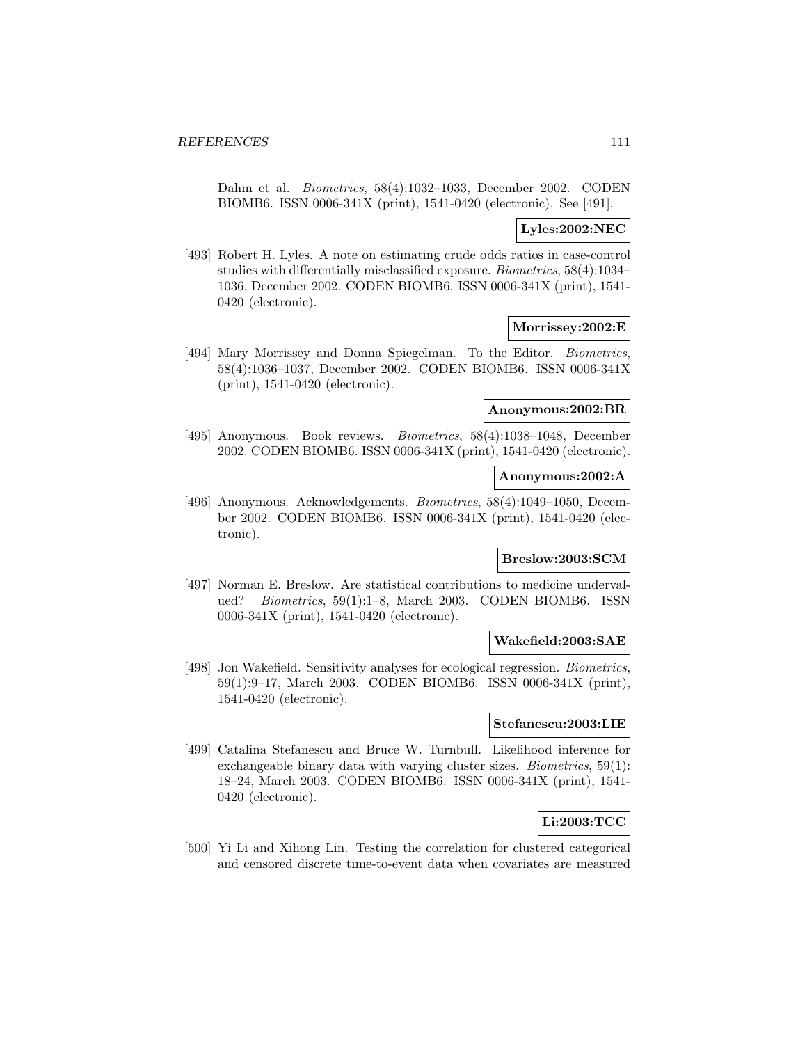Dahm et al. *Biometrics*, 58(4):1032–1033, December 2002. CODEN BIOMB6. ISSN 0006-341X (print), 1541-0420 (electronic). See [491].

**Lyles:2002:NEC**

[493] Robert H. Lyles. A note on estimating crude odds ratios in case-control studies with differentially misclassified exposure. *Biometrics*, 58(4):1034–1036, December 2002. CODEN BIOMB6. ISSN 0006-341X (print), 1541-0420 (electronic).

**Morrissey:2002:E**

[494] Mary Morrissey and Donna Spiegelman. To the Editor. *Biometrics*, 58(4):1036–1037, December 2002. CODEN BIOMB6. ISSN 0006-341X (print), 1541-0420 (electronic).

**Anonymous:2002:BR**

[495] Anonymous. Book reviews. *Biometrics*, 58(4):1038–1048, December 2002. CODEN BIOMB6. ISSN 0006-341X (print), 1541-0420 (electronic).

**Anonymous:2002:A**

[496] Anonymous. Acknowledgements. *Biometrics*, 58(4):1049–1050, December 2002. CODEN BIOMB6. ISSN 0006-341X (print), 1541-0420 (electronic).

**Breslow:2003:SCM**

[497] Norman E. Breslow. Are statistical contributions to medicine undervalued? *Biometrics*, 59(1):1–8, March 2003. CODEN BIOMB6. ISSN 0006-341X (print), 1541-0420 (electronic).

**Wakefield:2003:SAE**

[498] Jon Wakefield. Sensitivity analyses for ecological regression. *Biometrics*, 59(1):9–17, March 2003. CODEN BIOMB6. ISSN 0006-341X (print), 1541-0420 (electronic).

**Stefanescu:2003:LIE**

[499] Catalina Stefanescu and Bruce W. Turnbull. Likelihood inference for exchangeable binary data with varying cluster sizes. *Biometrics*, 59(1): 18–24, March 2003. CODEN BIOMB6. ISSN 0006-341X (print), 1541-0420 (electronic).

**Li:2003:TCC**

[500] Yi Li and Xihong Lin. Testing the correlation for clustered categorical and censored discrete time-to-event data when covariates are measured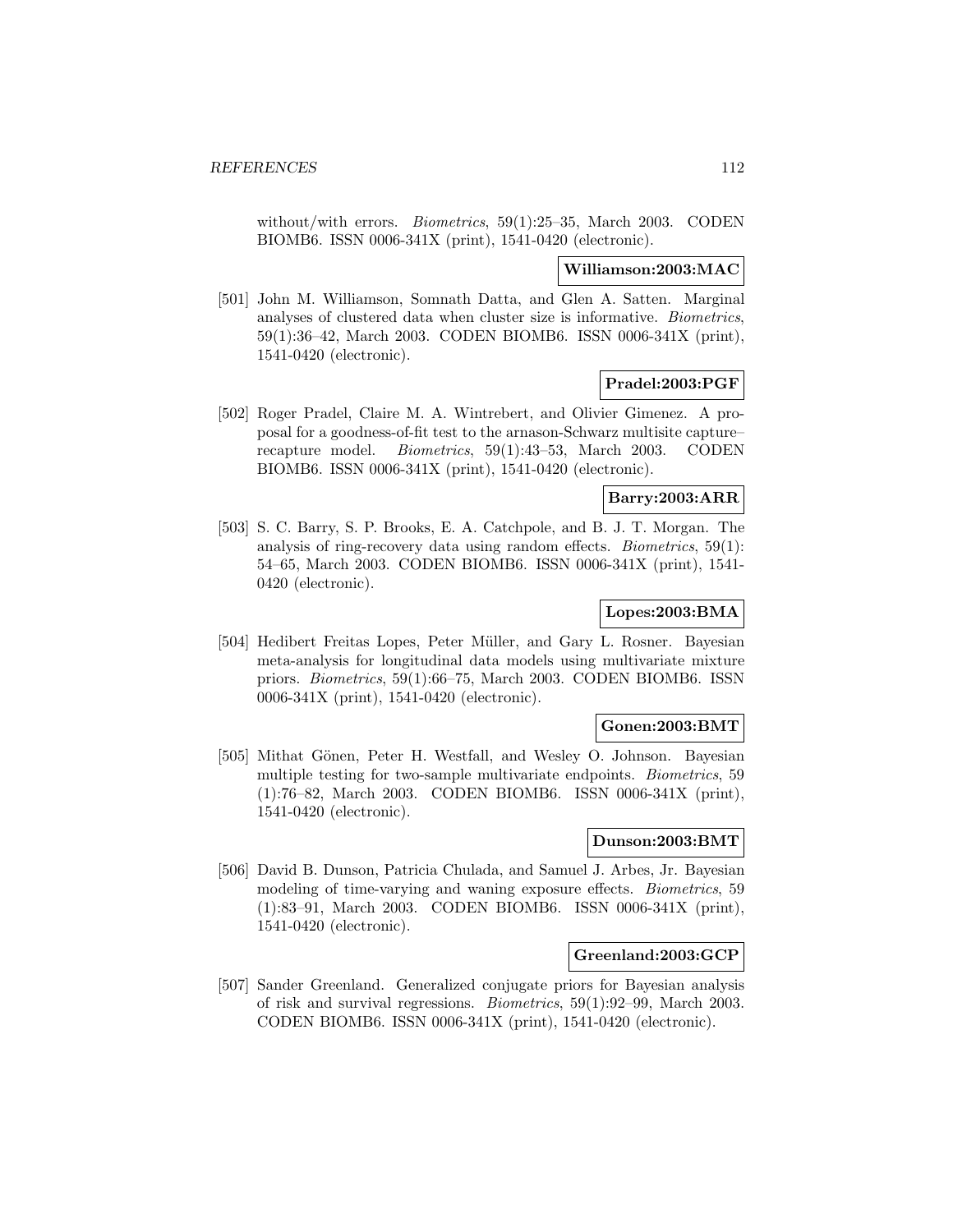without/with errors. *Biometrics*, 59(1):25–35, March 2003. CODEN BIOMB6. ISSN 0006-341X (print), 1541-0420 (electronic).

**Williamson:2003:MAC**

[501] John M. Williamson, Somnath Datta, and Glen A. Satten. Marginal analyses of clustered data when cluster size is informative. *Biometrics*, 59(1):36–42, March 2003. CODEN BIOMB6. ISSN 0006-341X (print), 1541-0420 (electronic).

**Pradel:2003:PGF**

[502] Roger Pradel, Claire M. A. Wintrebert, and Olivier Gimenez. A proposal for a goodness-of-fit test to the arnason-Schwarz multisite capture–recapture model. *Biometrics*, 59(1):43–53, March 2003. CODEN BIOMB6. ISSN 0006-341X (print), 1541-0420 (electronic).

**Barry:2003:ARR**

[503] S. C. Barry, S. P. Brooks, E. A. Catchpole, and B. J. T. Morgan. The analysis of ring-recovery data using random effects. *Biometrics*, 59(1): 54–65, March 2003. CODEN BIOMB6. ISSN 0006-341X (print), 1541-0420 (electronic).

**Lopes:2003:BMA**

[504] Hedibert Freitas Lopes, Peter Müller, and Gary L. Rosner. Bayesian meta-analysis for longitudinal data models using multivariate mixture priors. *Biometrics*, 59(1):66–75, March 2003. CODEN BIOMB6. ISSN 0006-341X (print), 1541-0420 (electronic).

**Gonen:2003:BMT**

[505] Mithat Gönen, Peter H. Westfall, and Wesley O. Johnson. Bayesian multiple testing for two-sample multivariate endpoints. *Biometrics*, 59 (1):76–82, March 2003. CODEN BIOMB6. ISSN 0006-341X (print), 1541-0420 (electronic).

**Dunson:2003:BMT**

[506] David B. Dunson, Patricia Chulada, and Samuel J. Arbes, Jr. Bayesian modeling of time-varying and waning exposure effects. *Biometrics*, 59 (1):83–91, March 2003. CODEN BIOMB6. ISSN 0006-341X (print), 1541-0420 (electronic).

**Greenland:2003:GCP**

[507] Sander Greenland. Generalized conjugate priors for Bayesian analysis of risk and survival regressions. *Biometrics*, 59(1):92–99, March 2003. CODEN BIOMB6. ISSN 0006-341X (print), 1541-0420 (electronic).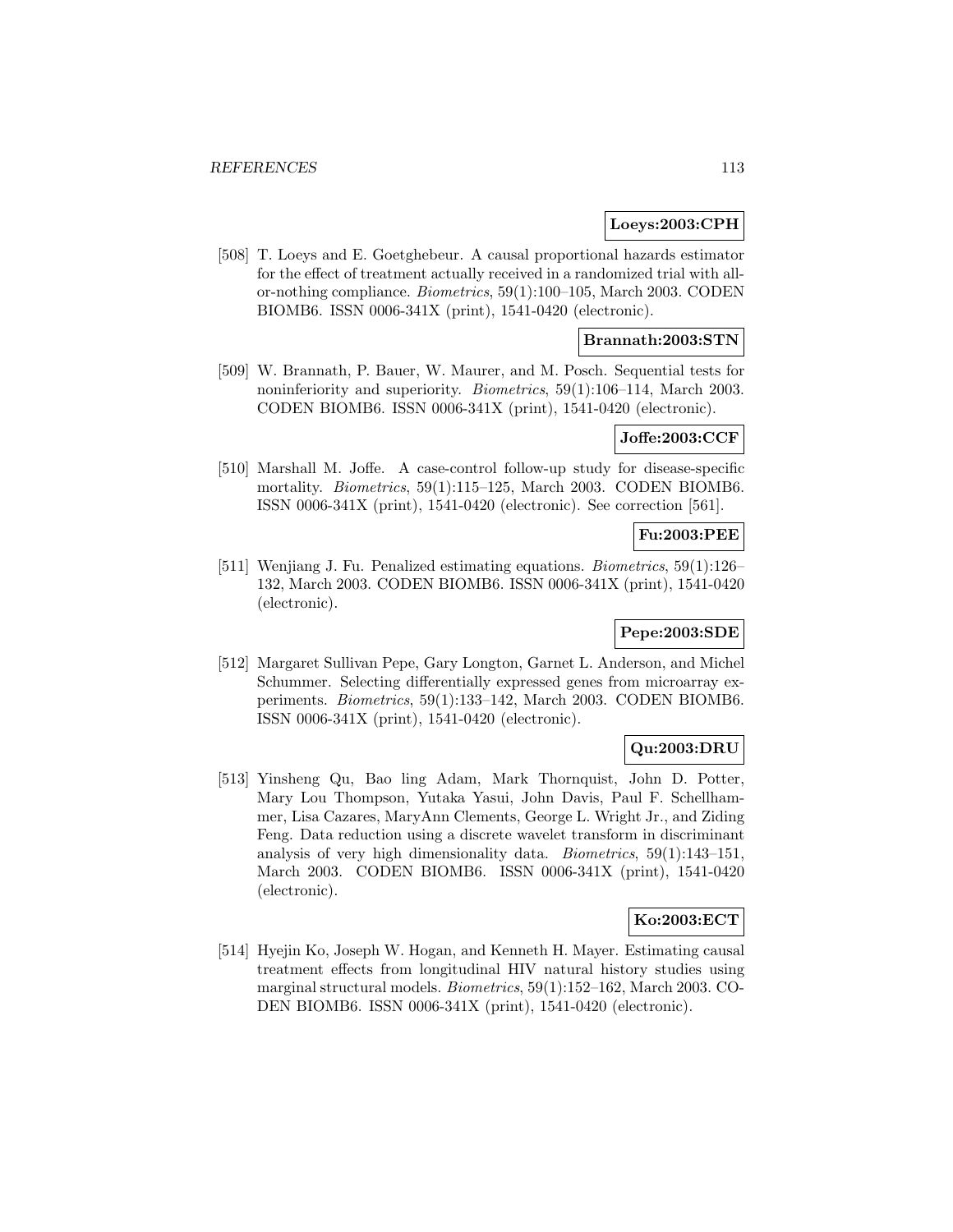**Loeys:2003:CPH**

[508] T. Loeys and E. Goetghebeur. A causal proportional hazards estimator for the effect of treatment actually received in a randomized trial with all-or-nothing compliance. *Biometrics*, 59(1):100–105, March 2003. CODEN BIOMB6. ISSN 0006-341X (print), 1541-0420 (electronic).

**Brannath:2003:STN**

[509] W. Brannath, P. Bauer, W. Maurer, and M. Posch. Sequential tests for noninferiority and superiority. *Biometrics*, 59(1):106–114, March 2003. CODEN BIOMB6. ISSN 0006-341X (print), 1541-0420 (electronic).

**Joffe:2003:CCF**

[510] Marshall M. Joffe. A case-control follow-up study for disease-specific mortality. *Biometrics*, 59(1):115–125, March 2003. CODEN BIOMB6. ISSN 0006-341X (print), 1541-0420 (electronic). See correction [561].

**Fu:2003:PEE**

[511] Wenjiang J. Fu. Penalized estimating equations. *Biometrics*, 59(1):126–132, March 2003. CODEN BIOMB6. ISSN 0006-341X (print), 1541-0420 (electronic).

**Pepe:2003:SDE**

[512] Margaret Sullivan Pepe, Gary Longton, Garnet L. Anderson, and Michel Schummer. Selecting differentially expressed genes from microarray experiments. *Biometrics*, 59(1):133–142, March 2003. CODEN BIOMB6. ISSN 0006-341X (print), 1541-0420 (electronic).

**Qu:2003:DRU**

[513] Yinsheng Qu, Bao ling Adam, Mark Thornquist, John D. Potter, Mary Lou Thompson, Yutaka Yasui, John Davis, Paul F. Schellhammer, Lisa Cazares, MaryAnn Clements, George L. Wright Jr., and Ziding Feng. Data reduction using a discrete wavelet transform in discriminant analysis of very high dimensionality data. *Biometrics*, 59(1):143–151, March 2003. CODEN BIOMB6. ISSN 0006-341X (print), 1541-0420 (electronic).

**Ko:2003:ECT**

[514] Hyejin Ko, Joseph W. Hogan, and Kenneth H. Mayer. Estimating causal treatment effects from longitudinal HIV natural history studies using marginal structural models. *Biometrics*, 59(1):152–162, March 2003. CODEN BIOMB6. ISSN 0006-341X (print), 1541-0420 (electronic).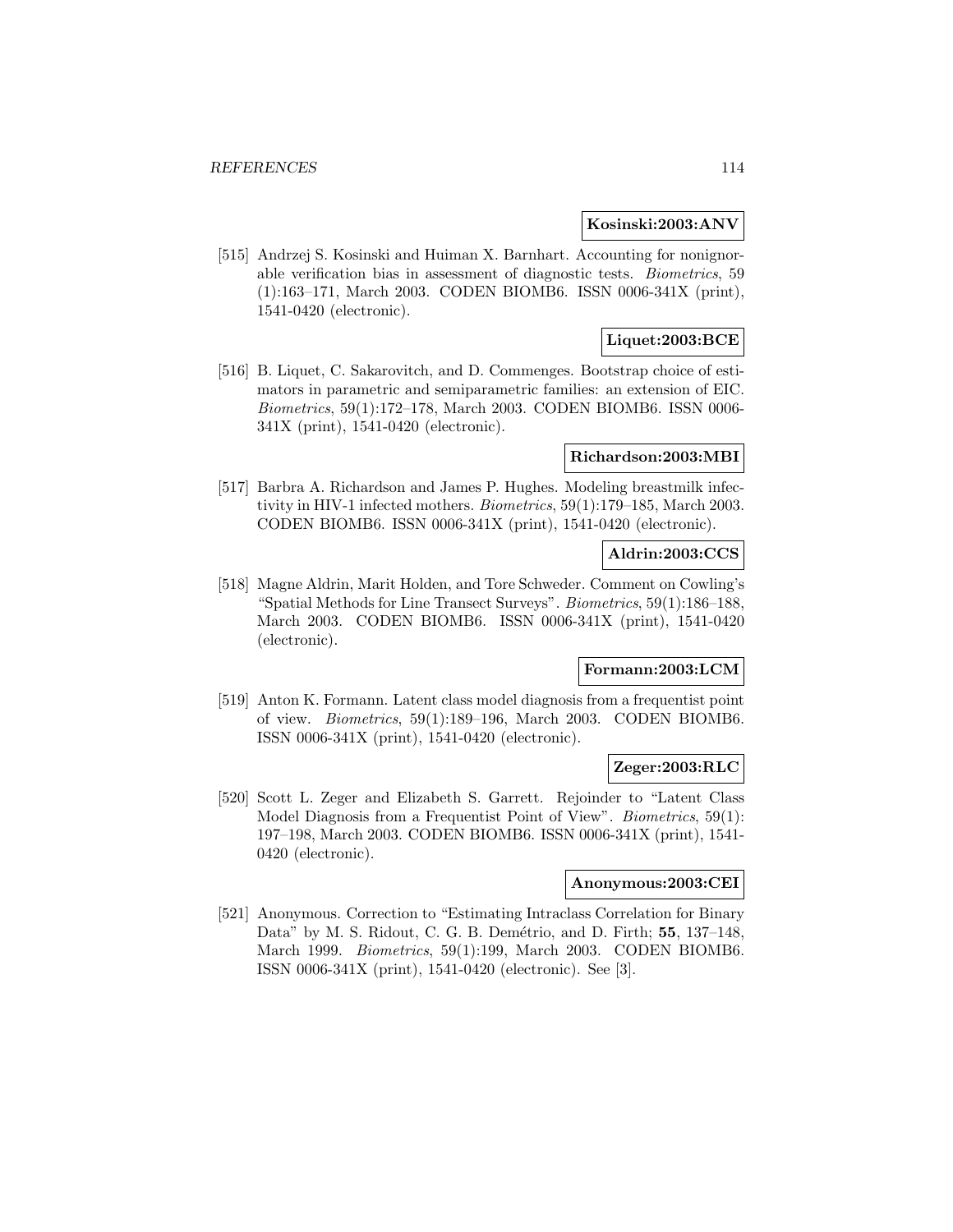**Kosinski:2003:ANV**

[515] Andrzej S. Kosinski and Huiman X. Barnhart. Accounting for nonignorable verification bias in assessment of diagnostic tests. *Biometrics*, 59 (1):163–171, March 2003. CODEN BIOMB6. ISSN 0006-341X (print), 1541-0420 (electronic).

**Liquet:2003:BCE**

[516] B. Liquet, C. Sakarovitch, and D. Commenges. Bootstrap choice of estimators in parametric and semiparametric families: an extension of EIC. *Biometrics*, 59(1):172–178, March 2003. CODEN BIOMB6. ISSN 0006-341X (print), 1541-0420 (electronic).

**Richardson:2003:MBI**

[517] Barbra A. Richardson and James P. Hughes. Modeling breastmilk infectivity in HIV-1 infected mothers. *Biometrics*, 59(1):179–185, March 2003. CODEN BIOMB6. ISSN 0006-341X (print), 1541-0420 (electronic).

**Aldrin:2003:CCS**

[518] Magne Aldrin, Marit Holden, and Tore Schweder. Comment on Cowling's "Spatial Methods for Line Transect Surveys". *Biometrics*, 59(1):186–188, March 2003. CODEN BIOMB6. ISSN 0006-341X (print), 1541-0420 (electronic).

**Formann:2003:LCM**

[519] Anton K. Formann. Latent class model diagnosis from a frequentist point of view. *Biometrics*, 59(1):189–196, March 2003. CODEN BIOMB6. ISSN 0006-341X (print), 1541-0420 (electronic).

**Zeger:2003:RLC**

[520] Scott L. Zeger and Elizabeth S. Garrett. Rejoinder to "Latent Class Model Diagnosis from a Frequentist Point of View". *Biometrics*, 59(1): 197–198, March 2003. CODEN BIOMB6. ISSN 0006-341X (print), 1541-0420 (electronic).

**Anonymous:2003:CEI**

[521] Anonymous. Correction to "Estimating Intraclass Correlation for Binary Data" by M. S. Ridout, C. G. B. Demétrio, and D. Firth; **55**, 137–148, March 1999. *Biometrics*, 59(1):199, March 2003. CODEN BIOMB6. ISSN 0006-341X (print), 1541-0420 (electronic). See [3].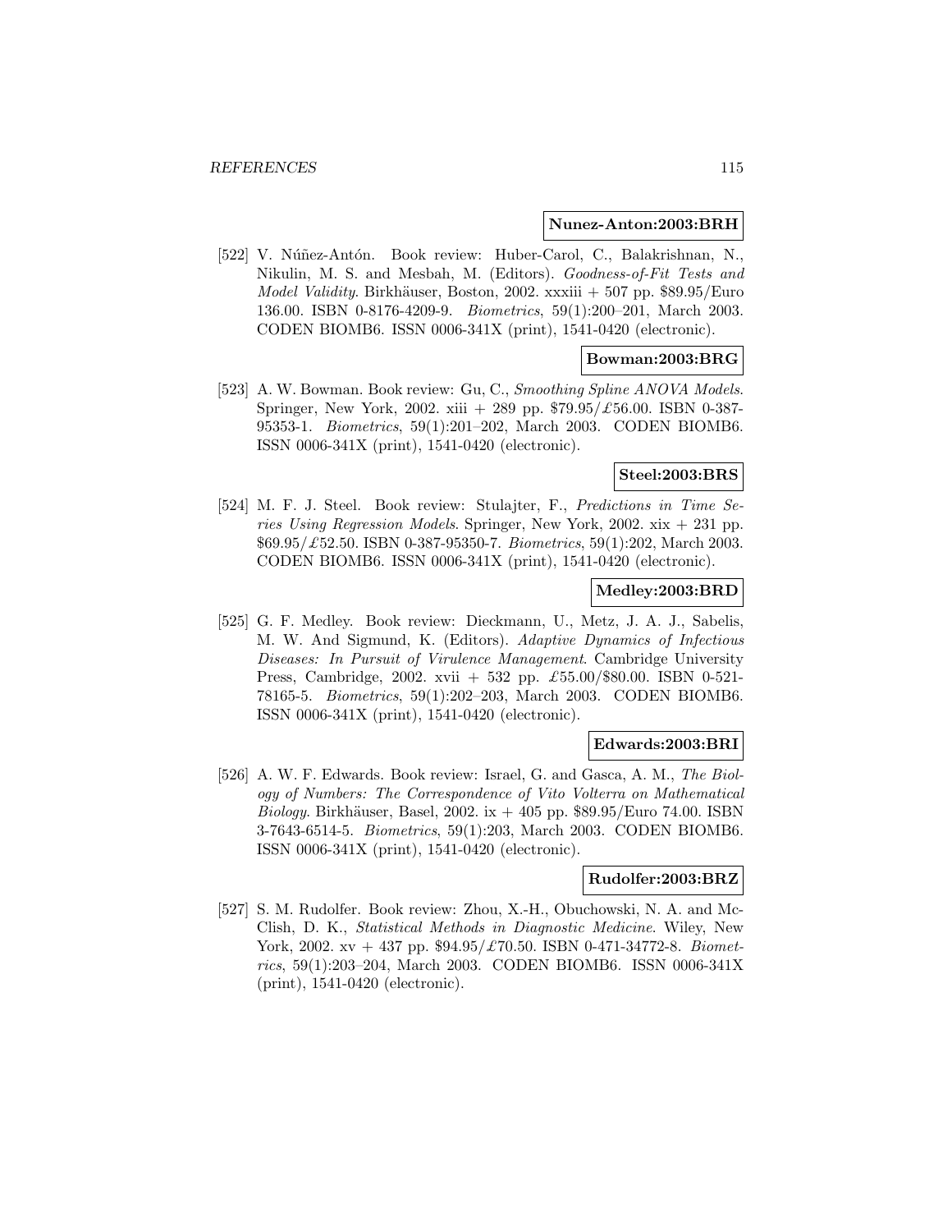**Nunez-Anton:2003:BRH**

[522] V. Núñez-Antón. Book review: Huber-Carol, C., Balakrishnan, N., Nikulin, M. S. and Mesbah, M. (Editors). *Goodness-of-Fit Tests and Model Validity*. Birkhäuser, Boston, 2002. xxxiii + 507 pp. $89.95/Euro 136.00. ISBN 0-8176-4209-9. *Biometrics*, 59(1):200–201, March 2003. CODEN BIOMB6. ISSN 0006-341X (print), 1541-0420 (electronic).

**Bowman:2003:BRG**

[523] A. W. Bowman. Book review: Gu, C., *Smoothing Spline ANOVA Models*. Springer, New York, 2002. xiii + 289 pp. $79.95/£56.00. ISBN 0-387-95353-1. *Biometrics*, 59(1):201–202, March 2003. CODEN BIOMB6. ISSN 0006-341X (print), 1541-0420 (electronic).

**Steel:2003:BRS**

[524] M. F. J. Steel. Book review: Stulajter, F., *Predictions in Time Series Using Regression Models*. Springer, New York, 2002. xix + 231 pp. $69.95/£52.50. ISBN 0-387-95350-7. *Biometrics*, 59(1):202, March 2003. CODEN BIOMB6. ISSN 0006-341X (print), 1541-0420 (electronic).

**Medley:2003:BRD**

[525] G. F. Medley. Book review: Dieckmann, U., Metz, J. A. J., Sabelis, M. W. And Sigmund, K. (Editors). *Adaptive Dynamics of Infectious Diseases: In Pursuit of Virulence Management*. Cambridge University Press, Cambridge, 2002. xvii + 532 pp. £55.00/$80.00. ISBN 0-521-78165-5. *Biometrics*, 59(1):202–203, March 2003. CODEN BIOMB6. ISSN 0006-341X (print), 1541-0420 (electronic).

**Edwards:2003:BRI**

[526] A. W. F. Edwards. Book review: Israel, G. and Gasca, A. M., *The Biology of Numbers: The Correspondence of Vito Volterra on Mathematical Biology*. Birkhäuser, Basel, 2002. ix + 405 pp. $89.95/Euro 74.00. ISBN 3-7643-6514-5. *Biometrics*, 59(1):203, March 2003. CODEN BIOMB6. ISSN 0006-341X (print), 1541-0420 (electronic).

**Rudolfer:2003:BRZ**

[527] S. M. Rudolfer. Book review: Zhou, X.-H., Obuchowski, N. A. and McClish, D. K., *Statistical Methods in Diagnostic Medicine*. Wiley, New York, 2002. xv + 437 pp. $94.95/£70.50. ISBN 0-471-34772-8. *Biometrics*, 59(1):203–204, March 2003. CODEN BIOMB6. ISSN 0006-341X (print), 1541-0420 (electronic).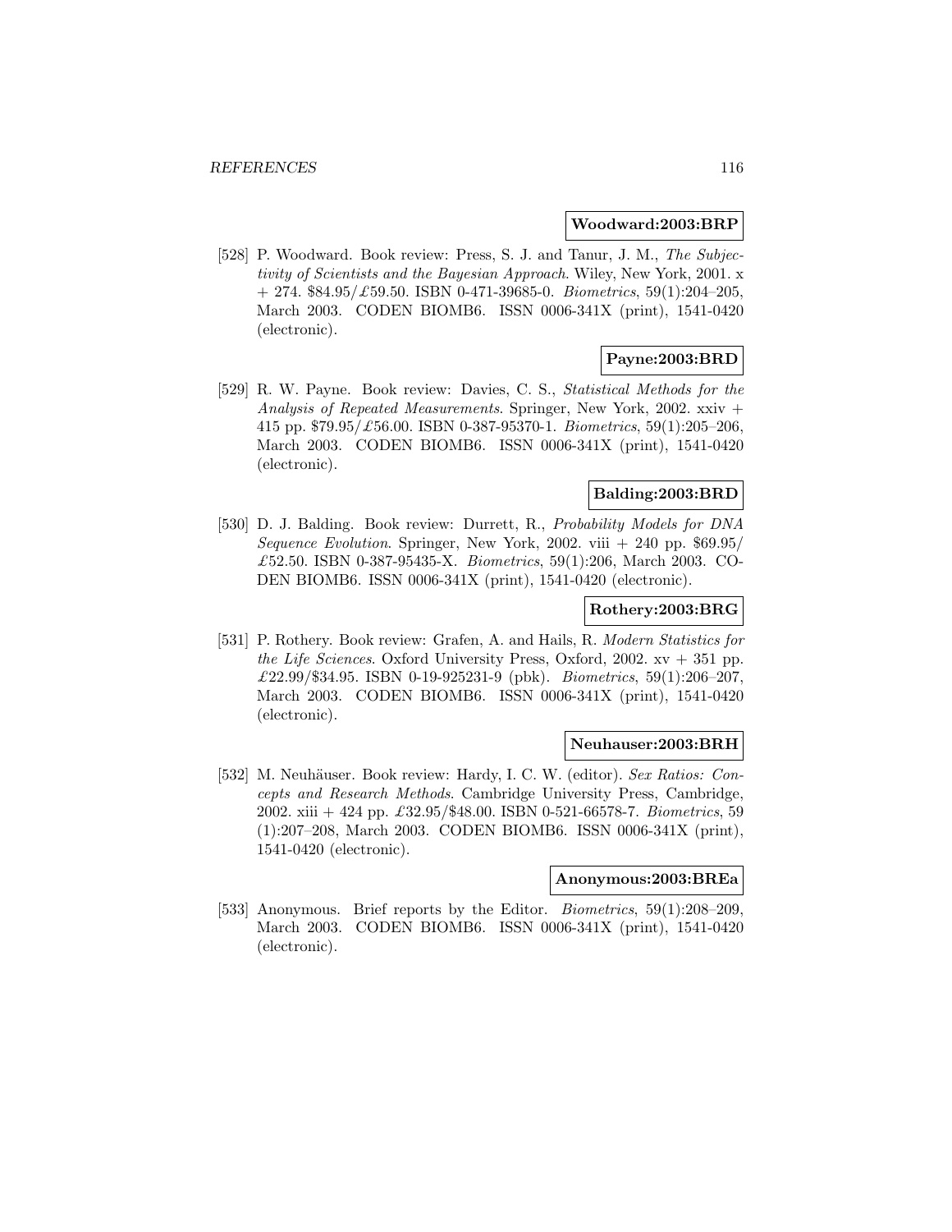**Woodward:2003:BRP**

[528] P. Woodward. Book review: Press, S. J. and Tanur, J. M., *The Subjectivity of Scientists and the Bayesian Approach*. Wiley, New York, 2001. x + 274. $84.95/£59.50. ISBN 0-471-39685-0. *Biometrics*, 59(1):204–205, March 2003. CODEN BIOMB6. ISSN 0006-341X (print), 1541-0420 (electronic).

**Payne:2003:BRD**

[529] R. W. Payne. Book review: Davies, C. S., *Statistical Methods for the Analysis of Repeated Measurements*. Springer, New York, 2002. xxiv + 415 pp. $79.95/£56.00. ISBN 0-387-95370-1. *Biometrics*, 59(1):205–206, March 2003. CODEN BIOMB6. ISSN 0006-341X (print), 1541-0420 (electronic).

**Balding:2003:BRD**

[530] D. J. Balding. Book review: Durrett, R., *Probability Models for DNA Sequence Evolution*. Springer, New York, 2002. viii + 240 pp. $69.95/ £52.50. ISBN 0-387-95435-X. *Biometrics*, 59(1):206, March 2003. CODEN BIOMB6. ISSN 0006-341X (print), 1541-0420 (electronic).

**Rothery:2003:BRG**

[531] P. Rothery. Book review: Grafen, A. and Hails, R. *Modern Statistics for the Life Sciences*. Oxford University Press, Oxford, 2002. xv + 351 pp. £22.99/$34.95. ISBN 0-19-925231-9 (pbk). *Biometrics*, 59(1):206–207, March 2003. CODEN BIOMB6. ISSN 0006-341X (print), 1541-0420 (electronic).

**Neuhauser:2003:BRH**

[532] M. Neuhäuser. Book review: Hardy, I. C. W. (editor). *Sex Ratios: Concepts and Research Methods*. Cambridge University Press, Cambridge, 2002. xiii + 424 pp. £32.95/$48.00. ISBN 0-521-66578-7. *Biometrics*, 59 (1):207–208, March 2003. CODEN BIOMB6. ISSN 0006-341X (print), 1541-0420 (electronic).

**Anonymous:2003:BREa**

[533] Anonymous. Brief reports by the Editor. *Biometrics*, 59(1):208–209, March 2003. CODEN BIOMB6. ISSN 0006-341X (print), 1541-0420 (electronic).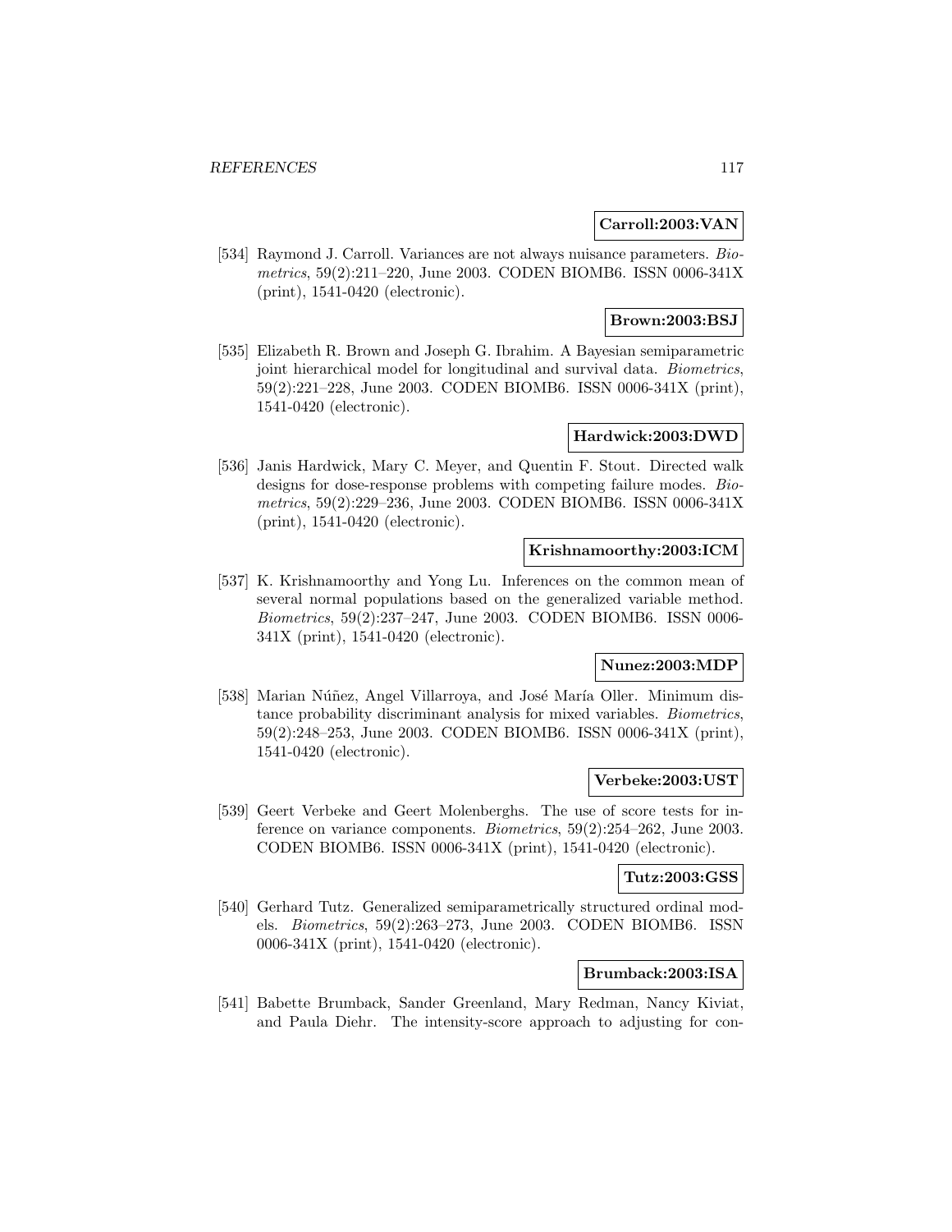**Carroll:2003:VAN**

[534] Raymond J. Carroll. Variances are not always nuisance parameters. *Biometrics*, 59(2):211–220, June 2003. CODEN BIOMB6. ISSN 0006-341X (print), 1541-0420 (electronic).

**Brown:2003:BSJ**

[535] Elizabeth R. Brown and Joseph G. Ibrahim. A Bayesian semiparametric joint hierarchical model for longitudinal and survival data. *Biometrics*, 59(2):221–228, June 2003. CODEN BIOMB6. ISSN 0006-341X (print), 1541-0420 (electronic).

**Hardwick:2003:DWD**

[536] Janis Hardwick, Mary C. Meyer, and Quentin F. Stout. Directed walk designs for dose-response problems with competing failure modes. *Biometrics*, 59(2):229–236, June 2003. CODEN BIOMB6. ISSN 0006-341X (print), 1541-0420 (electronic).

**Krishnamoorthy:2003:ICM**

[537] K. Krishnamoorthy and Yong Lu. Inferences on the common mean of several normal populations based on the generalized variable method. *Biometrics*, 59(2):237–247, June 2003. CODEN BIOMB6. ISSN 0006-341X (print), 1541-0420 (electronic).

**Nunez:2003:MDP**

[538] Marian Núñez, Angel Villarroya, and José María Oller. Minimum distance probability discriminant analysis for mixed variables. *Biometrics*, 59(2):248–253, June 2003. CODEN BIOMB6. ISSN 0006-341X (print), 1541-0420 (electronic).

**Verbeke:2003:UST**

[539] Geert Verbeke and Geert Molenberghs. The use of score tests for inference on variance components. *Biometrics*, 59(2):254–262, June 2003. CODEN BIOMB6. ISSN 0006-341X (print), 1541-0420 (electronic).

**Tutz:2003:GSS**

[540] Gerhard Tutz. Generalized semiparametrically structured ordinal models. *Biometrics*, 59(2):263–273, June 2003. CODEN BIOMB6. ISSN 0006-341X (print), 1541-0420 (electronic).

**Brumback:2003:ISA**

[541] Babette Brumback, Sander Greenland, Mary Redman, Nancy Kiviat, and Paula Diehr. The intensity-score approach to adjusting for con-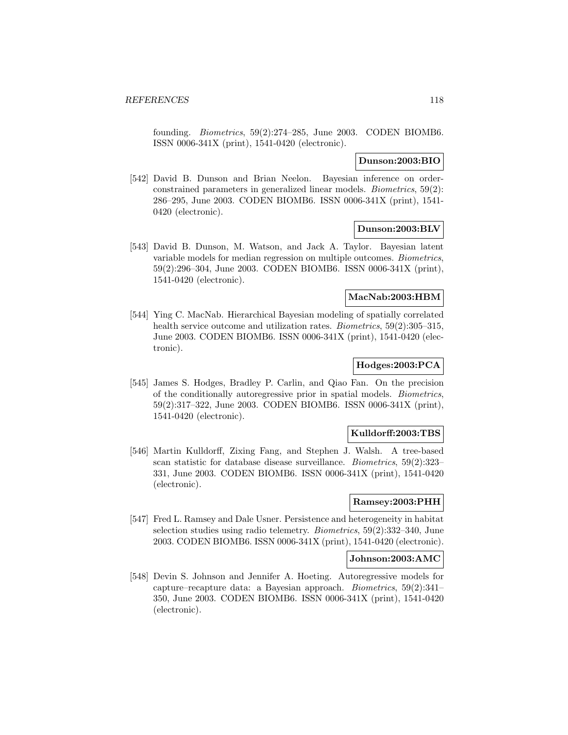founding. *Biometrics*, 59(2):274–285, June 2003. CODEN BIOMB6. ISSN 0006-341X (print), 1541-0420 (electronic).

**Dunson:2003:BIO**

[542] David B. Dunson and Brian Neelon. Bayesian inference on order-constrained parameters in generalized linear models. *Biometrics*, 59(2): 286–295, June 2003. CODEN BIOMB6. ISSN 0006-341X (print), 1541-0420 (electronic).

**Dunson:2003:BLV**

[543] David B. Dunson, M. Watson, and Jack A. Taylor. Bayesian latent variable models for median regression on multiple outcomes. *Biometrics*, 59(2):296–304, June 2003. CODEN BIOMB6. ISSN 0006-341X (print), 1541-0420 (electronic).

**MacNab:2003:HBM**

[544] Ying C. MacNab. Hierarchical Bayesian modeling of spatially correlated health service outcome and utilization rates. *Biometrics*, 59(2):305–315, June 2003. CODEN BIOMB6. ISSN 0006-341X (print), 1541-0420 (electronic).

**Hodges:2003:PCA**

[545] James S. Hodges, Bradley P. Carlin, and Qiao Fan. On the precision of the conditionally autoregressive prior in spatial models. *Biometrics*, 59(2):317–322, June 2003. CODEN BIOMB6. ISSN 0006-341X (print), 1541-0420 (electronic).

**Kulldorff:2003:TBS**

[546] Martin Kulldorff, Zixing Fang, and Stephen J. Walsh. A tree-based scan statistic for database disease surveillance. *Biometrics*, 59(2):323–331, June 2003. CODEN BIOMB6. ISSN 0006-341X (print), 1541-0420 (electronic).

**Ramsey:2003:PHH**

[547] Fred L. Ramsey and Dale Usner. Persistence and heterogeneity in habitat selection studies using radio telemetry. *Biometrics*, 59(2):332–340, June 2003. CODEN BIOMB6. ISSN 0006-341X (print), 1541-0420 (electronic).

**Johnson:2003:AMC**

[548] Devin S. Johnson and Jennifer A. Hoeting. Autoregressive models for capture–recapture data: a Bayesian approach. *Biometrics*, 59(2):341–350, June 2003. CODEN BIOMB6. ISSN 0006-341X (print), 1541-0420 (electronic).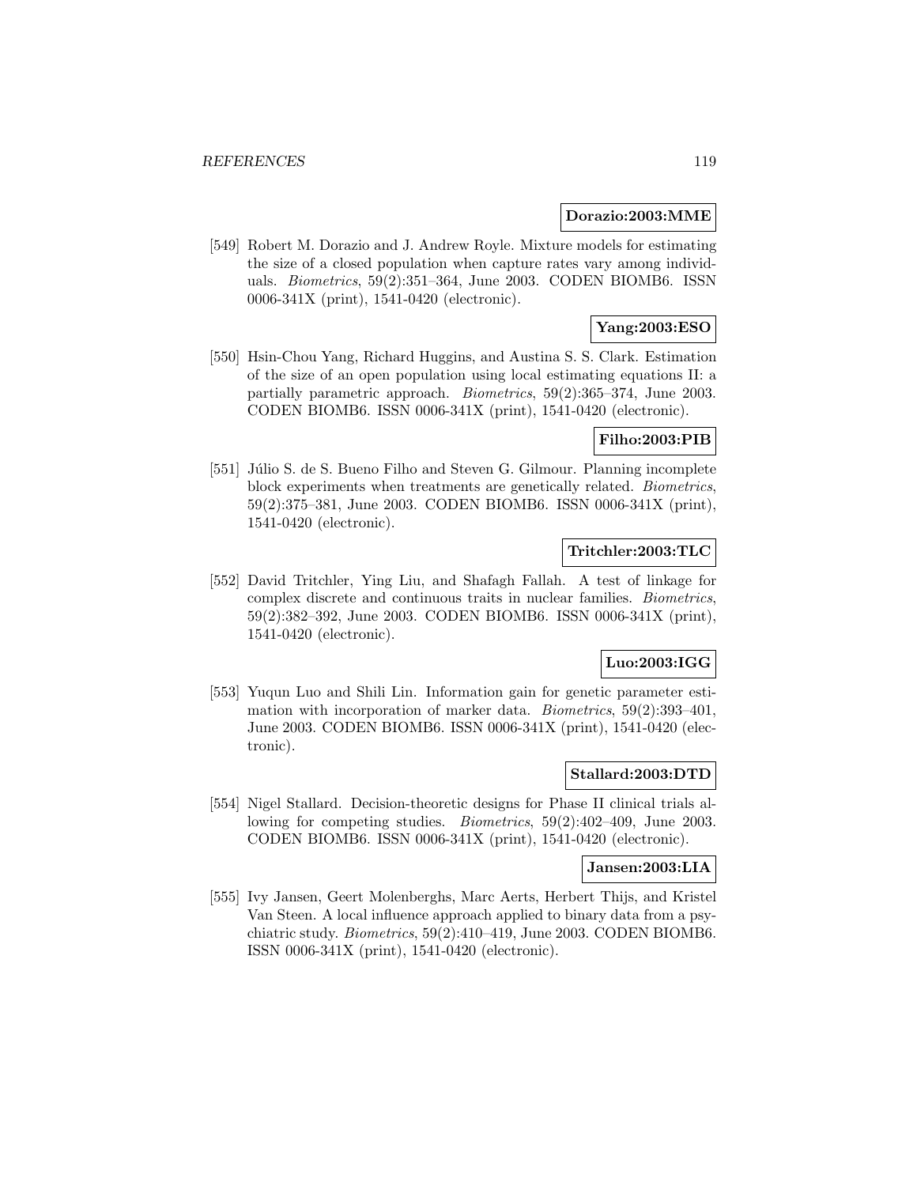**Dorazio:2003:MME**

[549] Robert M. Dorazio and J. Andrew Royle. Mixture models for estimating the size of a closed population when capture rates vary among individuals. *Biometrics*, 59(2):351–364, June 2003. CODEN BIOMB6. ISSN 0006-341X (print), 1541-0420 (electronic).

**Yang:2003:ESO**

[550] Hsin-Chou Yang, Richard Huggins, and Austina S. S. Clark. Estimation of the size of an open population using local estimating equations II: a partially parametric approach. *Biometrics*, 59(2):365–374, June 2003. CODEN BIOMB6. ISSN 0006-341X (print), 1541-0420 (electronic).

**Filho:2003:PIB**

[551] Júlio S. de S. Bueno Filho and Steven G. Gilmour. Planning incomplete block experiments when treatments are genetically related. *Biometrics*, 59(2):375–381, June 2003. CODEN BIOMB6. ISSN 0006-341X (print), 1541-0420 (electronic).

**Tritchler:2003:TLC**

[552] David Tritchler, Ying Liu, and Shafagh Fallah. A test of linkage for complex discrete and continuous traits in nuclear families. *Biometrics*, 59(2):382–392, June 2003. CODEN BIOMB6. ISSN 0006-341X (print), 1541-0420 (electronic).

**Luo:2003:IGG**

[553] Yuqun Luo and Shili Lin. Information gain for genetic parameter estimation with incorporation of marker data. *Biometrics*, 59(2):393–401, June 2003. CODEN BIOMB6. ISSN 0006-341X (print), 1541-0420 (electronic).

**Stallard:2003:DTD**

[554] Nigel Stallard. Decision-theoretic designs for Phase II clinical trials allowing for competing studies. *Biometrics*, 59(2):402–409, June 2003. CODEN BIOMB6. ISSN 0006-341X (print), 1541-0420 (electronic).

**Jansen:2003:LIA**

[555] Ivy Jansen, Geert Molenberghs, Marc Aerts, Herbert Thijs, and Kristel Van Steen. A local influence approach applied to binary data from a psychiatric study. *Biometrics*, 59(2):410–419, June 2003. CODEN BIOMB6. ISSN 0006-341X (print), 1541-0420 (electronic).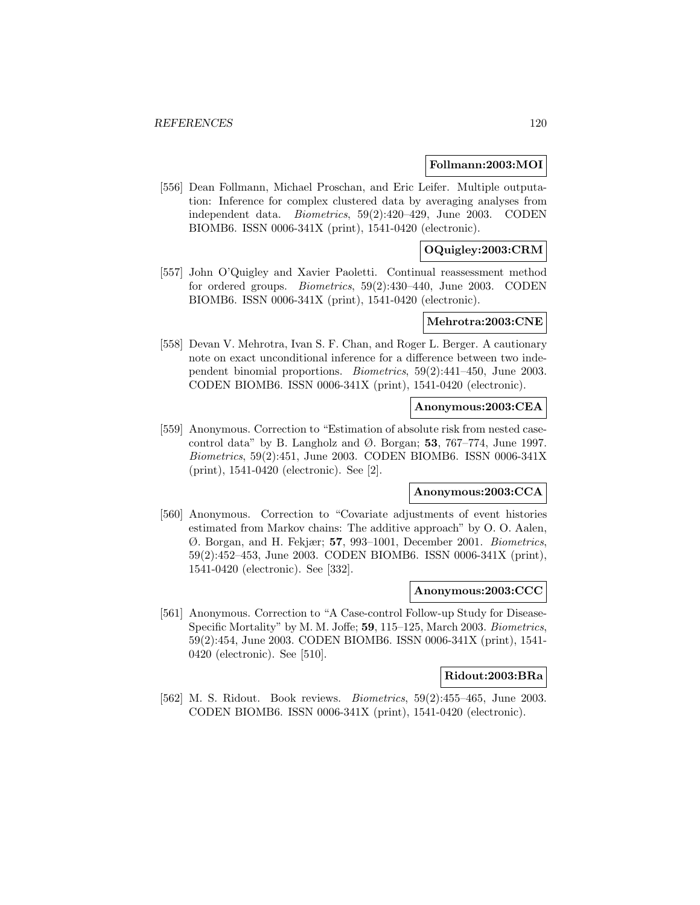**Follmann:2003:MOI**

[556] Dean Follmann, Michael Proschan, and Eric Leifer. Multiple outputation: Inference for complex clustered data by averaging analyses from independent data. *Biometrics*, 59(2):420–429, June 2003. CODEN BIOMB6. ISSN 0006-341X (print), 1541-0420 (electronic).

**OQuigley:2003:CRM**

[557] John O'Quigley and Xavier Paoletti. Continual reassessment method for ordered groups. *Biometrics*, 59(2):430–440, June 2003. CODEN BIOMB6. ISSN 0006-341X (print), 1541-0420 (electronic).

**Mehrotra:2003:CNE**

[558] Devan V. Mehrotra, Ivan S. F. Chan, and Roger L. Berger. A cautionary note on exact unconditional inference for a difference between two independent binomial proportions. *Biometrics*, 59(2):441–450, June 2003. CODEN BIOMB6. ISSN 0006-341X (print), 1541-0420 (electronic).

**Anonymous:2003:CEA**

[559] Anonymous. Correction to "Estimation of absolute risk from nested case-control data" by B. Langholz and Ø. Borgan; **53**, 767–774, June 1997. *Biometrics*, 59(2):451, June 2003. CODEN BIOMB6. ISSN 0006-341X (print), 1541-0420 (electronic). See [2].

**Anonymous:2003:CCA**

[560] Anonymous. Correction to "Covariate adjustments of event histories estimated from Markov chains: The additive approach" by O. O. Aalen, Ø. Borgan, and H. Fekjær; **57**, 993–1001, December 2001. *Biometrics*, 59(2):452–453, June 2003. CODEN BIOMB6. ISSN 0006-341X (print), 1541-0420 (electronic). See [332].

**Anonymous:2003:CCC**

[561] Anonymous. Correction to "A Case-control Follow-up Study for Disease-Specific Mortality" by M. M. Joffe; **59**, 115–125, March 2003. *Biometrics*, 59(2):454, June 2003. CODEN BIOMB6. ISSN 0006-341X (print), 1541-0420 (electronic). See [510].

**Ridout:2003:BRa**

[562] M. S. Ridout. Book reviews. *Biometrics*, 59(2):455–465, June 2003. CODEN BIOMB6. ISSN 0006-341X (print), 1541-0420 (electronic).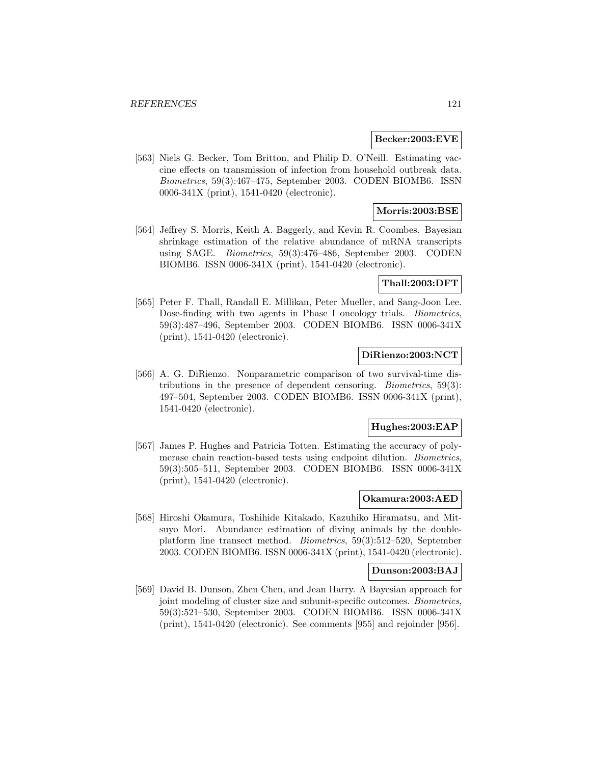**Becker:2003:EVE**

[563] Niels G. Becker, Tom Britton, and Philip D. O'Neill. Estimating vaccine effects on transmission of infection from household outbreak data. *Biometrics*, 59(3):467–475, September 2003. CODEN BIOMB6. ISSN 0006-341X (print), 1541-0420 (electronic).

**Morris:2003:BSE**

[564] Jeffrey S. Morris, Keith A. Baggerly, and Kevin R. Coombes. Bayesian shrinkage estimation of the relative abundance of mRNA transcripts using SAGE. *Biometrics*, 59(3):476–486, September 2003. CODEN BIOMB6. ISSN 0006-341X (print), 1541-0420 (electronic).

**Thall:2003:DFT**

[565] Peter F. Thall, Randall E. Millikan, Peter Mueller, and Sang-Joon Lee. Dose-finding with two agents in Phase I oncology trials. *Biometrics*, 59(3):487–496, September 2003. CODEN BIOMB6. ISSN 0006-341X (print), 1541-0420 (electronic).

**DiRienzo:2003:NCT**

[566] A. G. DiRienzo. Nonparametric comparison of two survival-time distributions in the presence of dependent censoring. *Biometrics*, 59(3): 497–504, September 2003. CODEN BIOMB6. ISSN 0006-341X (print), 1541-0420 (electronic).

**Hughes:2003:EAP**

[567] James P. Hughes and Patricia Totten. Estimating the accuracy of polymerase chain reaction-based tests using endpoint dilution. *Biometrics*, 59(3):505–511, September 2003. CODEN BIOMB6. ISSN 0006-341X (print), 1541-0420 (electronic).

**Okamura:2003:AED**

[568] Hiroshi Okamura, Toshihide Kitakado, Kazuhiko Hiramatsu, and Mitsuyo Mori. Abundance estimation of diving animals by the double-platform line transect method. *Biometrics*, 59(3):512–520, September 2003. CODEN BIOMB6. ISSN 0006-341X (print), 1541-0420 (electronic).

**Dunson:2003:BAJ**

[569] David B. Dunson, Zhen Chen, and Jean Harry. A Bayesian approach for joint modeling of cluster size and subunit-specific outcomes. *Biometrics*, 59(3):521–530, September 2003. CODEN BIOMB6. ISSN 0006-341X (print), 1541-0420 (electronic). See comments [955] and rejoinder [956].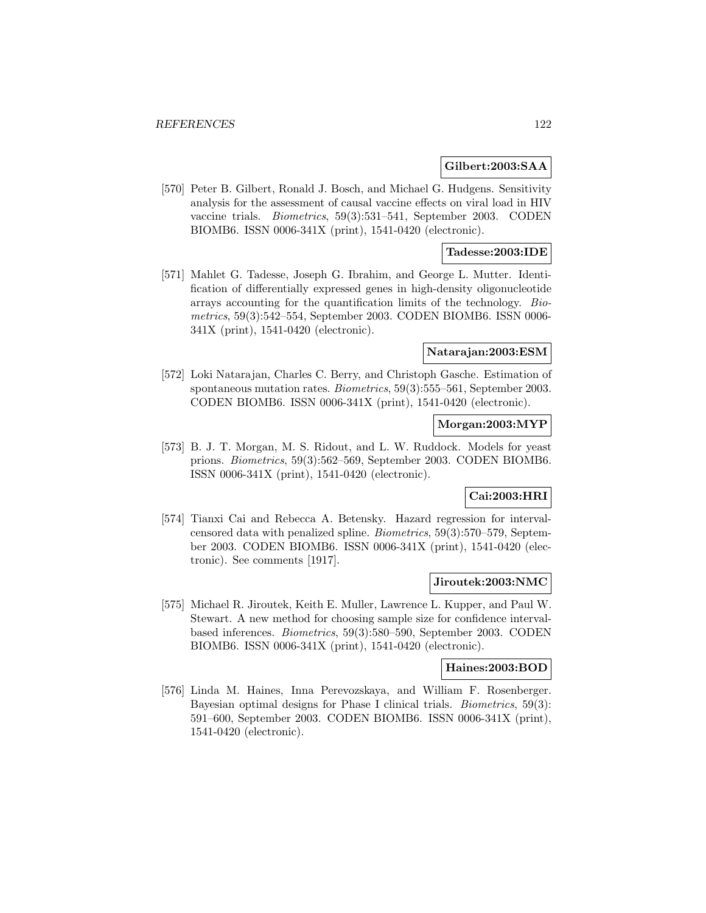**Gilbert:2003:SAA**

[570] Peter B. Gilbert, Ronald J. Bosch, and Michael G. Hudgens. Sensitivity analysis for the assessment of causal vaccine effects on viral load in HIV vaccine trials. *Biometrics*, 59(3):531–541, September 2003. CODEN BIOMB6. ISSN 0006-341X (print), 1541-0420 (electronic).

**Tadesse:2003:IDE**

[571] Mahlet G. Tadesse, Joseph G. Ibrahim, and George L. Mutter. Identification of differentially expressed genes in high-density oligonucleotide arrays accounting for the quantification limits of the technology. *Biometrics*, 59(3):542–554, September 2003. CODEN BIOMB6. ISSN 0006-341X (print), 1541-0420 (electronic).

**Natarajan:2003:ESM**

[572] Loki Natarajan, Charles C. Berry, and Christoph Gasche. Estimation of spontaneous mutation rates. *Biometrics*, 59(3):555–561, September 2003. CODEN BIOMB6. ISSN 0006-341X (print), 1541-0420 (electronic).

**Morgan:2003:MYP**

[573] B. J. T. Morgan, M. S. Ridout, and L. W. Ruddock. Models for yeast prions. *Biometrics*, 59(3):562–569, September 2003. CODEN BIOMB6. ISSN 0006-341X (print), 1541-0420 (electronic).

**Cai:2003:HRI**

[574] Tianxi Cai and Rebecca A. Betensky. Hazard regression for interval-censored data with penalized spline. *Biometrics*, 59(3):570–579, September 2003. CODEN BIOMB6. ISSN 0006-341X (print), 1541-0420 (electronic). See comments [1917].

**Jiroutek:2003:NMC**

[575] Michael R. Jiroutek, Keith E. Muller, Lawrence L. Kupper, and Paul W. Stewart. A new method for choosing sample size for confidence interval-based inferences. *Biometrics*, 59(3):580–590, September 2003. CODEN BIOMB6. ISSN 0006-341X (print), 1541-0420 (electronic).

**Haines:2003:BOD**

[576] Linda M. Haines, Inna Perevozskaya, and William F. Rosenberger. Bayesian optimal designs for Phase I clinical trials. *Biometrics*, 59(3): 591–600, September 2003. CODEN BIOMB6. ISSN 0006-341X (print), 1541-0420 (electronic).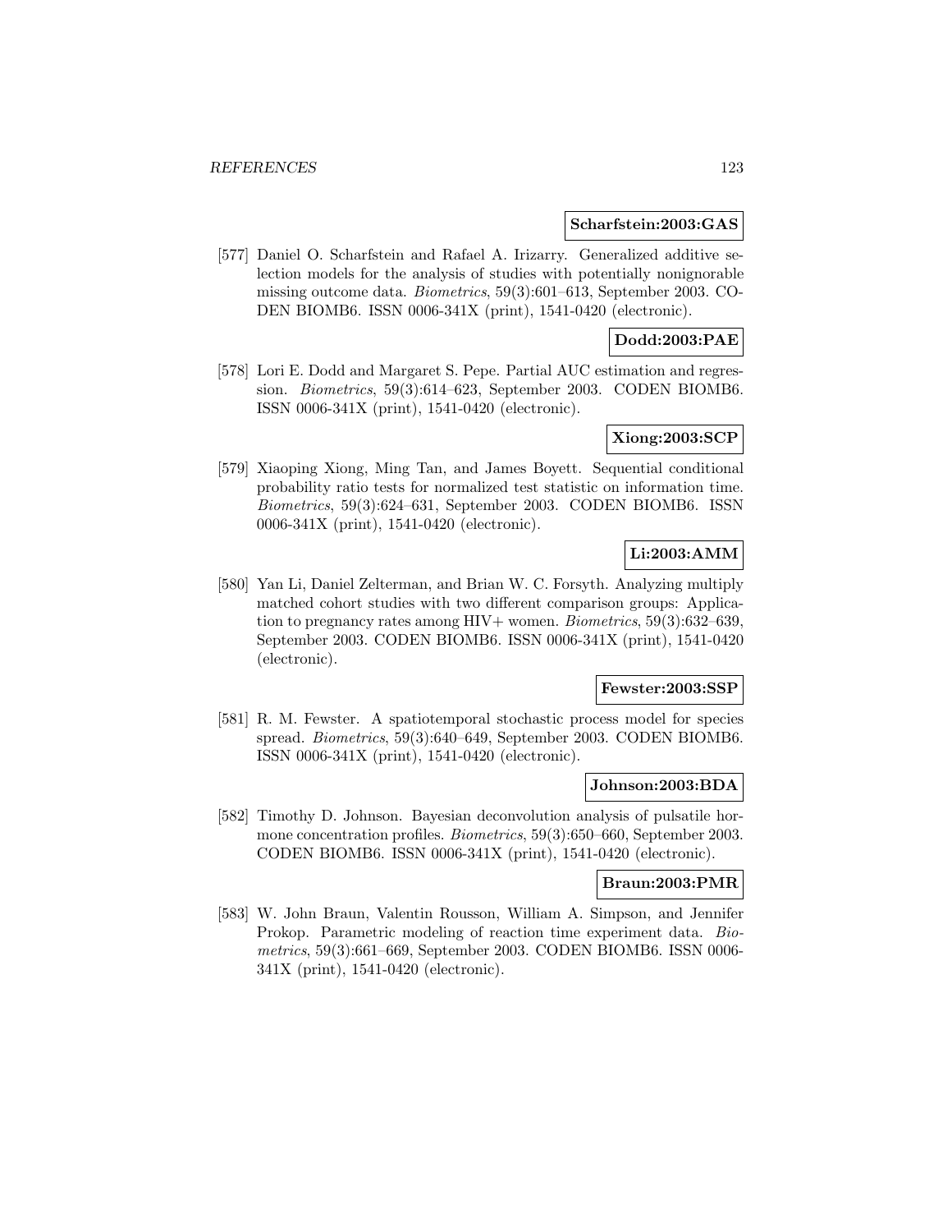**Scharfstein:2003:GAS**

[577] Daniel O. Scharfstein and Rafael A. Irizarry. Generalized additive selection models for the analysis of studies with potentially nonignorable missing outcome data. *Biometrics*, 59(3):601–613, September 2003. CODEN BIOMB6. ISSN 0006-341X (print), 1541-0420 (electronic).

**Dodd:2003:PAE**

[578] Lori E. Dodd and Margaret S. Pepe. Partial AUC estimation and regression. *Biometrics*, 59(3):614–623, September 2003. CODEN BIOMB6. ISSN 0006-341X (print), 1541-0420 (electronic).

**Xiong:2003:SCP**

[579] Xiaoping Xiong, Ming Tan, and James Boyett. Sequential conditional probability ratio tests for normalized test statistic on information time. *Biometrics*, 59(3):624–631, September 2003. CODEN BIOMB6. ISSN 0006-341X (print), 1541-0420 (electronic).

**Li:2003:AMM**

[580] Yan Li, Daniel Zelterman, and Brian W. C. Forsyth. Analyzing multiply matched cohort studies with two different comparison groups: Application to pregnancy rates among HIV+ women. *Biometrics*, 59(3):632–639, September 2003. CODEN BIOMB6. ISSN 0006-341X (print), 1541-0420 (electronic).

**Fewster:2003:SSP**

[581] R. M. Fewster. A spatiotemporal stochastic process model for species spread. *Biometrics*, 59(3):640–649, September 2003. CODEN BIOMB6. ISSN 0006-341X (print), 1541-0420 (electronic).

**Johnson:2003:BDA**

[582] Timothy D. Johnson. Bayesian deconvolution analysis of pulsatile hormone concentration profiles. *Biometrics*, 59(3):650–660, September 2003. CODEN BIOMB6. ISSN 0006-341X (print), 1541-0420 (electronic).

**Braun:2003:PMR**

[583] W. John Braun, Valentin Rousson, William A. Simpson, and Jennifer Prokop. Parametric modeling of reaction time experiment data. *Biometrics*, 59(3):661–669, September 2003. CODEN BIOMB6. ISSN 0006-341X (print), 1541-0420 (electronic).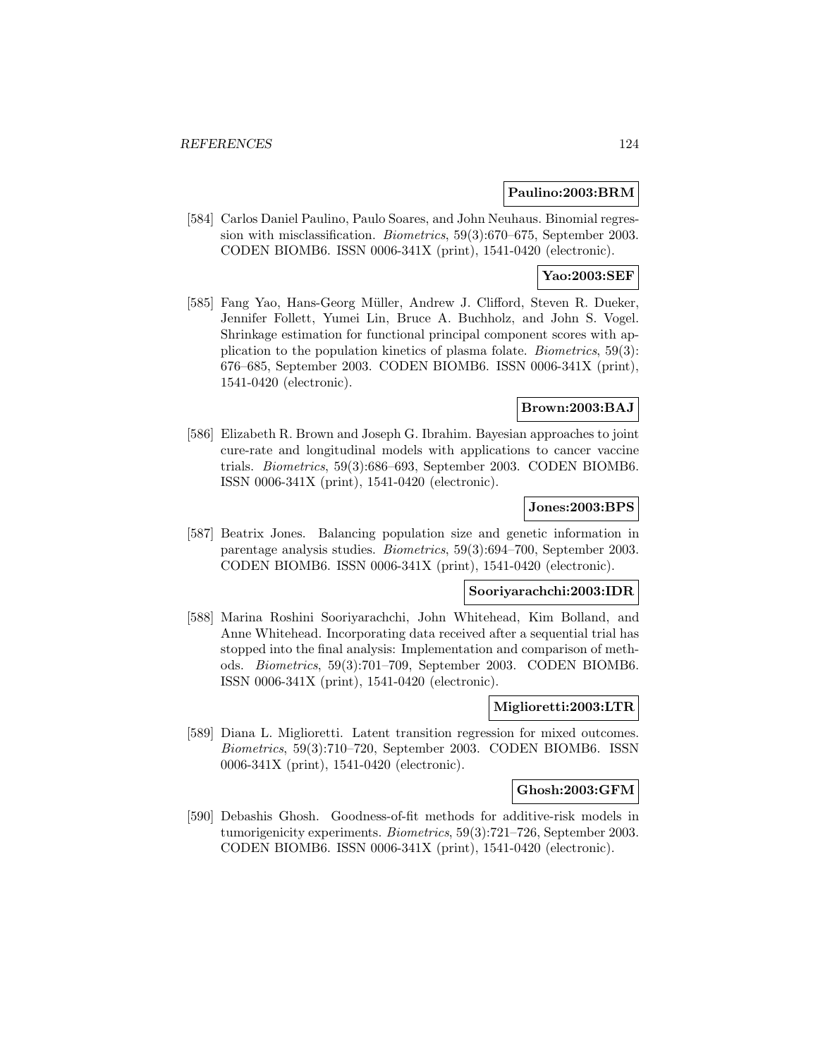**Paulino:2003:BRM**

[584] Carlos Daniel Paulino, Paulo Soares, and John Neuhaus. Binomial regression with misclassification. *Biometrics*, 59(3):670–675, September 2003. CODEN BIOMB6. ISSN 0006-341X (print), 1541-0420 (electronic).

**Yao:2003:SEF**

[585] Fang Yao, Hans-Georg Müller, Andrew J. Clifford, Steven R. Dueker, Jennifer Follett, Yumei Lin, Bruce A. Buchholz, and John S. Vogel. Shrinkage estimation for functional principal component scores with application to the population kinetics of plasma folate. *Biometrics*, 59(3): 676–685, September 2003. CODEN BIOMB6. ISSN 0006-341X (print), 1541-0420 (electronic).

**Brown:2003:BAJ**

[586] Elizabeth R. Brown and Joseph G. Ibrahim. Bayesian approaches to joint cure-rate and longitudinal models with applications to cancer vaccine trials. *Biometrics*, 59(3):686–693, September 2003. CODEN BIOMB6. ISSN 0006-341X (print), 1541-0420 (electronic).

**Jones:2003:BPS**

[587] Beatrix Jones. Balancing population size and genetic information in parentage analysis studies. *Biometrics*, 59(3):694–700, September 2003. CODEN BIOMB6. ISSN 0006-341X (print), 1541-0420 (electronic).

**Sooriyarachchi:2003:IDR**

[588] Marina Roshini Sooriyarachchi, John Whitehead, Kim Bolland, and Anne Whitehead. Incorporating data received after a sequential trial has stopped into the final analysis: Implementation and comparison of methods. *Biometrics*, 59(3):701–709, September 2003. CODEN BIOMB6. ISSN 0006-341X (print), 1541-0420 (electronic).

**Miglioretti:2003:LTR**

[589] Diana L. Miglioretti. Latent transition regression for mixed outcomes. *Biometrics*, 59(3):710–720, September 2003. CODEN BIOMB6. ISSN 0006-341X (print), 1541-0420 (electronic).

**Ghosh:2003:GFM**

[590] Debashis Ghosh. Goodness-of-fit methods for additive-risk models in tumorigenicity experiments. *Biometrics*, 59(3):721–726, September 2003. CODEN BIOMB6. ISSN 0006-341X (print), 1541-0420 (electronic).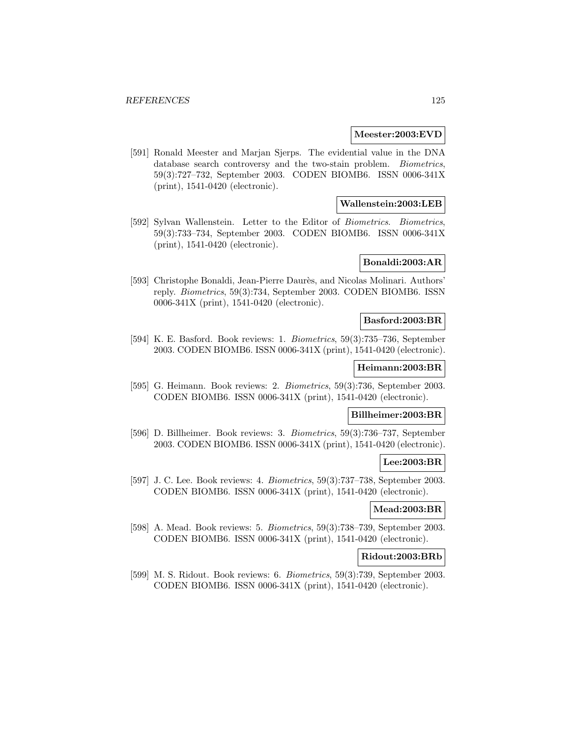**Meester:2003:EVD**

[591] Ronald Meester and Marjan Sjerps. The evidential value in the DNA database search controversy and the two-stain problem. *Biometrics*, 59(3):727–732, September 2003. CODEN BIOMB6. ISSN 0006-341X (print), 1541-0420 (electronic).

**Wallenstein:2003:LEB**

[592] Sylvan Wallenstein. Letter to the Editor of *Biometrics*. *Biometrics*, 59(3):733–734, September 2003. CODEN BIOMB6. ISSN 0006-341X (print), 1541-0420 (electronic).

**Bonaldi:2003:AR**

[593] Christophe Bonaldi, Jean-Pierre Daurès, and Nicolas Molinari. Authors' reply. *Biometrics*, 59(3):734, September 2003. CODEN BIOMB6. ISSN 0006-341X (print), 1541-0420 (electronic).

**Basford:2003:BR**

[594] K. E. Basford. Book reviews: 1. *Biometrics*, 59(3):735–736, September 2003. CODEN BIOMB6. ISSN 0006-341X (print), 1541-0420 (electronic).

**Heimann:2003:BR**

[595] G. Heimann. Book reviews: 2. *Biometrics*, 59(3):736, September 2003. CODEN BIOMB6. ISSN 0006-341X (print), 1541-0420 (electronic).

**Billheimer:2003:BR**

[596] D. Billheimer. Book reviews: 3. *Biometrics*, 59(3):736–737, September 2003. CODEN BIOMB6. ISSN 0006-341X (print), 1541-0420 (electronic).

**Lee:2003:BR**

[597] J. C. Lee. Book reviews: 4. *Biometrics*, 59(3):737–738, September 2003. CODEN BIOMB6. ISSN 0006-341X (print), 1541-0420 (electronic).

**Mead:2003:BR**

[598] A. Mead. Book reviews: 5. *Biometrics*, 59(3):738–739, September 2003. CODEN BIOMB6. ISSN 0006-341X (print), 1541-0420 (electronic).

**Ridout:2003:BRb**

[599] M. S. Ridout. Book reviews: 6. *Biometrics*, 59(3):739, September 2003. CODEN BIOMB6. ISSN 0006-341X (print), 1541-0420 (electronic).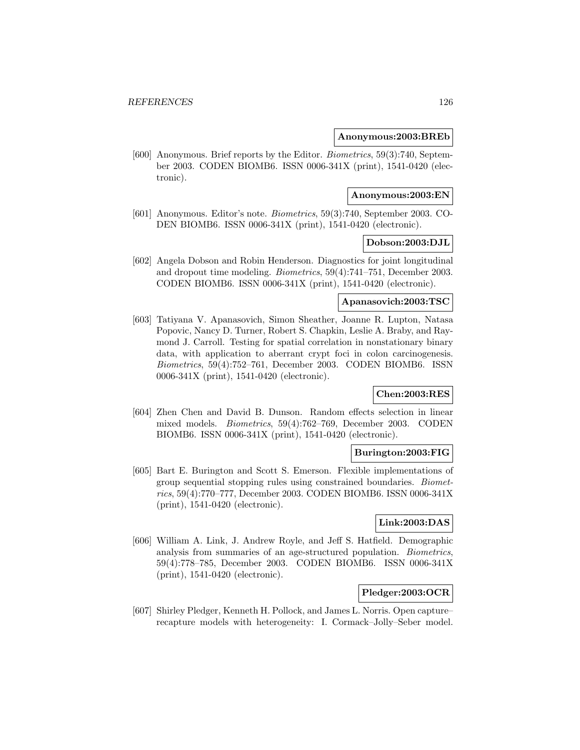**Anonymous:2003:BREb**

[600] Anonymous. Brief reports by the Editor. *Biometrics*, 59(3):740, September 2003. CODEN BIOMB6. ISSN 0006-341X (print), 1541-0420 (electronic).

**Anonymous:2003:EN**

[601] Anonymous. Editor's note. *Biometrics*, 59(3):740, September 2003. CODEN BIOMB6. ISSN 0006-341X (print), 1541-0420 (electronic).

**Dobson:2003:DJL**

[602] Angela Dobson and Robin Henderson. Diagnostics for joint longitudinal and dropout time modeling. *Biometrics*, 59(4):741–751, December 2003. CODEN BIOMB6. ISSN 0006-341X (print), 1541-0420 (electronic).

**Apanasovich:2003:TSC**

[603] Tatiyana V. Apanasovich, Simon Sheather, Joanne R. Lupton, Natasa Popovic, Nancy D. Turner, Robert S. Chapkin, Leslie A. Braby, and Raymond J. Carroll. Testing for spatial correlation in nonstationary binary data, with application to aberrant crypt foci in colon carcinogenesis. *Biometrics*, 59(4):752–761, December 2003. CODEN BIOMB6. ISSN 0006-341X (print), 1541-0420 (electronic).

**Chen:2003:RES**

[604] Zhen Chen and David B. Dunson. Random effects selection in linear mixed models. *Biometrics*, 59(4):762–769, December 2003. CODEN BIOMB6. ISSN 0006-341X (print), 1541-0420 (electronic).

**Burington:2003:FIG**

[605] Bart E. Burington and Scott S. Emerson. Flexible implementations of group sequential stopping rules using constrained boundaries. *Biometrics*, 59(4):770–777, December 2003. CODEN BIOMB6. ISSN 0006-341X (print), 1541-0420 (electronic).

**Link:2003:DAS**

[606] William A. Link, J. Andrew Royle, and Jeff S. Hatfield. Demographic analysis from summaries of an age-structured population. *Biometrics*, 59(4):778–785, December 2003. CODEN BIOMB6. ISSN 0006-341X (print), 1541-0420 (electronic).

**Pledger:2003:OCR**

[607] Shirley Pledger, Kenneth H. Pollock, and James L. Norris. Open capture–recapture models with heterogeneity: I. Cormack–Jolly–Seber model.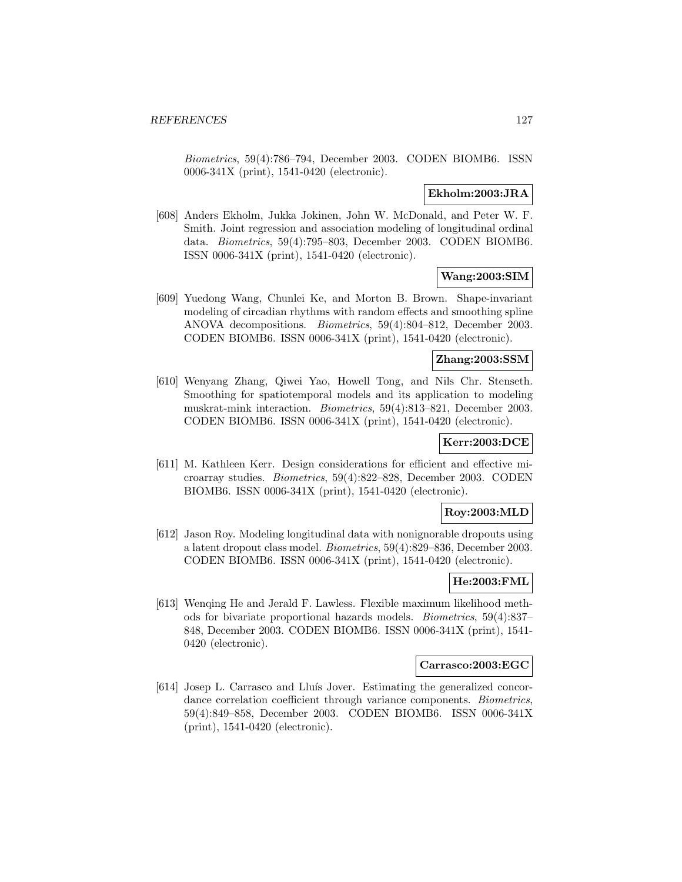*Biometrics*, 59(4):786–794, December 2003. CODEN BIOMB6. ISSN 0006-341X (print), 1541-0420 (electronic).

**Ekholm:2003:JRA**

[608] Anders Ekholm, Jukka Jokinen, John W. McDonald, and Peter W. F. Smith. Joint regression and association modeling of longitudinal ordinal data. *Biometrics*, 59(4):795–803, December 2003. CODEN BIOMB6. ISSN 0006-341X (print), 1541-0420 (electronic).

**Wang:2003:SIM**

[609] Yuedong Wang, Chunlei Ke, and Morton B. Brown. Shape-invariant modeling of circadian rhythms with random effects and smoothing spline ANOVA decompositions. *Biometrics*, 59(4):804–812, December 2003. CODEN BIOMB6. ISSN 0006-341X (print), 1541-0420 (electronic).

**Zhang:2003:SSM**

[610] Wenyang Zhang, Qiwei Yao, Howell Tong, and Nils Chr. Stenseth. Smoothing for spatiotemporal models and its application to modeling muskrat-mink interaction. *Biometrics*, 59(4):813–821, December 2003. CODEN BIOMB6. ISSN 0006-341X (print), 1541-0420 (electronic).

**Kerr:2003:DCE**

[611] M. Kathleen Kerr. Design considerations for efficient and effective microarray studies. *Biometrics*, 59(4):822–828, December 2003. CODEN BIOMB6. ISSN 0006-341X (print), 1541-0420 (electronic).

**Roy:2003:MLD**

[612] Jason Roy. Modeling longitudinal data with nonignorable dropouts using a latent dropout class model. *Biometrics*, 59(4):829–836, December 2003. CODEN BIOMB6. ISSN 0006-341X (print), 1541-0420 (electronic).

**He:2003:FML**

[613] Wenqing He and Jerald F. Lawless. Flexible maximum likelihood methods for bivariate proportional hazards models. *Biometrics*, 59(4):837–848, December 2003. CODEN BIOMB6. ISSN 0006-341X (print), 1541-0420 (electronic).

**Carrasco:2003:EGC**

[614] Josep L. Carrasco and Lluís Jover. Estimating the generalized concordance correlation coefficient through variance components. *Biometrics*, 59(4):849–858, December 2003. CODEN BIOMB6. ISSN 0006-341X (print), 1541-0420 (electronic).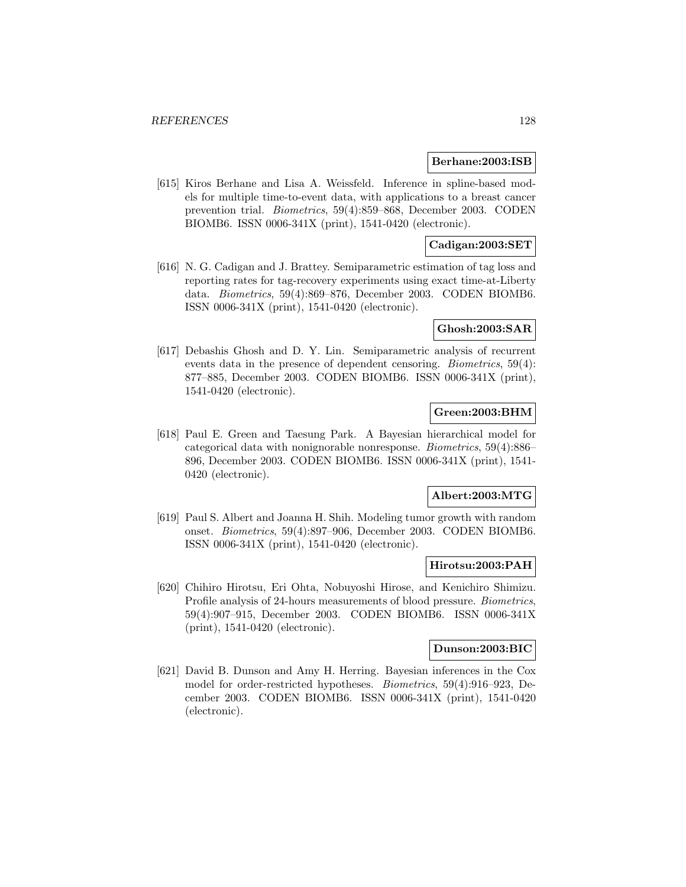**Berhane:2003:ISB**

[615] Kiros Berhane and Lisa A. Weissfeld. Inference in spline-based models for multiple time-to-event data, with applications to a breast cancer prevention trial. *Biometrics*, 59(4):859–868, December 2003. CODEN BIOMB6. ISSN 0006-341X (print), 1541-0420 (electronic).

**Cadigan:2003:SET**

[616] N. G. Cadigan and J. Brattey. Semiparametric estimation of tag loss and reporting rates for tag-recovery experiments using exact time-at-Liberty data. *Biometrics*, 59(4):869–876, December 2003. CODEN BIOMB6. ISSN 0006-341X (print), 1541-0420 (electronic).

**Ghosh:2003:SAR**

[617] Debashis Ghosh and D. Y. Lin. Semiparametric analysis of recurrent events data in the presence of dependent censoring. *Biometrics*, 59(4): 877–885, December 2003. CODEN BIOMB6. ISSN 0006-341X (print), 1541-0420 (electronic).

**Green:2003:BHM**

[618] Paul E. Green and Taesung Park. A Bayesian hierarchical model for categorical data with nonignorable nonresponse. *Biometrics*, 59(4):886–896, December 2003. CODEN BIOMB6. ISSN 0006-341X (print), 1541-0420 (electronic).

**Albert:2003:MTG**

[619] Paul S. Albert and Joanna H. Shih. Modeling tumor growth with random onset. *Biometrics*, 59(4):897–906, December 2003. CODEN BIOMB6. ISSN 0006-341X (print), 1541-0420 (electronic).

**Hirotsu:2003:PAH**

[620] Chihiro Hirotsu, Eri Ohta, Nobuyoshi Hirose, and Kenichiro Shimizu. Profile analysis of 24-hours measurements of blood pressure. *Biometrics*, 59(4):907–915, December 2003. CODEN BIOMB6. ISSN 0006-341X (print), 1541-0420 (electronic).

**Dunson:2003:BIC**

[621] David B. Dunson and Amy H. Herring. Bayesian inferences in the Cox model for order-restricted hypotheses. *Biometrics*, 59(4):916–923, December 2003. CODEN BIOMB6. ISSN 0006-341X (print), 1541-0420 (electronic).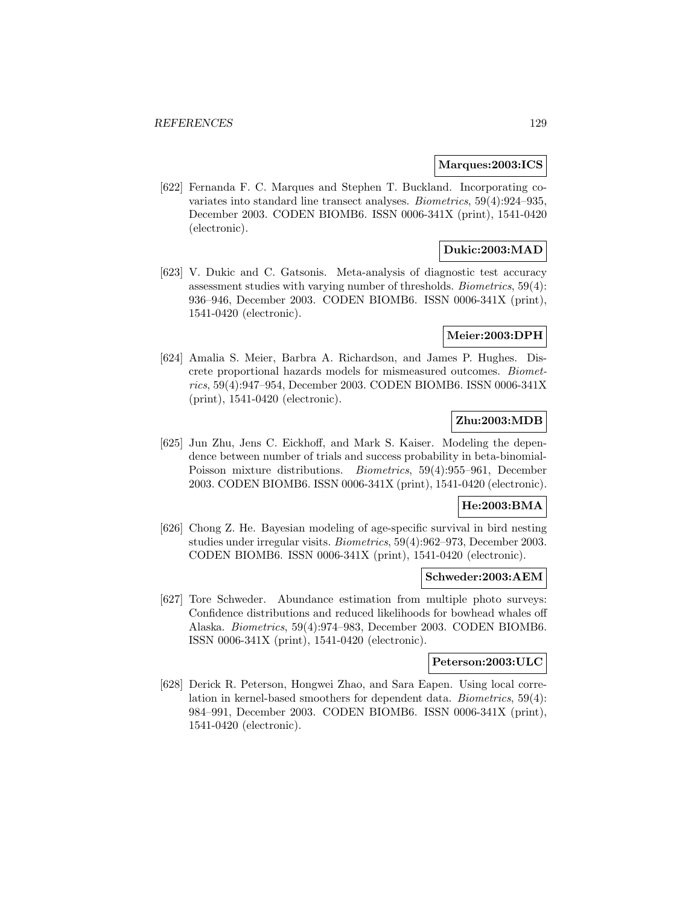**Marques:2003:ICS**

[622] Fernanda F. C. Marques and Stephen T. Buckland. Incorporating covariates into standard line transect analyses. *Biometrics*, 59(4):924–935, December 2003. CODEN BIOMB6. ISSN 0006-341X (print), 1541-0420 (electronic).

**Dukic:2003:MAD**

[623] V. Dukic and C. Gatsonis. Meta-analysis of diagnostic test accuracy assessment studies with varying number of thresholds. *Biometrics*, 59(4): 936–946, December 2003. CODEN BIOMB6. ISSN 0006-341X (print), 1541-0420 (electronic).

**Meier:2003:DPH**

[624] Amalia S. Meier, Barbra A. Richardson, and James P. Hughes. Discrete proportional hazards models for mismeasured outcomes. *Biometrics*, 59(4):947–954, December 2003. CODEN BIOMB6. ISSN 0006-341X (print), 1541-0420 (electronic).

**Zhu:2003:MDB**

[625] Jun Zhu, Jens C. Eickhoff, and Mark S. Kaiser. Modeling the dependence between number of trials and success probability in beta-binomial-Poisson mixture distributions. *Biometrics*, 59(4):955–961, December 2003. CODEN BIOMB6. ISSN 0006-341X (print), 1541-0420 (electronic).

**He:2003:BMA**

[626] Chong Z. He. Bayesian modeling of age-specific survival in bird nesting studies under irregular visits. *Biometrics*, 59(4):962–973, December 2003. CODEN BIOMB6. ISSN 0006-341X (print), 1541-0420 (electronic).

**Schweder:2003:AEM**

[627] Tore Schweder. Abundance estimation from multiple photo surveys: Confidence distributions and reduced likelihoods for bowhead whales off Alaska. *Biometrics*, 59(4):974–983, December 2003. CODEN BIOMB6. ISSN 0006-341X (print), 1541-0420 (electronic).

**Peterson:2003:ULC**

[628] Derick R. Peterson, Hongwei Zhao, and Sara Eapen. Using local correlation in kernel-based smoothers for dependent data. *Biometrics*, 59(4): 984–991, December 2003. CODEN BIOMB6. ISSN 0006-341X (print), 1541-0420 (electronic).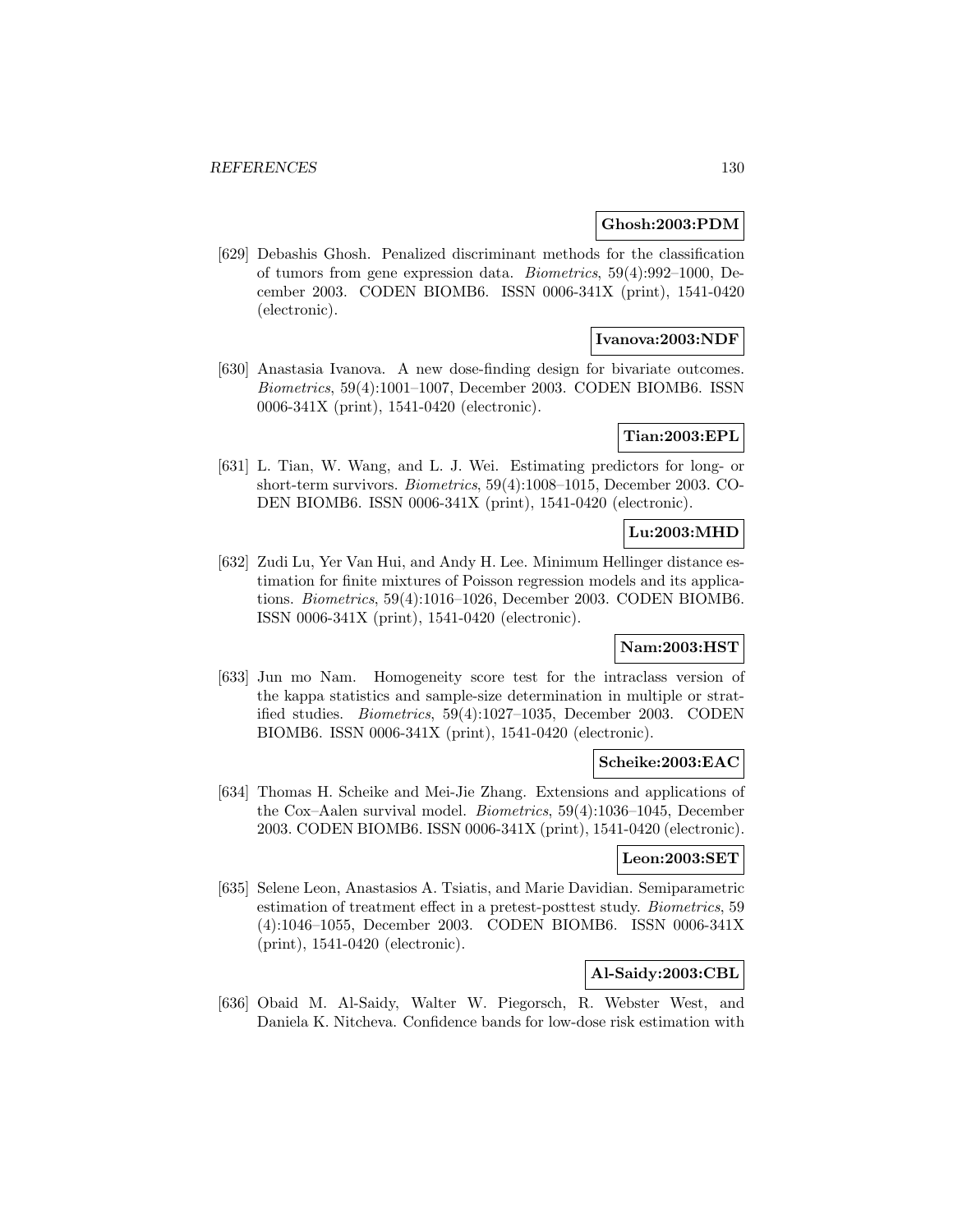**Ghosh:2003:PDM**

[629] Debashis Ghosh. Penalized discriminant methods for the classification of tumors from gene expression data. *Biometrics*, 59(4):992–1000, December 2003. CODEN BIOMB6. ISSN 0006-341X (print), 1541-0420 (electronic).

**Ivanova:2003:NDF**

[630] Anastasia Ivanova. A new dose-finding design for bivariate outcomes. *Biometrics*, 59(4):1001–1007, December 2003. CODEN BIOMB6. ISSN 0006-341X (print), 1541-0420 (electronic).

**Tian:2003:EPL**

[631] L. Tian, W. Wang, and L. J. Wei. Estimating predictors for long- or short-term survivors. *Biometrics*, 59(4):1008–1015, December 2003. CODEN BIOMB6. ISSN 0006-341X (print), 1541-0420 (electronic).

**Lu:2003:MHD**

[632] Zudi Lu, Yer Van Hui, and Andy H. Lee. Minimum Hellinger distance estimation for finite mixtures of Poisson regression models and its applications. *Biometrics*, 59(4):1016–1026, December 2003. CODEN BIOMB6. ISSN 0006-341X (print), 1541-0420 (electronic).

**Nam:2003:HST**

[633] Jun mo Nam. Homogeneity score test for the intraclass version of the kappa statistics and sample-size determination in multiple or stratified studies. *Biometrics*, 59(4):1027–1035, December 2003. CODEN BIOMB6. ISSN 0006-341X (print), 1541-0420 (electronic).

**Scheike:2003:EAC**

[634] Thomas H. Scheike and Mei-Jie Zhang. Extensions and applications of the Cox–Aalen survival model. *Biometrics*, 59(4):1036–1045, December 2003. CODEN BIOMB6. ISSN 0006-341X (print), 1541-0420 (electronic).

**Leon:2003:SET**

[635] Selene Leon, Anastasios A. Tsiatis, and Marie Davidian. Semiparametric estimation of treatment effect in a pretest-posttest study. *Biometrics*, 59 (4):1046–1055, December 2003. CODEN BIOMB6. ISSN 0006-341X (print), 1541-0420 (electronic).

**Al-Saidy:2003:CBL**

[636] Obaid M. Al-Saidy, Walter W. Piegorsch, R. Webster West, and Daniela K. Nitcheva. Confidence bands for low-dose risk estimation with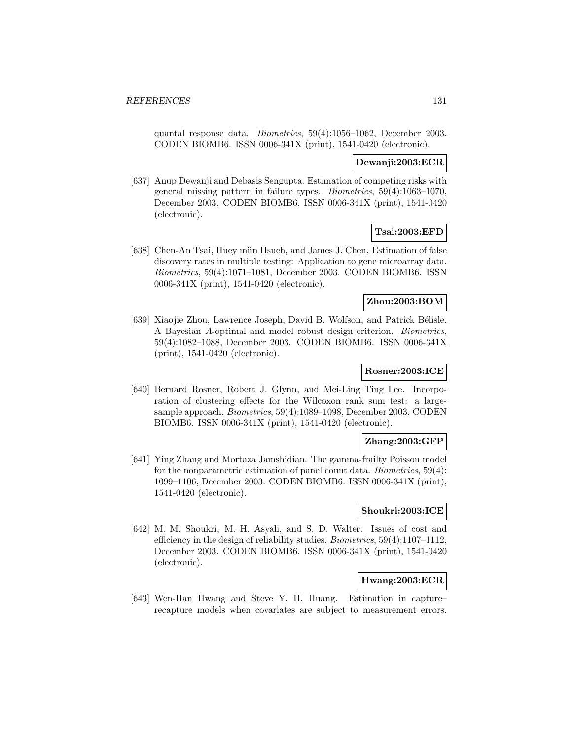quantal response data. *Biometrics*, 59(4):1056–1062, December 2003. CODEN BIOMB6. ISSN 0006-341X (print), 1541-0420 (electronic).

**Dewanji:2003:ECR**

[637] Anup Dewanji and Debasis Sengupta. Estimation of competing risks with general missing pattern in failure types. *Biometrics*, 59(4):1063–1070, December 2003. CODEN BIOMB6. ISSN 0006-341X (print), 1541-0420 (electronic).

**Tsai:2003:EFD**

[638] Chen-An Tsai, Huey miin Hsueh, and James J. Chen. Estimation of false discovery rates in multiple testing: Application to gene microarray data. *Biometrics*, 59(4):1071–1081, December 2003. CODEN BIOMB6. ISSN 0006-341X (print), 1541-0420 (electronic).

**Zhou:2003:BOM**

[639] Xiaojie Zhou, Lawrence Joseph, David B. Wolfson, and Patrick Bélisle. A Bayesian *A*-optimal and model robust design criterion. *Biometrics*, 59(4):1082–1088, December 2003. CODEN BIOMB6. ISSN 0006-341X (print), 1541-0420 (electronic).

**Rosner:2003:ICE**

[640] Bernard Rosner, Robert J. Glynn, and Mei-Ling Ting Lee. Incorporation of clustering effects for the Wilcoxon rank sum test: a large-sample approach. *Biometrics*, 59(4):1089–1098, December 2003. CODEN BIOMB6. ISSN 0006-341X (print), 1541-0420 (electronic).

**Zhang:2003:GFP**

[641] Ying Zhang and Mortaza Jamshidian. The gamma-frailty Poisson model for the nonparametric estimation of panel count data. *Biometrics*, 59(4): 1099–1106, December 2003. CODEN BIOMB6. ISSN 0006-341X (print), 1541-0420 (electronic).

**Shoukri:2003:ICE**

[642] M. M. Shoukri, M. H. Asyali, and S. D. Walter. Issues of cost and efficiency in the design of reliability studies. *Biometrics*, 59(4):1107–1112, December 2003. CODEN BIOMB6. ISSN 0006-341X (print), 1541-0420 (electronic).

**Hwang:2003:ECR**

[643] Wen-Han Hwang and Steve Y. H. Huang. Estimation in capture–recapture models when covariates are subject to measurement errors.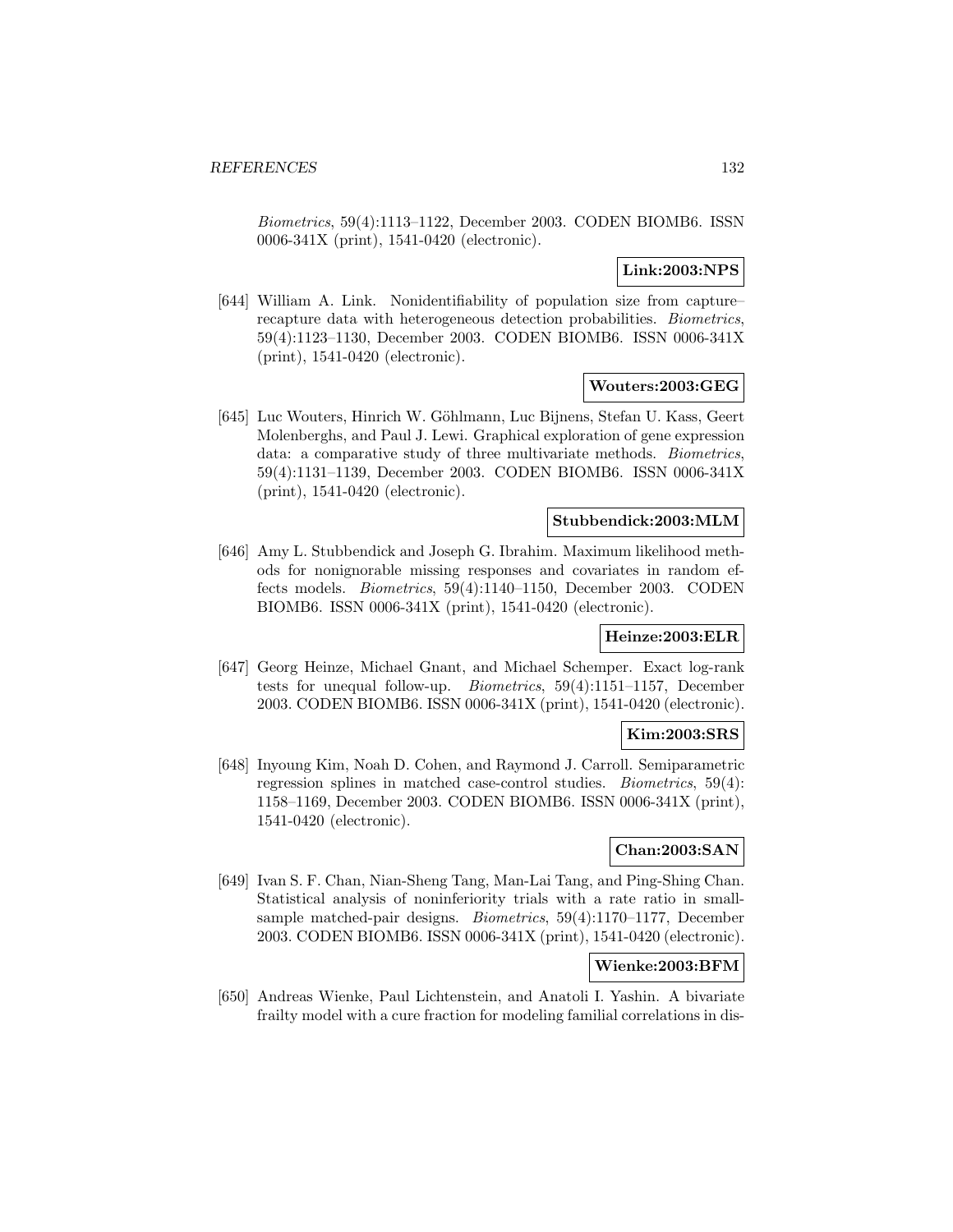*Biometrics*, 59(4):1113–1122, December 2003. CODEN BIOMB6. ISSN 0006-341X (print), 1541-0420 (electronic).

**Link:2003:NPS**

[644] William A. Link. Nonidentifiability of population size from capture–recapture data with heterogeneous detection probabilities. *Biometrics*, 59(4):1123–1130, December 2003. CODEN BIOMB6. ISSN 0006-341X (print), 1541-0420 (electronic).

**Wouters:2003:GEG**

[645] Luc Wouters, Hinrich W. Göhlmann, Luc Bijnens, Stefan U. Kass, Geert Molenberghs, and Paul J. Lewi. Graphical exploration of gene expression data: a comparative study of three multivariate methods. *Biometrics*, 59(4):1131–1139, December 2003. CODEN BIOMB6. ISSN 0006-341X (print), 1541-0420 (electronic).

**Stubbendick:2003:MLM**

[646] Amy L. Stubbendick and Joseph G. Ibrahim. Maximum likelihood methods for nonignorable missing responses and covariates in random effects models. *Biometrics*, 59(4):1140–1150, December 2003. CODEN BIOMB6. ISSN 0006-341X (print), 1541-0420 (electronic).

**Heinze:2003:ELR**

[647] Georg Heinze, Michael Gnant, and Michael Schemper. Exact log-rank tests for unequal follow-up. *Biometrics*, 59(4):1151–1157, December 2003. CODEN BIOMB6. ISSN 0006-341X (print), 1541-0420 (electronic).

**Kim:2003:SRS**

[648] Inyoung Kim, Noah D. Cohen, and Raymond J. Carroll. Semiparametric regression splines in matched case-control studies. *Biometrics*, 59(4): 1158–1169, December 2003. CODEN BIOMB6. ISSN 0006-341X (print), 1541-0420 (electronic).

**Chan:2003:SAN**

[649] Ivan S. F. Chan, Nian-Sheng Tang, Man-Lai Tang, and Ping-Shing Chan. Statistical analysis of noninferiority trials with a rate ratio in small-sample matched-pair designs. *Biometrics*, 59(4):1170–1177, December 2003. CODEN BIOMB6. ISSN 0006-341X (print), 1541-0420 (electronic).

**Wienke:2003:BFM**

[650] Andreas Wienke, Paul Lichtenstein, and Anatoli I. Yashin. A bivariate frailty model with a cure fraction for modeling familial correlations in dis-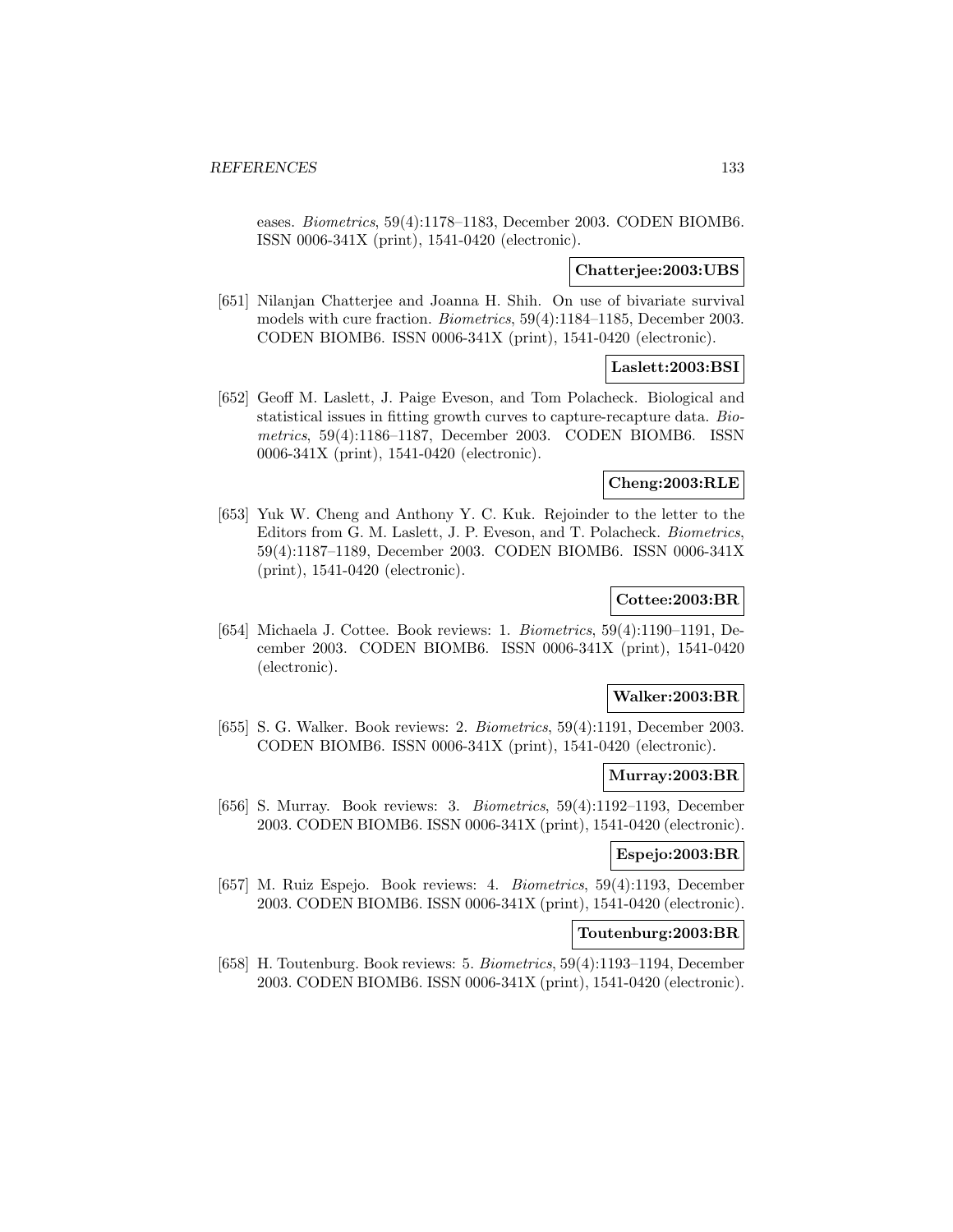eases. *Biometrics*, 59(4):1178–1183, December 2003. CODEN BIOMB6. ISSN 0006-341X (print), 1541-0420 (electronic).

**Chatterjee:2003:UBS**

[651] Nilanjan Chatterjee and Joanna H. Shih. On use of bivariate survival models with cure fraction. *Biometrics*, 59(4):1184–1185, December 2003. CODEN BIOMB6. ISSN 0006-341X (print), 1541-0420 (electronic).

**Laslett:2003:BSI**

[652] Geoff M. Laslett, J. Paige Eveson, and Tom Polacheck. Biological and statistical issues in fitting growth curves to capture-recapture data. *Biometrics*, 59(4):1186–1187, December 2003. CODEN BIOMB6. ISSN 0006-341X (print), 1541-0420 (electronic).

**Cheng:2003:RLE**

[653] Yuk W. Cheng and Anthony Y. C. Kuk. Rejoinder to the letter to the Editors from G. M. Laslett, J. P. Eveson, and T. Polacheck. *Biometrics*, 59(4):1187–1189, December 2003. CODEN BIOMB6. ISSN 0006-341X (print), 1541-0420 (electronic).

**Cottee:2003:BR**

[654] Michaela J. Cottee. Book reviews: 1. *Biometrics*, 59(4):1190–1191, December 2003. CODEN BIOMB6. ISSN 0006-341X (print), 1541-0420 (electronic).

**Walker:2003:BR**

[655] S. G. Walker. Book reviews: 2. *Biometrics*, 59(4):1191, December 2003. CODEN BIOMB6. ISSN 0006-341X (print), 1541-0420 (electronic).

**Murray:2003:BR**

[656] S. Murray. Book reviews: 3. *Biometrics*, 59(4):1192–1193, December 2003. CODEN BIOMB6. ISSN 0006-341X (print), 1541-0420 (electronic).

**Espejo:2003:BR**

[657] M. Ruiz Espejo. Book reviews: 4. *Biometrics*, 59(4):1193, December 2003. CODEN BIOMB6. ISSN 0006-341X (print), 1541-0420 (electronic).

**Toutenburg:2003:BR**

[658] H. Toutenburg. Book reviews: 5. *Biometrics*, 59(4):1193–1194, December 2003. CODEN BIOMB6. ISSN 0006-341X (print), 1541-0420 (electronic).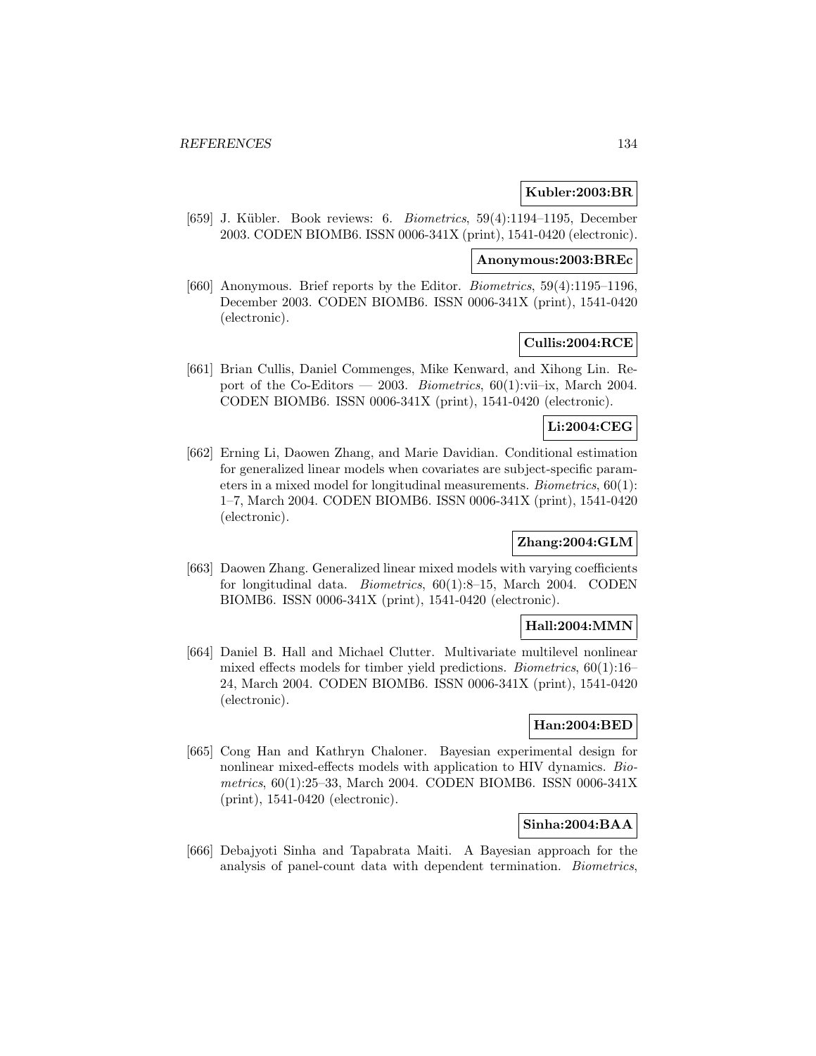**Kubler:2003:BR**

[659] J. Kübler. Book reviews: 6. *Biometrics*, 59(4):1194–1195, December 2003. CODEN BIOMB6. ISSN 0006-341X (print), 1541-0420 (electronic).

**Anonymous:2003:BREc**

[660] Anonymous. Brief reports by the Editor. *Biometrics*, 59(4):1195–1196, December 2003. CODEN BIOMB6. ISSN 0006-341X (print), 1541-0420 (electronic).

**Cullis:2004:RCE**

[661] Brian Cullis, Daniel Commenges, Mike Kenward, and Xihong Lin. Report of the Co-Editors — 2003. *Biometrics*, 60(1):vii–ix, March 2004. CODEN BIOMB6. ISSN 0006-341X (print), 1541-0420 (electronic).

**Li:2004:CEG**

[662] Erning Li, Daowen Zhang, and Marie Davidian. Conditional estimation for generalized linear models when covariates are subject-specific parameters in a mixed model for longitudinal measurements. *Biometrics*, 60(1): 1–7, March 2004. CODEN BIOMB6. ISSN 0006-341X (print), 1541-0420 (electronic).

**Zhang:2004:GLM**

[663] Daowen Zhang. Generalized linear mixed models with varying coefficients for longitudinal data. *Biometrics*, 60(1):8–15, March 2004. CODEN BIOMB6. ISSN 0006-341X (print), 1541-0420 (electronic).

**Hall:2004:MMN**

[664] Daniel B. Hall and Michael Clutter. Multivariate multilevel nonlinear mixed effects models for timber yield predictions. *Biometrics*, 60(1):16–24, March 2004. CODEN BIOMB6. ISSN 0006-341X (print), 1541-0420 (electronic).

**Han:2004:BED**

[665] Cong Han and Kathryn Chaloner. Bayesian experimental design for nonlinear mixed-effects models with application to HIV dynamics. *Biometrics*, 60(1):25–33, March 2004. CODEN BIOMB6. ISSN 0006-341X (print), 1541-0420 (electronic).

**Sinha:2004:BAA**

[666] Debajyoti Sinha and Tapabrata Maiti. A Bayesian approach for the analysis of panel-count data with dependent termination. *Biometrics*,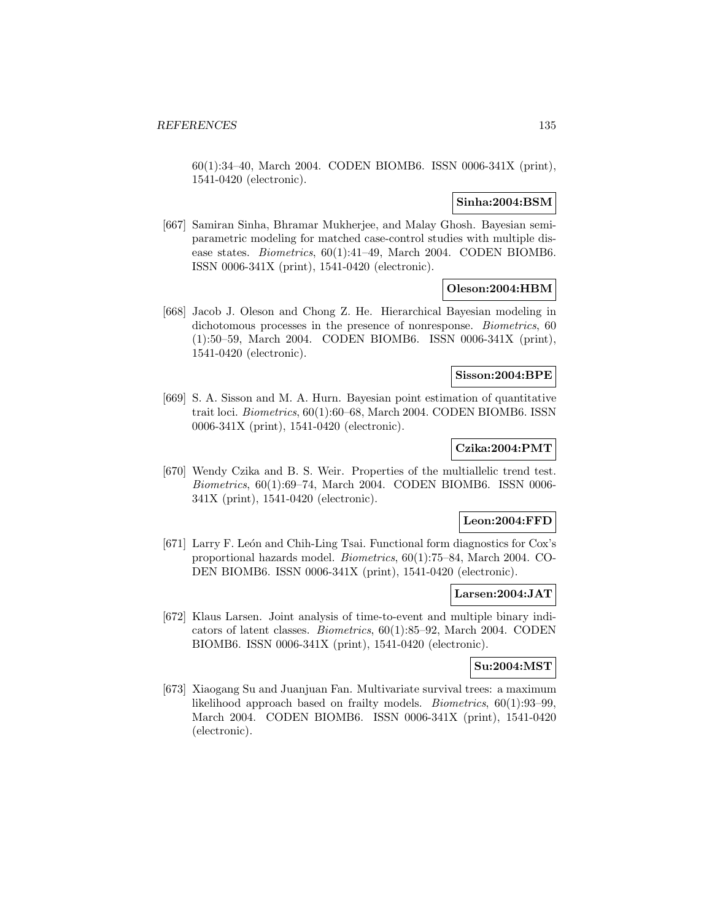60(1):34–40, March 2004. CODEN BIOMB6. ISSN 0006-341X (print), 1541-0420 (electronic).

**Sinha:2004:BSM**

[667] Samiran Sinha, Bhramar Mukherjee, and Malay Ghosh. Bayesian semiparametric modeling for matched case-control studies with multiple disease states. *Biometrics*, 60(1):41–49, March 2004. CODEN BIOMB6. ISSN 0006-341X (print), 1541-0420 (electronic).

**Oleson:2004:HBM**

[668] Jacob J. Oleson and Chong Z. He. Hierarchical Bayesian modeling in dichotomous processes in the presence of nonresponse. *Biometrics*, 60 (1):50–59, March 2004. CODEN BIOMB6. ISSN 0006-341X (print), 1541-0420 (electronic).

**Sisson:2004:BPE**

[669] S. A. Sisson and M. A. Hurn. Bayesian point estimation of quantitative trait loci. *Biometrics*, 60(1):60–68, March 2004. CODEN BIOMB6. ISSN 0006-341X (print), 1541-0420 (electronic).

**Czika:2004:PMT**

[670] Wendy Czika and B. S. Weir. Properties of the multiallelic trend test. *Biometrics*, 60(1):69–74, March 2004. CODEN BIOMB6. ISSN 0006-341X (print), 1541-0420 (electronic).

**Leon:2004:FFD**

[671] Larry F. León and Chih-Ling Tsai. Functional form diagnostics for Cox's proportional hazards model. *Biometrics*, 60(1):75–84, March 2004. CODEN BIOMB6. ISSN 0006-341X (print), 1541-0420 (electronic).

**Larsen:2004:JAT**

[672] Klaus Larsen. Joint analysis of time-to-event and multiple binary indicators of latent classes. *Biometrics*, 60(1):85–92, March 2004. CODEN BIOMB6. ISSN 0006-341X (print), 1541-0420 (electronic).

**Su:2004:MST**

[673] Xiaogang Su and Juanjuan Fan. Multivariate survival trees: a maximum likelihood approach based on frailty models. *Biometrics*, 60(1):93–99, March 2004. CODEN BIOMB6. ISSN 0006-341X (print), 1541-0420 (electronic).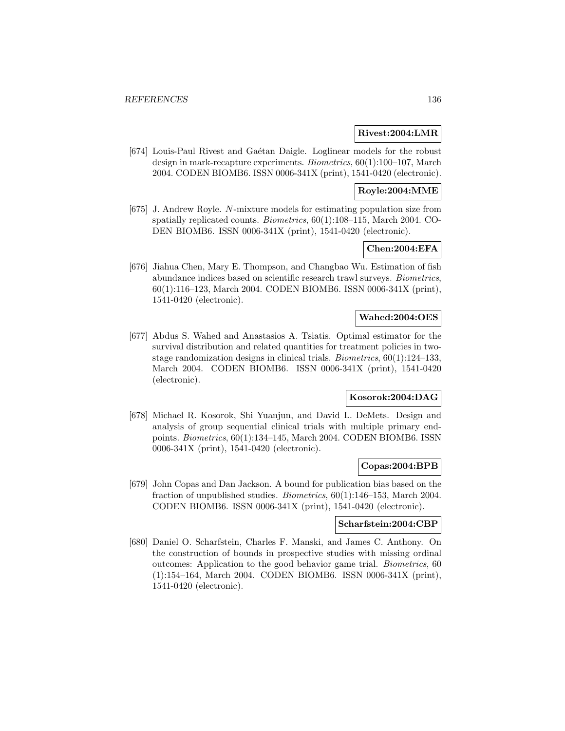**Rivest:2004:LMR**

[674] Louis-Paul Rivest and Gaétan Daigle. Loglinear models for the robust design in mark-recapture experiments. *Biometrics*, 60(1):100–107, March 2004. CODEN BIOMB6. ISSN 0006-341X (print), 1541-0420 (electronic).

**Royle:2004:MME**

[675] J. Andrew Royle. $N$-mixture models for estimating population size from spatially replicated counts. *Biometrics*, 60(1):108–115, March 2004. CODEN BIOMB6. ISSN 0006-341X (print), 1541-0420 (electronic).

**Chen:2004:EFA**

[676] Jiahua Chen, Mary E. Thompson, and Changbao Wu. Estimation of fish abundance indices based on scientific research trawl surveys. *Biometrics*, 60(1):116–123, March 2004. CODEN BIOMB6. ISSN 0006-341X (print), 1541-0420 (electronic).

**Wahed:2004:OES**

[677] Abdus S. Wahed and Anastasios A. Tsiatis. Optimal estimator for the survival distribution and related quantities for treatment policies in two-stage randomization designs in clinical trials. *Biometrics*, 60(1):124–133, March 2004. CODEN BIOMB6. ISSN 0006-341X (print), 1541-0420 (electronic).

**Kosorok:2004:DAG**

[678] Michael R. Kosorok, Shi Yuanjun, and David L. DeMets. Design and analysis of group sequential clinical trials with multiple primary endpoints. *Biometrics*, 60(1):134–145, March 2004. CODEN BIOMB6. ISSN 0006-341X (print), 1541-0420 (electronic).

**Copas:2004:BPB**

[679] John Copas and Dan Jackson. A bound for publication bias based on the fraction of unpublished studies. *Biometrics*, 60(1):146–153, March 2004. CODEN BIOMB6. ISSN 0006-341X (print), 1541-0420 (electronic).

**Scharfstein:2004:CBP**

[680] Daniel O. Scharfstein, Charles F. Manski, and James C. Anthony. On the construction of bounds in prospective studies with missing ordinal outcomes: Application to the good behavior game trial. *Biometrics*, 60 (1):154–164, March 2004. CODEN BIOMB6. ISSN 0006-341X (print), 1541-0420 (electronic).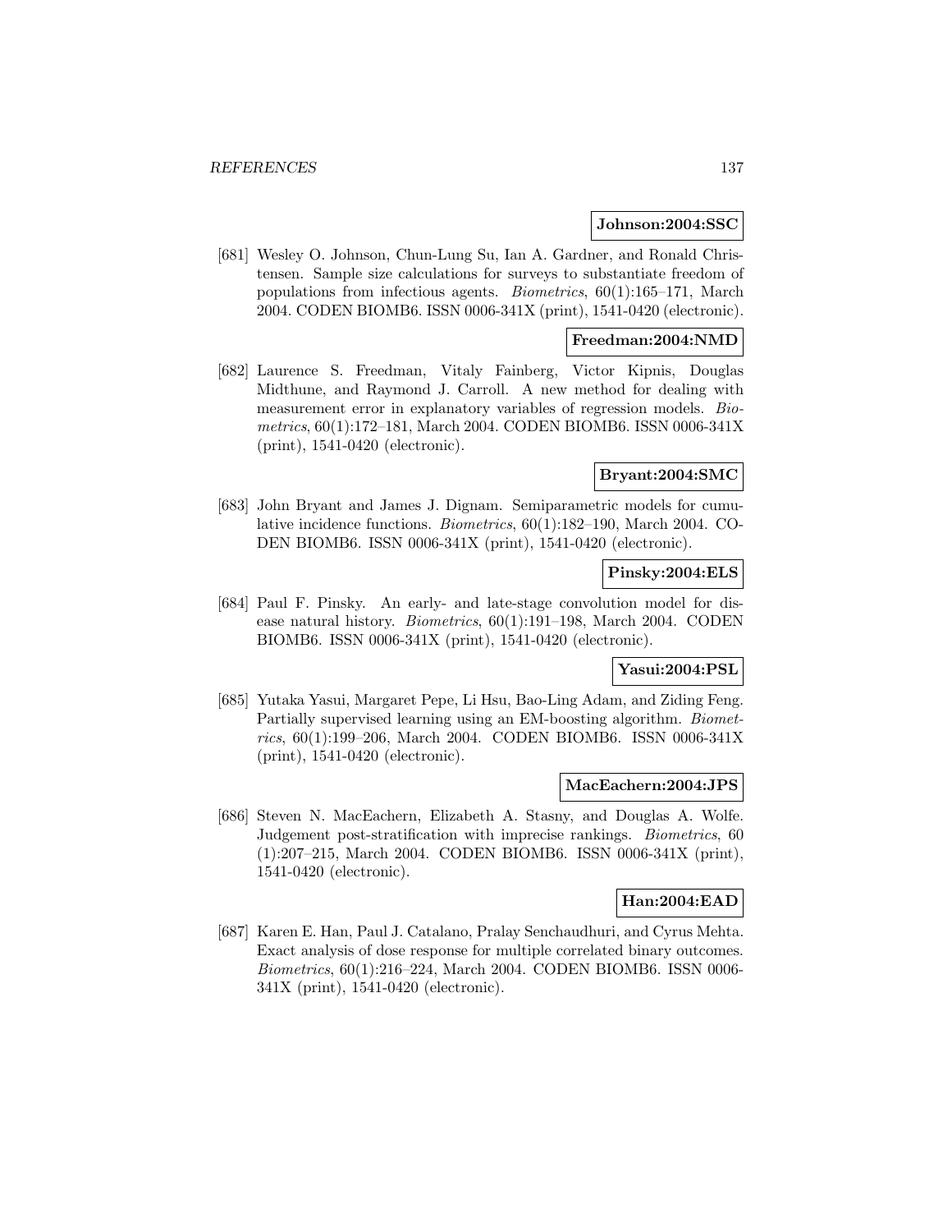**Johnson:2004:SSC**

[681] Wesley O. Johnson, Chun-Lung Su, Ian A. Gardner, and Ronald Christensen. Sample size calculations for surveys to substantiate freedom of populations from infectious agents. *Biometrics*, 60(1):165–171, March 2004. CODEN BIOMB6. ISSN 0006-341X (print), 1541-0420 (electronic).

**Freedman:2004:NMD**

[682] Laurence S. Freedman, Vitaly Fainberg, Victor Kipnis, Douglas Midthune, and Raymond J. Carroll. A new method for dealing with measurement error in explanatory variables of regression models. *Biometrics*, 60(1):172–181, March 2004. CODEN BIOMB6. ISSN 0006-341X (print), 1541-0420 (electronic).

**Bryant:2004:SMC**

[683] John Bryant and James J. Dignam. Semiparametric models for cumulative incidence functions. *Biometrics*, 60(1):182–190, March 2004. CODEN BIOMB6. ISSN 0006-341X (print), 1541-0420 (electronic).

**Pinsky:2004:ELS**

[684] Paul F. Pinsky. An early- and late-stage convolution model for disease natural history. *Biometrics*, 60(1):191–198, March 2004. CODEN BIOMB6. ISSN 0006-341X (print), 1541-0420 (electronic).

**Yasui:2004:PSL**

[685] Yutaka Yasui, Margaret Pepe, Li Hsu, Bao-Ling Adam, and Ziding Feng. Partially supervised learning using an EM-boosting algorithm. *Biometrics*, 60(1):199–206, March 2004. CODEN BIOMB6. ISSN 0006-341X (print), 1541-0420 (electronic).

**MacEachern:2004:JPS**

[686] Steven N. MacEachern, Elizabeth A. Stasny, and Douglas A. Wolfe. Judgement post-stratification with imprecise rankings. *Biometrics*, 60 (1):207–215, March 2004. CODEN BIOMB6. ISSN 0006-341X (print), 1541-0420 (electronic).

**Han:2004:EAD**

[687] Karen E. Han, Paul J. Catalano, Pralay Senchaudhuri, and Cyrus Mehta. Exact analysis of dose response for multiple correlated binary outcomes. *Biometrics*, 60(1):216–224, March 2004. CODEN BIOMB6. ISSN 0006-341X (print), 1541-0420 (electronic).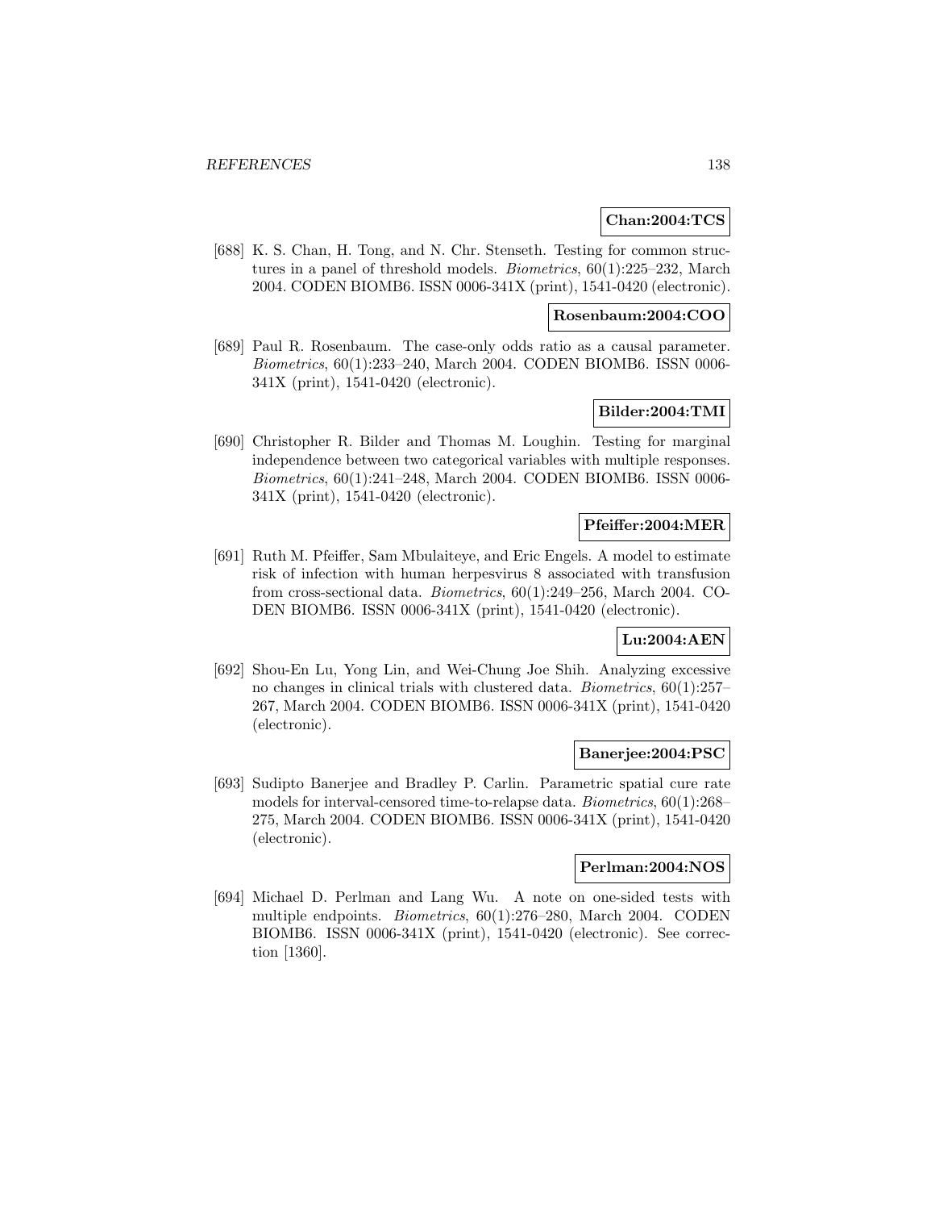**Chan:2004:TCS**

[688] K. S. Chan, H. Tong, and N. Chr. Stenseth. Testing for common structures in a panel of threshold models. *Biometrics*, 60(1):225–232, March 2004. CODEN BIOMB6. ISSN 0006-341X (print), 1541-0420 (electronic).

**Rosenbaum:2004:COO**

[689] Paul R. Rosenbaum. The case-only odds ratio as a causal parameter. *Biometrics*, 60(1):233–240, March 2004. CODEN BIOMB6. ISSN 0006-341X (print), 1541-0420 (electronic).

**Bilder:2004:TMI**

[690] Christopher R. Bilder and Thomas M. Loughin. Testing for marginal independence between two categorical variables with multiple responses. *Biometrics*, 60(1):241–248, March 2004. CODEN BIOMB6. ISSN 0006-341X (print), 1541-0420 (electronic).

**Pfeiffer:2004:MER**

[691] Ruth M. Pfeiffer, Sam Mbulaiteye, and Eric Engels. A model to estimate risk of infection with human herpesvirus 8 associated with transfusion from cross-sectional data. *Biometrics*, 60(1):249–256, March 2004. CODEN BIOMB6. ISSN 0006-341X (print), 1541-0420 (electronic).

**Lu:2004:AEN**

[692] Shou-En Lu, Yong Lin, and Wei-Chung Joe Shih. Analyzing excessive no changes in clinical trials with clustered data. *Biometrics*, 60(1):257–267, March 2004. CODEN BIOMB6. ISSN 0006-341X (print), 1541-0420 (electronic).

**Banerjee:2004:PSC**

[693] Sudipto Banerjee and Bradley P. Carlin. Parametric spatial cure rate models for interval-censored time-to-relapse data. *Biometrics*, 60(1):268–275, March 2004. CODEN BIOMB6. ISSN 0006-341X (print), 1541-0420 (electronic).

**Perlman:2004:NOS**

[694] Michael D. Perlman and Lang Wu. A note on one-sided tests with multiple endpoints. *Biometrics*, 60(1):276–280, March 2004. CODEN BIOMB6. ISSN 0006-341X (print), 1541-0420 (electronic). See correction [1360].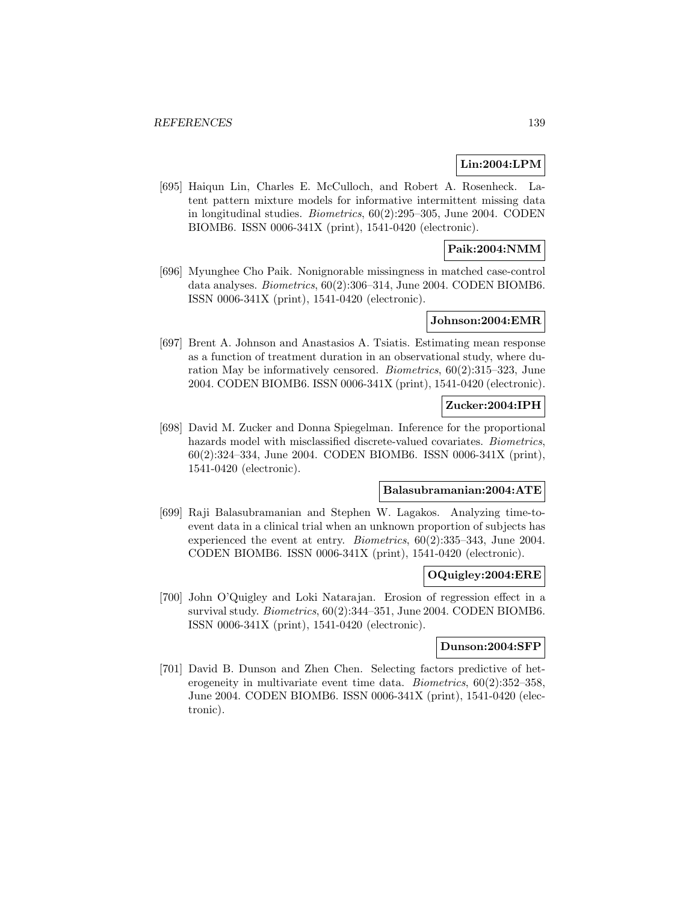**Lin:2004:LPM**

[695] Haiqun Lin, Charles E. McCulloch, and Robert A. Rosenheck. Latent pattern mixture models for informative intermittent missing data in longitudinal studies. *Biometrics*, 60(2):295–305, June 2004. CODEN BIOMB6. ISSN 0006-341X (print), 1541-0420 (electronic).

**Paik:2004:NMM**

[696] Myunghee Cho Paik. Nonignorable missingness in matched case-control data analyses. *Biometrics*, 60(2):306–314, June 2004. CODEN BIOMB6. ISSN 0006-341X (print), 1541-0420 (electronic).

**Johnson:2004:EMR**

[697] Brent A. Johnson and Anastasios A. Tsiatis. Estimating mean response as a function of treatment duration in an observational study, where duration May be informatively censored. *Biometrics*, 60(2):315–323, June 2004. CODEN BIOMB6. ISSN 0006-341X (print), 1541-0420 (electronic).

**Zucker:2004:IPH**

[698] David M. Zucker and Donna Spiegelman. Inference for the proportional hazards model with misclassified discrete-valued covariates. *Biometrics*, 60(2):324–334, June 2004. CODEN BIOMB6. ISSN 0006-341X (print), 1541-0420 (electronic).

**Balasubramanian:2004:ATE**

[699] Raji Balasubramanian and Stephen W. Lagakos. Analyzing time-to-event data in a clinical trial when an unknown proportion of subjects has experienced the event at entry. *Biometrics*, 60(2):335–343, June 2004. CODEN BIOMB6. ISSN 0006-341X (print), 1541-0420 (electronic).

**OQuigley:2004:ERE**

[700] John O'Quigley and Loki Natarajan. Erosion of regression effect in a survival study. *Biometrics*, 60(2):344–351, June 2004. CODEN BIOMB6. ISSN 0006-341X (print), 1541-0420 (electronic).

**Dunson:2004:SFP**

[701] David B. Dunson and Zhen Chen. Selecting factors predictive of heterogeneity in multivariate event time data. *Biometrics*, 60(2):352–358, June 2004. CODEN BIOMB6. ISSN 0006-341X (print), 1541-0420 (electronic).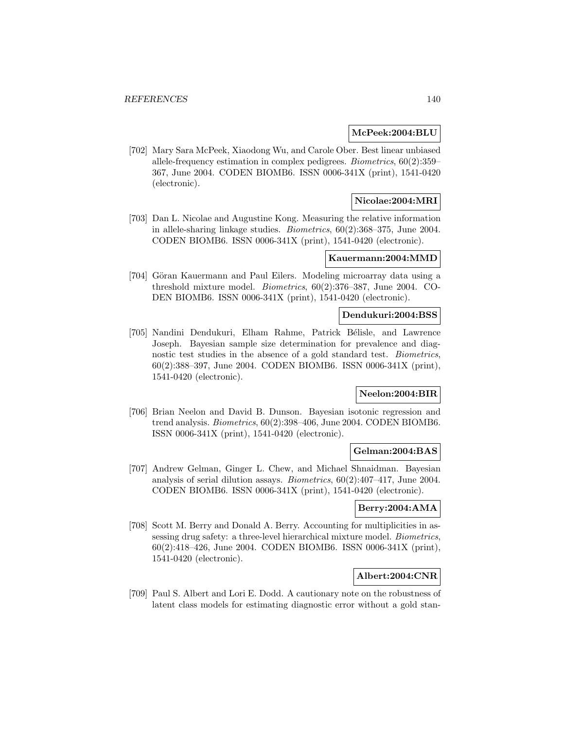**McPeek:2004:BLU**

[702] Mary Sara McPeek, Xiaodong Wu, and Carole Ober. Best linear unbiased allele-frequency estimation in complex pedigrees. *Biometrics*, 60(2):359–367, June 2004. CODEN BIOMB6. ISSN 0006-341X (print), 1541-0420 (electronic).

**Nicolae:2004:MRI**

[703] Dan L. Nicolae and Augustine Kong. Measuring the relative information in allele-sharing linkage studies. *Biometrics*, 60(2):368–375, June 2004. CODEN BIOMB6. ISSN 0006-341X (print), 1541-0420 (electronic).

**Kauermann:2004:MMD**

[704] Göran Kauermann and Paul Eilers. Modeling microarray data using a threshold mixture model. *Biometrics*, 60(2):376–387, June 2004. CODEN BIOMB6. ISSN 0006-341X (print), 1541-0420 (electronic).

**Dendukuri:2004:BSS**

[705] Nandini Dendukuri, Elham Rahme, Patrick Bélisle, and Lawrence Joseph. Bayesian sample size determination for prevalence and diagnostic test studies in the absence of a gold standard test. *Biometrics*, 60(2):388–397, June 2004. CODEN BIOMB6. ISSN 0006-341X (print), 1541-0420 (electronic).

**Neelon:2004:BIR**

[706] Brian Neelon and David B. Dunson. Bayesian isotonic regression and trend analysis. *Biometrics*, 60(2):398–406, June 2004. CODEN BIOMB6. ISSN 0006-341X (print), 1541-0420 (electronic).

**Gelman:2004:BAS**

[707] Andrew Gelman, Ginger L. Chew, and Michael Shnaidman. Bayesian analysis of serial dilution assays. *Biometrics*, 60(2):407–417, June 2004. CODEN BIOMB6. ISSN 0006-341X (print), 1541-0420 (electronic).

**Berry:2004:AMA**

[708] Scott M. Berry and Donald A. Berry. Accounting for multiplicities in assessing drug safety: a three-level hierarchical mixture model. *Biometrics*, 60(2):418–426, June 2004. CODEN BIOMB6. ISSN 0006-341X (print), 1541-0420 (electronic).

**Albert:2004:CNR**

[709] Paul S. Albert and Lori E. Dodd. A cautionary note on the robustness of latent class models for estimating diagnostic error without a gold stan-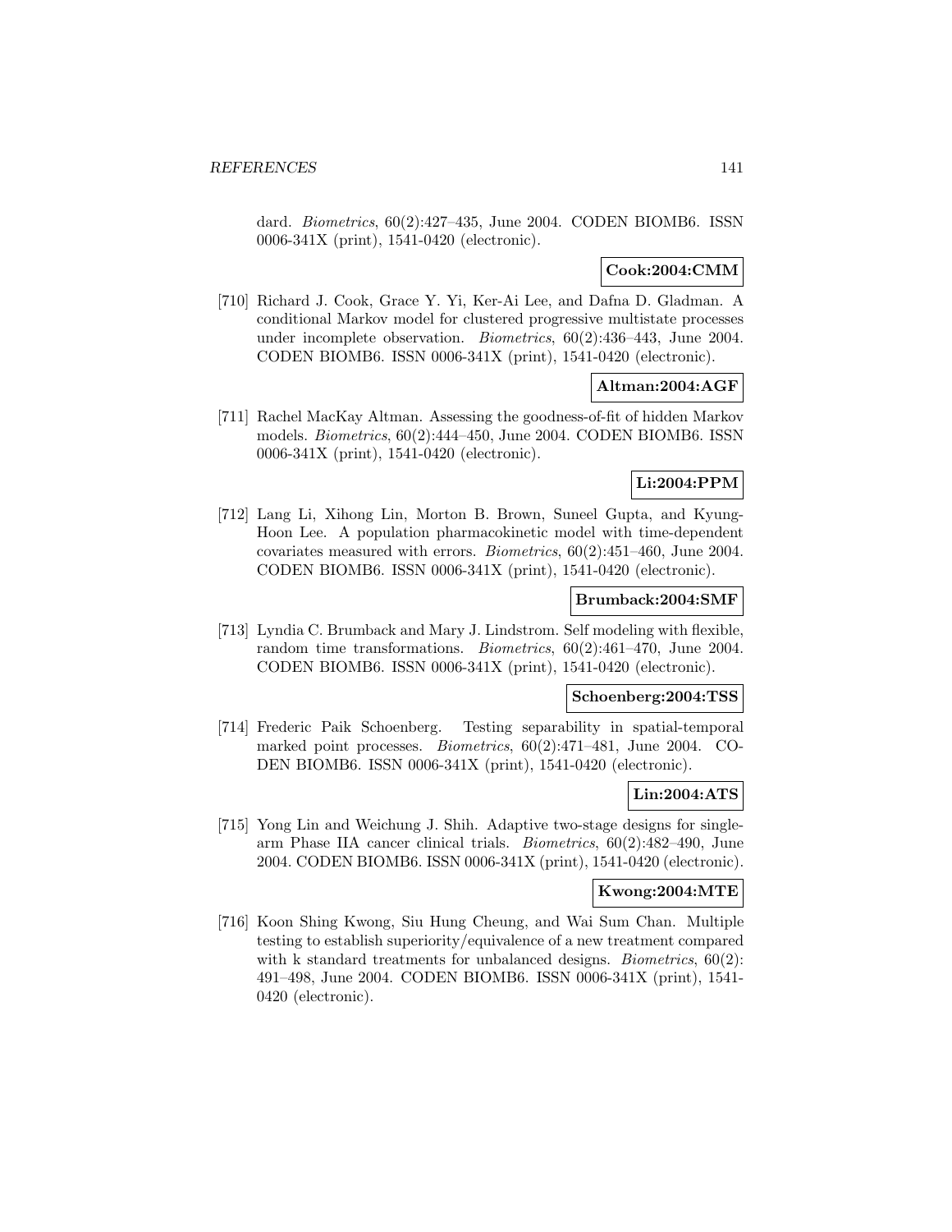dard. *Biometrics*, 60(2):427–435, June 2004. CODEN BIOMB6. ISSN 0006-341X (print), 1541-0420 (electronic).

**Cook:2004:CMM**

[710] Richard J. Cook, Grace Y. Yi, Ker-Ai Lee, and Dafna D. Gladman. A conditional Markov model for clustered progressive multistate processes under incomplete observation. *Biometrics*, 60(2):436–443, June 2004. CODEN BIOMB6. ISSN 0006-341X (print), 1541-0420 (electronic).

**Altman:2004:AGF**

[711] Rachel MacKay Altman. Assessing the goodness-of-fit of hidden Markov models. *Biometrics*, 60(2):444–450, June 2004. CODEN BIOMB6. ISSN 0006-341X (print), 1541-0420 (electronic).

**Li:2004:PPM**

[712] Lang Li, Xihong Lin, Morton B. Brown, Suneel Gupta, and Kyung-Hoon Lee. A population pharmacokinetic model with time-dependent covariates measured with errors. *Biometrics*, 60(2):451–460, June 2004. CODEN BIOMB6. ISSN 0006-341X (print), 1541-0420 (electronic).

**Brumback:2004:SMF**

[713] Lyndia C. Brumback and Mary J. Lindstrom. Self modeling with flexible, random time transformations. *Biometrics*, 60(2):461–470, June 2004. CODEN BIOMB6. ISSN 0006-341X (print), 1541-0420 (electronic).

**Schoenberg:2004:TSS**

[714] Frederic Paik Schoenberg. Testing separability in spatial-temporal marked point processes. *Biometrics*, 60(2):471–481, June 2004. CODEN BIOMB6. ISSN 0006-341X (print), 1541-0420 (electronic).

**Lin:2004:ATS**

[715] Yong Lin and Weichung J. Shih. Adaptive two-stage designs for single-arm Phase IIA cancer clinical trials. *Biometrics*, 60(2):482–490, June 2004. CODEN BIOMB6. ISSN 0006-341X (print), 1541-0420 (electronic).

**Kwong:2004:MTE**

[716] Koon Shing Kwong, Siu Hung Cheung, and Wai Sum Chan. Multiple testing to establish superiority/equivalence of a new treatment compared with k standard treatments for unbalanced designs. *Biometrics*, 60(2): 491–498, June 2004. CODEN BIOMB6. ISSN 0006-341X (print), 1541-0420 (electronic).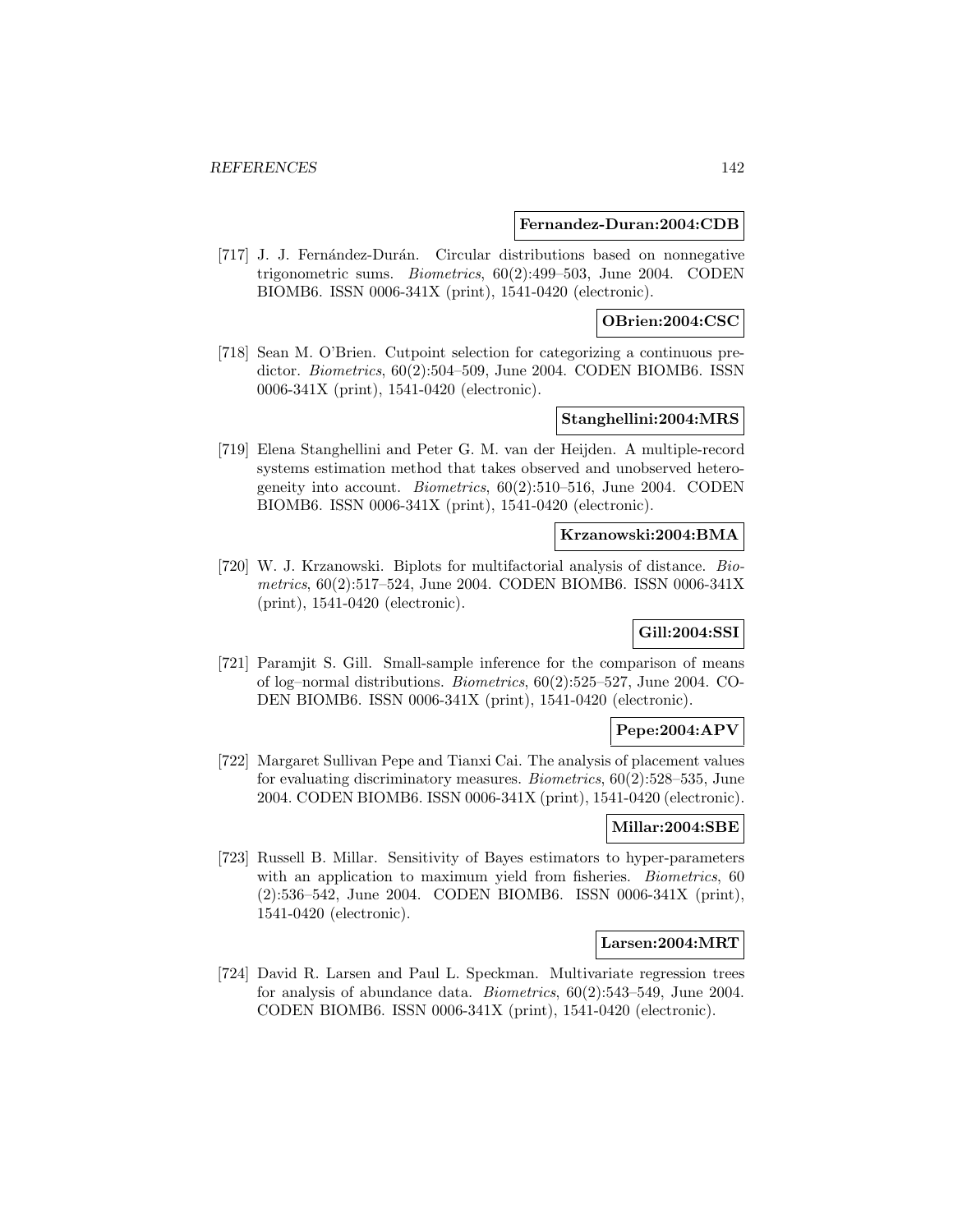**Fernandez-Duran:2004:CDB**

[717] J. J. Fernández-Durán. Circular distributions based on nonnegative trigonometric sums. *Biometrics*, 60(2):499–503, June 2004. CODEN BIOMB6. ISSN 0006-341X (print), 1541-0420 (electronic).

**OBrien:2004:CSC**

[718] Sean M. O'Brien. Cutpoint selection for categorizing a continuous predictor. *Biometrics*, 60(2):504–509, June 2004. CODEN BIOMB6. ISSN 0006-341X (print), 1541-0420 (electronic).

**Stanghellini:2004:MRS**

[719] Elena Stanghellini and Peter G. M. van der Heijden. A multiple-record systems estimation method that takes observed and unobserved heterogeneity into account. *Biometrics*, 60(2):510–516, June 2004. CODEN BIOMB6. ISSN 0006-341X (print), 1541-0420 (electronic).

**Krzanowski:2004:BMA**

[720] W. J. Krzanowski. Biplots for multifactorial analysis of distance. *Biometrics*, 60(2):517–524, June 2004. CODEN BIOMB6. ISSN 0006-341X (print), 1541-0420 (electronic).

**Gill:2004:SSI**

[721] Paramjit S. Gill. Small-sample inference for the comparison of means of log–normal distributions. *Biometrics*, 60(2):525–527, June 2004. CODEN BIOMB6. ISSN 0006-341X (print), 1541-0420 (electronic).

**Pepe:2004:APV**

[722] Margaret Sullivan Pepe and Tianxi Cai. The analysis of placement values for evaluating discriminatory measures. *Biometrics*, 60(2):528–535, June 2004. CODEN BIOMB6. ISSN 0006-341X (print), 1541-0420 (electronic).

**Millar:2004:SBE**

[723] Russell B. Millar. Sensitivity of Bayes estimators to hyper-parameters with an application to maximum yield from fisheries. *Biometrics*, 60 (2):536–542, June 2004. CODEN BIOMB6. ISSN 0006-341X (print), 1541-0420 (electronic).

**Larsen:2004:MRT**

[724] David R. Larsen and Paul L. Speckman. Multivariate regression trees for analysis of abundance data. *Biometrics*, 60(2):543–549, June 2004. CODEN BIOMB6. ISSN 0006-341X (print), 1541-0420 (electronic).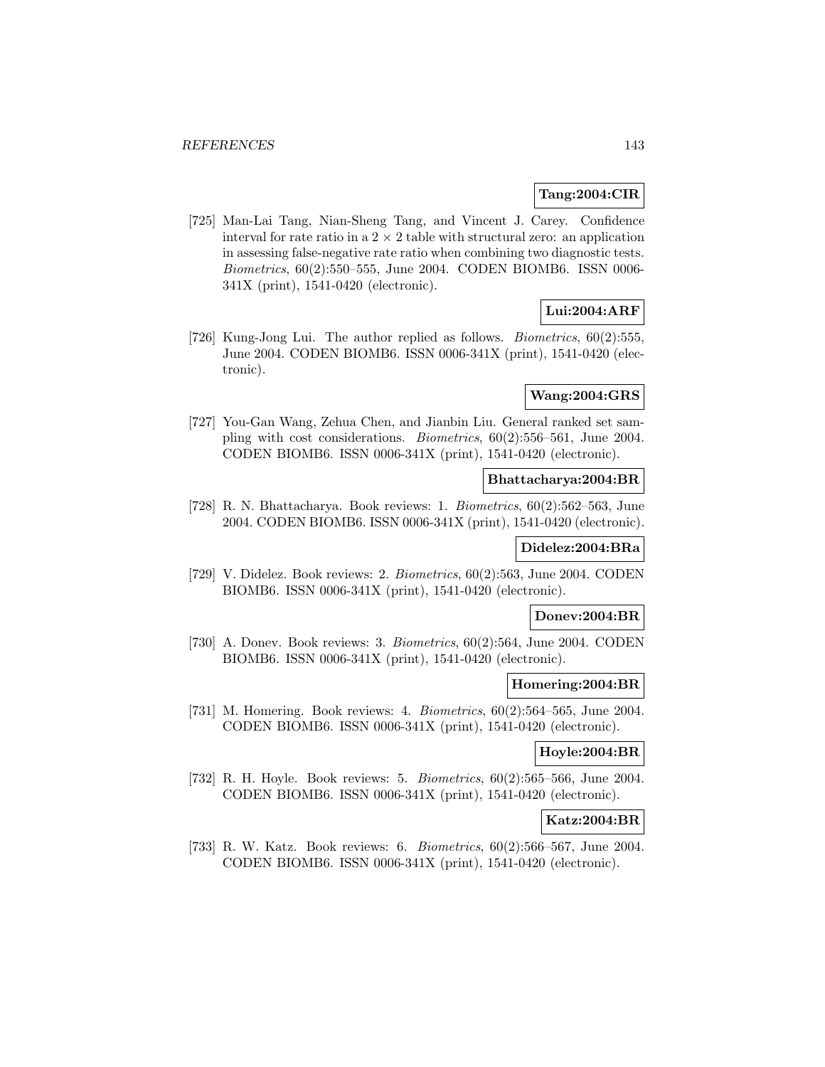**Tang:2004:CIR**

[725] Man-Lai Tang, Nian-Sheng Tang, and Vincent J. Carey. Confidence interval for rate ratio in a $2 \times 2$ table with structural zero: an application in assessing false-negative rate ratio when combining two diagnostic tests. *Biometrics*, 60(2):550–555, June 2004. CODEN BIOMB6. ISSN 0006-341X (print), 1541-0420 (electronic).

**Lui:2004:ARF**

[726] Kung-Jong Lui. The author replied as follows. *Biometrics*, 60(2):555, June 2004. CODEN BIOMB6. ISSN 0006-341X (print), 1541-0420 (electronic).

**Wang:2004:GRS**

[727] You-Gan Wang, Zehua Chen, and Jianbin Liu. General ranked set sampling with cost considerations. *Biometrics*, 60(2):556–561, June 2004. CODEN BIOMB6. ISSN 0006-341X (print), 1541-0420 (electronic).

**Bhattacharya:2004:BR**

[728] R. N. Bhattacharya. Book reviews: 1. *Biometrics*, 60(2):562–563, June 2004. CODEN BIOMB6. ISSN 0006-341X (print), 1541-0420 (electronic).

**Didelez:2004:BRa**

[729] V. Didelez. Book reviews: 2. *Biometrics*, 60(2):563, June 2004. CODEN BIOMB6. ISSN 0006-341X (print), 1541-0420 (electronic).

**Donev:2004:BR**

[730] A. Donev. Book reviews: 3. *Biometrics*, 60(2):564, June 2004. CODEN BIOMB6. ISSN 0006-341X (print), 1541-0420 (electronic).

**Homering:2004:BR**

[731] M. Homering. Book reviews: 4. *Biometrics*, 60(2):564–565, June 2004. CODEN BIOMB6. ISSN 0006-341X (print), 1541-0420 (electronic).

**Hoyle:2004:BR**

[732] R. H. Hoyle. Book reviews: 5. *Biometrics*, 60(2):565–566, June 2004. CODEN BIOMB6. ISSN 0006-341X (print), 1541-0420 (electronic).

**Katz:2004:BR**

[733] R. W. Katz. Book reviews: 6. *Biometrics*, 60(2):566–567, June 2004. CODEN BIOMB6. ISSN 0006-341X (print), 1541-0420 (electronic).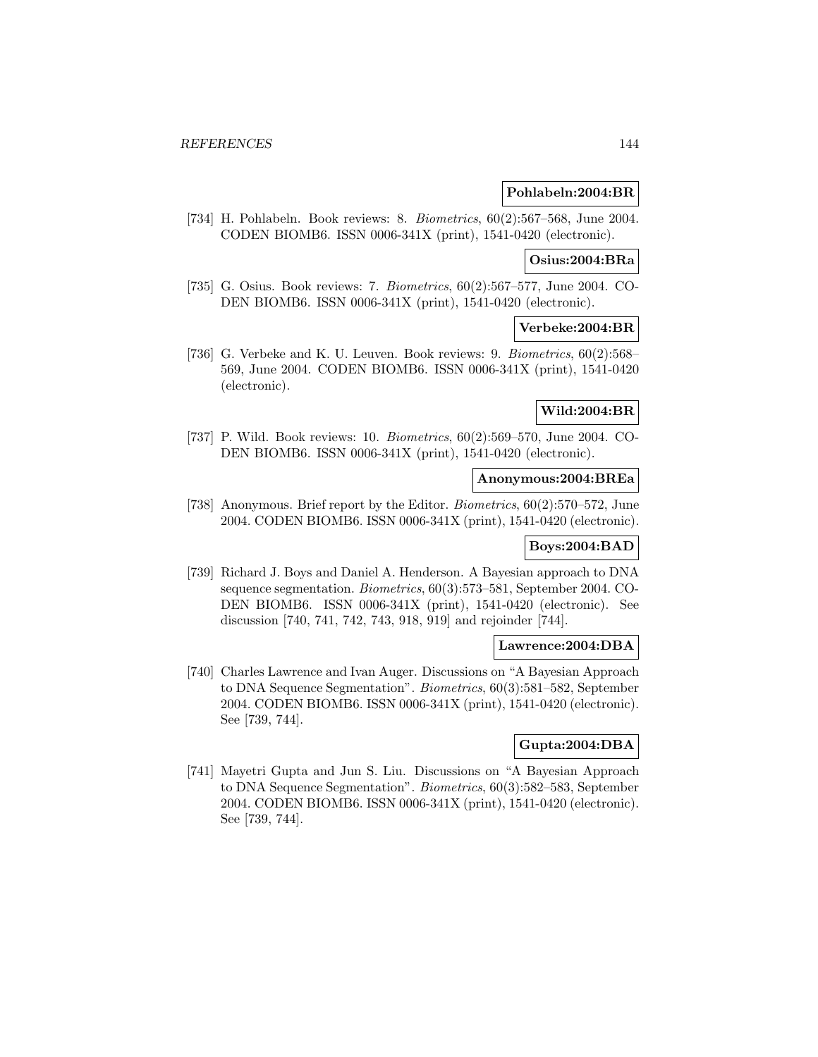**Pohlabeln:2004:BR**

[734] H. Pohlabeln. Book reviews: 8. *Biometrics*, 60(2):567–568, June 2004. CODEN BIOMB6. ISSN 0006-341X (print), 1541-0420 (electronic).

**Osius:2004:BRa**

[735] G. Osius. Book reviews: 7. *Biometrics*, 60(2):567–577, June 2004. CODEN BIOMB6. ISSN 0006-341X (print), 1541-0420 (electronic).

**Verbeke:2004:BR**

[736] G. Verbeke and K. U. Leuven. Book reviews: 9. *Biometrics*, 60(2):568–569, June 2004. CODEN BIOMB6. ISSN 0006-341X (print), 1541-0420 (electronic).

**Wild:2004:BR**

[737] P. Wild. Book reviews: 10. *Biometrics*, 60(2):569–570, June 2004. CODEN BIOMB6. ISSN 0006-341X (print), 1541-0420 (electronic).

**Anonymous:2004:BREa**

[738] Anonymous. Brief report by the Editor. *Biometrics*, 60(2):570–572, June 2004. CODEN BIOMB6. ISSN 0006-341X (print), 1541-0420 (electronic).

**Boys:2004:BAD**

[739] Richard J. Boys and Daniel A. Henderson. A Bayesian approach to DNA sequence segmentation. *Biometrics*, 60(3):573–581, September 2004. CODEN BIOMB6. ISSN 0006-341X (print), 1541-0420 (electronic). See discussion [740, 741, 742, 743, 918, 919] and rejoinder [744].

**Lawrence:2004:DBA**

[740] Charles Lawrence and Ivan Auger. Discussions on "A Bayesian Approach to DNA Sequence Segmentation". *Biometrics*, 60(3):581–582, September 2004. CODEN BIOMB6. ISSN 0006-341X (print), 1541-0420 (electronic). See [739, 744].

**Gupta:2004:DBA**

[741] Mayetri Gupta and Jun S. Liu. Discussions on "A Bayesian Approach to DNA Sequence Segmentation". *Biometrics*, 60(3):582–583, September 2004. CODEN BIOMB6. ISSN 0006-341X (print), 1541-0420 (electronic). See [739, 744].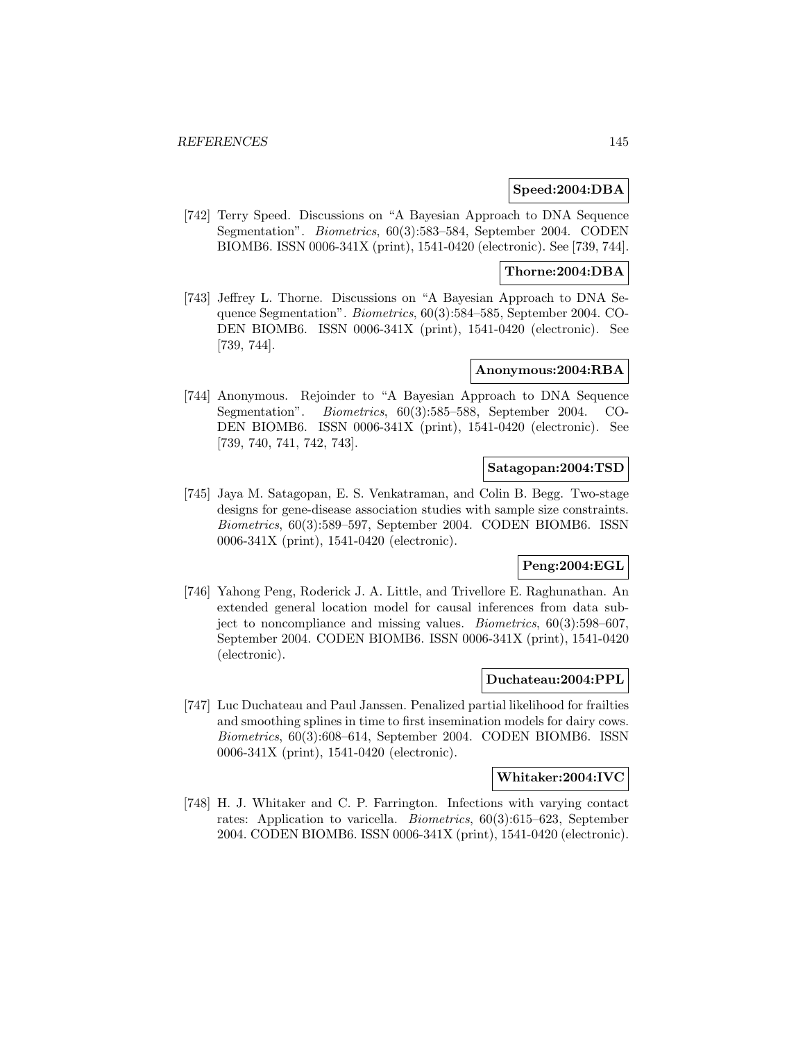**Speed:2004:DBA**

[742] Terry Speed. Discussions on "A Bayesian Approach to DNA Sequence Segmentation". *Biometrics*, 60(3):583–584, September 2004. CODEN BIOMB6. ISSN 0006-341X (print), 1541-0420 (electronic). See [739, 744].

**Thorne:2004:DBA**

[743] Jeffrey L. Thorne. Discussions on "A Bayesian Approach to DNA Sequence Segmentation". *Biometrics*, 60(3):584–585, September 2004. CODEN BIOMB6. ISSN 0006-341X (print), 1541-0420 (electronic). See [739, 744].

**Anonymous:2004:RBA**

[744] Anonymous. Rejoinder to "A Bayesian Approach to DNA Sequence Segmentation". *Biometrics*, 60(3):585–588, September 2004. CODEN BIOMB6. ISSN 0006-341X (print), 1541-0420 (electronic). See [739, 740, 741, 742, 743].

**Satagopan:2004:TSD**

[745] Jaya M. Satagopan, E. S. Venkatraman, and Colin B. Begg. Two-stage designs for gene-disease association studies with sample size constraints. *Biometrics*, 60(3):589–597, September 2004. CODEN BIOMB6. ISSN 0006-341X (print), 1541-0420 (electronic).

**Peng:2004:EGL**

[746] Yahong Peng, Roderick J. A. Little, and Trivellore E. Raghunathan. An extended general location model for causal inferences from data subject to noncompliance and missing values. *Biometrics*, 60(3):598–607, September 2004. CODEN BIOMB6. ISSN 0006-341X (print), 1541-0420 (electronic).

**Duchateau:2004:PPL**

[747] Luc Duchateau and Paul Janssen. Penalized partial likelihood for frailties and smoothing splines in time to first insemination models for dairy cows. *Biometrics*, 60(3):608–614, September 2004. CODEN BIOMB6. ISSN 0006-341X (print), 1541-0420 (electronic).

**Whitaker:2004:IVC**

[748] H. J. Whitaker and C. P. Farrington. Infections with varying contact rates: Application to varicella. *Biometrics*, 60(3):615–623, September 2004. CODEN BIOMB6. ISSN 0006-341X (print), 1541-0420 (electronic).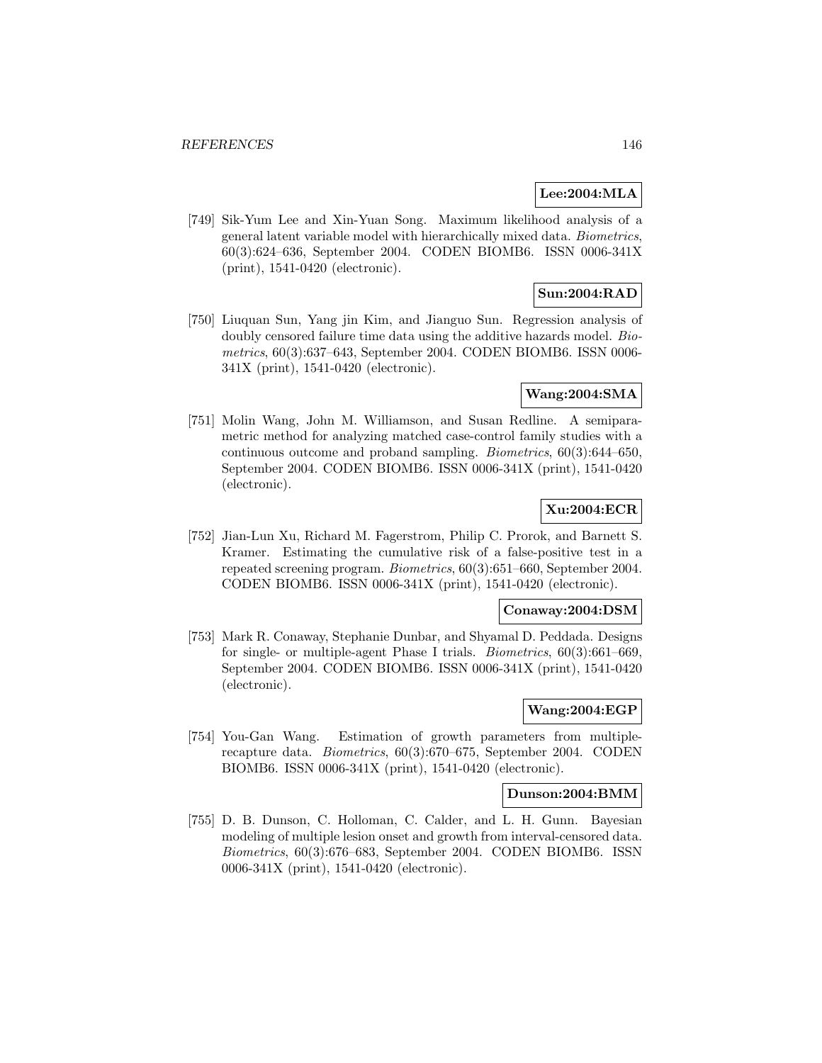**Lee:2004:MLA**

[749] Sik-Yum Lee and Xin-Yuan Song. Maximum likelihood analysis of a general latent variable model with hierarchically mixed data. *Biometrics*, 60(3):624–636, September 2004. CODEN BIOMB6. ISSN 0006-341X (print), 1541-0420 (electronic).

**Sun:2004:RAD**

[750] Liuquan Sun, Yang jin Kim, and Jianguo Sun. Regression analysis of doubly censored failure time data using the additive hazards model. *Biometrics*, 60(3):637–643, September 2004. CODEN BIOMB6. ISSN 0006-341X (print), 1541-0420 (electronic).

**Wang:2004:SMA**

[751] Molin Wang, John M. Williamson, and Susan Redline. A semiparametric method for analyzing matched case-control family studies with a continuous outcome and proband sampling. *Biometrics*, 60(3):644–650, September 2004. CODEN BIOMB6. ISSN 0006-341X (print), 1541-0420 (electronic).

**Xu:2004:ECR**

[752] Jian-Lun Xu, Richard M. Fagerstrom, Philip C. Prorok, and Barnett S. Kramer. Estimating the cumulative risk of a false-positive test in a repeated screening program. *Biometrics*, 60(3):651–660, September 2004. CODEN BIOMB6. ISSN 0006-341X (print), 1541-0420 (electronic).

**Conaway:2004:DSM**

[753] Mark R. Conaway, Stephanie Dunbar, and Shyamal D. Peddada. Designs for single- or multiple-agent Phase I trials. *Biometrics*, 60(3):661–669, September 2004. CODEN BIOMB6. ISSN 0006-341X (print), 1541-0420 (electronic).

**Wang:2004:EGP**

[754] You-Gan Wang. Estimation of growth parameters from multiple-recapture data. *Biometrics*, 60(3):670–675, September 2004. CODEN BIOMB6. ISSN 0006-341X (print), 1541-0420 (electronic).

**Dunson:2004:BMM**

[755] D. B. Dunson, C. Holloman, C. Calder, and L. H. Gunn. Bayesian modeling of multiple lesion onset and growth from interval-censored data. *Biometrics*, 60(3):676–683, September 2004. CODEN BIOMB6. ISSN 0006-341X (print), 1541-0420 (electronic).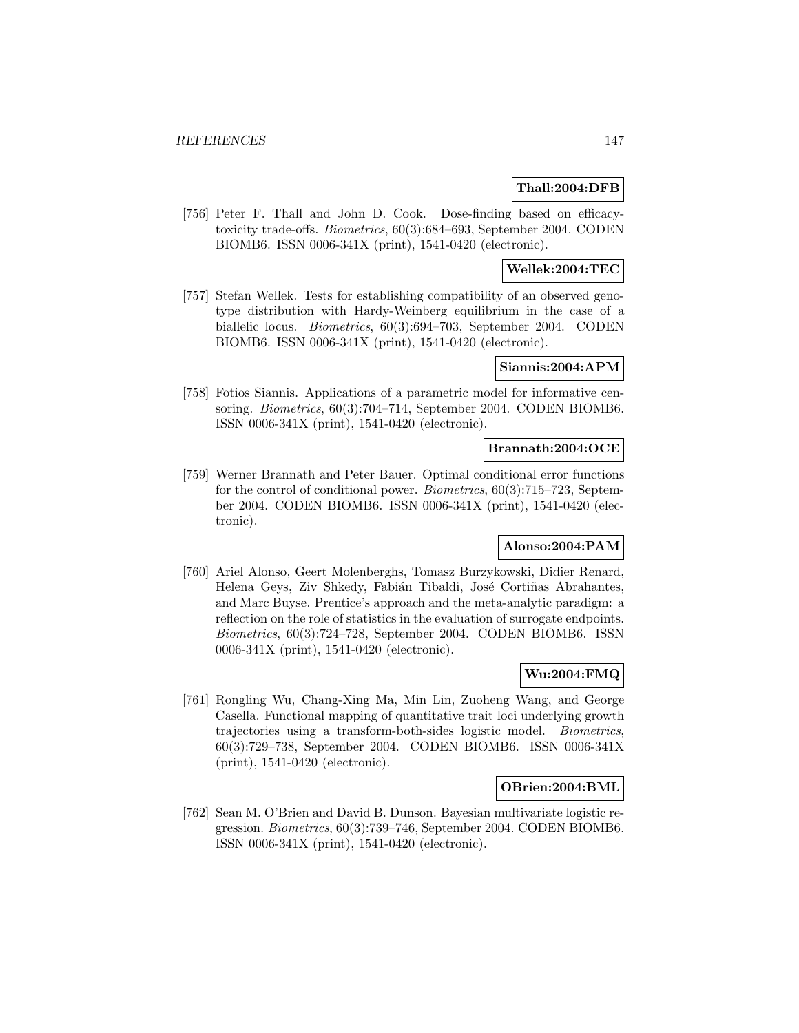**Thall:2004:DFB**

[756] Peter F. Thall and John D. Cook. Dose-finding based on efficacy-toxicity trade-offs. *Biometrics*, 60(3):684–693, September 2004. CODEN BIOMB6. ISSN 0006-341X (print), 1541-0420 (electronic).

**Wellek:2004:TEC**

[757] Stefan Wellek. Tests for establishing compatibility of an observed genotype distribution with Hardy-Weinberg equilibrium in the case of a biallelic locus. *Biometrics*, 60(3):694–703, September 2004. CODEN BIOMB6. ISSN 0006-341X (print), 1541-0420 (electronic).

**Siannis:2004:APM**

[758] Fotios Siannis. Applications of a parametric model for informative censoring. *Biometrics*, 60(3):704–714, September 2004. CODEN BIOMB6. ISSN 0006-341X (print), 1541-0420 (electronic).

**Brannath:2004:OCE**

[759] Werner Brannath and Peter Bauer. Optimal conditional error functions for the control of conditional power. *Biometrics*, 60(3):715–723, September 2004. CODEN BIOMB6. ISSN 0006-341X (print), 1541-0420 (electronic).

**Alonso:2004:PAM**

[760] Ariel Alonso, Geert Molenberghs, Tomasz Burzykowski, Didier Renard, Helena Geys, Ziv Shkedy, Fabián Tibaldi, José Cortiñas Abrahantes, and Marc Buyse. Prentice's approach and the meta-analytic paradigm: a reflection on the role of statistics in the evaluation of surrogate endpoints. *Biometrics*, 60(3):724–728, September 2004. CODEN BIOMB6. ISSN 0006-341X (print), 1541-0420 (electronic).

**Wu:2004:FMQ**

[761] Rongling Wu, Chang-Xing Ma, Min Lin, Zuoheng Wang, and George Casella. Functional mapping of quantitative trait loci underlying growth trajectories using a transform-both-sides logistic model. *Biometrics*, 60(3):729–738, September 2004. CODEN BIOMB6. ISSN 0006-341X (print), 1541-0420 (electronic).

**OBrien:2004:BML**

[762] Sean M. O'Brien and David B. Dunson. Bayesian multivariate logistic regression. *Biometrics*, 60(3):739–746, September 2004. CODEN BIOMB6. ISSN 0006-341X (print), 1541-0420 (electronic).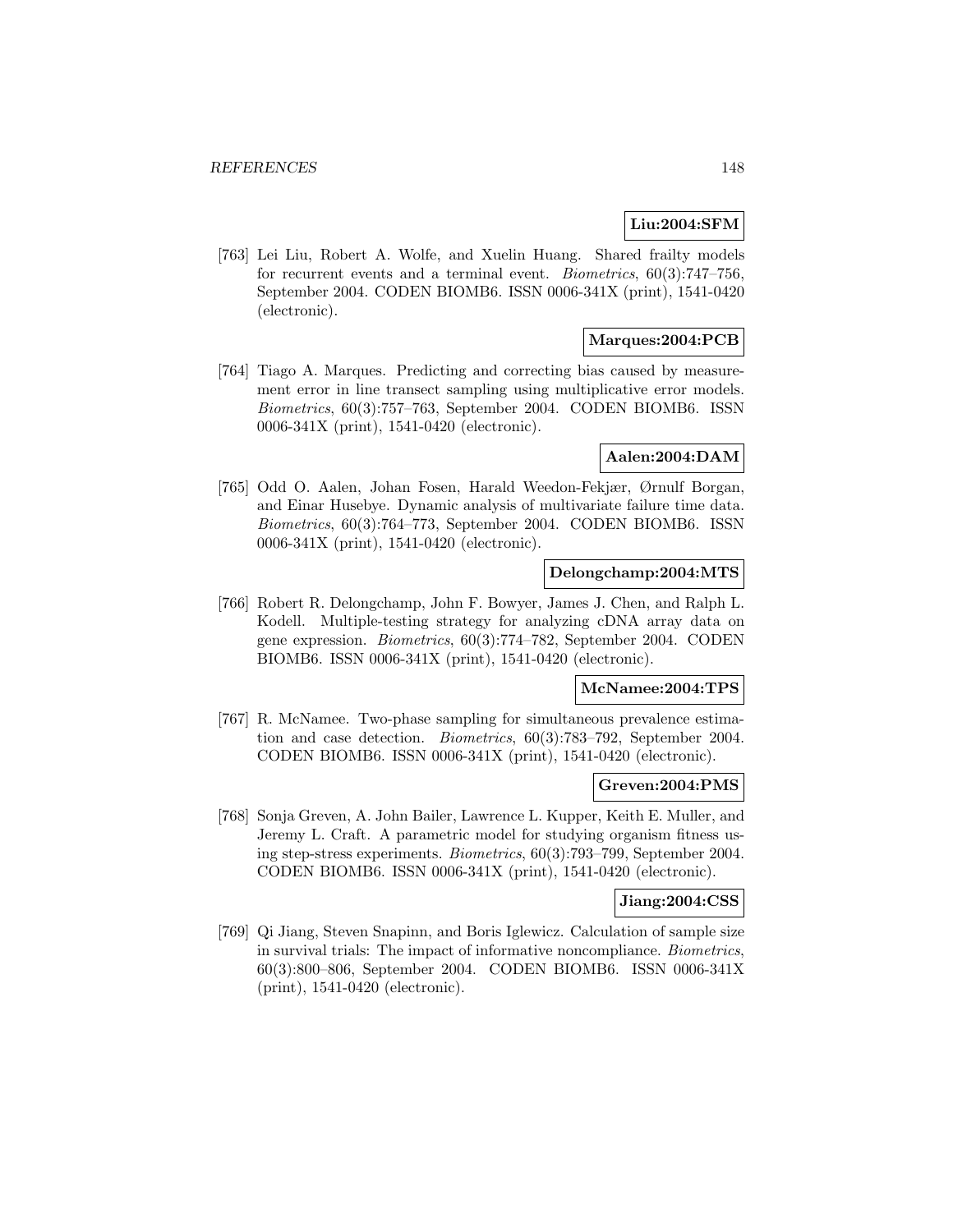**Liu:2004:SFM**

[763] Lei Liu, Robert A. Wolfe, and Xuelin Huang. Shared frailty models for recurrent events and a terminal event. *Biometrics*, 60(3):747–756, September 2004. CODEN BIOMB6. ISSN 0006-341X (print), 1541-0420 (electronic).

**Marques:2004:PCB**

[764] Tiago A. Marques. Predicting and correcting bias caused by measurement error in line transect sampling using multiplicative error models. *Biometrics*, 60(3):757–763, September 2004. CODEN BIOMB6. ISSN 0006-341X (print), 1541-0420 (electronic).

**Aalen:2004:DAM**

[765] Odd O. Aalen, Johan Fosen, Harald Weedon-Fekjær, Ørnulf Borgan, and Einar Husebye. Dynamic analysis of multivariate failure time data. *Biometrics*, 60(3):764–773, September 2004. CODEN BIOMB6. ISSN 0006-341X (print), 1541-0420 (electronic).

**Delongchamp:2004:MTS**

[766] Robert R. Delongchamp, John F. Bowyer, James J. Chen, and Ralph L. Kodell. Multiple-testing strategy for analyzing cDNA array data on gene expression. *Biometrics*, 60(3):774–782, September 2004. CODEN BIOMB6. ISSN 0006-341X (print), 1541-0420 (electronic).

**McNamee:2004:TPS**

[767] R. McNamee. Two-phase sampling for simultaneous prevalence estimation and case detection. *Biometrics*, 60(3):783–792, September 2004. CODEN BIOMB6. ISSN 0006-341X (print), 1541-0420 (electronic).

**Greven:2004:PMS**

[768] Sonja Greven, A. John Bailer, Lawrence L. Kupper, Keith E. Muller, and Jeremy L. Craft. A parametric model for studying organism fitness using step-stress experiments. *Biometrics*, 60(3):793–799, September 2004. CODEN BIOMB6. ISSN 0006-341X (print), 1541-0420 (electronic).

**Jiang:2004:CSS**

[769] Qi Jiang, Steven Snapinn, and Boris Iglewicz. Calculation of sample size in survival trials: The impact of informative noncompliance. *Biometrics*, 60(3):800–806, September 2004. CODEN BIOMB6. ISSN 0006-341X (print), 1541-0420 (electronic).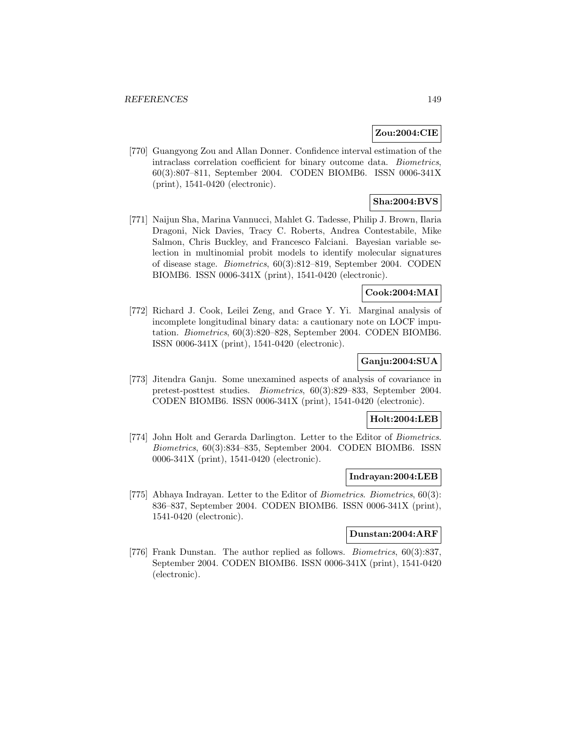**Zou:2004:CIE**

[770] Guangyong Zou and Allan Donner. Confidence interval estimation of the intraclass correlation coefficient for binary outcome data. *Biometrics*, 60(3):807–811, September 2004. CODEN BIOMB6. ISSN 0006-341X (print), 1541-0420 (electronic).

**Sha:2004:BVS**

[771] Naijun Sha, Marina Vannucci, Mahlet G. Tadesse, Philip J. Brown, Ilaria Dragoni, Nick Davies, Tracy C. Roberts, Andrea Contestabile, Mike Salmon, Chris Buckley, and Francesco Falciani. Bayesian variable selection in multinomial probit models to identify molecular signatures of disease stage. *Biometrics*, 60(3):812–819, September 2004. CODEN BIOMB6. ISSN 0006-341X (print), 1541-0420 (electronic).

**Cook:2004:MAI**

[772] Richard J. Cook, Leilei Zeng, and Grace Y. Yi. Marginal analysis of incomplete longitudinal binary data: a cautionary note on LOCF imputation. *Biometrics*, 60(3):820–828, September 2004. CODEN BIOMB6. ISSN 0006-341X (print), 1541-0420 (electronic).

**Ganju:2004:SUA**

[773] Jitendra Ganju. Some unexamined aspects of analysis of covariance in pretest-posttest studies. *Biometrics*, 60(3):829–833, September 2004. CODEN BIOMB6. ISSN 0006-341X (print), 1541-0420 (electronic).

**Holt:2004:LEB**

[774] John Holt and Gerarda Darlington. Letter to the Editor of *Biometrics*. *Biometrics*, 60(3):834–835, September 2004. CODEN BIOMB6. ISSN 0006-341X (print), 1541-0420 (electronic).

**Indrayan:2004:LEB**

[775] Abhaya Indrayan. Letter to the Editor of *Biometrics*. *Biometrics*, 60(3): 836–837, September 2004. CODEN BIOMB6. ISSN 0006-341X (print), 1541-0420 (electronic).

**Dunstan:2004:ARF**

[776] Frank Dunstan. The author replied as follows. *Biometrics*, 60(3):837, September 2004. CODEN BIOMB6. ISSN 0006-341X (print), 1541-0420 (electronic).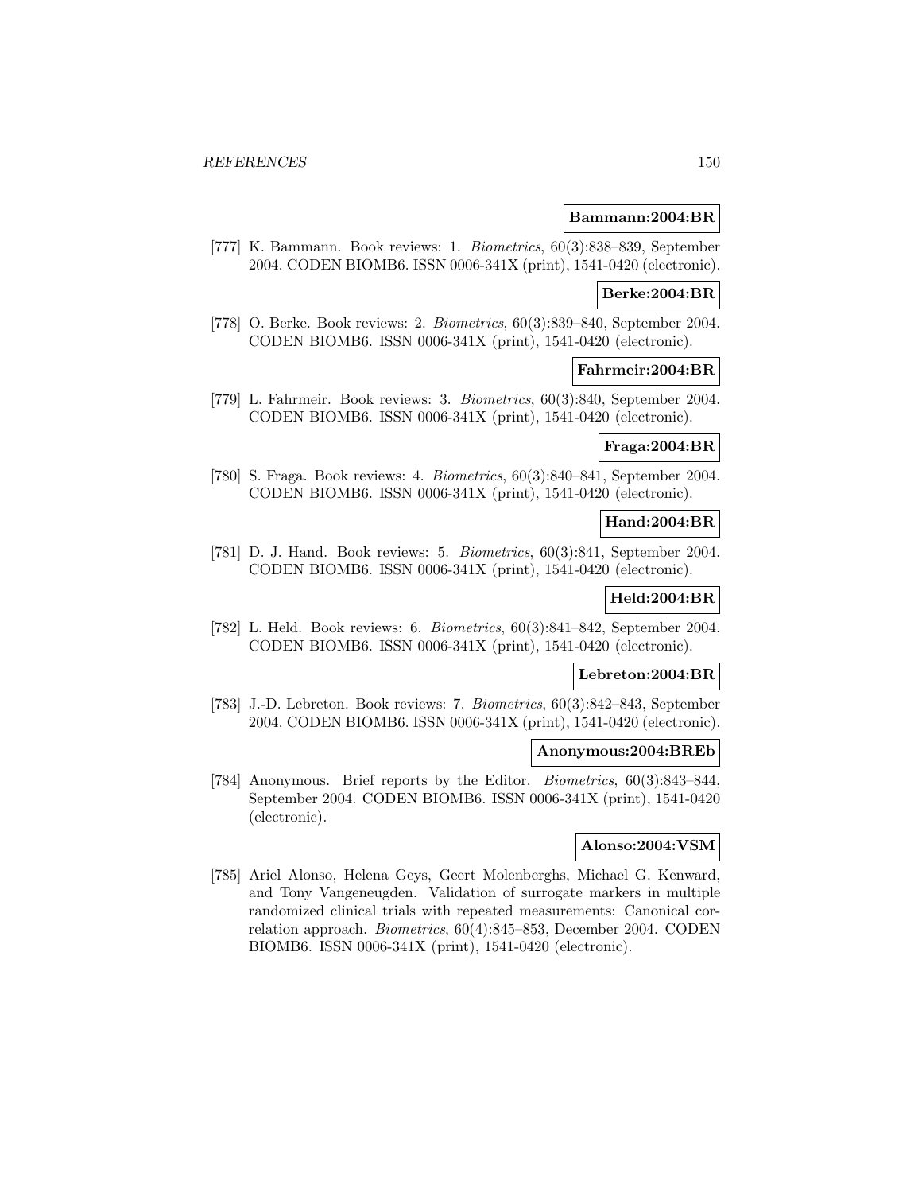**Bammann:2004:BR**

[777] K. Bammann. Book reviews: 1. *Biometrics*, 60(3):838–839, September 2004. CODEN BIOMB6. ISSN 0006-341X (print), 1541-0420 (electronic).

**Berke:2004:BR**

[778] O. Berke. Book reviews: 2. *Biometrics*, 60(3):839–840, September 2004. CODEN BIOMB6. ISSN 0006-341X (print), 1541-0420 (electronic).

**Fahrmeir:2004:BR**

[779] L. Fahrmeir. Book reviews: 3. *Biometrics*, 60(3):840, September 2004. CODEN BIOMB6. ISSN 0006-341X (print), 1541-0420 (electronic).

**Fraga:2004:BR**

[780] S. Fraga. Book reviews: 4. *Biometrics*, 60(3):840–841, September 2004. CODEN BIOMB6. ISSN 0006-341X (print), 1541-0420 (electronic).

**Hand:2004:BR**

[781] D. J. Hand. Book reviews: 5. *Biometrics*, 60(3):841, September 2004. CODEN BIOMB6. ISSN 0006-341X (print), 1541-0420 (electronic).

**Held:2004:BR**

[782] L. Held. Book reviews: 6. *Biometrics*, 60(3):841–842, September 2004. CODEN BIOMB6. ISSN 0006-341X (print), 1541-0420 (electronic).

**Lebreton:2004:BR**

[783] J.-D. Lebreton. Book reviews: 7. *Biometrics*, 60(3):842–843, September 2004. CODEN BIOMB6. ISSN 0006-341X (print), 1541-0420 (electronic).

**Anonymous:2004:BREb**

[784] Anonymous. Brief reports by the Editor. *Biometrics*, 60(3):843–844, September 2004. CODEN BIOMB6. ISSN 0006-341X (print), 1541-0420 (electronic).

**Alonso:2004:VSM**

[785] Ariel Alonso, Helena Geys, Geert Molenberghs, Michael G. Kenward, and Tony Vangeneugden. Validation of surrogate markers in multiple randomized clinical trials with repeated measurements: Canonical correlation approach. *Biometrics*, 60(4):845–853, December 2004. CODEN BIOMB6. ISSN 0006-341X (print), 1541-0420 (electronic).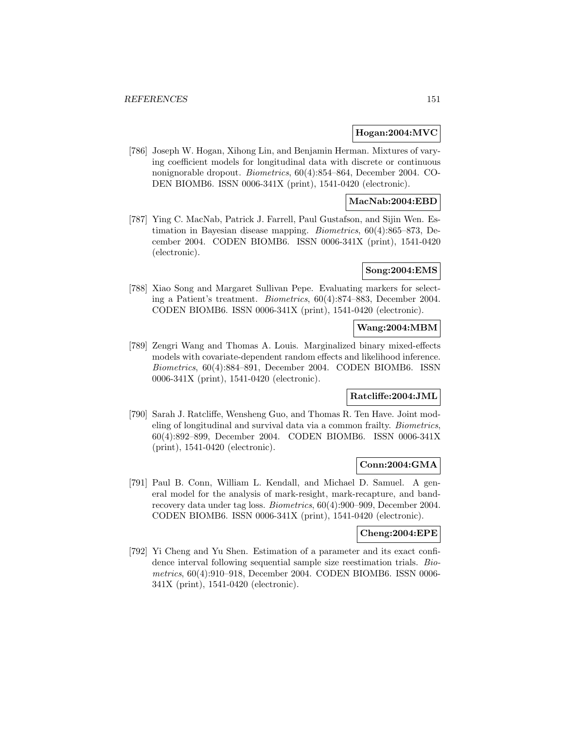**Hogan:2004:MVC**

[786] Joseph W. Hogan, Xihong Lin, and Benjamin Herman. Mixtures of varying coefficient models for longitudinal data with discrete or continuous nonignorable dropout. *Biometrics*, 60(4):854–864, December 2004. CODEN BIOMB6. ISSN 0006-341X (print), 1541-0420 (electronic).

**MacNab:2004:EBD**

[787] Ying C. MacNab, Patrick J. Farrell, Paul Gustafson, and Sijin Wen. Estimation in Bayesian disease mapping. *Biometrics*, 60(4):865–873, December 2004. CODEN BIOMB6. ISSN 0006-341X (print), 1541-0420 (electronic).

**Song:2004:EMS**

[788] Xiao Song and Margaret Sullivan Pepe. Evaluating markers for selecting a Patient's treatment. *Biometrics*, 60(4):874–883, December 2004. CODEN BIOMB6. ISSN 0006-341X (print), 1541-0420 (electronic).

**Wang:2004:MBM**

[789] Zengri Wang and Thomas A. Louis. Marginalized binary mixed-effects models with covariate-dependent random effects and likelihood inference. *Biometrics*, 60(4):884–891, December 2004. CODEN BIOMB6. ISSN 0006-341X (print), 1541-0420 (electronic).

**Ratcliffe:2004:JML**

[790] Sarah J. Ratcliffe, Wensheng Guo, and Thomas R. Ten Have. Joint modeling of longitudinal and survival data via a common frailty. *Biometrics*, 60(4):892–899, December 2004. CODEN BIOMB6. ISSN 0006-341X (print), 1541-0420 (electronic).

**Conn:2004:GMA**

[791] Paul B. Conn, William L. Kendall, and Michael D. Samuel. A general model for the analysis of mark-resight, mark-recapture, and band-recovery data under tag loss. *Biometrics*, 60(4):900–909, December 2004. CODEN BIOMB6. ISSN 0006-341X (print), 1541-0420 (electronic).

**Cheng:2004:EPE**

[792] Yi Cheng and Yu Shen. Estimation of a parameter and its exact confidence interval following sequential sample size reestimation trials. *Biometrics*, 60(4):910–918, December 2004. CODEN BIOMB6. ISSN 0006-341X (print), 1541-0420 (electronic).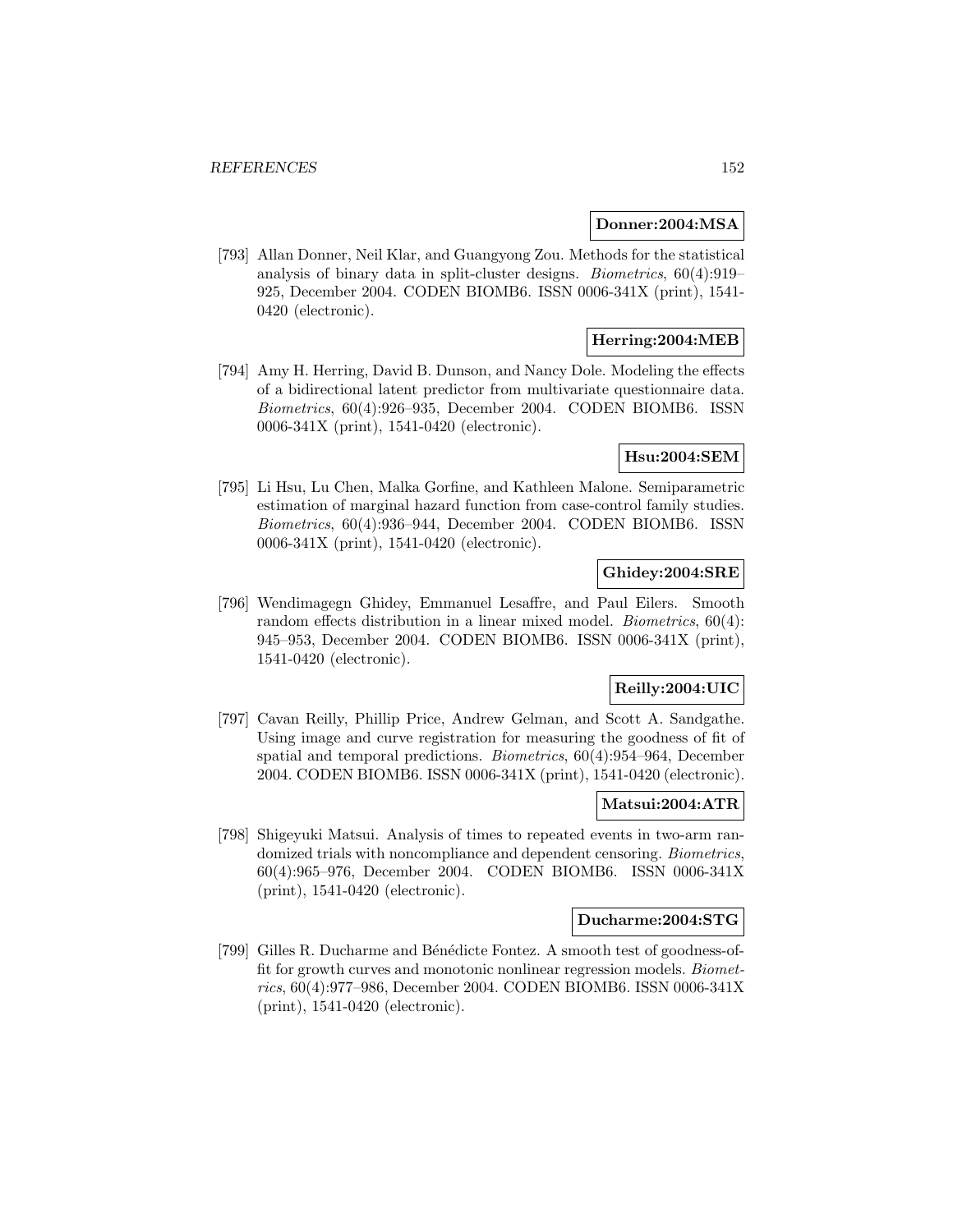**Donner:2004:MSA**

[793] Allan Donner, Neil Klar, and Guangyong Zou. Methods for the statistical analysis of binary data in split-cluster designs. *Biometrics*, 60(4):919–925, December 2004. CODEN BIOMB6. ISSN 0006-341X (print), 1541-0420 (electronic).

**Herring:2004:MEB**

[794] Amy H. Herring, David B. Dunson, and Nancy Dole. Modeling the effects of a bidirectional latent predictor from multivariate questionnaire data. *Biometrics*, 60(4):926–935, December 2004. CODEN BIOMB6. ISSN 0006-341X (print), 1541-0420 (electronic).

**Hsu:2004:SEM**

[795] Li Hsu, Lu Chen, Malka Gorfine, and Kathleen Malone. Semiparametric estimation of marginal hazard function from case-control family studies. *Biometrics*, 60(4):936–944, December 2004. CODEN BIOMB6. ISSN 0006-341X (print), 1541-0420 (electronic).

**Ghidey:2004:SRE**

[796] Wendimagegn Ghidey, Emmanuel Lesaffre, and Paul Eilers. Smooth random effects distribution in a linear mixed model. *Biometrics*, 60(4):945–953, December 2004. CODEN BIOMB6. ISSN 0006-341X (print), 1541-0420 (electronic).

**Reilly:2004:UIC**

[797] Cavan Reilly, Phillip Price, Andrew Gelman, and Scott A. Sandgathe. Using image and curve registration for measuring the goodness of fit of spatial and temporal predictions. *Biometrics*, 60(4):954–964, December 2004. CODEN BIOMB6. ISSN 0006-341X (print), 1541-0420 (electronic).

**Matsui:2004:ATR**

[798] Shigeyuki Matsui. Analysis of times to repeated events in two-arm randomized trials with noncompliance and dependent censoring. *Biometrics*, 60(4):965–976, December 2004. CODEN BIOMB6. ISSN 0006-341X (print), 1541-0420 (electronic).

**Ducharme:2004:STG**

[799] Gilles R. Ducharme and Bénédicte Fontez. A smooth test of goodness-of-fit for growth curves and monotonic nonlinear regression models. *Biometrics*, 60(4):977–986, December 2004. CODEN BIOMB6. ISSN 0006-341X (print), 1541-0420 (electronic).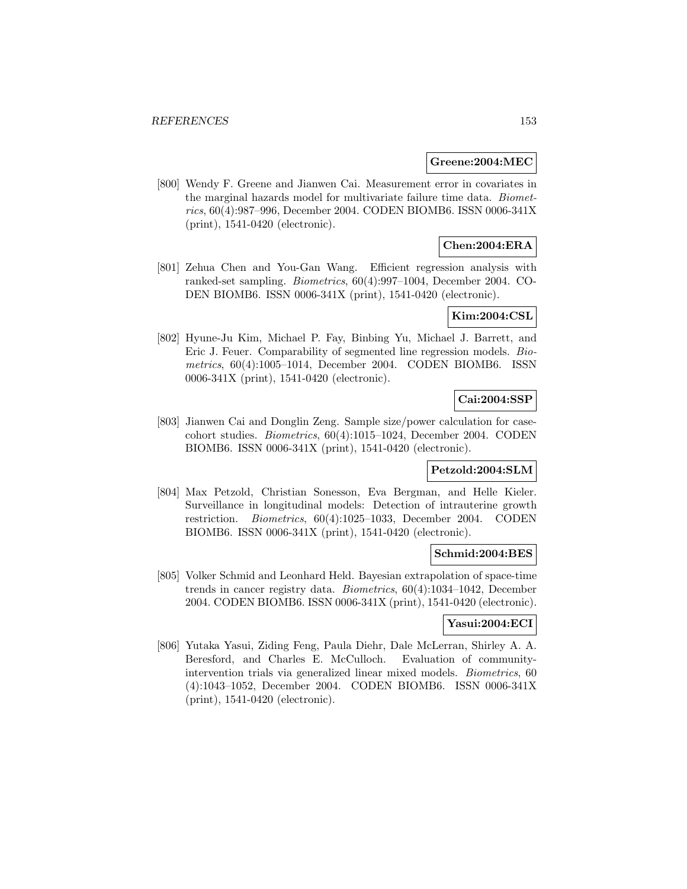**Greene:2004:MEC**

[800] Wendy F. Greene and Jianwen Cai. Measurement error in covariates in the marginal hazards model for multivariate failure time data. *Biometrics*, 60(4):987–996, December 2004. CODEN BIOMB6. ISSN 0006-341X (print), 1541-0420 (electronic).

**Chen:2004:ERA**

[801] Zehua Chen and You-Gan Wang. Efficient regression analysis with ranked-set sampling. *Biometrics*, 60(4):997–1004, December 2004. CODEN BIOMB6. ISSN 0006-341X (print), 1541-0420 (electronic).

**Kim:2004:CSL**

[802] Hyune-Ju Kim, Michael P. Fay, Binbing Yu, Michael J. Barrett, and Eric J. Feuer. Comparability of segmented line regression models. *Biometrics*, 60(4):1005–1014, December 2004. CODEN BIOMB6. ISSN 0006-341X (print), 1541-0420 (electronic).

**Cai:2004:SSP**

[803] Jianwen Cai and Donglin Zeng. Sample size/power calculation for case-cohort studies. *Biometrics*, 60(4):1015–1024, December 2004. CODEN BIOMB6. ISSN 0006-341X (print), 1541-0420 (electronic).

**Petzold:2004:SLM**

[804] Max Petzold, Christian Sonesson, Eva Bergman, and Helle Kieler. Surveillance in longitudinal models: Detection of intrauterine growth restriction. *Biometrics*, 60(4):1025–1033, December 2004. CODEN BIOMB6. ISSN 0006-341X (print), 1541-0420 (electronic).

**Schmid:2004:BES**

[805] Volker Schmid and Leonhard Held. Bayesian extrapolation of space-time trends in cancer registry data. *Biometrics*, 60(4):1034–1042, December 2004. CODEN BIOMB6. ISSN 0006-341X (print), 1541-0420 (electronic).

**Yasui:2004:ECI**

[806] Yutaka Yasui, Ziding Feng, Paula Diehr, Dale McLerran, Shirley A. A. Beresford, and Charles E. McCulloch. Evaluation of community-intervention trials via generalized linear mixed models. *Biometrics*, 60 (4):1043–1052, December 2004. CODEN BIOMB6. ISSN 0006-341X (print), 1541-0420 (electronic).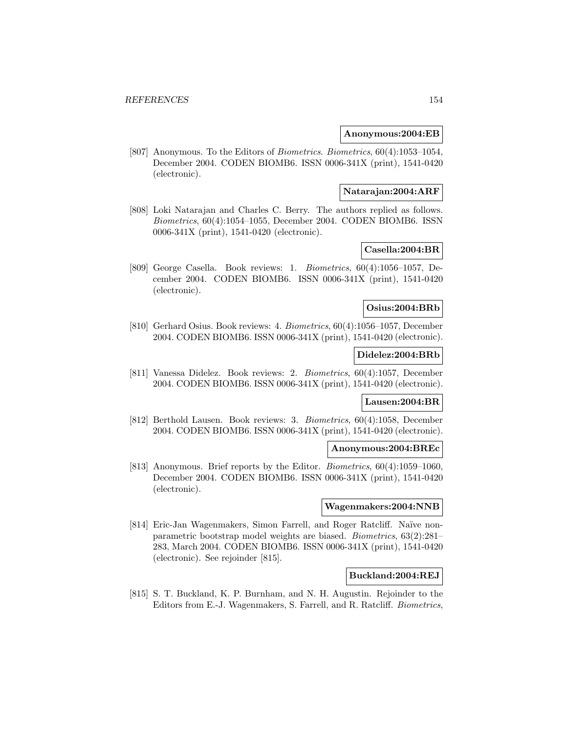**Anonymous:2004:EB**

[807] Anonymous. To the Editors of *Biometrics*. *Biometrics*, 60(4):1053–1054, December 2004. CODEN BIOMB6. ISSN 0006-341X (print), 1541-0420 (electronic).

**Natarajan:2004:ARF**

[808] Loki Natarajan and Charles C. Berry. The authors replied as follows. *Biometrics*, 60(4):1054–1055, December 2004. CODEN BIOMB6. ISSN 0006-341X (print), 1541-0420 (electronic).

**Casella:2004:BR**

[809] George Casella. Book reviews: 1. *Biometrics*, 60(4):1056–1057, December 2004. CODEN BIOMB6. ISSN 0006-341X (print), 1541-0420 (electronic).

**Osius:2004:BRb**

[810] Gerhard Osius. Book reviews: 4. *Biometrics*, 60(4):1056–1057, December 2004. CODEN BIOMB6. ISSN 0006-341X (print), 1541-0420 (electronic).

**Didelez:2004:BRb**

[811] Vanessa Didelez. Book reviews: 2. *Biometrics*, 60(4):1057, December 2004. CODEN BIOMB6. ISSN 0006-341X (print), 1541-0420 (electronic).

**Lausen:2004:BR**

[812] Berthold Lausen. Book reviews: 3. *Biometrics*, 60(4):1058, December 2004. CODEN BIOMB6. ISSN 0006-341X (print), 1541-0420 (electronic).

**Anonymous:2004:BREc**

[813] Anonymous. Brief reports by the Editor. *Biometrics*, 60(4):1059–1060, December 2004. CODEN BIOMB6. ISSN 0006-341X (print), 1541-0420 (electronic).

**Wagenmakers:2004:NNB**

[814] Eric-Jan Wagenmakers, Simon Farrell, and Roger Ratcliff. Naïve nonparametric bootstrap model weights are biased. *Biometrics*, 63(2):281–283, March 2004. CODEN BIOMB6. ISSN 0006-341X (print), 1541-0420 (electronic). See rejoinder [815].

**Buckland:2004:REJ**

[815] S. T. Buckland, K. P. Burnham, and N. H. Augustin. Rejoinder to the Editors from E.-J. Wagenmakers, S. Farrell, and R. Ratcliff. *Biometrics*,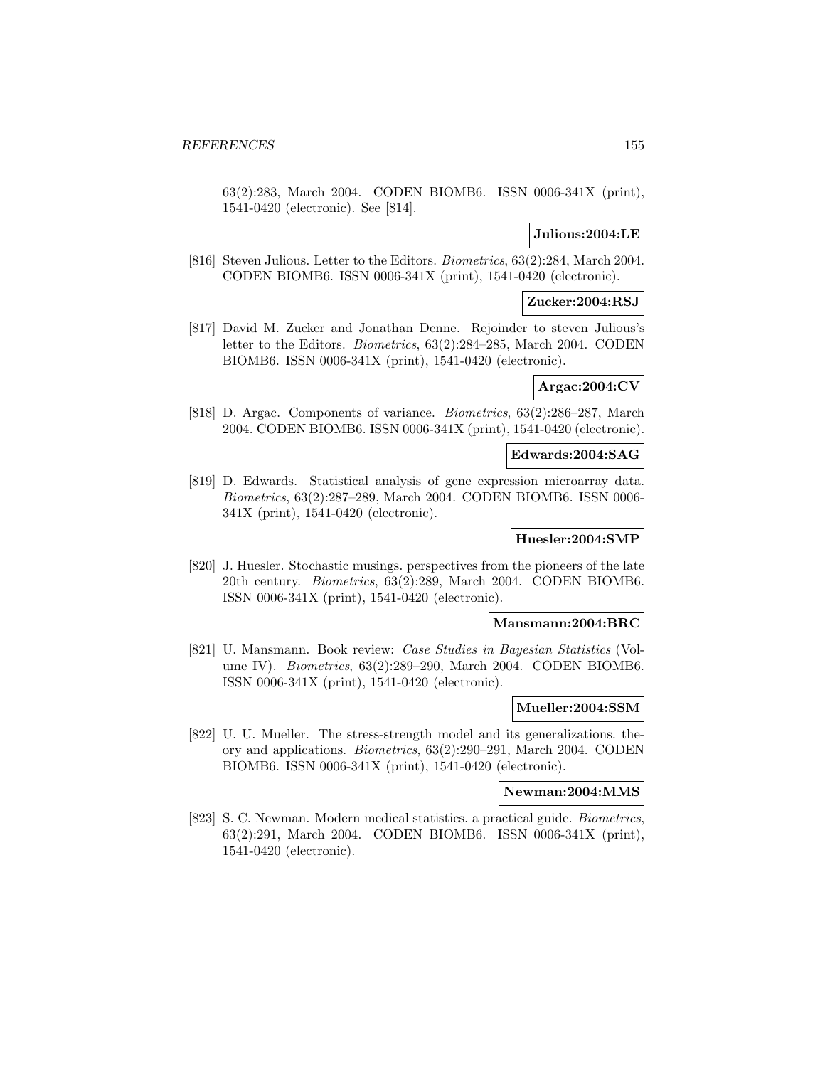63(2):283, March 2004. CODEN BIOMB6. ISSN 0006-341X (print), 1541-0420 (electronic). See [814].

**Julious:2004:LE**

[816] Steven Julious. Letter to the Editors. *Biometrics*, 63(2):284, March 2004. CODEN BIOMB6. ISSN 0006-341X (print), 1541-0420 (electronic).

**Zucker:2004:RSJ**

[817] David M. Zucker and Jonathan Denne. Rejoinder to steven Julious's letter to the Editors. *Biometrics*, 63(2):284–285, March 2004. CODEN BIOMB6. ISSN 0006-341X (print), 1541-0420 (electronic).

**Argac:2004:CV**

[818] D. Argac. Components of variance. *Biometrics*, 63(2):286–287, March 2004. CODEN BIOMB6. ISSN 0006-341X (print), 1541-0420 (electronic).

**Edwards:2004:SAG**

[819] D. Edwards. Statistical analysis of gene expression microarray data. *Biometrics*, 63(2):287–289, March 2004. CODEN BIOMB6. ISSN 0006-341X (print), 1541-0420 (electronic).

**Huesler:2004:SMP**

[820] J. Huesler. Stochastic musings. perspectives from the pioneers of the late 20th century. *Biometrics*, 63(2):289, March 2004. CODEN BIOMB6. ISSN 0006-341X (print), 1541-0420 (electronic).

**Mansmann:2004:BRC**

[821] U. Mansmann. Book review: *Case Studies in Bayesian Statistics* (Volume IV). *Biometrics*, 63(2):289–290, March 2004. CODEN BIOMB6. ISSN 0006-341X (print), 1541-0420 (electronic).

**Mueller:2004:SSM**

[822] U. U. Mueller. The stress-strength model and its generalizations. theory and applications. *Biometrics*, 63(2):290–291, March 2004. CODEN BIOMB6. ISSN 0006-341X (print), 1541-0420 (electronic).

**Newman:2004:MMS**

[823] S. C. Newman. Modern medical statistics. a practical guide. *Biometrics*, 63(2):291, March 2004. CODEN BIOMB6. ISSN 0006-341X (print), 1541-0420 (electronic).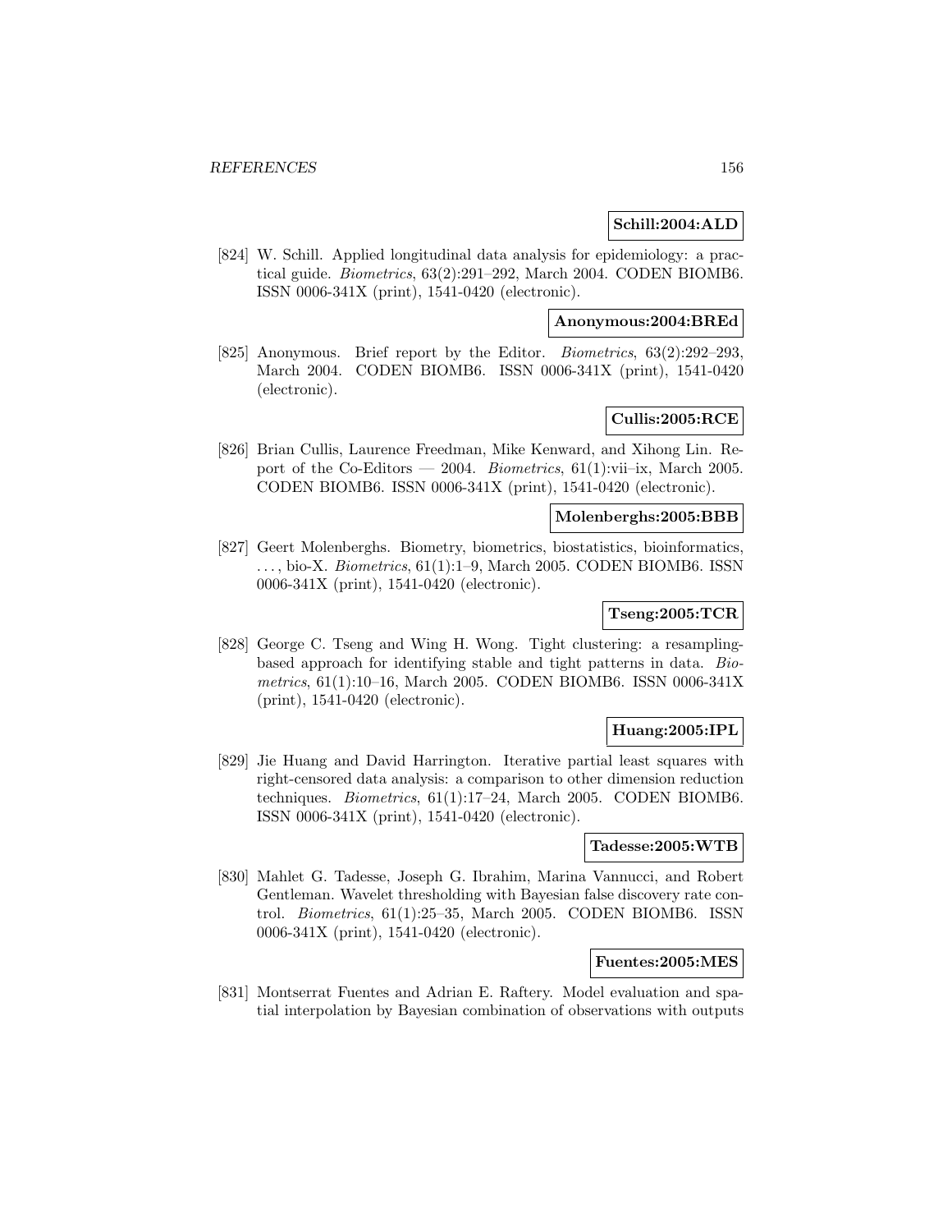**Schill:2004:ALD**

[824] W. Schill. Applied longitudinal data analysis for epidemiology: a practical guide. *Biometrics*, 63(2):291–292, March 2004. CODEN BIOMB6. ISSN 0006-341X (print), 1541-0420 (electronic).

**Anonymous:2004:BREd**

[825] Anonymous. Brief report by the Editor. *Biometrics*, 63(2):292–293, March 2004. CODEN BIOMB6. ISSN 0006-341X (print), 1541-0420 (electronic).

**Cullis:2005:RCE**

[826] Brian Cullis, Laurence Freedman, Mike Kenward, and Xihong Lin. Report of the Co-Editors — 2004. *Biometrics*, 61(1):vii–ix, March 2005. CODEN BIOMB6. ISSN 0006-341X (print), 1541-0420 (electronic).

**Molenberghs:2005:BBB**

[827] Geert Molenberghs. Biometry, biometrics, biostatistics, bioinformatics, . . . , bio-X. *Biometrics*, 61(1):1–9, March 2005. CODEN BIOMB6. ISSN 0006-341X (print), 1541-0420 (electronic).

**Tseng:2005:TCR**

[828] George C. Tseng and Wing H. Wong. Tight clustering: a resampling-based approach for identifying stable and tight patterns in data. *Biometrics*, 61(1):10–16, March 2005. CODEN BIOMB6. ISSN 0006-341X (print), 1541-0420 (electronic).

**Huang:2005:IPL**

[829] Jie Huang and David Harrington. Iterative partial least squares with right-censored data analysis: a comparison to other dimension reduction techniques. *Biometrics*, 61(1):17–24, March 2005. CODEN BIOMB6. ISSN 0006-341X (print), 1541-0420 (electronic).

**Tadesse:2005:WTB**

[830] Mahlet G. Tadesse, Joseph G. Ibrahim, Marina Vannucci, and Robert Gentleman. Wavelet thresholding with Bayesian false discovery rate control. *Biometrics*, 61(1):25–35, March 2005. CODEN BIOMB6. ISSN 0006-341X (print), 1541-0420 (electronic).

**Fuentes:2005:MES**

[831] Montserrat Fuentes and Adrian E. Raftery. Model evaluation and spatial interpolation by Bayesian combination of observations with outputs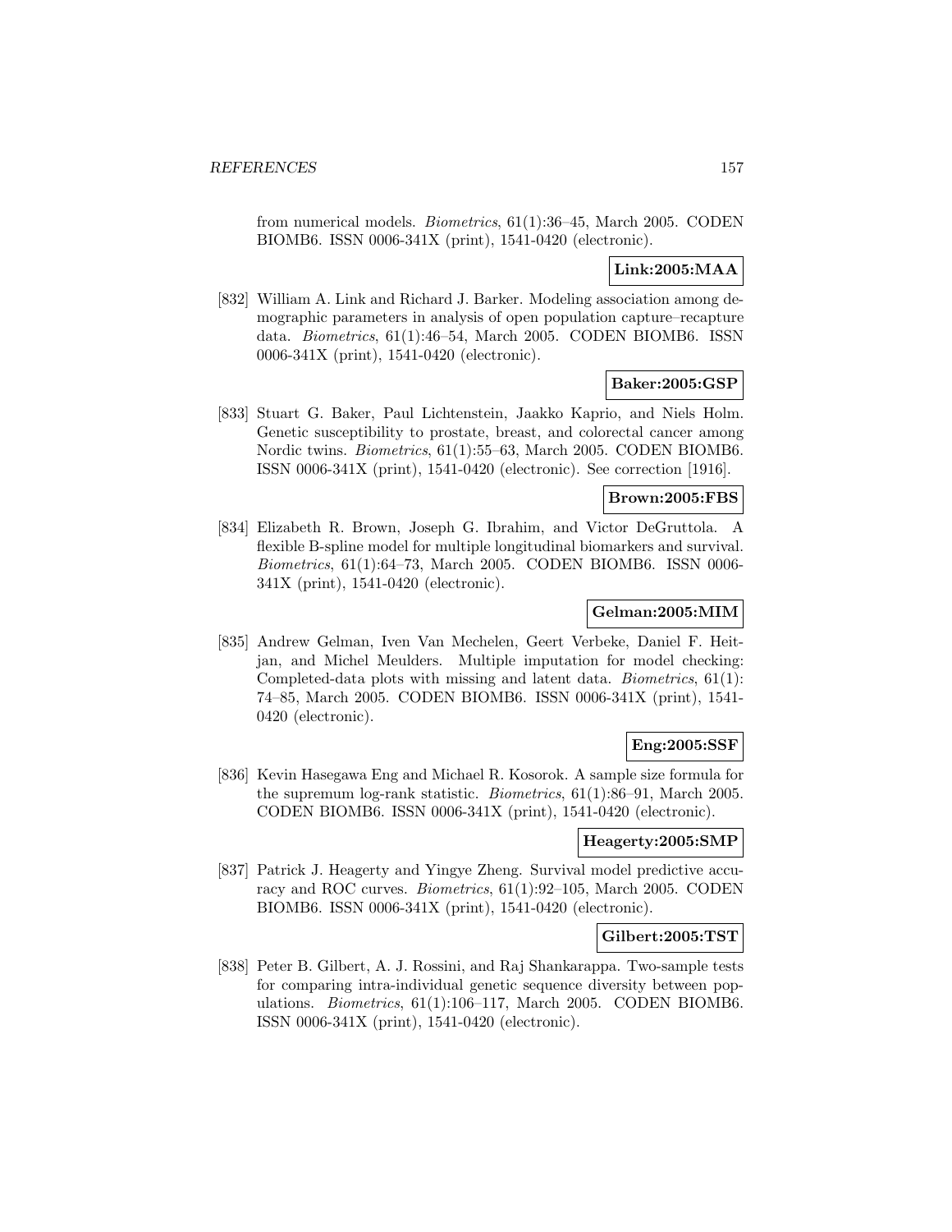from numerical models. *Biometrics*, 61(1):36–45, March 2005. CODEN BIOMB6. ISSN 0006-341X (print), 1541-0420 (electronic).

**Link:2005:MAA**

[832] William A. Link and Richard J. Barker. Modeling association among demographic parameters in analysis of open population capture–recapture data. *Biometrics*, 61(1):46–54, March 2005. CODEN BIOMB6. ISSN 0006-341X (print), 1541-0420 (electronic).

**Baker:2005:GSP**

[833] Stuart G. Baker, Paul Lichtenstein, Jaakko Kaprio, and Niels Holm. Genetic susceptibility to prostate, breast, and colorectal cancer among Nordic twins. *Biometrics*, 61(1):55–63, March 2005. CODEN BIOMB6. ISSN 0006-341X (print), 1541-0420 (electronic). See correction [1916].

**Brown:2005:FBS**

[834] Elizabeth R. Brown, Joseph G. Ibrahim, and Victor DeGruttola. A flexible B-spline model for multiple longitudinal biomarkers and survival. *Biometrics*, 61(1):64–73, March 2005. CODEN BIOMB6. ISSN 0006-341X (print), 1541-0420 (electronic).

**Gelman:2005:MIM**

[835] Andrew Gelman, Iven Van Mechelen, Geert Verbeke, Daniel F. Heitjan, and Michel Meulders. Multiple imputation for model checking: Completed-data plots with missing and latent data. *Biometrics*, 61(1): 74–85, March 2005. CODEN BIOMB6. ISSN 0006-341X (print), 1541-0420 (electronic).

**Eng:2005:SSF**

[836] Kevin Hasegawa Eng and Michael R. Kosorok. A sample size formula for the supremum log-rank statistic. *Biometrics*, 61(1):86–91, March 2005. CODEN BIOMB6. ISSN 0006-341X (print), 1541-0420 (electronic).

**Heagerty:2005:SMP**

[837] Patrick J. Heagerty and Yingye Zheng. Survival model predictive accuracy and ROC curves. *Biometrics*, 61(1):92–105, March 2005. CODEN BIOMB6. ISSN 0006-341X (print), 1541-0420 (electronic).

**Gilbert:2005:TST**

[838] Peter B. Gilbert, A. J. Rossini, and Raj Shankarappa. Two-sample tests for comparing intra-individual genetic sequence diversity between populations. *Biometrics*, 61(1):106–117, March 2005. CODEN BIOMB6. ISSN 0006-341X (print), 1541-0420 (electronic).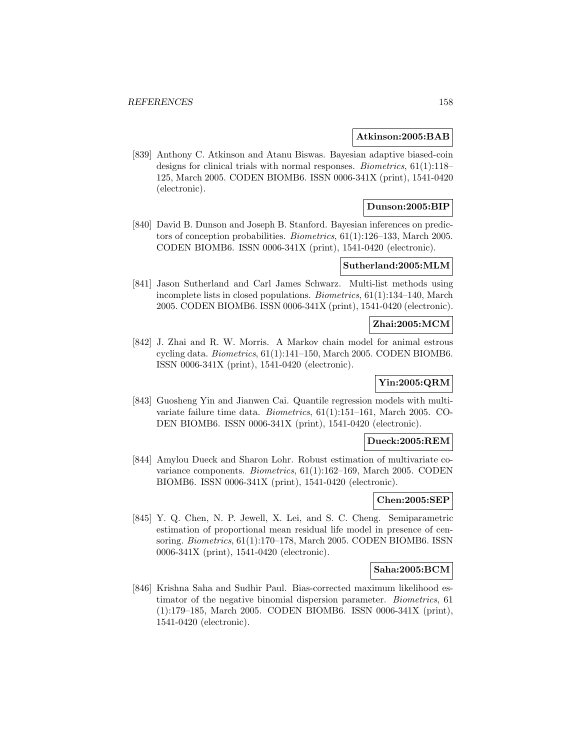**Atkinson:2005:BAB**

[839] Anthony C. Atkinson and Atanu Biswas. Bayesian adaptive biased-coin designs for clinical trials with normal responses. *Biometrics*, 61(1):118–125, March 2005. CODEN BIOMB6. ISSN 0006-341X (print), 1541-0420 (electronic).

**Dunson:2005:BIP**

[840] David B. Dunson and Joseph B. Stanford. Bayesian inferences on predictors of conception probabilities. *Biometrics*, 61(1):126–133, March 2005. CODEN BIOMB6. ISSN 0006-341X (print), 1541-0420 (electronic).

**Sutherland:2005:MLM**

[841] Jason Sutherland and Carl James Schwarz. Multi-list methods using incomplete lists in closed populations. *Biometrics*, 61(1):134–140, March 2005. CODEN BIOMB6. ISSN 0006-341X (print), 1541-0420 (electronic).

**Zhai:2005:MCM**

[842] J. Zhai and R. W. Morris. A Markov chain model for animal estrous cycling data. *Biometrics*, 61(1):141–150, March 2005. CODEN BIOMB6. ISSN 0006-341X (print), 1541-0420 (electronic).

**Yin:2005:QRM**

[843] Guosheng Yin and Jianwen Cai. Quantile regression models with multivariate failure time data. *Biometrics*, 61(1):151–161, March 2005. CODEN BIOMB6. ISSN 0006-341X (print), 1541-0420 (electronic).

**Dueck:2005:REM**

[844] Amylou Dueck and Sharon Lohr. Robust estimation of multivariate covariance components. *Biometrics*, 61(1):162–169, March 2005. CODEN BIOMB6. ISSN 0006-341X (print), 1541-0420 (electronic).

**Chen:2005:SEP**

[845] Y. Q. Chen, N. P. Jewell, X. Lei, and S. C. Cheng. Semiparametric estimation of proportional mean residual life model in presence of censoring. *Biometrics*, 61(1):170–178, March 2005. CODEN BIOMB6. ISSN 0006-341X (print), 1541-0420 (electronic).

**Saha:2005:BCM**

[846] Krishna Saha and Sudhir Paul. Bias-corrected maximum likelihood estimator of the negative binomial dispersion parameter. *Biometrics*, 61 (1):179–185, March 2005. CODEN BIOMB6. ISSN 0006-341X (print), 1541-0420 (electronic).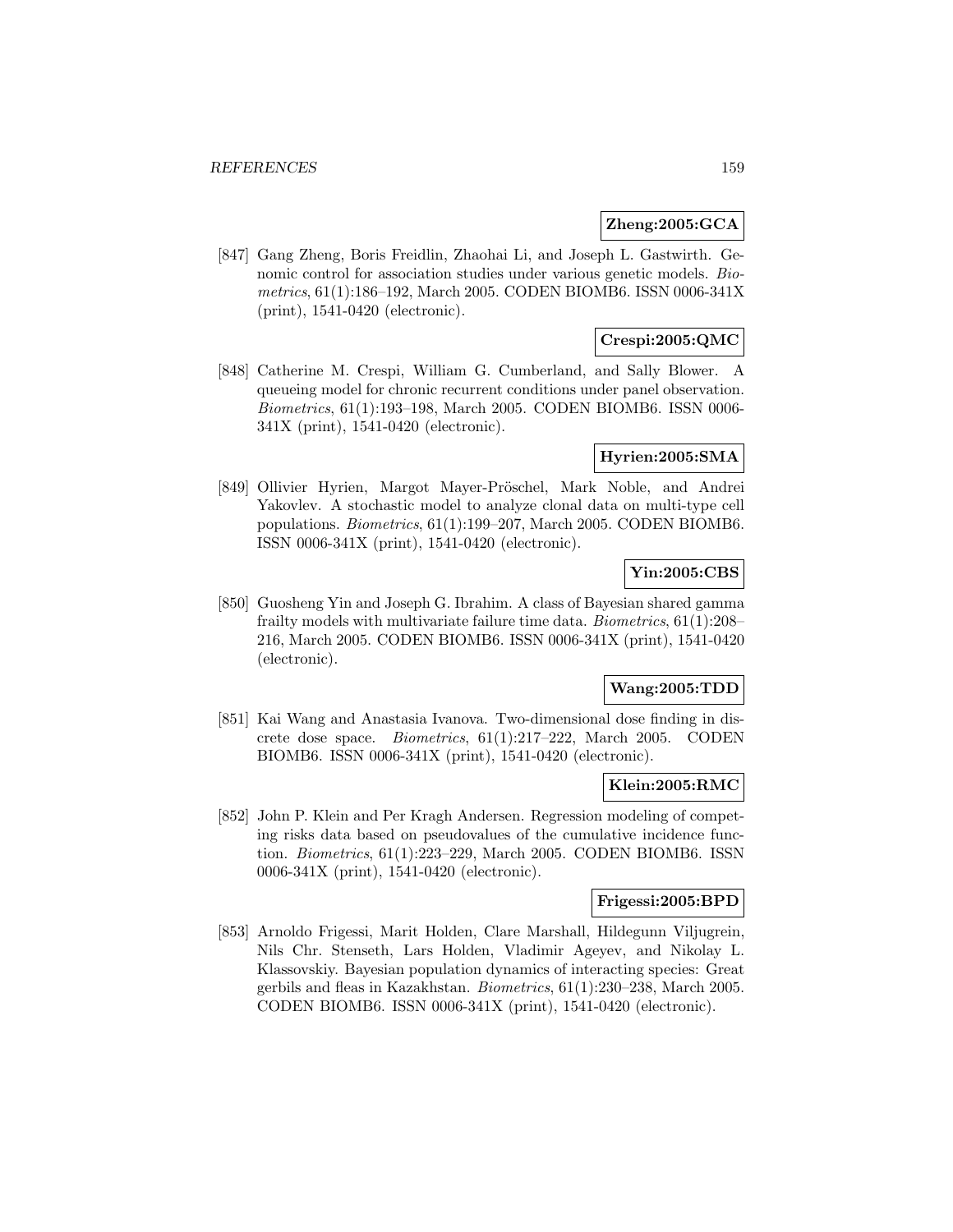**Zheng:2005:GCA**

[847] Gang Zheng, Boris Freidlin, Zhaohai Li, and Joseph L. Gastwirth. Genomic control for association studies under various genetic models. *Biometrics*, 61(1):186–192, March 2005. CODEN BIOMB6. ISSN 0006-341X (print), 1541-0420 (electronic).

**Crespi:2005:QMC**

[848] Catherine M. Crespi, William G. Cumberland, and Sally Blower. A queueing model for chronic recurrent conditions under panel observation. *Biometrics*, 61(1):193–198, March 2005. CODEN BIOMB6. ISSN 0006-341X (print), 1541-0420 (electronic).

**Hyrien:2005:SMA**

[849] Ollivier Hyrien, Margot Mayer-Pröschel, Mark Noble, and Andrei Yakovlev. A stochastic model to analyze clonal data on multi-type cell populations. *Biometrics*, 61(1):199–207, March 2005. CODEN BIOMB6. ISSN 0006-341X (print), 1541-0420 (electronic).

**Yin:2005:CBS**

[850] Guosheng Yin and Joseph G. Ibrahim. A class of Bayesian shared gamma frailty models with multivariate failure time data. *Biometrics*, 61(1):208–216, March 2005. CODEN BIOMB6. ISSN 0006-341X (print), 1541-0420 (electronic).

**Wang:2005:TDD**

[851] Kai Wang and Anastasia Ivanova. Two-dimensional dose finding in discrete dose space. *Biometrics*, 61(1):217–222, March 2005. CODEN BIOMB6. ISSN 0006-341X (print), 1541-0420 (electronic).

**Klein:2005:RMC**

[852] John P. Klein and Per Kragh Andersen. Regression modeling of competing risks data based on pseudovalues of the cumulative incidence function. *Biometrics*, 61(1):223–229, March 2005. CODEN BIOMB6. ISSN 0006-341X (print), 1541-0420 (electronic).

**Frigessi:2005:BPD**

[853] Arnoldo Frigessi, Marit Holden, Clare Marshall, Hildegunn Viljugrein, Nils Chr. Stenseth, Lars Holden, Vladimir Ageyev, and Nikolay L. Klassovskiy. Bayesian population dynamics of interacting species: Great gerbils and fleas in Kazakhstan. *Biometrics*, 61(1):230–238, March 2005. CODEN BIOMB6. ISSN 0006-341X (print), 1541-0420 (electronic).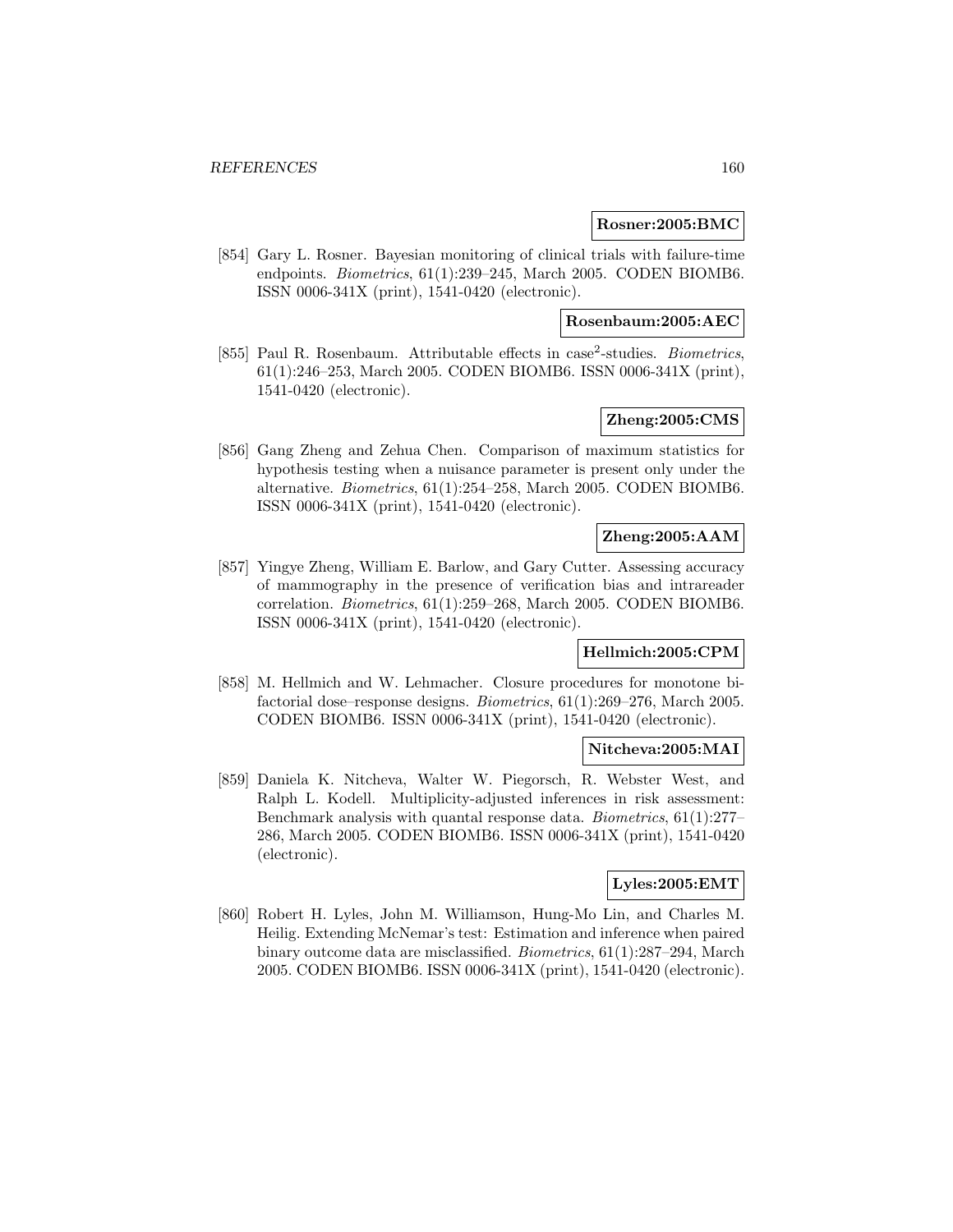**Rosner:2005:BMC**

[854] Gary L. Rosner. Bayesian monitoring of clinical trials with failure-time endpoints. *Biometrics*, 61(1):239–245, March 2005. CODEN BIOMB6. ISSN 0006-341X (print), 1541-0420 (electronic).

**Rosenbaum:2005:AEC**

[855] Paul R. Rosenbaum. Attributable effects in case$^2$-studies. *Biometrics*, 61(1):246–253, March 2005. CODEN BIOMB6. ISSN 0006-341X (print), 1541-0420 (electronic).

**Zheng:2005:CMS**

[856] Gang Zheng and Zehua Chen. Comparison of maximum statistics for hypothesis testing when a nuisance parameter is present only under the alternative. *Biometrics*, 61(1):254–258, March 2005. CODEN BIOMB6. ISSN 0006-341X (print), 1541-0420 (electronic).

**Zheng:2005:AAM**

[857] Yingye Zheng, William E. Barlow, and Gary Cutter. Assessing accuracy of mammography in the presence of verification bias and intrareader correlation. *Biometrics*, 61(1):259–268, March 2005. CODEN BIOMB6. ISSN 0006-341X (print), 1541-0420 (electronic).

**Hellmich:2005:CPM**

[858] M. Hellmich and W. Lehmacher. Closure procedures for monotone bi-factorial dose–response designs. *Biometrics*, 61(1):269–276, March 2005. CODEN BIOMB6. ISSN 0006-341X (print), 1541-0420 (electronic).

**Nitcheva:2005:MAI**

[859] Daniela K. Nitcheva, Walter W. Piegorsch, R. Webster West, and Ralph L. Kodell. Multiplicity-adjusted inferences in risk assessment: Benchmark analysis with quantal response data. *Biometrics*, 61(1):277–286, March 2005. CODEN BIOMB6. ISSN 0006-341X (print), 1541-0420 (electronic).

**Lyles:2005:EMT**

[860] Robert H. Lyles, John M. Williamson, Hung-Mo Lin, and Charles M. Heilig. Extending McNemar's test: Estimation and inference when paired binary outcome data are misclassified. *Biometrics*, 61(1):287–294, March 2005. CODEN BIOMB6. ISSN 0006-341X (print), 1541-0420 (electronic).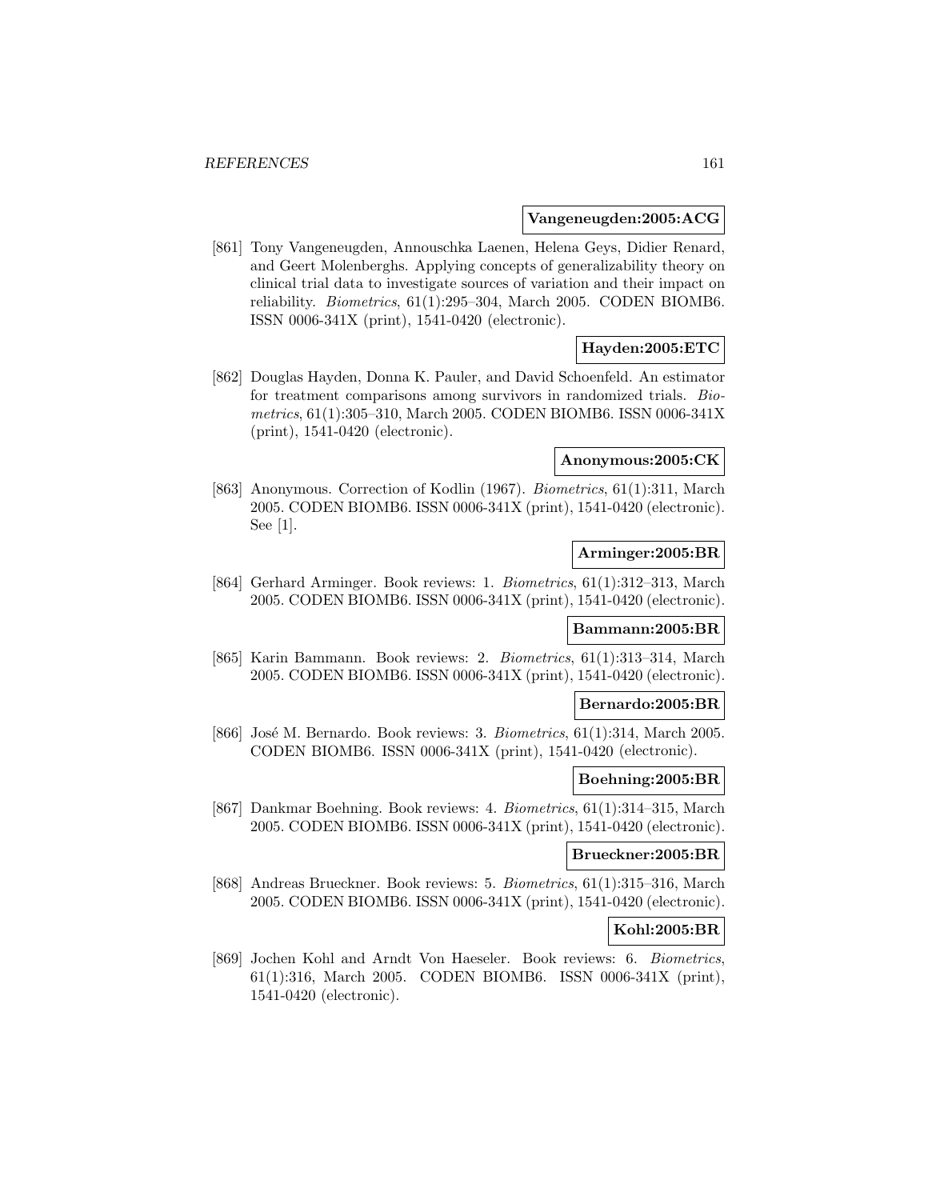**Vangeneugden:2005:ACG**

[861] Tony Vangeneugden, Annouschka Laenen, Helena Geys, Didier Renard, and Geert Molenberghs. Applying concepts of generalizability theory on clinical trial data to investigate sources of variation and their impact on reliability. *Biometrics*, 61(1):295–304, March 2005. CODEN BIOMB6. ISSN 0006-341X (print), 1541-0420 (electronic).

**Hayden:2005:ETC**

[862] Douglas Hayden, Donna K. Pauler, and David Schoenfeld. An estimator for treatment comparisons among survivors in randomized trials. *Biometrics*, 61(1):305–310, March 2005. CODEN BIOMB6. ISSN 0006-341X (print), 1541-0420 (electronic).

**Anonymous:2005:CK**

[863] Anonymous. Correction of Kodlin (1967). *Biometrics*, 61(1):311, March 2005. CODEN BIOMB6. ISSN 0006-341X (print), 1541-0420 (electronic). See [1].

**Arminger:2005:BR**

[864] Gerhard Arminger. Book reviews: 1. *Biometrics*, 61(1):312–313, March 2005. CODEN BIOMB6. ISSN 0006-341X (print), 1541-0420 (electronic).

**Bammann:2005:BR**

[865] Karin Bammann. Book reviews: 2. *Biometrics*, 61(1):313–314, March 2005. CODEN BIOMB6. ISSN 0006-341X (print), 1541-0420 (electronic).

**Bernardo:2005:BR**

[866] José M. Bernardo. Book reviews: 3. *Biometrics*, 61(1):314, March 2005. CODEN BIOMB6. ISSN 0006-341X (print), 1541-0420 (electronic).

**Boehning:2005:BR**

[867] Dankmar Boehning. Book reviews: 4. *Biometrics*, 61(1):314–315, March 2005. CODEN BIOMB6. ISSN 0006-341X (print), 1541-0420 (electronic).

**Brueckner:2005:BR**

[868] Andreas Brueckner. Book reviews: 5. *Biometrics*, 61(1):315–316, March 2005. CODEN BIOMB6. ISSN 0006-341X (print), 1541-0420 (electronic).

**Kohl:2005:BR**

[869] Jochen Kohl and Arndt Von Haeseler. Book reviews: 6. *Biometrics*, 61(1):316, March 2005. CODEN BIOMB6. ISSN 0006-341X (print), 1541-0420 (electronic).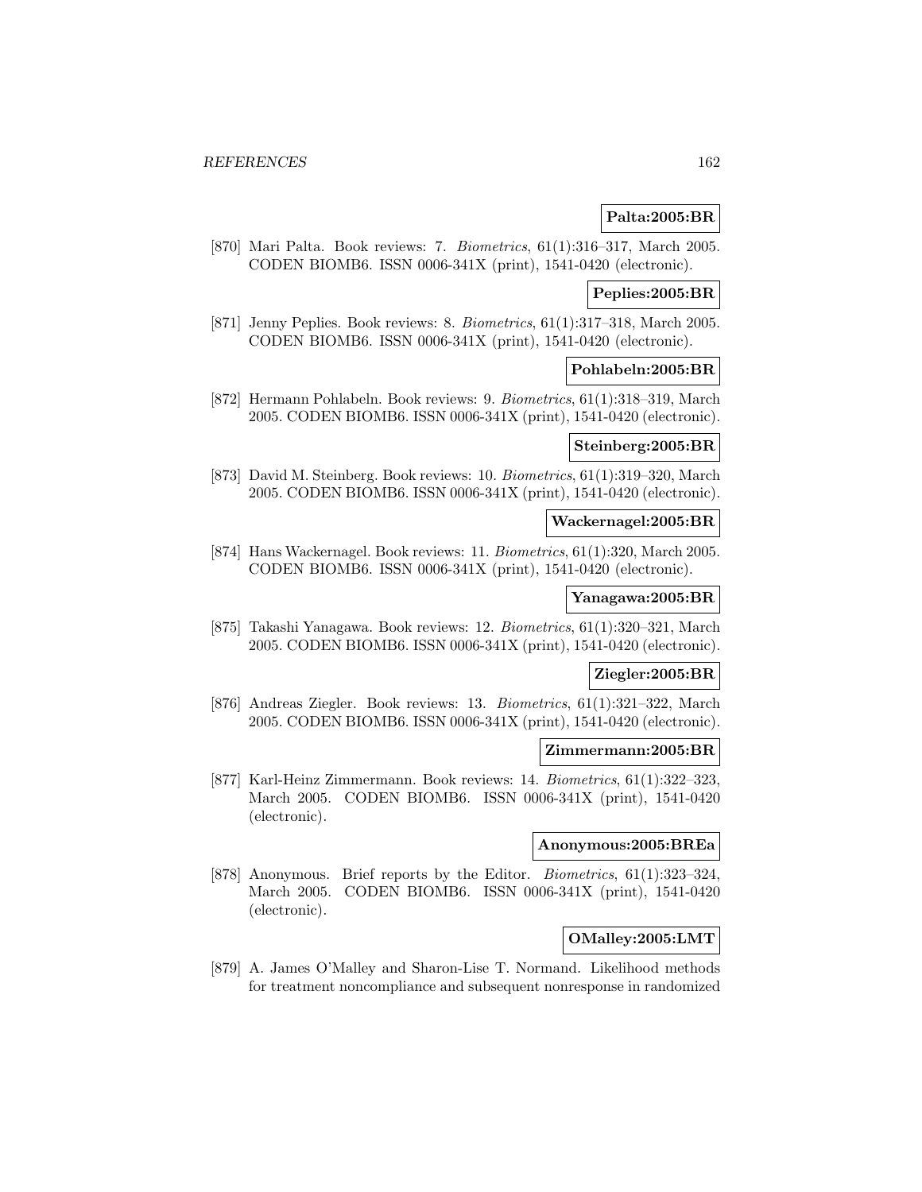**Palta:2005:BR**

[870] Mari Palta. Book reviews: 7. *Biometrics*, 61(1):316–317, March 2005. CODEN BIOMB6. ISSN 0006-341X (print), 1541-0420 (electronic).

**Peplies:2005:BR**

[871] Jenny Peplies. Book reviews: 8. *Biometrics*, 61(1):317–318, March 2005. CODEN BIOMB6. ISSN 0006-341X (print), 1541-0420 (electronic).

**Pohlabeln:2005:BR**

[872] Hermann Pohlabeln. Book reviews: 9. *Biometrics*, 61(1):318–319, March 2005. CODEN BIOMB6. ISSN 0006-341X (print), 1541-0420 (electronic).

**Steinberg:2005:BR**

[873] David M. Steinberg. Book reviews: 10. *Biometrics*, 61(1):319–320, March 2005. CODEN BIOMB6. ISSN 0006-341X (print), 1541-0420 (electronic).

**Wackernagel:2005:BR**

[874] Hans Wackernagel. Book reviews: 11. *Biometrics*, 61(1):320, March 2005. CODEN BIOMB6. ISSN 0006-341X (print), 1541-0420 (electronic).

**Yanagawa:2005:BR**

[875] Takashi Yanagawa. Book reviews: 12. *Biometrics*, 61(1):320–321, March 2005. CODEN BIOMB6. ISSN 0006-341X (print), 1541-0420 (electronic).

**Ziegler:2005:BR**

[876] Andreas Ziegler. Book reviews: 13. *Biometrics*, 61(1):321–322, March 2005. CODEN BIOMB6. ISSN 0006-341X (print), 1541-0420 (electronic).

**Zimmermann:2005:BR**

[877] Karl-Heinz Zimmermann. Book reviews: 14. *Biometrics*, 61(1):322–323, March 2005. CODEN BIOMB6. ISSN 0006-341X (print), 1541-0420 (electronic).

**Anonymous:2005:BREa**

[878] Anonymous. Brief reports by the Editor. *Biometrics*, 61(1):323–324, March 2005. CODEN BIOMB6. ISSN 0006-341X (print), 1541-0420 (electronic).

**OMalley:2005:LMT**

[879] A. James O'Malley and Sharon-Lise T. Normand. Likelihood methods for treatment noncompliance and subsequent nonresponse in randomized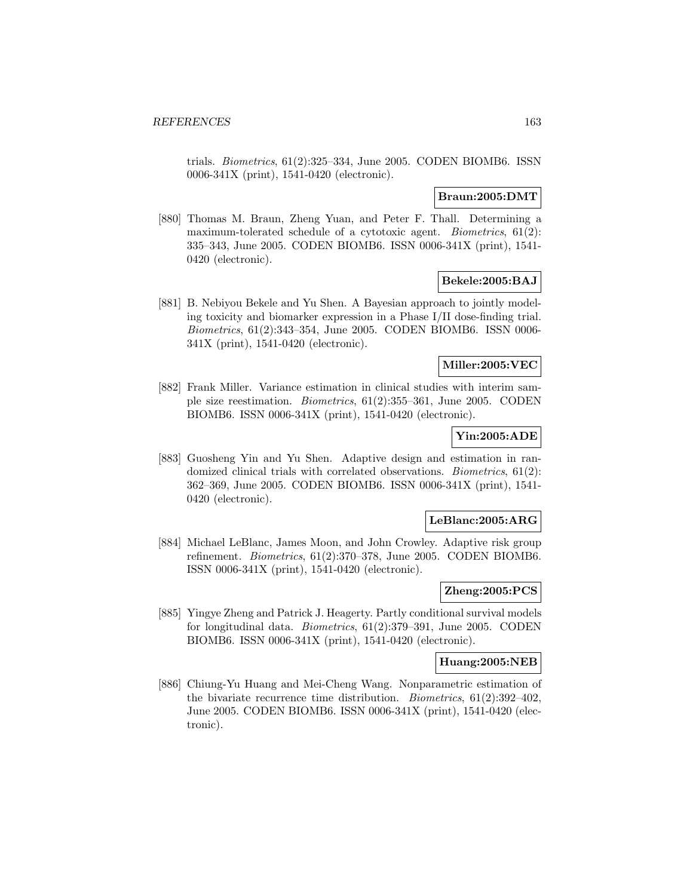trials. *Biometrics*, 61(2):325–334, June 2005. CODEN BIOMB6. ISSN 0006-341X (print), 1541-0420 (electronic).

**Braun:2005:DMT**

[880] Thomas M. Braun, Zheng Yuan, and Peter F. Thall. Determining a maximum-tolerated schedule of a cytotoxic agent. *Biometrics*, 61(2): 335–343, June 2005. CODEN BIOMB6. ISSN 0006-341X (print), 1541-0420 (electronic).

**Bekele:2005:BAJ**

[881] B. Nebiyou Bekele and Yu Shen. A Bayesian approach to jointly modeling toxicity and biomarker expression in a Phase I/II dose-finding trial. *Biometrics*, 61(2):343–354, June 2005. CODEN BIOMB6. ISSN 0006-341X (print), 1541-0420 (electronic).

**Miller:2005:VEC**

[882] Frank Miller. Variance estimation in clinical studies with interim sample size reestimation. *Biometrics*, 61(2):355–361, June 2005. CODEN BIOMB6. ISSN 0006-341X (print), 1541-0420 (electronic).

**Yin:2005:ADE**

[883] Guosheng Yin and Yu Shen. Adaptive design and estimation in randomized clinical trials with correlated observations. *Biometrics*, 61(2): 362–369, June 2005. CODEN BIOMB6. ISSN 0006-341X (print), 1541-0420 (electronic).

**LeBlanc:2005:ARG**

[884] Michael LeBlanc, James Moon, and John Crowley. Adaptive risk group refinement. *Biometrics*, 61(2):370–378, June 2005. CODEN BIOMB6. ISSN 0006-341X (print), 1541-0420 (electronic).

**Zheng:2005:PCS**

[885] Yingye Zheng and Patrick J. Heagerty. Partly conditional survival models for longitudinal data. *Biometrics*, 61(2):379–391, June 2005. CODEN BIOMB6. ISSN 0006-341X (print), 1541-0420 (electronic).

**Huang:2005:NEB**

[886] Chiung-Yu Huang and Mei-Cheng Wang. Nonparametric estimation of the bivariate recurrence time distribution. *Biometrics*, 61(2):392–402, June 2005. CODEN BIOMB6. ISSN 0006-341X (print), 1541-0420 (electronic).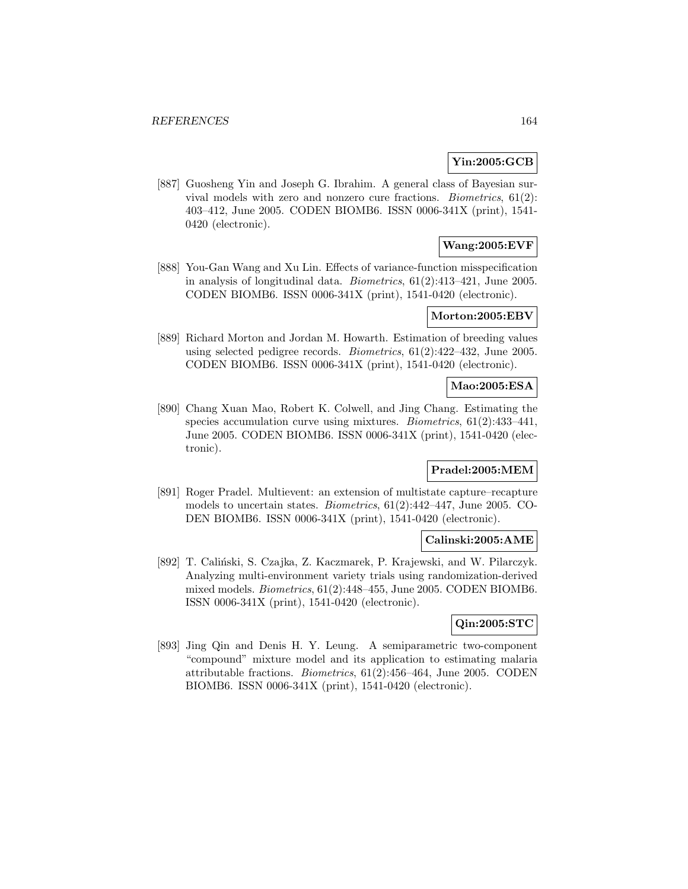**Yin:2005:GCB**

[887] Guosheng Yin and Joseph G. Ibrahim. A general class of Bayesian survival models with zero and nonzero cure fractions. *Biometrics*, 61(2): 403–412, June 2005. CODEN BIOMB6. ISSN 0006-341X (print), 1541-0420 (electronic).

**Wang:2005:EVF**

[888] You-Gan Wang and Xu Lin. Effects of variance-function misspecification in analysis of longitudinal data. *Biometrics*, 61(2):413–421, June 2005. CODEN BIOMB6. ISSN 0006-341X (print), 1541-0420 (electronic).

**Morton:2005:EBV**

[889] Richard Morton and Jordan M. Howarth. Estimation of breeding values using selected pedigree records. *Biometrics*, 61(2):422–432, June 2005. CODEN BIOMB6. ISSN 0006-341X (print), 1541-0420 (electronic).

**Mao:2005:ESA**

[890] Chang Xuan Mao, Robert K. Colwell, and Jing Chang. Estimating the species accumulation curve using mixtures. *Biometrics*, 61(2):433–441, June 2005. CODEN BIOMB6. ISSN 0006-341X (print), 1541-0420 (electronic).

**Pradel:2005:MEM**

[891] Roger Pradel. Multievent: an extension of multistate capture–recapture models to uncertain states. *Biometrics*, 61(2):442–447, June 2005. CODEN BIOMB6. ISSN 0006-341X (print), 1541-0420 (electronic).

**Calinski:2005:AME**

[892] T. Caliński, S. Czajka, Z. Kaczmarek, P. Krajewski, and W. Pilarczyk. Analyzing multi-environment variety trials using randomization-derived mixed models. *Biometrics*, 61(2):448–455, June 2005. CODEN BIOMB6. ISSN 0006-341X (print), 1541-0420 (electronic).

**Qin:2005:STC**

[893] Jing Qin and Denis H. Y. Leung. A semiparametric two-component "compound" mixture model and its application to estimating malaria attributable fractions. *Biometrics*, 61(2):456–464, June 2005. CODEN BIOMB6. ISSN 0006-341X (print), 1541-0420 (electronic).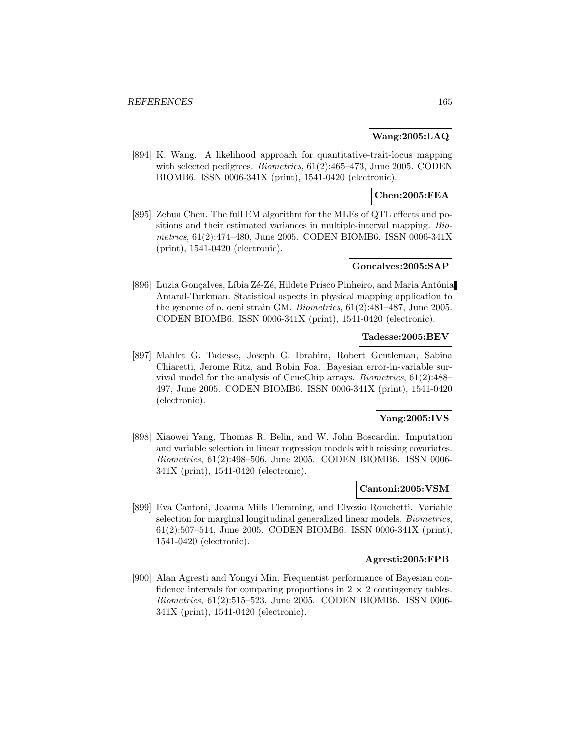**Wang:2005:LAQ**

[894] K. Wang. A likelihood approach for quantitative-trait-locus mapping with selected pedigrees. *Biometrics*, 61(2):465–473, June 2005. CODEN BIOMB6. ISSN 0006-341X (print), 1541-0420 (electronic).

**Chen:2005:FEA**

[895] Zehua Chen. The full EM algorithm for the MLEs of QTL effects and positions and their estimated variances in multiple-interval mapping. *Biometrics*, 61(2):474–480, June 2005. CODEN BIOMB6. ISSN 0006-341X (print), 1541-0420 (electronic).

**Goncalves:2005:SAP**

[896] Luzia Gonçalves, Líbia Zé-Zé, Hildete Prisco Pinheiro, and Maria Antónia Amaral-Turkman. Statistical aspects in physical mapping application to the genome of o. oeni strain GM. *Biometrics*, 61(2):481–487, June 2005. CODEN BIOMB6. ISSN 0006-341X (print), 1541-0420 (electronic).

**Tadesse:2005:BEV**

[897] Mahlet G. Tadesse, Joseph G. Ibrahim, Robert Gentleman, Sabina Chiaretti, Jerome Ritz, and Robin Foa. Bayesian error-in-variable survival model for the analysis of GeneChip arrays. *Biometrics*, 61(2):488–497, June 2005. CODEN BIOMB6. ISSN 0006-341X (print), 1541-0420 (electronic).

**Yang:2005:IVS**

[898] Xiaowei Yang, Thomas R. Belin, and W. John Boscardin. Imputation and variable selection in linear regression models with missing covariates. *Biometrics*, 61(2):498–506, June 2005. CODEN BIOMB6. ISSN 0006-341X (print), 1541-0420 (electronic).

**Cantoni:2005:VSM**

[899] Eva Cantoni, Joanna Mills Flemming, and Elvezio Ronchetti. Variable selection for marginal longitudinal generalized linear models. *Biometrics*, 61(2):507–514, June 2005. CODEN BIOMB6. ISSN 0006-341X (print), 1541-0420 (electronic).

**Agresti:2005:FPB**

[900] Alan Agresti and Yongyi Min. Frequentist performance of Bayesian confidence intervals for comparing proportions in $2 \times 2$ contingency tables. *Biometrics*, 61(2):515–523, June 2005. CODEN BIOMB6. ISSN 0006-341X (print), 1541-0420 (electronic).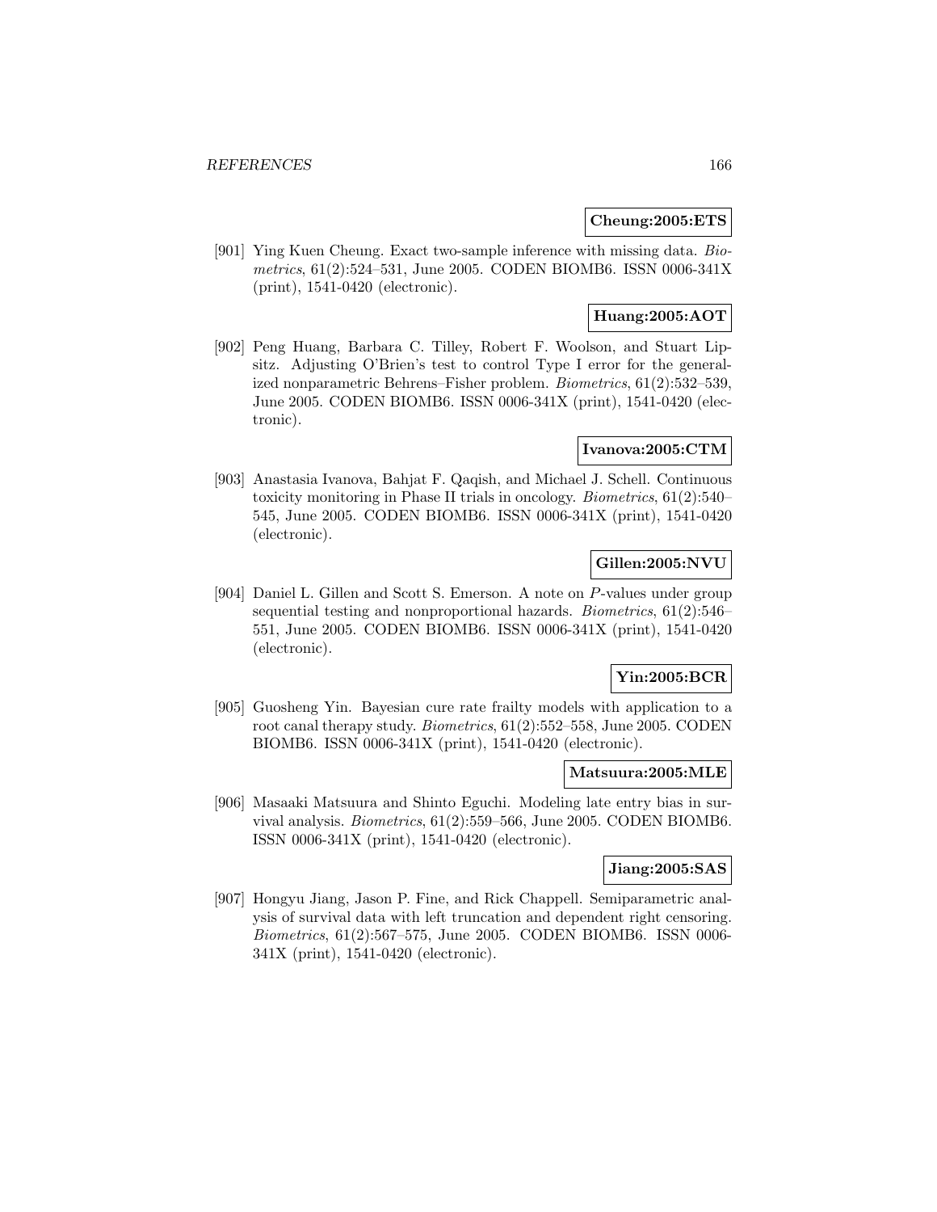**Cheung:2005:ETS**

[901] Ying Kuen Cheung. Exact two-sample inference with missing data. *Biometrics*, 61(2):524–531, June 2005. CODEN BIOMB6. ISSN 0006-341X (print), 1541-0420 (electronic).

**Huang:2005:AOT**

[902] Peng Huang, Barbara C. Tilley, Robert F. Woolson, and Stuart Lipsitz. Adjusting O'Brien's test to control Type I error for the generalized nonparametric Behrens–Fisher problem. *Biometrics*, 61(2):532–539, June 2005. CODEN BIOMB6. ISSN 0006-341X (print), 1541-0420 (electronic).

**Ivanova:2005:CTM**

[903] Anastasia Ivanova, Bahjat F. Qaqish, and Michael J. Schell. Continuous toxicity monitoring in Phase II trials in oncology. *Biometrics*, 61(2):540–545, June 2005. CODEN BIOMB6. ISSN 0006-341X (print), 1541-0420 (electronic).

**Gillen:2005:NVU**

[904] Daniel L. Gillen and Scott S. Emerson. A note on $P$-values under group sequential testing and nonproportional hazards. *Biometrics*, 61(2):546–551, June 2005. CODEN BIOMB6. ISSN 0006-341X (print), 1541-0420 (electronic).

**Yin:2005:BCR**

[905] Guosheng Yin. Bayesian cure rate frailty models with application to a root canal therapy study. *Biometrics*, 61(2):552–558, June 2005. CODEN BIOMB6. ISSN 0006-341X (print), 1541-0420 (electronic).

**Matsuura:2005:MLE**

[906] Masaaki Matsuura and Shinto Eguchi. Modeling late entry bias in survival analysis. *Biometrics*, 61(2):559–566, June 2005. CODEN BIOMB6. ISSN 0006-341X (print), 1541-0420 (electronic).

**Jiang:2005:SAS**

[907] Hongyu Jiang, Jason P. Fine, and Rick Chappell. Semiparametric analysis of survival data with left truncation and dependent right censoring. *Biometrics*, 61(2):567–575, June 2005. CODEN BIOMB6. ISSN 0006-341X (print), 1541-0420 (electronic).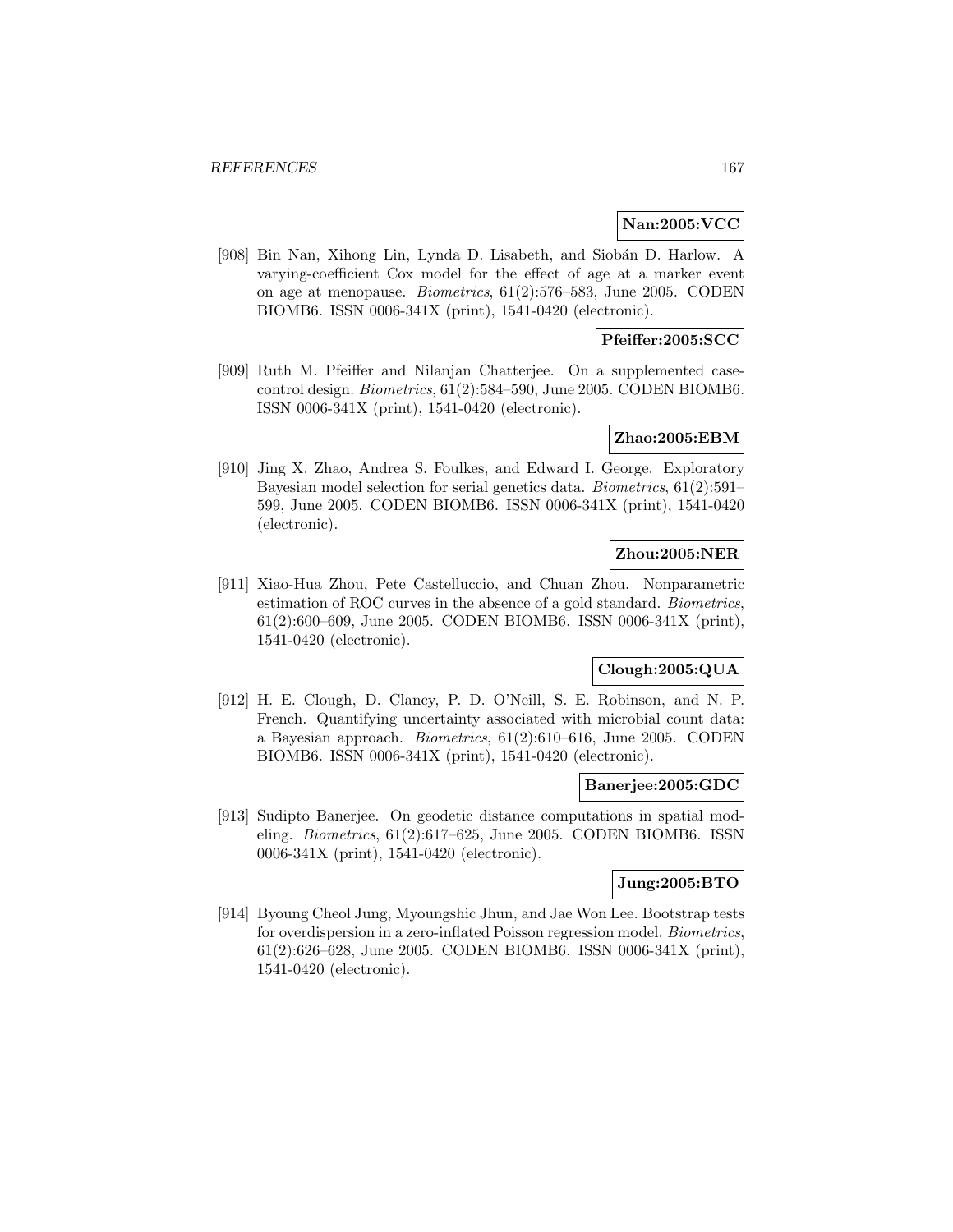**Nan:2005:VCC**

[908] Bin Nan, Xihong Lin, Lynda D. Lisabeth, and Siobán D. Harlow. A varying-coefficient Cox model for the effect of age at a marker event on age at menopause. *Biometrics*, 61(2):576–583, June 2005. CODEN BIOMB6. ISSN 0006-341X (print), 1541-0420 (electronic).

**Pfeiffer:2005:SCC**

[909] Ruth M. Pfeiffer and Nilanjan Chatterjee. On a supplemented case-control design. *Biometrics*, 61(2):584–590, June 2005. CODEN BIOMB6. ISSN 0006-341X (print), 1541-0420 (electronic).

**Zhao:2005:EBM**

[910] Jing X. Zhao, Andrea S. Foulkes, and Edward I. George. Exploratory Bayesian model selection for serial genetics data. *Biometrics*, 61(2):591–599, June 2005. CODEN BIOMB6. ISSN 0006-341X (print), 1541-0420 (electronic).

**Zhou:2005:NER**

[911] Xiao-Hua Zhou, Pete Castelluccio, and Chuan Zhou. Nonparametric estimation of ROC curves in the absence of a gold standard. *Biometrics*, 61(2):600–609, June 2005. CODEN BIOMB6. ISSN 0006-341X (print), 1541-0420 (electronic).

**Clough:2005:QUA**

[912] H. E. Clough, D. Clancy, P. D. O'Neill, S. E. Robinson, and N. P. French. Quantifying uncertainty associated with microbial count data: a Bayesian approach. *Biometrics*, 61(2):610–616, June 2005. CODEN BIOMB6. ISSN 0006-341X (print), 1541-0420 (electronic).

**Banerjee:2005:GDC**

[913] Sudipto Banerjee. On geodetic distance computations in spatial modeling. *Biometrics*, 61(2):617–625, June 2005. CODEN BIOMB6. ISSN 0006-341X (print), 1541-0420 (electronic).

**Jung:2005:BTO**

[914] Byoung Cheol Jung, Myoungshic Jhun, and Jae Won Lee. Bootstrap tests for overdispersion in a zero-inflated Poisson regression model. *Biometrics*, 61(2):626–628, June 2005. CODEN BIOMB6. ISSN 0006-341X (print), 1541-0420 (electronic).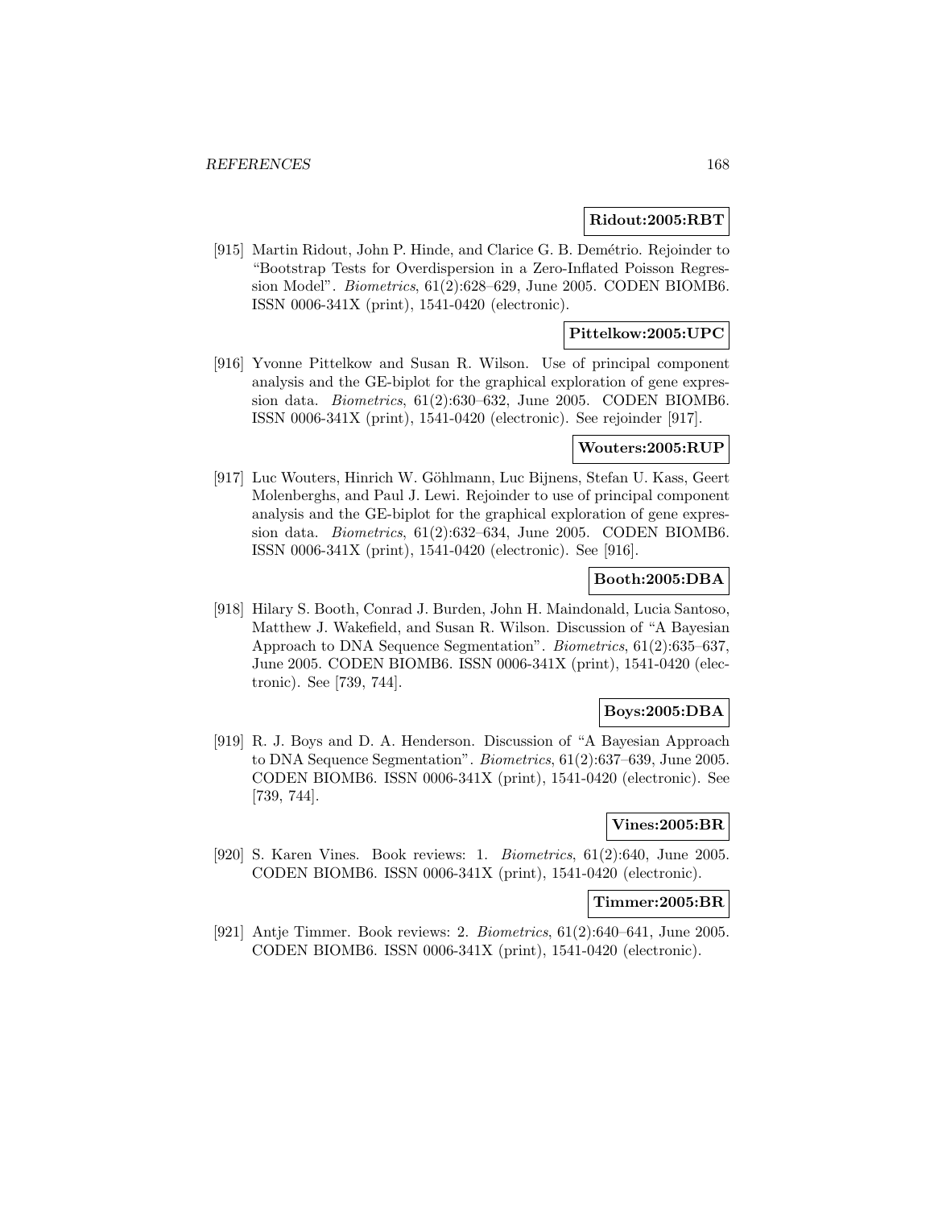**Ridout:2005:RBT**

[915] Martin Ridout, John P. Hinde, and Clarice G. B. Demétrio. Rejoinder to "Bootstrap Tests for Overdispersion in a Zero-Inflated Poisson Regression Model". *Biometrics*, 61(2):628–629, June 2005. CODEN BIOMB6. ISSN 0006-341X (print), 1541-0420 (electronic).

**Pittelkow:2005:UPC**

[916] Yvonne Pittelkow and Susan R. Wilson. Use of principal component analysis and the GE-biplot for the graphical exploration of gene expression data. *Biometrics*, 61(2):630–632, June 2005. CODEN BIOMB6. ISSN 0006-341X (print), 1541-0420 (electronic). See rejoinder [917].

**Wouters:2005:RUP**

[917] Luc Wouters, Hinrich W. Göhlmann, Luc Bijnens, Stefan U. Kass, Geert Molenberghs, and Paul J. Lewi. Rejoinder to use of principal component analysis and the GE-biplot for the graphical exploration of gene expression data. *Biometrics*, 61(2):632–634, June 2005. CODEN BIOMB6. ISSN 0006-341X (print), 1541-0420 (electronic). See [916].

**Booth:2005:DBA**

[918] Hilary S. Booth, Conrad J. Burden, John H. Maindonald, Lucia Santoso, Matthew J. Wakefield, and Susan R. Wilson. Discussion of "A Bayesian Approach to DNA Sequence Segmentation". *Biometrics*, 61(2):635–637, June 2005. CODEN BIOMB6. ISSN 0006-341X (print), 1541-0420 (electronic). See [739, 744].

**Boys:2005:DBA**

[919] R. J. Boys and D. A. Henderson. Discussion of "A Bayesian Approach to DNA Sequence Segmentation". *Biometrics*, 61(2):637–639, June 2005. CODEN BIOMB6. ISSN 0006-341X (print), 1541-0420 (electronic). See [739, 744].

**Vines:2005:BR**

[920] S. Karen Vines. Book reviews: 1. *Biometrics*, 61(2):640, June 2005. CODEN BIOMB6. ISSN 0006-341X (print), 1541-0420 (electronic).

**Timmer:2005:BR**

[921] Antje Timmer. Book reviews: 2. *Biometrics*, 61(2):640–641, June 2005. CODEN BIOMB6. ISSN 0006-341X (print), 1541-0420 (electronic).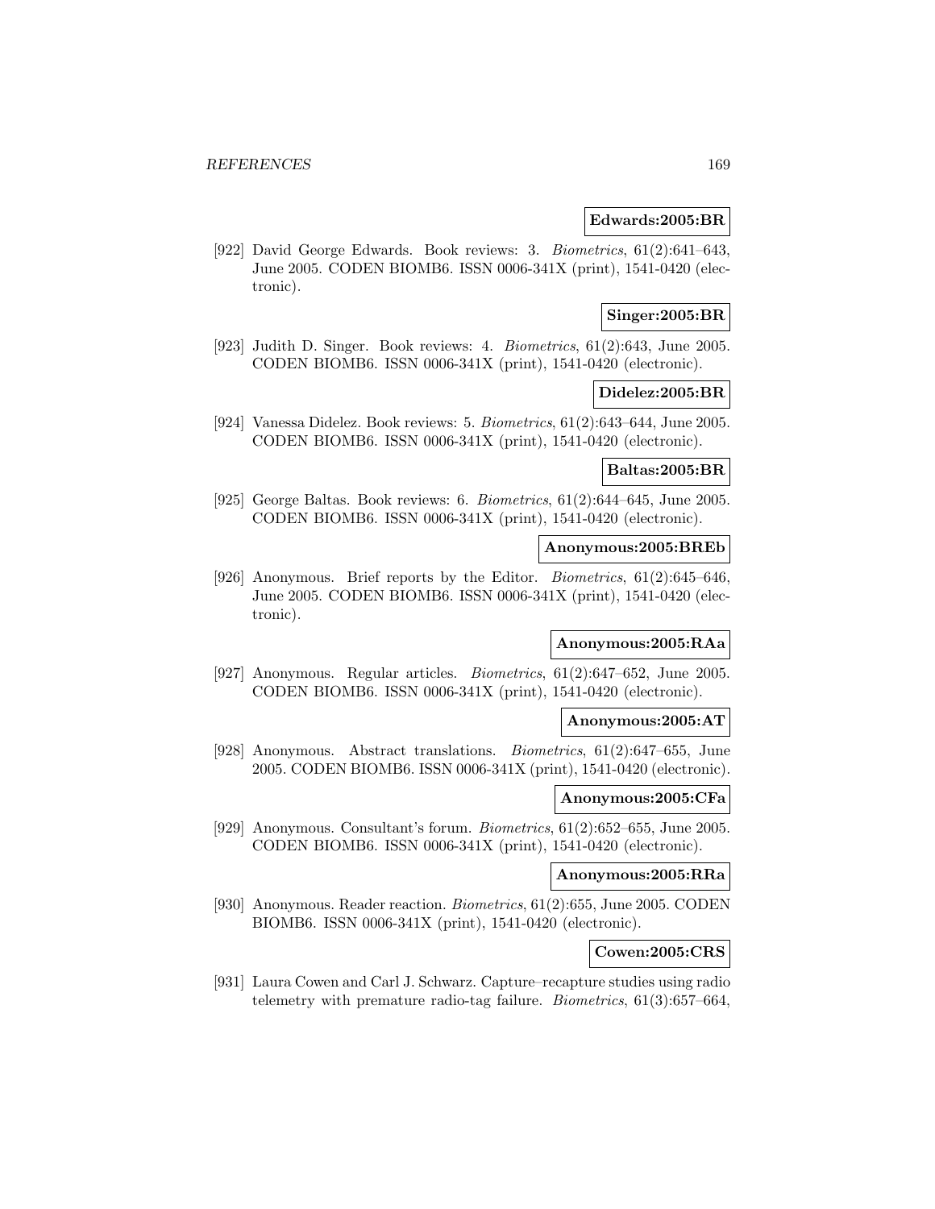**Edwards:2005:BR**

[922] David George Edwards. Book reviews: 3. *Biometrics*, 61(2):641–643, June 2005. CODEN BIOMB6. ISSN 0006-341X (print), 1541-0420 (electronic).

**Singer:2005:BR**

[923] Judith D. Singer. Book reviews: 4. *Biometrics*, 61(2):643, June 2005. CODEN BIOMB6. ISSN 0006-341X (print), 1541-0420 (electronic).

**Didelez:2005:BR**

[924] Vanessa Didelez. Book reviews: 5. *Biometrics*, 61(2):643–644, June 2005. CODEN BIOMB6. ISSN 0006-341X (print), 1541-0420 (electronic).

**Baltas:2005:BR**

[925] George Baltas. Book reviews: 6. *Biometrics*, 61(2):644–645, June 2005. CODEN BIOMB6. ISSN 0006-341X (print), 1541-0420 (electronic).

**Anonymous:2005:BREb**

[926] Anonymous. Brief reports by the Editor. *Biometrics*, 61(2):645–646, June 2005. CODEN BIOMB6. ISSN 0006-341X (print), 1541-0420 (electronic).

**Anonymous:2005:RAa**

[927] Anonymous. Regular articles. *Biometrics*, 61(2):647–652, June 2005. CODEN BIOMB6. ISSN 0006-341X (print), 1541-0420 (electronic).

**Anonymous:2005:AT**

[928] Anonymous. Abstract translations. *Biometrics*, 61(2):647–655, June 2005. CODEN BIOMB6. ISSN 0006-341X (print), 1541-0420 (electronic).

**Anonymous:2005:CFa**

[929] Anonymous. Consultant's forum. *Biometrics*, 61(2):652–655, June 2005. CODEN BIOMB6. ISSN 0006-341X (print), 1541-0420 (electronic).

**Anonymous:2005:RRa**

[930] Anonymous. Reader reaction. *Biometrics*, 61(2):655, June 2005. CODEN BIOMB6. ISSN 0006-341X (print), 1541-0420 (electronic).

**Cowen:2005:CRS**

[931] Laura Cowen and Carl J. Schwarz. Capture–recapture studies using radio telemetry with premature radio-tag failure. *Biometrics*, 61(3):657–664,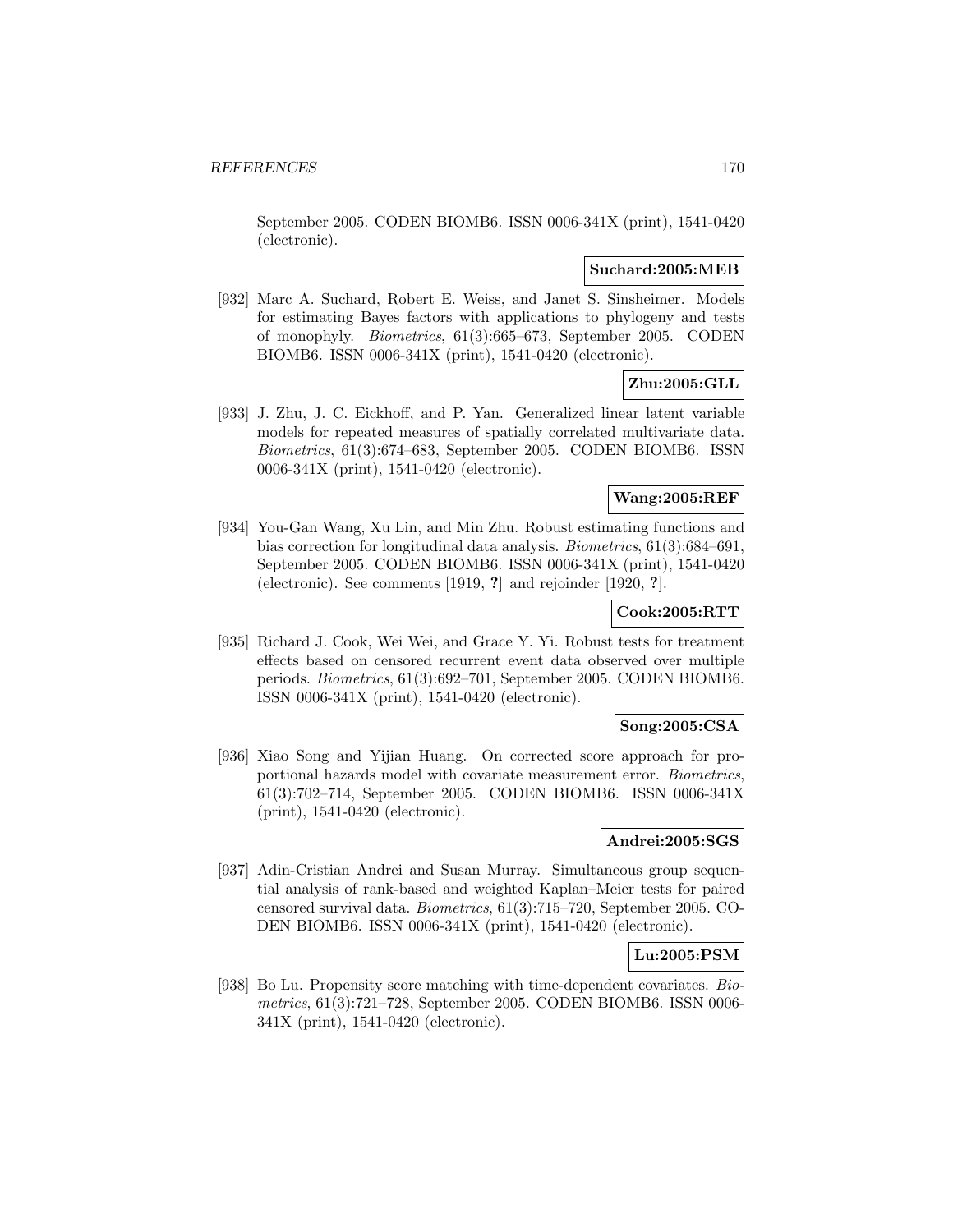September 2005. CODEN BIOMB6. ISSN 0006-341X (print), 1541-0420 (electronic).

**Suchard:2005:MEB**

[932] Marc A. Suchard, Robert E. Weiss, and Janet S. Sinsheimer. Models for estimating Bayes factors with applications to phylogeny and tests of monophyly. *Biometrics*, 61(3):665–673, September 2005. CODEN BIOMB6. ISSN 0006-341X (print), 1541-0420 (electronic).

**Zhu:2005:GLL**

[933] J. Zhu, J. C. Eickhoff, and P. Yan. Generalized linear latent variable models for repeated measures of spatially correlated multivariate data. *Biometrics*, 61(3):674–683, September 2005. CODEN BIOMB6. ISSN 0006-341X (print), 1541-0420 (electronic).

**Wang:2005:REF**

[934] You-Gan Wang, Xu Lin, and Min Zhu. Robust estimating functions and bias correction for longitudinal data analysis. *Biometrics*, 61(3):684–691, September 2005. CODEN BIOMB6. ISSN 0006-341X (print), 1541-0420 (electronic). See comments [1919, **?**] and rejoinder [1920, **?**].

**Cook:2005:RTT**

[935] Richard J. Cook, Wei Wei, and Grace Y. Yi. Robust tests for treatment effects based on censored recurrent event data observed over multiple periods. *Biometrics*, 61(3):692–701, September 2005. CODEN BIOMB6. ISSN 0006-341X (print), 1541-0420 (electronic).

**Song:2005:CSA**

[936] Xiao Song and Yijian Huang. On corrected score approach for proportional hazards model with covariate measurement error. *Biometrics*, 61(3):702–714, September 2005. CODEN BIOMB6. ISSN 0006-341X (print), 1541-0420 (electronic).

**Andrei:2005:SGS**

[937] Adin-Cristian Andrei and Susan Murray. Simultaneous group sequential analysis of rank-based and weighted Kaplan–Meier tests for paired censored survival data. *Biometrics*, 61(3):715–720, September 2005. CODEN BIOMB6. ISSN 0006-341X (print), 1541-0420 (electronic).

**Lu:2005:PSM**

[938] Bo Lu. Propensity score matching with time-dependent covariates. *Biometrics*, 61(3):721–728, September 2005. CODEN BIOMB6. ISSN 0006-341X (print), 1541-0420 (electronic).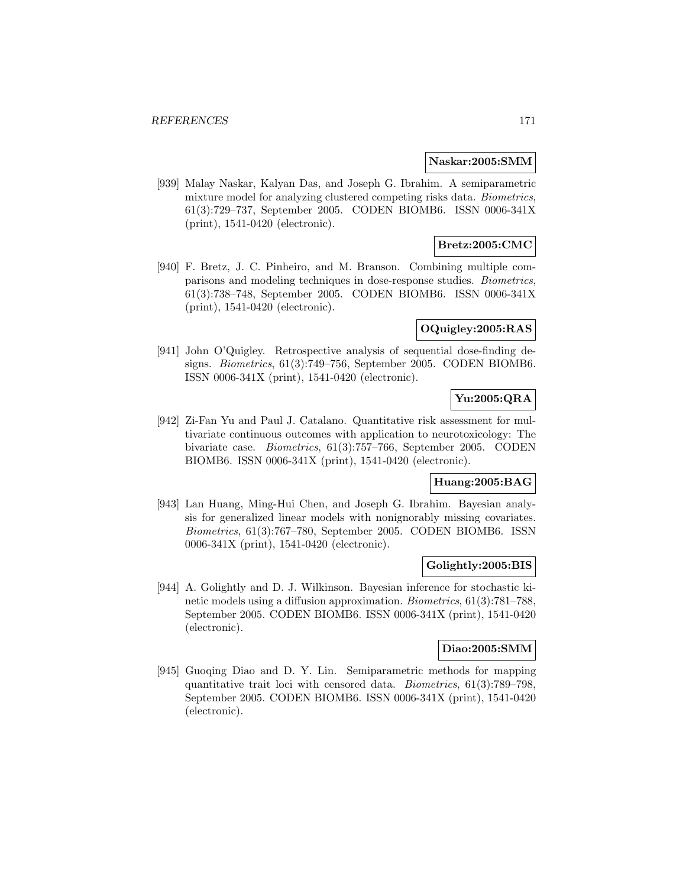**Naskar:2005:SMM**

[939] Malay Naskar, Kalyan Das, and Joseph G. Ibrahim. A semiparametric mixture model for analyzing clustered competing risks data. *Biometrics*, 61(3):729–737, September 2005. CODEN BIOMB6. ISSN 0006-341X (print), 1541-0420 (electronic).

**Bretz:2005:CMC**

[940] F. Bretz, J. C. Pinheiro, and M. Branson. Combining multiple comparisons and modeling techniques in dose-response studies. *Biometrics*, 61(3):738–748, September 2005. CODEN BIOMB6. ISSN 0006-341X (print), 1541-0420 (electronic).

**OQuigley:2005:RAS**

[941] John O'Quigley. Retrospective analysis of sequential dose-finding designs. *Biometrics*, 61(3):749–756, September 2005. CODEN BIOMB6. ISSN 0006-341X (print), 1541-0420 (electronic).

**Yu:2005:QRA**

[942] Zi-Fan Yu and Paul J. Catalano. Quantitative risk assessment for multivariate continuous outcomes with application to neurotoxicology: The bivariate case. *Biometrics*, 61(3):757–766, September 2005. CODEN BIOMB6. ISSN 0006-341X (print), 1541-0420 (electronic).

**Huang:2005:BAG**

[943] Lan Huang, Ming-Hui Chen, and Joseph G. Ibrahim. Bayesian analysis for generalized linear models with nonignorably missing covariates. *Biometrics*, 61(3):767–780, September 2005. CODEN BIOMB6. ISSN 0006-341X (print), 1541-0420 (electronic).

**Golightly:2005:BIS**

[944] A. Golightly and D. J. Wilkinson. Bayesian inference for stochastic kinetic models using a diffusion approximation. *Biometrics*, 61(3):781–788, September 2005. CODEN BIOMB6. ISSN 0006-341X (print), 1541-0420 (electronic).

**Diao:2005:SMM**

[945] Guoqing Diao and D. Y. Lin. Semiparametric methods for mapping quantitative trait loci with censored data. *Biometrics*, 61(3):789–798, September 2005. CODEN BIOMB6. ISSN 0006-341X (print), 1541-0420 (electronic).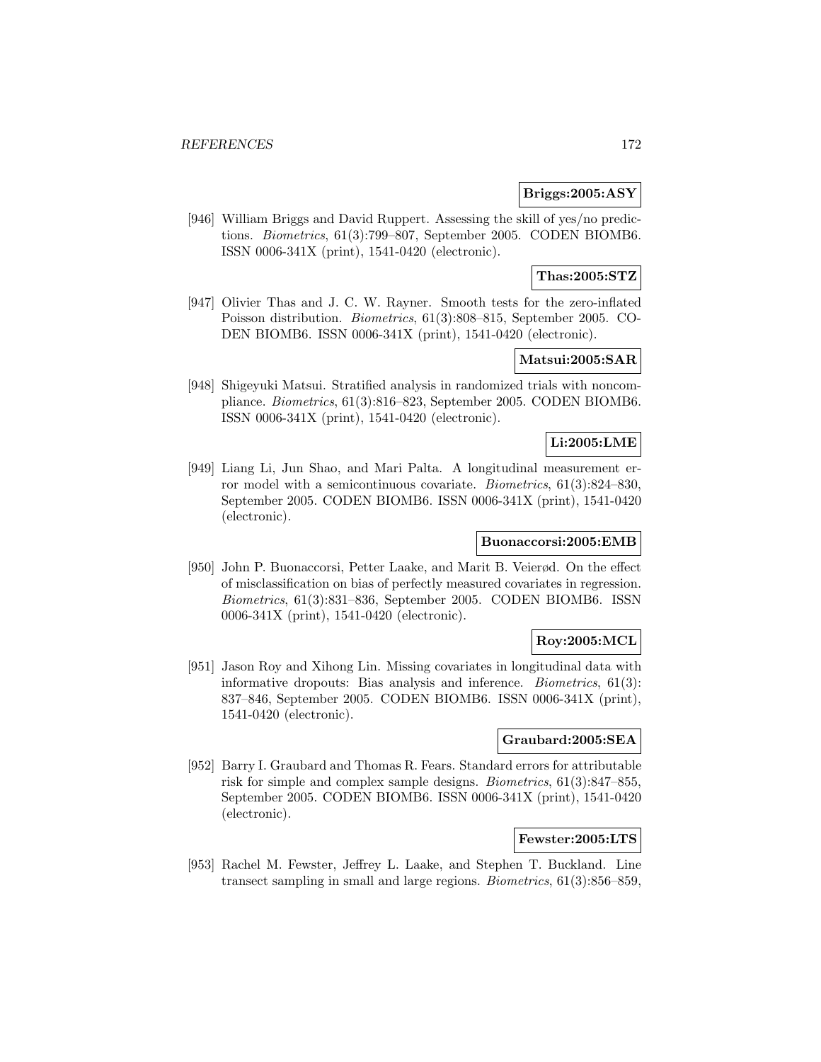**Briggs:2005:ASY**

[946] William Briggs and David Ruppert. Assessing the skill of yes/no predictions. *Biometrics*, 61(3):799–807, September 2005. CODEN BIOMB6. ISSN 0006-341X (print), 1541-0420 (electronic).

**Thas:2005:STZ**

[947] Olivier Thas and J. C. W. Rayner. Smooth tests for the zero-inflated Poisson distribution. *Biometrics*, 61(3):808–815, September 2005. CODEN BIOMB6. ISSN 0006-341X (print), 1541-0420 (electronic).

**Matsui:2005:SAR**

[948] Shigeyuki Matsui. Stratified analysis in randomized trials with noncompliance. *Biometrics*, 61(3):816–823, September 2005. CODEN BIOMB6. ISSN 0006-341X (print), 1541-0420 (electronic).

**Li:2005:LME**

[949] Liang Li, Jun Shao, and Mari Palta. A longitudinal measurement error model with a semicontinuous covariate. *Biometrics*, 61(3):824–830, September 2005. CODEN BIOMB6. ISSN 0006-341X (print), 1541-0420 (electronic).

**Buonaccorsi:2005:EMB**

[950] John P. Buonaccorsi, Petter Laake, and Marit B. Veierød. On the effect of misclassification on bias of perfectly measured covariates in regression. *Biometrics*, 61(3):831–836, September 2005. CODEN BIOMB6. ISSN 0006-341X (print), 1541-0420 (electronic).

**Roy:2005:MCL**

[951] Jason Roy and Xihong Lin. Missing covariates in longitudinal data with informative dropouts: Bias analysis and inference. *Biometrics*, 61(3): 837–846, September 2005. CODEN BIOMB6. ISSN 0006-341X (print), 1541-0420 (electronic).

**Graubard:2005:SEA**

[952] Barry I. Graubard and Thomas R. Fears. Standard errors for attributable risk for simple and complex sample designs. *Biometrics*, 61(3):847–855, September 2005. CODEN BIOMB6. ISSN 0006-341X (print), 1541-0420 (electronic).

**Fewster:2005:LTS**

[953] Rachel M. Fewster, Jeffrey L. Laake, and Stephen T. Buckland. Line transect sampling in small and large regions. *Biometrics*, 61(3):856–859,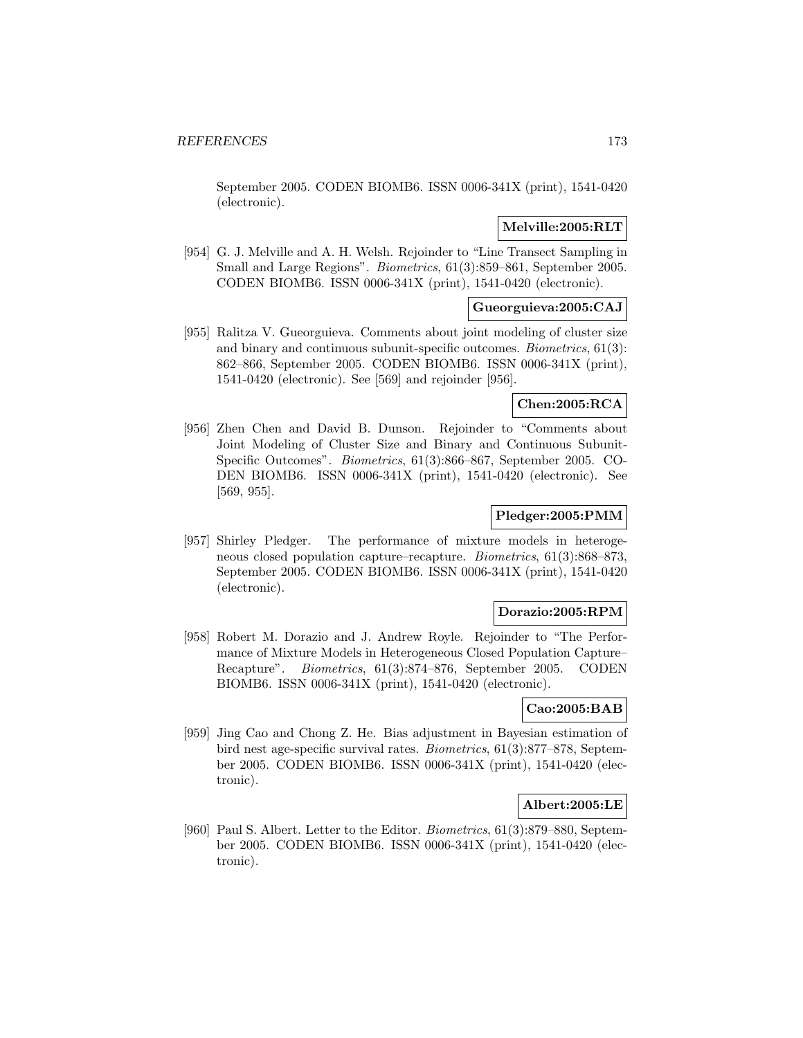September 2005. CODEN BIOMB6. ISSN 0006-341X (print), 1541-0420 (electronic).

**Melville:2005:RLT**

[954] G. J. Melville and A. H. Welsh. Rejoinder to "Line Transect Sampling in Small and Large Regions". *Biometrics*, 61(3):859–861, September 2005. CODEN BIOMB6. ISSN 0006-341X (print), 1541-0420 (electronic).

**Gueorguieva:2005:CAJ**

[955] Ralitza V. Gueorguieva. Comments about joint modeling of cluster size and binary and continuous subunit-specific outcomes. *Biometrics*, 61(3): 862–866, September 2005. CODEN BIOMB6. ISSN 0006-341X (print), 1541-0420 (electronic). See [569] and rejoinder [956].

**Chen:2005:RCA**

[956] Zhen Chen and David B. Dunson. Rejoinder to "Comments about Joint Modeling of Cluster Size and Binary and Continuous Subunit-Specific Outcomes". *Biometrics*, 61(3):866–867, September 2005. CODEN BIOMB6. ISSN 0006-341X (print), 1541-0420 (electronic). See [569, 955].

**Pledger:2005:PMM**

[957] Shirley Pledger. The performance of mixture models in heterogeneous closed population capture–recapture. *Biometrics*, 61(3):868–873, September 2005. CODEN BIOMB6. ISSN 0006-341X (print), 1541-0420 (electronic).

**Dorazio:2005:RPM**

[958] Robert M. Dorazio and J. Andrew Royle. Rejoinder to "The Performance of Mixture Models in Heterogeneous Closed Population Capture–Recapture". *Biometrics*, 61(3):874–876, September 2005. CODEN BIOMB6. ISSN 0006-341X (print), 1541-0420 (electronic).

**Cao:2005:BAB**

[959] Jing Cao and Chong Z. He. Bias adjustment in Bayesian estimation of bird nest age-specific survival rates. *Biometrics*, 61(3):877–878, September 2005. CODEN BIOMB6. ISSN 0006-341X (print), 1541-0420 (electronic).

**Albert:2005:LE**

[960] Paul S. Albert. Letter to the Editor. *Biometrics*, 61(3):879–880, September 2005. CODEN BIOMB6. ISSN 0006-341X (print), 1541-0420 (electronic).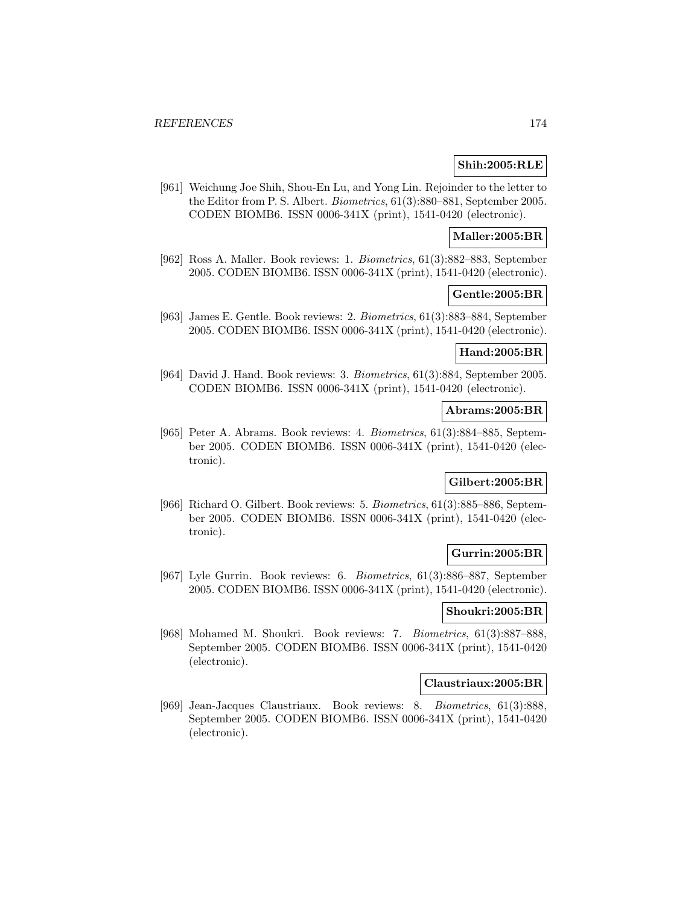**Shih:2005:RLE**

[961] Weichung Joe Shih, Shou-En Lu, and Yong Lin. Rejoinder to the letter to the Editor from P. S. Albert. *Biometrics*, 61(3):880–881, September 2005. CODEN BIOMB6. ISSN 0006-341X (print), 1541-0420 (electronic).

**Maller:2005:BR**

[962] Ross A. Maller. Book reviews: 1. *Biometrics*, 61(3):882–883, September 2005. CODEN BIOMB6. ISSN 0006-341X (print), 1541-0420 (electronic).

**Gentle:2005:BR**

[963] James E. Gentle. Book reviews: 2. *Biometrics*, 61(3):883–884, September 2005. CODEN BIOMB6. ISSN 0006-341X (print), 1541-0420 (electronic).

**Hand:2005:BR**

[964] David J. Hand. Book reviews: 3. *Biometrics*, 61(3):884, September 2005. CODEN BIOMB6. ISSN 0006-341X (print), 1541-0420 (electronic).

**Abrams:2005:BR**

[965] Peter A. Abrams. Book reviews: 4. *Biometrics*, 61(3):884–885, September 2005. CODEN BIOMB6. ISSN 0006-341X (print), 1541-0420 (electronic).

**Gilbert:2005:BR**

[966] Richard O. Gilbert. Book reviews: 5. *Biometrics*, 61(3):885–886, September 2005. CODEN BIOMB6. ISSN 0006-341X (print), 1541-0420 (electronic).

**Gurrin:2005:BR**

[967] Lyle Gurrin. Book reviews: 6. *Biometrics*, 61(3):886–887, September 2005. CODEN BIOMB6. ISSN 0006-341X (print), 1541-0420 (electronic).

**Shoukri:2005:BR**

[968] Mohamed M. Shoukri. Book reviews: 7. *Biometrics*, 61(3):887–888, September 2005. CODEN BIOMB6. ISSN 0006-341X (print), 1541-0420 (electronic).

**Claustriaux:2005:BR**

[969] Jean-Jacques Claustriaux. Book reviews: 8. *Biometrics*, 61(3):888, September 2005. CODEN BIOMB6. ISSN 0006-341X (print), 1541-0420 (electronic).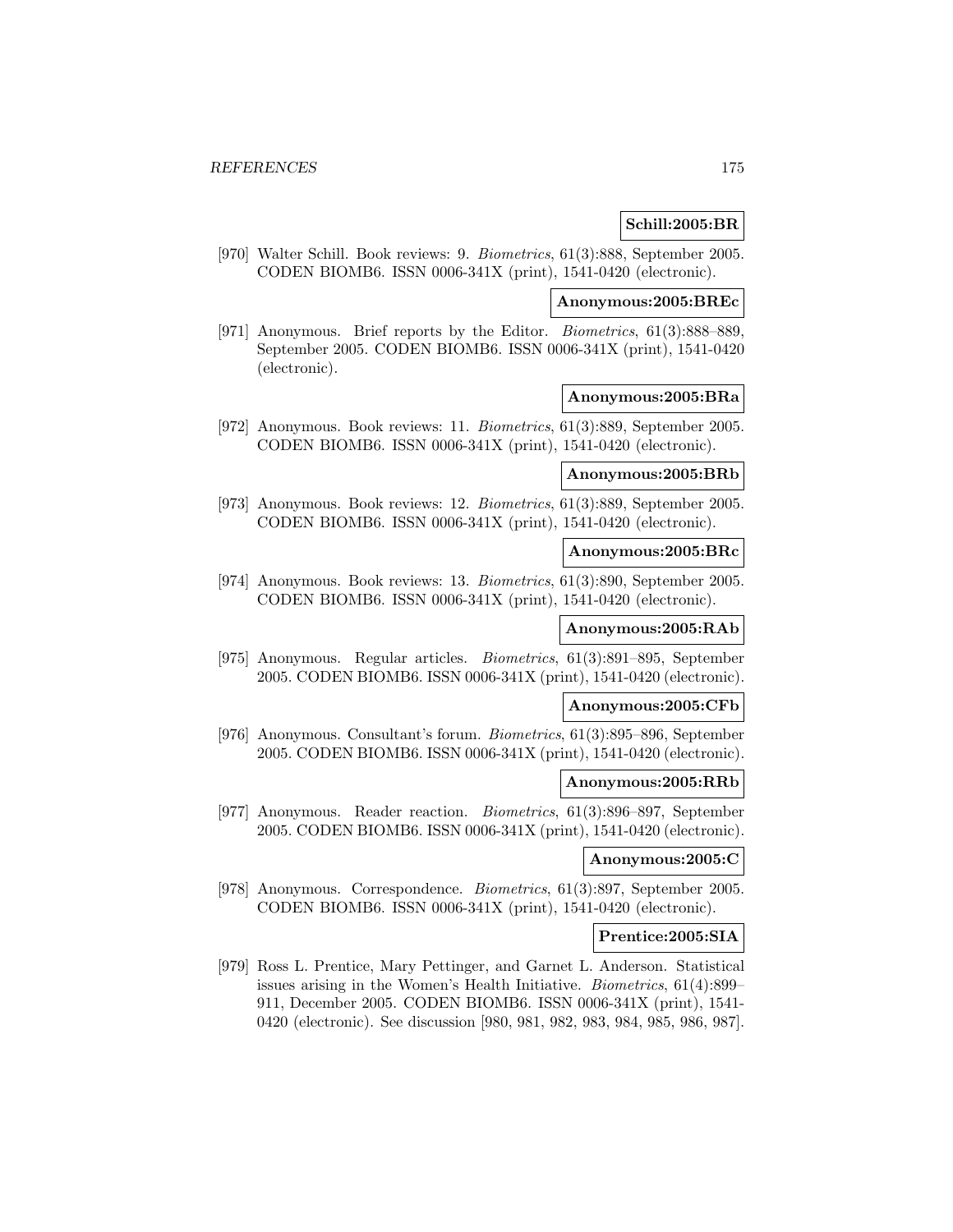**Schill:2005:BR**

[970] Walter Schill. Book reviews: 9. *Biometrics*, 61(3):888, September 2005. CODEN BIOMB6. ISSN 0006-341X (print), 1541-0420 (electronic).

**Anonymous:2005:BREc**

[971] Anonymous. Brief reports by the Editor. *Biometrics*, 61(3):888–889, September 2005. CODEN BIOMB6. ISSN 0006-341X (print), 1541-0420 (electronic).

**Anonymous:2005:BRa**

[972] Anonymous. Book reviews: 11. *Biometrics*, 61(3):889, September 2005. CODEN BIOMB6. ISSN 0006-341X (print), 1541-0420 (electronic).

**Anonymous:2005:BRb**

[973] Anonymous. Book reviews: 12. *Biometrics*, 61(3):889, September 2005. CODEN BIOMB6. ISSN 0006-341X (print), 1541-0420 (electronic).

**Anonymous:2005:BRc**

[974] Anonymous. Book reviews: 13. *Biometrics*, 61(3):890, September 2005. CODEN BIOMB6. ISSN 0006-341X (print), 1541-0420 (electronic).

**Anonymous:2005:RAb**

[975] Anonymous. Regular articles. *Biometrics*, 61(3):891–895, September 2005. CODEN BIOMB6. ISSN 0006-341X (print), 1541-0420 (electronic).

**Anonymous:2005:CFb**

[976] Anonymous. Consultant's forum. *Biometrics*, 61(3):895–896, September 2005. CODEN BIOMB6. ISSN 0006-341X (print), 1541-0420 (electronic).

**Anonymous:2005:RRb**

[977] Anonymous. Reader reaction. *Biometrics*, 61(3):896–897, September 2005. CODEN BIOMB6. ISSN 0006-341X (print), 1541-0420 (electronic).

**Anonymous:2005:C**

[978] Anonymous. Correspondence. *Biometrics*, 61(3):897, September 2005. CODEN BIOMB6. ISSN 0006-341X (print), 1541-0420 (electronic).

**Prentice:2005:SIA**

[979] Ross L. Prentice, Mary Pettinger, and Garnet L. Anderson. Statistical issues arising in the Women's Health Initiative. *Biometrics*, 61(4):899–911, December 2005. CODEN BIOMB6. ISSN 0006-341X (print), 1541-0420 (electronic). See discussion [980, 981, 982, 983, 984, 985, 986, 987].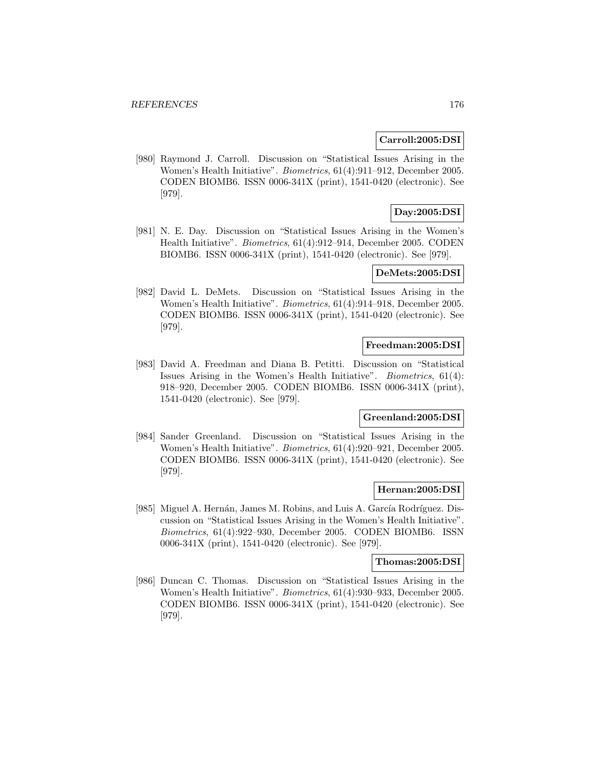**Carroll:2005:DSI**

[980] Raymond J. Carroll. Discussion on "Statistical Issues Arising in the Women's Health Initiative". *Biometrics*, 61(4):911–912, December 2005. CODEN BIOMB6. ISSN 0006-341X (print), 1541-0420 (electronic). See [979].

**Day:2005:DSI**

[981] N. E. Day. Discussion on "Statistical Issues Arising in the Women's Health Initiative". *Biometrics*, 61(4):912–914, December 2005. CODEN BIOMB6. ISSN 0006-341X (print), 1541-0420 (electronic). See [979].

**DeMets:2005:DSI**

[982] David L. DeMets. Discussion on "Statistical Issues Arising in the Women's Health Initiative". *Biometrics*, 61(4):914–918, December 2005. CODEN BIOMB6. ISSN 0006-341X (print), 1541-0420 (electronic). See [979].

**Freedman:2005:DSI**

[983] David A. Freedman and Diana B. Petitti. Discussion on "Statistical Issues Arising in the Women's Health Initiative". *Biometrics*, 61(4): 918–920, December 2005. CODEN BIOMB6. ISSN 0006-341X (print), 1541-0420 (electronic). See [979].

**Greenland:2005:DSI**

[984] Sander Greenland. Discussion on "Statistical Issues Arising in the Women's Health Initiative". *Biometrics*, 61(4):920–921, December 2005. CODEN BIOMB6. ISSN 0006-341X (print), 1541-0420 (electronic). See [979].

**Hernan:2005:DSI**

[985] Miguel A. Hernán, James M. Robins, and Luis A. García Rodríguez. Discussion on "Statistical Issues Arising in the Women's Health Initiative". *Biometrics*, 61(4):922–930, December 2005. CODEN BIOMB6. ISSN 0006-341X (print), 1541-0420 (electronic). See [979].

**Thomas:2005:DSI**

[986] Duncan C. Thomas. Discussion on "Statistical Issues Arising in the Women's Health Initiative". *Biometrics*, 61(4):930–933, December 2005. CODEN BIOMB6. ISSN 0006-341X (print), 1541-0420 (electronic). See [979].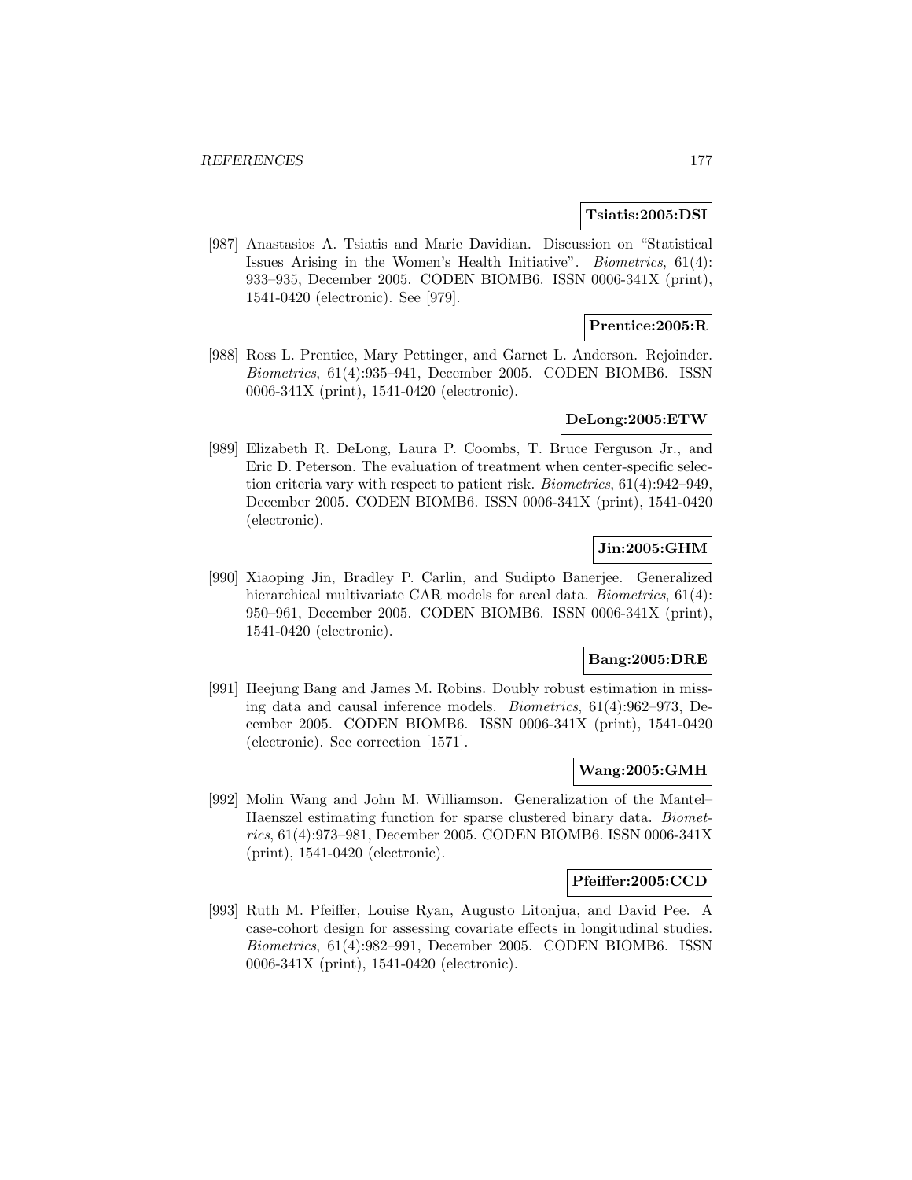**Tsiatis:2005:DSI**

[987] Anastasios A. Tsiatis and Marie Davidian. Discussion on "Statistical Issues Arising in the Women's Health Initiative". *Biometrics*, 61(4): 933–935, December 2005. CODEN BIOMB6. ISSN 0006-341X (print), 1541-0420 (electronic). See [979].

**Prentice:2005:R**

[988] Ross L. Prentice, Mary Pettinger, and Garnet L. Anderson. Rejoinder. *Biometrics*, 61(4):935–941, December 2005. CODEN BIOMB6. ISSN 0006-341X (print), 1541-0420 (electronic).

**DeLong:2005:ETW**

[989] Elizabeth R. DeLong, Laura P. Coombs, T. Bruce Ferguson Jr., and Eric D. Peterson. The evaluation of treatment when center-specific selection criteria vary with respect to patient risk. *Biometrics*, 61(4):942–949, December 2005. CODEN BIOMB6. ISSN 0006-341X (print), 1541-0420 (electronic).

**Jin:2005:GHM**

[990] Xiaoping Jin, Bradley P. Carlin, and Sudipto Banerjee. Generalized hierarchical multivariate CAR models for areal data. *Biometrics*, 61(4): 950–961, December 2005. CODEN BIOMB6. ISSN 0006-341X (print), 1541-0420 (electronic).

**Bang:2005:DRE**

[991] Heejung Bang and James M. Robins. Doubly robust estimation in missing data and causal inference models. *Biometrics*, 61(4):962–973, December 2005. CODEN BIOMB6. ISSN 0006-341X (print), 1541-0420 (electronic). See correction [1571].

**Wang:2005:GMH**

[992] Molin Wang and John M. Williamson. Generalization of the Mantel–Haenszel estimating function for sparse clustered binary data. *Biometrics*, 61(4):973–981, December 2005. CODEN BIOMB6. ISSN 0006-341X (print), 1541-0420 (electronic).

**Pfeiffer:2005:CCD**

[993] Ruth M. Pfeiffer, Louise Ryan, Augusto Litonjua, and David Pee. A case-cohort design for assessing covariate effects in longitudinal studies. *Biometrics*, 61(4):982–991, December 2005. CODEN BIOMB6. ISSN 0006-341X (print), 1541-0420 (electronic).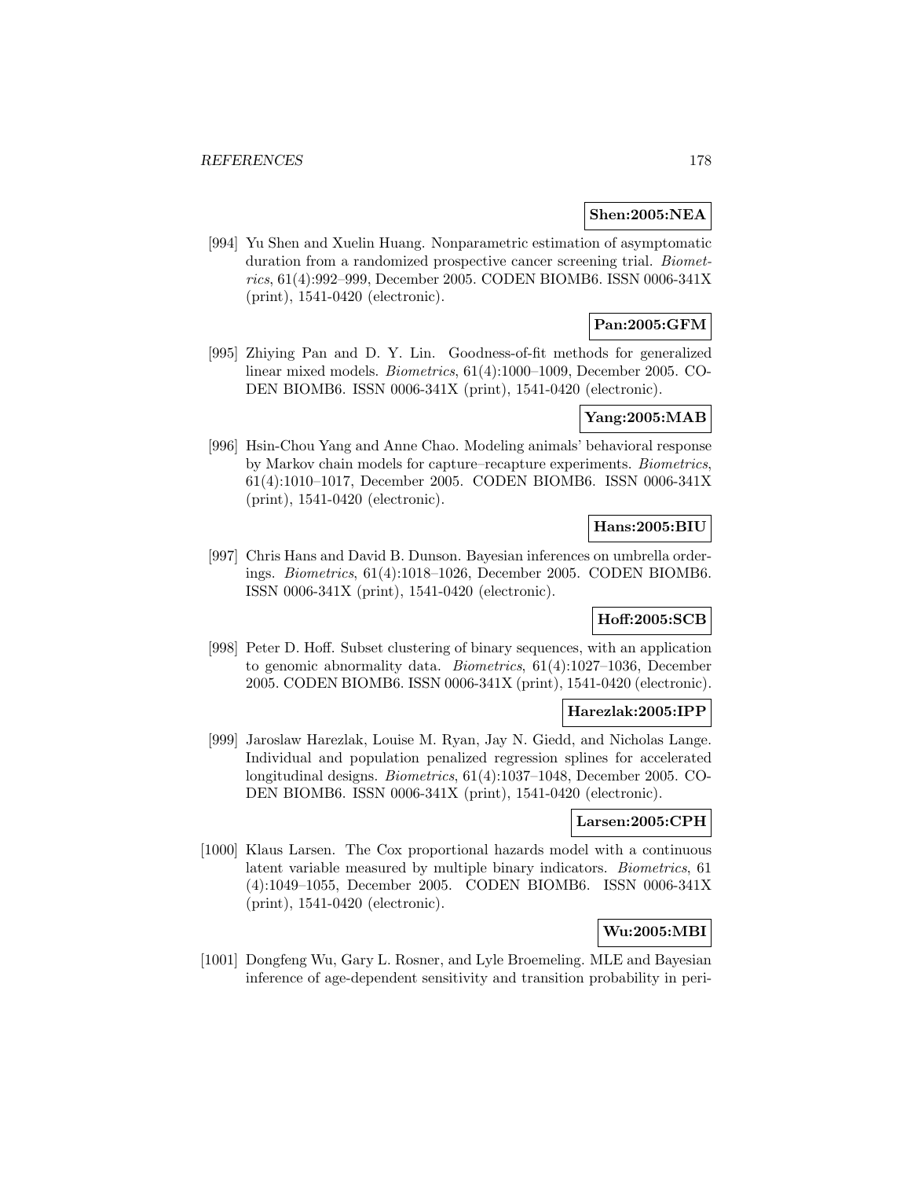**Shen:2005:NEA**

[994] Yu Shen and Xuelin Huang. Nonparametric estimation of asymptomatic duration from a randomized prospective cancer screening trial. *Biometrics*, 61(4):992–999, December 2005. CODEN BIOMB6. ISSN 0006-341X (print), 1541-0420 (electronic).

**Pan:2005:GFM**

[995] Zhiying Pan and D. Y. Lin. Goodness-of-fit methods for generalized linear mixed models. *Biometrics*, 61(4):1000–1009, December 2005. CODEN BIOMB6. ISSN 0006-341X (print), 1541-0420 (electronic).

**Yang:2005:MAB**

[996] Hsin-Chou Yang and Anne Chao. Modeling animals' behavioral response by Markov chain models for capture–recapture experiments. *Biometrics*, 61(4):1010–1017, December 2005. CODEN BIOMB6. ISSN 0006-341X (print), 1541-0420 (electronic).

**Hans:2005:BIU**

[997] Chris Hans and David B. Dunson. Bayesian inferences on umbrella orderings. *Biometrics*, 61(4):1018–1026, December 2005. CODEN BIOMB6. ISSN 0006-341X (print), 1541-0420 (electronic).

**Hoff:2005:SCB**

[998] Peter D. Hoff. Subset clustering of binary sequences, with an application to genomic abnormality data. *Biometrics*, 61(4):1027–1036, December 2005. CODEN BIOMB6. ISSN 0006-341X (print), 1541-0420 (electronic).

**Harezlak:2005:IPP**

[999] Jaroslaw Harezlak, Louise M. Ryan, Jay N. Giedd, and Nicholas Lange. Individual and population penalized regression splines for accelerated longitudinal designs. *Biometrics*, 61(4):1037–1048, December 2005. CODEN BIOMB6. ISSN 0006-341X (print), 1541-0420 (electronic).

**Larsen:2005:CPH**

[1000] Klaus Larsen. The Cox proportional hazards model with a continuous latent variable measured by multiple binary indicators. *Biometrics*, 61 (4):1049–1055, December 2005. CODEN BIOMB6. ISSN 0006-341X (print), 1541-0420 (electronic).

**Wu:2005:MBI**

[1001] Dongfeng Wu, Gary L. Rosner, and Lyle Broemeling. MLE and Bayesian inference of age-dependent sensitivity and transition probability in peri-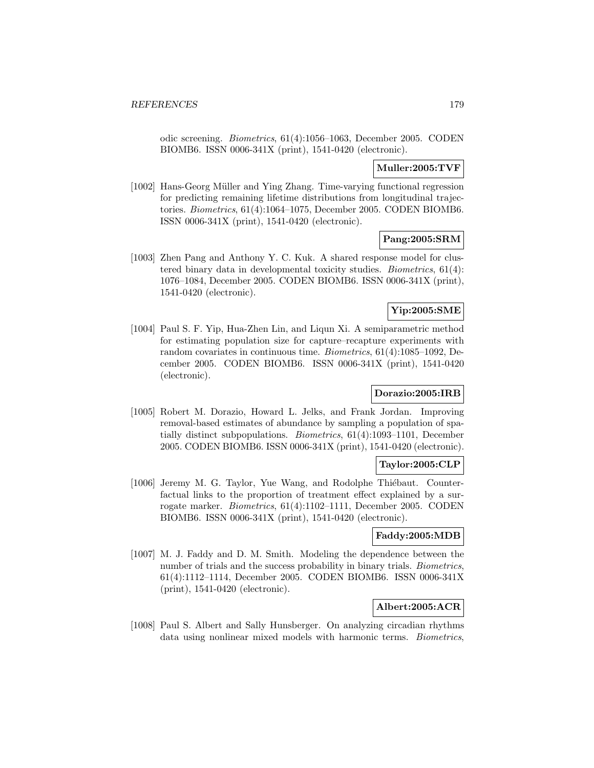odic screening. *Biometrics*, 61(4):1056–1063, December 2005. CODEN BIOMB6. ISSN 0006-341X (print), 1541-0420 (electronic).

**Muller:2005:TVF**

[1002] Hans-Georg Müller and Ying Zhang. Time-varying functional regression for predicting remaining lifetime distributions from longitudinal trajectories. *Biometrics*, 61(4):1064–1075, December 2005. CODEN BIOMB6. ISSN 0006-341X (print), 1541-0420 (electronic).

**Pang:2005:SRM**

[1003] Zhen Pang and Anthony Y. C. Kuk. A shared response model for clustered binary data in developmental toxicity studies. *Biometrics*, 61(4): 1076–1084, December 2005. CODEN BIOMB6. ISSN 0006-341X (print), 1541-0420 (electronic).

**Yip:2005:SME**

[1004] Paul S. F. Yip, Hua-Zhen Lin, and Liqun Xi. A semiparametric method for estimating population size for capture–recapture experiments with random covariates in continuous time. *Biometrics*, 61(4):1085–1092, December 2005. CODEN BIOMB6. ISSN 0006-341X (print), 1541-0420 (electronic).

**Dorazio:2005:IRB**

[1005] Robert M. Dorazio, Howard L. Jelks, and Frank Jordan. Improving removal-based estimates of abundance by sampling a population of spatially distinct subpopulations. *Biometrics*, 61(4):1093–1101, December 2005. CODEN BIOMB6. ISSN 0006-341X (print), 1541-0420 (electronic).

**Taylor:2005:CLP**

[1006] Jeremy M. G. Taylor, Yue Wang, and Rodolphe Thiébaut. Counterfactual links to the proportion of treatment effect explained by a surrogate marker. *Biometrics*, 61(4):1102–1111, December 2005. CODEN BIOMB6. ISSN 0006-341X (print), 1541-0420 (electronic).

**Faddy:2005:MDB**

[1007] M. J. Faddy and D. M. Smith. Modeling the dependence between the number of trials and the success probability in binary trials. *Biometrics*, 61(4):1112–1114, December 2005. CODEN BIOMB6. ISSN 0006-341X (print), 1541-0420 (electronic).

**Albert:2005:ACR**

[1008] Paul S. Albert and Sally Hunsberger. On analyzing circadian rhythms data using nonlinear mixed models with harmonic terms. *Biometrics*,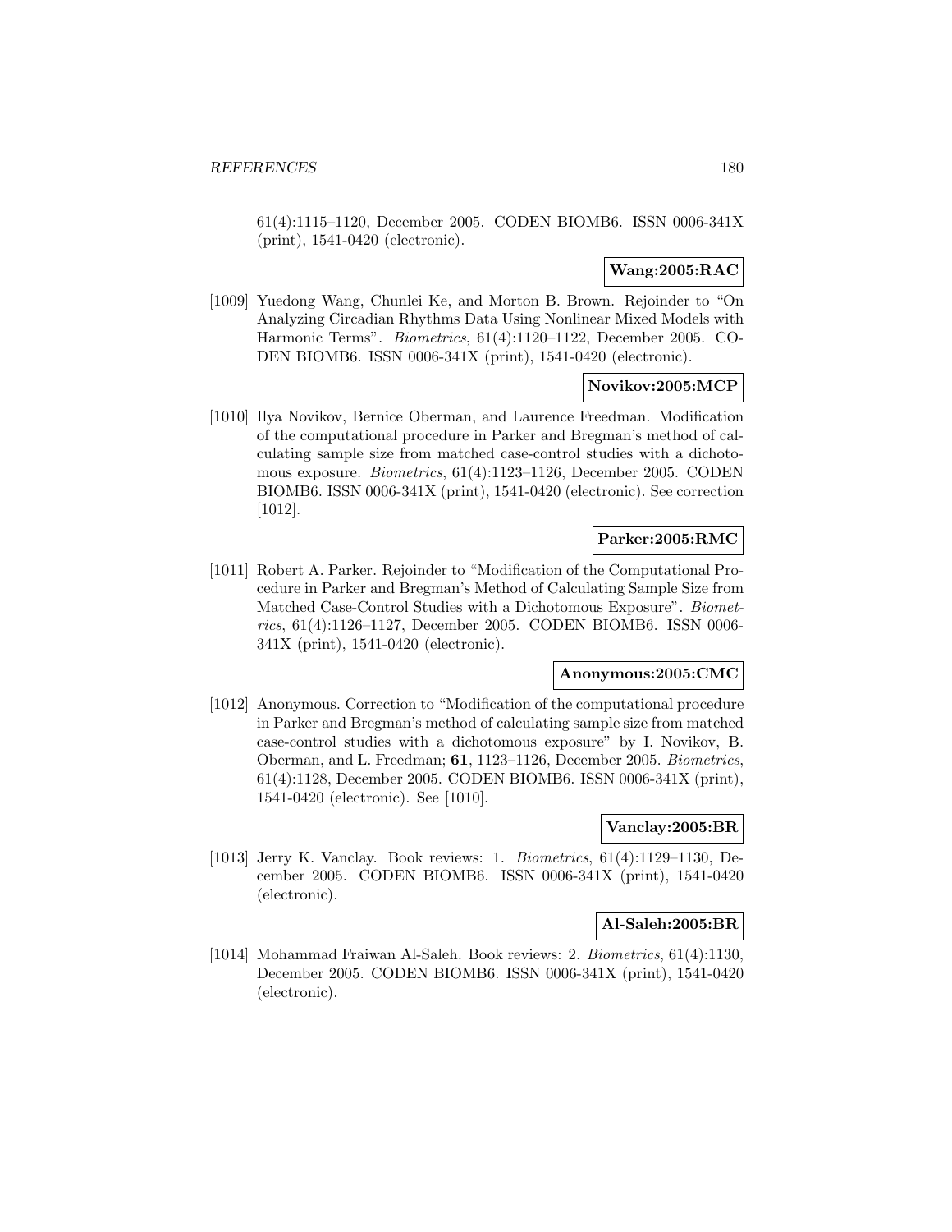61(4):1115–1120, December 2005. CODEN BIOMB6. ISSN 0006-341X (print), 1541-0420 (electronic).

**Wang:2005:RAC**

[1009] Yuedong Wang, Chunlei Ke, and Morton B. Brown. Rejoinder to "On Analyzing Circadian Rhythms Data Using Nonlinear Mixed Models with Harmonic Terms". *Biometrics*, 61(4):1120–1122, December 2005. CODEN BIOMB6. ISSN 0006-341X (print), 1541-0420 (electronic).

**Novikov:2005:MCP**

[1010] Ilya Novikov, Bernice Oberman, and Laurence Freedman. Modification of the computational procedure in Parker and Bregman's method of calculating sample size from matched case-control studies with a dichotomous exposure. *Biometrics*, 61(4):1123–1126, December 2005. CODEN BIOMB6. ISSN 0006-341X (print), 1541-0420 (electronic). See correction [1012].

**Parker:2005:RMC**

[1011] Robert A. Parker. Rejoinder to "Modification of the Computational Procedure in Parker and Bregman's Method of Calculating Sample Size from Matched Case-Control Studies with a Dichotomous Exposure". *Biometrics*, 61(4):1126–1127, December 2005. CODEN BIOMB6. ISSN 0006-341X (print), 1541-0420 (electronic).

**Anonymous:2005:CMC**

[1012] Anonymous. Correction to "Modification of the computational procedure in Parker and Bregman's method of calculating sample size from matched case-control studies with a dichotomous exposure" by I. Novikov, B. Oberman, and L. Freedman; **61**, 1123–1126, December 2005. *Biometrics*, 61(4):1128, December 2005. CODEN BIOMB6. ISSN 0006-341X (print), 1541-0420 (electronic). See [1010].

**Vanclay:2005:BR**

[1013] Jerry K. Vanclay. Book reviews: 1. *Biometrics*, 61(4):1129–1130, December 2005. CODEN BIOMB6. ISSN 0006-341X (print), 1541-0420 (electronic).

**Al-Saleh:2005:BR**

[1014] Mohammad Fraiwan Al-Saleh. Book reviews: 2. *Biometrics*, 61(4):1130, December 2005. CODEN BIOMB6. ISSN 0006-341X (print), 1541-0420 (electronic).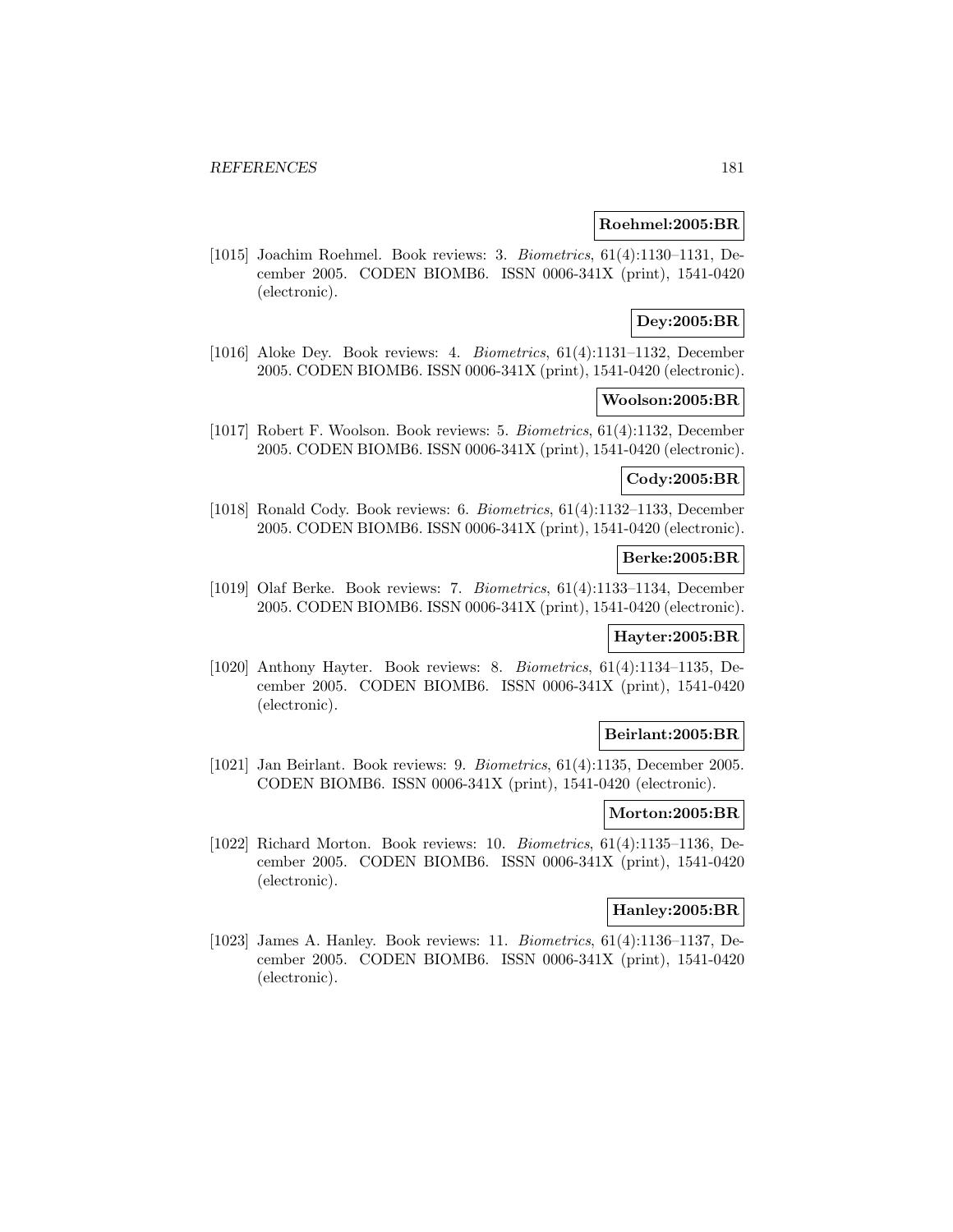**Roehmel:2005:BR**

[1015] Joachim Roehmel. Book reviews: 3. *Biometrics*, 61(4):1130–1131, December 2005. CODEN BIOMB6. ISSN 0006-341X (print), 1541-0420 (electronic).

**Dey:2005:BR**

[1016] Aloke Dey. Book reviews: 4. *Biometrics*, 61(4):1131–1132, December 2005. CODEN BIOMB6. ISSN 0006-341X (print), 1541-0420 (electronic).

**Woolson:2005:BR**

[1017] Robert F. Woolson. Book reviews: 5. *Biometrics*, 61(4):1132, December 2005. CODEN BIOMB6. ISSN 0006-341X (print), 1541-0420 (electronic).

**Cody:2005:BR**

[1018] Ronald Cody. Book reviews: 6. *Biometrics*, 61(4):1132–1133, December 2005. CODEN BIOMB6. ISSN 0006-341X (print), 1541-0420 (electronic).

**Berke:2005:BR**

[1019] Olaf Berke. Book reviews: 7. *Biometrics*, 61(4):1133–1134, December 2005. CODEN BIOMB6. ISSN 0006-341X (print), 1541-0420 (electronic).

**Hayter:2005:BR**

[1020] Anthony Hayter. Book reviews: 8. *Biometrics*, 61(4):1134–1135, December 2005. CODEN BIOMB6. ISSN 0006-341X (print), 1541-0420 (electronic).

**Beirlant:2005:BR**

[1021] Jan Beirlant. Book reviews: 9. *Biometrics*, 61(4):1135, December 2005. CODEN BIOMB6. ISSN 0006-341X (print), 1541-0420 (electronic).

**Morton:2005:BR**

[1022] Richard Morton. Book reviews: 10. *Biometrics*, 61(4):1135–1136, December 2005. CODEN BIOMB6. ISSN 0006-341X (print), 1541-0420 (electronic).

**Hanley:2005:BR**

[1023] James A. Hanley. Book reviews: 11. *Biometrics*, 61(4):1136–1137, December 2005. CODEN BIOMB6. ISSN 0006-341X (print), 1541-0420 (electronic).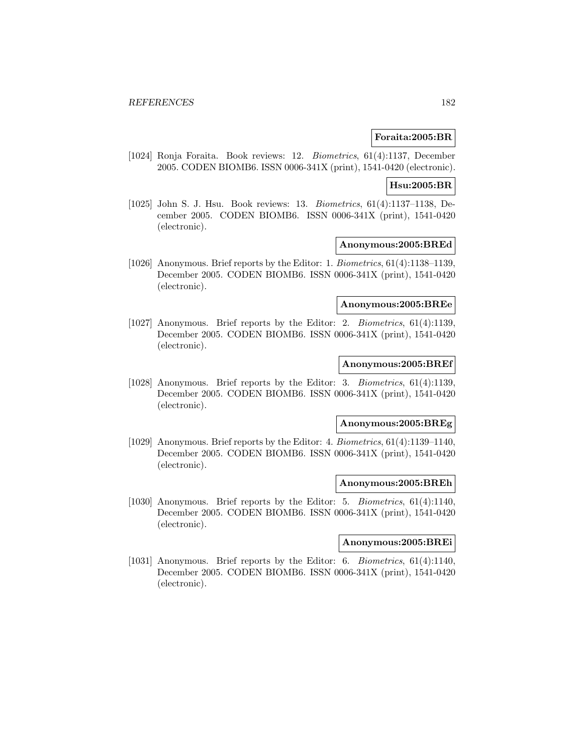**Foraita:2005:BR**

[1024] Ronja Foraita. Book reviews: 12. *Biometrics*, 61(4):1137, December 2005. CODEN BIOMB6. ISSN 0006-341X (print), 1541-0420 (electronic).

**Hsu:2005:BR**

[1025] John S. J. Hsu. Book reviews: 13. *Biometrics*, 61(4):1137–1138, December 2005. CODEN BIOMB6. ISSN 0006-341X (print), 1541-0420 (electronic).

**Anonymous:2005:BREd**

[1026] Anonymous. Brief reports by the Editor: 1. *Biometrics*, 61(4):1138–1139, December 2005. CODEN BIOMB6. ISSN 0006-341X (print), 1541-0420 (electronic).

**Anonymous:2005:BREe**

[1027] Anonymous. Brief reports by the Editor: 2. *Biometrics*, 61(4):1139, December 2005. CODEN BIOMB6. ISSN 0006-341X (print), 1541-0420 (electronic).

**Anonymous:2005:BREf**

[1028] Anonymous. Brief reports by the Editor: 3. *Biometrics*, 61(4):1139, December 2005. CODEN BIOMB6. ISSN 0006-341X (print), 1541-0420 (electronic).

**Anonymous:2005:BREg**

[1029] Anonymous. Brief reports by the Editor: 4. *Biometrics*, 61(4):1139–1140, December 2005. CODEN BIOMB6. ISSN 0006-341X (print), 1541-0420 (electronic).

**Anonymous:2005:BREh**

[1030] Anonymous. Brief reports by the Editor: 5. *Biometrics*, 61(4):1140, December 2005. CODEN BIOMB6. ISSN 0006-341X (print), 1541-0420 (electronic).

**Anonymous:2005:BREi**

[1031] Anonymous. Brief reports by the Editor: 6. *Biometrics*, 61(4):1140, December 2005. CODEN BIOMB6. ISSN 0006-341X (print), 1541-0420 (electronic).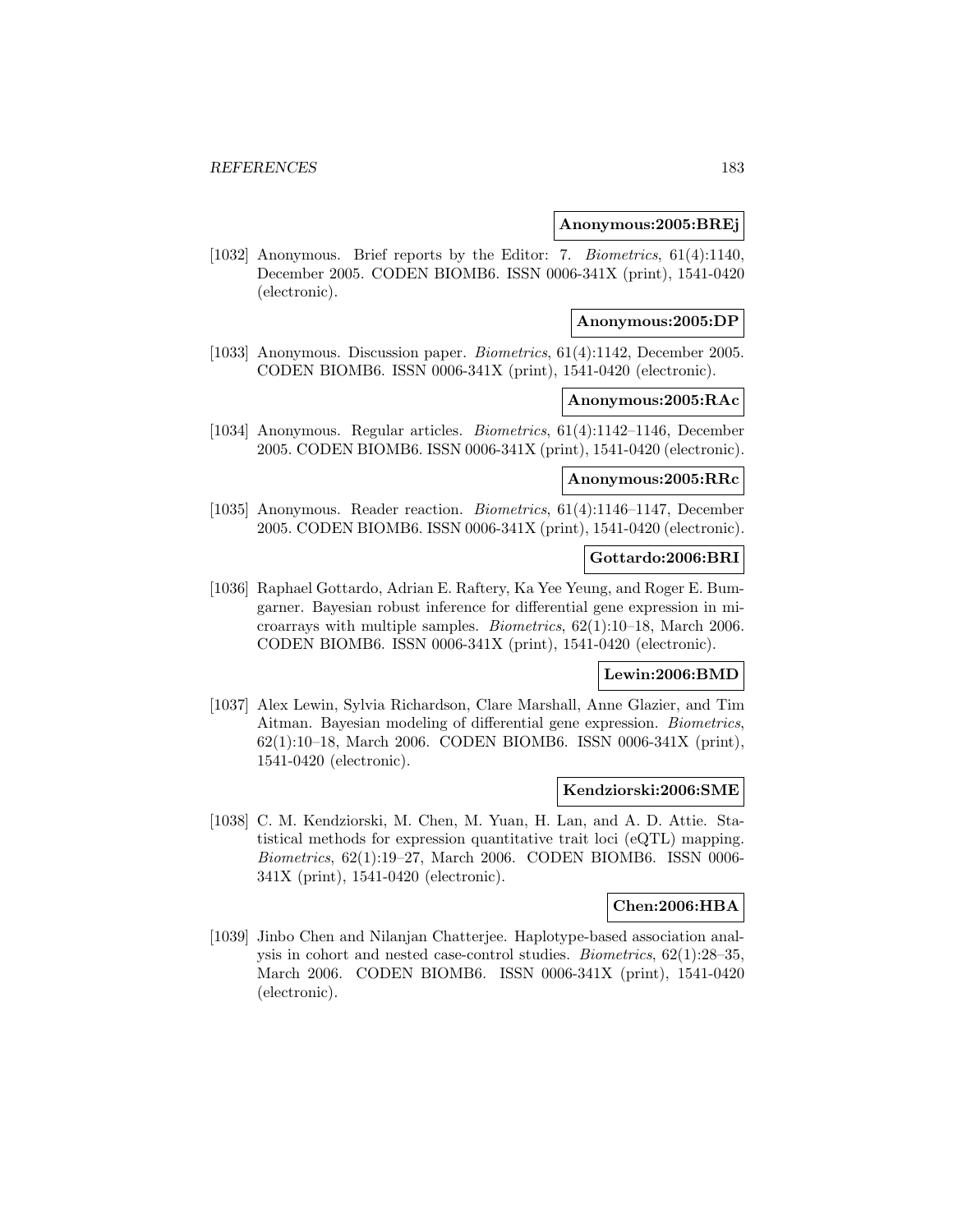**Anonymous:2005:BREj**

[1032] Anonymous. Brief reports by the Editor: 7. *Biometrics*, 61(4):1140, December 2005. CODEN BIOMB6. ISSN 0006-341X (print), 1541-0420 (electronic).

**Anonymous:2005:DP**

[1033] Anonymous. Discussion paper. *Biometrics*, 61(4):1142, December 2005. CODEN BIOMB6. ISSN 0006-341X (print), 1541-0420 (electronic).

**Anonymous:2005:RAc**

[1034] Anonymous. Regular articles. *Biometrics*, 61(4):1142–1146, December 2005. CODEN BIOMB6. ISSN 0006-341X (print), 1541-0420 (electronic).

**Anonymous:2005:RRc**

[1035] Anonymous. Reader reaction. *Biometrics*, 61(4):1146–1147, December 2005. CODEN BIOMB6. ISSN 0006-341X (print), 1541-0420 (electronic).

**Gottardo:2006:BRI**

[1036] Raphael Gottardo, Adrian E. Raftery, Ka Yee Yeung, and Roger E. Bumgarner. Bayesian robust inference for differential gene expression in microarrays with multiple samples. *Biometrics*, 62(1):10–18, March 2006. CODEN BIOMB6. ISSN 0006-341X (print), 1541-0420 (electronic).

**Lewin:2006:BMD**

[1037] Alex Lewin, Sylvia Richardson, Clare Marshall, Anne Glazier, and Tim Aitman. Bayesian modeling of differential gene expression. *Biometrics*, 62(1):10–18, March 2006. CODEN BIOMB6. ISSN 0006-341X (print), 1541-0420 (electronic).

**Kendziorski:2006:SME**

[1038] C. M. Kendziorski, M. Chen, M. Yuan, H. Lan, and A. D. Attie. Statistical methods for expression quantitative trait loci (eQTL) mapping. *Biometrics*, 62(1):19–27, March 2006. CODEN BIOMB6. ISSN 0006-341X (print), 1541-0420 (electronic).

**Chen:2006:HBA**

[1039] Jinbo Chen and Nilanjan Chatterjee. Haplotype-based association analysis in cohort and nested case-control studies. *Biometrics*, 62(1):28–35, March 2006. CODEN BIOMB6. ISSN 0006-341X (print), 1541-0420 (electronic).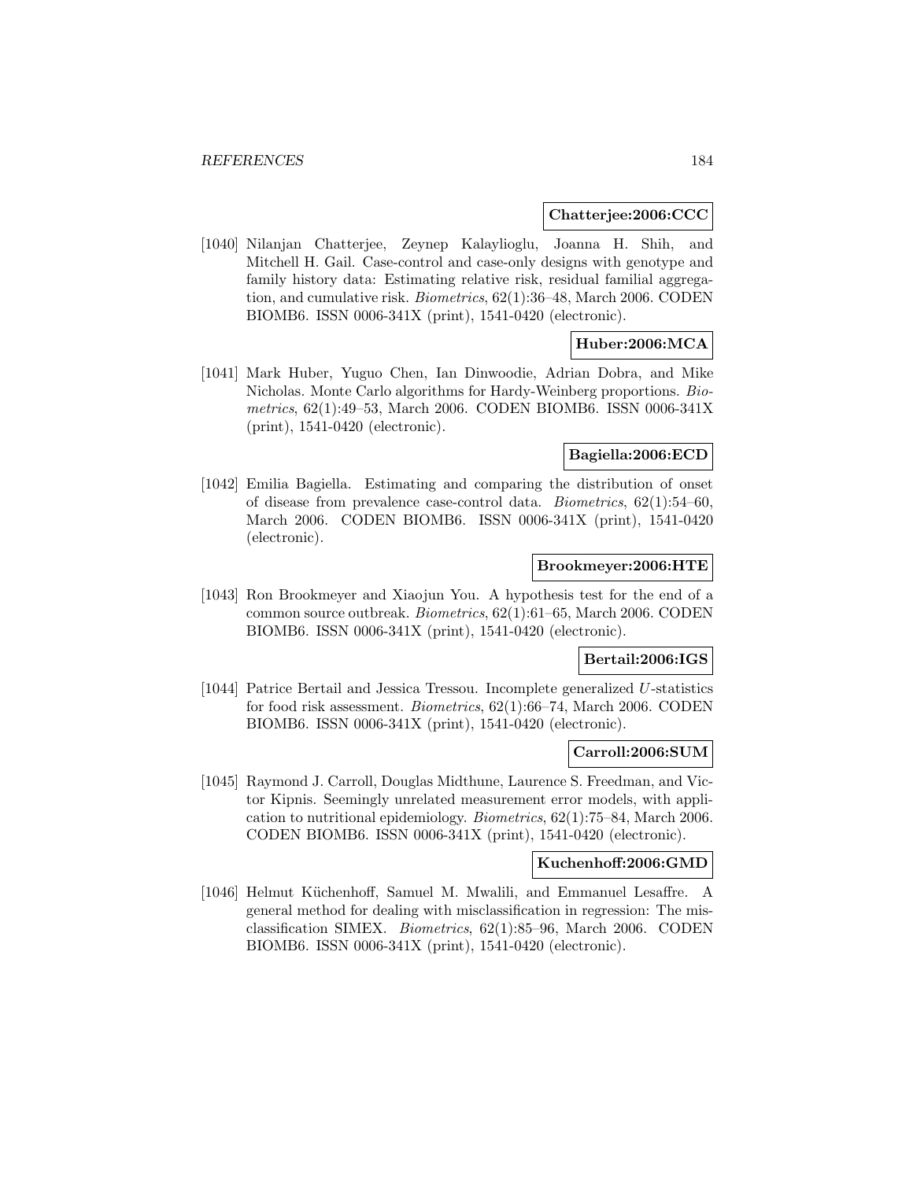**Chatterjee:2006:CCC**

[1040] Nilanjan Chatterjee, Zeynep Kalaylioglu, Joanna H. Shih, and Mitchell H. Gail. Case-control and case-only designs with genotype and family history data: Estimating relative risk, residual familial aggregation, and cumulative risk. *Biometrics*, 62(1):36–48, March 2006. CODEN BIOMB6. ISSN 0006-341X (print), 1541-0420 (electronic).

**Huber:2006:MCA**

[1041] Mark Huber, Yuguo Chen, Ian Dinwoodie, Adrian Dobra, and Mike Nicholas. Monte Carlo algorithms for Hardy-Weinberg proportions. *Biometrics*, 62(1):49–53, March 2006. CODEN BIOMB6. ISSN 0006-341X (print), 1541-0420 (electronic).

**Bagiella:2006:ECD**

[1042] Emilia Bagiella. Estimating and comparing the distribution of onset of disease from prevalence case-control data. *Biometrics*, 62(1):54–60, March 2006. CODEN BIOMB6. ISSN 0006-341X (print), 1541-0420 (electronic).

**Brookmeyer:2006:HTE**

[1043] Ron Brookmeyer and Xiaojun You. A hypothesis test for the end of a common source outbreak. *Biometrics*, 62(1):61–65, March 2006. CODEN BIOMB6. ISSN 0006-341X (print), 1541-0420 (electronic).

**Bertail:2006:IGS**

[1044] Patrice Bertail and Jessica Tressou. Incomplete generalized $U$-statistics for food risk assessment. *Biometrics*, 62(1):66–74, March 2006. CODEN BIOMB6. ISSN 0006-341X (print), 1541-0420 (electronic).

**Carroll:2006:SUM**

[1045] Raymond J. Carroll, Douglas Midthune, Laurence S. Freedman, and Victor Kipnis. Seemingly unrelated measurement error models, with application to nutritional epidemiology. *Biometrics*, 62(1):75–84, March 2006. CODEN BIOMB6. ISSN 0006-341X (print), 1541-0420 (electronic).

**Kuchenhoff:2006:GMD**

[1046] Helmut Küchenhoff, Samuel M. Mwalili, and Emmanuel Lesaffre. A general method for dealing with misclassification in regression: The misclassification SIMEX. *Biometrics*, 62(1):85–96, March 2006. CODEN BIOMB6. ISSN 0006-341X (print), 1541-0420 (electronic).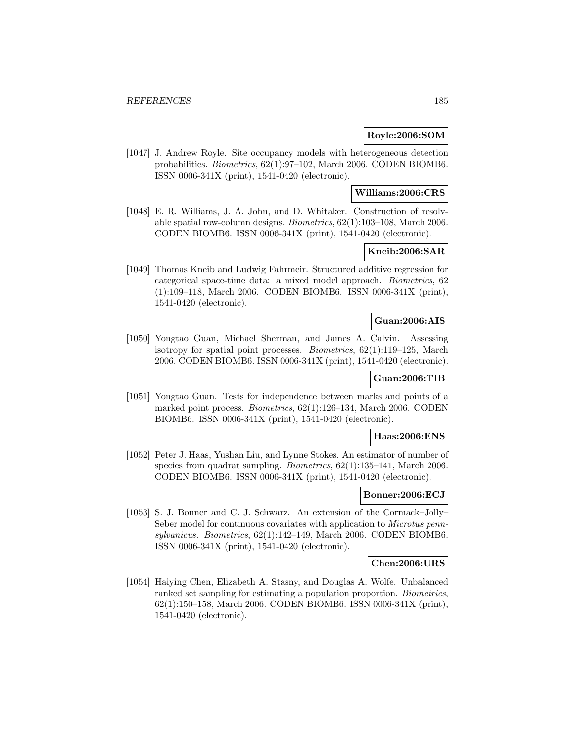**Royle:2006:SOM**

[1047] J. Andrew Royle. Site occupancy models with heterogeneous detection probabilities. *Biometrics*, 62(1):97–102, March 2006. CODEN BIOMB6. ISSN 0006-341X (print), 1541-0420 (electronic).

**Williams:2006:CRS**

[1048] E. R. Williams, J. A. John, and D. Whitaker. Construction of resolvable spatial row-column designs. *Biometrics*, 62(1):103–108, March 2006. CODEN BIOMB6. ISSN 0006-341X (print), 1541-0420 (electronic).

**Kneib:2006:SAR**

[1049] Thomas Kneib and Ludwig Fahrmeir. Structured additive regression for categorical space-time data: a mixed model approach. *Biometrics*, 62 (1):109–118, March 2006. CODEN BIOMB6. ISSN 0006-341X (print), 1541-0420 (electronic).

**Guan:2006:AIS**

[1050] Yongtao Guan, Michael Sherman, and James A. Calvin. Assessing isotropy for spatial point processes. *Biometrics*, 62(1):119–125, March 2006. CODEN BIOMB6. ISSN 0006-341X (print), 1541-0420 (electronic).

**Guan:2006:TIB**

[1051] Yongtao Guan. Tests for independence between marks and points of a marked point process. *Biometrics*, 62(1):126–134, March 2006. CODEN BIOMB6. ISSN 0006-341X (print), 1541-0420 (electronic).

**Haas:2006:ENS**

[1052] Peter J. Haas, Yushan Liu, and Lynne Stokes. An estimator of number of species from quadrat sampling. *Biometrics*, 62(1):135–141, March 2006. CODEN BIOMB6. ISSN 0006-341X (print), 1541-0420 (electronic).

**Bonner:2006:ECJ**

[1053] S. J. Bonner and C. J. Schwarz. An extension of the Cormack–Jolly–Seber model for continuous covariates with application to *Microtus pennsylvanicus*. *Biometrics*, 62(1):142–149, March 2006. CODEN BIOMB6. ISSN 0006-341X (print), 1541-0420 (electronic).

**Chen:2006:URS**

[1054] Haiying Chen, Elizabeth A. Stasny, and Douglas A. Wolfe. Unbalanced ranked set sampling for estimating a population proportion. *Biometrics*, 62(1):150–158, March 2006. CODEN BIOMB6. ISSN 0006-341X (print), 1541-0420 (electronic).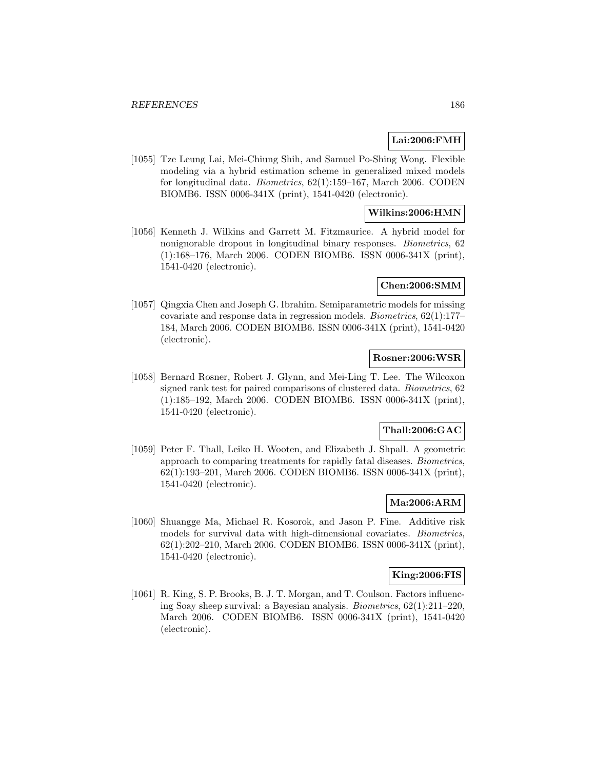**Lai:2006:FMH**

[1055] Tze Leung Lai, Mei-Chiung Shih, and Samuel Po-Shing Wong. Flexible modeling via a hybrid estimation scheme in generalized mixed models for longitudinal data. *Biometrics*, 62(1):159–167, March 2006. CODEN BIOMB6. ISSN 0006-341X (print), 1541-0420 (electronic).

**Wilkins:2006:HMN**

[1056] Kenneth J. Wilkins and Garrett M. Fitzmaurice. A hybrid model for nonignorable dropout in longitudinal binary responses. *Biometrics*, 62 (1):168–176, March 2006. CODEN BIOMB6. ISSN 0006-341X (print), 1541-0420 (electronic).

**Chen:2006:SMM**

[1057] Qingxia Chen and Joseph G. Ibrahim. Semiparametric models for missing covariate and response data in regression models. *Biometrics*, 62(1):177–184, March 2006. CODEN BIOMB6. ISSN 0006-341X (print), 1541-0420 (electronic).

**Rosner:2006:WSR**

[1058] Bernard Rosner, Robert J. Glynn, and Mei-Ling T. Lee. The Wilcoxon signed rank test for paired comparisons of clustered data. *Biometrics*, 62 (1):185–192, March 2006. CODEN BIOMB6. ISSN 0006-341X (print), 1541-0420 (electronic).

**Thall:2006:GAC**

[1059] Peter F. Thall, Leiko H. Wooten, and Elizabeth J. Shpall. A geometric approach to comparing treatments for rapidly fatal diseases. *Biometrics*, 62(1):193–201, March 2006. CODEN BIOMB6. ISSN 0006-341X (print), 1541-0420 (electronic).

**Ma:2006:ARM**

[1060] Shuangge Ma, Michael R. Kosorok, and Jason P. Fine. Additive risk models for survival data with high-dimensional covariates. *Biometrics*, 62(1):202–210, March 2006. CODEN BIOMB6. ISSN 0006-341X (print), 1541-0420 (electronic).

**King:2006:FIS**

[1061] R. King, S. P. Brooks, B. J. T. Morgan, and T. Coulson. Factors influencing Soay sheep survival: a Bayesian analysis. *Biometrics*, 62(1):211–220, March 2006. CODEN BIOMB6. ISSN 0006-341X (print), 1541-0420 (electronic).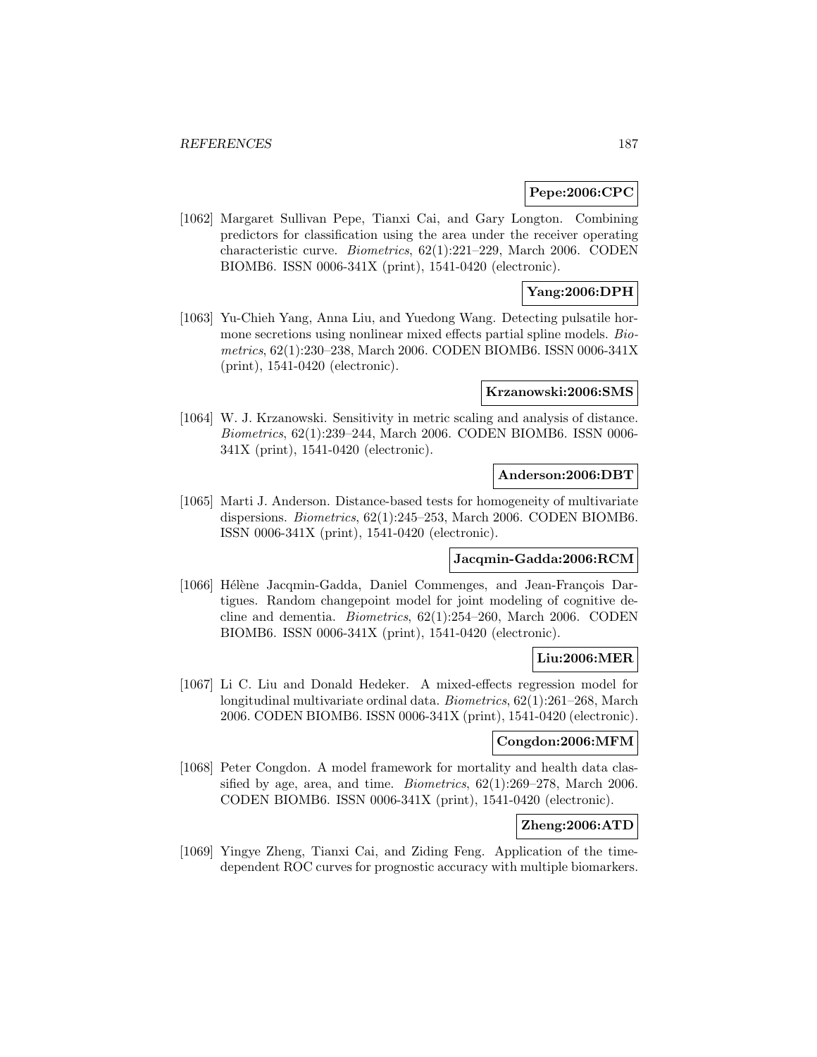**Pepe:2006:CPC**

[1062] Margaret Sullivan Pepe, Tianxi Cai, and Gary Longton. Combining predictors for classification using the area under the receiver operating characteristic curve. *Biometrics*, 62(1):221–229, March 2006. CODEN BIOMB6. ISSN 0006-341X (print), 1541-0420 (electronic).

**Yang:2006:DPH**

[1063] Yu-Chieh Yang, Anna Liu, and Yuedong Wang. Detecting pulsatile hormone secretions using nonlinear mixed effects partial spline models. *Biometrics*, 62(1):230–238, March 2006. CODEN BIOMB6. ISSN 0006-341X (print), 1541-0420 (electronic).

**Krzanowski:2006:SMS**

[1064] W. J. Krzanowski. Sensitivity in metric scaling and analysis of distance. *Biometrics*, 62(1):239–244, March 2006. CODEN BIOMB6. ISSN 0006-341X (print), 1541-0420 (electronic).

**Anderson:2006:DBT**

[1065] Marti J. Anderson. Distance-based tests for homogeneity of multivariate dispersions. *Biometrics*, 62(1):245–253, March 2006. CODEN BIOMB6. ISSN 0006-341X (print), 1541-0420 (electronic).

**Jacqmin-Gadda:2006:RCM**

[1066] Hélène Jacqmin-Gadda, Daniel Commenges, and Jean-François Dartigues. Random changepoint model for joint modeling of cognitive decline and dementia. *Biometrics*, 62(1):254–260, March 2006. CODEN BIOMB6. ISSN 0006-341X (print), 1541-0420 (electronic).

**Liu:2006:MER**

[1067] Li C. Liu and Donald Hedeker. A mixed-effects regression model for longitudinal multivariate ordinal data. *Biometrics*, 62(1):261–268, March 2006. CODEN BIOMB6. ISSN 0006-341X (print), 1541-0420 (electronic).

**Congdon:2006:MFM**

[1068] Peter Congdon. A model framework for mortality and health data classified by age, area, and time. *Biometrics*, 62(1):269–278, March 2006. CODEN BIOMB6. ISSN 0006-341X (print), 1541-0420 (electronic).

**Zheng:2006:ATD**

[1069] Yingye Zheng, Tianxi Cai, and Ziding Feng. Application of the time-dependent ROC curves for prognostic accuracy with multiple biomarkers.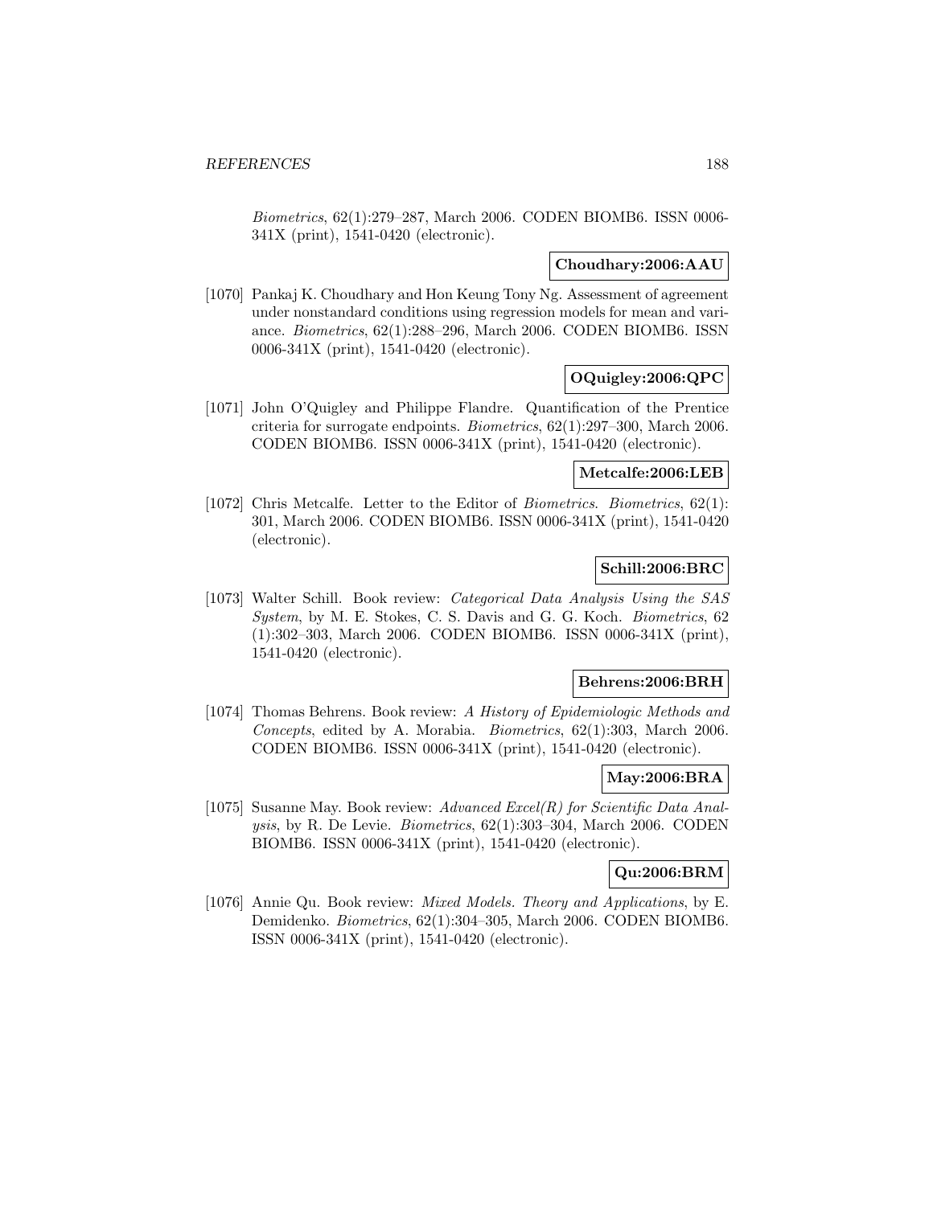*Biometrics*, 62(1):279–287, March 2006. CODEN BIOMB6. ISSN 0006-341X (print), 1541-0420 (electronic).

**Choudhary:2006:AAU**

[1070] Pankaj K. Choudhary and Hon Keung Tony Ng. Assessment of agreement under nonstandard conditions using regression models for mean and variance. *Biometrics*, 62(1):288–296, March 2006. CODEN BIOMB6. ISSN 0006-341X (print), 1541-0420 (electronic).

**OQuigley:2006:QPC**

[1071] John O'Quigley and Philippe Flandre. Quantification of the Prentice criteria for surrogate endpoints. *Biometrics*, 62(1):297–300, March 2006. CODEN BIOMB6. ISSN 0006-341X (print), 1541-0420 (electronic).

**Metcalfe:2006:LEB**

[1072] Chris Metcalfe. Letter to the Editor of *Biometrics*. *Biometrics*, 62(1): 301, March 2006. CODEN BIOMB6. ISSN 0006-341X (print), 1541-0420 (electronic).

**Schill:2006:BRC**

[1073] Walter Schill. Book review: *Categorical Data Analysis Using the SAS System*, by M. E. Stokes, C. S. Davis and G. G. Koch. *Biometrics*, 62 (1):302–303, March 2006. CODEN BIOMB6. ISSN 0006-341X (print), 1541-0420 (electronic).

**Behrens:2006:BRH**

[1074] Thomas Behrens. Book review: *A History of Epidemiologic Methods and Concepts*, edited by A. Morabia. *Biometrics*, 62(1):303, March 2006. CODEN BIOMB6. ISSN 0006-341X (print), 1541-0420 (electronic).

**May:2006:BRA**

[1075] Susanne May. Book review: *Advanced Excel(R) for Scientific Data Analysis*, by R. De Levie. *Biometrics*, 62(1):303–304, March 2006. CODEN BIOMB6. ISSN 0006-341X (print), 1541-0420 (electronic).

**Qu:2006:BRM**

[1076] Annie Qu. Book review: *Mixed Models. Theory and Applications*, by E. Demidenko. *Biometrics*, 62(1):304–305, March 2006. CODEN BIOMB6. ISSN 0006-341X (print), 1541-0420 (electronic).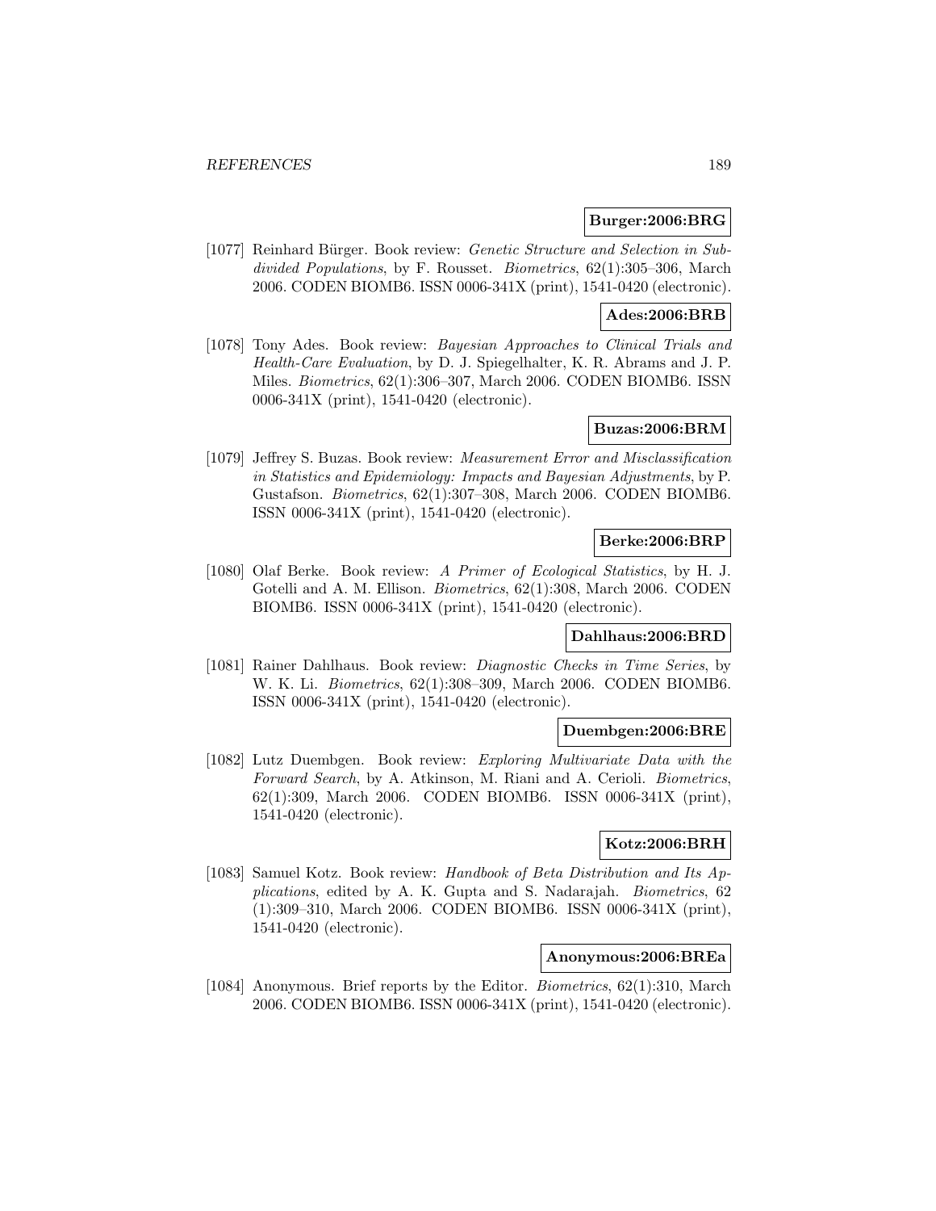**Burger:2006:BRG**

[1077] Reinhard Bürger. Book review: *Genetic Structure and Selection in Subdivided Populations*, by F. Rousset. *Biometrics*, 62(1):305–306, March 2006. CODEN BIOMB6. ISSN 0006-341X (print), 1541-0420 (electronic).

**Ades:2006:BRB**

[1078] Tony Ades. Book review: *Bayesian Approaches to Clinical Trials and Health-Care Evaluation*, by D. J. Spiegelhalter, K. R. Abrams and J. P. Miles. *Biometrics*, 62(1):306–307, March 2006. CODEN BIOMB6. ISSN 0006-341X (print), 1541-0420 (electronic).

**Buzas:2006:BRM**

[1079] Jeffrey S. Buzas. Book review: *Measurement Error and Misclassification in Statistics and Epidemiology: Impacts and Bayesian Adjustments*, by P. Gustafson. *Biometrics*, 62(1):307–308, March 2006. CODEN BIOMB6. ISSN 0006-341X (print), 1541-0420 (electronic).

**Berke:2006:BRP**

[1080] Olaf Berke. Book review: *A Primer of Ecological Statistics*, by H. J. Gotelli and A. M. Ellison. *Biometrics*, 62(1):308, March 2006. CODEN BIOMB6. ISSN 0006-341X (print), 1541-0420 (electronic).

**Dahlhaus:2006:BRD**

[1081] Rainer Dahlhaus. Book review: *Diagnostic Checks in Time Series*, by W. K. Li. *Biometrics*, 62(1):308–309, March 2006. CODEN BIOMB6. ISSN 0006-341X (print), 1541-0420 (electronic).

**Duembgen:2006:BRE**

[1082] Lutz Duembgen. Book review: *Exploring Multivariate Data with the Forward Search*, by A. Atkinson, M. Riani and A. Cerioli. *Biometrics*, 62(1):309, March 2006. CODEN BIOMB6. ISSN 0006-341X (print), 1541-0420 (electronic).

**Kotz:2006:BRH**

[1083] Samuel Kotz. Book review: *Handbook of Beta Distribution and Its Applications*, edited by A. K. Gupta and S. Nadarajah. *Biometrics*, 62 (1):309–310, March 2006. CODEN BIOMB6. ISSN 0006-341X (print), 1541-0420 (electronic).

**Anonymous:2006:BREa**

[1084] Anonymous. Brief reports by the Editor. *Biometrics*, 62(1):310, March 2006. CODEN BIOMB6. ISSN 0006-341X (print), 1541-0420 (electronic).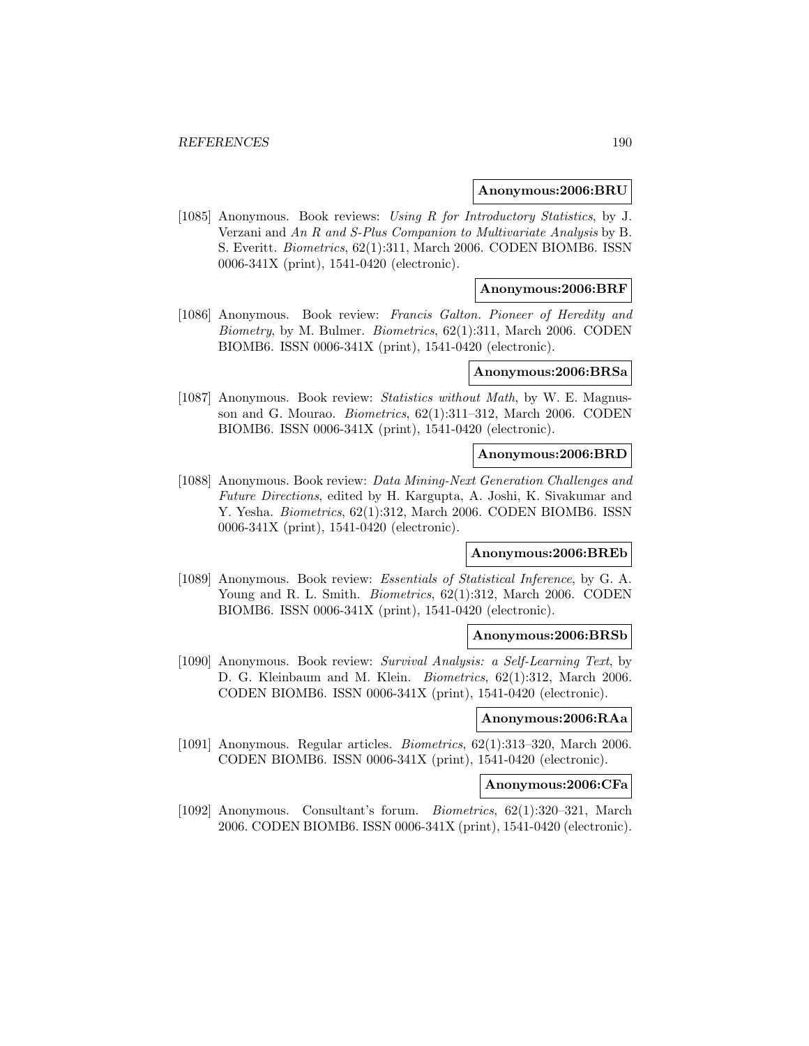**Anonymous:2006:BRU**

[1085] Anonymous. Book reviews: *Using R for Introductory Statistics*, by J. Verzani and *An R and S-Plus Companion to Multivariate Analysis* by B. S. Everitt. *Biometrics*, 62(1):311, March 2006. CODEN BIOMB6. ISSN 0006-341X (print), 1541-0420 (electronic).

**Anonymous:2006:BRF**

[1086] Anonymous. Book review: *Francis Galton. Pioneer of Heredity and Biometry*, by M. Bulmer. *Biometrics*, 62(1):311, March 2006. CODEN BIOMB6. ISSN 0006-341X (print), 1541-0420 (electronic).

**Anonymous:2006:BRSa**

[1087] Anonymous. Book review: *Statistics without Math*, by W. E. Magnusson and G. Mourao. *Biometrics*, 62(1):311–312, March 2006. CODEN BIOMB6. ISSN 0006-341X (print), 1541-0420 (electronic).

**Anonymous:2006:BRD**

[1088] Anonymous. Book review: *Data Mining-Next Generation Challenges and Future Directions*, edited by H. Kargupta, A. Joshi, K. Sivakumar and Y. Yesha. *Biometrics*, 62(1):312, March 2006. CODEN BIOMB6. ISSN 0006-341X (print), 1541-0420 (electronic).

**Anonymous:2006:BREb**

[1089] Anonymous. Book review: *Essentials of Statistical Inference*, by G. A. Young and R. L. Smith. *Biometrics*, 62(1):312, March 2006. CODEN BIOMB6. ISSN 0006-341X (print), 1541-0420 (electronic).

**Anonymous:2006:BRSb**

[1090] Anonymous. Book review: *Survival Analysis: a Self-Learning Text*, by D. G. Kleinbaum and M. Klein. *Biometrics*, 62(1):312, March 2006. CODEN BIOMB6. ISSN 0006-341X (print), 1541-0420 (electronic).

**Anonymous:2006:RAa**

[1091] Anonymous. Regular articles. *Biometrics*, 62(1):313–320, March 2006. CODEN BIOMB6. ISSN 0006-341X (print), 1541-0420 (electronic).

**Anonymous:2006:CFa**

[1092] Anonymous. Consultant's forum. *Biometrics*, 62(1):320–321, March 2006. CODEN BIOMB6. ISSN 0006-341X (print), 1541-0420 (electronic).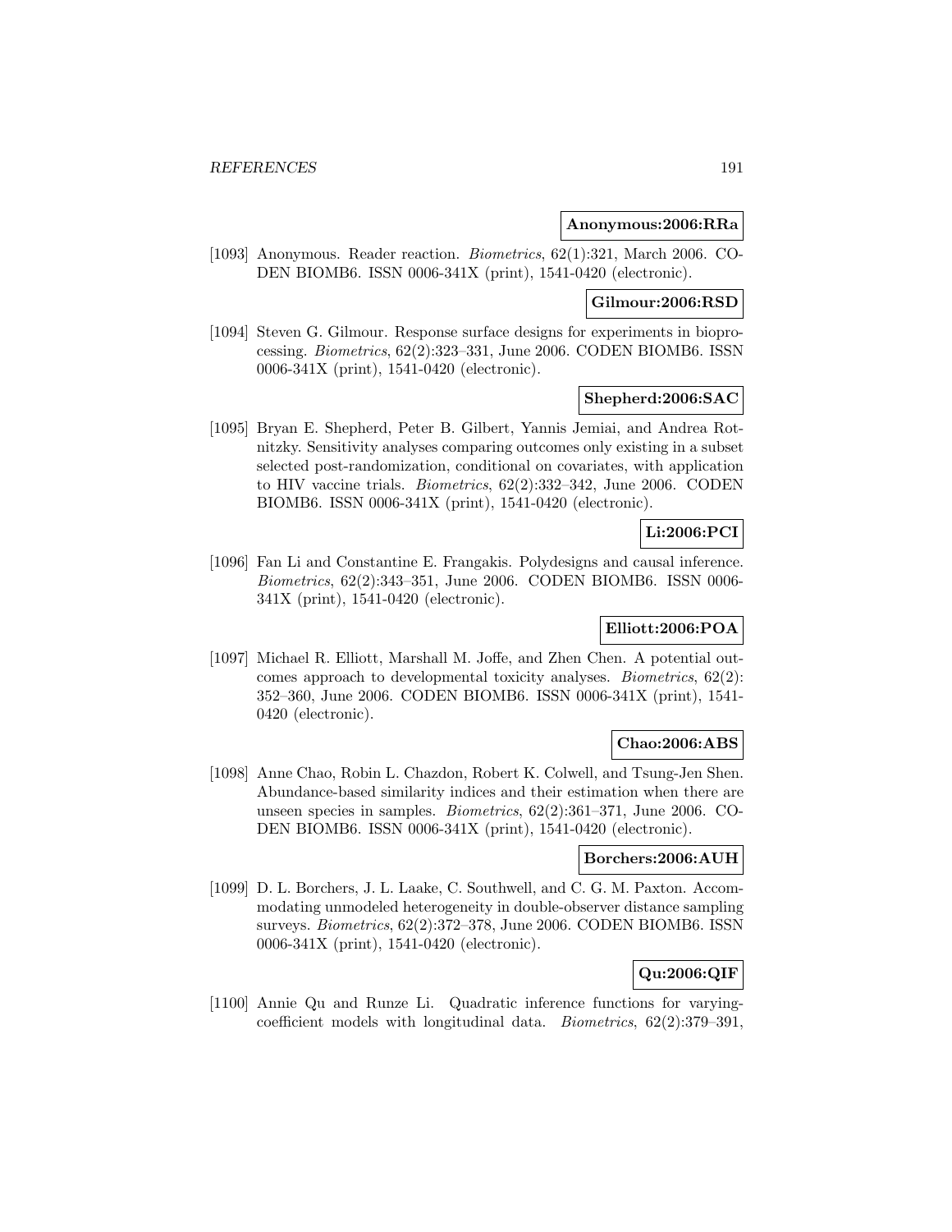**Anonymous:2006:RRa**

[1093] Anonymous. Reader reaction. *Biometrics*, 62(1):321, March 2006. CODEN BIOMB6. ISSN 0006-341X (print), 1541-0420 (electronic).

**Gilmour:2006:RSD**

[1094] Steven G. Gilmour. Response surface designs for experiments in bioprocessing. *Biometrics*, 62(2):323–331, June 2006. CODEN BIOMB6. ISSN 0006-341X (print), 1541-0420 (electronic).

**Shepherd:2006:SAC**

[1095] Bryan E. Shepherd, Peter B. Gilbert, Yannis Jemiai, and Andrea Rotnitzky. Sensitivity analyses comparing outcomes only existing in a subset selected post-randomization, conditional on covariates, with application to HIV vaccine trials. *Biometrics*, 62(2):332–342, June 2006. CODEN BIOMB6. ISSN 0006-341X (print), 1541-0420 (electronic).

**Li:2006:PCI**

[1096] Fan Li and Constantine E. Frangakis. Polydesigns and causal inference. *Biometrics*, 62(2):343–351, June 2006. CODEN BIOMB6. ISSN 0006-341X (print), 1541-0420 (electronic).

**Elliott:2006:POA**

[1097] Michael R. Elliott, Marshall M. Joffe, and Zhen Chen. A potential outcomes approach to developmental toxicity analyses. *Biometrics*, 62(2): 352–360, June 2006. CODEN BIOMB6. ISSN 0006-341X (print), 1541-0420 (electronic).

**Chao:2006:ABS**

[1098] Anne Chao, Robin L. Chazdon, Robert K. Colwell, and Tsung-Jen Shen. Abundance-based similarity indices and their estimation when there are unseen species in samples. *Biometrics*, 62(2):361–371, June 2006. CODEN BIOMB6. ISSN 0006-341X (print), 1541-0420 (electronic).

**Borchers:2006:AUH**

[1099] D. L. Borchers, J. L. Laake, C. Southwell, and C. G. M. Paxton. Accommodating unmodeled heterogeneity in double-observer distance sampling surveys. *Biometrics*, 62(2):372–378, June 2006. CODEN BIOMB6. ISSN 0006-341X (print), 1541-0420 (electronic).

**Qu:2006:QIF**

[1100] Annie Qu and Runze Li. Quadratic inference functions for varying-coefficient models with longitudinal data. *Biometrics*, 62(2):379–391,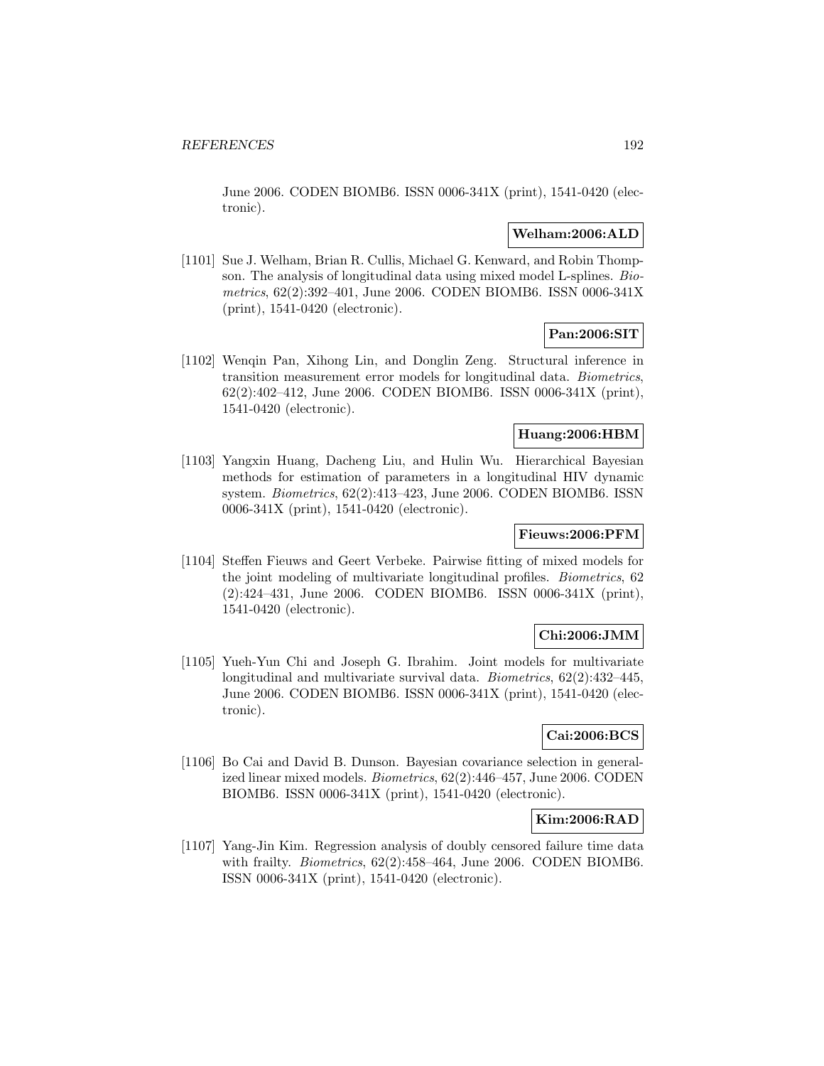June 2006. CODEN BIOMB6. ISSN 0006-341X (print), 1541-0420 (electronic).

**Welham:2006:ALD**

[1101] Sue J. Welham, Brian R. Cullis, Michael G. Kenward, and Robin Thompson. The analysis of longitudinal data using mixed model L-splines. *Biometrics*, 62(2):392–401, June 2006. CODEN BIOMB6. ISSN 0006-341X (print), 1541-0420 (electronic).

**Pan:2006:SIT**

[1102] Wenqin Pan, Xihong Lin, and Donglin Zeng. Structural inference in transition measurement error models for longitudinal data. *Biometrics*, 62(2):402–412, June 2006. CODEN BIOMB6. ISSN 0006-341X (print), 1541-0420 (electronic).

**Huang:2006:HBM**

[1103] Yangxin Huang, Dacheng Liu, and Hulin Wu. Hierarchical Bayesian methods for estimation of parameters in a longitudinal HIV dynamic system. *Biometrics*, 62(2):413–423, June 2006. CODEN BIOMB6. ISSN 0006-341X (print), 1541-0420 (electronic).

**Fieuws:2006:PFM**

[1104] Steffen Fieuws and Geert Verbeke. Pairwise fitting of mixed models for the joint modeling of multivariate longitudinal profiles. *Biometrics*, 62 (2):424–431, June 2006. CODEN BIOMB6. ISSN 0006-341X (print), 1541-0420 (electronic).

**Chi:2006:JMM**

[1105] Yueh-Yun Chi and Joseph G. Ibrahim. Joint models for multivariate longitudinal and multivariate survival data. *Biometrics*, 62(2):432–445, June 2006. CODEN BIOMB6. ISSN 0006-341X (print), 1541-0420 (electronic).

**Cai:2006:BCS**

[1106] Bo Cai and David B. Dunson. Bayesian covariance selection in generalized linear mixed models. *Biometrics*, 62(2):446–457, June 2006. CODEN BIOMB6. ISSN 0006-341X (print), 1541-0420 (electronic).

**Kim:2006:RAD**

[1107] Yang-Jin Kim. Regression analysis of doubly censored failure time data with frailty. *Biometrics*, 62(2):458–464, June 2006. CODEN BIOMB6. ISSN 0006-341X (print), 1541-0420 (electronic).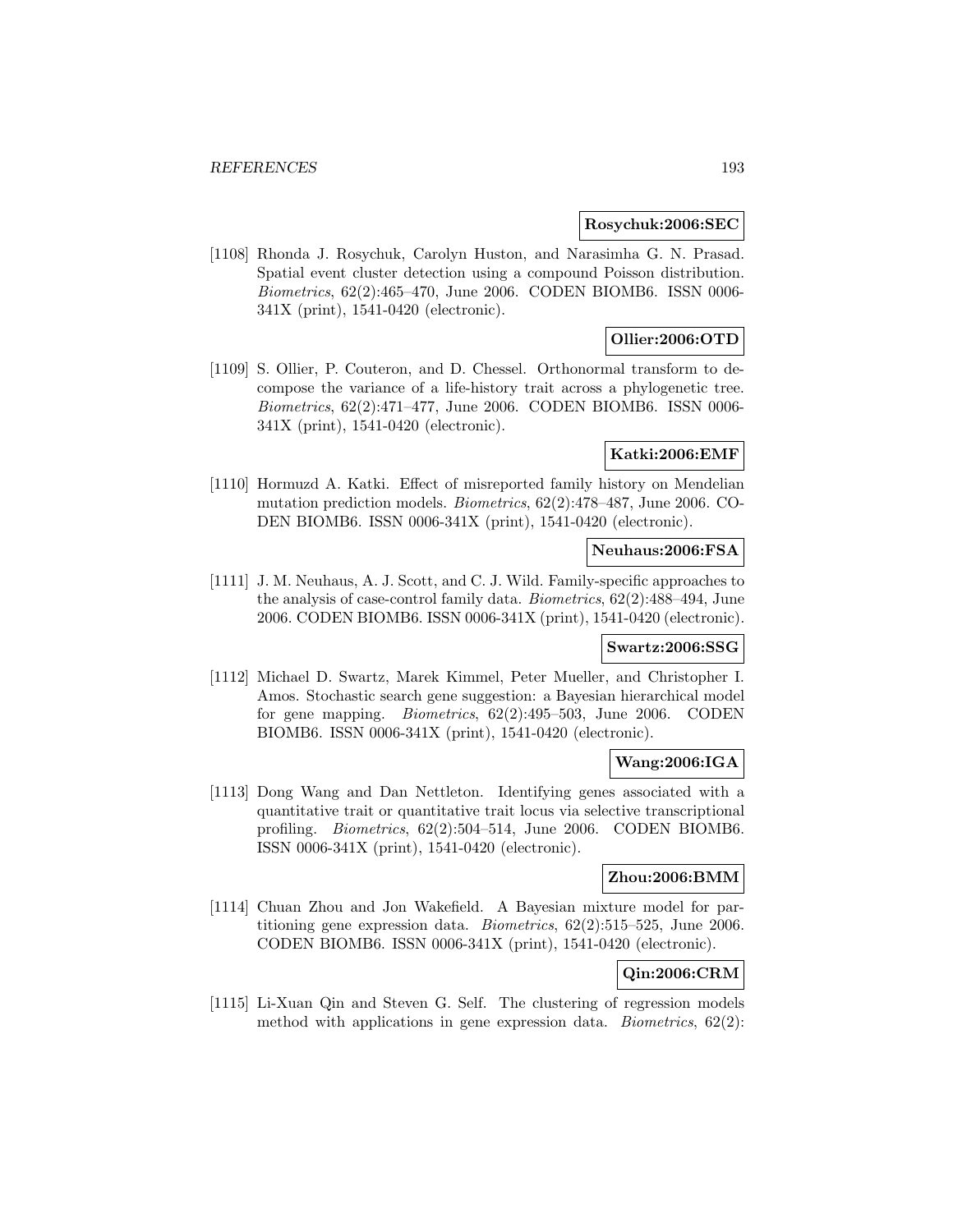**Rosychuk:2006:SEC**

[1108] Rhonda J. Rosychuk, Carolyn Huston, and Narasimha G. N. Prasad. Spatial event cluster detection using a compound Poisson distribution. *Biometrics*, 62(2):465–470, June 2006. CODEN BIOMB6. ISSN 0006-341X (print), 1541-0420 (electronic).

**Ollier:2006:OTD**

[1109] S. Ollier, P. Couteron, and D. Chessel. Orthonormal transform to decompose the variance of a life-history trait across a phylogenetic tree. *Biometrics*, 62(2):471–477, June 2006. CODEN BIOMB6. ISSN 0006-341X (print), 1541-0420 (electronic).

**Katki:2006:EMF**

[1110] Hormuzd A. Katki. Effect of misreported family history on Mendelian mutation prediction models. *Biometrics*, 62(2):478–487, June 2006. CODEN BIOMB6. ISSN 0006-341X (print), 1541-0420 (electronic).

**Neuhaus:2006:FSA**

[1111] J. M. Neuhaus, A. J. Scott, and C. J. Wild. Family-specific approaches to the analysis of case-control family data. *Biometrics*, 62(2):488–494, June 2006. CODEN BIOMB6. ISSN 0006-341X (print), 1541-0420 (electronic).

**Swartz:2006:SSG**

[1112] Michael D. Swartz, Marek Kimmel, Peter Mueller, and Christopher I. Amos. Stochastic search gene suggestion: a Bayesian hierarchical model for gene mapping. *Biometrics*, 62(2):495–503, June 2006. CODEN BIOMB6. ISSN 0006-341X (print), 1541-0420 (electronic).

**Wang:2006:IGA**

[1113] Dong Wang and Dan Nettleton. Identifying genes associated with a quantitative trait or quantitative trait locus via selective transcriptional profiling. *Biometrics*, 62(2):504–514, June 2006. CODEN BIOMB6. ISSN 0006-341X (print), 1541-0420 (electronic).

**Zhou:2006:BMM**

[1114] Chuan Zhou and Jon Wakefield. A Bayesian mixture model for partitioning gene expression data. *Biometrics*, 62(2):515–525, June 2006. CODEN BIOMB6. ISSN 0006-341X (print), 1541-0420 (electronic).

**Qin:2006:CRM**

[1115] Li-Xuan Qin and Steven G. Self. The clustering of regression models method with applications in gene expression data. *Biometrics*, 62(2):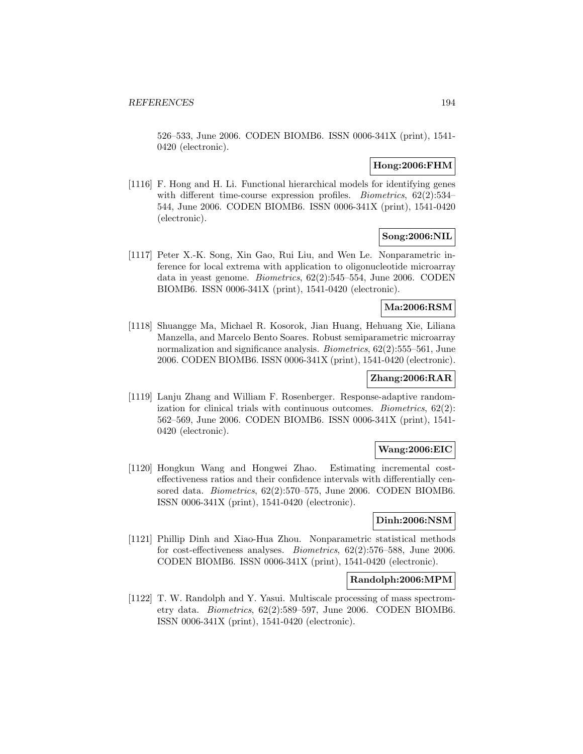526–533, June 2006. CODEN BIOMB6. ISSN 0006-341X (print), 1541-0420 (electronic).

**Hong:2006:FHM**

[1116] F. Hong and H. Li. Functional hierarchical models for identifying genes with different time-course expression profiles. *Biometrics*, 62(2):534–544, June 2006. CODEN BIOMB6. ISSN 0006-341X (print), 1541-0420 (electronic).

**Song:2006:NIL**

[1117] Peter X.-K. Song, Xin Gao, Rui Liu, and Wen Le. Nonparametric inference for local extrema with application to oligonucleotide microarray data in yeast genome. *Biometrics*, 62(2):545–554, June 2006. CODEN BIOMB6. ISSN 0006-341X (print), 1541-0420 (electronic).

**Ma:2006:RSM**

[1118] Shuangge Ma, Michael R. Kosorok, Jian Huang, Hehuang Xie, Liliana Manzella, and Marcelo Bento Soares. Robust semiparametric microarray normalization and significance analysis. *Biometrics*, 62(2):555–561, June 2006. CODEN BIOMB6. ISSN 0006-341X (print), 1541-0420 (electronic).

**Zhang:2006:RAR**

[1119] Lanju Zhang and William F. Rosenberger. Response-adaptive randomization for clinical trials with continuous outcomes. *Biometrics*, 62(2):562–569, June 2006. CODEN BIOMB6. ISSN 0006-341X (print), 1541-0420 (electronic).

**Wang:2006:EIC**

[1120] Hongkun Wang and Hongwei Zhao. Estimating incremental cost-effectiveness ratios and their confidence intervals with differentially censored data. *Biometrics*, 62(2):570–575, June 2006. CODEN BIOMB6. ISSN 0006-341X (print), 1541-0420 (electronic).

**Dinh:2006:NSM**

[1121] Phillip Dinh and Xiao-Hua Zhou. Nonparametric statistical methods for cost-effectiveness analyses. *Biometrics*, 62(2):576–588, June 2006. CODEN BIOMB6. ISSN 0006-341X (print), 1541-0420 (electronic).

**Randolph:2006:MPM**

[1122] T. W. Randolph and Y. Yasui. Multiscale processing of mass spectrometry data. *Biometrics*, 62(2):589–597, June 2006. CODEN BIOMB6. ISSN 0006-341X (print), 1541-0420 (electronic).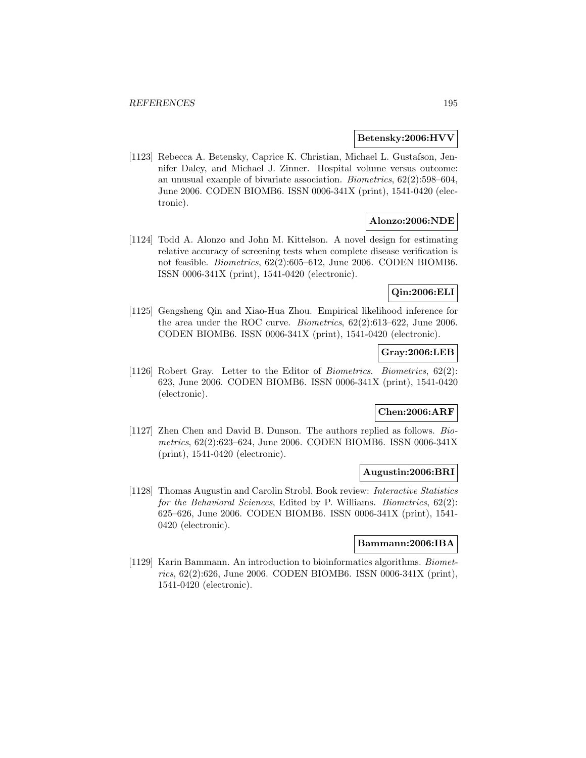**Betensky:2006:HVV**

[1123] Rebecca A. Betensky, Caprice K. Christian, Michael L. Gustafson, Jennifer Daley, and Michael J. Zinner. Hospital volume versus outcome: an unusual example of bivariate association. *Biometrics*, 62(2):598–604, June 2006. CODEN BIOMB6. ISSN 0006-341X (print), 1541-0420 (electronic).

**Alonzo:2006:NDE**

[1124] Todd A. Alonzo and John M. Kittelson. A novel design for estimating relative accuracy of screening tests when complete disease verification is not feasible. *Biometrics*, 62(2):605–612, June 2006. CODEN BIOMB6. ISSN 0006-341X (print), 1541-0420 (electronic).

**Qin:2006:ELI**

[1125] Gengsheng Qin and Xiao-Hua Zhou. Empirical likelihood inference for the area under the ROC curve. *Biometrics*, 62(2):613–622, June 2006. CODEN BIOMB6. ISSN 0006-341X (print), 1541-0420 (electronic).

**Gray:2006:LEB**

[1126] Robert Gray. Letter to the Editor of *Biometrics*. *Biometrics*, 62(2): 623, June 2006. CODEN BIOMB6. ISSN 0006-341X (print), 1541-0420 (electronic).

**Chen:2006:ARF**

[1127] Zhen Chen and David B. Dunson. The authors replied as follows. *Biometrics*, 62(2):623–624, June 2006. CODEN BIOMB6. ISSN 0006-341X (print), 1541-0420 (electronic).

**Augustin:2006:BRI**

[1128] Thomas Augustin and Carolin Strobl. Book review: *Interactive Statistics for the Behavioral Sciences*, Edited by P. Williams. *Biometrics*, 62(2): 625–626, June 2006. CODEN BIOMB6. ISSN 0006-341X (print), 1541-0420 (electronic).

**Bammann:2006:IBA**

[1129] Karin Bammann. An introduction to bioinformatics algorithms. *Biometrics*, 62(2):626, June 2006. CODEN BIOMB6. ISSN 0006-341X (print), 1541-0420 (electronic).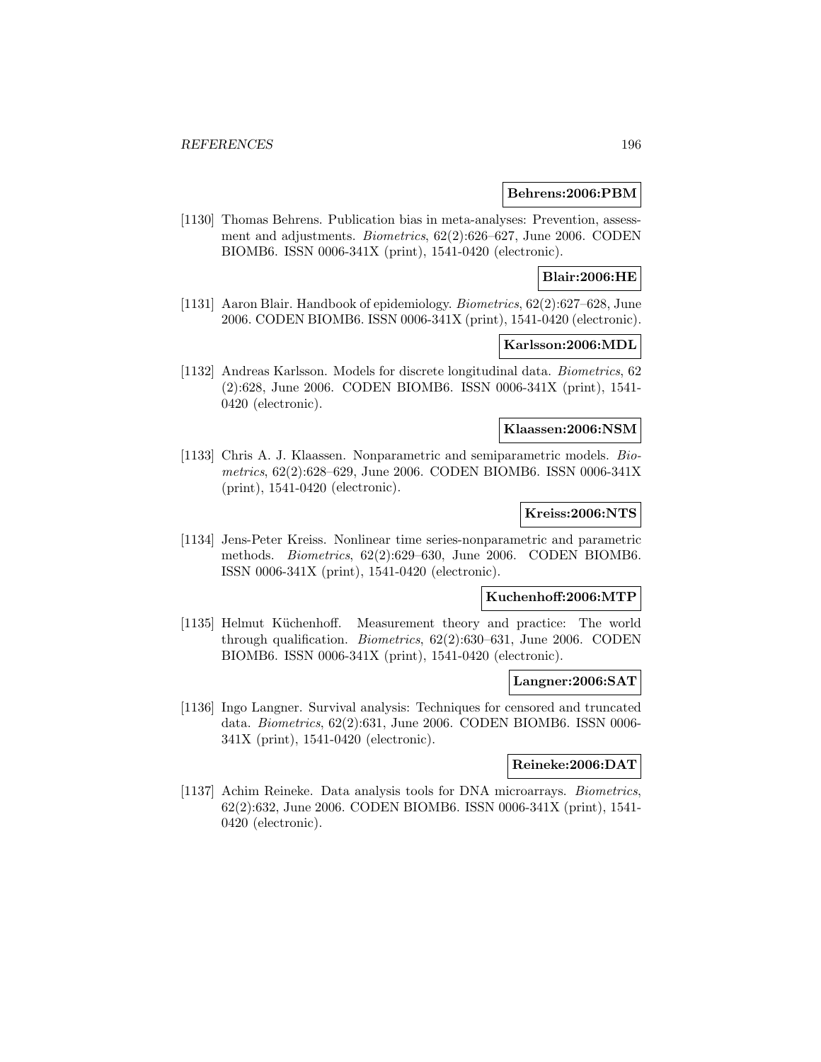**Behrens:2006:PBM**

[1130] Thomas Behrens. Publication bias in meta-analyses: Prevention, assessment and adjustments. *Biometrics*, 62(2):626–627, June 2006. CODEN BIOMB6. ISSN 0006-341X (print), 1541-0420 (electronic).

**Blair:2006:HE**

[1131] Aaron Blair. Handbook of epidemiology. *Biometrics*, 62(2):627–628, June 2006. CODEN BIOMB6. ISSN 0006-341X (print), 1541-0420 (electronic).

**Karlsson:2006:MDL**

[1132] Andreas Karlsson. Models for discrete longitudinal data. *Biometrics*, 62 (2):628, June 2006. CODEN BIOMB6. ISSN 0006-341X (print), 1541-0420 (electronic).

**Klaassen:2006:NSM**

[1133] Chris A. J. Klaassen. Nonparametric and semiparametric models. *Biometrics*, 62(2):628–629, June 2006. CODEN BIOMB6. ISSN 0006-341X (print), 1541-0420 (electronic).

**Kreiss:2006:NTS**

[1134] Jens-Peter Kreiss. Nonlinear time series-nonparametric and parametric methods. *Biometrics*, 62(2):629–630, June 2006. CODEN BIOMB6. ISSN 0006-341X (print), 1541-0420 (electronic).

**Kuchenhoff:2006:MTP**

[1135] Helmut Küchenhoff. Measurement theory and practice: The world through qualification. *Biometrics*, 62(2):630–631, June 2006. CODEN BIOMB6. ISSN 0006-341X (print), 1541-0420 (electronic).

**Langner:2006:SAT**

[1136] Ingo Langner. Survival analysis: Techniques for censored and truncated data. *Biometrics*, 62(2):631, June 2006. CODEN BIOMB6. ISSN 0006-341X (print), 1541-0420 (electronic).

**Reineke:2006:DAT**

[1137] Achim Reineke. Data analysis tools for DNA microarrays. *Biometrics*, 62(2):632, June 2006. CODEN BIOMB6. ISSN 0006-341X (print), 1541-0420 (electronic).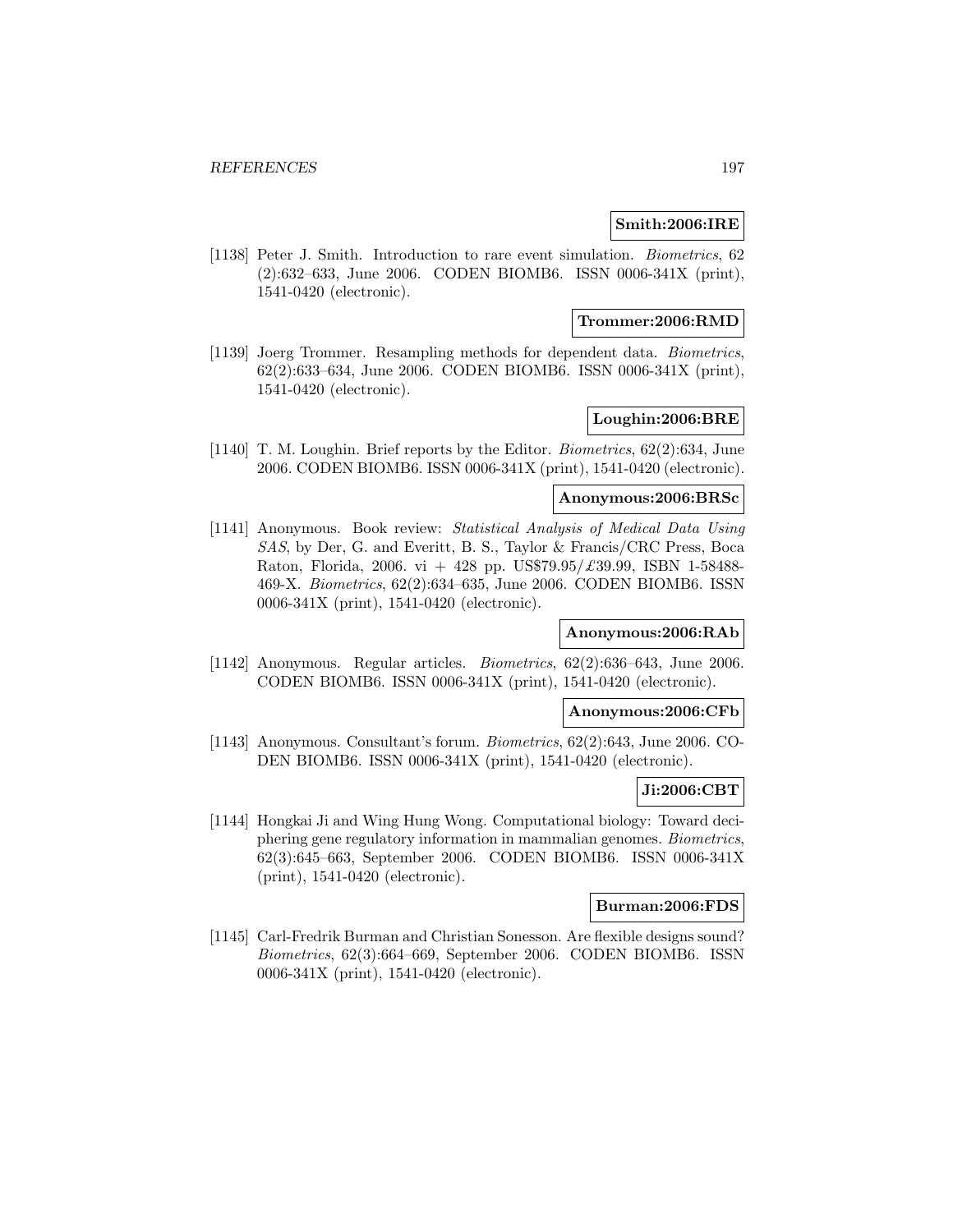**Smith:2006:IRE**

[1138] Peter J. Smith. Introduction to rare event simulation. *Biometrics*, 62 (2):632–633, June 2006. CODEN BIOMB6. ISSN 0006-341X (print), 1541-0420 (electronic).

**Trommer:2006:RMD**

[1139] Joerg Trommer. Resampling methods for dependent data. *Biometrics*, 62(2):633–634, June 2006. CODEN BIOMB6. ISSN 0006-341X (print), 1541-0420 (electronic).

**Loughin:2006:BRE**

[1140] T. M. Loughin. Brief reports by the Editor. *Biometrics*, 62(2):634, June 2006. CODEN BIOMB6. ISSN 0006-341X (print), 1541-0420 (electronic).

**Anonymous:2006:BRSc**

[1141] Anonymous. Book review: *Statistical Analysis of Medical Data Using SAS*, by Der, G. and Everitt, B. S., Taylor & Francis/CRC Press, Boca Raton, Florida, 2006. vi + 428 pp. US$79.95/£39.99, ISBN 1-58488-469-X. *Biometrics*, 62(2):634–635, June 2006. CODEN BIOMB6. ISSN 0006-341X (print), 1541-0420 (electronic).

**Anonymous:2006:RAb**

[1142] Anonymous. Regular articles. *Biometrics*, 62(2):636–643, June 2006. CODEN BIOMB6. ISSN 0006-341X (print), 1541-0420 (electronic).

**Anonymous:2006:CFb**

[1143] Anonymous. Consultant's forum. *Biometrics*, 62(2):643, June 2006. CODEN BIOMB6. ISSN 0006-341X (print), 1541-0420 (electronic).

**Ji:2006:CBT**

[1144] Hongkai Ji and Wing Hung Wong. Computational biology: Toward deciphering gene regulatory information in mammalian genomes. *Biometrics*, 62(3):645–663, September 2006. CODEN BIOMB6. ISSN 0006-341X (print), 1541-0420 (electronic).

**Burman:2006:FDS**

[1145] Carl-Fredrik Burman and Christian Sonesson. Are flexible designs sound? *Biometrics*, 62(3):664–669, September 2006. CODEN BIOMB6. ISSN 0006-341X (print), 1541-0420 (electronic).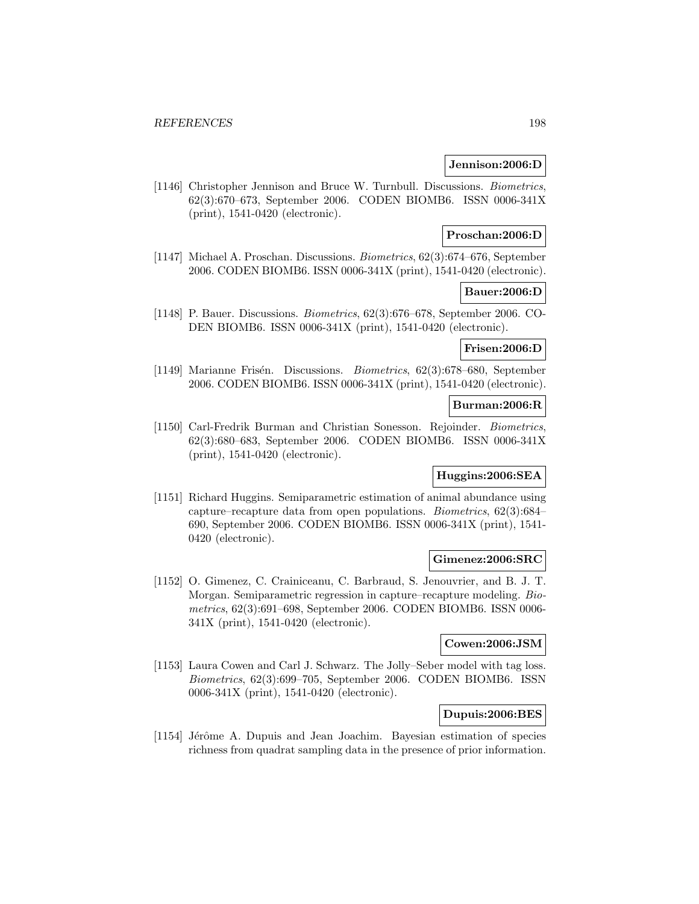**Jennison:2006:D**

[1146] Christopher Jennison and Bruce W. Turnbull. Discussions. *Biometrics*, 62(3):670–673, September 2006. CODEN BIOMB6. ISSN 0006-341X (print), 1541-0420 (electronic).

**Proschan:2006:D**

[1147] Michael A. Proschan. Discussions. *Biometrics*, 62(3):674–676, September 2006. CODEN BIOMB6. ISSN 0006-341X (print), 1541-0420 (electronic).

**Bauer:2006:D**

[1148] P. Bauer. Discussions. *Biometrics*, 62(3):676–678, September 2006. CODEN BIOMB6. ISSN 0006-341X (print), 1541-0420 (electronic).

**Frisen:2006:D**

[1149] Marianne Frisén. Discussions. *Biometrics*, 62(3):678–680, September 2006. CODEN BIOMB6. ISSN 0006-341X (print), 1541-0420 (electronic).

**Burman:2006:R**

[1150] Carl-Fredrik Burman and Christian Sonesson. Rejoinder. *Biometrics*, 62(3):680–683, September 2006. CODEN BIOMB6. ISSN 0006-341X (print), 1541-0420 (electronic).

**Huggins:2006:SEA**

[1151] Richard Huggins. Semiparametric estimation of animal abundance using capture–recapture data from open populations. *Biometrics*, 62(3):684–690, September 2006. CODEN BIOMB6. ISSN 0006-341X (print), 1541-0420 (electronic).

**Gimenez:2006:SRC**

[1152] O. Gimenez, C. Crainiceanu, C. Barbraud, S. Jenouvrier, and B. J. T. Morgan. Semiparametric regression in capture–recapture modeling. *Biometrics*, 62(3):691–698, September 2006. CODEN BIOMB6. ISSN 0006-341X (print), 1541-0420 (electronic).

**Cowen:2006:JSM**

[1153] Laura Cowen and Carl J. Schwarz. The Jolly–Seber model with tag loss. *Biometrics*, 62(3):699–705, September 2006. CODEN BIOMB6. ISSN 0006-341X (print), 1541-0420 (electronic).

**Dupuis:2006:BES**

[1154] Jérôme A. Dupuis and Jean Joachim. Bayesian estimation of species richness from quadrat sampling data in the presence of prior information.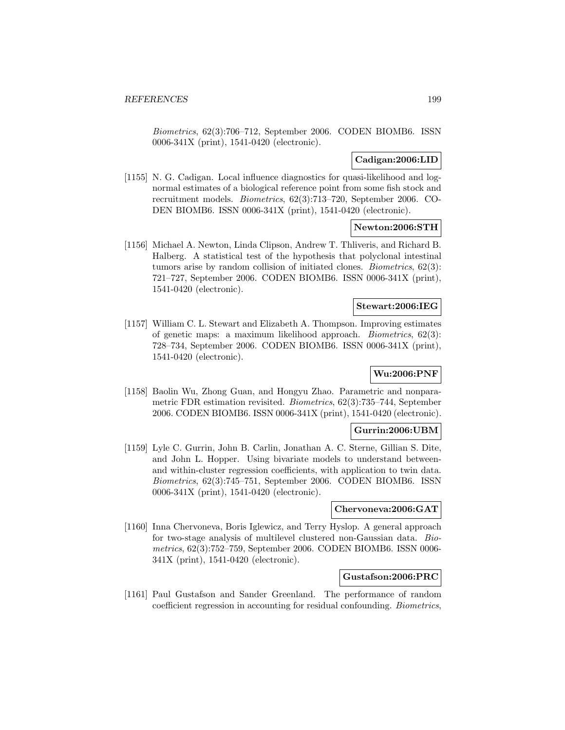*Biometrics*, 62(3):706–712, September 2006. CODEN BIOMB6. ISSN 0006-341X (print), 1541-0420 (electronic).

**Cadigan:2006:LID**

[1155] N. G. Cadigan. Local influence diagnostics for quasi-likelihood and log-normal estimates of a biological reference point from some fish stock and recruitment models. *Biometrics*, 62(3):713–720, September 2006. CODEN BIOMB6. ISSN 0006-341X (print), 1541-0420 (electronic).

**Newton:2006:STH**

[1156] Michael A. Newton, Linda Clipson, Andrew T. Thliveris, and Richard B. Halberg. A statistical test of the hypothesis that polyclonal intestinal tumors arise by random collision of initiated clones. *Biometrics*, 62(3): 721–727, September 2006. CODEN BIOMB6. ISSN 0006-341X (print), 1541-0420 (electronic).

**Stewart:2006:IEG**

[1157] William C. L. Stewart and Elizabeth A. Thompson. Improving estimates of genetic maps: a maximum likelihood approach. *Biometrics*, 62(3): 728–734, September 2006. CODEN BIOMB6. ISSN 0006-341X (print), 1541-0420 (electronic).

**Wu:2006:PNF**

[1158] Baolin Wu, Zhong Guan, and Hongyu Zhao. Parametric and nonparametric FDR estimation revisited. *Biometrics*, 62(3):735–744, September 2006. CODEN BIOMB6. ISSN 0006-341X (print), 1541-0420 (electronic).

**Gurrin:2006:UBM**

[1159] Lyle C. Gurrin, John B. Carlin, Jonathan A. C. Sterne, Gillian S. Dite, and John L. Hopper. Using bivariate models to understand between- and within-cluster regression coefficients, with application to twin data. *Biometrics*, 62(3):745–751, September 2006. CODEN BIOMB6. ISSN 0006-341X (print), 1541-0420 (electronic).

**Chervoneva:2006:GAT**

[1160] Inna Chervoneva, Boris Iglewicz, and Terry Hyslop. A general approach for two-stage analysis of multilevel clustered non-Gaussian data. *Biometrics*, 62(3):752–759, September 2006. CODEN BIOMB6. ISSN 0006-341X (print), 1541-0420 (electronic).

**Gustafson:2006:PRC**

[1161] Paul Gustafson and Sander Greenland. The performance of random coefficient regression in accounting for residual confounding. *Biometrics*,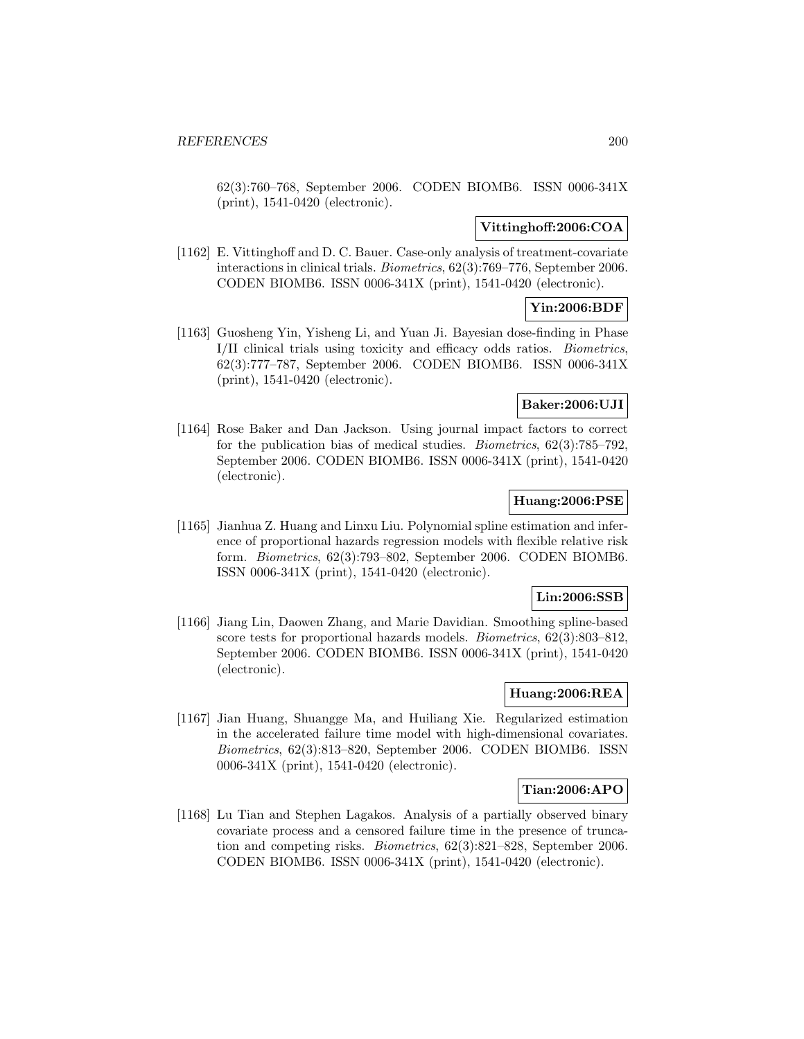62(3):760–768, September 2006. CODEN BIOMB6. ISSN 0006-341X (print), 1541-0420 (electronic).

**Vittinghoff:2006:COA**

[1162] E. Vittinghoff and D. C. Bauer. Case-only analysis of treatment-covariate interactions in clinical trials. *Biometrics*, 62(3):769–776, September 2006. CODEN BIOMB6. ISSN 0006-341X (print), 1541-0420 (electronic).

**Yin:2006:BDF**

[1163] Guosheng Yin, Yisheng Li, and Yuan Ji. Bayesian dose-finding in Phase I/II clinical trials using toxicity and efficacy odds ratios. *Biometrics*, 62(3):777–787, September 2006. CODEN BIOMB6. ISSN 0006-341X (print), 1541-0420 (electronic).

**Baker:2006:UJI**

[1164] Rose Baker and Dan Jackson. Using journal impact factors to correct for the publication bias of medical studies. *Biometrics*, 62(3):785–792, September 2006. CODEN BIOMB6. ISSN 0006-341X (print), 1541-0420 (electronic).

**Huang:2006:PSE**

[1165] Jianhua Z. Huang and Linxu Liu. Polynomial spline estimation and inference of proportional hazards regression models with flexible relative risk form. *Biometrics*, 62(3):793–802, September 2006. CODEN BIOMB6. ISSN 0006-341X (print), 1541-0420 (electronic).

**Lin:2006:SSB**

[1166] Jiang Lin, Daowen Zhang, and Marie Davidian. Smoothing spline-based score tests for proportional hazards models. *Biometrics*, 62(3):803–812, September 2006. CODEN BIOMB6. ISSN 0006-341X (print), 1541-0420 (electronic).

**Huang:2006:REA**

[1167] Jian Huang, Shuangge Ma, and Huiliang Xie. Regularized estimation in the accelerated failure time model with high-dimensional covariates. *Biometrics*, 62(3):813–820, September 2006. CODEN BIOMB6. ISSN 0006-341X (print), 1541-0420 (electronic).

**Tian:2006:APO**

[1168] Lu Tian and Stephen Lagakos. Analysis of a partially observed binary covariate process and a censored failure time in the presence of truncation and competing risks. *Biometrics*, 62(3):821–828, September 2006. CODEN BIOMB6. ISSN 0006-341X (print), 1541-0420 (electronic).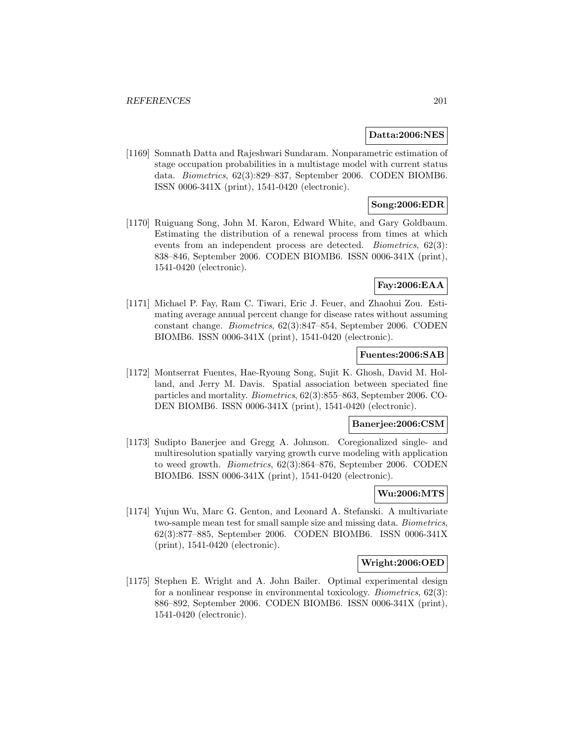**Datta:2006:NES**

[1169] Somnath Datta and Rajeshwari Sundaram. Nonparametric estimation of stage occupation probabilities in a multistage model with current status data. *Biometrics*, 62(3):829–837, September 2006. CODEN BIOMB6. ISSN 0006-341X (print), 1541-0420 (electronic).

**Song:2006:EDR**

[1170] Ruiguang Song, John M. Karon, Edward White, and Gary Goldbaum. Estimating the distribution of a renewal process from times at which events from an independent process are detected. *Biometrics*, 62(3): 838–846, September 2006. CODEN BIOMB6. ISSN 0006-341X (print), 1541-0420 (electronic).

**Fay:2006:EAA**

[1171] Michael P. Fay, Ram C. Tiwari, Eric J. Feuer, and Zhaohui Zou. Estimating average annual percent change for disease rates without assuming constant change. *Biometrics*, 62(3):847–854, September 2006. CODEN BIOMB6. ISSN 0006-341X (print), 1541-0420 (electronic).

**Fuentes:2006:SAB**

[1172] Montserrat Fuentes, Hae-Ryoung Song, Sujit K. Ghosh, David M. Holland, and Jerry M. Davis. Spatial association between speciated fine particles and mortality. *Biometrics*, 62(3):855–863, September 2006. CODEN BIOMB6. ISSN 0006-341X (print), 1541-0420 (electronic).

**Banerjee:2006:CSM**

[1173] Sudipto Banerjee and Gregg A. Johnson. Coregionalized single- and multiresolution spatially varying growth curve modeling with application to weed growth. *Biometrics*, 62(3):864–876, September 2006. CODEN BIOMB6. ISSN 0006-341X (print), 1541-0420 (electronic).

**Wu:2006:MTS**

[1174] Yujun Wu, Marc G. Genton, and Leonard A. Stefanski. A multivariate two-sample mean test for small sample size and missing data. *Biometrics*, 62(3):877–885, September 2006. CODEN BIOMB6. ISSN 0006-341X (print), 1541-0420 (electronic).

**Wright:2006:OED**

[1175] Stephen E. Wright and A. John Bailer. Optimal experimental design for a nonlinear response in environmental toxicology. *Biometrics*, 62(3): 886–892, September 2006. CODEN BIOMB6. ISSN 0006-341X (print), 1541-0420 (electronic).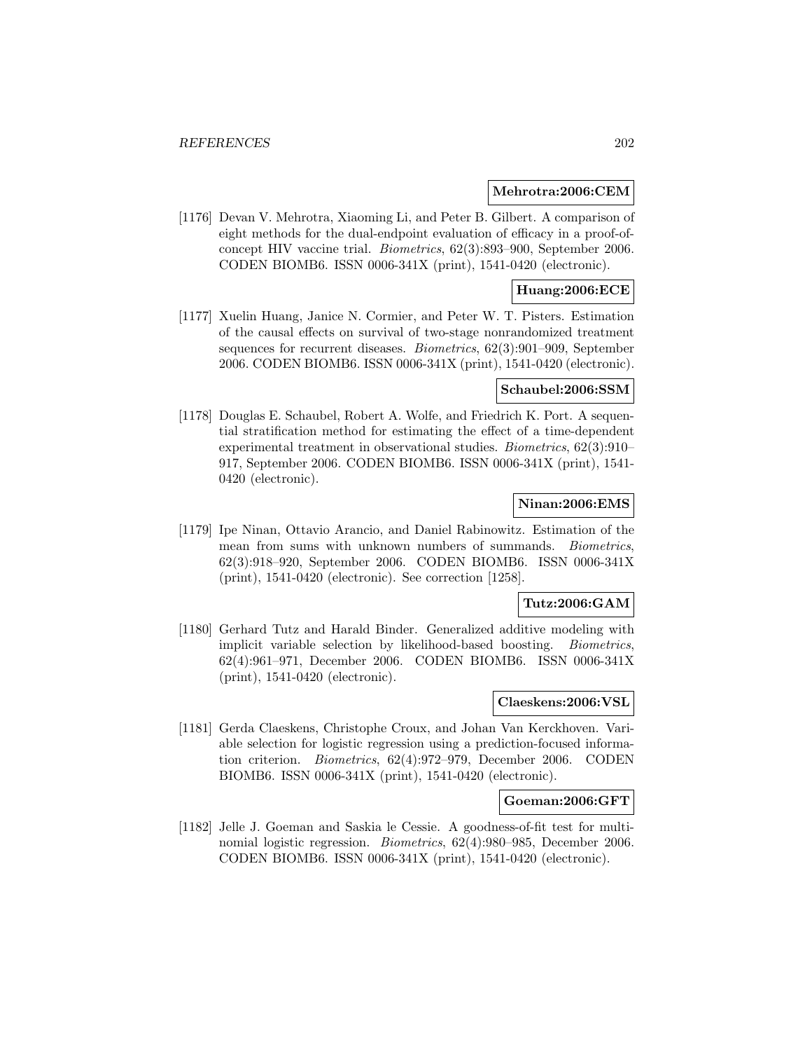**Mehrotra:2006:CEM**

[1176] Devan V. Mehrotra, Xiaoming Li, and Peter B. Gilbert. A comparison of eight methods for the dual-endpoint evaluation of efficacy in a proof-of-concept HIV vaccine trial. *Biometrics*, 62(3):893–900, September 2006. CODEN BIOMB6. ISSN 0006-341X (print), 1541-0420 (electronic).

**Huang:2006:ECE**

[1177] Xuelin Huang, Janice N. Cormier, and Peter W. T. Pisters. Estimation of the causal effects on survival of two-stage nonrandomized treatment sequences for recurrent diseases. *Biometrics*, 62(3):901–909, September 2006. CODEN BIOMB6. ISSN 0006-341X (print), 1541-0420 (electronic).

**Schaubel:2006:SSM**

[1178] Douglas E. Schaubel, Robert A. Wolfe, and Friedrich K. Port. A sequential stratification method for estimating the effect of a time-dependent experimental treatment in observational studies. *Biometrics*, 62(3):910–917, September 2006. CODEN BIOMB6. ISSN 0006-341X (print), 1541-0420 (electronic).

**Ninan:2006:EMS**

[1179] Ipe Ninan, Ottavio Arancio, and Daniel Rabinowitz. Estimation of the mean from sums with unknown numbers of summands. *Biometrics*, 62(3):918–920, September 2006. CODEN BIOMB6. ISSN 0006-341X (print), 1541-0420 (electronic). See correction [1258].

**Tutz:2006:GAM**

[1180] Gerhard Tutz and Harald Binder. Generalized additive modeling with implicit variable selection by likelihood-based boosting. *Biometrics*, 62(4):961–971, December 2006. CODEN BIOMB6. ISSN 0006-341X (print), 1541-0420 (electronic).

**Claeskens:2006:VSL**

[1181] Gerda Claeskens, Christophe Croux, and Johan Van Kerckhoven. Variable selection for logistic regression using a prediction-focused information criterion. *Biometrics*, 62(4):972–979, December 2006. CODEN BIOMB6. ISSN 0006-341X (print), 1541-0420 (electronic).

**Goeman:2006:GFT**

[1182] Jelle J. Goeman and Saskia le Cessie. A goodness-of-fit test for multinomial logistic regression. *Biometrics*, 62(4):980–985, December 2006. CODEN BIOMB6. ISSN 0006-341X (print), 1541-0420 (electronic).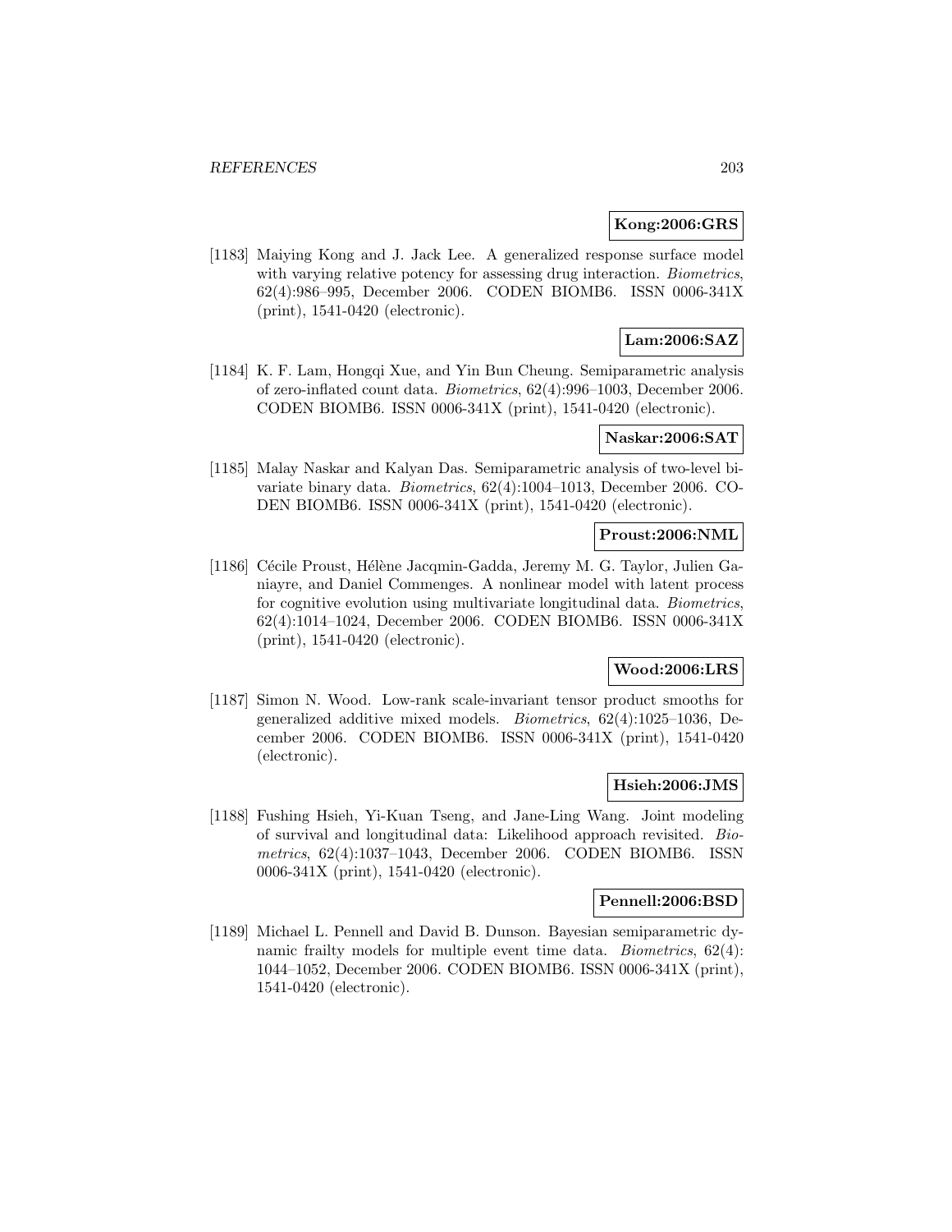**Kong:2006:GRS**

[1183] Maiying Kong and J. Jack Lee. A generalized response surface model with varying relative potency for assessing drug interaction. *Biometrics*, 62(4):986–995, December 2006. CODEN BIOMB6. ISSN 0006-341X (print), 1541-0420 (electronic).

**Lam:2006:SAZ**

[1184] K. F. Lam, Hongqi Xue, and Yin Bun Cheung. Semiparametric analysis of zero-inflated count data. *Biometrics*, 62(4):996–1003, December 2006. CODEN BIOMB6. ISSN 0006-341X (print), 1541-0420 (electronic).

**Naskar:2006:SAT**

[1185] Malay Naskar and Kalyan Das. Semiparametric analysis of two-level bivariate binary data. *Biometrics*, 62(4):1004–1013, December 2006. CODEN BIOMB6. ISSN 0006-341X (print), 1541-0420 (electronic).

**Proust:2006:NML**

[1186] Cécile Proust, Hélène Jacqmin-Gadda, Jeremy M. G. Taylor, Julien Ganiayre, and Daniel Commenges. A nonlinear model with latent process for cognitive evolution using multivariate longitudinal data. *Biometrics*, 62(4):1014–1024, December 2006. CODEN BIOMB6. ISSN 0006-341X (print), 1541-0420 (electronic).

**Wood:2006:LRS**

[1187] Simon N. Wood. Low-rank scale-invariant tensor product smooths for generalized additive mixed models. *Biometrics*, 62(4):1025–1036, December 2006. CODEN BIOMB6. ISSN 0006-341X (print), 1541-0420 (electronic).

**Hsieh:2006:JMS**

[1188] Fushing Hsieh, Yi-Kuan Tseng, and Jane-Ling Wang. Joint modeling of survival and longitudinal data: Likelihood approach revisited. *Biometrics*, 62(4):1037–1043, December 2006. CODEN BIOMB6. ISSN 0006-341X (print), 1541-0420 (electronic).

**Pennell:2006:BSD**

[1189] Michael L. Pennell and David B. Dunson. Bayesian semiparametric dynamic frailty models for multiple event time data. *Biometrics*, 62(4): 1044–1052, December 2006. CODEN BIOMB6. ISSN 0006-341X (print), 1541-0420 (electronic).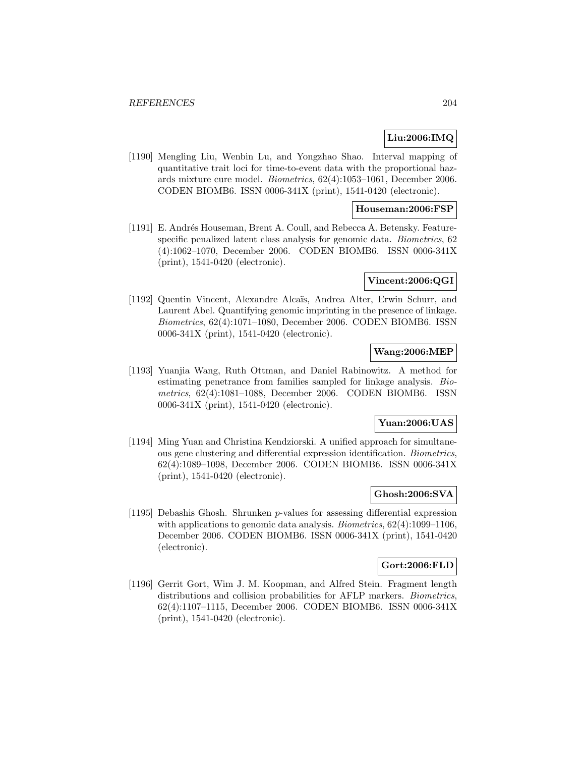**Liu:2006:IMQ**

[1190] Mengling Liu, Wenbin Lu, and Yongzhao Shao. Interval mapping of quantitative trait loci for time-to-event data with the proportional hazards mixture cure model. *Biometrics*, 62(4):1053–1061, December 2006. CODEN BIOMB6. ISSN 0006-341X (print), 1541-0420 (electronic).

**Houseman:2006:FSP**

[1191] E. Andrés Houseman, Brent A. Coull, and Rebecca A. Betensky. Feature-specific penalized latent class analysis for genomic data. *Biometrics*, 62 (4):1062–1070, December 2006. CODEN BIOMB6. ISSN 0006-341X (print), 1541-0420 (electronic).

**Vincent:2006:QGI**

[1192] Quentin Vincent, Alexandre Alcaïs, Andrea Alter, Erwin Schurr, and Laurent Abel. Quantifying genomic imprinting in the presence of linkage. *Biometrics*, 62(4):1071–1080, December 2006. CODEN BIOMB6. ISSN 0006-341X (print), 1541-0420 (electronic).

**Wang:2006:MEP**

[1193] Yuanjia Wang, Ruth Ottman, and Daniel Rabinowitz. A method for estimating penetrance from families sampled for linkage analysis. *Biometrics*, 62(4):1081–1088, December 2006. CODEN BIOMB6. ISSN 0006-341X (print), 1541-0420 (electronic).

**Yuan:2006:UAS**

[1194] Ming Yuan and Christina Kendziorski. A unified approach for simultaneous gene clustering and differential expression identification. *Biometrics*, 62(4):1089–1098, December 2006. CODEN BIOMB6. ISSN 0006-341X (print), 1541-0420 (electronic).

**Ghosh:2006:SVA**

[1195] Debashis Ghosh. Shrunken $p$-values for assessing differential expression with applications to genomic data analysis. *Biometrics*, 62(4):1099–1106, December 2006. CODEN BIOMB6. ISSN 0006-341X (print), 1541-0420 (electronic).

**Gort:2006:FLD**

[1196] Gerrit Gort, Wim J. M. Koopman, and Alfred Stein. Fragment length distributions and collision probabilities for AFLP markers. *Biometrics*, 62(4):1107–1115, December 2006. CODEN BIOMB6. ISSN 0006-341X (print), 1541-0420 (electronic).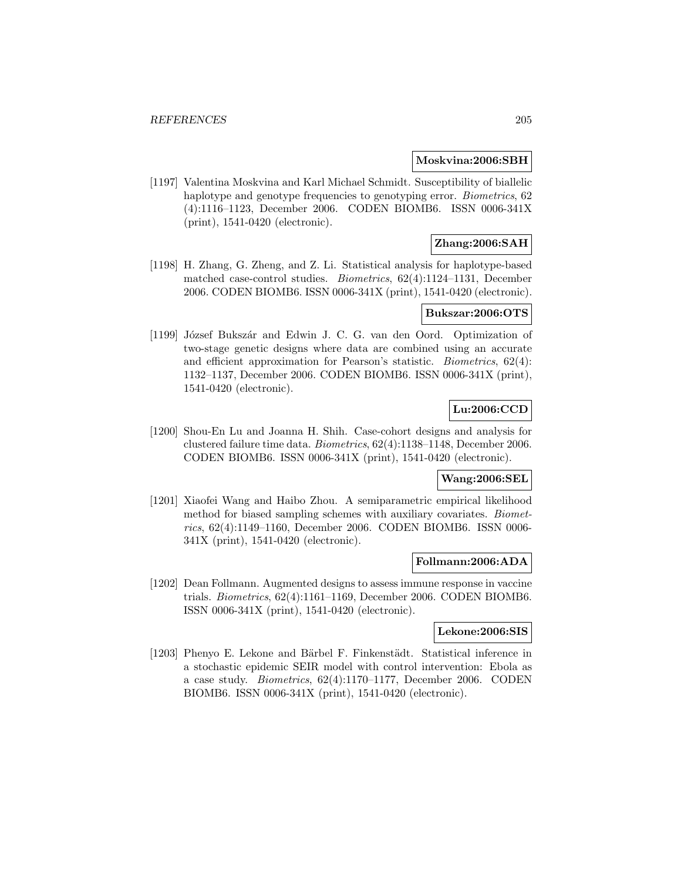**Moskvina:2006:SBH**

[1197] Valentina Moskvina and Karl Michael Schmidt. Susceptibility of biallelic haplotype and genotype frequencies to genotyping error. *Biometrics*, 62 (4):1116–1123, December 2006. CODEN BIOMB6. ISSN 0006-341X (print), 1541-0420 (electronic).

**Zhang:2006:SAH**

[1198] H. Zhang, G. Zheng, and Z. Li. Statistical analysis for haplotype-based matched case-control studies. *Biometrics*, 62(4):1124–1131, December 2006. CODEN BIOMB6. ISSN 0006-341X (print), 1541-0420 (electronic).

**Bukszar:2006:OTS**

[1199] József Bukszár and Edwin J. C. G. van den Oord. Optimization of two-stage genetic designs where data are combined using an accurate and efficient approximation for Pearson's statistic. *Biometrics*, 62(4): 1132–1137, December 2006. CODEN BIOMB6. ISSN 0006-341X (print), 1541-0420 (electronic).

**Lu:2006:CCD**

[1200] Shou-En Lu and Joanna H. Shih. Case-cohort designs and analysis for clustered failure time data. *Biometrics*, 62(4):1138–1148, December 2006. CODEN BIOMB6. ISSN 0006-341X (print), 1541-0420 (electronic).

**Wang:2006:SEL**

[1201] Xiaofei Wang and Haibo Zhou. A semiparametric empirical likelihood method for biased sampling schemes with auxiliary covariates. *Biometrics*, 62(4):1149–1160, December 2006. CODEN BIOMB6. ISSN 0006-341X (print), 1541-0420 (electronic).

**Follmann:2006:ADA**

[1202] Dean Follmann. Augmented designs to assess immune response in vaccine trials. *Biometrics*, 62(4):1161–1169, December 2006. CODEN BIOMB6. ISSN 0006-341X (print), 1541-0420 (electronic).

**Lekone:2006:SIS**

[1203] Phenyo E. Lekone and Bärbel F. Finkenstädt. Statistical inference in a stochastic epidemic SEIR model with control intervention: Ebola as a case study. *Biometrics*, 62(4):1170–1177, December 2006. CODEN BIOMB6. ISSN 0006-341X (print), 1541-0420 (electronic).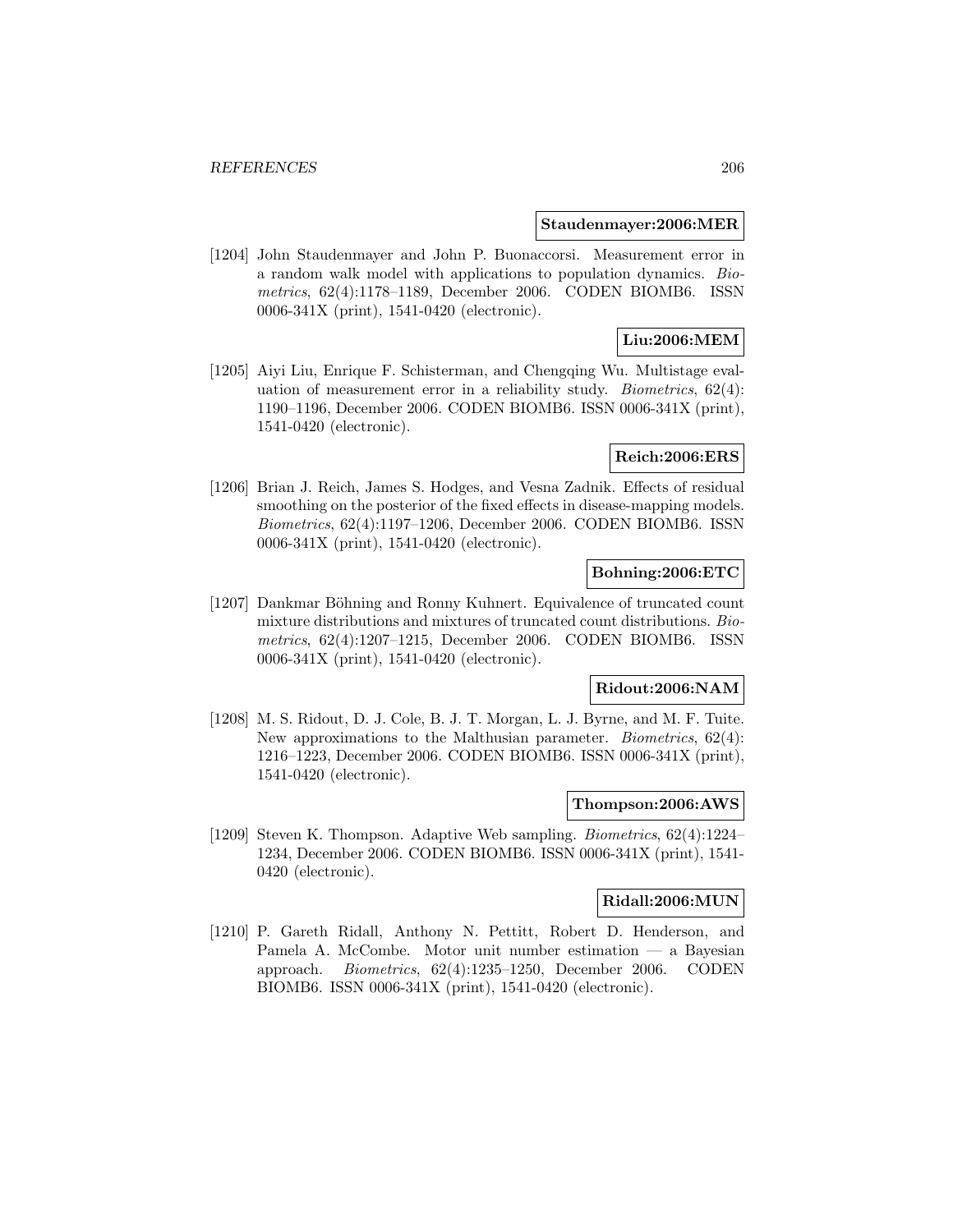**Staudenmayer:2006:MER**

[1204] John Staudenmayer and John P. Buonaccorsi. Measurement error in a random walk model with applications to population dynamics. *Biometrics*, 62(4):1178–1189, December 2006. CODEN BIOMB6. ISSN 0006-341X (print), 1541-0420 (electronic).

**Liu:2006:MEM**

[1205] Aiyi Liu, Enrique F. Schisterman, and Chengqing Wu. Multistage evaluation of measurement error in a reliability study. *Biometrics*, 62(4): 1190–1196, December 2006. CODEN BIOMB6. ISSN 0006-341X (print), 1541-0420 (electronic).

**Reich:2006:ERS**

[1206] Brian J. Reich, James S. Hodges, and Vesna Zadnik. Effects of residual smoothing on the posterior of the fixed effects in disease-mapping models. *Biometrics*, 62(4):1197–1206, December 2006. CODEN BIOMB6. ISSN 0006-341X (print), 1541-0420 (electronic).

**Bohning:2006:ETC**

[1207] Dankmar Böhning and Ronny Kuhnert. Equivalence of truncated count mixture distributions and mixtures of truncated count distributions. *Biometrics*, 62(4):1207–1215, December 2006. CODEN BIOMB6. ISSN 0006-341X (print), 1541-0420 (electronic).

**Ridout:2006:NAM**

[1208] M. S. Ridout, D. J. Cole, B. J. T. Morgan, L. J. Byrne, and M. F. Tuite. New approximations to the Malthusian parameter. *Biometrics*, 62(4): 1216–1223, December 2006. CODEN BIOMB6. ISSN 0006-341X (print), 1541-0420 (electronic).

**Thompson:2006:AWS**

[1209] Steven K. Thompson. Adaptive Web sampling. *Biometrics*, 62(4):1224–1234, December 2006. CODEN BIOMB6. ISSN 0006-341X (print), 1541-0420 (electronic).

**Ridall:2006:MUN**

[1210] P. Gareth Ridall, Anthony N. Pettitt, Robert D. Henderson, and Pamela A. McCombe. Motor unit number estimation — a Bayesian approach. *Biometrics*, 62(4):1235–1250, December 2006. CODEN BIOMB6. ISSN 0006-341X (print), 1541-0420 (electronic).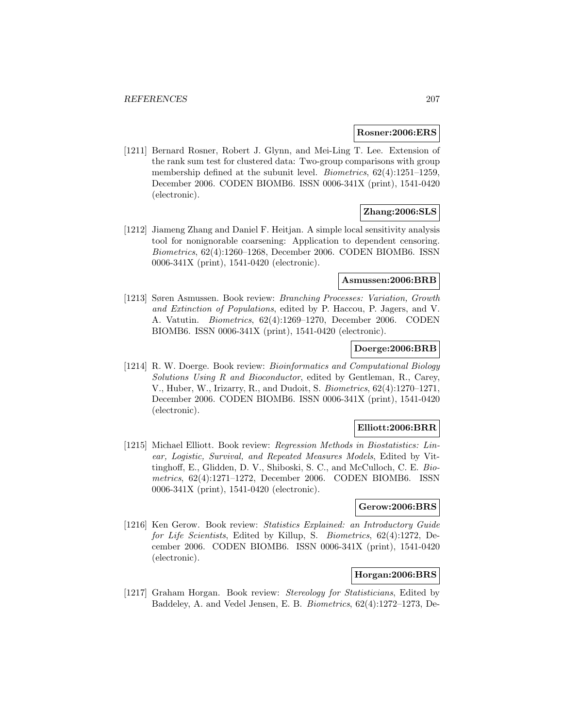**Rosner:2006:ERS**

[1211] Bernard Rosner, Robert J. Glynn, and Mei-Ling T. Lee. Extension of the rank sum test for clustered data: Two-group comparisons with group membership defined at the subunit level. *Biometrics*, 62(4):1251–1259, December 2006. CODEN BIOMB6. ISSN 0006-341X (print), 1541-0420 (electronic).

**Zhang:2006:SLS**

[1212] Jiameng Zhang and Daniel F. Heitjan. A simple local sensitivity analysis tool for nonignorable coarsening: Application to dependent censoring. *Biometrics*, 62(4):1260–1268, December 2006. CODEN BIOMB6. ISSN 0006-341X (print), 1541-0420 (electronic).

**Asmussen:2006:BRB**

[1213] Søren Asmussen. Book review: *Branching Processes: Variation, Growth and Extinction of Populations*, edited by P. Haccou, P. Jagers, and V. A. Vatutin. *Biometrics*, 62(4):1269–1270, December 2006. CODEN BIOMB6. ISSN 0006-341X (print), 1541-0420 (electronic).

**Doerge:2006:BRB**

[1214] R. W. Doerge. Book review: *Bioinformatics and Computational Biology Solutions Using R and Bioconductor*, edited by Gentleman, R., Carey, V., Huber, W., Irizarry, R., and Dudoit, S. *Biometrics*, 62(4):1270–1271, December 2006. CODEN BIOMB6. ISSN 0006-341X (print), 1541-0420 (electronic).

**Elliott:2006:BRR**

[1215] Michael Elliott. Book review: *Regression Methods in Biostatistics: Linear, Logistic, Survival, and Repeated Measures Models*, Edited by Vittinghoff, E., Glidden, D. V., Shiboski, S. C., and McCulloch, C. E. *Biometrics*, 62(4):1271–1272, December 2006. CODEN BIOMB6. ISSN 0006-341X (print), 1541-0420 (electronic).

**Gerow:2006:BRS**

[1216] Ken Gerow. Book review: *Statistics Explained: an Introductory Guide for Life Scientists*, Edited by Killup, S. *Biometrics*, 62(4):1272, December 2006. CODEN BIOMB6. ISSN 0006-341X (print), 1541-0420 (electronic).

**Horgan:2006:BRS**

[1217] Graham Horgan. Book review: *Stereology for Statisticians*, Edited by Baddeley, A. and Vedel Jensen, E. B. *Biometrics*, 62(4):1272–1273, De-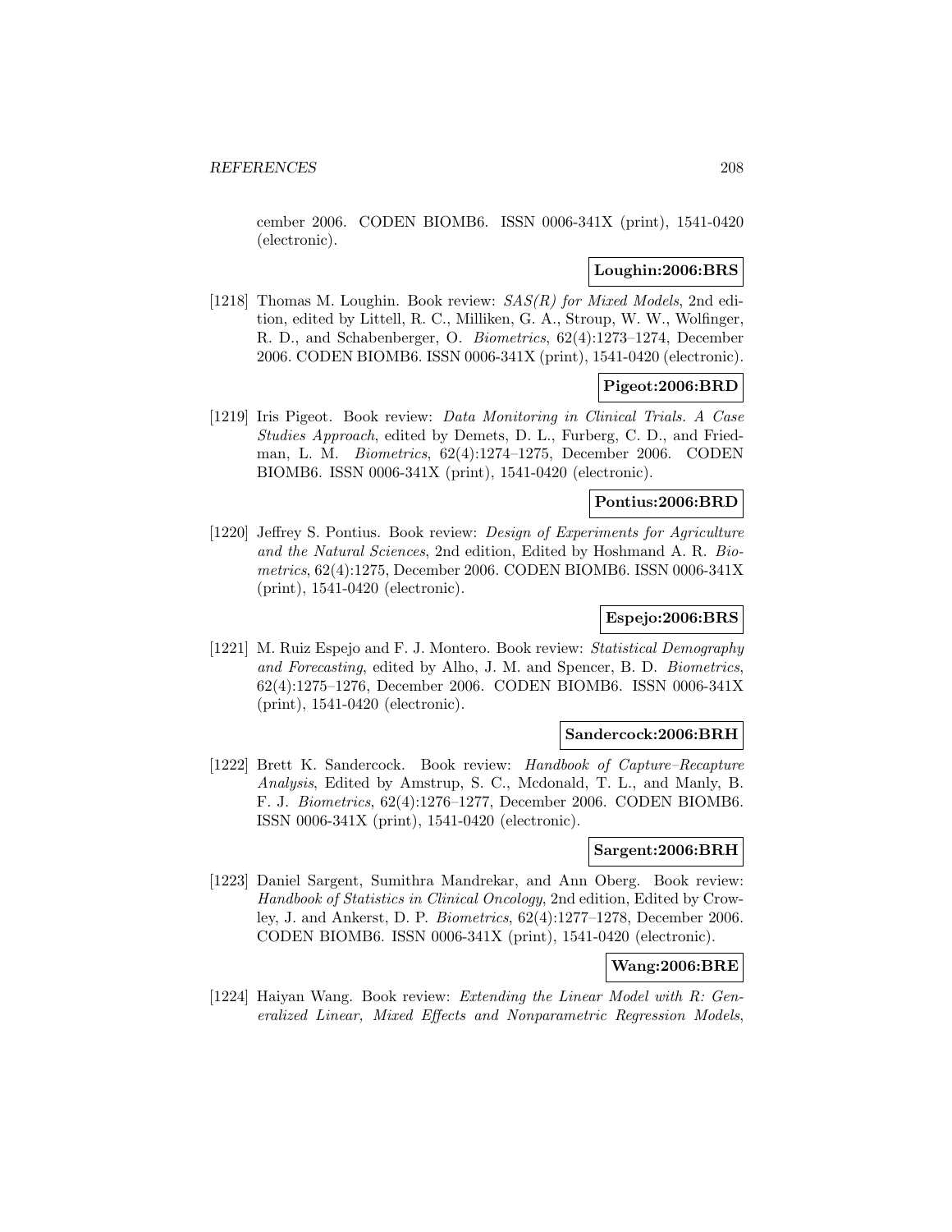cember 2006. CODEN BIOMB6. ISSN 0006-341X (print), 1541-0420 (electronic).

**Loughin:2006:BRS**

[1218] Thomas M. Loughin. Book review: *SAS(R) for Mixed Models*, 2nd edition, edited by Littell, R. C., Milliken, G. A., Stroup, W. W., Wolfinger, R. D., and Schabenberger, O. *Biometrics*, 62(4):1273–1274, December 2006. CODEN BIOMB6. ISSN 0006-341X (print), 1541-0420 (electronic).

**Pigeot:2006:BRD**

[1219] Iris Pigeot. Book review: *Data Monitoring in Clinical Trials. A Case Studies Approach*, edited by Demets, D. L., Furberg, C. D., and Friedman, L. M. *Biometrics*, 62(4):1274–1275, December 2006. CODEN BIOMB6. ISSN 0006-341X (print), 1541-0420 (electronic).

**Pontius:2006:BRD**

[1220] Jeffrey S. Pontius. Book review: *Design of Experiments for Agriculture and the Natural Sciences*, 2nd edition, Edited by Hoshmand A. R. *Biometrics*, 62(4):1275, December 2006. CODEN BIOMB6. ISSN 0006-341X (print), 1541-0420 (electronic).

**Espejo:2006:BRS**

[1221] M. Ruiz Espejo and F. J. Montero. Book review: *Statistical Demography and Forecasting*, edited by Alho, J. M. and Spencer, B. D. *Biometrics*, 62(4):1275–1276, December 2006. CODEN BIOMB6. ISSN 0006-341X (print), 1541-0420 (electronic).

**Sandercock:2006:BRH**

[1222] Brett K. Sandercock. Book review: *Handbook of Capture–Recapture Analysis*, Edited by Amstrup, S. C., Mcdonald, T. L., and Manly, B. F. J. *Biometrics*, 62(4):1276–1277, December 2006. CODEN BIOMB6. ISSN 0006-341X (print), 1541-0420 (electronic).

**Sargent:2006:BRH**

[1223] Daniel Sargent, Sumithra Mandrekar, and Ann Oberg. Book review: *Handbook of Statistics in Clinical Oncology*, 2nd edition, Edited by Crowley, J. and Ankerst, D. P. *Biometrics*, 62(4):1277–1278, December 2006. CODEN BIOMB6. ISSN 0006-341X (print), 1541-0420 (electronic).

**Wang:2006:BRE**

[1224] Haiyan Wang. Book review: *Extending the Linear Model with R: Generalized Linear, Mixed Effects and Nonparametric Regression Models*,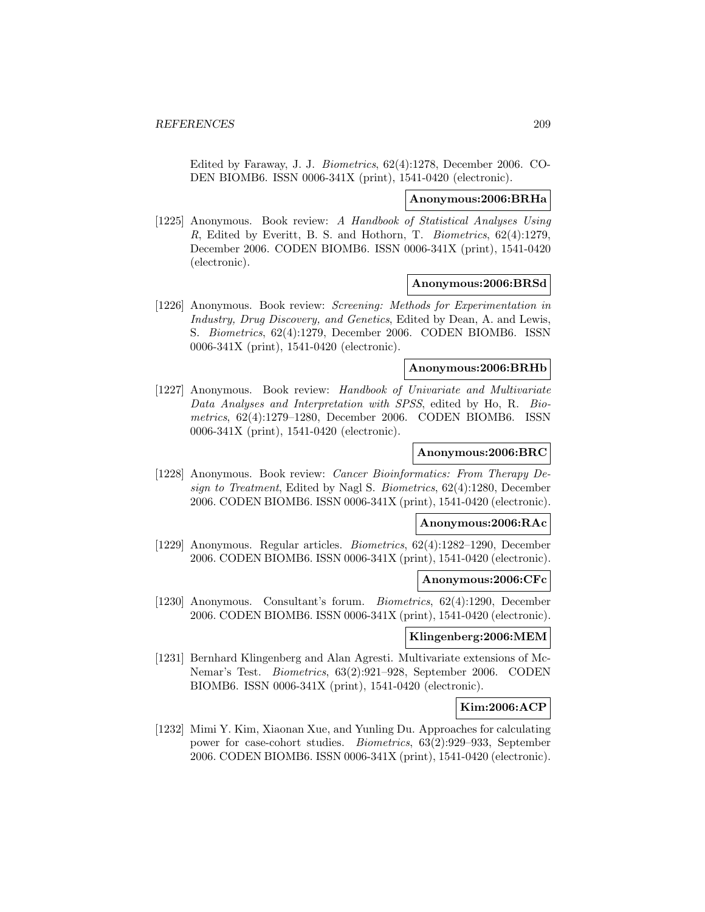Edited by Faraway, J. J. *Biometrics*, 62(4):1278, December 2006. CODEN BIOMB6. ISSN 0006-341X (print), 1541-0420 (electronic).

**Anonymous:2006:BRHa**

[1225] Anonymous. Book review: *A Handbook of Statistical Analyses Using R*, Edited by Everitt, B. S. and Hothorn, T. *Biometrics*, 62(4):1279, December 2006. CODEN BIOMB6. ISSN 0006-341X (print), 1541-0420 (electronic).

**Anonymous:2006:BRSd**

[1226] Anonymous. Book review: *Screening: Methods for Experimentation in Industry, Drug Discovery, and Genetics*, Edited by Dean, A. and Lewis, S. *Biometrics*, 62(4):1279, December 2006. CODEN BIOMB6. ISSN 0006-341X (print), 1541-0420 (electronic).

**Anonymous:2006:BRHb**

[1227] Anonymous. Book review: *Handbook of Univariate and Multivariate Data Analyses and Interpretation with SPSS*, edited by Ho, R. *Biometrics*, 62(4):1279–1280, December 2006. CODEN BIOMB6. ISSN 0006-341X (print), 1541-0420 (electronic).

**Anonymous:2006:BRC**

[1228] Anonymous. Book review: *Cancer Bioinformatics: From Therapy Design to Treatment*, Edited by Nagl S. *Biometrics*, 62(4):1280, December 2006. CODEN BIOMB6. ISSN 0006-341X (print), 1541-0420 (electronic).

**Anonymous:2006:RAc**

[1229] Anonymous. Regular articles. *Biometrics*, 62(4):1282–1290, December 2006. CODEN BIOMB6. ISSN 0006-341X (print), 1541-0420 (electronic).

**Anonymous:2006:CFc**

[1230] Anonymous. Consultant's forum. *Biometrics*, 62(4):1290, December 2006. CODEN BIOMB6. ISSN 0006-341X (print), 1541-0420 (electronic).

**Klingenberg:2006:MEM**

[1231] Bernhard Klingenberg and Alan Agresti. Multivariate extensions of McNemar's Test. *Biometrics*, 63(2):921–928, September 2006. CODEN BIOMB6. ISSN 0006-341X (print), 1541-0420 (electronic).

**Kim:2006:ACP**

[1232] Mimi Y. Kim, Xiaonan Xue, and Yunling Du. Approaches for calculating power for case-cohort studies. *Biometrics*, 63(2):929–933, September 2006. CODEN BIOMB6. ISSN 0006-341X (print), 1541-0420 (electronic).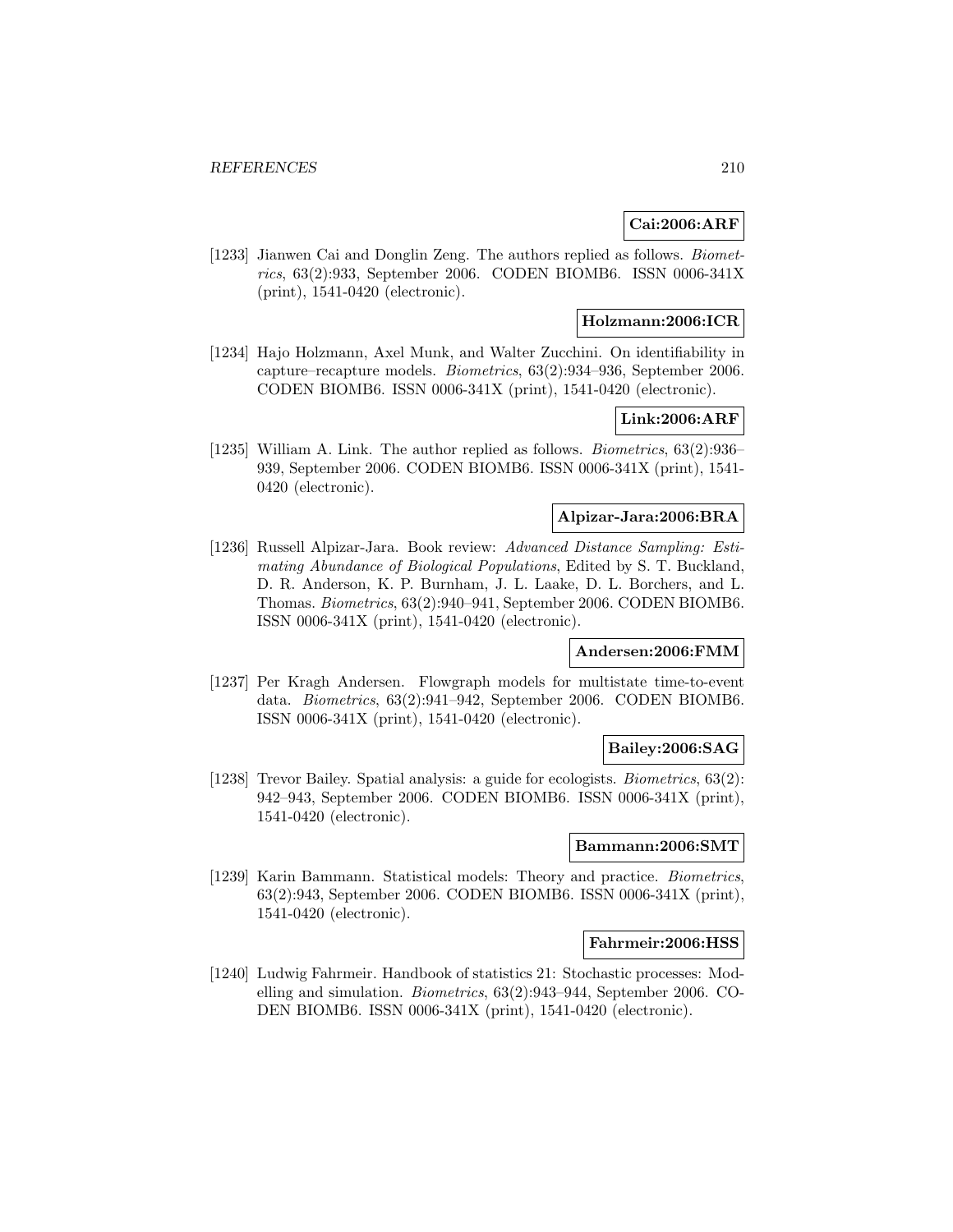**Cai:2006:ARF**

[1233] Jianwen Cai and Donglin Zeng. The authors replied as follows. *Biometrics*, 63(2):933, September 2006. CODEN BIOMB6. ISSN 0006-341X (print), 1541-0420 (electronic).

**Holzmann:2006:ICR**

[1234] Hajo Holzmann, Axel Munk, and Walter Zucchini. On identifiability in capture–recapture models. *Biometrics*, 63(2):934–936, September 2006. CODEN BIOMB6. ISSN 0006-341X (print), 1541-0420 (electronic).

**Link:2006:ARF**

[1235] William A. Link. The author replied as follows. *Biometrics*, 63(2):936–939, September 2006. CODEN BIOMB6. ISSN 0006-341X (print), 1541-0420 (electronic).

**Alpizar-Jara:2006:BRA**

[1236] Russell Alpizar-Jara. Book review: *Advanced Distance Sampling: Estimating Abundance of Biological Populations*, Edited by S. T. Buckland, D. R. Anderson, K. P. Burnham, J. L. Laake, D. L. Borchers, and L. Thomas. *Biometrics*, 63(2):940–941, September 2006. CODEN BIOMB6. ISSN 0006-341X (print), 1541-0420 (electronic).

**Andersen:2006:FMM**

[1237] Per Kragh Andersen. Flowgraph models for multistate time-to-event data. *Biometrics*, 63(2):941–942, September 2006. CODEN BIOMB6. ISSN 0006-341X (print), 1541-0420 (electronic).

**Bailey:2006:SAG**

[1238] Trevor Bailey. Spatial analysis: a guide for ecologists. *Biometrics*, 63(2): 942–943, September 2006. CODEN BIOMB6. ISSN 0006-341X (print), 1541-0420 (electronic).

**Bammann:2006:SMT**

[1239] Karin Bammann. Statistical models: Theory and practice. *Biometrics*, 63(2):943, September 2006. CODEN BIOMB6. ISSN 0006-341X (print), 1541-0420 (electronic).

**Fahrmeir:2006:HSS**

[1240] Ludwig Fahrmeir. Handbook of statistics 21: Stochastic processes: Modelling and simulation. *Biometrics*, 63(2):943–944, September 2006. CODEN BIOMB6. ISSN 0006-341X (print), 1541-0420 (electronic).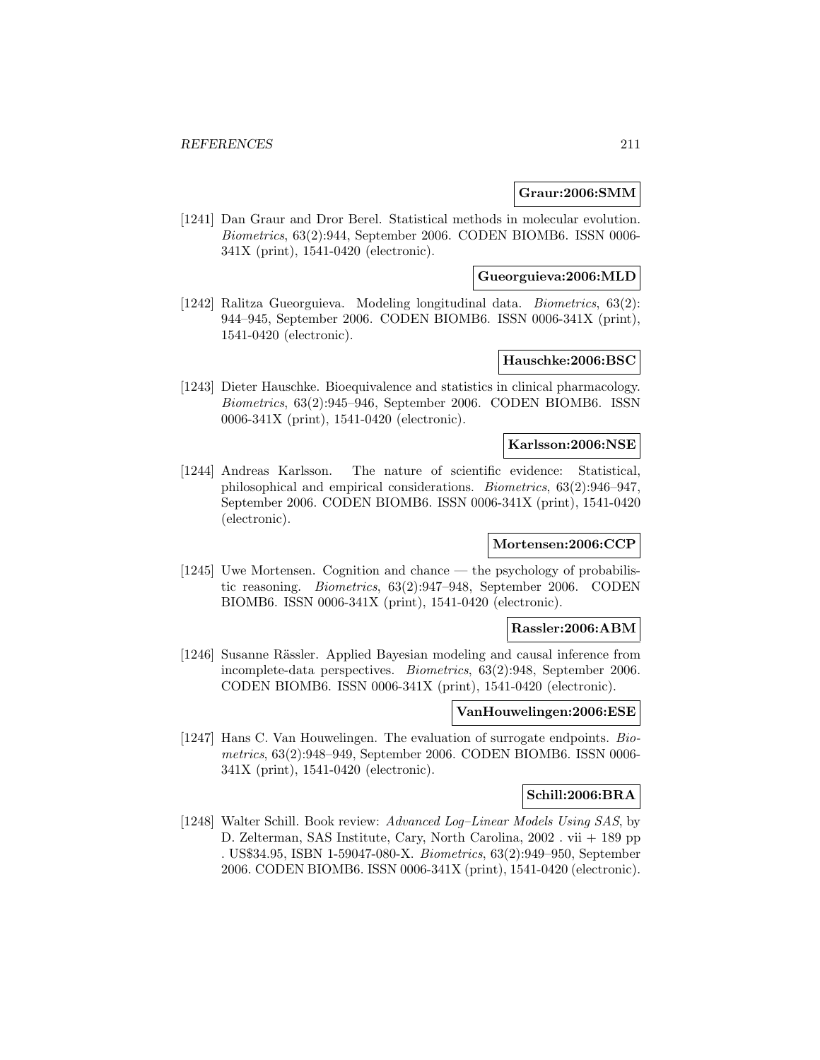**Graur:2006:SMM**

[1241] Dan Graur and Dror Berel. Statistical methods in molecular evolution. *Biometrics*, 63(2):944, September 2006. CODEN BIOMB6. ISSN 0006-341X (print), 1541-0420 (electronic).

**Gueorguieva:2006:MLD**

[1242] Ralitza Gueorguieva. Modeling longitudinal data. *Biometrics*, 63(2): 944–945, September 2006. CODEN BIOMB6. ISSN 0006-341X (print), 1541-0420 (electronic).

**Hauschke:2006:BSC**

[1243] Dieter Hauschke. Bioequivalence and statistics in clinical pharmacology. *Biometrics*, 63(2):945–946, September 2006. CODEN BIOMB6. ISSN 0006-341X (print), 1541-0420 (electronic).

**Karlsson:2006:NSE**

[1244] Andreas Karlsson. The nature of scientific evidence: Statistical, philosophical and empirical considerations. *Biometrics*, 63(2):946–947, September 2006. CODEN BIOMB6. ISSN 0006-341X (print), 1541-0420 (electronic).

**Mortensen:2006:CCP**

[1245] Uwe Mortensen. Cognition and chance — the psychology of probabilistic reasoning. *Biometrics*, 63(2):947–948, September 2006. CODEN BIOMB6. ISSN 0006-341X (print), 1541-0420 (electronic).

**Rassler:2006:ABM**

[1246] Susanne Rässler. Applied Bayesian modeling and causal inference from incomplete-data perspectives. *Biometrics*, 63(2):948, September 2006. CODEN BIOMB6. ISSN 0006-341X (print), 1541-0420 (electronic).

**VanHouwelingen:2006:ESE**

[1247] Hans C. Van Houwelingen. The evaluation of surrogate endpoints. *Biometrics*, 63(2):948–949, September 2006. CODEN BIOMB6. ISSN 0006-341X (print), 1541-0420 (electronic).

**Schill:2006:BRA**

[1248] Walter Schill. Book review: *Advanced Log–Linear Models Using SAS*, by D. Zelterman, SAS Institute, Cary, North Carolina, 2002 . vii + 189 pp . US$34.95, ISBN 1-59047-080-X. *Biometrics*, 63(2):949–950, September 2006. CODEN BIOMB6. ISSN 0006-341X (print), 1541-0420 (electronic).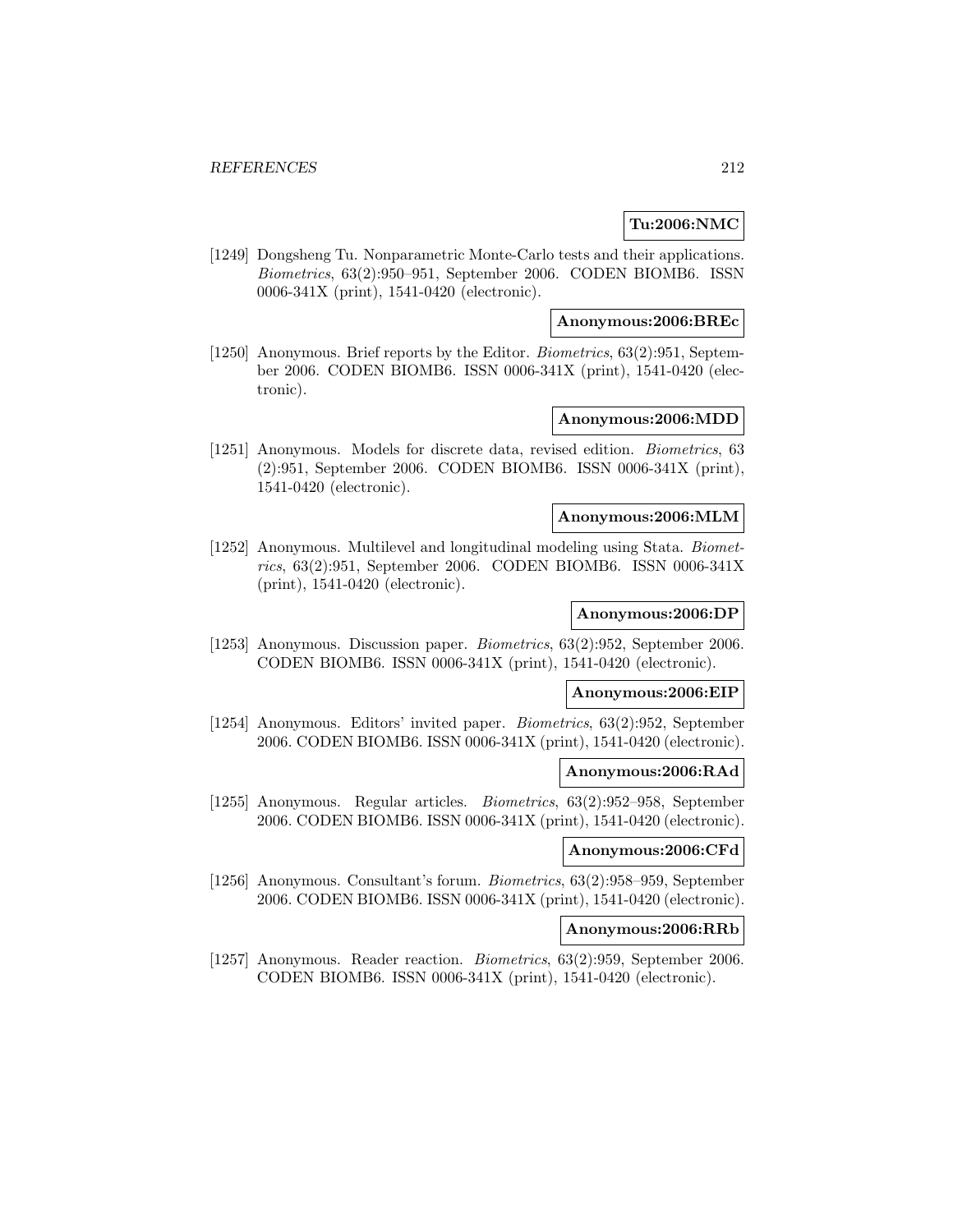**Tu:2006:NMC**

[1249] Dongsheng Tu. Nonparametric Monte-Carlo tests and their applications. *Biometrics*, 63(2):950–951, September 2006. CODEN BIOMB6. ISSN 0006-341X (print), 1541-0420 (electronic).

**Anonymous:2006:BREc**

[1250] Anonymous. Brief reports by the Editor. *Biometrics*, 63(2):951, September 2006. CODEN BIOMB6. ISSN 0006-341X (print), 1541-0420 (electronic).

**Anonymous:2006:MDD**

[1251] Anonymous. Models for discrete data, revised edition. *Biometrics*, 63 (2):951, September 2006. CODEN BIOMB6. ISSN 0006-341X (print), 1541-0420 (electronic).

**Anonymous:2006:MLM**

[1252] Anonymous. Multilevel and longitudinal modeling using Stata. *Biometrics*, 63(2):951, September 2006. CODEN BIOMB6. ISSN 0006-341X (print), 1541-0420 (electronic).

**Anonymous:2006:DP**

[1253] Anonymous. Discussion paper. *Biometrics*, 63(2):952, September 2006. CODEN BIOMB6. ISSN 0006-341X (print), 1541-0420 (electronic).

**Anonymous:2006:EIP**

[1254] Anonymous. Editors' invited paper. *Biometrics*, 63(2):952, September 2006. CODEN BIOMB6. ISSN 0006-341X (print), 1541-0420 (electronic).

**Anonymous:2006:RAd**

[1255] Anonymous. Regular articles. *Biometrics*, 63(2):952–958, September 2006. CODEN BIOMB6. ISSN 0006-341X (print), 1541-0420 (electronic).

**Anonymous:2006:CFd**

[1256] Anonymous. Consultant's forum. *Biometrics*, 63(2):958–959, September 2006. CODEN BIOMB6. ISSN 0006-341X (print), 1541-0420 (electronic).

**Anonymous:2006:RRb**

[1257] Anonymous. Reader reaction. *Biometrics*, 63(2):959, September 2006. CODEN BIOMB6. ISSN 0006-341X (print), 1541-0420 (electronic).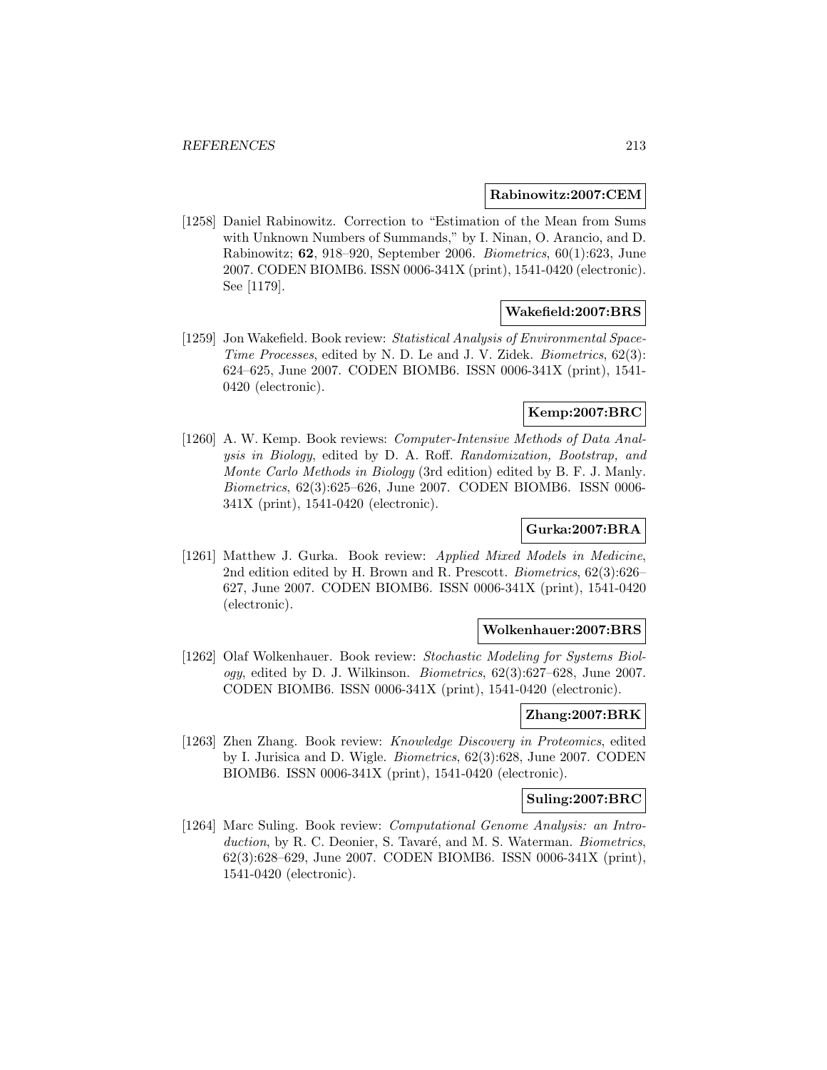**Rabinowitz:2007:CEM**

[1258] Daniel Rabinowitz. Correction to "Estimation of the Mean from Sums with Unknown Numbers of Summands," by I. Ninan, O. Arancio, and D. Rabinowitz; **62**, 918–920, September 2006. *Biometrics*, 60(1):623, June 2007. CODEN BIOMB6. ISSN 0006-341X (print), 1541-0420 (electronic). See [1179].

**Wakefield:2007:BRS**

[1259] Jon Wakefield. Book review: *Statistical Analysis of Environmental Space-Time Processes*, edited by N. D. Le and J. V. Zidek. *Biometrics*, 62(3): 624–625, June 2007. CODEN BIOMB6. ISSN 0006-341X (print), 1541-0420 (electronic).

**Kemp:2007:BRC**

[1260] A. W. Kemp. Book reviews: *Computer-Intensive Methods of Data Analysis in Biology*, edited by D. A. Roff. *Randomization, Bootstrap, and Monte Carlo Methods in Biology* (3rd edition) edited by B. F. J. Manly. *Biometrics*, 62(3):625–626, June 2007. CODEN BIOMB6. ISSN 0006-341X (print), 1541-0420 (electronic).

**Gurka:2007:BRA**

[1261] Matthew J. Gurka. Book review: *Applied Mixed Models in Medicine*, 2nd edition edited by H. Brown and R. Prescott. *Biometrics*, 62(3):626–627, June 2007. CODEN BIOMB6. ISSN 0006-341X (print), 1541-0420 (electronic).

**Wolkenhauer:2007:BRS**

[1262] Olaf Wolkenhauer. Book review: *Stochastic Modeling for Systems Biology*, edited by D. J. Wilkinson. *Biometrics*, 62(3):627–628, June 2007. CODEN BIOMB6. ISSN 0006-341X (print), 1541-0420 (electronic).

**Zhang:2007:BRK**

[1263] Zhen Zhang. Book review: *Knowledge Discovery in Proteomics*, edited by I. Jurisica and D. Wigle. *Biometrics*, 62(3):628, June 2007. CODEN BIOMB6. ISSN 0006-341X (print), 1541-0420 (electronic).

**Suling:2007:BRC**

[1264] Marc Suling. Book review: *Computational Genome Analysis: an Introduction*, by R. C. Deonier, S. Tavaré, and M. S. Waterman. *Biometrics*, 62(3):628–629, June 2007. CODEN BIOMB6. ISSN 0006-341X (print), 1541-0420 (electronic).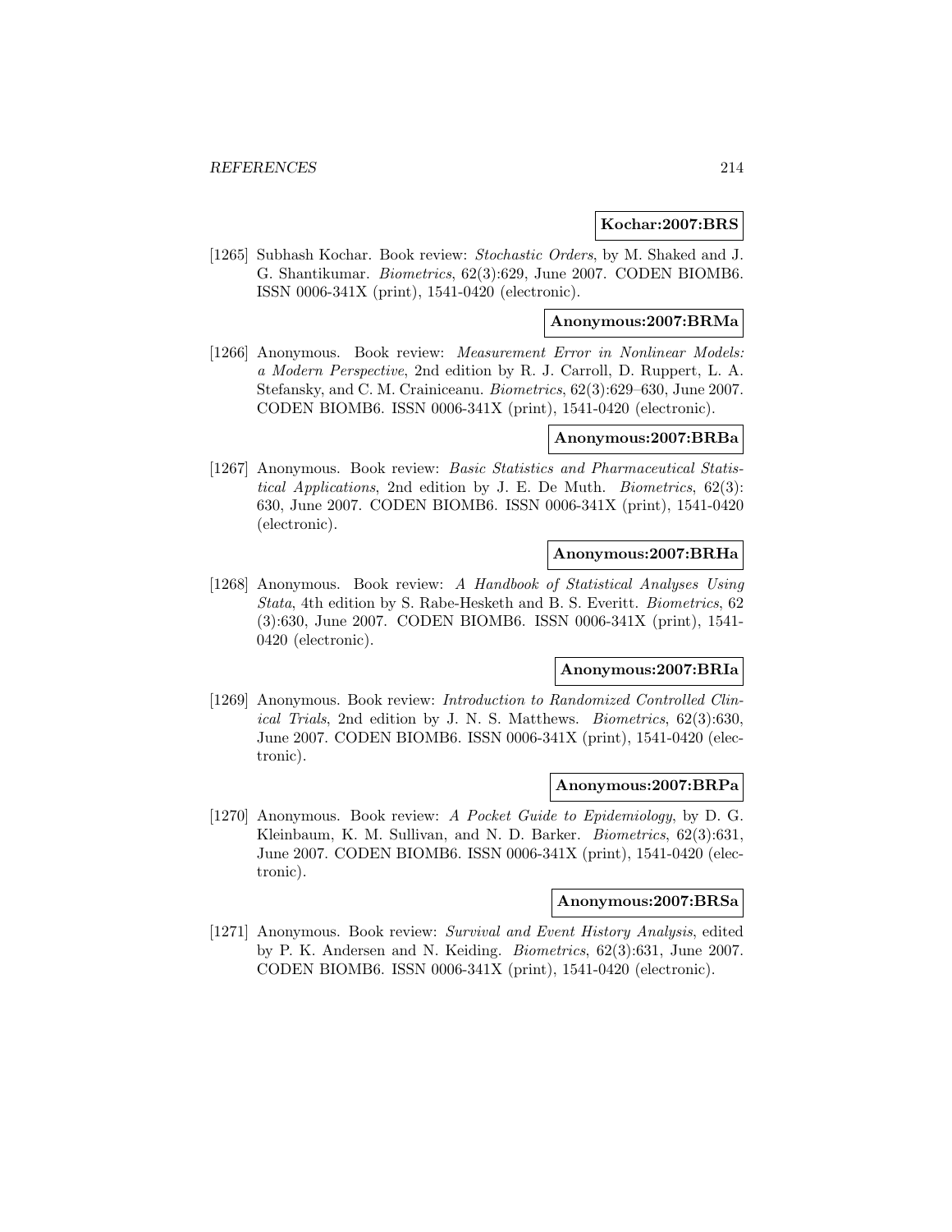**Kochar:2007:BRS**

[1265] Subhash Kochar. Book review: *Stochastic Orders*, by M. Shaked and J. G. Shantikumar. *Biometrics*, 62(3):629, June 2007. CODEN BIOMB6. ISSN 0006-341X (print), 1541-0420 (electronic).

**Anonymous:2007:BRMa**

[1266] Anonymous. Book review: *Measurement Error in Nonlinear Models: a Modern Perspective*, 2nd edition by R. J. Carroll, D. Ruppert, L. A. Stefansky, and C. M. Crainiceanu. *Biometrics*, 62(3):629–630, June 2007. CODEN BIOMB6. ISSN 0006-341X (print), 1541-0420 (electronic).

**Anonymous:2007:BRBa**

[1267] Anonymous. Book review: *Basic Statistics and Pharmaceutical Statistical Applications*, 2nd edition by J. E. De Muth. *Biometrics*, 62(3): 630, June 2007. CODEN BIOMB6. ISSN 0006-341X (print), 1541-0420 (electronic).

**Anonymous:2007:BRHa**

[1268] Anonymous. Book review: *A Handbook of Statistical Analyses Using Stata*, 4th edition by S. Rabe-Hesketh and B. S. Everitt. *Biometrics*, 62 (3):630, June 2007. CODEN BIOMB6. ISSN 0006-341X (print), 1541-0420 (electronic).

**Anonymous:2007:BRIa**

[1269] Anonymous. Book review: *Introduction to Randomized Controlled Clinical Trials*, 2nd edition by J. N. S. Matthews. *Biometrics*, 62(3):630, June 2007. CODEN BIOMB6. ISSN 0006-341X (print), 1541-0420 (electronic).

**Anonymous:2007:BRPa**

[1270] Anonymous. Book review: *A Pocket Guide to Epidemiology*, by D. G. Kleinbaum, K. M. Sullivan, and N. D. Barker. *Biometrics*, 62(3):631, June 2007. CODEN BIOMB6. ISSN 0006-341X (print), 1541-0420 (electronic).

**Anonymous:2007:BRSa**

[1271] Anonymous. Book review: *Survival and Event History Analysis*, edited by P. K. Andersen and N. Keiding. *Biometrics*, 62(3):631, June 2007. CODEN BIOMB6. ISSN 0006-341X (print), 1541-0420 (electronic).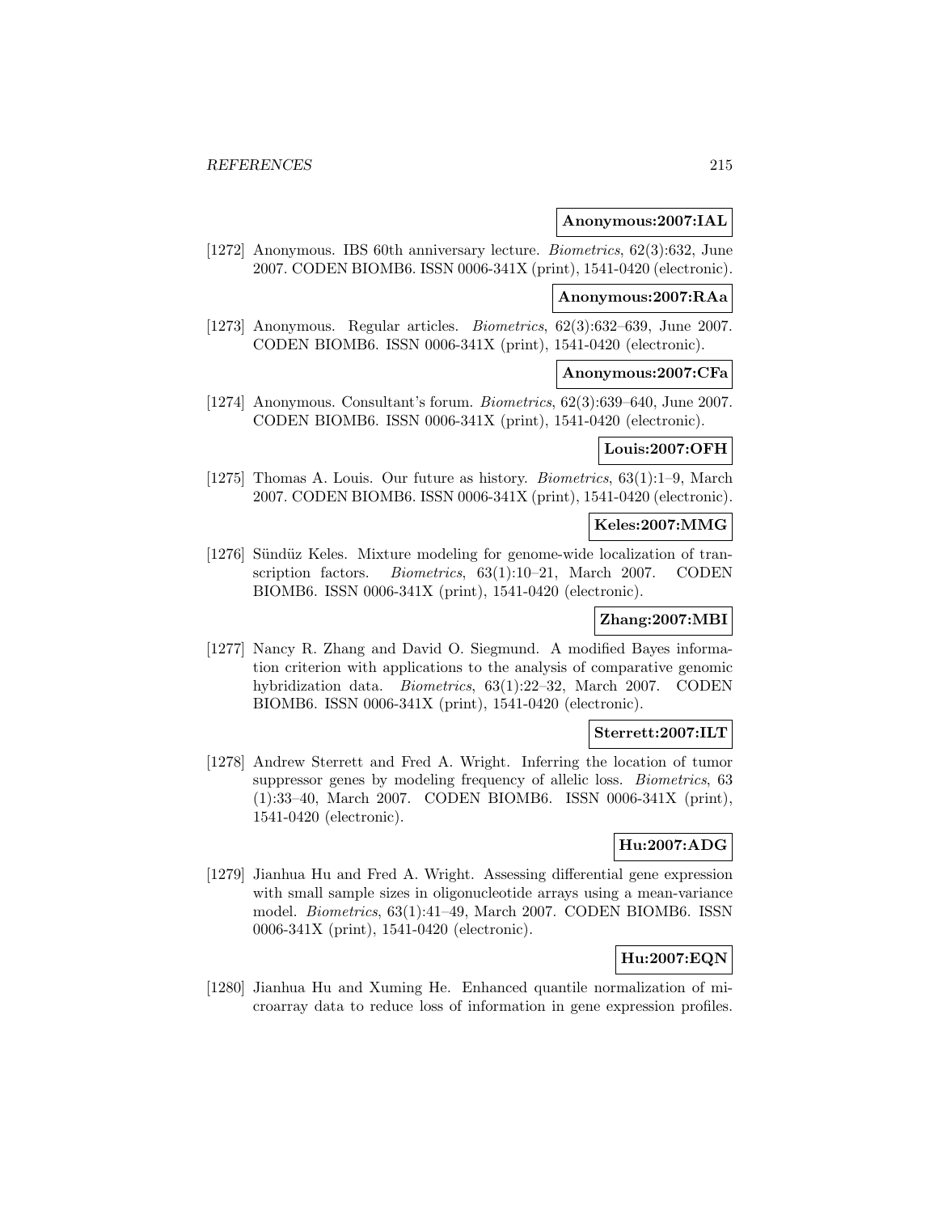**Anonymous:2007:IAL**

[1272] Anonymous. IBS 60th anniversary lecture. *Biometrics*, 62(3):632, June 2007. CODEN BIOMB6. ISSN 0006-341X (print), 1541-0420 (electronic).

**Anonymous:2007:RAa**

[1273] Anonymous. Regular articles. *Biometrics*, 62(3):632–639, June 2007. CODEN BIOMB6. ISSN 0006-341X (print), 1541-0420 (electronic).

**Anonymous:2007:CFa**

[1274] Anonymous. Consultant's forum. *Biometrics*, 62(3):639–640, June 2007. CODEN BIOMB6. ISSN 0006-341X (print), 1541-0420 (electronic).

**Louis:2007:OFH**

[1275] Thomas A. Louis. Our future as history. *Biometrics*, 63(1):1–9, March 2007. CODEN BIOMB6. ISSN 0006-341X (print), 1541-0420 (electronic).

**Keles:2007:MMG**

[1276] Sündüz Keles. Mixture modeling for genome-wide localization of transcription factors. *Biometrics*, 63(1):10–21, March 2007. CODEN BIOMB6. ISSN 0006-341X (print), 1541-0420 (electronic).

**Zhang:2007:MBI**

[1277] Nancy R. Zhang and David O. Siegmund. A modified Bayes information criterion with applications to the analysis of comparative genomic hybridization data. *Biometrics*, 63(1):22–32, March 2007. CODEN BIOMB6. ISSN 0006-341X (print), 1541-0420 (electronic).

**Sterrett:2007:ILT**

[1278] Andrew Sterrett and Fred A. Wright. Inferring the location of tumor suppressor genes by modeling frequency of allelic loss. *Biometrics*, 63 (1):33–40, March 2007. CODEN BIOMB6. ISSN 0006-341X (print), 1541-0420 (electronic).

**Hu:2007:ADG**

[1279] Jianhua Hu and Fred A. Wright. Assessing differential gene expression with small sample sizes in oligonucleotide arrays using a mean-variance model. *Biometrics*, 63(1):41–49, March 2007. CODEN BIOMB6. ISSN 0006-341X (print), 1541-0420 (electronic).

**Hu:2007:EQN**

[1280] Jianhua Hu and Xuming He. Enhanced quantile normalization of microarray data to reduce loss of information in gene expression profiles.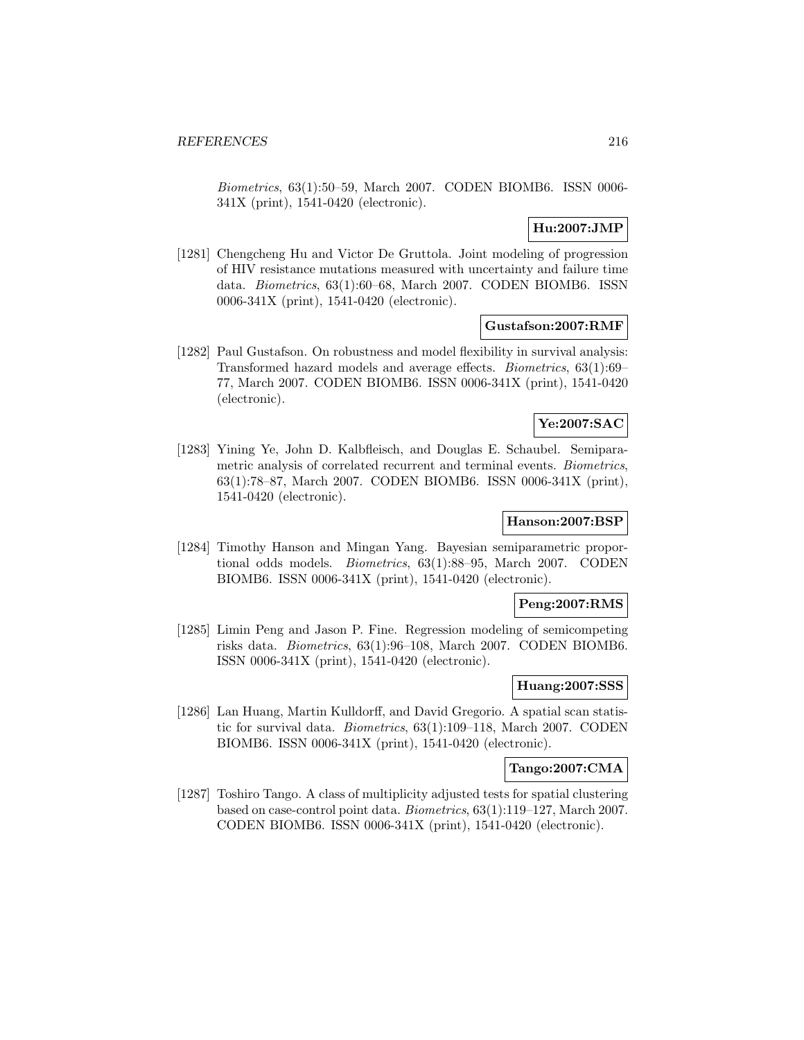*Biometrics*, 63(1):50–59, March 2007. CODEN BIOMB6. ISSN 0006-341X (print), 1541-0420 (electronic).

**Hu:2007:JMP**

[1281] Chengcheng Hu and Victor De Gruttola. Joint modeling of progression of HIV resistance mutations measured with uncertainty and failure time data. *Biometrics*, 63(1):60–68, March 2007. CODEN BIOMB6. ISSN 0006-341X (print), 1541-0420 (electronic).

**Gustafson:2007:RMF**

[1282] Paul Gustafson. On robustness and model flexibility in survival analysis: Transformed hazard models and average effects. *Biometrics*, 63(1):69–77, March 2007. CODEN BIOMB6. ISSN 0006-341X (print), 1541-0420 (electronic).

**Ye:2007:SAC**

[1283] Yining Ye, John D. Kalbfleisch, and Douglas E. Schaubel. Semiparametric analysis of correlated recurrent and terminal events. *Biometrics*, 63(1):78–87, March 2007. CODEN BIOMB6. ISSN 0006-341X (print), 1541-0420 (electronic).

**Hanson:2007:BSP**

[1284] Timothy Hanson and Mingan Yang. Bayesian semiparametric proportional odds models. *Biometrics*, 63(1):88–95, March 2007. CODEN BIOMB6. ISSN 0006-341X (print), 1541-0420 (electronic).

**Peng:2007:RMS**

[1285] Limin Peng and Jason P. Fine. Regression modeling of semicompeting risks data. *Biometrics*, 63(1):96–108, March 2007. CODEN BIOMB6. ISSN 0006-341X (print), 1541-0420 (electronic).

**Huang:2007:SSS**

[1286] Lan Huang, Martin Kulldorff, and David Gregorio. A spatial scan statistic for survival data. *Biometrics*, 63(1):109–118, March 2007. CODEN BIOMB6. ISSN 0006-341X (print), 1541-0420 (electronic).

**Tango:2007:CMA**

[1287] Toshiro Tango. A class of multiplicity adjusted tests for spatial clustering based on case-control point data. *Biometrics*, 63(1):119–127, March 2007. CODEN BIOMB6. ISSN 0006-341X (print), 1541-0420 (electronic).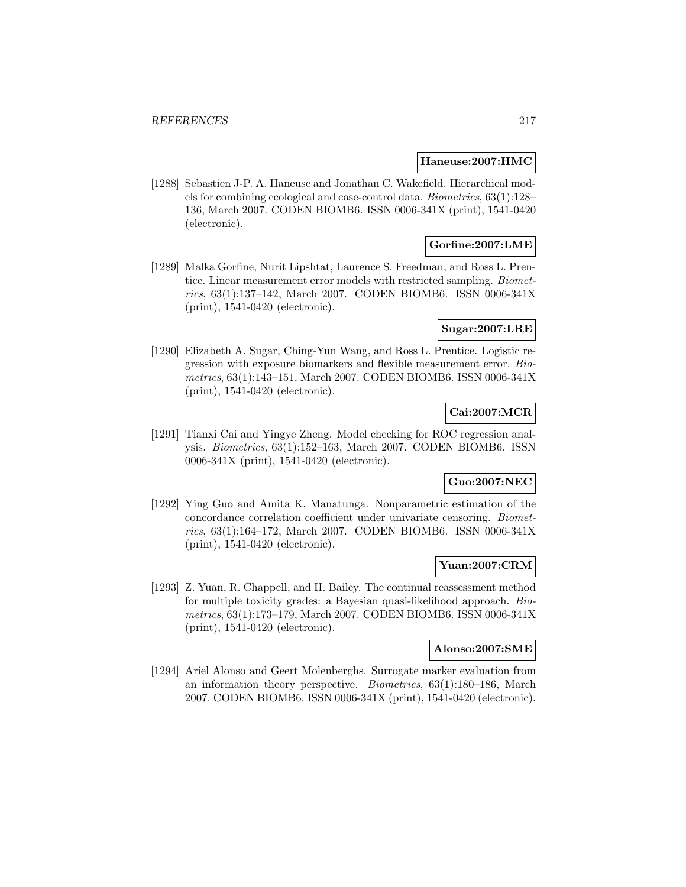**Haneuse:2007:HMC**

[1288] Sebastien J-P. A. Haneuse and Jonathan C. Wakefield. Hierarchical models for combining ecological and case-control data. *Biometrics*, 63(1):128–136, March 2007. CODEN BIOMB6. ISSN 0006-341X (print), 1541-0420 (electronic).

**Gorfine:2007:LME**

[1289] Malka Gorfine, Nurit Lipshtat, Laurence S. Freedman, and Ross L. Prentice. Linear measurement error models with restricted sampling. *Biometrics*, 63(1):137–142, March 2007. CODEN BIOMB6. ISSN 0006-341X (print), 1541-0420 (electronic).

**Sugar:2007:LRE**

[1290] Elizabeth A. Sugar, Ching-Yun Wang, and Ross L. Prentice. Logistic regression with exposure biomarkers and flexible measurement error. *Biometrics*, 63(1):143–151, March 2007. CODEN BIOMB6. ISSN 0006-341X (print), 1541-0420 (electronic).

**Cai:2007:MCR**

[1291] Tianxi Cai and Yingye Zheng. Model checking for ROC regression analysis. *Biometrics*, 63(1):152–163, March 2007. CODEN BIOMB6. ISSN 0006-341X (print), 1541-0420 (electronic).

**Guo:2007:NEC**

[1292] Ying Guo and Amita K. Manatunga. Nonparametric estimation of the concordance correlation coefficient under univariate censoring. *Biometrics*, 63(1):164–172, March 2007. CODEN BIOMB6. ISSN 0006-341X (print), 1541-0420 (electronic).

**Yuan:2007:CRM**

[1293] Z. Yuan, R. Chappell, and H. Bailey. The continual reassessment method for multiple toxicity grades: a Bayesian quasi-likelihood approach. *Biometrics*, 63(1):173–179, March 2007. CODEN BIOMB6. ISSN 0006-341X (print), 1541-0420 (electronic).

**Alonso:2007:SME**

[1294] Ariel Alonso and Geert Molenberghs. Surrogate marker evaluation from an information theory perspective. *Biometrics*, 63(1):180–186, March 2007. CODEN BIOMB6. ISSN 0006-341X (print), 1541-0420 (electronic).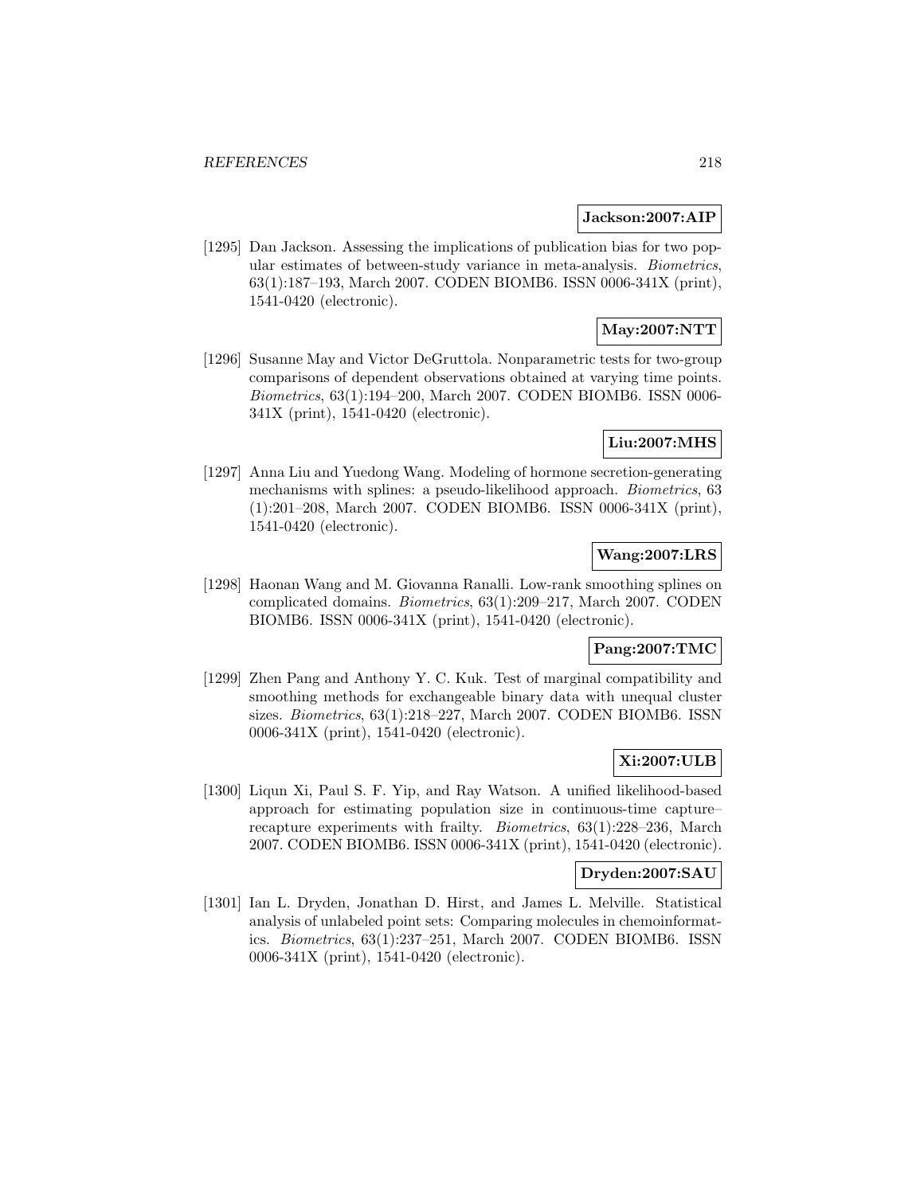**Jackson:2007:AIP**

[1295] Dan Jackson. Assessing the implications of publication bias for two popular estimates of between-study variance in meta-analysis. *Biometrics*, 63(1):187–193, March 2007. CODEN BIOMB6. ISSN 0006-341X (print), 1541-0420 (electronic).

**May:2007:NTT**

[1296] Susanne May and Victor DeGruttola. Nonparametric tests for two-group comparisons of dependent observations obtained at varying time points. *Biometrics*, 63(1):194–200, March 2007. CODEN BIOMB6. ISSN 0006-341X (print), 1541-0420 (electronic).

**Liu:2007:MHS**

[1297] Anna Liu and Yuedong Wang. Modeling of hormone secretion-generating mechanisms with splines: a pseudo-likelihood approach. *Biometrics*, 63 (1):201–208, March 2007. CODEN BIOMB6. ISSN 0006-341X (print), 1541-0420 (electronic).

**Wang:2007:LRS**

[1298] Haonan Wang and M. Giovanna Ranalli. Low-rank smoothing splines on complicated domains. *Biometrics*, 63(1):209–217, March 2007. CODEN BIOMB6. ISSN 0006-341X (print), 1541-0420 (electronic).

**Pang:2007:TMC**

[1299] Zhen Pang and Anthony Y. C. Kuk. Test of marginal compatibility and smoothing methods for exchangeable binary data with unequal cluster sizes. *Biometrics*, 63(1):218–227, March 2007. CODEN BIOMB6. ISSN 0006-341X (print), 1541-0420 (electronic).

**Xi:2007:ULB**

[1300] Liqun Xi, Paul S. F. Yip, and Ray Watson. A unified likelihood-based approach for estimating population size in continuous-time capture–recapture experiments with frailty. *Biometrics*, 63(1):228–236, March 2007. CODEN BIOMB6. ISSN 0006-341X (print), 1541-0420 (electronic).

**Dryden:2007:SAU**

[1301] Ian L. Dryden, Jonathan D. Hirst, and James L. Melville. Statistical analysis of unlabeled point sets: Comparing molecules in chemoinformatics. *Biometrics*, 63(1):237–251, March 2007. CODEN BIOMB6. ISSN 0006-341X (print), 1541-0420 (electronic).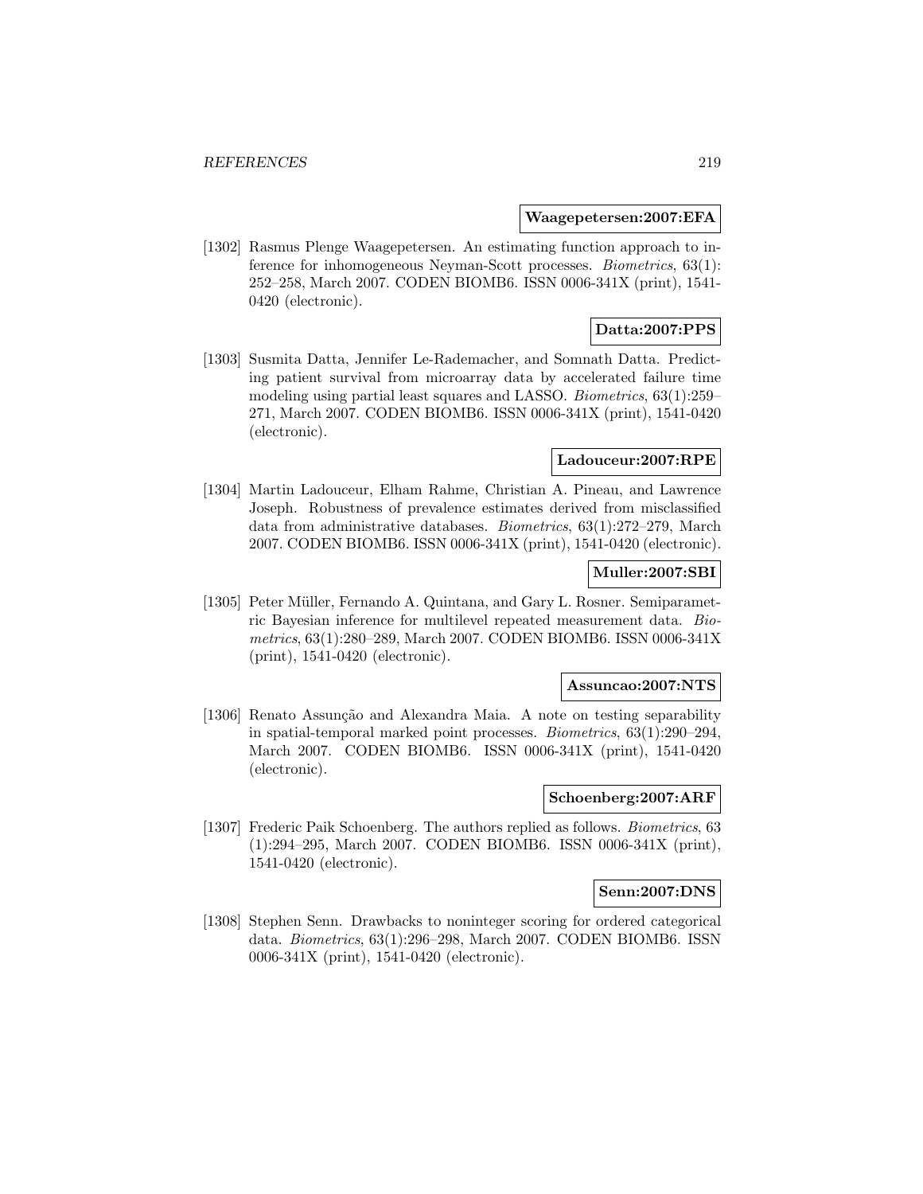**Waagepetersen:2007:EFA**

[1302] Rasmus Plenge Waagepetersen. An estimating function approach to inference for inhomogeneous Neyman-Scott processes. *Biometrics*, 63(1): 252–258, March 2007. CODEN BIOMB6. ISSN 0006-341X (print), 1541-0420 (electronic).

**Datta:2007:PPS**

[1303] Susmita Datta, Jennifer Le-Rademacher, and Somnath Datta. Predicting patient survival from microarray data by accelerated failure time modeling using partial least squares and LASSO. *Biometrics*, 63(1):259–271, March 2007. CODEN BIOMB6. ISSN 0006-341X (print), 1541-0420 (electronic).

**Ladouceur:2007:RPE**

[1304] Martin Ladouceur, Elham Rahme, Christian A. Pineau, and Lawrence Joseph. Robustness of prevalence estimates derived from misclassified data from administrative databases. *Biometrics*, 63(1):272–279, March 2007. CODEN BIOMB6. ISSN 0006-341X (print), 1541-0420 (electronic).

**Muller:2007:SBI**

[1305] Peter Müller, Fernando A. Quintana, and Gary L. Rosner. Semiparametric Bayesian inference for multilevel repeated measurement data. *Biometrics*, 63(1):280–289, March 2007. CODEN BIOMB6. ISSN 0006-341X (print), 1541-0420 (electronic).

**Assuncao:2007:NTS**

[1306] Renato Assunção and Alexandra Maia. A note on testing separability in spatial-temporal marked point processes. *Biometrics*, 63(1):290–294, March 2007. CODEN BIOMB6. ISSN 0006-341X (print), 1541-0420 (electronic).

**Schoenberg:2007:ARF**

[1307] Frederic Paik Schoenberg. The authors replied as follows. *Biometrics*, 63 (1):294–295, March 2007. CODEN BIOMB6. ISSN 0006-341X (print), 1541-0420 (electronic).

**Senn:2007:DNS**

[1308] Stephen Senn. Drawbacks to noninteger scoring for ordered categorical data. *Biometrics*, 63(1):296–298, March 2007. CODEN BIOMB6. ISSN 0006-341X (print), 1541-0420 (electronic).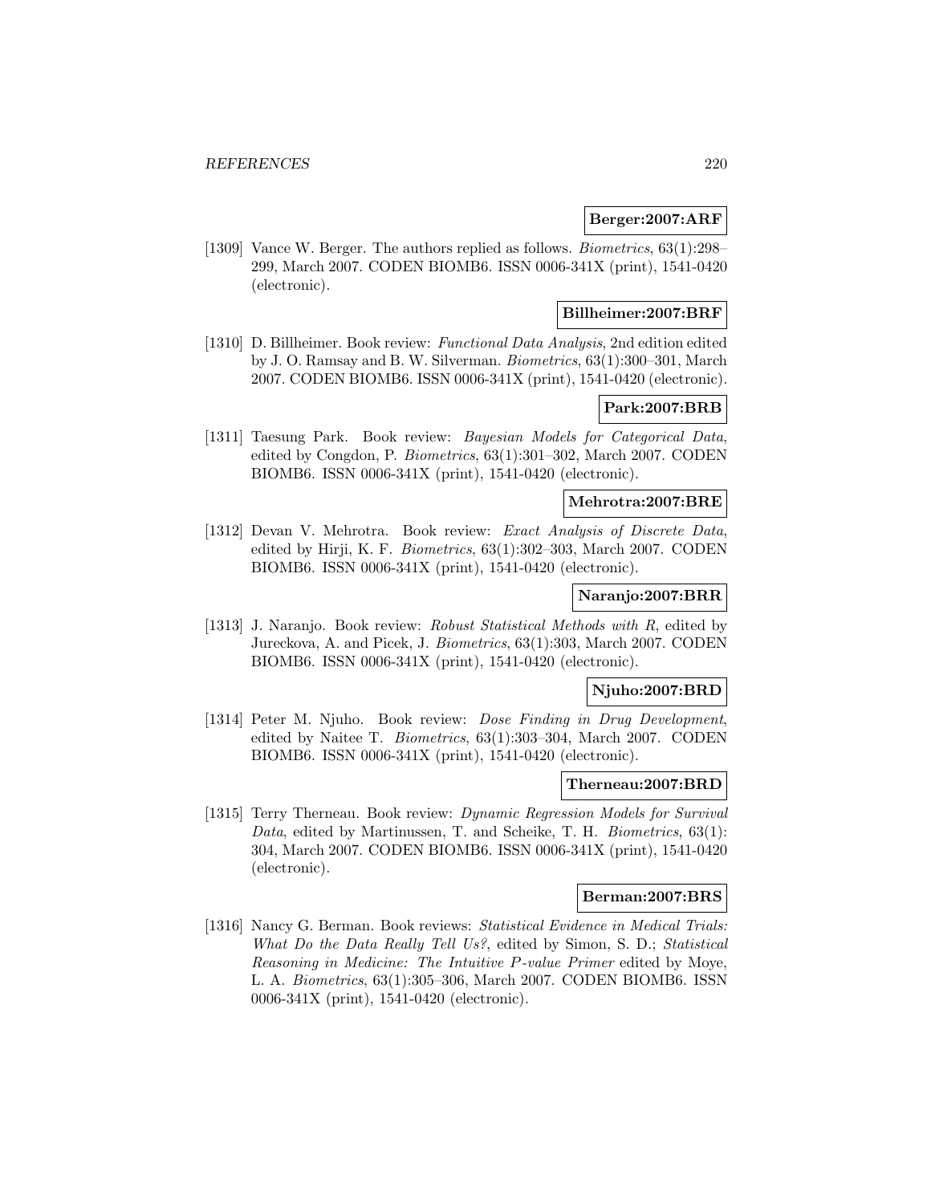**Berger:2007:ARF**

[1309] Vance W. Berger. The authors replied as follows. *Biometrics*, 63(1):298–299, March 2007. CODEN BIOMB6. ISSN 0006-341X (print), 1541-0420 (electronic).

**Billheimer:2007:BRF**

[1310] D. Billheimer. Book review: *Functional Data Analysis*, 2nd edition edited by J. O. Ramsay and B. W. Silverman. *Biometrics*, 63(1):300–301, March 2007. CODEN BIOMB6. ISSN 0006-341X (print), 1541-0420 (electronic).

**Park:2007:BRB**

[1311] Taesung Park. Book review: *Bayesian Models for Categorical Data*, edited by Congdon, P. *Biometrics*, 63(1):301–302, March 2007. CODEN BIOMB6. ISSN 0006-341X (print), 1541-0420 (electronic).

**Mehrotra:2007:BRE**

[1312] Devan V. Mehrotra. Book review: *Exact Analysis of Discrete Data*, edited by Hirji, K. F. *Biometrics*, 63(1):302–303, March 2007. CODEN BIOMB6. ISSN 0006-341X (print), 1541-0420 (electronic).

**Naranjo:2007:BRR**

[1313] J. Naranjo. Book review: *Robust Statistical Methods with R*, edited by Jureckova, A. and Picek, J. *Biometrics*, 63(1):303, March 2007. CODEN BIOMB6. ISSN 0006-341X (print), 1541-0420 (electronic).

**Njuho:2007:BRD**

[1314] Peter M. Njuho. Book review: *Dose Finding in Drug Development*, edited by Naitee T. *Biometrics*, 63(1):303–304, March 2007. CODEN BIOMB6. ISSN 0006-341X (print), 1541-0420 (electronic).

**Therneau:2007:BRD**

[1315] Terry Therneau. Book review: *Dynamic Regression Models for Survival Data*, edited by Martinussen, T. and Scheike, T. H. *Biometrics*, 63(1): 304, March 2007. CODEN BIOMB6. ISSN 0006-341X (print), 1541-0420 (electronic).

**Berman:2007:BRS**

[1316] Nancy G. Berman. Book reviews: *Statistical Evidence in Medical Trials: What Do the Data Really Tell Us?*, edited by Simon, S. D.; *Statistical Reasoning in Medicine: The Intuitive P-value Primer* edited by Moye, L. A. *Biometrics*, 63(1):305–306, March 2007. CODEN BIOMB6. ISSN 0006-341X (print), 1541-0420 (electronic).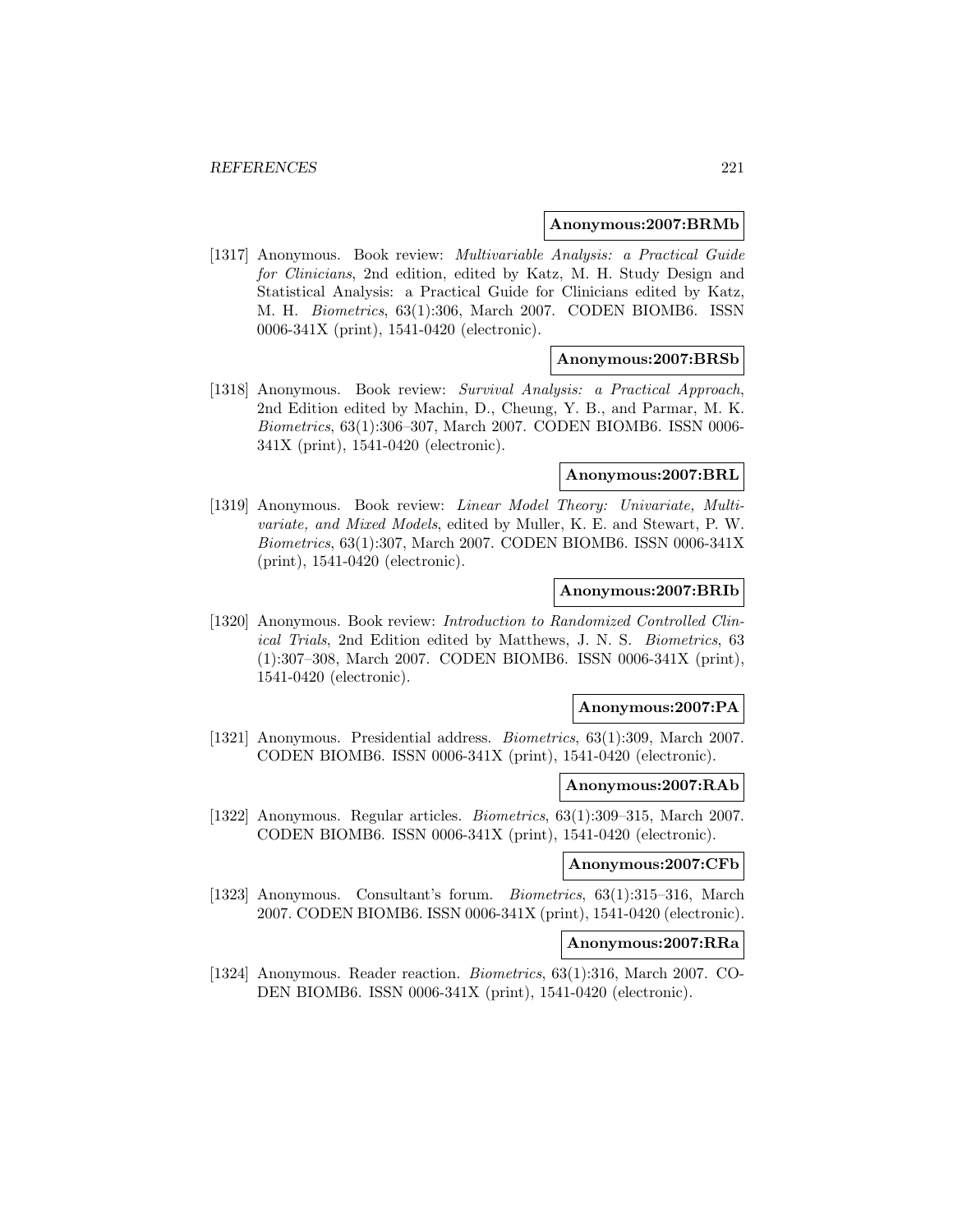**Anonymous:2007:BRMb**

[1317] Anonymous. Book review: *Multivariable Analysis: a Practical Guide for Clinicians*, 2nd edition, edited by Katz, M. H. Study Design and Statistical Analysis: a Practical Guide for Clinicians edited by Katz, M. H. *Biometrics*, 63(1):306, March 2007. CODEN BIOMB6. ISSN 0006-341X (print), 1541-0420 (electronic).

**Anonymous:2007:BRSb**

[1318] Anonymous. Book review: *Survival Analysis: a Practical Approach*, 2nd Edition edited by Machin, D., Cheung, Y. B., and Parmar, M. K. *Biometrics*, 63(1):306–307, March 2007. CODEN BIOMB6. ISSN 0006-341X (print), 1541-0420 (electronic).

**Anonymous:2007:BRL**

[1319] Anonymous. Book review: *Linear Model Theory: Univariate, Multivariate, and Mixed Models*, edited by Muller, K. E. and Stewart, P. W. *Biometrics*, 63(1):307, March 2007. CODEN BIOMB6. ISSN 0006-341X (print), 1541-0420 (electronic).

**Anonymous:2007:BRIb**

[1320] Anonymous. Book review: *Introduction to Randomized Controlled Clinical Trials*, 2nd Edition edited by Matthews, J. N. S. *Biometrics*, 63 (1):307–308, March 2007. CODEN BIOMB6. ISSN 0006-341X (print), 1541-0420 (electronic).

**Anonymous:2007:PA**

[1321] Anonymous. Presidential address. *Biometrics*, 63(1):309, March 2007. CODEN BIOMB6. ISSN 0006-341X (print), 1541-0420 (electronic).

**Anonymous:2007:RAb**

[1322] Anonymous. Regular articles. *Biometrics*, 63(1):309–315, March 2007. CODEN BIOMB6. ISSN 0006-341X (print), 1541-0420 (electronic).

**Anonymous:2007:CFb**

[1323] Anonymous. Consultant's forum. *Biometrics*, 63(1):315–316, March 2007. CODEN BIOMB6. ISSN 0006-341X (print), 1541-0420 (electronic).

**Anonymous:2007:RRa**

[1324] Anonymous. Reader reaction. *Biometrics*, 63(1):316, March 2007. CODEN BIOMB6. ISSN 0006-341X (print), 1541-0420 (electronic).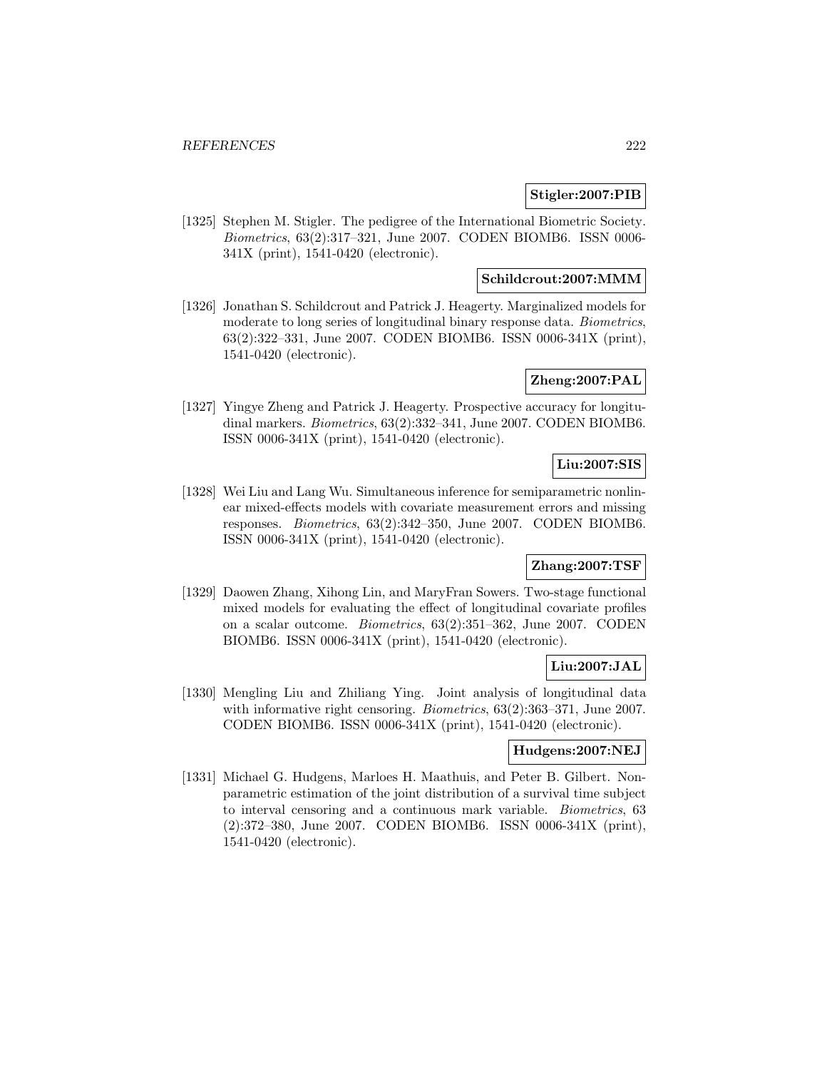**Stigler:2007:PIB**

[1325] Stephen M. Stigler. The pedigree of the International Biometric Society. *Biometrics*, 63(2):317–321, June 2007. CODEN BIOMB6. ISSN 0006-341X (print), 1541-0420 (electronic).

**Schildcrout:2007:MMM**

[1326] Jonathan S. Schildcrout and Patrick J. Heagerty. Marginalized models for moderate to long series of longitudinal binary response data. *Biometrics*, 63(2):322–331, June 2007. CODEN BIOMB6. ISSN 0006-341X (print), 1541-0420 (electronic).

**Zheng:2007:PAL**

[1327] Yingye Zheng and Patrick J. Heagerty. Prospective accuracy for longitudinal markers. *Biometrics*, 63(2):332–341, June 2007. CODEN BIOMB6. ISSN 0006-341X (print), 1541-0420 (electronic).

**Liu:2007:SIS**

[1328] Wei Liu and Lang Wu. Simultaneous inference for semiparametric nonlinear mixed-effects models with covariate measurement errors and missing responses. *Biometrics*, 63(2):342–350, June 2007. CODEN BIOMB6. ISSN 0006-341X (print), 1541-0420 (electronic).

**Zhang:2007:TSF**

[1329] Daowen Zhang, Xihong Lin, and MaryFran Sowers. Two-stage functional mixed models for evaluating the effect of longitudinal covariate profiles on a scalar outcome. *Biometrics*, 63(2):351–362, June 2007. CODEN BIOMB6. ISSN 0006-341X (print), 1541-0420 (electronic).

**Liu:2007:JAL**

[1330] Mengling Liu and Zhiliang Ying. Joint analysis of longitudinal data with informative right censoring. *Biometrics*, 63(2):363–371, June 2007. CODEN BIOMB6. ISSN 0006-341X (print), 1541-0420 (electronic).

**Hudgens:2007:NEJ**

[1331] Michael G. Hudgens, Marloes H. Maathuis, and Peter B. Gilbert. Nonparametric estimation of the joint distribution of a survival time subject to interval censoring and a continuous mark variable. *Biometrics*, 63 (2):372–380, June 2007. CODEN BIOMB6. ISSN 0006-341X (print), 1541-0420 (electronic).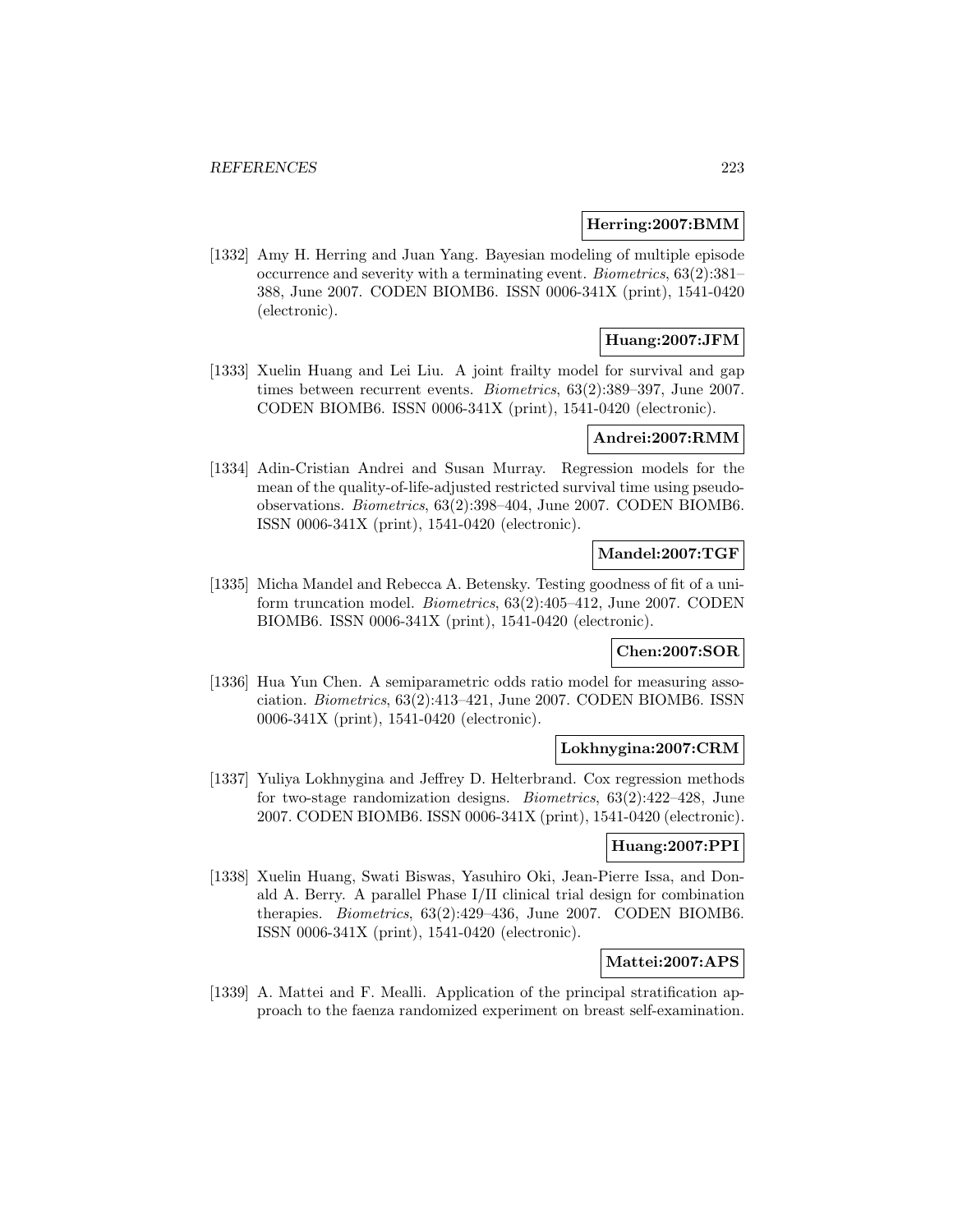**Herring:2007:BMM**

[1332] Amy H. Herring and Juan Yang. Bayesian modeling of multiple episode occurrence and severity with a terminating event. *Biometrics*, 63(2):381–388, June 2007. CODEN BIOMB6. ISSN 0006-341X (print), 1541-0420 (electronic).

**Huang:2007:JFM**

[1333] Xuelin Huang and Lei Liu. A joint frailty model for survival and gap times between recurrent events. *Biometrics*, 63(2):389–397, June 2007. CODEN BIOMB6. ISSN 0006-341X (print), 1541-0420 (electronic).

**Andrei:2007:RMM**

[1334] Adin-Cristian Andrei and Susan Murray. Regression models for the mean of the quality-of-life-adjusted restricted survival time using pseudo-observations. *Biometrics*, 63(2):398–404, June 2007. CODEN BIOMB6. ISSN 0006-341X (print), 1541-0420 (electronic).

**Mandel:2007:TGF**

[1335] Micha Mandel and Rebecca A. Betensky. Testing goodness of fit of a uniform truncation model. *Biometrics*, 63(2):405–412, June 2007. CODEN BIOMB6. ISSN 0006-341X (print), 1541-0420 (electronic).

**Chen:2007:SOR**

[1336] Hua Yun Chen. A semiparametric odds ratio model for measuring association. *Biometrics*, 63(2):413–421, June 2007. CODEN BIOMB6. ISSN 0006-341X (print), 1541-0420 (electronic).

**Lokhnygina:2007:CRM**

[1337] Yuliya Lokhnygina and Jeffrey D. Helterbrand. Cox regression methods for two-stage randomization designs. *Biometrics*, 63(2):422–428, June 2007. CODEN BIOMB6. ISSN 0006-341X (print), 1541-0420 (electronic).

**Huang:2007:PPI**

[1338] Xuelin Huang, Swati Biswas, Yasuhiro Oki, Jean-Pierre Issa, and Donald A. Berry. A parallel Phase I/II clinical trial design for combination therapies. *Biometrics*, 63(2):429–436, June 2007. CODEN BIOMB6. ISSN 0006-341X (print), 1541-0420 (electronic).

**Mattei:2007:APS**

[1339] A. Mattei and F. Mealli. Application of the principal stratification approach to the faenza randomized experiment on breast self-examination.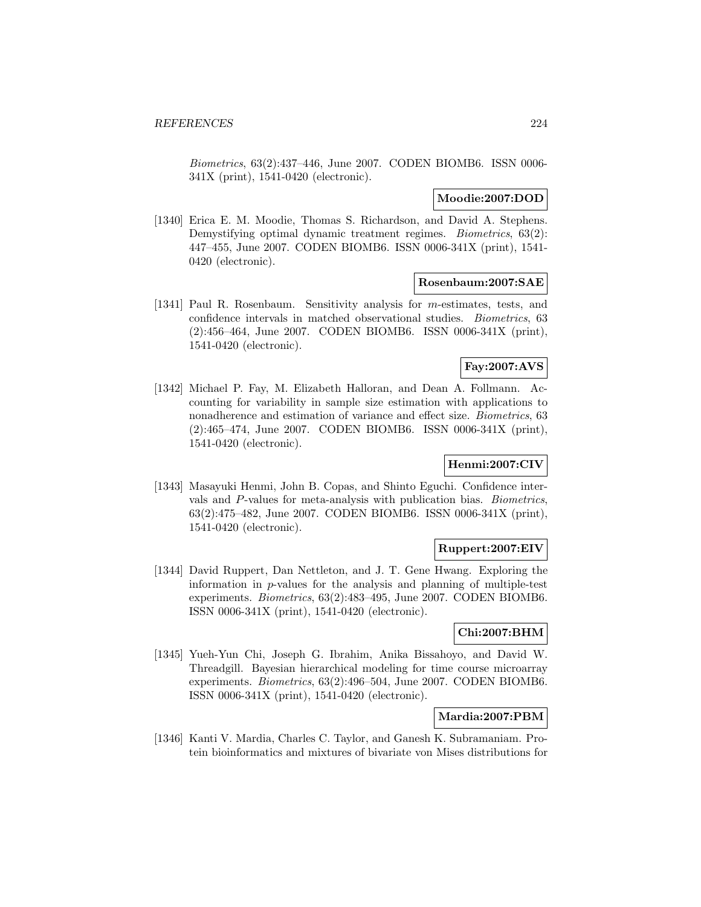*Biometrics*, 63(2):437–446, June 2007. CODEN BIOMB6. ISSN 0006-341X (print), 1541-0420 (electronic).

**Moodie:2007:DOD**

[1340] Erica E. M. Moodie, Thomas S. Richardson, and David A. Stephens. Demystifying optimal dynamic treatment regimes. *Biometrics*, 63(2): 447–455, June 2007. CODEN BIOMB6. ISSN 0006-341X (print), 1541-0420 (electronic).

**Rosenbaum:2007:SAE**

[1341] Paul R. Rosenbaum. Sensitivity analysis for $m$-estimates, tests, and confidence intervals in matched observational studies. *Biometrics*, 63 (2):456–464, June 2007. CODEN BIOMB6. ISSN 0006-341X (print), 1541-0420 (electronic).

**Fay:2007:AVS**

[1342] Michael P. Fay, M. Elizabeth Halloran, and Dean A. Follmann. Accounting for variability in sample size estimation with applications to nonadherence and estimation of variance and effect size. *Biometrics*, 63 (2):465–474, June 2007. CODEN BIOMB6. ISSN 0006-341X (print), 1541-0420 (electronic).

**Henmi:2007:CIV**

[1343] Masayuki Henmi, John B. Copas, and Shinto Eguchi. Confidence intervals and $P$-values for meta-analysis with publication bias. *Biometrics*, 63(2):475–482, June 2007. CODEN BIOMB6. ISSN 0006-341X (print), 1541-0420 (electronic).

**Ruppert:2007:EIV**

[1344] David Ruppert, Dan Nettleton, and J. T. Gene Hwang. Exploring the information in $p$-values for the analysis and planning of multiple-test experiments. *Biometrics*, 63(2):483–495, June 2007. CODEN BIOMB6. ISSN 0006-341X (print), 1541-0420 (electronic).

**Chi:2007:BHM**

[1345] Yueh-Yun Chi, Joseph G. Ibrahim, Anika Bissahoyo, and David W. Threadgill. Bayesian hierarchical modeling for time course microarray experiments. *Biometrics*, 63(2):496–504, June 2007. CODEN BIOMB6. ISSN 0006-341X (print), 1541-0420 (electronic).

**Mardia:2007:PBM**

[1346] Kanti V. Mardia, Charles C. Taylor, and Ganesh K. Subramaniam. Protein bioinformatics and mixtures of bivariate von Mises distributions for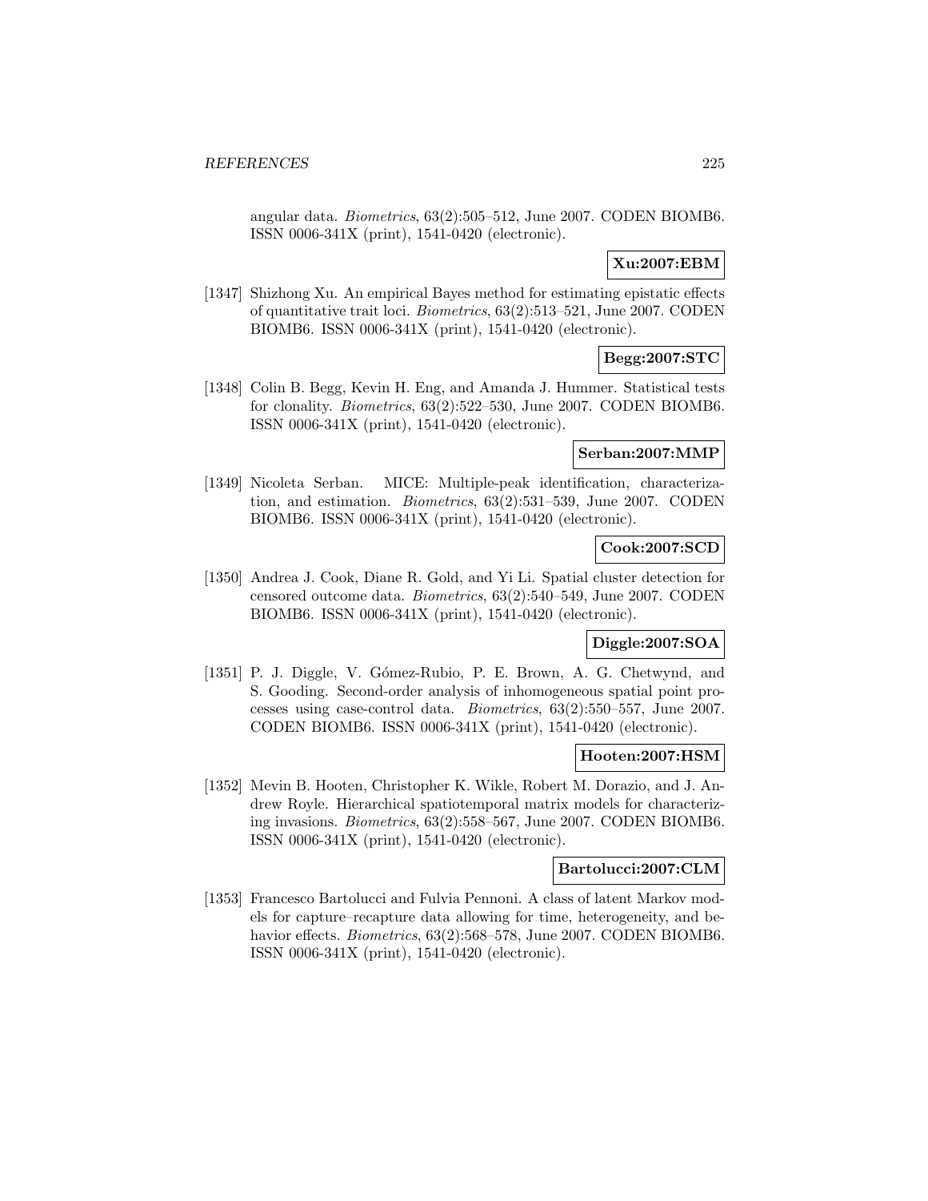angular data. *Biometrics*, 63(2):505–512, June 2007. CODEN BIOMB6. ISSN 0006-341X (print), 1541-0420 (electronic).

**Xu:2007:EBM**

[1347] Shizhong Xu. An empirical Bayes method for estimating epistatic effects of quantitative trait loci. *Biometrics*, 63(2):513–521, June 2007. CODEN BIOMB6. ISSN 0006-341X (print), 1541-0420 (electronic).

**Begg:2007:STC**

[1348] Colin B. Begg, Kevin H. Eng, and Amanda J. Hummer. Statistical tests for clonality. *Biometrics*, 63(2):522–530, June 2007. CODEN BIOMB6. ISSN 0006-341X (print), 1541-0420 (electronic).

**Serban:2007:MMP**

[1349] Nicoleta Serban. MICE: Multiple-peak identification, characterization, and estimation. *Biometrics*, 63(2):531–539, June 2007. CODEN BIOMB6. ISSN 0006-341X (print), 1541-0420 (electronic).

**Cook:2007:SCD**

[1350] Andrea J. Cook, Diane R. Gold, and Yi Li. Spatial cluster detection for censored outcome data. *Biometrics*, 63(2):540–549, June 2007. CODEN BIOMB6. ISSN 0006-341X (print), 1541-0420 (electronic).

**Diggle:2007:SOA**

[1351] P. J. Diggle, V. Gómez-Rubio, P. E. Brown, A. G. Chetwynd, and S. Gooding. Second-order analysis of inhomogeneous spatial point processes using case-control data. *Biometrics*, 63(2):550–557, June 2007. CODEN BIOMB6. ISSN 0006-341X (print), 1541-0420 (electronic).

**Hooten:2007:HSM**

[1352] Mevin B. Hooten, Christopher K. Wikle, Robert M. Dorazio, and J. Andrew Royle. Hierarchical spatiotemporal matrix models for characterizing invasions. *Biometrics*, 63(2):558–567, June 2007. CODEN BIOMB6. ISSN 0006-341X (print), 1541-0420 (electronic).

**Bartolucci:2007:CLM**

[1353] Francesco Bartolucci and Fulvia Pennoni. A class of latent Markov models for capture–recapture data allowing for time, heterogeneity, and behavior effects. *Biometrics*, 63(2):568–578, June 2007. CODEN BIOMB6. ISSN 0006-341X (print), 1541-0420 (electronic).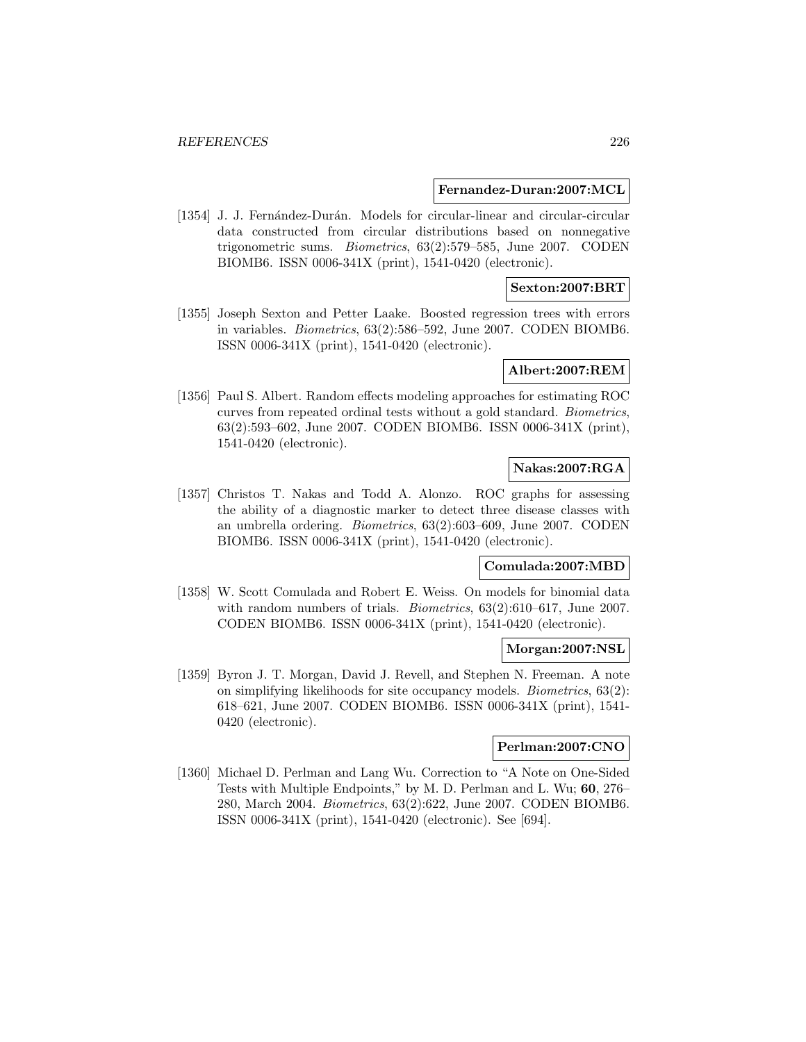**Fernandez-Duran:2007:MCL**

[1354] J. J. Fernández-Durán. Models for circular-linear and circular-circular data constructed from circular distributions based on nonnegative trigonometric sums. *Biometrics*, 63(2):579–585, June 2007. CODEN BIOMB6. ISSN 0006-341X (print), 1541-0420 (electronic).

**Sexton:2007:BRT**

[1355] Joseph Sexton and Petter Laake. Boosted regression trees with errors in variables. *Biometrics*, 63(2):586–592, June 2007. CODEN BIOMB6. ISSN 0006-341X (print), 1541-0420 (electronic).

**Albert:2007:REM**

[1356] Paul S. Albert. Random effects modeling approaches for estimating ROC curves from repeated ordinal tests without a gold standard. *Biometrics*, 63(2):593–602, June 2007. CODEN BIOMB6. ISSN 0006-341X (print), 1541-0420 (electronic).

**Nakas:2007:RGA**

[1357] Christos T. Nakas and Todd A. Alonzo. ROC graphs for assessing the ability of a diagnostic marker to detect three disease classes with an umbrella ordering. *Biometrics*, 63(2):603–609, June 2007. CODEN BIOMB6. ISSN 0006-341X (print), 1541-0420 (electronic).

**Comulada:2007:MBD**

[1358] W. Scott Comulada and Robert E. Weiss. On models for binomial data with random numbers of trials. *Biometrics*, 63(2):610–617, June 2007. CODEN BIOMB6. ISSN 0006-341X (print), 1541-0420 (electronic).

**Morgan:2007:NSL**

[1359] Byron J. T. Morgan, David J. Revell, and Stephen N. Freeman. A note on simplifying likelihoods for site occupancy models. *Biometrics*, 63(2): 618–621, June 2007. CODEN BIOMB6. ISSN 0006-341X (print), 1541-0420 (electronic).

**Perlman:2007:CNO**

[1360] Michael D. Perlman and Lang Wu. Correction to "A Note on One-Sided Tests with Multiple Endpoints," by M. D. Perlman and L. Wu; **60**, 276–280, March 2004. *Biometrics*, 63(2):622, June 2007. CODEN BIOMB6. ISSN 0006-341X (print), 1541-0420 (electronic). See [694].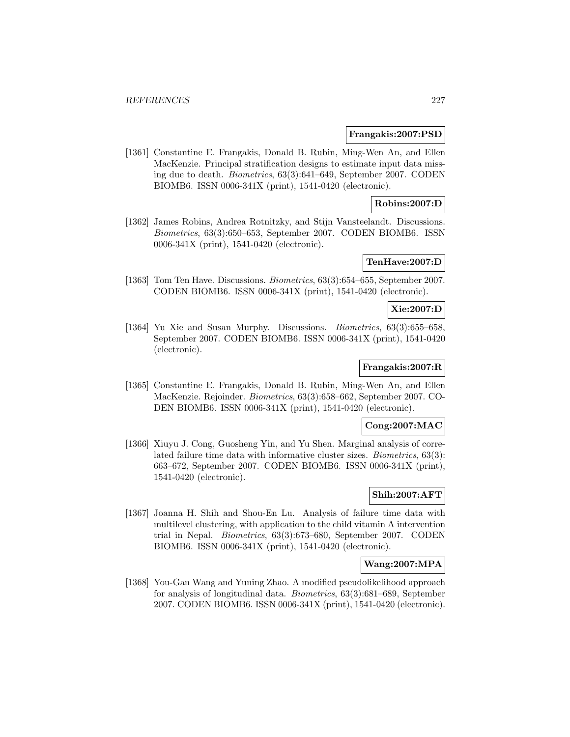**Frangakis:2007:PSD**

[1361] Constantine E. Frangakis, Donald B. Rubin, Ming-Wen An, and Ellen MacKenzie. Principal stratification designs to estimate input data missing due to death. *Biometrics*, 63(3):641–649, September 2007. CODEN BIOMB6. ISSN 0006-341X (print), 1541-0420 (electronic).

**Robins:2007:D**

[1362] James Robins, Andrea Rotnitzky, and Stijn Vansteelandt. Discussions. *Biometrics*, 63(3):650–653, September 2007. CODEN BIOMB6. ISSN 0006-341X (print), 1541-0420 (electronic).

**TenHave:2007:D**

[1363] Tom Ten Have. Discussions. *Biometrics*, 63(3):654–655, September 2007. CODEN BIOMB6. ISSN 0006-341X (print), 1541-0420 (electronic).

**Xie:2007:D**

[1364] Yu Xie and Susan Murphy. Discussions. *Biometrics*, 63(3):655–658, September 2007. CODEN BIOMB6. ISSN 0006-341X (print), 1541-0420 (electronic).

**Frangakis:2007:R**

[1365] Constantine E. Frangakis, Donald B. Rubin, Ming-Wen An, and Ellen MacKenzie. Rejoinder. *Biometrics*, 63(3):658–662, September 2007. CODEN BIOMB6. ISSN 0006-341X (print), 1541-0420 (electronic).

**Cong:2007:MAC**

[1366] Xiuyu J. Cong, Guosheng Yin, and Yu Shen. Marginal analysis of correlated failure time data with informative cluster sizes. *Biometrics*, 63(3): 663–672, September 2007. CODEN BIOMB6. ISSN 0006-341X (print), 1541-0420 (electronic).

**Shih:2007:AFT**

[1367] Joanna H. Shih and Shou-En Lu. Analysis of failure time data with multilevel clustering, with application to the child vitamin A intervention trial in Nepal. *Biometrics*, 63(3):673–680, September 2007. CODEN BIOMB6. ISSN 0006-341X (print), 1541-0420 (electronic).

**Wang:2007:MPA**

[1368] You-Gan Wang and Yuning Zhao. A modified pseudolikelihood approach for analysis of longitudinal data. *Biometrics*, 63(3):681–689, September 2007. CODEN BIOMB6. ISSN 0006-341X (print), 1541-0420 (electronic).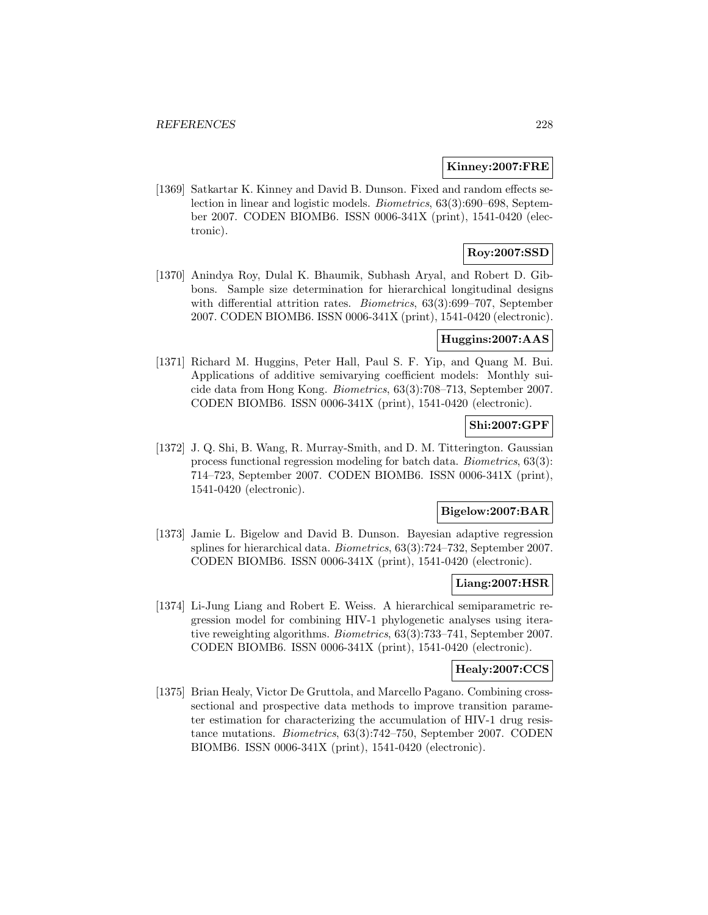**Kinney:2007:FRE**

[1369] Satkartar K. Kinney and David B. Dunson. Fixed and random effects selection in linear and logistic models. *Biometrics*, 63(3):690–698, September 2007. CODEN BIOMB6. ISSN 0006-341X (print), 1541-0420 (electronic).

**Roy:2007:SSD**

[1370] Anindya Roy, Dulal K. Bhaumik, Subhash Aryal, and Robert D. Gibbons. Sample size determination for hierarchical longitudinal designs with differential attrition rates. *Biometrics*, 63(3):699–707, September 2007. CODEN BIOMB6. ISSN 0006-341X (print), 1541-0420 (electronic).

**Huggins:2007:AAS**

[1371] Richard M. Huggins, Peter Hall, Paul S. F. Yip, and Quang M. Bui. Applications of additive semivarying coefficient models: Monthly suicide data from Hong Kong. *Biometrics*, 63(3):708–713, September 2007. CODEN BIOMB6. ISSN 0006-341X (print), 1541-0420 (electronic).

**Shi:2007:GPF**

[1372] J. Q. Shi, B. Wang, R. Murray-Smith, and D. M. Titterington. Gaussian process functional regression modeling for batch data. *Biometrics*, 63(3): 714–723, September 2007. CODEN BIOMB6. ISSN 0006-341X (print), 1541-0420 (electronic).

**Bigelow:2007:BAR**

[1373] Jamie L. Bigelow and David B. Dunson. Bayesian adaptive regression splines for hierarchical data. *Biometrics*, 63(3):724–732, September 2007. CODEN BIOMB6. ISSN 0006-341X (print), 1541-0420 (electronic).

**Liang:2007:HSR**

[1374] Li-Jung Liang and Robert E. Weiss. A hierarchical semiparametric regression model for combining HIV-1 phylogenetic analyses using iterative reweighting algorithms. *Biometrics*, 63(3):733–741, September 2007. CODEN BIOMB6. ISSN 0006-341X (print), 1541-0420 (electronic).

**Healy:2007:CCS**

[1375] Brian Healy, Victor De Gruttola, and Marcello Pagano. Combining cross-sectional and prospective data methods to improve transition parameter estimation for characterizing the accumulation of HIV-1 drug resistance mutations. *Biometrics*, 63(3):742–750, September 2007. CODEN BIOMB6. ISSN 0006-341X (print), 1541-0420 (electronic).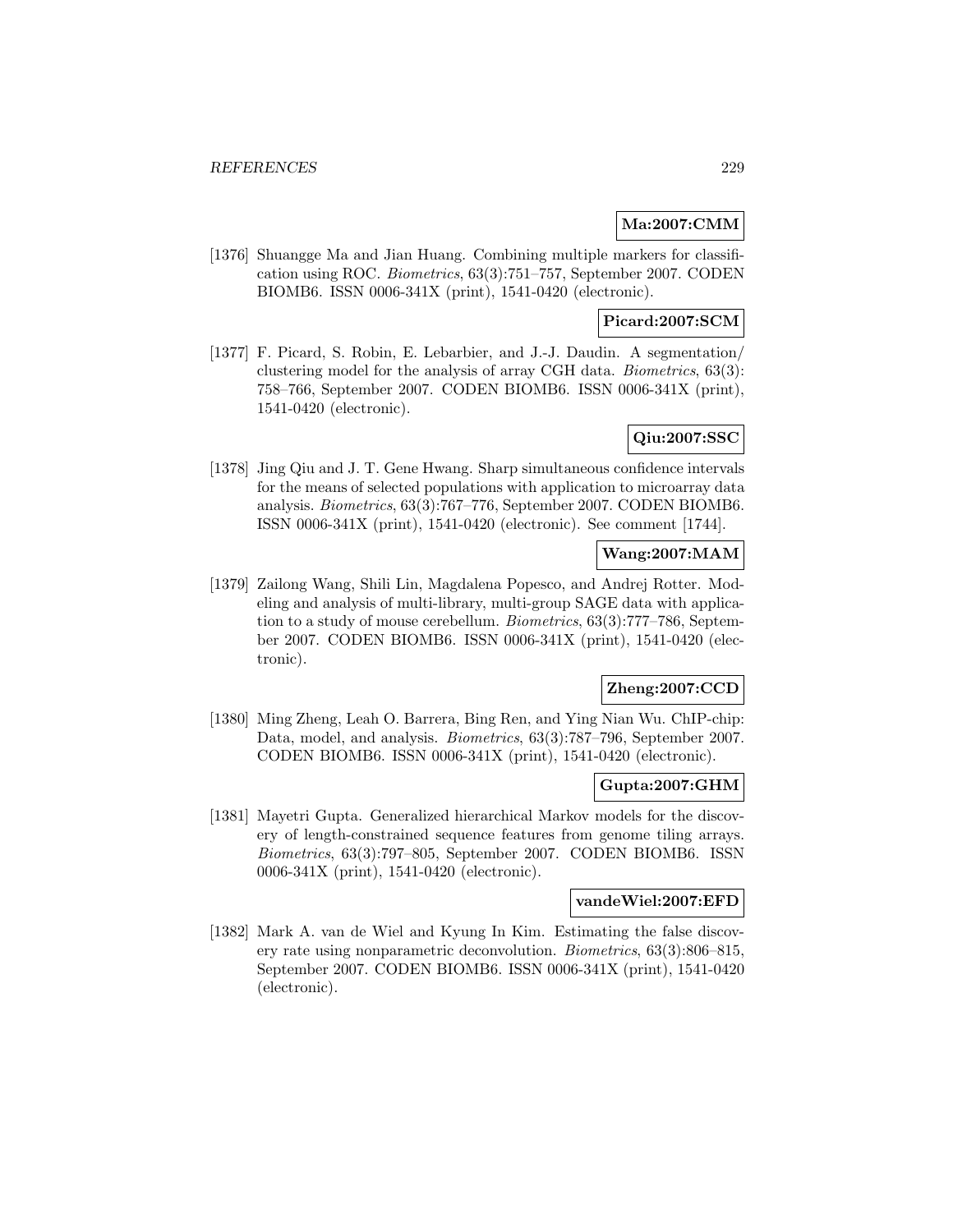**Ma:2007:CMM**

[1376] Shuangge Ma and Jian Huang. Combining multiple markers for classification using ROC. *Biometrics*, 63(3):751–757, September 2007. CODEN BIOMB6. ISSN 0006-341X (print), 1541-0420 (electronic).

**Picard:2007:SCM**

[1377] F. Picard, S. Robin, E. Lebarbier, and J.-J. Daudin. A segmentation/ clustering model for the analysis of array CGH data. *Biometrics*, 63(3): 758–766, September 2007. CODEN BIOMB6. ISSN 0006-341X (print), 1541-0420 (electronic).

**Qiu:2007:SSC**

[1378] Jing Qiu and J. T. Gene Hwang. Sharp simultaneous confidence intervals for the means of selected populations with application to microarray data analysis. *Biometrics*, 63(3):767–776, September 2007. CODEN BIOMB6. ISSN 0006-341X (print), 1541-0420 (electronic). See comment [1744].

**Wang:2007:MAM**

[1379] Zailong Wang, Shili Lin, Magdalena Popesco, and Andrej Rotter. Modeling and analysis of multi-library, multi-group SAGE data with application to a study of mouse cerebellum. *Biometrics*, 63(3):777–786, September 2007. CODEN BIOMB6. ISSN 0006-341X (print), 1541-0420 (electronic).

**Zheng:2007:CCD**

[1380] Ming Zheng, Leah O. Barrera, Bing Ren, and Ying Nian Wu. ChIP-chip: Data, model, and analysis. *Biometrics*, 63(3):787–796, September 2007. CODEN BIOMB6. ISSN 0006-341X (print), 1541-0420 (electronic).

**Gupta:2007:GHM**

[1381] Mayetri Gupta. Generalized hierarchical Markov models for the discovery of length-constrained sequence features from genome tiling arrays. *Biometrics*, 63(3):797–805, September 2007. CODEN BIOMB6. ISSN 0006-341X (print), 1541-0420 (electronic).

**vandeWiel:2007:EFD**

[1382] Mark A. van de Wiel and Kyung In Kim. Estimating the false discovery rate using nonparametric deconvolution. *Biometrics*, 63(3):806–815, September 2007. CODEN BIOMB6. ISSN 0006-341X (print), 1541-0420 (electronic).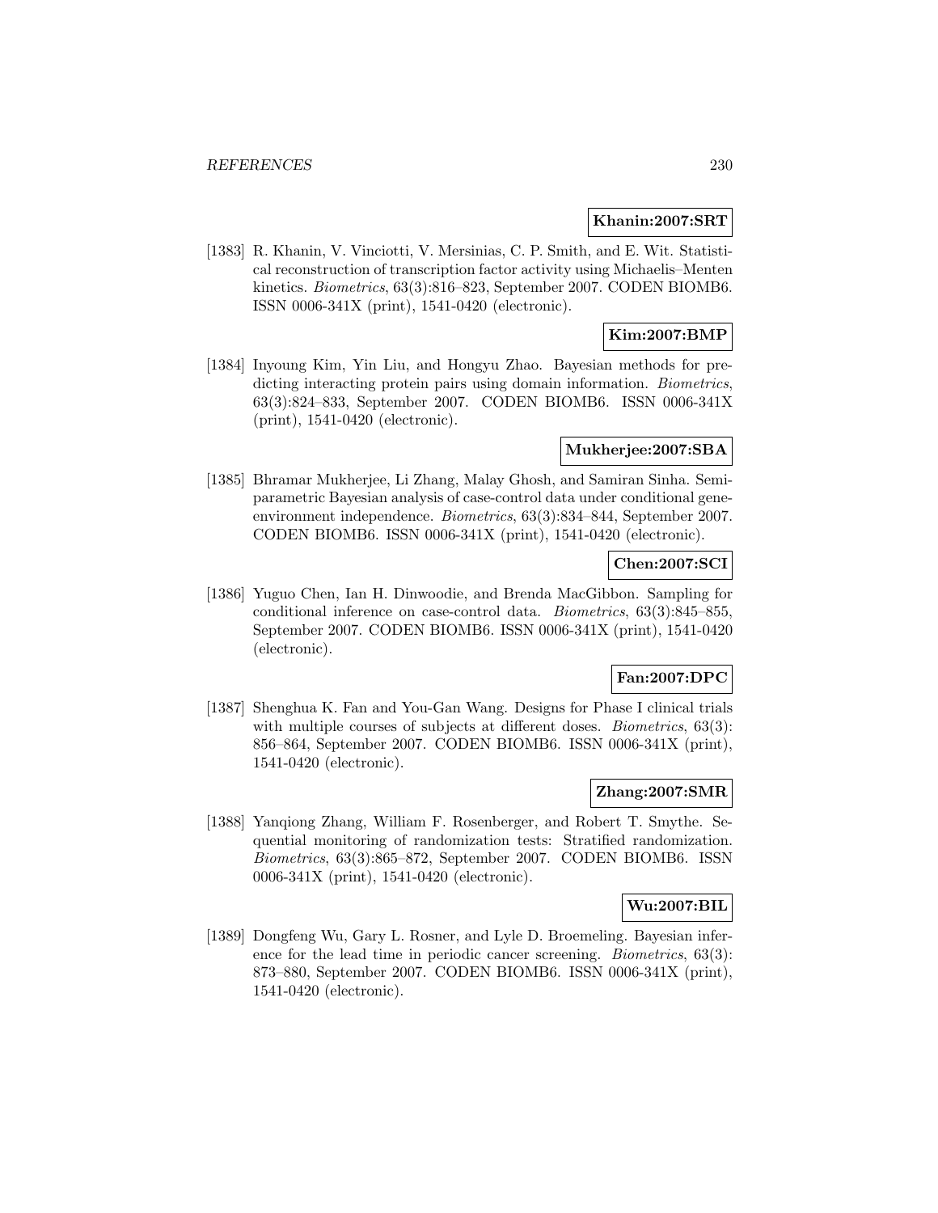**Khanin:2007:SRT**

[1383] R. Khanin, V. Vinciotti, V. Mersinias, C. P. Smith, and E. Wit. Statistical reconstruction of transcription factor activity using Michaelis–Menten kinetics. *Biometrics*, 63(3):816–823, September 2007. CODEN BIOMB6. ISSN 0006-341X (print), 1541-0420 (electronic).

**Kim:2007:BMP**

[1384] Inyoung Kim, Yin Liu, and Hongyu Zhao. Bayesian methods for predicting interacting protein pairs using domain information. *Biometrics*, 63(3):824–833, September 2007. CODEN BIOMB6. ISSN 0006-341X (print), 1541-0420 (electronic).

**Mukherjee:2007:SBA**

[1385] Bhramar Mukherjee, Li Zhang, Malay Ghosh, and Samiran Sinha. Semiparametric Bayesian analysis of case-control data under conditional gene-environment independence. *Biometrics*, 63(3):834–844, September 2007. CODEN BIOMB6. ISSN 0006-341X (print), 1541-0420 (electronic).

**Chen:2007:SCI**

[1386] Yuguo Chen, Ian H. Dinwoodie, and Brenda MacGibbon. Sampling for conditional inference on case-control data. *Biometrics*, 63(3):845–855, September 2007. CODEN BIOMB6. ISSN 0006-341X (print), 1541-0420 (electronic).

**Fan:2007:DPC**

[1387] Shenghua K. Fan and You-Gan Wang. Designs for Phase I clinical trials with multiple courses of subjects at different doses. *Biometrics*, 63(3): 856–864, September 2007. CODEN BIOMB6. ISSN 0006-341X (print), 1541-0420 (electronic).

**Zhang:2007:SMR**

[1388] Yanqiong Zhang, William F. Rosenberger, and Robert T. Smythe. Sequential monitoring of randomization tests: Stratified randomization. *Biometrics*, 63(3):865–872, September 2007. CODEN BIOMB6. ISSN 0006-341X (print), 1541-0420 (electronic).

**Wu:2007:BIL**

[1389] Dongfeng Wu, Gary L. Rosner, and Lyle D. Broemeling. Bayesian inference for the lead time in periodic cancer screening. *Biometrics*, 63(3): 873–880, September 2007. CODEN BIOMB6. ISSN 0006-341X (print), 1541-0420 (electronic).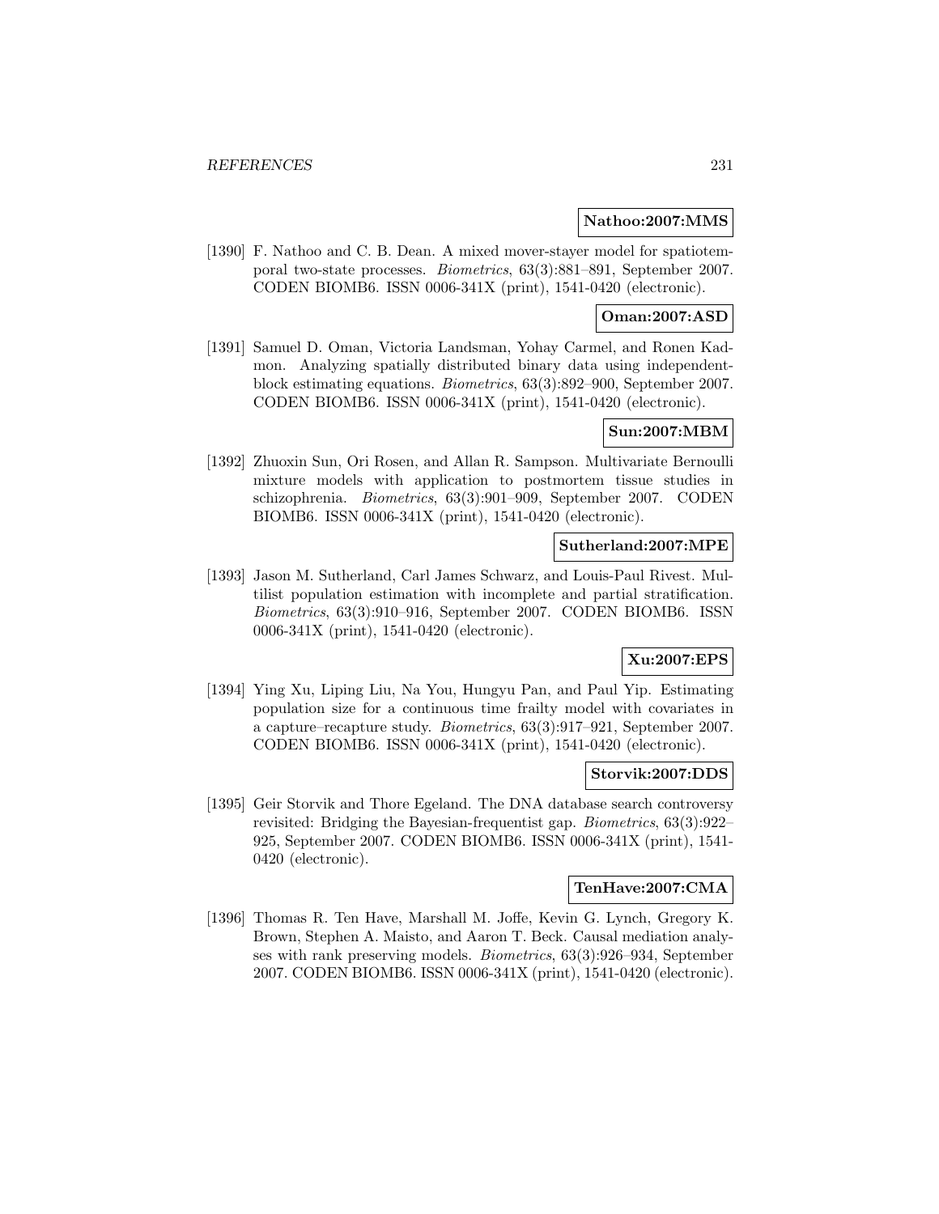**Nathoo:2007:MMS**

[1390] F. Nathoo and C. B. Dean. A mixed mover-stayer model for spatiotemporal two-state processes. *Biometrics*, 63(3):881–891, September 2007. CODEN BIOMB6. ISSN 0006-341X (print), 1541-0420 (electronic).

**Oman:2007:ASD**

[1391] Samuel D. Oman, Victoria Landsman, Yohay Carmel, and Ronen Kadmon. Analyzing spatially distributed binary data using independent-block estimating equations. *Biometrics*, 63(3):892–900, September 2007. CODEN BIOMB6. ISSN 0006-341X (print), 1541-0420 (electronic).

**Sun:2007:MBM**

[1392] Zhuoxin Sun, Ori Rosen, and Allan R. Sampson. Multivariate Bernoulli mixture models with application to postmortem tissue studies in schizophrenia. *Biometrics*, 63(3):901–909, September 2007. CODEN BIOMB6. ISSN 0006-341X (print), 1541-0420 (electronic).

**Sutherland:2007:MPE**

[1393] Jason M. Sutherland, Carl James Schwarz, and Louis-Paul Rivest. Multilist population estimation with incomplete and partial stratification. *Biometrics*, 63(3):910–916, September 2007. CODEN BIOMB6. ISSN 0006-341X (print), 1541-0420 (electronic).

**Xu:2007:EPS**

[1394] Ying Xu, Liping Liu, Na You, Hungyu Pan, and Paul Yip. Estimating population size for a continuous time frailty model with covariates in a capture–recapture study. *Biometrics*, 63(3):917–921, September 2007. CODEN BIOMB6. ISSN 0006-341X (print), 1541-0420 (electronic).

**Storvik:2007:DDS**

[1395] Geir Storvik and Thore Egeland. The DNA database search controversy revisited: Bridging the Bayesian-frequentist gap. *Biometrics*, 63(3):922–925, September 2007. CODEN BIOMB6. ISSN 0006-341X (print), 1541-0420 (electronic).

**TenHave:2007:CMA**

[1396] Thomas R. Ten Have, Marshall M. Joffe, Kevin G. Lynch, Gregory K. Brown, Stephen A. Maisto, and Aaron T. Beck. Causal mediation analyses with rank preserving models. *Biometrics*, 63(3):926–934, September 2007. CODEN BIOMB6. ISSN 0006-341X (print), 1541-0420 (electronic).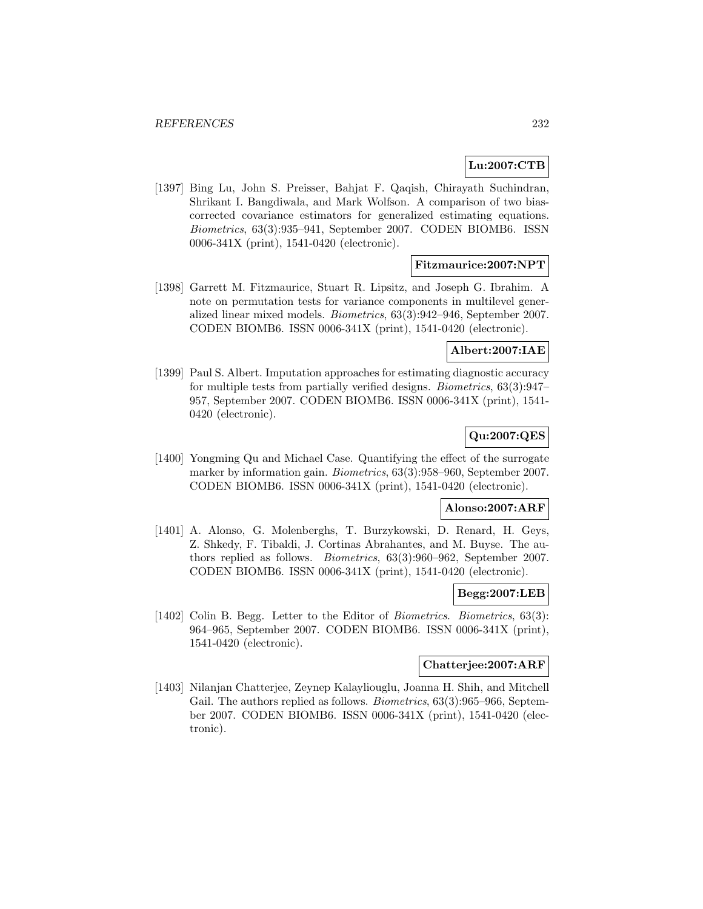**Lu:2007:CTB**

[1397] Bing Lu, John S. Preisser, Bahjat F. Qaqish, Chirayath Suchindran, Shrikant I. Bangdiwala, and Mark Wolfson. A comparison of two bias-corrected covariance estimators for generalized estimating equations. *Biometrics*, 63(3):935–941, September 2007. CODEN BIOMB6. ISSN 0006-341X (print), 1541-0420 (electronic).

**Fitzmaurice:2007:NPT**

[1398] Garrett M. Fitzmaurice, Stuart R. Lipsitz, and Joseph G. Ibrahim. A note on permutation tests for variance components in multilevel generalized linear mixed models. *Biometrics*, 63(3):942–946, September 2007. CODEN BIOMB6. ISSN 0006-341X (print), 1541-0420 (electronic).

**Albert:2007:IAE**

[1399] Paul S. Albert. Imputation approaches for estimating diagnostic accuracy for multiple tests from partially verified designs. *Biometrics*, 63(3):947–957, September 2007. CODEN BIOMB6. ISSN 0006-341X (print), 1541-0420 (electronic).

**Qu:2007:QES**

[1400] Yongming Qu and Michael Case. Quantifying the effect of the surrogate marker by information gain. *Biometrics*, 63(3):958–960, September 2007. CODEN BIOMB6. ISSN 0006-341X (print), 1541-0420 (electronic).

**Alonso:2007:ARF**

[1401] A. Alonso, G. Molenberghs, T. Burzykowski, D. Renard, H. Geys, Z. Shkedy, F. Tibaldi, J. Cortinas Abrahantes, and M. Buyse. The authors replied as follows. *Biometrics*, 63(3):960–962, September 2007. CODEN BIOMB6. ISSN 0006-341X (print), 1541-0420 (electronic).

**Begg:2007:LEB**

[1402] Colin B. Begg. Letter to the Editor of *Biometrics*. *Biometrics*, 63(3): 964–965, September 2007. CODEN BIOMB6. ISSN 0006-341X (print), 1541-0420 (electronic).

**Chatterjee:2007:ARF**

[1403] Nilanjan Chatterjee, Zeynep Kalaylioglu, Joanna H. Shih, and Mitchell Gail. The authors replied as follows. *Biometrics*, 63(3):965–966, September 2007. CODEN BIOMB6. ISSN 0006-341X (print), 1541-0420 (electronic).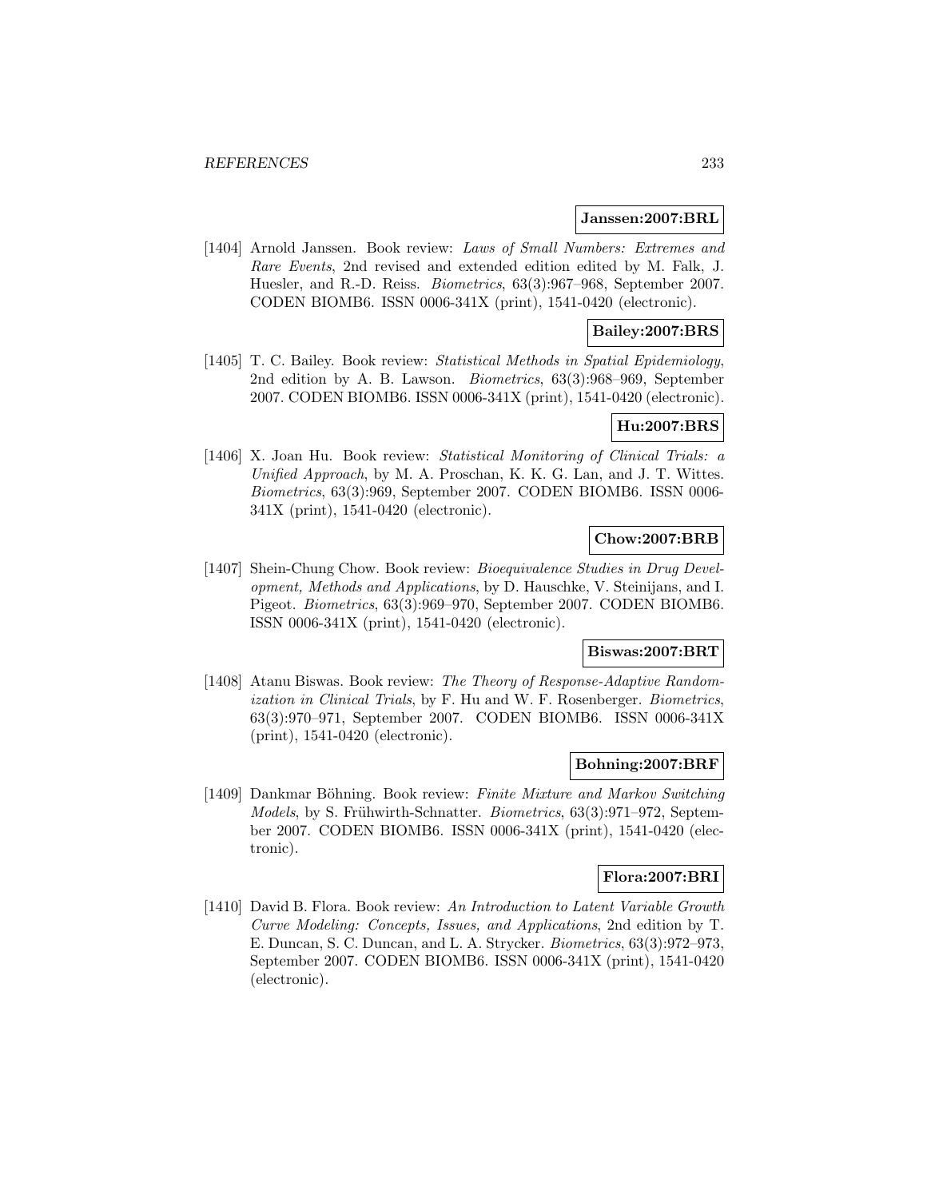**Janssen:2007:BRL**

[1404] Arnold Janssen. Book review: *Laws of Small Numbers: Extremes and Rare Events*, 2nd revised and extended edition edited by M. Falk, J. Huesler, and R.-D. Reiss. *Biometrics*, 63(3):967–968, September 2007. CODEN BIOMB6. ISSN 0006-341X (print), 1541-0420 (electronic).

**Bailey:2007:BRS**

[1405] T. C. Bailey. Book review: *Statistical Methods in Spatial Epidemiology*, 2nd edition by A. B. Lawson. *Biometrics*, 63(3):968–969, September 2007. CODEN BIOMB6. ISSN 0006-341X (print), 1541-0420 (electronic).

**Hu:2007:BRS**

[1406] X. Joan Hu. Book review: *Statistical Monitoring of Clinical Trials: a Unified Approach*, by M. A. Proschan, K. K. G. Lan, and J. T. Wittes. *Biometrics*, 63(3):969, September 2007. CODEN BIOMB6. ISSN 0006-341X (print), 1541-0420 (electronic).

**Chow:2007:BRB**

[1407] Shein-Chung Chow. Book review: *Bioequivalence Studies in Drug Development, Methods and Applications*, by D. Hauschke, V. Steinijans, and I. Pigeot. *Biometrics*, 63(3):969–970, September 2007. CODEN BIOMB6. ISSN 0006-341X (print), 1541-0420 (electronic).

**Biswas:2007:BRT**

[1408] Atanu Biswas. Book review: *The Theory of Response-Adaptive Randomization in Clinical Trials*, by F. Hu and W. F. Rosenberger. *Biometrics*, 63(3):970–971, September 2007. CODEN BIOMB6. ISSN 0006-341X (print), 1541-0420 (electronic).

**Bohning:2007:BRF**

[1409] Dankmar Böhning. Book review: *Finite Mixture and Markov Switching Models*, by S. Frühwirth-Schnatter. *Biometrics*, 63(3):971–972, September 2007. CODEN BIOMB6. ISSN 0006-341X (print), 1541-0420 (electronic).

**Flora:2007:BRI**

[1410] David B. Flora. Book review: *An Introduction to Latent Variable Growth Curve Modeling: Concepts, Issues, and Applications*, 2nd edition by T. E. Duncan, S. C. Duncan, and L. A. Strycker. *Biometrics*, 63(3):972–973, September 2007. CODEN BIOMB6. ISSN 0006-341X (print), 1541-0420 (electronic).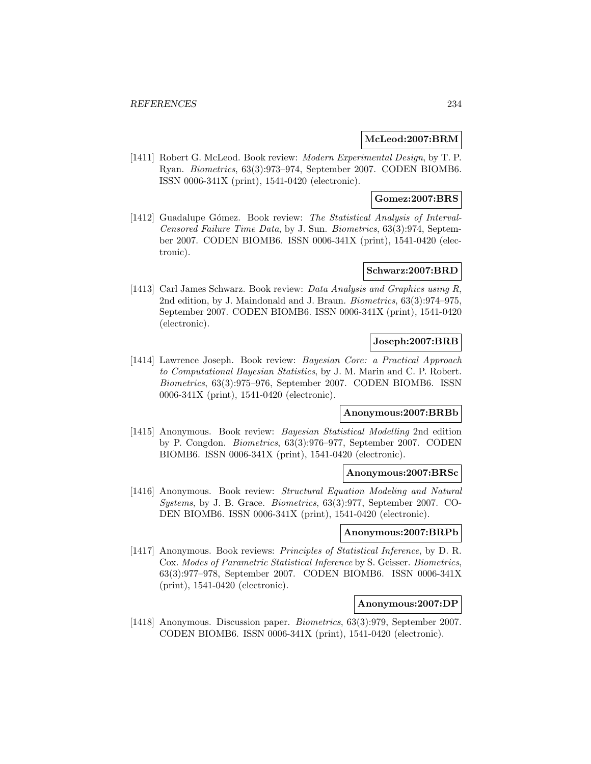**McLeod:2007:BRM**

[1411] Robert G. McLeod. Book review: *Modern Experimental Design*, by T. P. Ryan. *Biometrics*, 63(3):973–974, September 2007. CODEN BIOMB6. ISSN 0006-341X (print), 1541-0420 (electronic).

**Gomez:2007:BRS**

[1412] Guadalupe Gómez. Book review: *The Statistical Analysis of Interval-Censored Failure Time Data*, by J. Sun. *Biometrics*, 63(3):974, September 2007. CODEN BIOMB6. ISSN 0006-341X (print), 1541-0420 (electronic).

**Schwarz:2007:BRD**

[1413] Carl James Schwarz. Book review: *Data Analysis and Graphics using R*, 2nd edition, by J. Maindonald and J. Braun. *Biometrics*, 63(3):974–975, September 2007. CODEN BIOMB6. ISSN 0006-341X (print), 1541-0420 (electronic).

**Joseph:2007:BRB**

[1414] Lawrence Joseph. Book review: *Bayesian Core: a Practical Approach to Computational Bayesian Statistics*, by J. M. Marin and C. P. Robert. *Biometrics*, 63(3):975–976, September 2007. CODEN BIOMB6. ISSN 0006-341X (print), 1541-0420 (electronic).

**Anonymous:2007:BRBb**

[1415] Anonymous. Book review: *Bayesian Statistical Modelling* 2nd edition by P. Congdon. *Biometrics*, 63(3):976–977, September 2007. CODEN BIOMB6. ISSN 0006-341X (print), 1541-0420 (electronic).

**Anonymous:2007:BRSc**

[1416] Anonymous. Book review: *Structural Equation Modeling and Natural Systems*, by J. B. Grace. *Biometrics*, 63(3):977, September 2007. CODEN BIOMB6. ISSN 0006-341X (print), 1541-0420 (electronic).

**Anonymous:2007:BRPb**

[1417] Anonymous. Book reviews: *Principles of Statistical Inference*, by D. R. Cox. *Modes of Parametric Statistical Inference* by S. Geisser. *Biometrics*, 63(3):977–978, September 2007. CODEN BIOMB6. ISSN 0006-341X (print), 1541-0420 (electronic).

**Anonymous:2007:DP**

[1418] Anonymous. Discussion paper. *Biometrics*, 63(3):979, September 2007. CODEN BIOMB6. ISSN 0006-341X (print), 1541-0420 (electronic).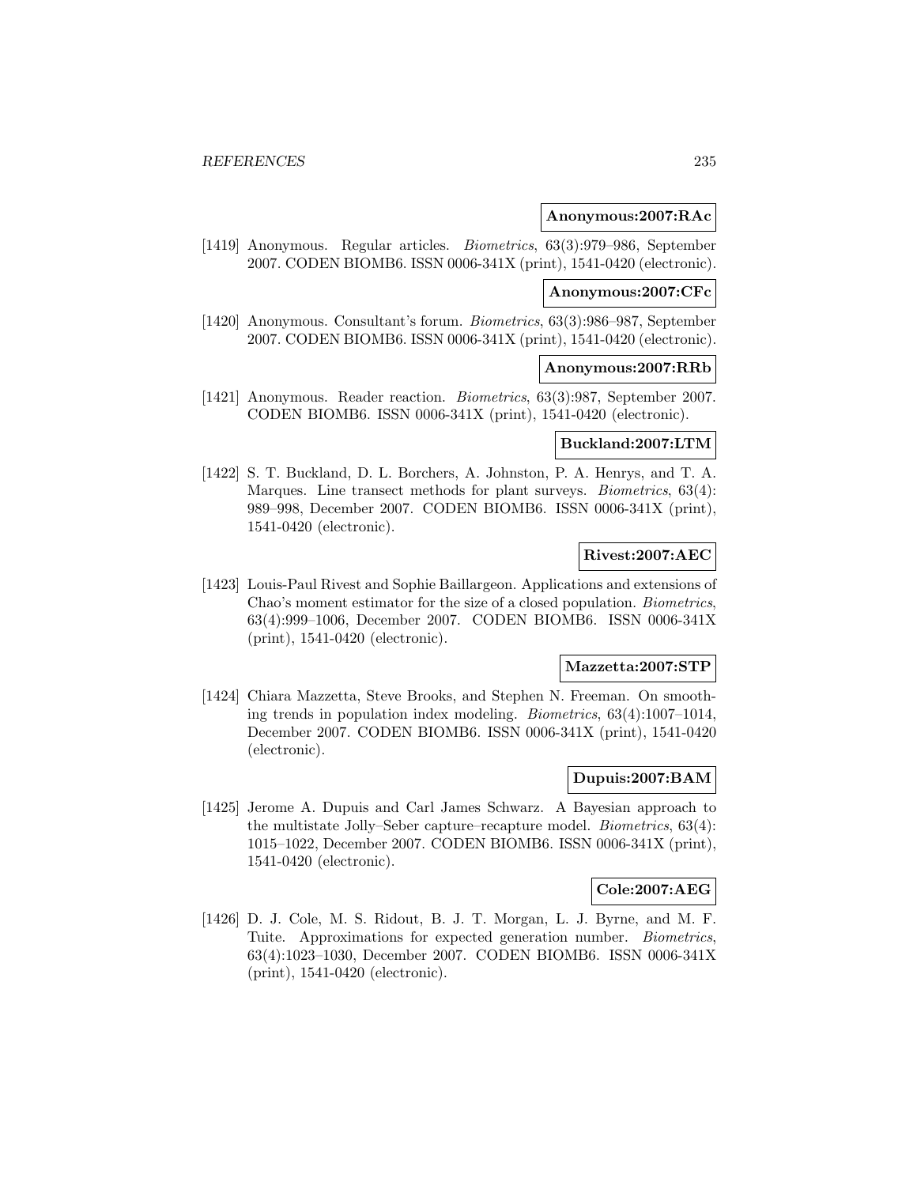**Anonymous:2007:RAc**

[1419] Anonymous. Regular articles. *Biometrics*, 63(3):979–986, September 2007. CODEN BIOMB6. ISSN 0006-341X (print), 1541-0420 (electronic).

**Anonymous:2007:CFc**

[1420] Anonymous. Consultant's forum. *Biometrics*, 63(3):986–987, September 2007. CODEN BIOMB6. ISSN 0006-341X (print), 1541-0420 (electronic).

**Anonymous:2007:RRb**

[1421] Anonymous. Reader reaction. *Biometrics*, 63(3):987, September 2007. CODEN BIOMB6. ISSN 0006-341X (print), 1541-0420 (electronic).

**Buckland:2007:LTM**

[1422] S. T. Buckland, D. L. Borchers, A. Johnston, P. A. Henrys, and T. A. Marques. Line transect methods for plant surveys. *Biometrics*, 63(4): 989–998, December 2007. CODEN BIOMB6. ISSN 0006-341X (print), 1541-0420 (electronic).

**Rivest:2007:AEC**

[1423] Louis-Paul Rivest and Sophie Baillargeon. Applications and extensions of Chao's moment estimator for the size of a closed population. *Biometrics*, 63(4):999–1006, December 2007. CODEN BIOMB6. ISSN 0006-341X (print), 1541-0420 (electronic).

**Mazzetta:2007:STP**

[1424] Chiara Mazzetta, Steve Brooks, and Stephen N. Freeman. On smoothing trends in population index modeling. *Biometrics*, 63(4):1007–1014, December 2007. CODEN BIOMB6. ISSN 0006-341X (print), 1541-0420 (electronic).

**Dupuis:2007:BAM**

[1425] Jerome A. Dupuis and Carl James Schwarz. A Bayesian approach to the multistate Jolly–Seber capture–recapture model. *Biometrics*, 63(4): 1015–1022, December 2007. CODEN BIOMB6. ISSN 0006-341X (print), 1541-0420 (electronic).

**Cole:2007:AEG**

[1426] D. J. Cole, M. S. Ridout, B. J. T. Morgan, L. J. Byrne, and M. F. Tuite. Approximations for expected generation number. *Biometrics*, 63(4):1023–1030, December 2007. CODEN BIOMB6. ISSN 0006-341X (print), 1541-0420 (electronic).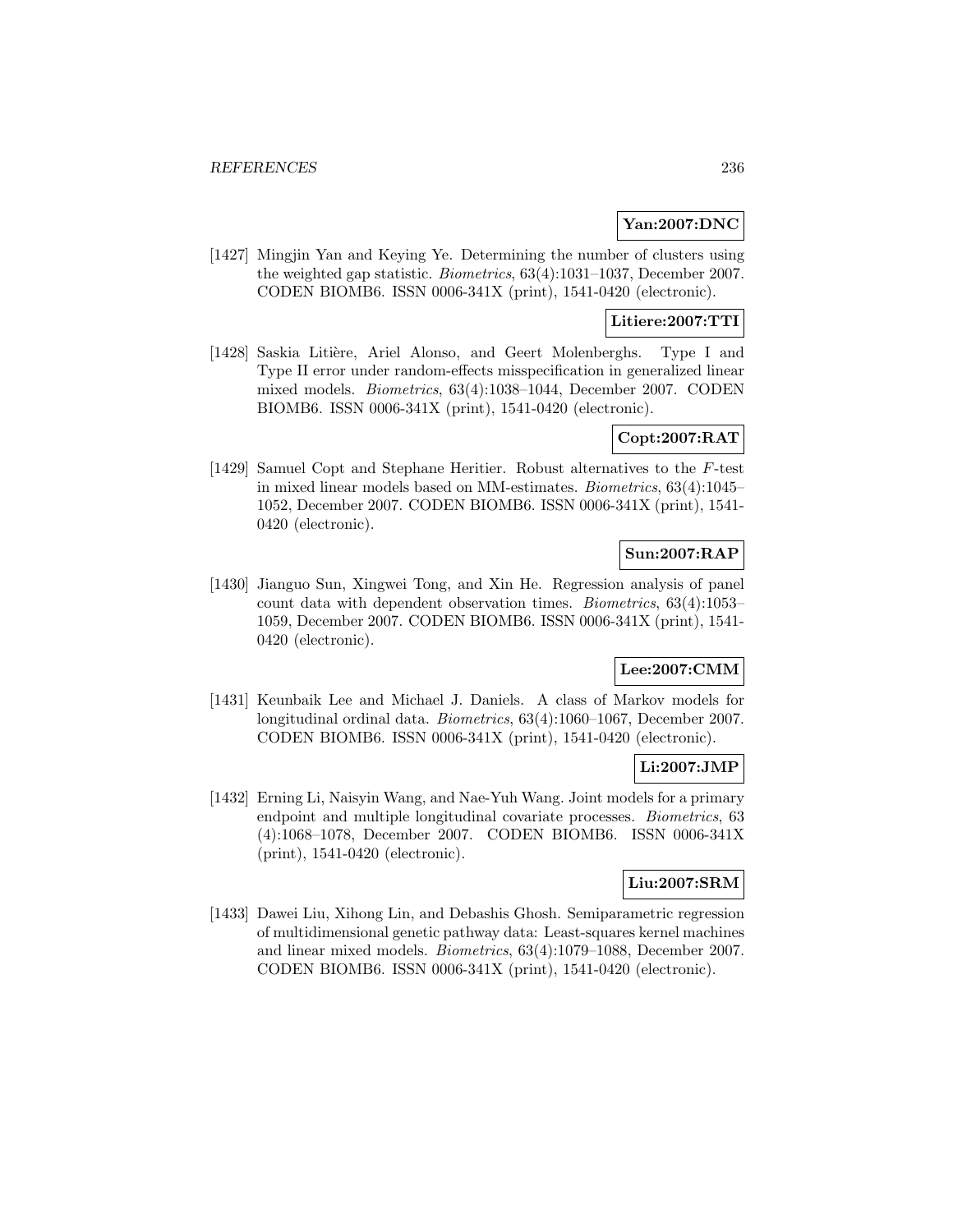**Yan:2007:DNC**

[1427] Mingjin Yan and Keying Ye. Determining the number of clusters using the weighted gap statistic. *Biometrics*, 63(4):1031–1037, December 2007. CODEN BIOMB6. ISSN 0006-341X (print), 1541-0420 (electronic).

**Litiere:2007:TTI**

[1428] Saskia Litière, Ariel Alonso, and Geert Molenberghs. Type I and Type II error under random-effects misspecification in generalized linear mixed models. *Biometrics*, 63(4):1038–1044, December 2007. CODEN BIOMB6. ISSN 0006-341X (print), 1541-0420 (electronic).

**Copt:2007:RAT**

[1429] Samuel Copt and Stephane Heritier. Robust alternatives to the $F$-test in mixed linear models based on MM-estimates. *Biometrics*, 63(4):1045–1052, December 2007. CODEN BIOMB6. ISSN 0006-341X (print), 1541-0420 (electronic).

**Sun:2007:RAP**

[1430] Jianguo Sun, Xingwei Tong, and Xin He. Regression analysis of panel count data with dependent observation times. *Biometrics*, 63(4):1053–1059, December 2007. CODEN BIOMB6. ISSN 0006-341X (print), 1541-0420 (electronic).

**Lee:2007:CMM**

[1431] Keunbaik Lee and Michael J. Daniels. A class of Markov models for longitudinal ordinal data. *Biometrics*, 63(4):1060–1067, December 2007. CODEN BIOMB6. ISSN 0006-341X (print), 1541-0420 (electronic).

**Li:2007:JMP**

[1432] Erning Li, Naisyin Wang, and Nae-Yuh Wang. Joint models for a primary endpoint and multiple longitudinal covariate processes. *Biometrics*, 63 (4):1068–1078, December 2007. CODEN BIOMB6. ISSN 0006-341X (print), 1541-0420 (electronic).

**Liu:2007:SRM**

[1433] Dawei Liu, Xihong Lin, and Debashis Ghosh. Semiparametric regression of multidimensional genetic pathway data: Least-squares kernel machines and linear mixed models. *Biometrics*, 63(4):1079–1088, December 2007. CODEN BIOMB6. ISSN 0006-341X (print), 1541-0420 (electronic).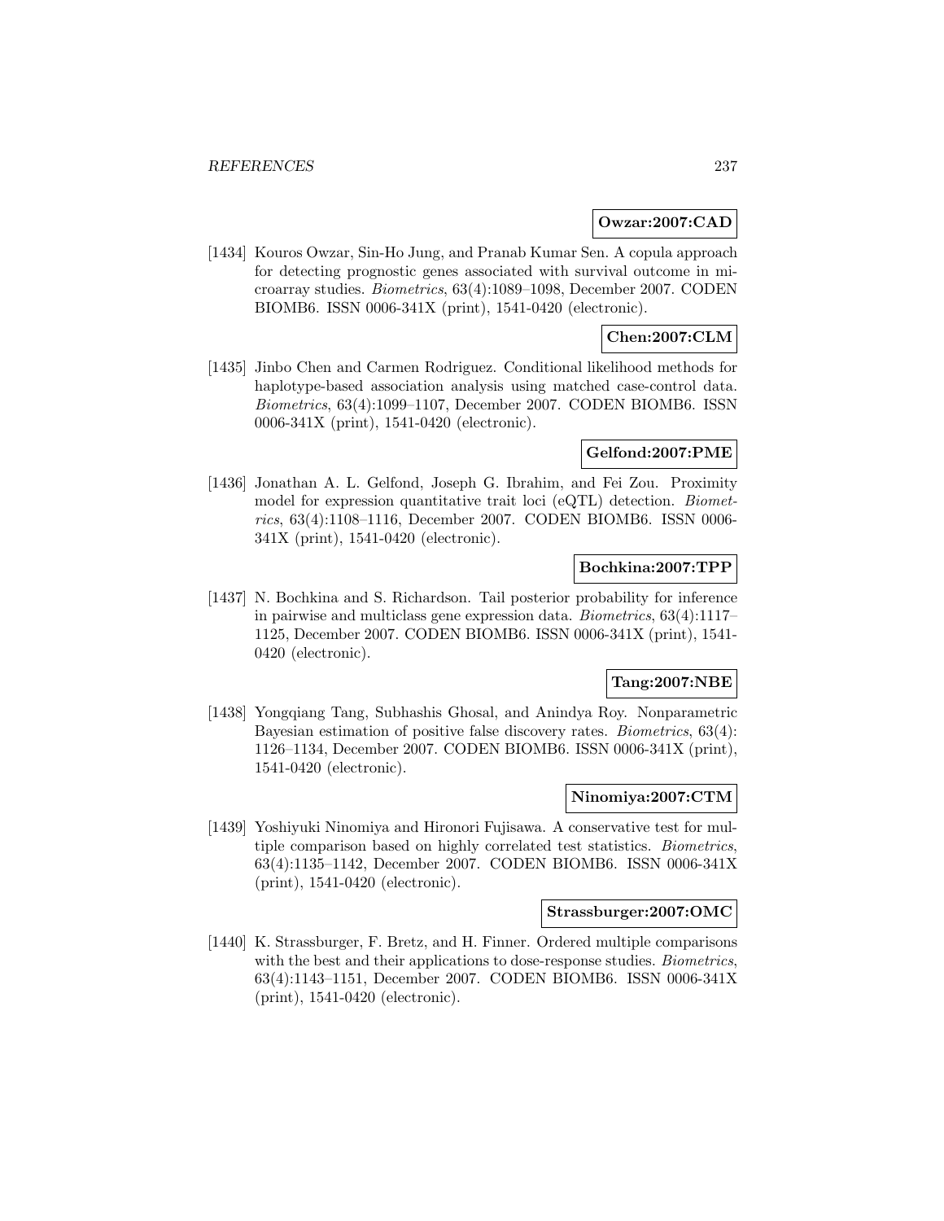**Owzar:2007:CAD**

[1434] Kouros Owzar, Sin-Ho Jung, and Pranab Kumar Sen. A copula approach for detecting prognostic genes associated with survival outcome in microarray studies. *Biometrics*, 63(4):1089–1098, December 2007. CODEN BIOMB6. ISSN 0006-341X (print), 1541-0420 (electronic).

**Chen:2007:CLM**

[1435] Jinbo Chen and Carmen Rodriguez. Conditional likelihood methods for haplotype-based association analysis using matched case-control data. *Biometrics*, 63(4):1099–1107, December 2007. CODEN BIOMB6. ISSN 0006-341X (print), 1541-0420 (electronic).

**Gelfond:2007:PME**

[1436] Jonathan A. L. Gelfond, Joseph G. Ibrahim, and Fei Zou. Proximity model for expression quantitative trait loci (eQTL) detection. *Biometrics*, 63(4):1108–1116, December 2007. CODEN BIOMB6. ISSN 0006-341X (print), 1541-0420 (electronic).

**Bochkina:2007:TPP**

[1437] N. Bochkina and S. Richardson. Tail posterior probability for inference in pairwise and multiclass gene expression data. *Biometrics*, 63(4):1117–1125, December 2007. CODEN BIOMB6. ISSN 0006-341X (print), 1541-0420 (electronic).

**Tang:2007:NBE**

[1438] Yongqiang Tang, Subhashis Ghosal, and Anindya Roy. Nonparametric Bayesian estimation of positive false discovery rates. *Biometrics*, 63(4): 1126–1134, December 2007. CODEN BIOMB6. ISSN 0006-341X (print), 1541-0420 (electronic).

**Ninomiya:2007:CTM**

[1439] Yoshiyuki Ninomiya and Hironori Fujisawa. A conservative test for multiple comparison based on highly correlated test statistics. *Biometrics*, 63(4):1135–1142, December 2007. CODEN BIOMB6. ISSN 0006-341X (print), 1541-0420 (electronic).

**Strassburger:2007:OMC**

[1440] K. Strassburger, F. Bretz, and H. Finner. Ordered multiple comparisons with the best and their applications to dose-response studies. *Biometrics*, 63(4):1143–1151, December 2007. CODEN BIOMB6. ISSN 0006-341X (print), 1541-0420 (electronic).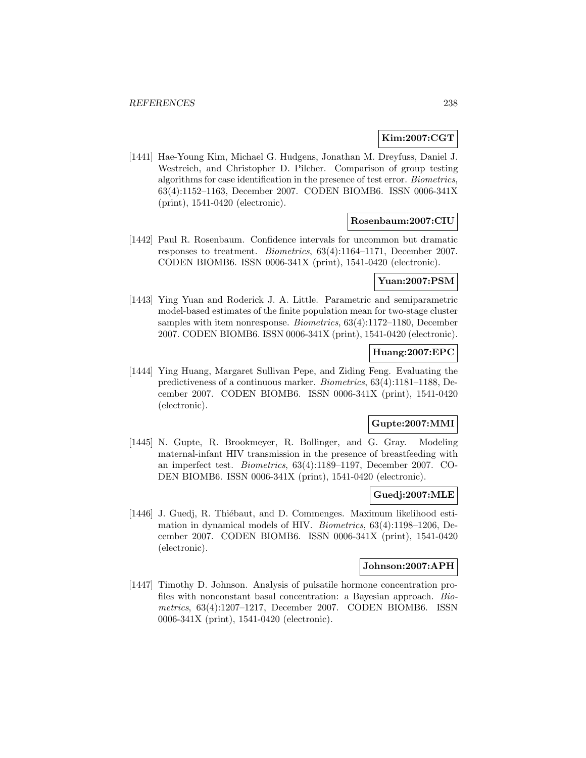**Kim:2007:CGT**

[1441] Hae-Young Kim, Michael G. Hudgens, Jonathan M. Dreyfuss, Daniel J. Westreich, and Christopher D. Pilcher. Comparison of group testing algorithms for case identification in the presence of test error. *Biometrics*, 63(4):1152–1163, December 2007. CODEN BIOMB6. ISSN 0006-341X (print), 1541-0420 (electronic).

**Rosenbaum:2007:CIU**

[1442] Paul R. Rosenbaum. Confidence intervals for uncommon but dramatic responses to treatment. *Biometrics*, 63(4):1164–1171, December 2007. CODEN BIOMB6. ISSN 0006-341X (print), 1541-0420 (electronic).

**Yuan:2007:PSM**

[1443] Ying Yuan and Roderick J. A. Little. Parametric and semiparametric model-based estimates of the finite population mean for two-stage cluster samples with item nonresponse. *Biometrics*, 63(4):1172–1180, December 2007. CODEN BIOMB6. ISSN 0006-341X (print), 1541-0420 (electronic).

**Huang:2007:EPC**

[1444] Ying Huang, Margaret Sullivan Pepe, and Ziding Feng. Evaluating the predictiveness of a continuous marker. *Biometrics*, 63(4):1181–1188, December 2007. CODEN BIOMB6. ISSN 0006-341X (print), 1541-0420 (electronic).

**Gupte:2007:MMI**

[1445] N. Gupte, R. Brookmeyer, R. Bollinger, and G. Gray. Modeling maternal-infant HIV transmission in the presence of breastfeeding with an imperfect test. *Biometrics*, 63(4):1189–1197, December 2007. CODEN BIOMB6. ISSN 0006-341X (print), 1541-0420 (electronic).

**Guedj:2007:MLE**

[1446] J. Guedj, R. Thiébaut, and D. Commenges. Maximum likelihood estimation in dynamical models of HIV. *Biometrics*, 63(4):1198–1206, December 2007. CODEN BIOMB6. ISSN 0006-341X (print), 1541-0420 (electronic).

**Johnson:2007:APH**

[1447] Timothy D. Johnson. Analysis of pulsatile hormone concentration profiles with nonconstant basal concentration: a Bayesian approach. *Biometrics*, 63(4):1207–1217, December 2007. CODEN BIOMB6. ISSN 0006-341X (print), 1541-0420 (electronic).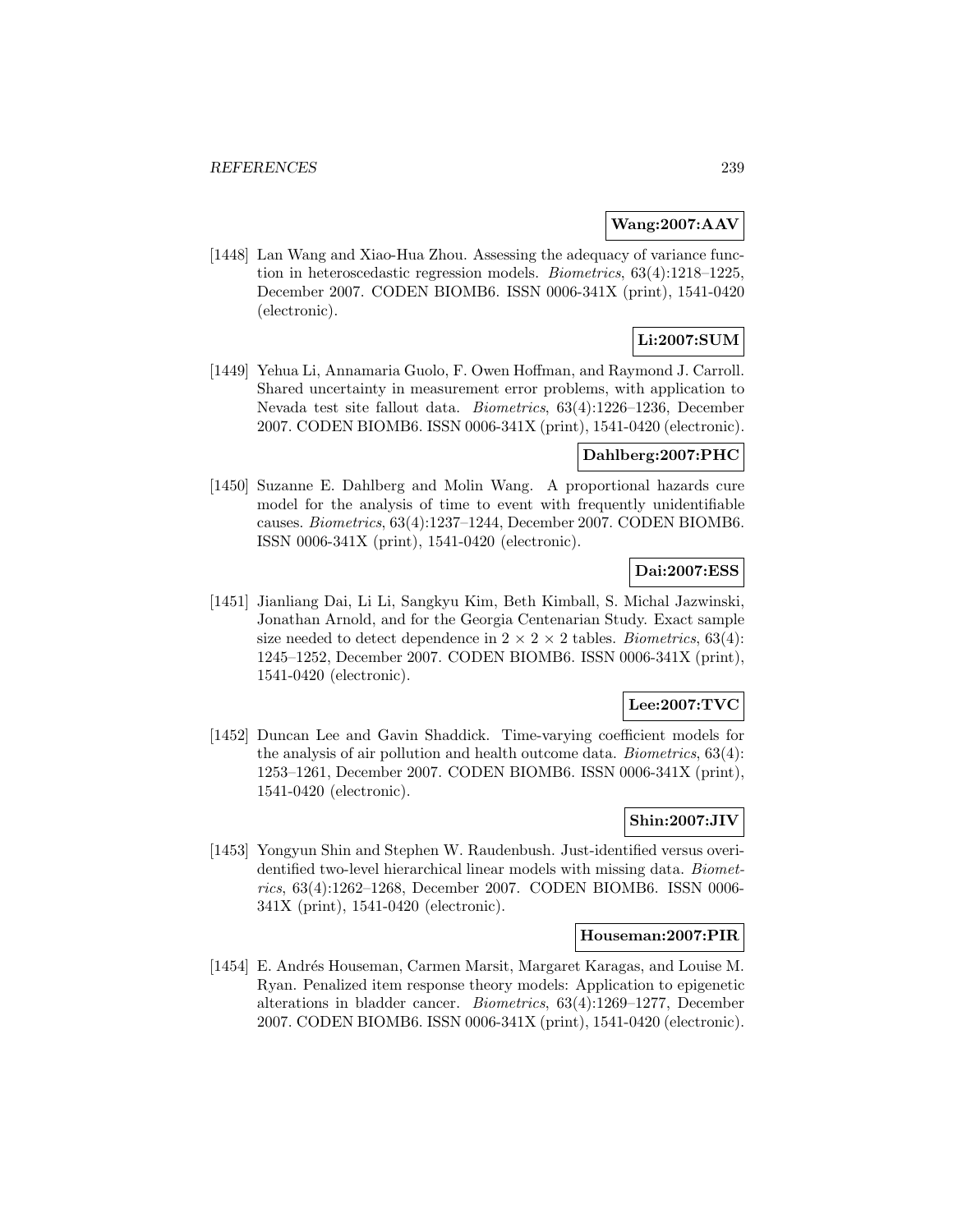**Wang:2007:AAV**

[1448] Lan Wang and Xiao-Hua Zhou. Assessing the adequacy of variance function in heteroscedastic regression models. *Biometrics*, 63(4):1218–1225, December 2007. CODEN BIOMB6. ISSN 0006-341X (print), 1541-0420 (electronic).

**Li:2007:SUM**

[1449] Yehua Li, Annamaria Guolo, F. Owen Hoffman, and Raymond J. Carroll. Shared uncertainty in measurement error problems, with application to Nevada test site fallout data. *Biometrics*, 63(4):1226–1236, December 2007. CODEN BIOMB6. ISSN 0006-341X (print), 1541-0420 (electronic).

**Dahlberg:2007:PHC**

[1450] Suzanne E. Dahlberg and Molin Wang. A proportional hazards cure model for the analysis of time to event with frequently unidentifiable causes. *Biometrics*, 63(4):1237–1244, December 2007. CODEN BIOMB6. ISSN 0006-341X (print), 1541-0420 (electronic).

**Dai:2007:ESS**

[1451] Jianliang Dai, Li Li, Sangkyu Kim, Beth Kimball, S. Michal Jazwinski, Jonathan Arnold, and for the Georgia Centenarian Study. Exact sample size needed to detect dependence in $2 \times 2 \times 2$ tables. *Biometrics*, 63(4): 1245–1252, December 2007. CODEN BIOMB6. ISSN 0006-341X (print), 1541-0420 (electronic).

**Lee:2007:TVC**

[1452] Duncan Lee and Gavin Shaddick. Time-varying coefficient models for the analysis of air pollution and health outcome data. *Biometrics*, 63(4): 1253–1261, December 2007. CODEN BIOMB6. ISSN 0006-341X (print), 1541-0420 (electronic).

**Shin:2007:JIV**

[1453] Yongyun Shin and Stephen W. Raudenbush. Just-identified versus overidentified two-level hierarchical linear models with missing data. *Biometrics*, 63(4):1262–1268, December 2007. CODEN BIOMB6. ISSN 0006-341X (print), 1541-0420 (electronic).

**Houseman:2007:PIR**

[1454] E. Andrés Houseman, Carmen Marsit, Margaret Karagas, and Louise M. Ryan. Penalized item response theory models: Application to epigenetic alterations in bladder cancer. *Biometrics*, 63(4):1269–1277, December 2007. CODEN BIOMB6. ISSN 0006-341X (print), 1541-0420 (electronic).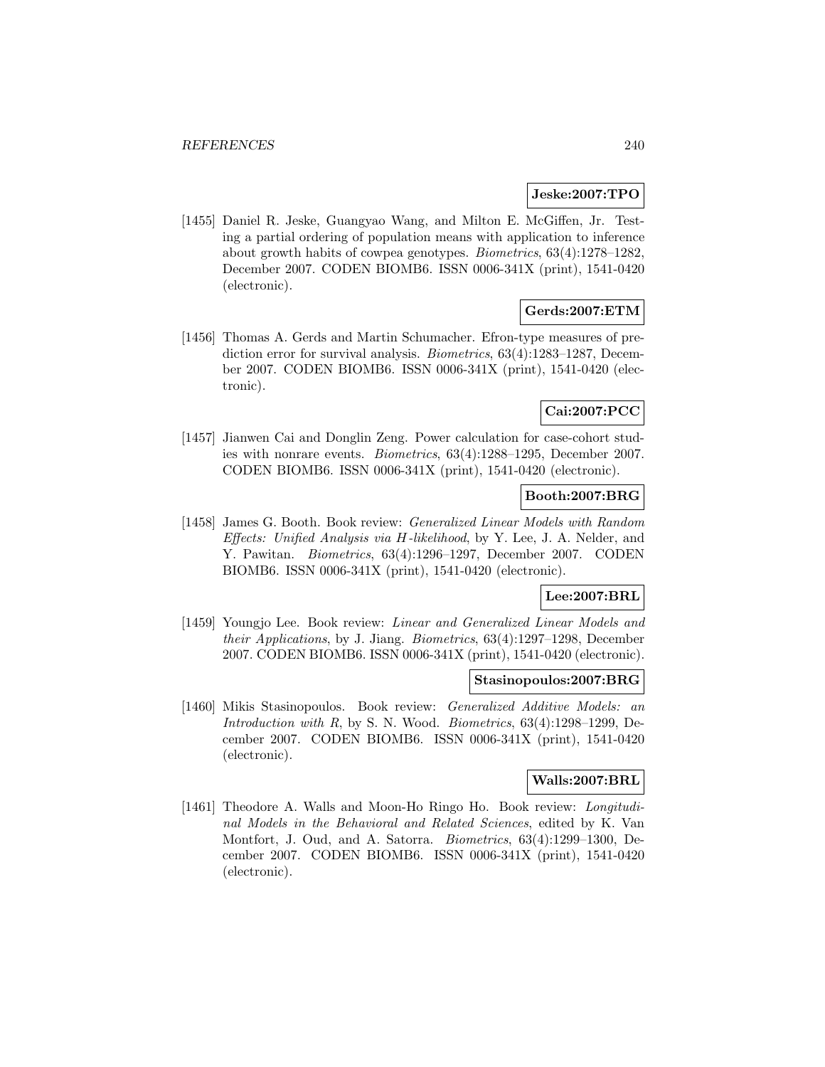**Jeske:2007:TPO**

[1455] Daniel R. Jeske, Guangyao Wang, and Milton E. McGiffen, Jr. Testing a partial ordering of population means with application to inference about growth habits of cowpea genotypes. *Biometrics*, 63(4):1278–1282, December 2007. CODEN BIOMB6. ISSN 0006-341X (print), 1541-0420 (electronic).

**Gerds:2007:ETM**

[1456] Thomas A. Gerds and Martin Schumacher. Efron-type measures of prediction error for survival analysis. *Biometrics*, 63(4):1283–1287, December 2007. CODEN BIOMB6. ISSN 0006-341X (print), 1541-0420 (electronic).

**Cai:2007:PCC**

[1457] Jianwen Cai and Donglin Zeng. Power calculation for case-cohort studies with nonrare events. *Biometrics*, 63(4):1288–1295, December 2007. CODEN BIOMB6. ISSN 0006-341X (print), 1541-0420 (electronic).

**Booth:2007:BRG**

[1458] James G. Booth. Book review: *Generalized Linear Models with Random Effects: Unified Analysis via H-likelihood*, by Y. Lee, J. A. Nelder, and Y. Pawitan. *Biometrics*, 63(4):1296–1297, December 2007. CODEN BIOMB6. ISSN 0006-341X (print), 1541-0420 (electronic).

**Lee:2007:BRL**

[1459] Youngjo Lee. Book review: *Linear and Generalized Linear Models and their Applications*, by J. Jiang. *Biometrics*, 63(4):1297–1298, December 2007. CODEN BIOMB6. ISSN 0006-341X (print), 1541-0420 (electronic).

**Stasinopoulos:2007:BRG**

[1460] Mikis Stasinopoulos. Book review: *Generalized Additive Models: an Introduction with R*, by S. N. Wood. *Biometrics*, 63(4):1298–1299, December 2007. CODEN BIOMB6. ISSN 0006-341X (print), 1541-0420 (electronic).

**Walls:2007:BRL**

[1461] Theodore A. Walls and Moon-Ho Ringo Ho. Book review: *Longitudinal Models in the Behavioral and Related Sciences*, edited by K. Van Montfort, J. Oud, and A. Satorra. *Biometrics*, 63(4):1299–1300, December 2007. CODEN BIOMB6. ISSN 0006-341X (print), 1541-0420 (electronic).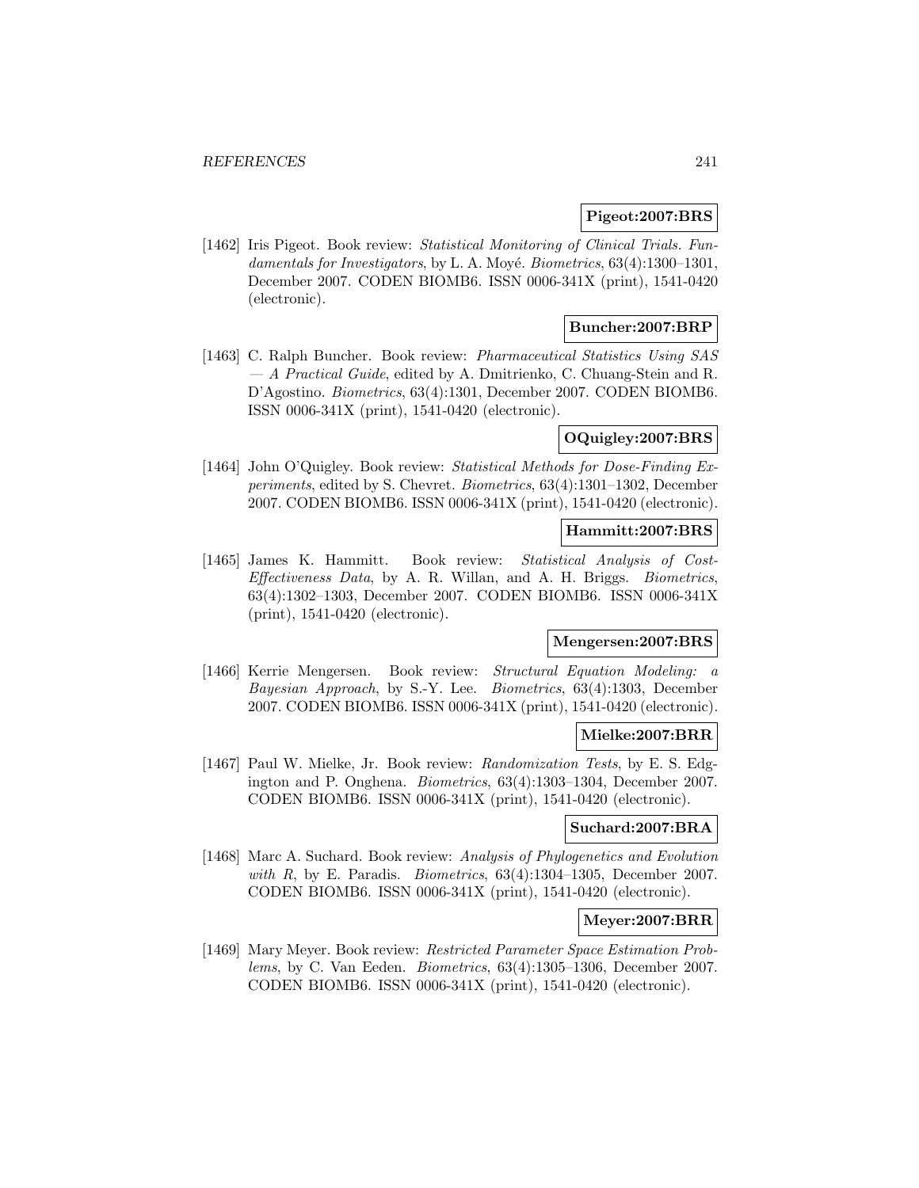**Pigeot:2007:BRS**

[1462] Iris Pigeot. Book review: *Statistical Monitoring of Clinical Trials. Fundamentals for Investigators*, by L. A. Moyé. *Biometrics*, 63(4):1300–1301, December 2007. CODEN BIOMB6. ISSN 0006-341X (print), 1541-0420 (electronic).

**Buncher:2007:BRP**

[1463] C. Ralph Buncher. Book review: *Pharmaceutical Statistics Using SAS — A Practical Guide*, edited by A. Dmitrienko, C. Chuang-Stein and R. D'Agostino. *Biometrics*, 63(4):1301, December 2007. CODEN BIOMB6. ISSN 0006-341X (print), 1541-0420 (electronic).

**OQuigley:2007:BRS**

[1464] John O'Quigley. Book review: *Statistical Methods for Dose-Finding Experiments*, edited by S. Chevret. *Biometrics*, 63(4):1301–1302, December 2007. CODEN BIOMB6. ISSN 0006-341X (print), 1541-0420 (electronic).

**Hammitt:2007:BRS**

[1465] James K. Hammitt. Book review: *Statistical Analysis of Cost-Effectiveness Data*, by A. R. Willan, and A. H. Briggs. *Biometrics*, 63(4):1302–1303, December 2007. CODEN BIOMB6. ISSN 0006-341X (print), 1541-0420 (electronic).

**Mengersen:2007:BRS**

[1466] Kerrie Mengersen. Book review: *Structural Equation Modeling: a Bayesian Approach*, by S.-Y. Lee. *Biometrics*, 63(4):1303, December 2007. CODEN BIOMB6. ISSN 0006-341X (print), 1541-0420 (electronic).

**Mielke:2007:BRR**

[1467] Paul W. Mielke, Jr. Book review: *Randomization Tests*, by E. S. Edgington and P. Onghena. *Biometrics*, 63(4):1303–1304, December 2007. CODEN BIOMB6. ISSN 0006-341X (print), 1541-0420 (electronic).

**Suchard:2007:BRA**

[1468] Marc A. Suchard. Book review: *Analysis of Phylogenetics and Evolution with R*, by E. Paradis. *Biometrics*, 63(4):1304–1305, December 2007. CODEN BIOMB6. ISSN 0006-341X (print), 1541-0420 (electronic).

**Meyer:2007:BRR**

[1469] Mary Meyer. Book review: *Restricted Parameter Space Estimation Problems*, by C. Van Eeden. *Biometrics*, 63(4):1305–1306, December 2007. CODEN BIOMB6. ISSN 0006-341X (print), 1541-0420 (electronic).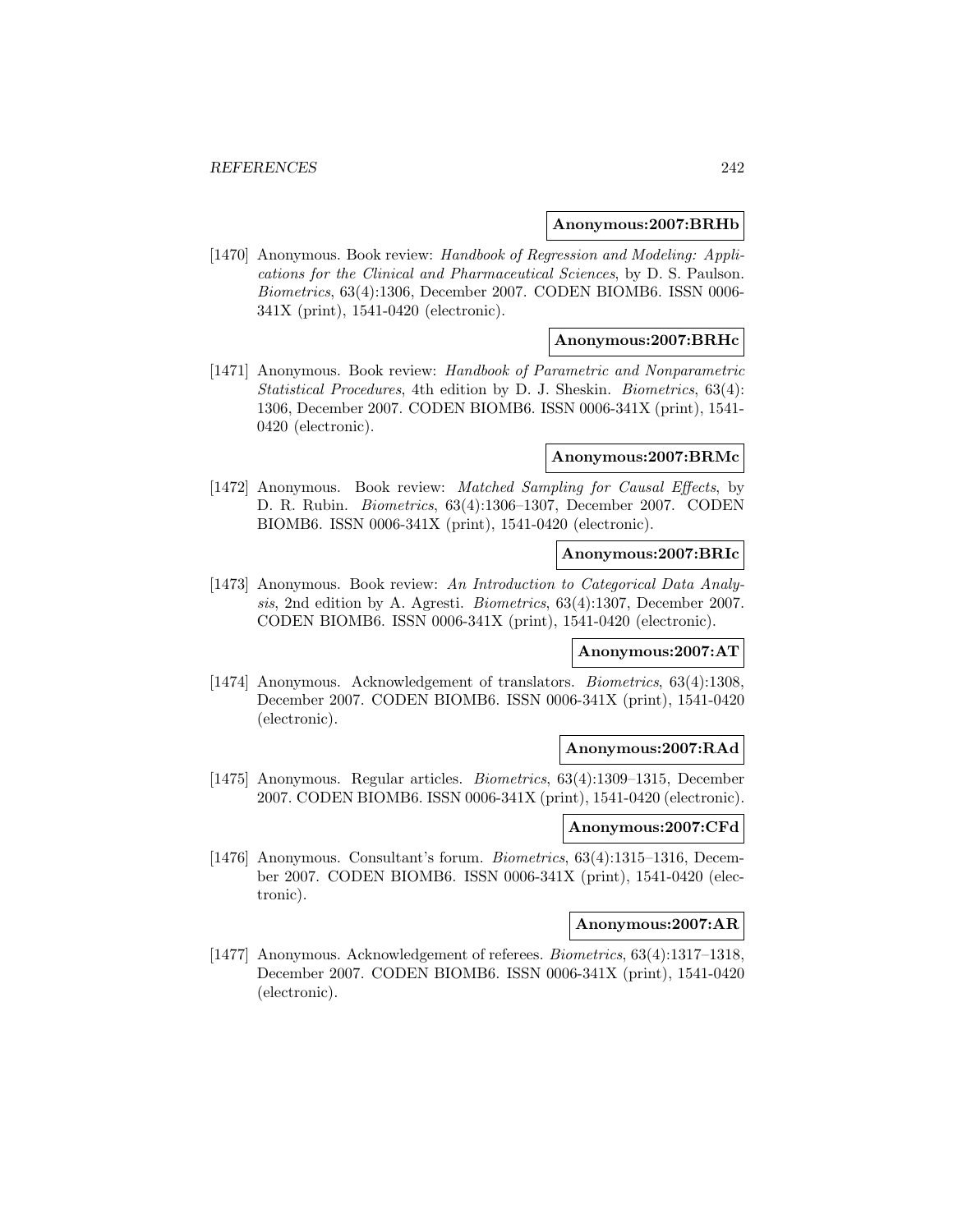**Anonymous:2007:BRHb**

[1470] Anonymous. Book review: *Handbook of Regression and Modeling: Applications for the Clinical and Pharmaceutical Sciences*, by D. S. Paulson. *Biometrics*, 63(4):1306, December 2007. CODEN BIOMB6. ISSN 0006-341X (print), 1541-0420 (electronic).

**Anonymous:2007:BRHc**

[1471] Anonymous. Book review: *Handbook of Parametric and Nonparametric Statistical Procedures*, 4th edition by D. J. Sheskin. *Biometrics*, 63(4): 1306, December 2007. CODEN BIOMB6. ISSN 0006-341X (print), 1541-0420 (electronic).

**Anonymous:2007:BRMc**

[1472] Anonymous. Book review: *Matched Sampling for Causal Effects*, by D. R. Rubin. *Biometrics*, 63(4):1306–1307, December 2007. CODEN BIOMB6. ISSN 0006-341X (print), 1541-0420 (electronic).

**Anonymous:2007:BRIc**

[1473] Anonymous. Book review: *An Introduction to Categorical Data Analysis*, 2nd edition by A. Agresti. *Biometrics*, 63(4):1307, December 2007. CODEN BIOMB6. ISSN 0006-341X (print), 1541-0420 (electronic).

**Anonymous:2007:AT**

[1474] Anonymous. Acknowledgement of translators. *Biometrics*, 63(4):1308, December 2007. CODEN BIOMB6. ISSN 0006-341X (print), 1541-0420 (electronic).

**Anonymous:2007:RAd**

[1475] Anonymous. Regular articles. *Biometrics*, 63(4):1309–1315, December 2007. CODEN BIOMB6. ISSN 0006-341X (print), 1541-0420 (electronic).

**Anonymous:2007:CFd**

[1476] Anonymous. Consultant's forum. *Biometrics*, 63(4):1315–1316, December 2007. CODEN BIOMB6. ISSN 0006-341X (print), 1541-0420 (electronic).

**Anonymous:2007:AR**

[1477] Anonymous. Acknowledgement of referees. *Biometrics*, 63(4):1317–1318, December 2007. CODEN BIOMB6. ISSN 0006-341X (print), 1541-0420 (electronic).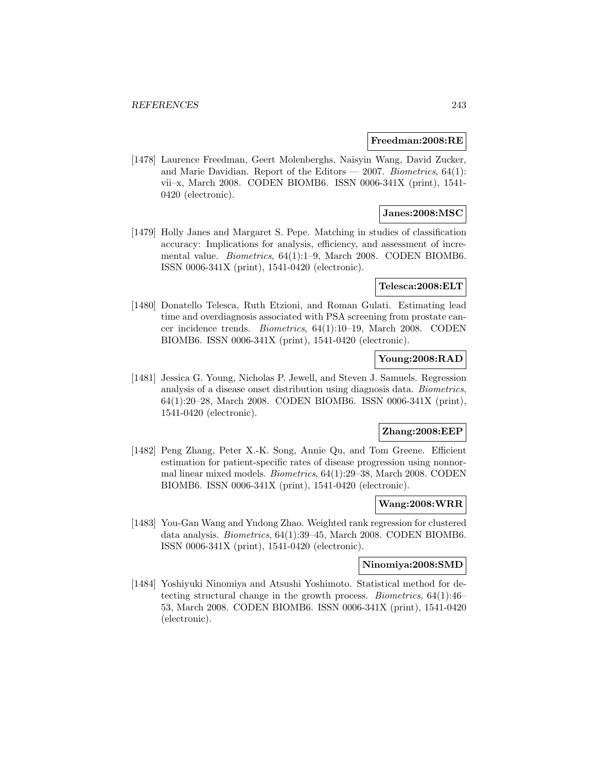**Freedman:2008:RE**

[1478] Laurence Freedman, Geert Molenberghs, Naisyin Wang, David Zucker, and Marie Davidian. Report of the Editors — 2007. *Biometrics*, 64(1): vii–x, March 2008. CODEN BIOMB6. ISSN 0006-341X (print), 1541-0420 (electronic).

**Janes:2008:MSC**

[1479] Holly Janes and Margaret S. Pepe. Matching in studies of classification accuracy: Implications for analysis, efficiency, and assessment of incremental value. *Biometrics*, 64(1):1–9, March 2008. CODEN BIOMB6. ISSN 0006-341X (print), 1541-0420 (electronic).

**Telesca:2008:ELT**

[1480] Donatello Telesca, Ruth Etzioni, and Roman Gulati. Estimating lead time and overdiagnosis associated with PSA screening from prostate cancer incidence trends. *Biometrics*, 64(1):10–19, March 2008. CODEN BIOMB6. ISSN 0006-341X (print), 1541-0420 (electronic).

**Young:2008:RAD**

[1481] Jessica G. Young, Nicholas P. Jewell, and Steven J. Samuels. Regression analysis of a disease onset distribution using diagnosis data. *Biometrics*, 64(1):20–28, March 2008. CODEN BIOMB6. ISSN 0006-341X (print), 1541-0420 (electronic).

**Zhang:2008:EEP**

[1482] Peng Zhang, Peter X.-K. Song, Annie Qu, and Tom Greene. Efficient estimation for patient-specific rates of disease progression using nonnormal linear mixed models. *Biometrics*, 64(1):29–38, March 2008. CODEN BIOMB6. ISSN 0006-341X (print), 1541-0420 (electronic).

**Wang:2008:WRR**

[1483] You-Gan Wang and Yudong Zhao. Weighted rank regression for clustered data analysis. *Biometrics*, 64(1):39–45, March 2008. CODEN BIOMB6. ISSN 0006-341X (print), 1541-0420 (electronic).

**Ninomiya:2008:SMD**

[1484] Yoshiyuki Ninomiya and Atsushi Yoshimoto. Statistical method for detecting structural change in the growth process. *Biometrics*, 64(1):46–53, March 2008. CODEN BIOMB6. ISSN 0006-341X (print), 1541-0420 (electronic).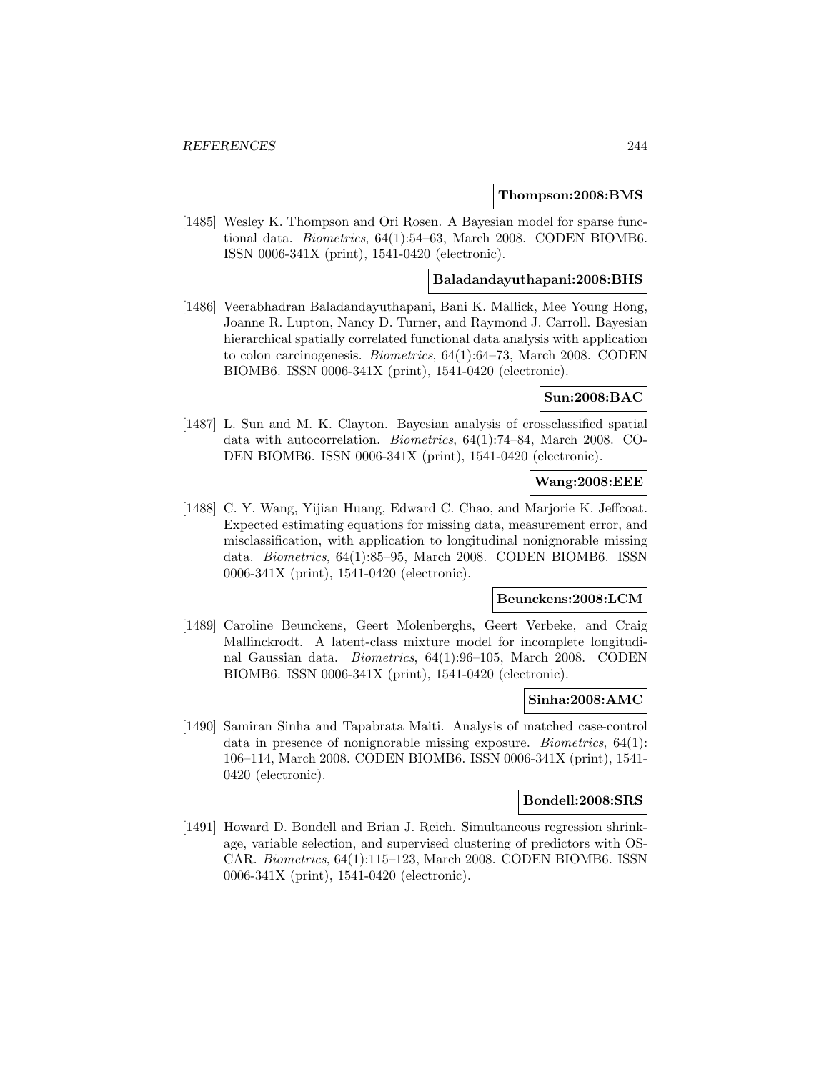**Thompson:2008:BMS**

[1485] Wesley K. Thompson and Ori Rosen. A Bayesian model for sparse functional data. *Biometrics*, 64(1):54–63, March 2008. CODEN BIOMB6. ISSN 0006-341X (print), 1541-0420 (electronic).

**Baladandayuthapani:2008:BHS**

[1486] Veerabhadran Baladandayuthapani, Bani K. Mallick, Mee Young Hong, Joanne R. Lupton, Nancy D. Turner, and Raymond J. Carroll. Bayesian hierarchical spatially correlated functional data analysis with application to colon carcinogenesis. *Biometrics*, 64(1):64–73, March 2008. CODEN BIOMB6. ISSN 0006-341X (print), 1541-0420 (electronic).

**Sun:2008:BAC**

[1487] L. Sun and M. K. Clayton. Bayesian analysis of crossclassified spatial data with autocorrelation. *Biometrics*, 64(1):74–84, March 2008. CODEN BIOMB6. ISSN 0006-341X (print), 1541-0420 (electronic).

**Wang:2008:EEE**

[1488] C. Y. Wang, Yijian Huang, Edward C. Chao, and Marjorie K. Jeffcoat. Expected estimating equations for missing data, measurement error, and misclassification, with application to longitudinal nonignorable missing data. *Biometrics*, 64(1):85–95, March 2008. CODEN BIOMB6. ISSN 0006-341X (print), 1541-0420 (electronic).

**Beunckens:2008:LCM**

[1489] Caroline Beunckens, Geert Molenberghs, Geert Verbeke, and Craig Mallinckrodt. A latent-class mixture model for incomplete longitudinal Gaussian data. *Biometrics*, 64(1):96–105, March 2008. CODEN BIOMB6. ISSN 0006-341X (print), 1541-0420 (electronic).

**Sinha:2008:AMC**

[1490] Samiran Sinha and Tapabrata Maiti. Analysis of matched case-control data in presence of nonignorable missing exposure. *Biometrics*, 64(1): 106–114, March 2008. CODEN BIOMB6. ISSN 0006-341X (print), 1541-0420 (electronic).

**Bondell:2008:SRS**

[1491] Howard D. Bondell and Brian J. Reich. Simultaneous regression shrinkage, variable selection, and supervised clustering of predictors with OSCAR. *Biometrics*, 64(1):115–123, March 2008. CODEN BIOMB6. ISSN 0006-341X (print), 1541-0420 (electronic).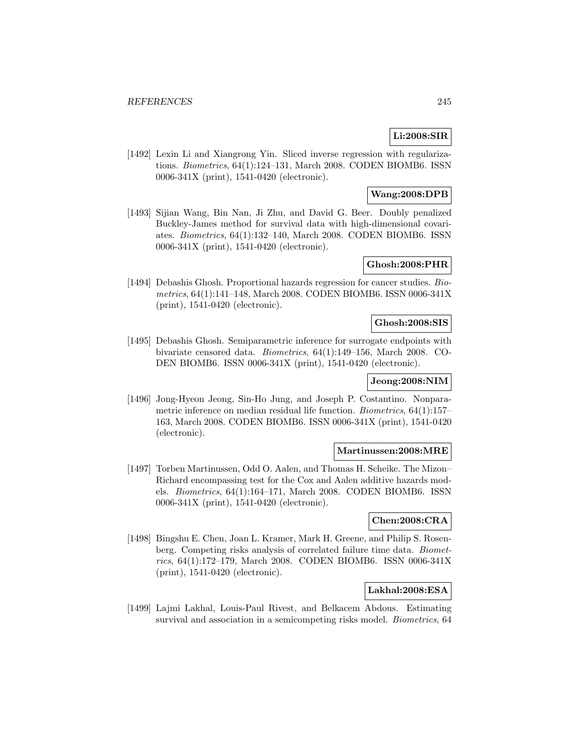**Li:2008:SIR**

[1492] Lexin Li and Xiangrong Yin. Sliced inverse regression with regularizations. *Biometrics*, 64(1):124–131, March 2008. CODEN BIOMB6. ISSN 0006-341X (print), 1541-0420 (electronic).

**Wang:2008:DPB**

[1493] Sijian Wang, Bin Nan, Ji Zhu, and David G. Beer. Doubly penalized Buckley-James method for survival data with high-dimensional covariates. *Biometrics*, 64(1):132–140, March 2008. CODEN BIOMB6. ISSN 0006-341X (print), 1541-0420 (electronic).

**Ghosh:2008:PHR**

[1494] Debashis Ghosh. Proportional hazards regression for cancer studies. *Biometrics*, 64(1):141–148, March 2008. CODEN BIOMB6. ISSN 0006-341X (print), 1541-0420 (electronic).

**Ghosh:2008:SIS**

[1495] Debashis Ghosh. Semiparametric inference for surrogate endpoints with bivariate censored data. *Biometrics*, 64(1):149–156, March 2008. CODEN BIOMB6. ISSN 0006-341X (print), 1541-0420 (electronic).

**Jeong:2008:NIM**

[1496] Jong-Hyeon Jeong, Sin-Ho Jung, and Joseph P. Costantino. Nonparametric inference on median residual life function. *Biometrics*, 64(1):157–163, March 2008. CODEN BIOMB6. ISSN 0006-341X (print), 1541-0420 (electronic).

**Martinussen:2008:MRE**

[1497] Torben Martinussen, Odd O. Aalen, and Thomas H. Scheike. The Mizon–Richard encompassing test for the Cox and Aalen additive hazards models. *Biometrics*, 64(1):164–171, March 2008. CODEN BIOMB6. ISSN 0006-341X (print), 1541-0420 (electronic).

**Chen:2008:CRA**

[1498] Bingshu E. Chen, Joan L. Kramer, Mark H. Greene, and Philip S. Rosenberg. Competing risks analysis of correlated failure time data. *Biometrics*, 64(1):172–179, March 2008. CODEN BIOMB6. ISSN 0006-341X (print), 1541-0420 (electronic).

**Lakhal:2008:ESA**

[1499] Lajmi Lakhal, Louis-Paul Rivest, and Belkacem Abdous. Estimating survival and association in a semicompeting risks model. *Biometrics*, 64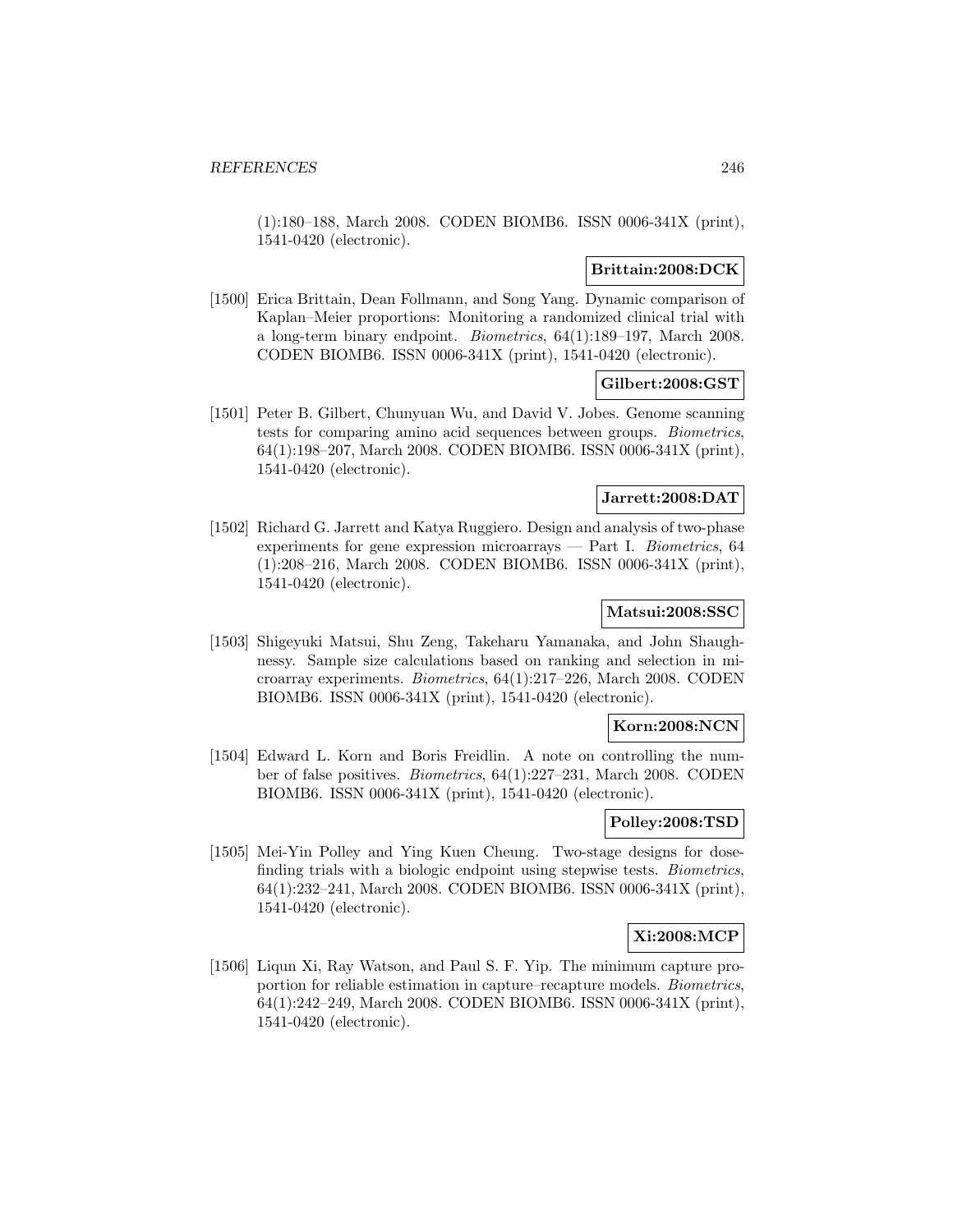(1):180–188, March 2008. CODEN BIOMB6. ISSN 0006-341X (print), 1541-0420 (electronic).

**Brittain:2008:DCK**

[1500] Erica Brittain, Dean Follmann, and Song Yang. Dynamic comparison of Kaplan–Meier proportions: Monitoring a randomized clinical trial with a long-term binary endpoint. *Biometrics*, 64(1):189–197, March 2008. CODEN BIOMB6. ISSN 0006-341X (print), 1541-0420 (electronic).

**Gilbert:2008:GST**

[1501] Peter B. Gilbert, Chunyuan Wu, and David V. Jobes. Genome scanning tests for comparing amino acid sequences between groups. *Biometrics*, 64(1):198–207, March 2008. CODEN BIOMB6. ISSN 0006-341X (print), 1541-0420 (electronic).

**Jarrett:2008:DAT**

[1502] Richard G. Jarrett and Katya Ruggiero. Design and analysis of two-phase experiments for gene expression microarrays — Part I. *Biometrics*, 64 (1):208–216, March 2008. CODEN BIOMB6. ISSN 0006-341X (print), 1541-0420 (electronic).

**Matsui:2008:SSC**

[1503] Shigeyuki Matsui, Shu Zeng, Takeharu Yamanaka, and John Shaughnessy. Sample size calculations based on ranking and selection in microarray experiments. *Biometrics*, 64(1):217–226, March 2008. CODEN BIOMB6. ISSN 0006-341X (print), 1541-0420 (electronic).

**Korn:2008:NCN**

[1504] Edward L. Korn and Boris Freidlin. A note on controlling the number of false positives. *Biometrics*, 64(1):227–231, March 2008. CODEN BIOMB6. ISSN 0006-341X (print), 1541-0420 (electronic).

**Polley:2008:TSD**

[1505] Mei-Yin Polley and Ying Kuen Cheung. Two-stage designs for dose-finding trials with a biologic endpoint using stepwise tests. *Biometrics*, 64(1):232–241, March 2008. CODEN BIOMB6. ISSN 0006-341X (print), 1541-0420 (electronic).

**Xi:2008:MCP**

[1506] Liqun Xi, Ray Watson, and Paul S. F. Yip. The minimum capture proportion for reliable estimation in capture–recapture models. *Biometrics*, 64(1):242–249, March 2008. CODEN BIOMB6. ISSN 0006-341X (print), 1541-0420 (electronic).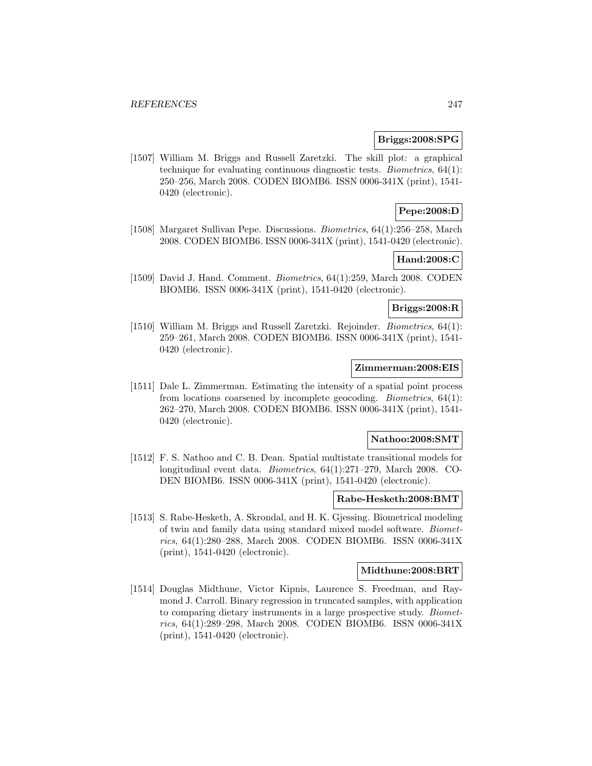**Briggs:2008:SPG**

[1507] William M. Briggs and Russell Zaretzki. The skill plot: a graphical technique for evaluating continuous diagnostic tests. *Biometrics*, 64(1): 250–256, March 2008. CODEN BIOMB6. ISSN 0006-341X (print), 1541-0420 (electronic).

**Pepe:2008:D**

[1508] Margaret Sullivan Pepe. Discussions. *Biometrics*, 64(1):256–258, March 2008. CODEN BIOMB6. ISSN 0006-341X (print), 1541-0420 (electronic).

**Hand:2008:C**

[1509] David J. Hand. Comment. *Biometrics*, 64(1):259, March 2008. CODEN BIOMB6. ISSN 0006-341X (print), 1541-0420 (electronic).

**Briggs:2008:R**

[1510] William M. Briggs and Russell Zaretzki. Rejoinder. *Biometrics*, 64(1): 259–261, March 2008. CODEN BIOMB6. ISSN 0006-341X (print), 1541-0420 (electronic).

**Zimmerman:2008:EIS**

[1511] Dale L. Zimmerman. Estimating the intensity of a spatial point process from locations coarsened by incomplete geocoding. *Biometrics*, 64(1): 262–270, March 2008. CODEN BIOMB6. ISSN 0006-341X (print), 1541-0420 (electronic).

**Nathoo:2008:SMT**

[1512] F. S. Nathoo and C. B. Dean. Spatial multistate transitional models for longitudinal event data. *Biometrics*, 64(1):271–279, March 2008. CODEN BIOMB6. ISSN 0006-341X (print), 1541-0420 (electronic).

**Rabe-Hesketh:2008:BMT**

[1513] S. Rabe-Hesketh, A. Skrondal, and H. K. Gjessing. Biometrical modeling of twin and family data using standard mixed model software. *Biometrics*, 64(1):280–288, March 2008. CODEN BIOMB6. ISSN 0006-341X (print), 1541-0420 (electronic).

**Midthune:2008:BRT**

[1514] Douglas Midthune, Victor Kipnis, Laurence S. Freedman, and Raymond J. Carroll. Binary regression in truncated samples, with application to comparing dietary instruments in a large prospective study. *Biometrics*, 64(1):289–298, March 2008. CODEN BIOMB6. ISSN 0006-341X (print), 1541-0420 (electronic).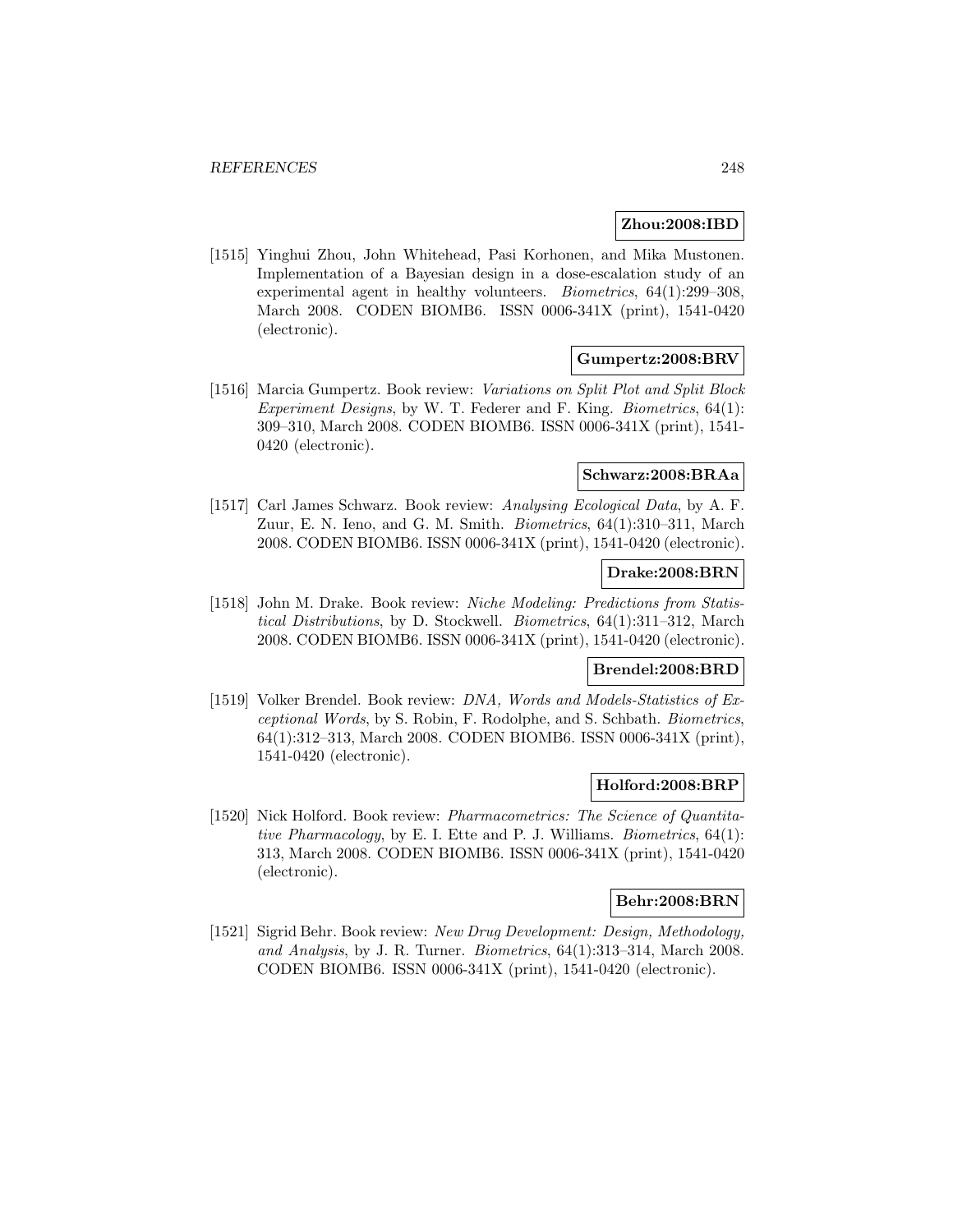**Zhou:2008:IBD**

[1515] Yinghui Zhou, John Whitehead, Pasi Korhonen, and Mika Mustonen. Implementation of a Bayesian design in a dose-escalation study of an experimental agent in healthy volunteers. *Biometrics*, 64(1):299–308, March 2008. CODEN BIOMB6. ISSN 0006-341X (print), 1541-0420 (electronic).

**Gumpertz:2008:BRV**

[1516] Marcia Gumpertz. Book review: *Variations on Split Plot and Split Block Experiment Designs*, by W. T. Federer and F. King. *Biometrics*, 64(1): 309–310, March 2008. CODEN BIOMB6. ISSN 0006-341X (print), 1541-0420 (electronic).

**Schwarz:2008:BRAa**

[1517] Carl James Schwarz. Book review: *Analysing Ecological Data*, by A. F. Zuur, E. N. Ieno, and G. M. Smith. *Biometrics*, 64(1):310–311, March 2008. CODEN BIOMB6. ISSN 0006-341X (print), 1541-0420 (electronic).

**Drake:2008:BRN**

[1518] John M. Drake. Book review: *Niche Modeling: Predictions from Statistical Distributions*, by D. Stockwell. *Biometrics*, 64(1):311–312, March 2008. CODEN BIOMB6. ISSN 0006-341X (print), 1541-0420 (electronic).

**Brendel:2008:BRD**

[1519] Volker Brendel. Book review: *DNA, Words and Models-Statistics of Exceptional Words*, by S. Robin, F. Rodolphe, and S. Schbath. *Biometrics*, 64(1):312–313, March 2008. CODEN BIOMB6. ISSN 0006-341X (print), 1541-0420 (electronic).

**Holford:2008:BRP**

[1520] Nick Holford. Book review: *Pharmacometrics: The Science of Quantitative Pharmacology*, by E. I. Ette and P. J. Williams. *Biometrics*, 64(1): 313, March 2008. CODEN BIOMB6. ISSN 0006-341X (print), 1541-0420 (electronic).

**Behr:2008:BRN**

[1521] Sigrid Behr. Book review: *New Drug Development: Design, Methodology, and Analysis*, by J. R. Turner. *Biometrics*, 64(1):313–314, March 2008. CODEN BIOMB6. ISSN 0006-341X (print), 1541-0420 (electronic).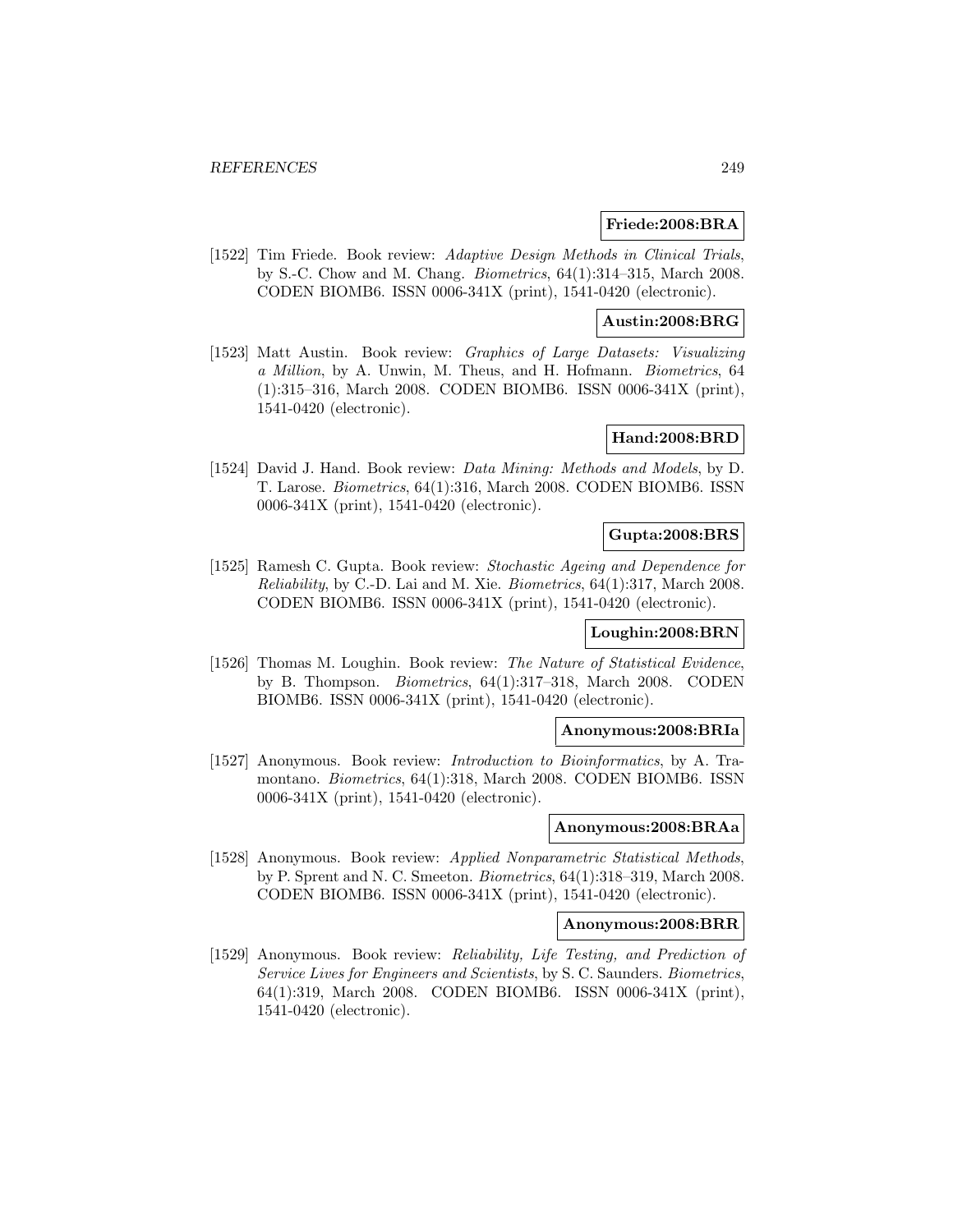**Friede:2008:BRA**

[1522] Tim Friede. Book review: *Adaptive Design Methods in Clinical Trials*, by S.-C. Chow and M. Chang. *Biometrics*, 64(1):314–315, March 2008. CODEN BIOMB6. ISSN 0006-341X (print), 1541-0420 (electronic).

**Austin:2008:BRG**

[1523] Matt Austin. Book review: *Graphics of Large Datasets: Visualizing a Million*, by A. Unwin, M. Theus, and H. Hofmann. *Biometrics*, 64 (1):315–316, March 2008. CODEN BIOMB6. ISSN 0006-341X (print), 1541-0420 (electronic).

**Hand:2008:BRD**

[1524] David J. Hand. Book review: *Data Mining: Methods and Models*, by D. T. Larose. *Biometrics*, 64(1):316, March 2008. CODEN BIOMB6. ISSN 0006-341X (print), 1541-0420 (electronic).

**Gupta:2008:BRS**

[1525] Ramesh C. Gupta. Book review: *Stochastic Ageing and Dependence for Reliability*, by C.-D. Lai and M. Xie. *Biometrics*, 64(1):317, March 2008. CODEN BIOMB6. ISSN 0006-341X (print), 1541-0420 (electronic).

**Loughin:2008:BRN**

[1526] Thomas M. Loughin. Book review: *The Nature of Statistical Evidence*, by B. Thompson. *Biometrics*, 64(1):317–318, March 2008. CODEN BIOMB6. ISSN 0006-341X (print), 1541-0420 (electronic).

**Anonymous:2008:BRIa**

[1527] Anonymous. Book review: *Introduction to Bioinformatics*, by A. Tramontano. *Biometrics*, 64(1):318, March 2008. CODEN BIOMB6. ISSN 0006-341X (print), 1541-0420 (electronic).

**Anonymous:2008:BRAa**

[1528] Anonymous. Book review: *Applied Nonparametric Statistical Methods*, by P. Sprent and N. C. Smeeton. *Biometrics*, 64(1):318–319, March 2008. CODEN BIOMB6. ISSN 0006-341X (print), 1541-0420 (electronic).

**Anonymous:2008:BRR**

[1529] Anonymous. Book review: *Reliability, Life Testing, and Prediction of Service Lives for Engineers and Scientists*, by S. C. Saunders. *Biometrics*, 64(1):319, March 2008. CODEN BIOMB6. ISSN 0006-341X (print), 1541-0420 (electronic).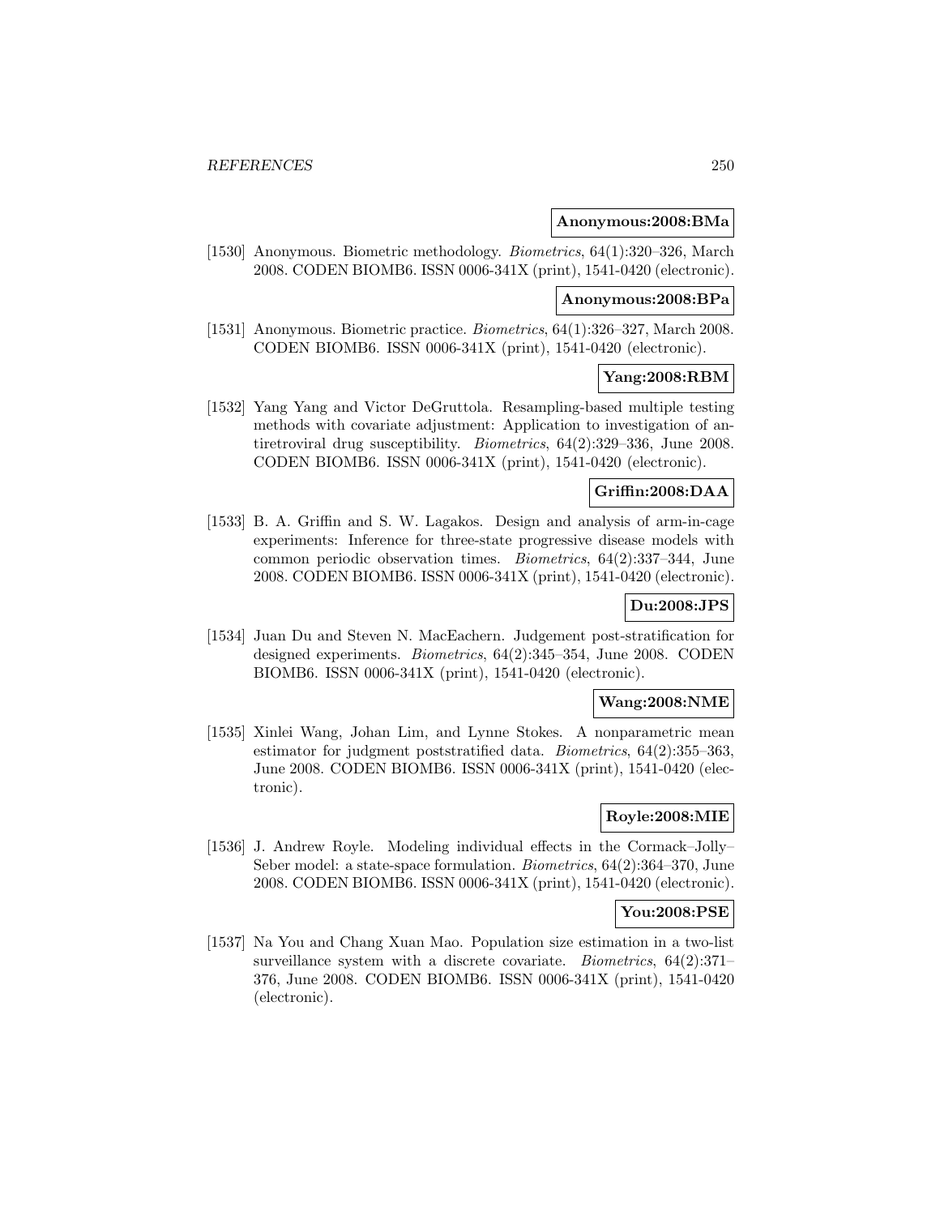**Anonymous:2008:BMa**

[1530] Anonymous. Biometric methodology. *Biometrics*, 64(1):320–326, March 2008. CODEN BIOMB6. ISSN 0006-341X (print), 1541-0420 (electronic).

**Anonymous:2008:BPa**

[1531] Anonymous. Biometric practice. *Biometrics*, 64(1):326–327, March 2008. CODEN BIOMB6. ISSN 0006-341X (print), 1541-0420 (electronic).

**Yang:2008:RBM**

[1532] Yang Yang and Victor DeGruttola. Resampling-based multiple testing methods with covariate adjustment: Application to investigation of antiretroviral drug susceptibility. *Biometrics*, 64(2):329–336, June 2008. CODEN BIOMB6. ISSN 0006-341X (print), 1541-0420 (electronic).

**Griffin:2008:DAA**

[1533] B. A. Griffin and S. W. Lagakos. Design and analysis of arm-in-cage experiments: Inference for three-state progressive disease models with common periodic observation times. *Biometrics*, 64(2):337–344, June 2008. CODEN BIOMB6. ISSN 0006-341X (print), 1541-0420 (electronic).

**Du:2008:JPS**

[1534] Juan Du and Steven N. MacEachern. Judgement post-stratification for designed experiments. *Biometrics*, 64(2):345–354, June 2008. CODEN BIOMB6. ISSN 0006-341X (print), 1541-0420 (electronic).

**Wang:2008:NME**

[1535] Xinlei Wang, Johan Lim, and Lynne Stokes. A nonparametric mean estimator for judgment poststratified data. *Biometrics*, 64(2):355–363, June 2008. CODEN BIOMB6. ISSN 0006-341X (print), 1541-0420 (electronic).

**Royle:2008:MIE**

[1536] J. Andrew Royle. Modeling individual effects in the Cormack–Jolly–Seber model: a state-space formulation. *Biometrics*, 64(2):364–370, June 2008. CODEN BIOMB6. ISSN 0006-341X (print), 1541-0420 (electronic).

**You:2008:PSE**

[1537] Na You and Chang Xuan Mao. Population size estimation in a two-list surveillance system with a discrete covariate. *Biometrics*, 64(2):371–376, June 2008. CODEN BIOMB6. ISSN 0006-341X (print), 1541-0420 (electronic).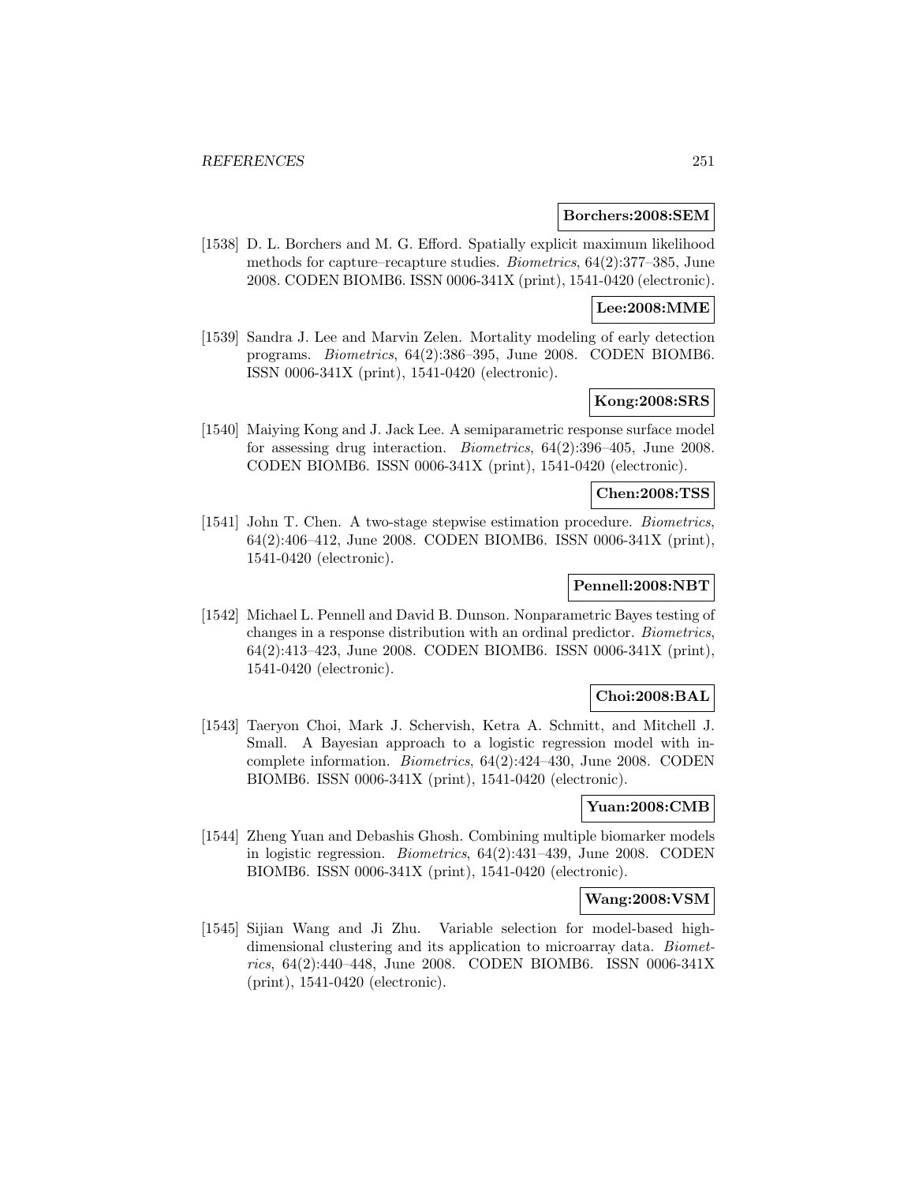**Borchers:2008:SEM**

[1538] D. L. Borchers and M. G. Efford. Spatially explicit maximum likelihood methods for capture–recapture studies. *Biometrics*, 64(2):377–385, June 2008. CODEN BIOMB6. ISSN 0006-341X (print), 1541-0420 (electronic).

**Lee:2008:MME**

[1539] Sandra J. Lee and Marvin Zelen. Mortality modeling of early detection programs. *Biometrics*, 64(2):386–395, June 2008. CODEN BIOMB6. ISSN 0006-341X (print), 1541-0420 (electronic).

**Kong:2008:SRS**

[1540] Maiying Kong and J. Jack Lee. A semiparametric response surface model for assessing drug interaction. *Biometrics*, 64(2):396–405, June 2008. CODEN BIOMB6. ISSN 0006-341X (print), 1541-0420 (electronic).

**Chen:2008:TSS**

[1541] John T. Chen. A two-stage stepwise estimation procedure. *Biometrics*, 64(2):406–412, June 2008. CODEN BIOMB6. ISSN 0006-341X (print), 1541-0420 (electronic).

**Pennell:2008:NBT**

[1542] Michael L. Pennell and David B. Dunson. Nonparametric Bayes testing of changes in a response distribution with an ordinal predictor. *Biometrics*, 64(2):413–423, June 2008. CODEN BIOMB6. ISSN 0006-341X (print), 1541-0420 (electronic).

**Choi:2008:BAL**

[1543] Taeryon Choi, Mark J. Schervish, Ketra A. Schmitt, and Mitchell J. Small. A Bayesian approach to a logistic regression model with incomplete information. *Biometrics*, 64(2):424–430, June 2008. CODEN BIOMB6. ISSN 0006-341X (print), 1541-0420 (electronic).

**Yuan:2008:CMB**

[1544] Zheng Yuan and Debashis Ghosh. Combining multiple biomarker models in logistic regression. *Biometrics*, 64(2):431–439, June 2008. CODEN BIOMB6. ISSN 0006-341X (print), 1541-0420 (electronic).

**Wang:2008:VSM**

[1545] Sijian Wang and Ji Zhu. Variable selection for model-based high-dimensional clustering and its application to microarray data. *Biometrics*, 64(2):440–448, June 2008. CODEN BIOMB6. ISSN 0006-341X (print), 1541-0420 (electronic).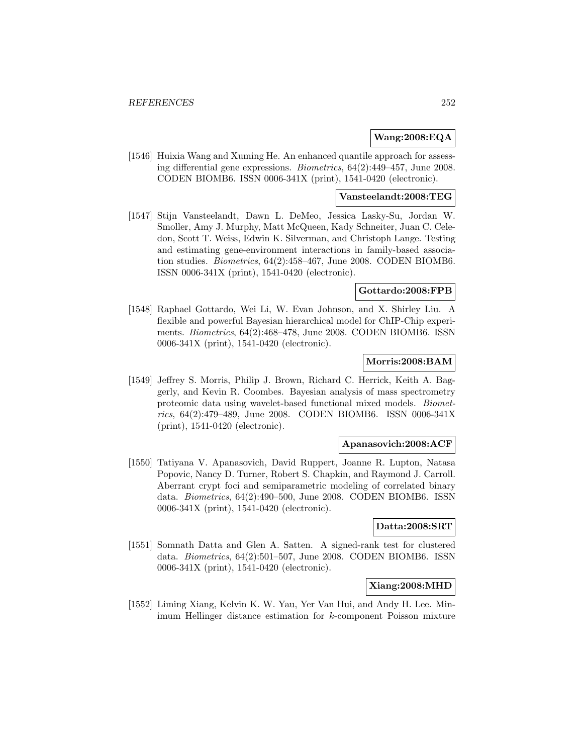**Wang:2008:EQA**

[1546] Huixia Wang and Xuming He. An enhanced quantile approach for assessing differential gene expressions. *Biometrics*, 64(2):449–457, June 2008. CODEN BIOMB6. ISSN 0006-341X (print), 1541-0420 (electronic).

**Vansteelandt:2008:TEG**

[1547] Stijn Vansteelandt, Dawn L. DeMeo, Jessica Lasky-Su, Jordan W. Smoller, Amy J. Murphy, Matt McQueen, Kady Schneiter, Juan C. Celedon, Scott T. Weiss, Edwin K. Silverman, and Christoph Lange. Testing and estimating gene-environment interactions in family-based association studies. *Biometrics*, 64(2):458–467, June 2008. CODEN BIOMB6. ISSN 0006-341X (print), 1541-0420 (electronic).

**Gottardo:2008:FPB**

[1548] Raphael Gottardo, Wei Li, W. Evan Johnson, and X. Shirley Liu. A flexible and powerful Bayesian hierarchical model for ChIP-Chip experiments. *Biometrics*, 64(2):468–478, June 2008. CODEN BIOMB6. ISSN 0006-341X (print), 1541-0420 (electronic).

**Morris:2008:BAM**

[1549] Jeffrey S. Morris, Philip J. Brown, Richard C. Herrick, Keith A. Baggerly, and Kevin R. Coombes. Bayesian analysis of mass spectrometry proteomic data using wavelet-based functional mixed models. *Biometrics*, 64(2):479–489, June 2008. CODEN BIOMB6. ISSN 0006-341X (print), 1541-0420 (electronic).

**Apanasovich:2008:ACF**

[1550] Tatiyana V. Apanasovich, David Ruppert, Joanne R. Lupton, Natasa Popovic, Nancy D. Turner, Robert S. Chapkin, and Raymond J. Carroll. Aberrant crypt foci and semiparametric modeling of correlated binary data. *Biometrics*, 64(2):490–500, June 2008. CODEN BIOMB6. ISSN 0006-341X (print), 1541-0420 (electronic).

**Datta:2008:SRT**

[1551] Somnath Datta and Glen A. Satten. A signed-rank test for clustered data. *Biometrics*, 64(2):501–507, June 2008. CODEN BIOMB6. ISSN 0006-341X (print), 1541-0420 (electronic).

**Xiang:2008:MHD**

[1552] Liming Xiang, Kelvin K. W. Yau, Yer Van Hui, and Andy H. Lee. Minimum Hellinger distance estimation for $k$-component Poisson mixture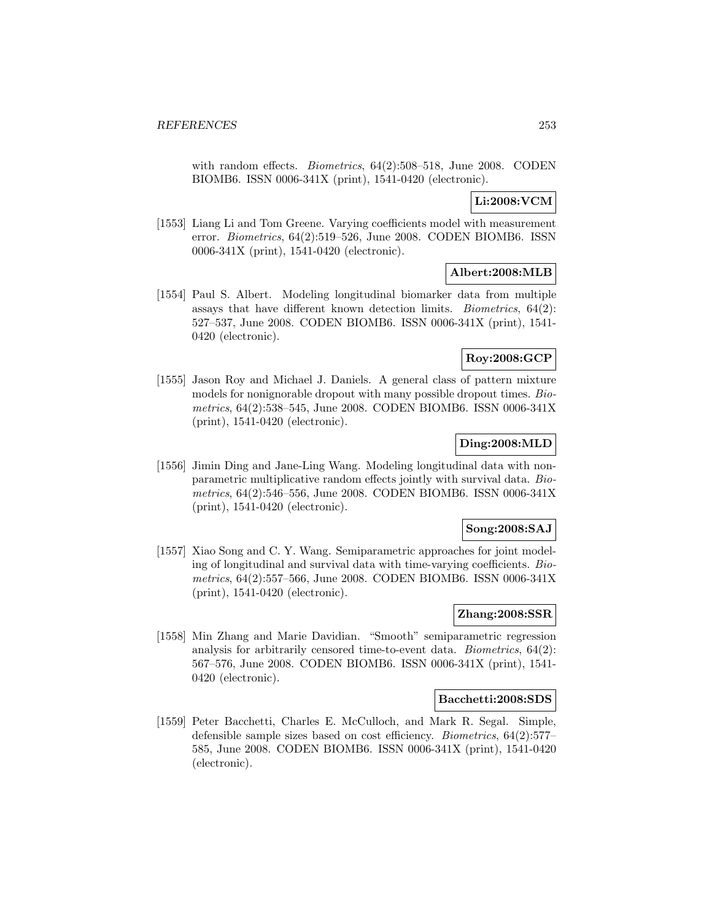with random effects. *Biometrics*, 64(2):508–518, June 2008. CODEN BIOMB6. ISSN 0006-341X (print), 1541-0420 (electronic).

**Li:2008:VCM**

[1553] Liang Li and Tom Greene. Varying coefficients model with measurement error. *Biometrics*, 64(2):519–526, June 2008. CODEN BIOMB6. ISSN 0006-341X (print), 1541-0420 (electronic).

**Albert:2008:MLB**

[1554] Paul S. Albert. Modeling longitudinal biomarker data from multiple assays that have different known detection limits. *Biometrics*, 64(2): 527–537, June 2008. CODEN BIOMB6. ISSN 0006-341X (print), 1541-0420 (electronic).

**Roy:2008:GCP**

[1555] Jason Roy and Michael J. Daniels. A general class of pattern mixture models for nonignorable dropout with many possible dropout times. *Biometrics*, 64(2):538–545, June 2008. CODEN BIOMB6. ISSN 0006-341X (print), 1541-0420 (electronic).

**Ding:2008:MLD**

[1556] Jimin Ding and Jane-Ling Wang. Modeling longitudinal data with nonparametric multiplicative random effects jointly with survival data. *Biometrics*, 64(2):546–556, June 2008. CODEN BIOMB6. ISSN 0006-341X (print), 1541-0420 (electronic).

**Song:2008:SAJ**

[1557] Xiao Song and C. Y. Wang. Semiparametric approaches for joint modeling of longitudinal and survival data with time-varying coefficients. *Biometrics*, 64(2):557–566, June 2008. CODEN BIOMB6. ISSN 0006-341X (print), 1541-0420 (electronic).

**Zhang:2008:SSR**

[1558] Min Zhang and Marie Davidian. "Smooth" semiparametric regression analysis for arbitrarily censored time-to-event data. *Biometrics*, 64(2): 567–576, June 2008. CODEN BIOMB6. ISSN 0006-341X (print), 1541-0420 (electronic).

**Bacchetti:2008:SDS**

[1559] Peter Bacchetti, Charles E. McCulloch, and Mark R. Segal. Simple, defensible sample sizes based on cost efficiency. *Biometrics*, 64(2):577–585, June 2008. CODEN BIOMB6. ISSN 0006-341X (print), 1541-0420 (electronic).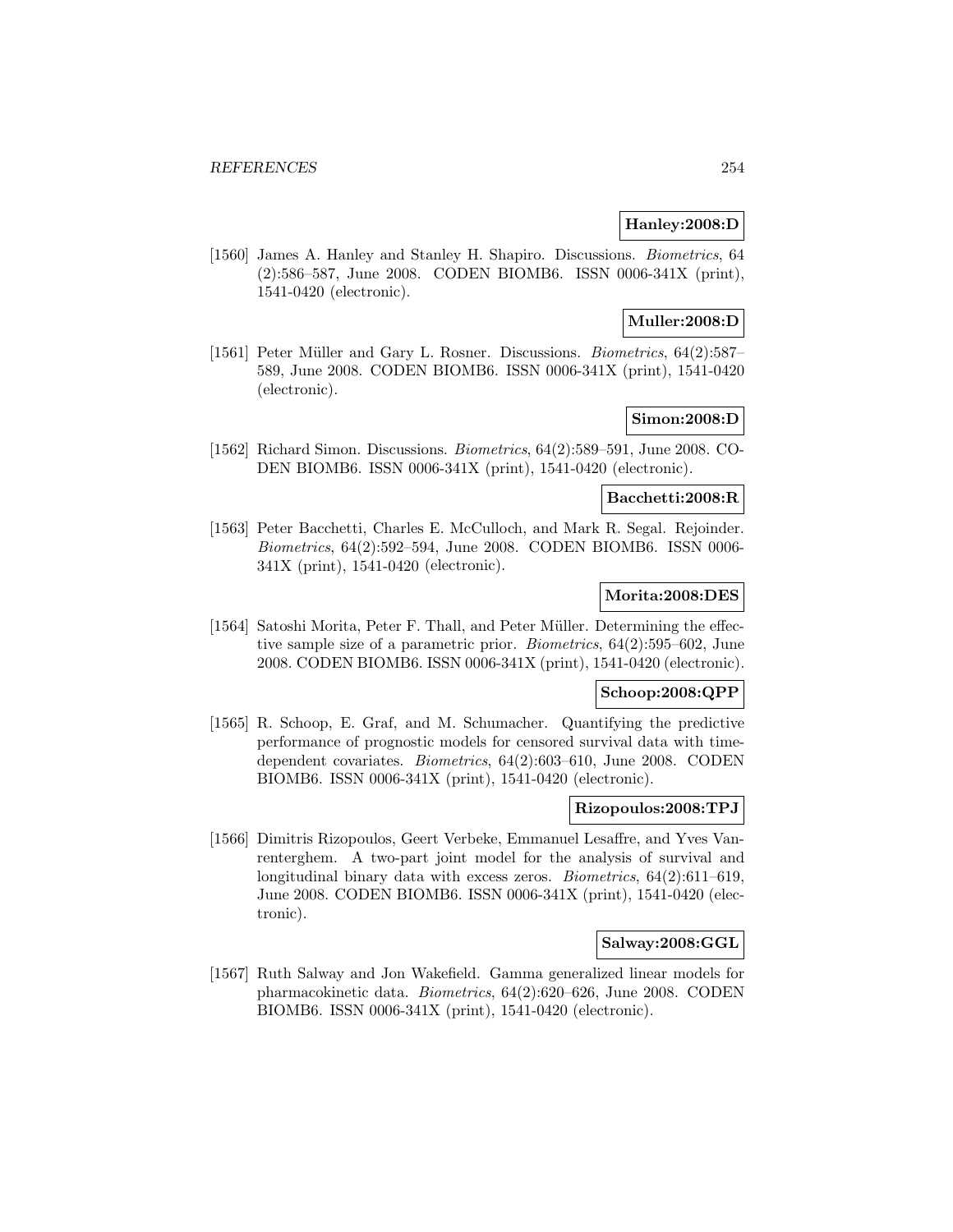**Hanley:2008:D**

[1560] James A. Hanley and Stanley H. Shapiro. Discussions. *Biometrics*, 64 (2):586–587, June 2008. CODEN BIOMB6. ISSN 0006-341X (print), 1541-0420 (electronic).

**Muller:2008:D**

[1561] Peter Müller and Gary L. Rosner. Discussions. *Biometrics*, 64(2):587–589, June 2008. CODEN BIOMB6. ISSN 0006-341X (print), 1541-0420 (electronic).

**Simon:2008:D**

[1562] Richard Simon. Discussions. *Biometrics*, 64(2):589–591, June 2008. CODEN BIOMB6. ISSN 0006-341X (print), 1541-0420 (electronic).

**Bacchetti:2008:R**

[1563] Peter Bacchetti, Charles E. McCulloch, and Mark R. Segal. Rejoinder. *Biometrics*, 64(2):592–594, June 2008. CODEN BIOMB6. ISSN 0006-341X (print), 1541-0420 (electronic).

**Morita:2008:DES**

[1564] Satoshi Morita, Peter F. Thall, and Peter Müller. Determining the effective sample size of a parametric prior. *Biometrics*, 64(2):595–602, June 2008. CODEN BIOMB6. ISSN 0006-341X (print), 1541-0420 (electronic).

**Schoop:2008:QPP**

[1565] R. Schoop, E. Graf, and M. Schumacher. Quantifying the predictive performance of prognostic models for censored survival data with time-dependent covariates. *Biometrics*, 64(2):603–610, June 2008. CODEN BIOMB6. ISSN 0006-341X (print), 1541-0420 (electronic).

**Rizopoulos:2008:TPJ**

[1566] Dimitris Rizopoulos, Geert Verbeke, Emmanuel Lesaffre, and Yves Vanrenterghem. A two-part joint model for the analysis of survival and longitudinal binary data with excess zeros. *Biometrics*, 64(2):611–619, June 2008. CODEN BIOMB6. ISSN 0006-341X (print), 1541-0420 (electronic).

**Salway:2008:GGL**

[1567] Ruth Salway and Jon Wakefield. Gamma generalized linear models for pharmacokinetic data. *Biometrics*, 64(2):620–626, June 2008. CODEN BIOMB6. ISSN 0006-341X (print), 1541-0420 (electronic).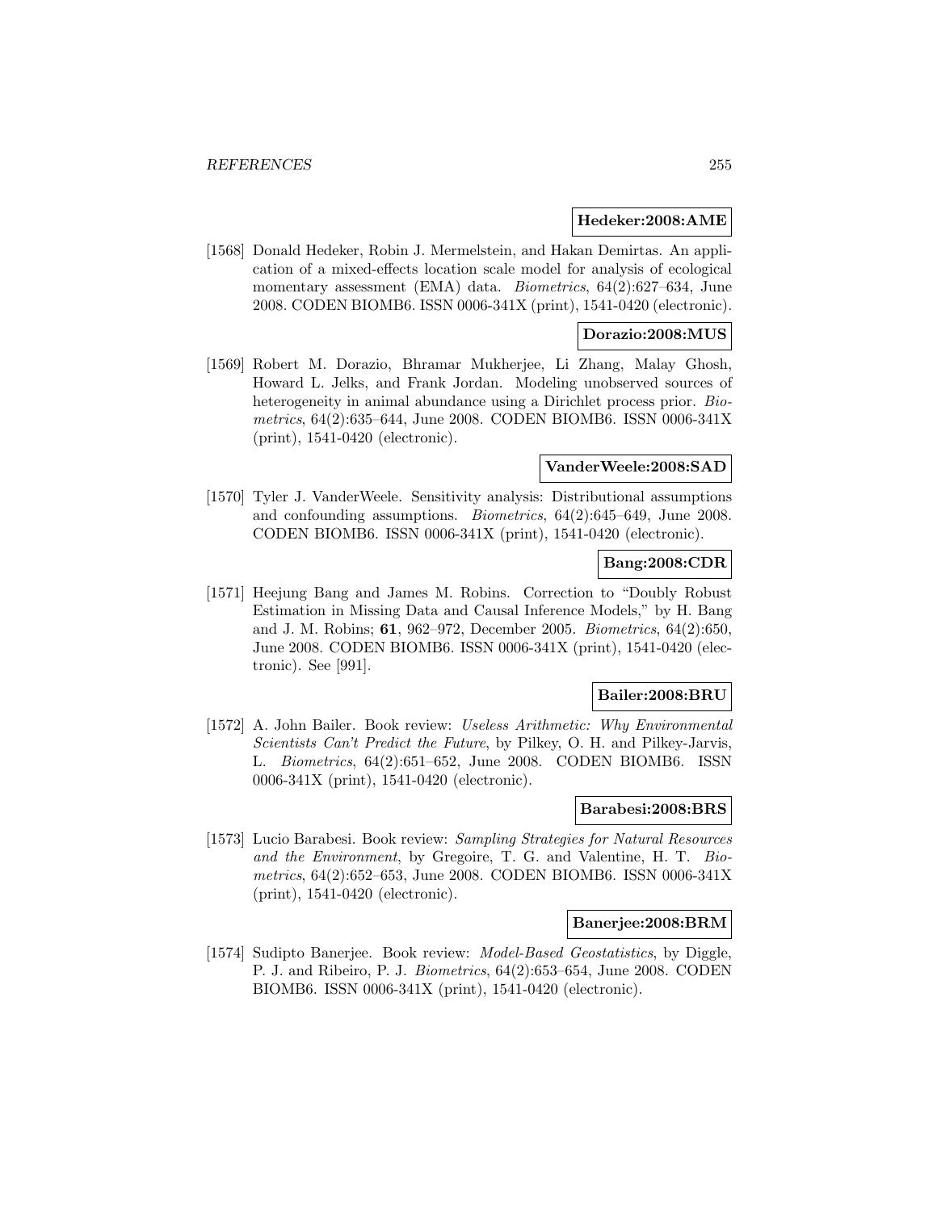**Hedeker:2008:AME**

[1568] Donald Hedeker, Robin J. Mermelstein, and Hakan Demirtas. An application of a mixed-effects location scale model for analysis of ecological momentary assessment (EMA) data. *Biometrics*, 64(2):627–634, June 2008. CODEN BIOMB6. ISSN 0006-341X (print), 1541-0420 (electronic).

**Dorazio:2008:MUS**

[1569] Robert M. Dorazio, Bhramar Mukherjee, Li Zhang, Malay Ghosh, Howard L. Jelks, and Frank Jordan. Modeling unobserved sources of heterogeneity in animal abundance using a Dirichlet process prior. *Biometrics*, 64(2):635–644, June 2008. CODEN BIOMB6. ISSN 0006-341X (print), 1541-0420 (electronic).

**VanderWeele:2008:SAD**

[1570] Tyler J. VanderWeele. Sensitivity analysis: Distributional assumptions and confounding assumptions. *Biometrics*, 64(2):645–649, June 2008. CODEN BIOMB6. ISSN 0006-341X (print), 1541-0420 (electronic).

**Bang:2008:CDR**

[1571] Heejung Bang and James M. Robins. Correction to "Doubly Robust Estimation in Missing Data and Causal Inference Models," by H. Bang and J. M. Robins; **61**, 962–972, December 2005. *Biometrics*, 64(2):650, June 2008. CODEN BIOMB6. ISSN 0006-341X (print), 1541-0420 (electronic). See [991].

**Bailer:2008:BRU**

[1572] A. John Bailer. Book review: *Useless Arithmetic: Why Environmental Scientists Can't Predict the Future*, by Pilkey, O. H. and Pilkey-Jarvis, L. *Biometrics*, 64(2):651–652, June 2008. CODEN BIOMB6. ISSN 0006-341X (print), 1541-0420 (electronic).

**Barabesi:2008:BRS**

[1573] Lucio Barabesi. Book review: *Sampling Strategies for Natural Resources and the Environment*, by Gregoire, T. G. and Valentine, H. T. *Biometrics*, 64(2):652–653, June 2008. CODEN BIOMB6. ISSN 0006-341X (print), 1541-0420 (electronic).

**Banerjee:2008:BRM**

[1574] Sudipto Banerjee. Book review: *Model-Based Geostatistics*, by Diggle, P. J. and Ribeiro, P. J. *Biometrics*, 64(2):653–654, June 2008. CODEN BIOMB6. ISSN 0006-341X (print), 1541-0420 (electronic).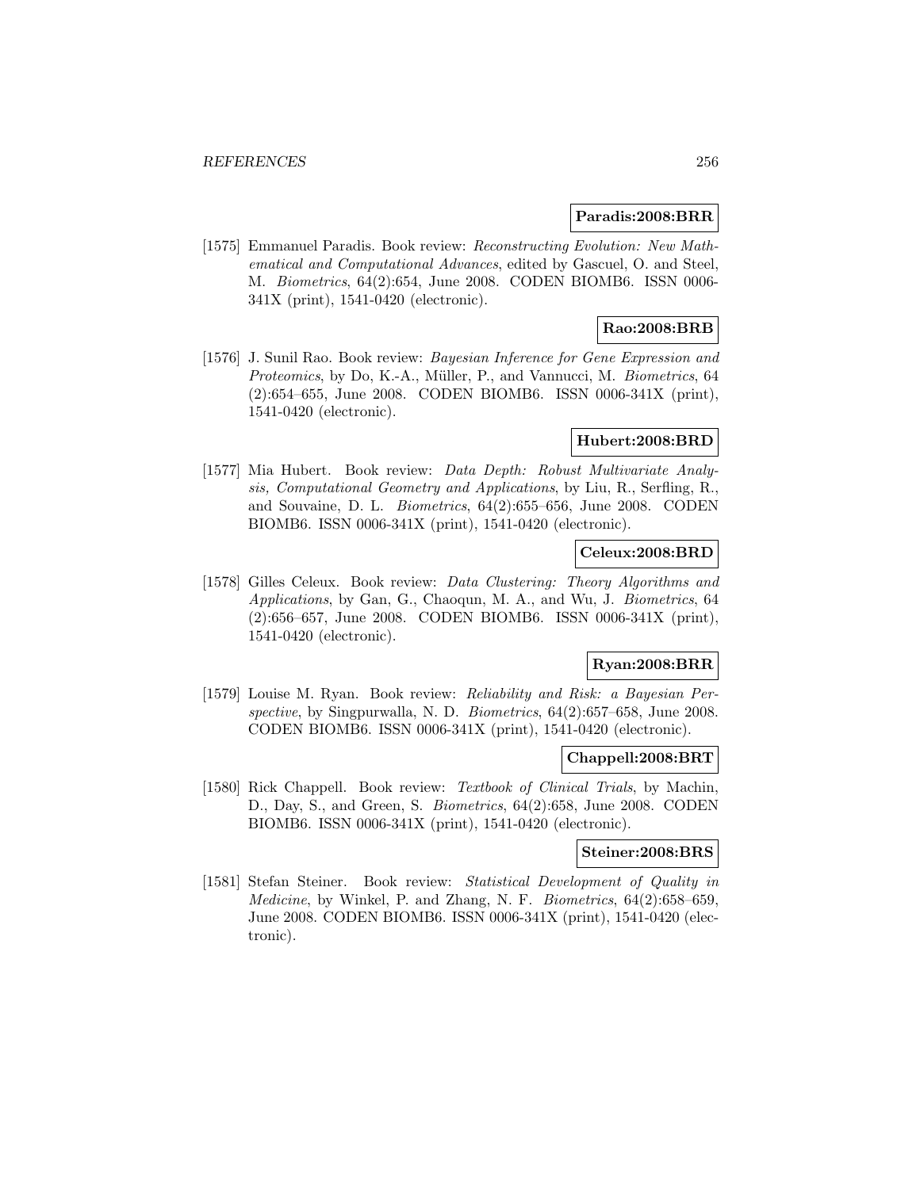**Paradis:2008:BRR**

[1575] Emmanuel Paradis. Book review: *Reconstructing Evolution: New Mathematical and Computational Advances*, edited by Gascuel, O. and Steel, M. *Biometrics*, 64(2):654, June 2008. CODEN BIOMB6. ISSN 0006-341X (print), 1541-0420 (electronic).

**Rao:2008:BRB**

[1576] J. Sunil Rao. Book review: *Bayesian Inference for Gene Expression and Proteomics*, by Do, K.-A., Müller, P., and Vannucci, M. *Biometrics*, 64 (2):654–655, June 2008. CODEN BIOMB6. ISSN 0006-341X (print), 1541-0420 (electronic).

**Hubert:2008:BRD**

[1577] Mia Hubert. Book review: *Data Depth: Robust Multivariate Analysis, Computational Geometry and Applications*, by Liu, R., Serfling, R., and Souvaine, D. L. *Biometrics*, 64(2):655–656, June 2008. CODEN BIOMB6. ISSN 0006-341X (print), 1541-0420 (electronic).

**Celeux:2008:BRD**

[1578] Gilles Celeux. Book review: *Data Clustering: Theory Algorithms and Applications*, by Gan, G., Chaoqun, M. A., and Wu, J. *Biometrics*, 64 (2):656–657, June 2008. CODEN BIOMB6. ISSN 0006-341X (print), 1541-0420 (electronic).

**Ryan:2008:BRR**

[1579] Louise M. Ryan. Book review: *Reliability and Risk: a Bayesian Perspective*, by Singpurwalla, N. D. *Biometrics*, 64(2):657–658, June 2008. CODEN BIOMB6. ISSN 0006-341X (print), 1541-0420 (electronic).

**Chappell:2008:BRT**

[1580] Rick Chappell. Book review: *Textbook of Clinical Trials*, by Machin, D., Day, S., and Green, S. *Biometrics*, 64(2):658, June 2008. CODEN BIOMB6. ISSN 0006-341X (print), 1541-0420 (electronic).

**Steiner:2008:BRS**

[1581] Stefan Steiner. Book review: *Statistical Development of Quality in Medicine*, by Winkel, P. and Zhang, N. F. *Biometrics*, 64(2):658–659, June 2008. CODEN BIOMB6. ISSN 0006-341X (print), 1541-0420 (electronic).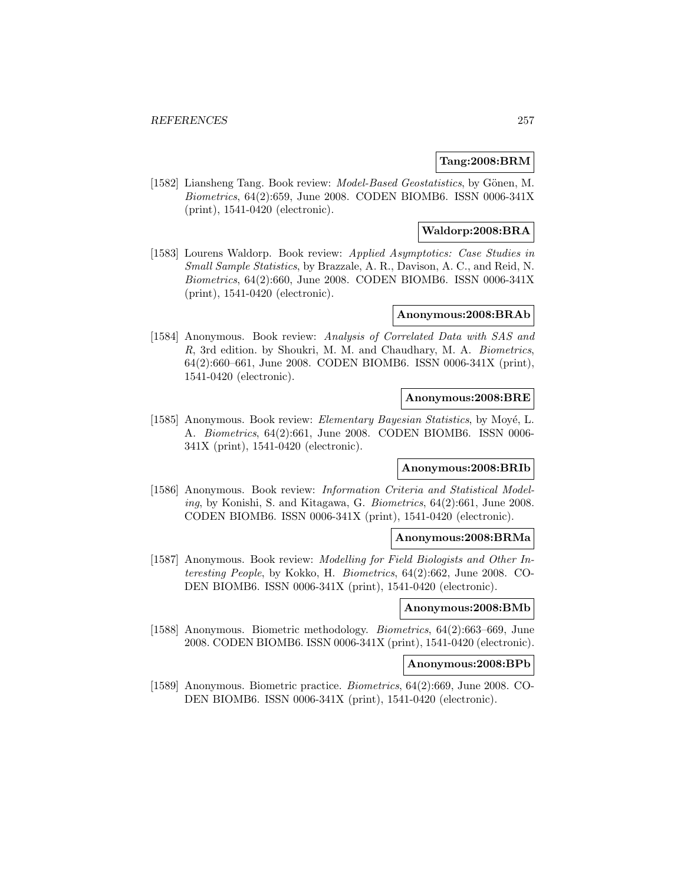**Tang:2008:BRM**

[1582] Liansheng Tang. Book review: *Model-Based Geostatistics*, by Gönen, M. *Biometrics*, 64(2):659, June 2008. CODEN BIOMB6. ISSN 0006-341X (print), 1541-0420 (electronic).

**Waldorp:2008:BRA**

[1583] Lourens Waldorp. Book review: *Applied Asymptotics: Case Studies in Small Sample Statistics*, by Brazzale, A. R., Davison, A. C., and Reid, N. *Biometrics*, 64(2):660, June 2008. CODEN BIOMB6. ISSN 0006-341X (print), 1541-0420 (electronic).

**Anonymous:2008:BRAb**

[1584] Anonymous. Book review: *Analysis of Correlated Data with SAS and R*, 3rd edition. by Shoukri, M. M. and Chaudhary, M. A. *Biometrics*, 64(2):660–661, June 2008. CODEN BIOMB6. ISSN 0006-341X (print), 1541-0420 (electronic).

**Anonymous:2008:BRE**

[1585] Anonymous. Book review: *Elementary Bayesian Statistics*, by Moyé, L. A. *Biometrics*, 64(2):661, June 2008. CODEN BIOMB6. ISSN 0006-341X (print), 1541-0420 (electronic).

**Anonymous:2008:BRIb**

[1586] Anonymous. Book review: *Information Criteria and Statistical Modeling*, by Konishi, S. and Kitagawa, G. *Biometrics*, 64(2):661, June 2008. CODEN BIOMB6. ISSN 0006-341X (print), 1541-0420 (electronic).

**Anonymous:2008:BRMa**

[1587] Anonymous. Book review: *Modelling for Field Biologists and Other Interesting People*, by Kokko, H. *Biometrics*, 64(2):662, June 2008. CODEN BIOMB6. ISSN 0006-341X (print), 1541-0420 (electronic).

**Anonymous:2008:BMb**

[1588] Anonymous. Biometric methodology. *Biometrics*, 64(2):663–669, June 2008. CODEN BIOMB6. ISSN 0006-341X (print), 1541-0420 (electronic).

**Anonymous:2008:BPb**

[1589] Anonymous. Biometric practice. *Biometrics*, 64(2):669, June 2008. CODEN BIOMB6. ISSN 0006-341X (print), 1541-0420 (electronic).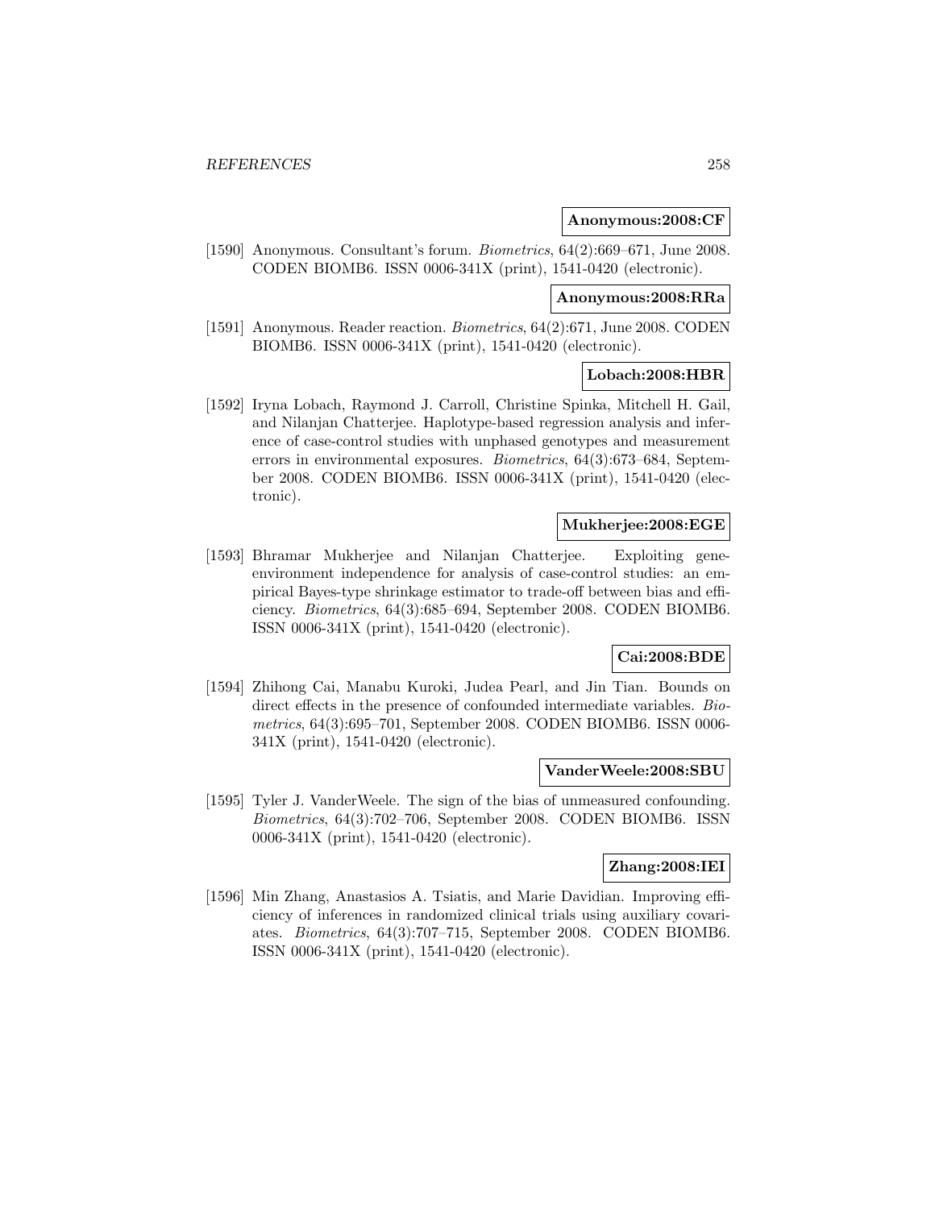**Anonymous:2008:CF**

[1590] Anonymous. Consultant's forum. *Biometrics*, 64(2):669–671, June 2008. CODEN BIOMB6. ISSN 0006-341X (print), 1541-0420 (electronic).

**Anonymous:2008:RRa**

[1591] Anonymous. Reader reaction. *Biometrics*, 64(2):671, June 2008. CODEN BIOMB6. ISSN 0006-341X (print), 1541-0420 (electronic).

**Lobach:2008:HBR**

[1592] Iryna Lobach, Raymond J. Carroll, Christine Spinka, Mitchell H. Gail, and Nilanjan Chatterjee. Haplotype-based regression analysis and inference of case-control studies with unphased genotypes and measurement errors in environmental exposures. *Biometrics*, 64(3):673–684, September 2008. CODEN BIOMB6. ISSN 0006-341X (print), 1541-0420 (electronic).

**Mukherjee:2008:EGE**

[1593] Bhramar Mukherjee and Nilanjan Chatterjee. Exploiting gene-environment independence for analysis of case-control studies: an empirical Bayes-type shrinkage estimator to trade-off between bias and efficiency. *Biometrics*, 64(3):685–694, September 2008. CODEN BIOMB6. ISSN 0006-341X (print), 1541-0420 (electronic).

**Cai:2008:BDE**

[1594] Zhihong Cai, Manabu Kuroki, Judea Pearl, and Jin Tian. Bounds on direct effects in the presence of confounded intermediate variables. *Biometrics*, 64(3):695–701, September 2008. CODEN BIOMB6. ISSN 0006-341X (print), 1541-0420 (electronic).

**VanderWeele:2008:SBU**

[1595] Tyler J. VanderWeele. The sign of the bias of unmeasured confounding. *Biometrics*, 64(3):702–706, September 2008. CODEN BIOMB6. ISSN 0006-341X (print), 1541-0420 (electronic).

**Zhang:2008:IEI**

[1596] Min Zhang, Anastasios A. Tsiatis, and Marie Davidian. Improving efficiency of inferences in randomized clinical trials using auxiliary covariates. *Biometrics*, 64(3):707–715, September 2008. CODEN BIOMB6. ISSN 0006-341X (print), 1541-0420 (electronic).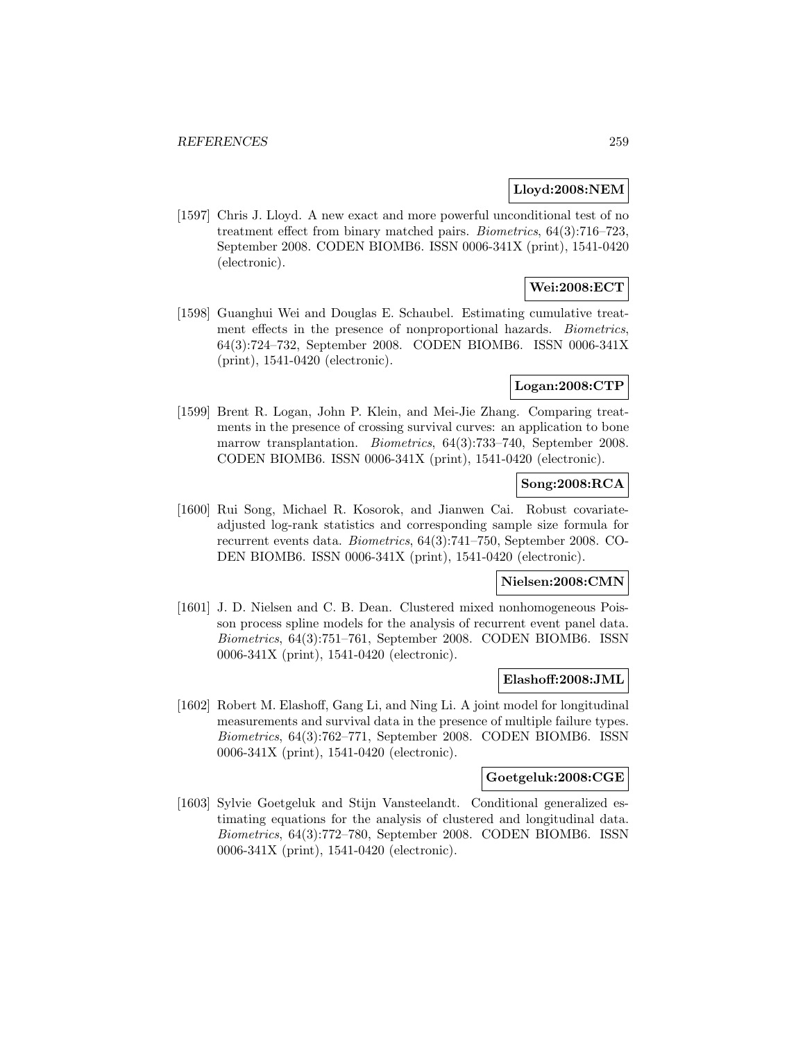**Lloyd:2008:NEM**

[1597] Chris J. Lloyd. A new exact and more powerful unconditional test of no treatment effect from binary matched pairs. *Biometrics*, 64(3):716–723, September 2008. CODEN BIOMB6. ISSN 0006-341X (print), 1541-0420 (electronic).

**Wei:2008:ECT**

[1598] Guanghui Wei and Douglas E. Schaubel. Estimating cumulative treatment effects in the presence of nonproportional hazards. *Biometrics*, 64(3):724–732, September 2008. CODEN BIOMB6. ISSN 0006-341X (print), 1541-0420 (electronic).

**Logan:2008:CTP**

[1599] Brent R. Logan, John P. Klein, and Mei-Jie Zhang. Comparing treatments in the presence of crossing survival curves: an application to bone marrow transplantation. *Biometrics*, 64(3):733–740, September 2008. CODEN BIOMB6. ISSN 0006-341X (print), 1541-0420 (electronic).

**Song:2008:RCA**

[1600] Rui Song, Michael R. Kosorok, and Jianwen Cai. Robust covariate-adjusted log-rank statistics and corresponding sample size formula for recurrent events data. *Biometrics*, 64(3):741–750, September 2008. CODEN BIOMB6. ISSN 0006-341X (print), 1541-0420 (electronic).

**Nielsen:2008:CMN**

[1601] J. D. Nielsen and C. B. Dean. Clustered mixed nonhomogeneous Poisson process spline models for the analysis of recurrent event panel data. *Biometrics*, 64(3):751–761, September 2008. CODEN BIOMB6. ISSN 0006-341X (print), 1541-0420 (electronic).

**Elashoff:2008:JML**

[1602] Robert M. Elashoff, Gang Li, and Ning Li. A joint model for longitudinal measurements and survival data in the presence of multiple failure types. *Biometrics*, 64(3):762–771, September 2008. CODEN BIOMB6. ISSN 0006-341X (print), 1541-0420 (electronic).

**Goetgeluk:2008:CGE**

[1603] Sylvie Goetgeluk and Stijn Vansteelandt. Conditional generalized estimating equations for the analysis of clustered and longitudinal data. *Biometrics*, 64(3):772–780, September 2008. CODEN BIOMB6. ISSN 0006-341X (print), 1541-0420 (electronic).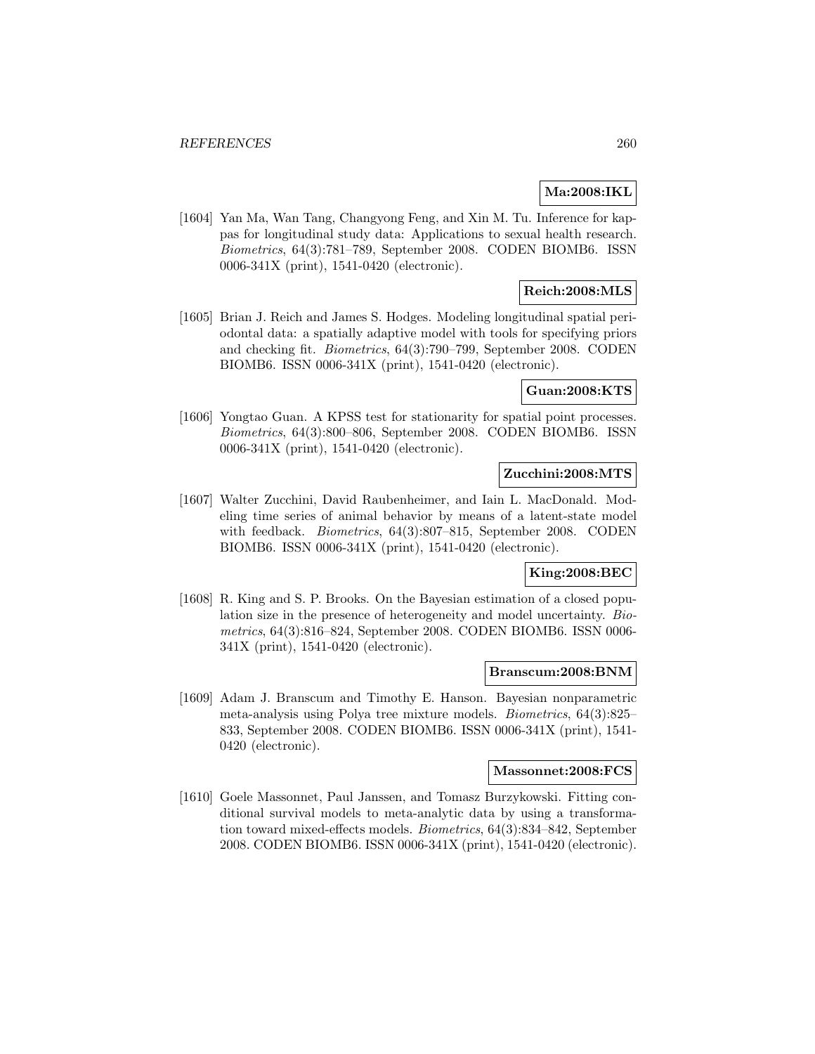**Ma:2008:IKL**

[1604] Yan Ma, Wan Tang, Changyong Feng, and Xin M. Tu. Inference for kappas for longitudinal study data: Applications to sexual health research. *Biometrics*, 64(3):781–789, September 2008. CODEN BIOMB6. ISSN 0006-341X (print), 1541-0420 (electronic).

**Reich:2008:MLS**

[1605] Brian J. Reich and James S. Hodges. Modeling longitudinal spatial periodontal data: a spatially adaptive model with tools for specifying priors and checking fit. *Biometrics*, 64(3):790–799, September 2008. CODEN BIOMB6. ISSN 0006-341X (print), 1541-0420 (electronic).

**Guan:2008:KTS**

[1606] Yongtao Guan. A KPSS test for stationarity for spatial point processes. *Biometrics*, 64(3):800–806, September 2008. CODEN BIOMB6. ISSN 0006-341X (print), 1541-0420 (electronic).

**Zucchini:2008:MTS**

[1607] Walter Zucchini, David Raubenheimer, and Iain L. MacDonald. Modeling time series of animal behavior by means of a latent-state model with feedback. *Biometrics*, 64(3):807–815, September 2008. CODEN BIOMB6. ISSN 0006-341X (print), 1541-0420 (electronic).

**King:2008:BEC**

[1608] R. King and S. P. Brooks. On the Bayesian estimation of a closed population size in the presence of heterogeneity and model uncertainty. *Biometrics*, 64(3):816–824, September 2008. CODEN BIOMB6. ISSN 0006-341X (print), 1541-0420 (electronic).

**Branscum:2008:BNM**

[1609] Adam J. Branscum and Timothy E. Hanson. Bayesian nonparametric meta-analysis using Polya tree mixture models. *Biometrics*, 64(3):825–833, September 2008. CODEN BIOMB6. ISSN 0006-341X (print), 1541-0420 (electronic).

**Massonnet:2008:FCS**

[1610] Goele Massonnet, Paul Janssen, and Tomasz Burzykowski. Fitting conditional survival models to meta-analytic data by using a transformation toward mixed-effects models. *Biometrics*, 64(3):834–842, September 2008. CODEN BIOMB6. ISSN 0006-341X (print), 1541-0420 (electronic).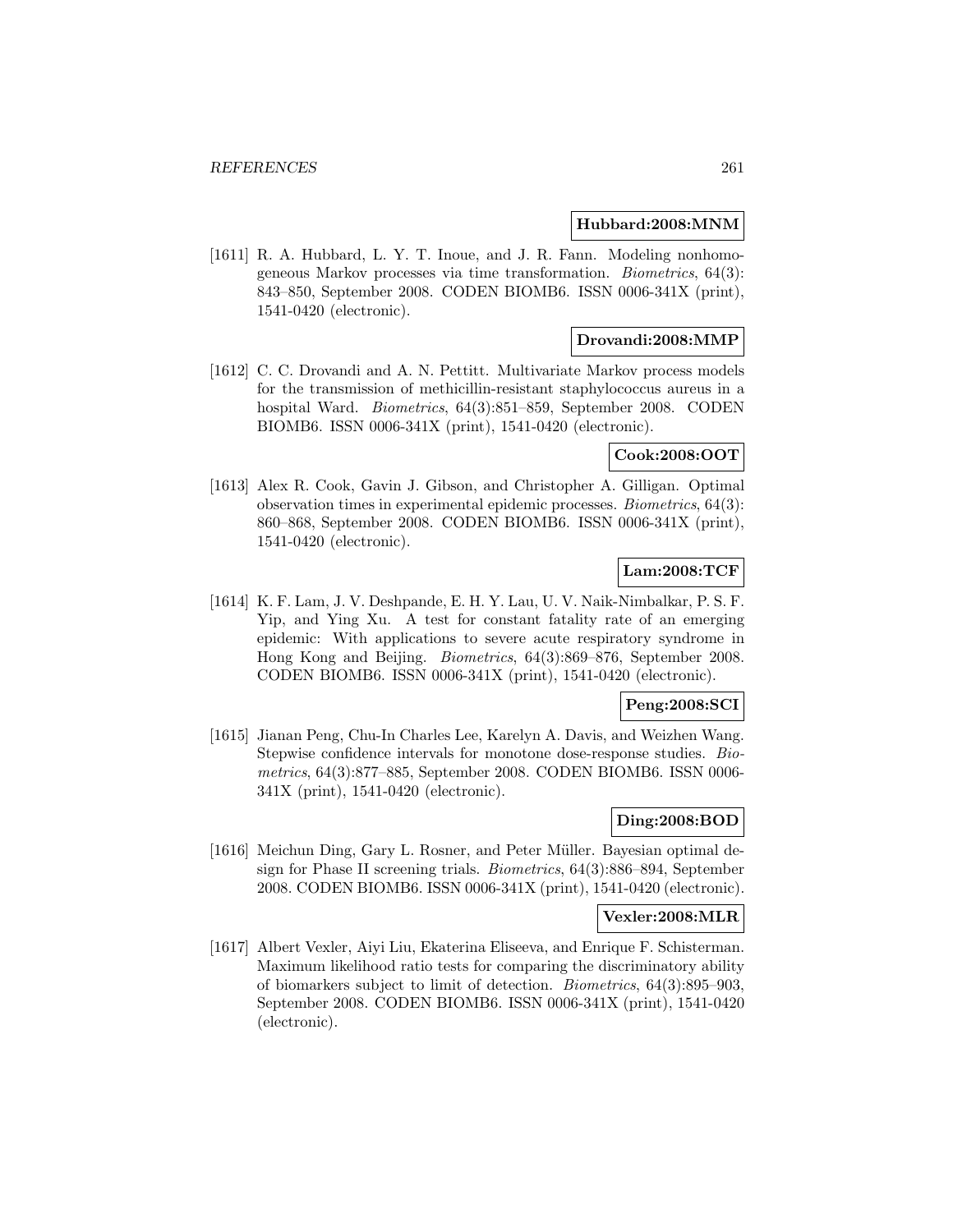**Hubbard:2008:MNM**

[1611] R. A. Hubbard, L. Y. T. Inoue, and J. R. Fann. Modeling nonhomogeneous Markov processes via time transformation. *Biometrics*, 64(3): 843–850, September 2008. CODEN BIOMB6. ISSN 0006-341X (print), 1541-0420 (electronic).

**Drovandi:2008:MMP**

[1612] C. C. Drovandi and A. N. Pettitt. Multivariate Markov process models for the transmission of methicillin-resistant staphylococcus aureus in a hospital Ward. *Biometrics*, 64(3):851–859, September 2008. CODEN BIOMB6. ISSN 0006-341X (print), 1541-0420 (electronic).

**Cook:2008:OOT**

[1613] Alex R. Cook, Gavin J. Gibson, and Christopher A. Gilligan. Optimal observation times in experimental epidemic processes. *Biometrics*, 64(3): 860–868, September 2008. CODEN BIOMB6. ISSN 0006-341X (print), 1541-0420 (electronic).

**Lam:2008:TCF**

[1614] K. F. Lam, J. V. Deshpande, E. H. Y. Lau, U. V. Naik-Nimbalkar, P. S. F. Yip, and Ying Xu. A test for constant fatality rate of an emerging epidemic: With applications to severe acute respiratory syndrome in Hong Kong and Beijing. *Biometrics*, 64(3):869–876, September 2008. CODEN BIOMB6. ISSN 0006-341X (print), 1541-0420 (electronic).

**Peng:2008:SCI**

[1615] Jianan Peng, Chu-In Charles Lee, Karelyn A. Davis, and Weizhen Wang. Stepwise confidence intervals for monotone dose-response studies. *Biometrics*, 64(3):877–885, September 2008. CODEN BIOMB6. ISSN 0006-341X (print), 1541-0420 (electronic).

**Ding:2008:BOD**

[1616] Meichun Ding, Gary L. Rosner, and Peter Müller. Bayesian optimal design for Phase II screening trials. *Biometrics*, 64(3):886–894, September 2008. CODEN BIOMB6. ISSN 0006-341X (print), 1541-0420 (electronic).

**Vexler:2008:MLR**

[1617] Albert Vexler, Aiyi Liu, Ekaterina Eliseeva, and Enrique F. Schisterman. Maximum likelihood ratio tests for comparing the discriminatory ability of biomarkers subject to limit of detection. *Biometrics*, 64(3):895–903, September 2008. CODEN BIOMB6. ISSN 0006-341X (print), 1541-0420 (electronic).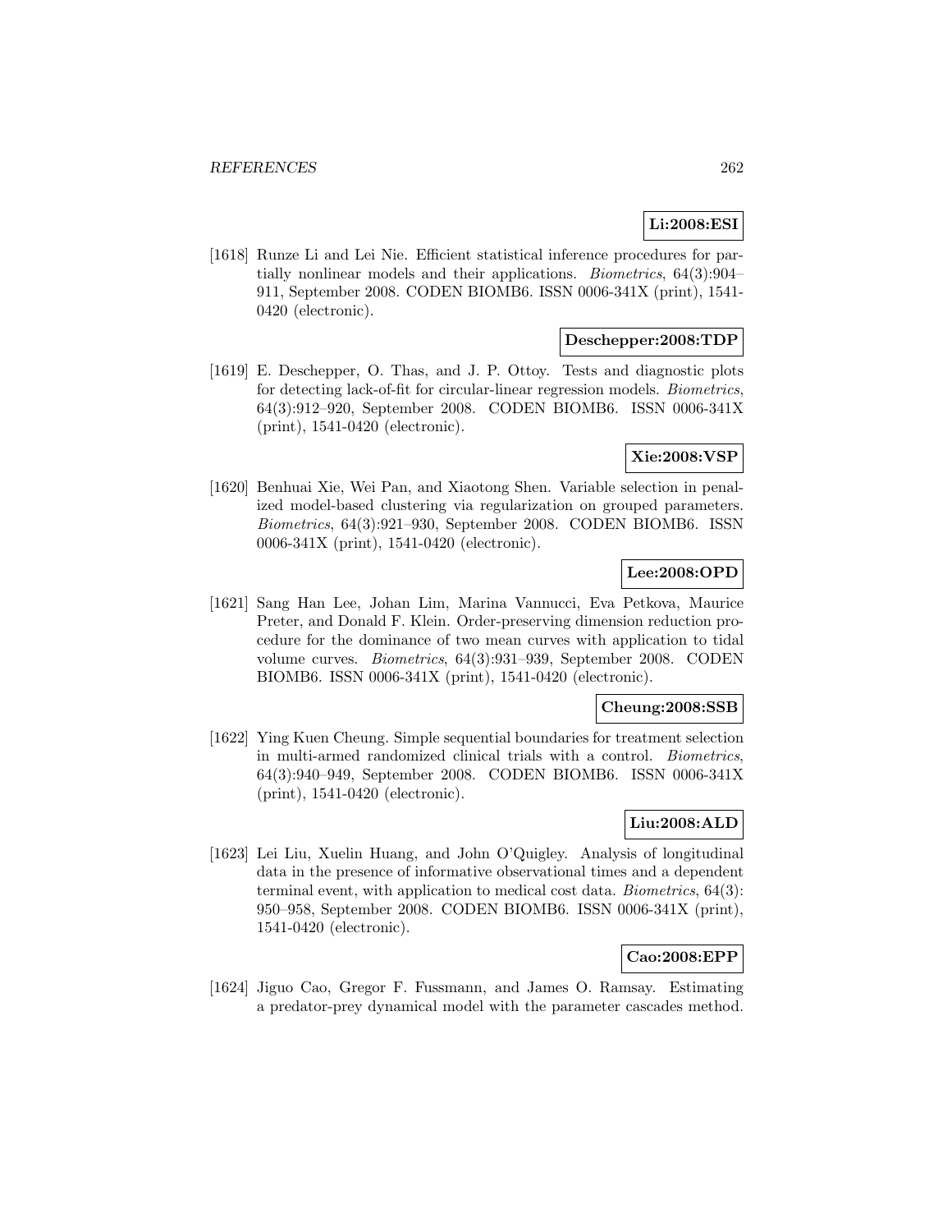**Li:2008:ESI**

[1618] Runze Li and Lei Nie. Efficient statistical inference procedures for partially nonlinear models and their applications. *Biometrics*, 64(3):904–911, September 2008. CODEN BIOMB6. ISSN 0006-341X (print), 1541-0420 (electronic).

**Deschepper:2008:TDP**

[1619] E. Deschepper, O. Thas, and J. P. Ottoy. Tests and diagnostic plots for detecting lack-of-fit for circular-linear regression models. *Biometrics*, 64(3):912–920, September 2008. CODEN BIOMB6. ISSN 0006-341X (print), 1541-0420 (electronic).

**Xie:2008:VSP**

[1620] Benhuai Xie, Wei Pan, and Xiaotong Shen. Variable selection in penalized model-based clustering via regularization on grouped parameters. *Biometrics*, 64(3):921–930, September 2008. CODEN BIOMB6. ISSN 0006-341X (print), 1541-0420 (electronic).

**Lee:2008:OPD**

[1621] Sang Han Lee, Johan Lim, Marina Vannucci, Eva Petkova, Maurice Preter, and Donald F. Klein. Order-preserving dimension reduction procedure for the dominance of two mean curves with application to tidal volume curves. *Biometrics*, 64(3):931–939, September 2008. CODEN BIOMB6. ISSN 0006-341X (print), 1541-0420 (electronic).

**Cheung:2008:SSB**

[1622] Ying Kuen Cheung. Simple sequential boundaries for treatment selection in multi-armed randomized clinical trials with a control. *Biometrics*, 64(3):940–949, September 2008. CODEN BIOMB6. ISSN 0006-341X (print), 1541-0420 (electronic).

**Liu:2008:ALD**

[1623] Lei Liu, Xuelin Huang, and John O'Quigley. Analysis of longitudinal data in the presence of informative observational times and a dependent terminal event, with application to medical cost data. *Biometrics*, 64(3): 950–958, September 2008. CODEN BIOMB6. ISSN 0006-341X (print), 1541-0420 (electronic).

**Cao:2008:EPP**

[1624] Jiguo Cao, Gregor F. Fussmann, and James O. Ramsay. Estimating a predator-prey dynamical model with the parameter cascades method.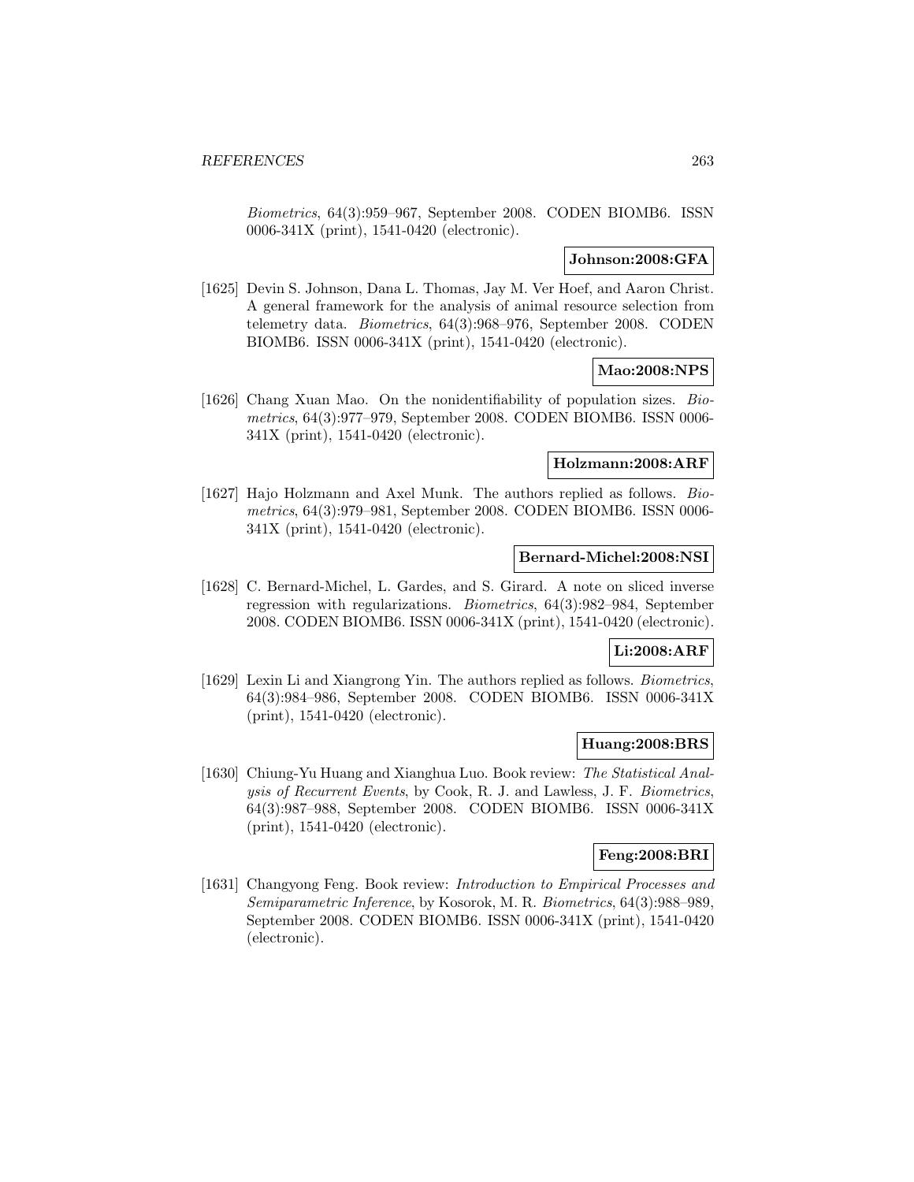*Biometrics*, 64(3):959–967, September 2008. CODEN BIOMB6. ISSN 0006-341X (print), 1541-0420 (electronic).

**Johnson:2008:GFA**

[1625] Devin S. Johnson, Dana L. Thomas, Jay M. Ver Hoef, and Aaron Christ. A general framework for the analysis of animal resource selection from telemetry data. *Biometrics*, 64(3):968–976, September 2008. CODEN BIOMB6. ISSN 0006-341X (print), 1541-0420 (electronic).

**Mao:2008:NPS**

[1626] Chang Xuan Mao. On the nonidentifiability of population sizes. *Biometrics*, 64(3):977–979, September 2008. CODEN BIOMB6. ISSN 0006-341X (print), 1541-0420 (electronic).

**Holzmann:2008:ARF**

[1627] Hajo Holzmann and Axel Munk. The authors replied as follows. *Biometrics*, 64(3):979–981, September 2008. CODEN BIOMB6. ISSN 0006-341X (print), 1541-0420 (electronic).

**Bernard-Michel:2008:NSI**

[1628] C. Bernard-Michel, L. Gardes, and S. Girard. A note on sliced inverse regression with regularizations. *Biometrics*, 64(3):982–984, September 2008. CODEN BIOMB6. ISSN 0006-341X (print), 1541-0420 (electronic).

**Li:2008:ARF**

[1629] Lexin Li and Xiangrong Yin. The authors replied as follows. *Biometrics*, 64(3):984–986, September 2008. CODEN BIOMB6. ISSN 0006-341X (print), 1541-0420 (electronic).

**Huang:2008:BRS**

[1630] Chiung-Yu Huang and Xianghua Luo. Book review: *The Statistical Analysis of Recurrent Events*, by Cook, R. J. and Lawless, J. F. *Biometrics*, 64(3):987–988, September 2008. CODEN BIOMB6. ISSN 0006-341X (print), 1541-0420 (electronic).

**Feng:2008:BRI**

[1631] Changyong Feng. Book review: *Introduction to Empirical Processes and Semiparametric Inference*, by Kosorok, M. R. *Biometrics*, 64(3):988–989, September 2008. CODEN BIOMB6. ISSN 0006-341X (print), 1541-0420 (electronic).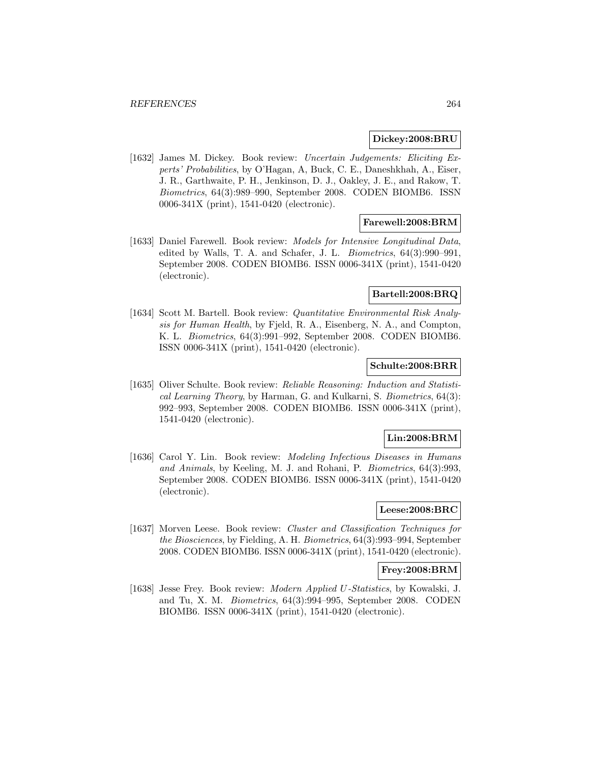**Dickey:2008:BRU**

[1632] James M. Dickey. Book review: *Uncertain Judgements: Eliciting Experts' Probabilities*, by O'Hagan, A, Buck, C. E., Daneshkhah, A., Eiser, J. R., Garthwaite, P. H., Jenkinson, D. J., Oakley, J. E., and Rakow, T. *Biometrics*, 64(3):989–990, September 2008. CODEN BIOMB6. ISSN 0006-341X (print), 1541-0420 (electronic).

**Farewell:2008:BRM**

[1633] Daniel Farewell. Book review: *Models for Intensive Longitudinal Data*, edited by Walls, T. A. and Schafer, J. L. *Biometrics*, 64(3):990–991, September 2008. CODEN BIOMB6. ISSN 0006-341X (print), 1541-0420 (electronic).

**Bartell:2008:BRQ**

[1634] Scott M. Bartell. Book review: *Quantitative Environmental Risk Analysis for Human Health*, by Fjeld, R. A., Eisenberg, N. A., and Compton, K. L. *Biometrics*, 64(3):991–992, September 2008. CODEN BIOMB6. ISSN 0006-341X (print), 1541-0420 (electronic).

**Schulte:2008:BRR**

[1635] Oliver Schulte. Book review: *Reliable Reasoning: Induction and Statistical Learning Theory*, by Harman, G. and Kulkarni, S. *Biometrics*, 64(3): 992–993, September 2008. CODEN BIOMB6. ISSN 0006-341X (print), 1541-0420 (electronic).

**Lin:2008:BRM**

[1636] Carol Y. Lin. Book review: *Modeling Infectious Diseases in Humans and Animals*, by Keeling, M. J. and Rohani, P. *Biometrics*, 64(3):993, September 2008. CODEN BIOMB6. ISSN 0006-341X (print), 1541-0420 (electronic).

**Leese:2008:BRC**

[1637] Morven Leese. Book review: *Cluster and Classification Techniques for the Biosciences*, by Fielding, A. H. *Biometrics*, 64(3):993–994, September 2008. CODEN BIOMB6. ISSN 0006-341X (print), 1541-0420 (electronic).

**Frey:2008:BRM**

[1638] Jesse Frey. Book review: *Modern Applied U-Statistics*, by Kowalski, J. and Tu, X. M. *Biometrics*, 64(3):994–995, September 2008. CODEN BIOMB6. ISSN 0006-341X (print), 1541-0420 (electronic).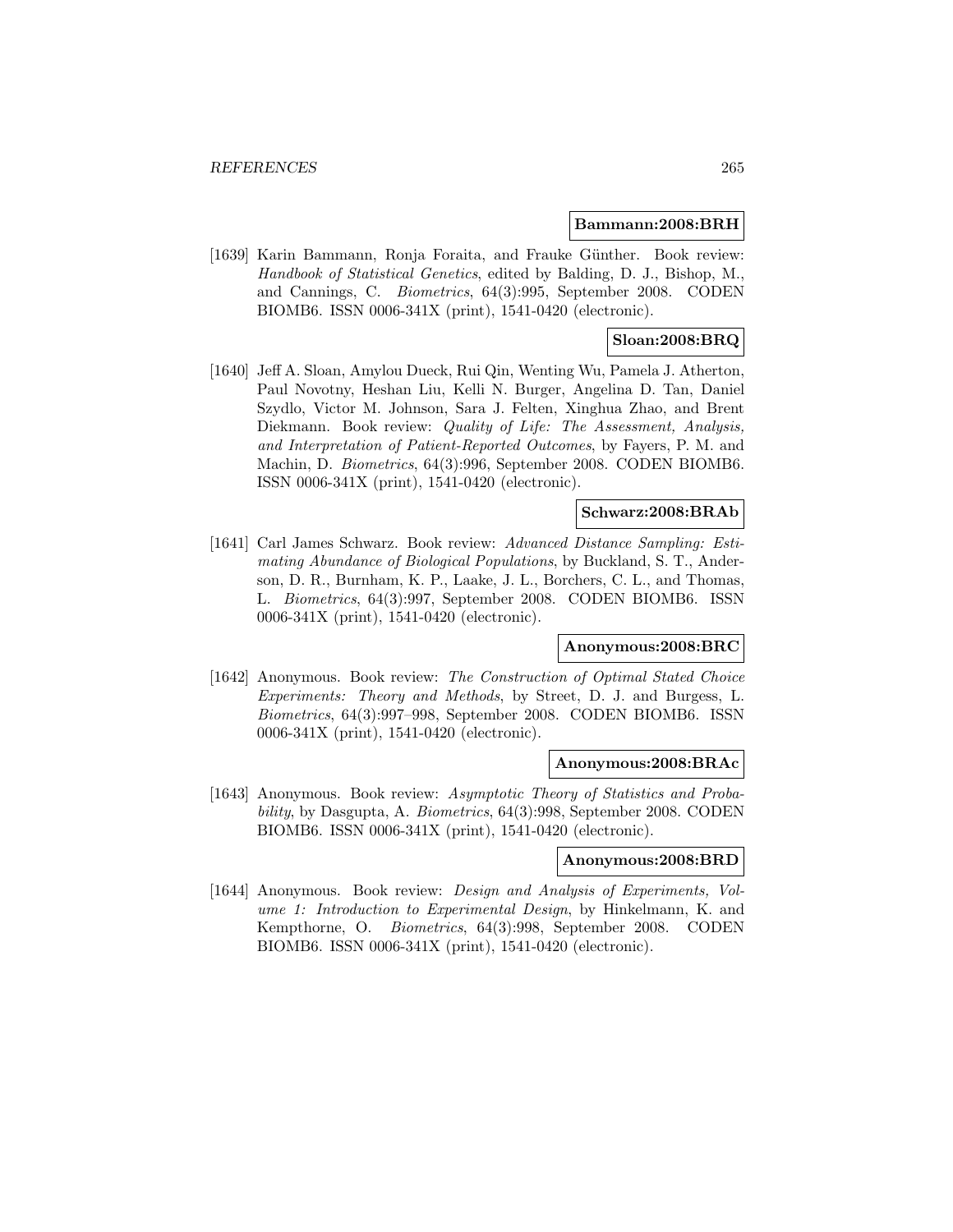**Bammann:2008:BRH**

[1639] Karin Bammann, Ronja Foraita, and Frauke Günther. Book review: *Handbook of Statistical Genetics*, edited by Balding, D. J., Bishop, M., and Cannings, C. *Biometrics*, 64(3):995, September 2008. CODEN BIOMB6. ISSN 0006-341X (print), 1541-0420 (electronic).

**Sloan:2008:BRQ**

[1640] Jeff A. Sloan, Amylou Dueck, Rui Qin, Wenting Wu, Pamela J. Atherton, Paul Novotny, Heshan Liu, Kelli N. Burger, Angelina D. Tan, Daniel Szydlo, Victor M. Johnson, Sara J. Felten, Xinghua Zhao, and Brent Diekmann. Book review: *Quality of Life: The Assessment, Analysis, and Interpretation of Patient-Reported Outcomes*, by Fayers, P. M. and Machin, D. *Biometrics*, 64(3):996, September 2008. CODEN BIOMB6. ISSN 0006-341X (print), 1541-0420 (electronic).

**Schwarz:2008:BRAb**

[1641] Carl James Schwarz. Book review: *Advanced Distance Sampling: Estimating Abundance of Biological Populations*, by Buckland, S. T., Anderson, D. R., Burnham, K. P., Laake, J. L., Borchers, C. L., and Thomas, L. *Biometrics*, 64(3):997, September 2008. CODEN BIOMB6. ISSN 0006-341X (print), 1541-0420 (electronic).

**Anonymous:2008:BRC**

[1642] Anonymous. Book review: *The Construction of Optimal Stated Choice Experiments: Theory and Methods*, by Street, D. J. and Burgess, L. *Biometrics*, 64(3):997–998, September 2008. CODEN BIOMB6. ISSN 0006-341X (print), 1541-0420 (electronic).

**Anonymous:2008:BRAc**

[1643] Anonymous. Book review: *Asymptotic Theory of Statistics and Probability*, by Dasgupta, A. *Biometrics*, 64(3):998, September 2008. CODEN BIOMB6. ISSN 0006-341X (print), 1541-0420 (electronic).

**Anonymous:2008:BRD**

[1644] Anonymous. Book review: *Design and Analysis of Experiments, Volume 1: Introduction to Experimental Design*, by Hinkelmann, K. and Kempthorne, O. *Biometrics*, 64(3):998, September 2008. CODEN BIOMB6. ISSN 0006-341X (print), 1541-0420 (electronic).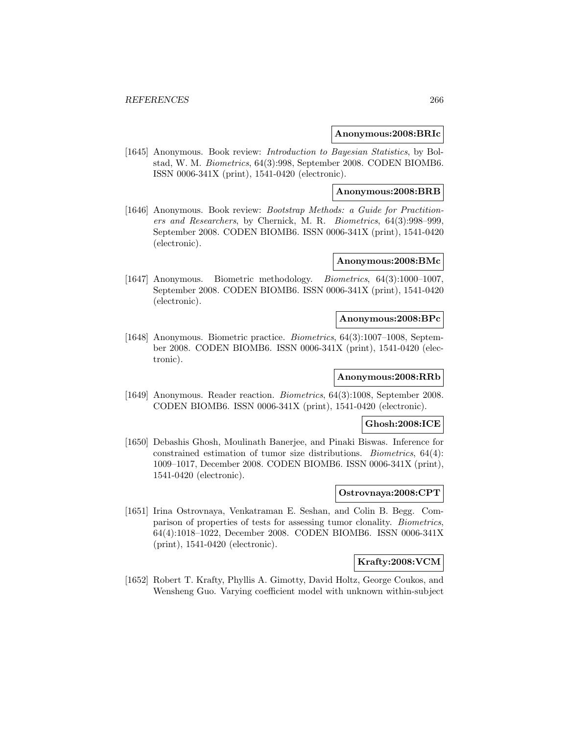**Anonymous:2008:BRIc**

[1645] Anonymous. Book review: *Introduction to Bayesian Statistics*, by Bolstad, W. M. *Biometrics*, 64(3):998, September 2008. CODEN BIOMB6. ISSN 0006-341X (print), 1541-0420 (electronic).

**Anonymous:2008:BRB**

[1646] Anonymous. Book review: *Bootstrap Methods: a Guide for Practitioners and Researchers*, by Chernick, M. R. *Biometrics*, 64(3):998–999, September 2008. CODEN BIOMB6. ISSN 0006-341X (print), 1541-0420 (electronic).

**Anonymous:2008:BMc**

[1647] Anonymous. Biometric methodology. *Biometrics*, 64(3):1000–1007, September 2008. CODEN BIOMB6. ISSN 0006-341X (print), 1541-0420 (electronic).

**Anonymous:2008:BPc**

[1648] Anonymous. Biometric practice. *Biometrics*, 64(3):1007–1008, September 2008. CODEN BIOMB6. ISSN 0006-341X (print), 1541-0420 (electronic).

**Anonymous:2008:RRb**

[1649] Anonymous. Reader reaction. *Biometrics*, 64(3):1008, September 2008. CODEN BIOMB6. ISSN 0006-341X (print), 1541-0420 (electronic).

**Ghosh:2008:ICE**

[1650] Debashis Ghosh, Moulinath Banerjee, and Pinaki Biswas. Inference for constrained estimation of tumor size distributions. *Biometrics*, 64(4): 1009–1017, December 2008. CODEN BIOMB6. ISSN 0006-341X (print), 1541-0420 (electronic).

**Ostrovnaya:2008:CPT**

[1651] Irina Ostrovnaya, Venkatraman E. Seshan, and Colin B. Begg. Comparison of properties of tests for assessing tumor clonality. *Biometrics*, 64(4):1018–1022, December 2008. CODEN BIOMB6. ISSN 0006-341X (print), 1541-0420 (electronic).

**Krafty:2008:VCM**

[1652] Robert T. Krafty, Phyllis A. Gimotty, David Holtz, George Coukos, and Wensheng Guo. Varying coefficient model with unknown within-subject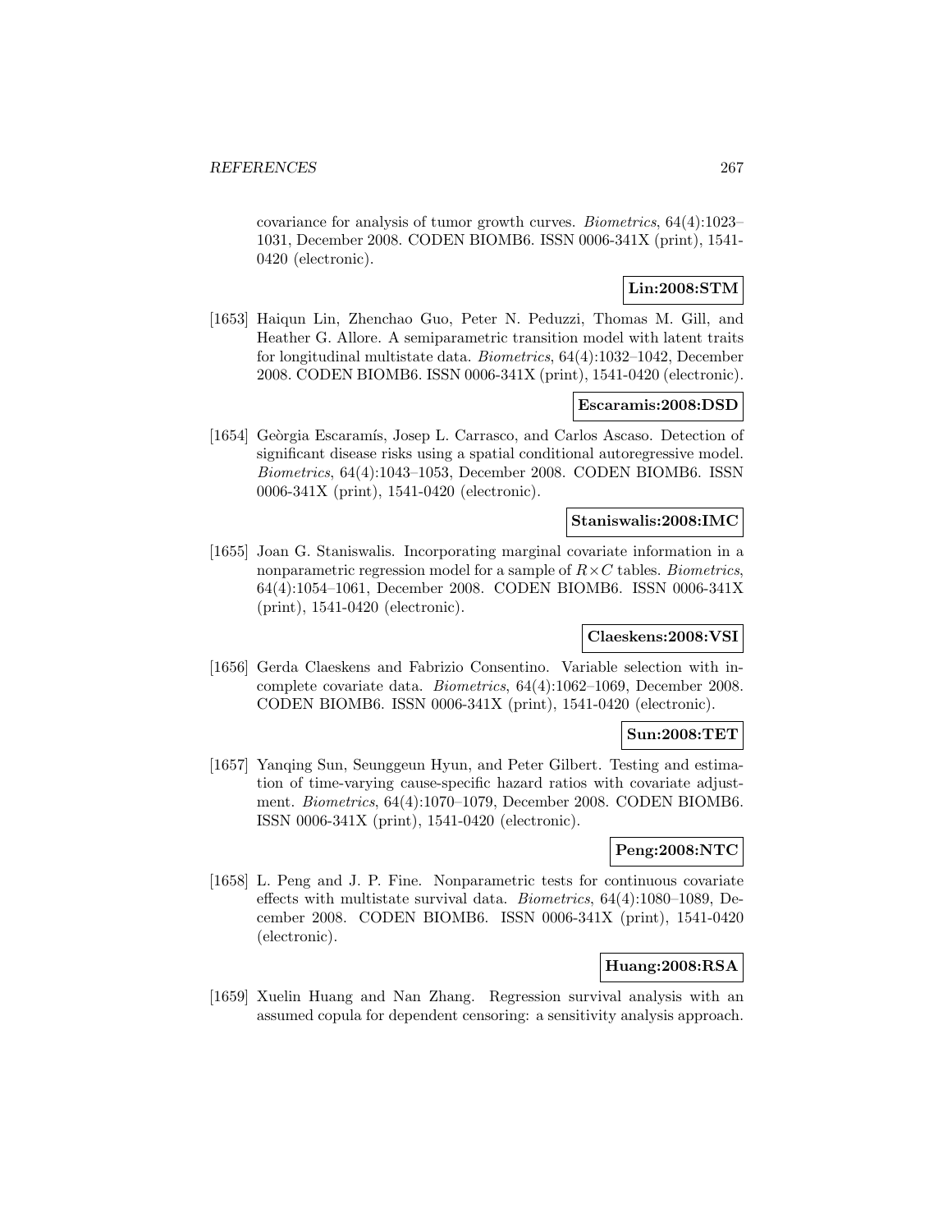covariance for analysis of tumor growth curves. *Biometrics*, 64(4):1023–1031, December 2008. CODEN BIOMB6. ISSN 0006-341X (print), 1541-0420 (electronic).

**Lin:2008:STM**

[1653] Haiqun Lin, Zhenchao Guo, Peter N. Peduzzi, Thomas M. Gill, and Heather G. Allore. A semiparametric transition model with latent traits for longitudinal multistate data. *Biometrics*, 64(4):1032–1042, December 2008. CODEN BIOMB6. ISSN 0006-341X (print), 1541-0420 (electronic).

**Escaramis:2008:DSD**

[1654] Geòrgia Escaramís, Josep L. Carrasco, and Carlos Ascaso. Detection of significant disease risks using a spatial conditional autoregressive model. *Biometrics*, 64(4):1043–1053, December 2008. CODEN BIOMB6. ISSN 0006-341X (print), 1541-0420 (electronic).

**Staniswalis:2008:IMC**

[1655] Joan G. Staniswalis. Incorporating marginal covariate information in a nonparametric regression model for a sample of $R \times C$ tables. *Biometrics*, 64(4):1054–1061, December 2008. CODEN BIOMB6. ISSN 0006-341X (print), 1541-0420 (electronic).

**Claeskens:2008:VSI**

[1656] Gerda Claeskens and Fabrizio Consentino. Variable selection with incomplete covariate data. *Biometrics*, 64(4):1062–1069, December 2008. CODEN BIOMB6. ISSN 0006-341X (print), 1541-0420 (electronic).

**Sun:2008:TET**

[1657] Yanqing Sun, Seunggeun Hyun, and Peter Gilbert. Testing and estimation of time-varying cause-specific hazard ratios with covariate adjustment. *Biometrics*, 64(4):1070–1079, December 2008. CODEN BIOMB6. ISSN 0006-341X (print), 1541-0420 (electronic).

**Peng:2008:NTC**

[1658] L. Peng and J. P. Fine. Nonparametric tests for continuous covariate effects with multistate survival data. *Biometrics*, 64(4):1080–1089, December 2008. CODEN BIOMB6. ISSN 0006-341X (print), 1541-0420 (electronic).

**Huang:2008:RSA**

[1659] Xuelin Huang and Nan Zhang. Regression survival analysis with an assumed copula for dependent censoring: a sensitivity analysis approach.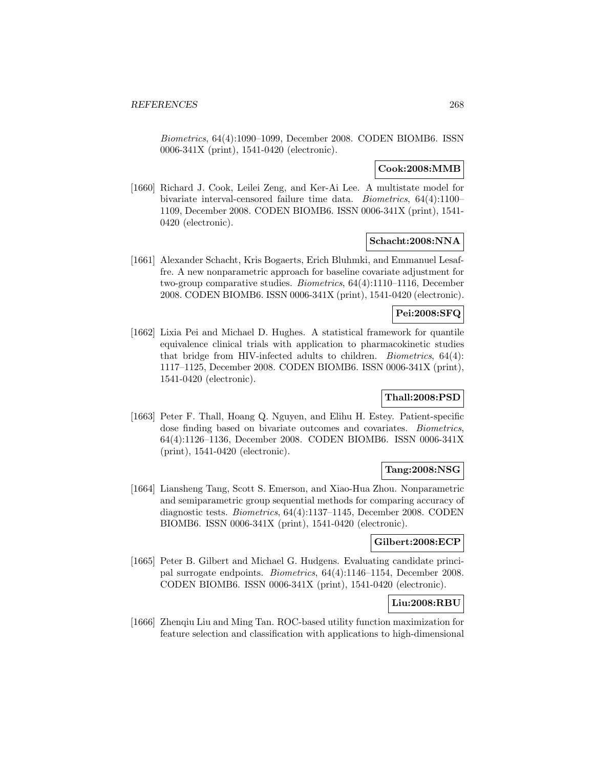*Biometrics*, 64(4):1090–1099, December 2008. CODEN BIOMB6. ISSN 0006-341X (print), 1541-0420 (electronic).

**Cook:2008:MMB**

[1660] Richard J. Cook, Leilei Zeng, and Ker-Ai Lee. A multistate model for bivariate interval-censored failure time data. *Biometrics*, 64(4):1100–1109, December 2008. CODEN BIOMB6. ISSN 0006-341X (print), 1541-0420 (electronic).

**Schacht:2008:NNA**

[1661] Alexander Schacht, Kris Bogaerts, Erich Bluhmki, and Emmanuel Lesaffre. A new nonparametric approach for baseline covariate adjustment for two-group comparative studies. *Biometrics*, 64(4):1110–1116, December 2008. CODEN BIOMB6. ISSN 0006-341X (print), 1541-0420 (electronic).

**Pei:2008:SFQ**

[1662] Lixia Pei and Michael D. Hughes. A statistical framework for quantile equivalence clinical trials with application to pharmacokinetic studies that bridge from HIV-infected adults to children. *Biometrics*, 64(4): 1117–1125, December 2008. CODEN BIOMB6. ISSN 0006-341X (print), 1541-0420 (electronic).

**Thall:2008:PSD**

[1663] Peter F. Thall, Hoang Q. Nguyen, and Elihu H. Estey. Patient-specific dose finding based on bivariate outcomes and covariates. *Biometrics*, 64(4):1126–1136, December 2008. CODEN BIOMB6. ISSN 0006-341X (print), 1541-0420 (electronic).

**Tang:2008:NSG**

[1664] Liansheng Tang, Scott S. Emerson, and Xiao-Hua Zhou. Nonparametric and semiparametric group sequential methods for comparing accuracy of diagnostic tests. *Biometrics*, 64(4):1137–1145, December 2008. CODEN BIOMB6. ISSN 0006-341X (print), 1541-0420 (electronic).

**Gilbert:2008:ECP**

[1665] Peter B. Gilbert and Michael G. Hudgens. Evaluating candidate principal surrogate endpoints. *Biometrics*, 64(4):1146–1154, December 2008. CODEN BIOMB6. ISSN 0006-341X (print), 1541-0420 (electronic).

**Liu:2008:RBU**

[1666] Zhenqiu Liu and Ming Tan. ROC-based utility function maximization for feature selection and classification with applications to high-dimensional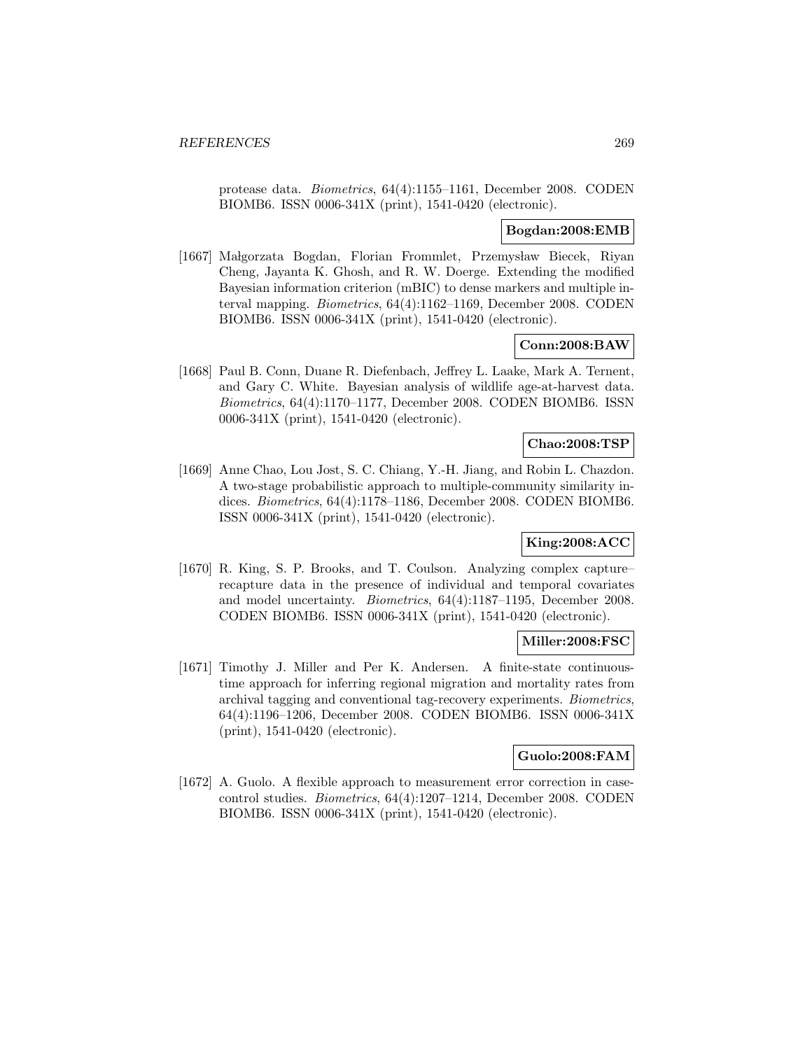protease data. *Biometrics*, 64(4):1155–1161, December 2008. CODEN BIOMB6. ISSN 0006-341X (print), 1541-0420 (electronic).

**Bogdan:2008:EMB**

[1667] Małgorzata Bogdan, Florian Frommlet, Przemysław Biecek, Riyan Cheng, Jayanta K. Ghosh, and R. W. Doerge. Extending the modified Bayesian information criterion (mBIC) to dense markers and multiple interval mapping. *Biometrics*, 64(4):1162–1169, December 2008. CODEN BIOMB6. ISSN 0006-341X (print), 1541-0420 (electronic).

**Conn:2008:BAW**

[1668] Paul B. Conn, Duane R. Diefenbach, Jeffrey L. Laake, Mark A. Ternent, and Gary C. White. Bayesian analysis of wildlife age-at-harvest data. *Biometrics*, 64(4):1170–1177, December 2008. CODEN BIOMB6. ISSN 0006-341X (print), 1541-0420 (electronic).

**Chao:2008:TSP**

[1669] Anne Chao, Lou Jost, S. C. Chiang, Y.-H. Jiang, and Robin L. Chazdon. A two-stage probabilistic approach to multiple-community similarity indices. *Biometrics*, 64(4):1178–1186, December 2008. CODEN BIOMB6. ISSN 0006-341X (print), 1541-0420 (electronic).

**King:2008:ACC**

[1670] R. King, S. P. Brooks, and T. Coulson. Analyzing complex capture–recapture data in the presence of individual and temporal covariates and model uncertainty. *Biometrics*, 64(4):1187–1195, December 2008. CODEN BIOMB6. ISSN 0006-341X (print), 1541-0420 (electronic).

**Miller:2008:FSC**

[1671] Timothy J. Miller and Per K. Andersen. A finite-state continuous-time approach for inferring regional migration and mortality rates from archival tagging and conventional tag-recovery experiments. *Biometrics*, 64(4):1196–1206, December 2008. CODEN BIOMB6. ISSN 0006-341X (print), 1541-0420 (electronic).

**Guolo:2008:FAM**

[1672] A. Guolo. A flexible approach to measurement error correction in case-control studies. *Biometrics*, 64(4):1207–1214, December 2008. CODEN BIOMB6. ISSN 0006-341X (print), 1541-0420 (electronic).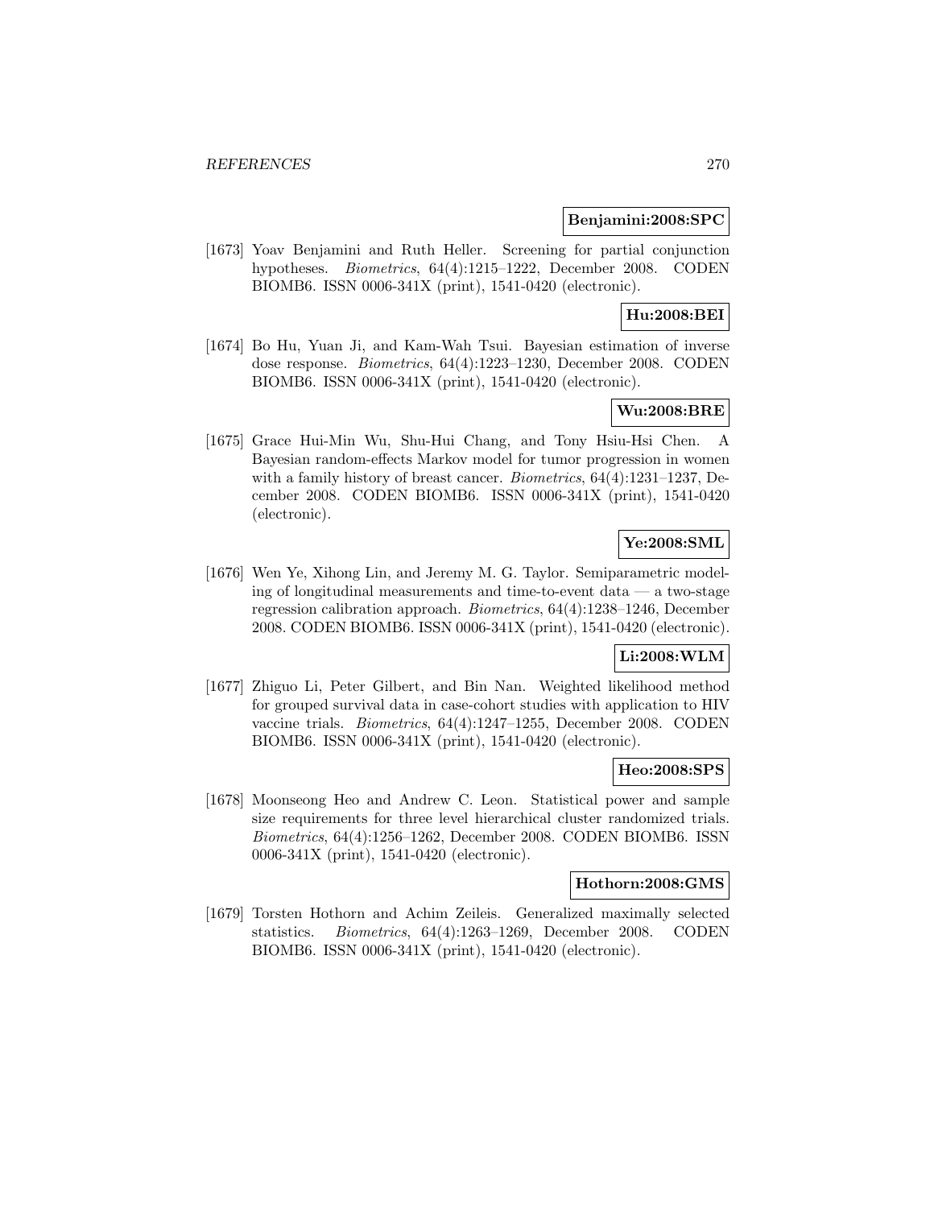**Benjamini:2008:SPC**

[1673] Yoav Benjamini and Ruth Heller. Screening for partial conjunction hypotheses. *Biometrics*, 64(4):1215–1222, December 2008. CODEN BIOMB6. ISSN 0006-341X (print), 1541-0420 (electronic).

**Hu:2008:BEI**

[1674] Bo Hu, Yuan Ji, and Kam-Wah Tsui. Bayesian estimation of inverse dose response. *Biometrics*, 64(4):1223–1230, December 2008. CODEN BIOMB6. ISSN 0006-341X (print), 1541-0420 (electronic).

**Wu:2008:BRE**

[1675] Grace Hui-Min Wu, Shu-Hui Chang, and Tony Hsiu-Hsi Chen. A Bayesian random-effects Markov model for tumor progression in women with a family history of breast cancer. *Biometrics*, 64(4):1231–1237, December 2008. CODEN BIOMB6. ISSN 0006-341X (print), 1541-0420 (electronic).

**Ye:2008:SML**

[1676] Wen Ye, Xihong Lin, and Jeremy M. G. Taylor. Semiparametric modeling of longitudinal measurements and time-to-event data — a two-stage regression calibration approach. *Biometrics*, 64(4):1238–1246, December 2008. CODEN BIOMB6. ISSN 0006-341X (print), 1541-0420 (electronic).

**Li:2008:WLM**

[1677] Zhiguo Li, Peter Gilbert, and Bin Nan. Weighted likelihood method for grouped survival data in case-cohort studies with application to HIV vaccine trials. *Biometrics*, 64(4):1247–1255, December 2008. CODEN BIOMB6. ISSN 0006-341X (print), 1541-0420 (electronic).

**Heo:2008:SPS**

[1678] Moonseong Heo and Andrew C. Leon. Statistical power and sample size requirements for three level hierarchical cluster randomized trials. *Biometrics*, 64(4):1256–1262, December 2008. CODEN BIOMB6. ISSN 0006-341X (print), 1541-0420 (electronic).

**Hothorn:2008:GMS**

[1679] Torsten Hothorn and Achim Zeileis. Generalized maximally selected statistics. *Biometrics*, 64(4):1263–1269, December 2008. CODEN BIOMB6. ISSN 0006-341X (print), 1541-0420 (electronic).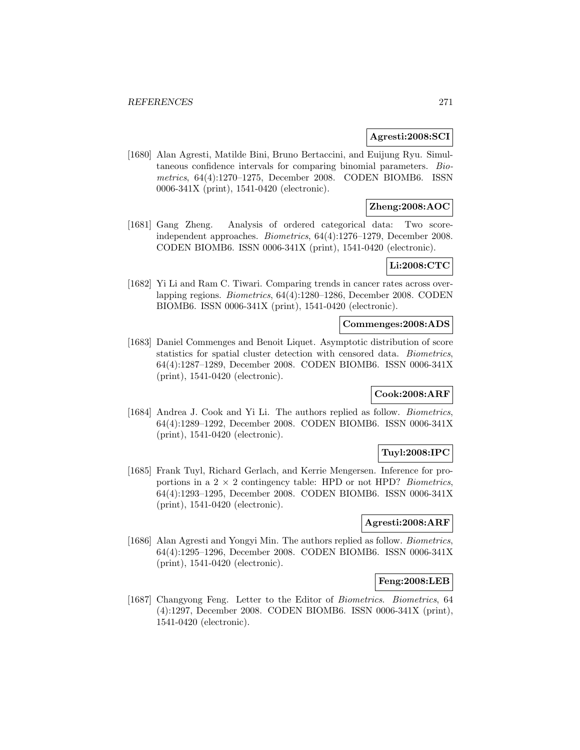**Agresti:2008:SCI**

[1680] Alan Agresti, Matilde Bini, Bruno Bertaccini, and Euijung Ryu. Simultaneous confidence intervals for comparing binomial parameters. *Biometrics*, 64(4):1270–1275, December 2008. CODEN BIOMB6. ISSN 0006-341X (print), 1541-0420 (electronic).

**Zheng:2008:AOC**

[1681] Gang Zheng. Analysis of ordered categorical data: Two score-independent approaches. *Biometrics*, 64(4):1276–1279, December 2008. CODEN BIOMB6. ISSN 0006-341X (print), 1541-0420 (electronic).

**Li:2008:CTC**

[1682] Yi Li and Ram C. Tiwari. Comparing trends in cancer rates across overlapping regions. *Biometrics*, 64(4):1280–1286, December 2008. CODEN BIOMB6. ISSN 0006-341X (print), 1541-0420 (electronic).

**Commenges:2008:ADS**

[1683] Daniel Commenges and Benoit Liquet. Asymptotic distribution of score statistics for spatial cluster detection with censored data. *Biometrics*, 64(4):1287–1289, December 2008. CODEN BIOMB6. ISSN 0006-341X (print), 1541-0420 (electronic).

**Cook:2008:ARF**

[1684] Andrea J. Cook and Yi Li. The authors replied as follow. *Biometrics*, 64(4):1289–1292, December 2008. CODEN BIOMB6. ISSN 0006-341X (print), 1541-0420 (electronic).

**Tuyl:2008:IPC**

[1685] Frank Tuyl, Richard Gerlach, and Kerrie Mengersen. Inference for proportions in a $2 \times 2$ contingency table: HPD or not HPD? *Biometrics*, 64(4):1293–1295, December 2008. CODEN BIOMB6. ISSN 0006-341X (print), 1541-0420 (electronic).

**Agresti:2008:ARF**

[1686] Alan Agresti and Yongyi Min. The authors replied as follow. *Biometrics*, 64(4):1295–1296, December 2008. CODEN BIOMB6. ISSN 0006-341X (print), 1541-0420 (electronic).

**Feng:2008:LEB**

[1687] Changyong Feng. Letter to the Editor of *Biometrics*. *Biometrics*, 64 (4):1297, December 2008. CODEN BIOMB6. ISSN 0006-341X (print), 1541-0420 (electronic).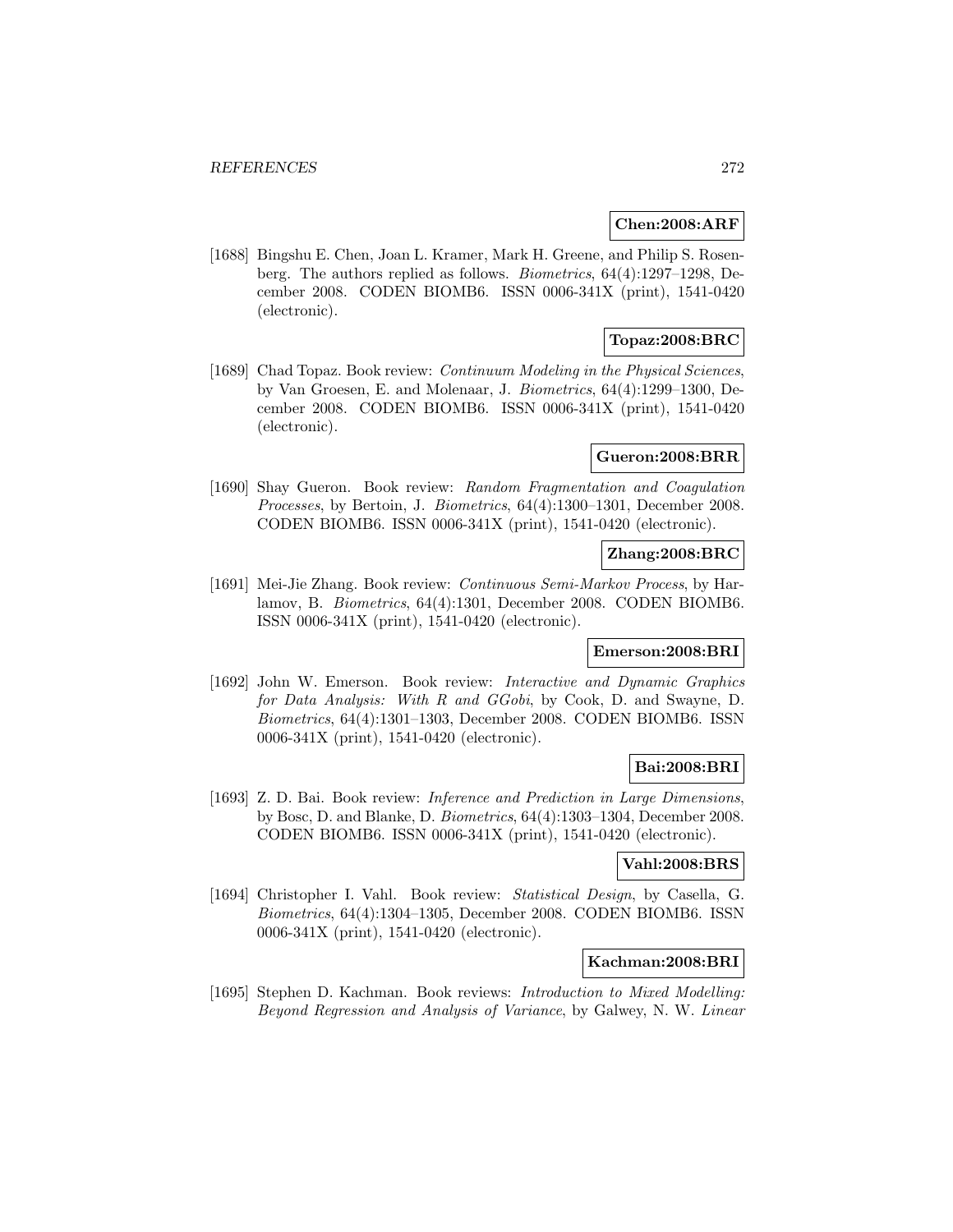**Chen:2008:ARF**

[1688] Bingshu E. Chen, Joan L. Kramer, Mark H. Greene, and Philip S. Rosenberg. The authors replied as follows. *Biometrics*, 64(4):1297–1298, December 2008. CODEN BIOMB6. ISSN 0006-341X (print), 1541-0420 (electronic).

**Topaz:2008:BRC**

[1689] Chad Topaz. Book review: *Continuum Modeling in the Physical Sciences*, by Van Groesen, E. and Molenaar, J. *Biometrics*, 64(4):1299–1300, December 2008. CODEN BIOMB6. ISSN 0006-341X (print), 1541-0420 (electronic).

**Gueron:2008:BRR**

[1690] Shay Gueron. Book review: *Random Fragmentation and Coagulation Processes*, by Bertoin, J. *Biometrics*, 64(4):1300–1301, December 2008. CODEN BIOMB6. ISSN 0006-341X (print), 1541-0420 (electronic).

**Zhang:2008:BRC**

[1691] Mei-Jie Zhang. Book review: *Continuous Semi-Markov Process*, by Harlamov, B. *Biometrics*, 64(4):1301, December 2008. CODEN BIOMB6. ISSN 0006-341X (print), 1541-0420 (electronic).

**Emerson:2008:BRI**

[1692] John W. Emerson. Book review: *Interactive and Dynamic Graphics for Data Analysis: With R and GGobi*, by Cook, D. and Swayne, D. *Biometrics*, 64(4):1301–1303, December 2008. CODEN BIOMB6. ISSN 0006-341X (print), 1541-0420 (electronic).

**Bai:2008:BRI**

[1693] Z. D. Bai. Book review: *Inference and Prediction in Large Dimensions*, by Bosc, D. and Blanke, D. *Biometrics*, 64(4):1303–1304, December 2008. CODEN BIOMB6. ISSN 0006-341X (print), 1541-0420 (electronic).

**Vahl:2008:BRS**

[1694] Christopher I. Vahl. Book review: *Statistical Design*, by Casella, G. *Biometrics*, 64(4):1304–1305, December 2008. CODEN BIOMB6. ISSN 0006-341X (print), 1541-0420 (electronic).

**Kachman:2008:BRI**

[1695] Stephen D. Kachman. Book reviews: *Introduction to Mixed Modelling: Beyond Regression and Analysis of Variance*, by Galwey, N. W. *Linear*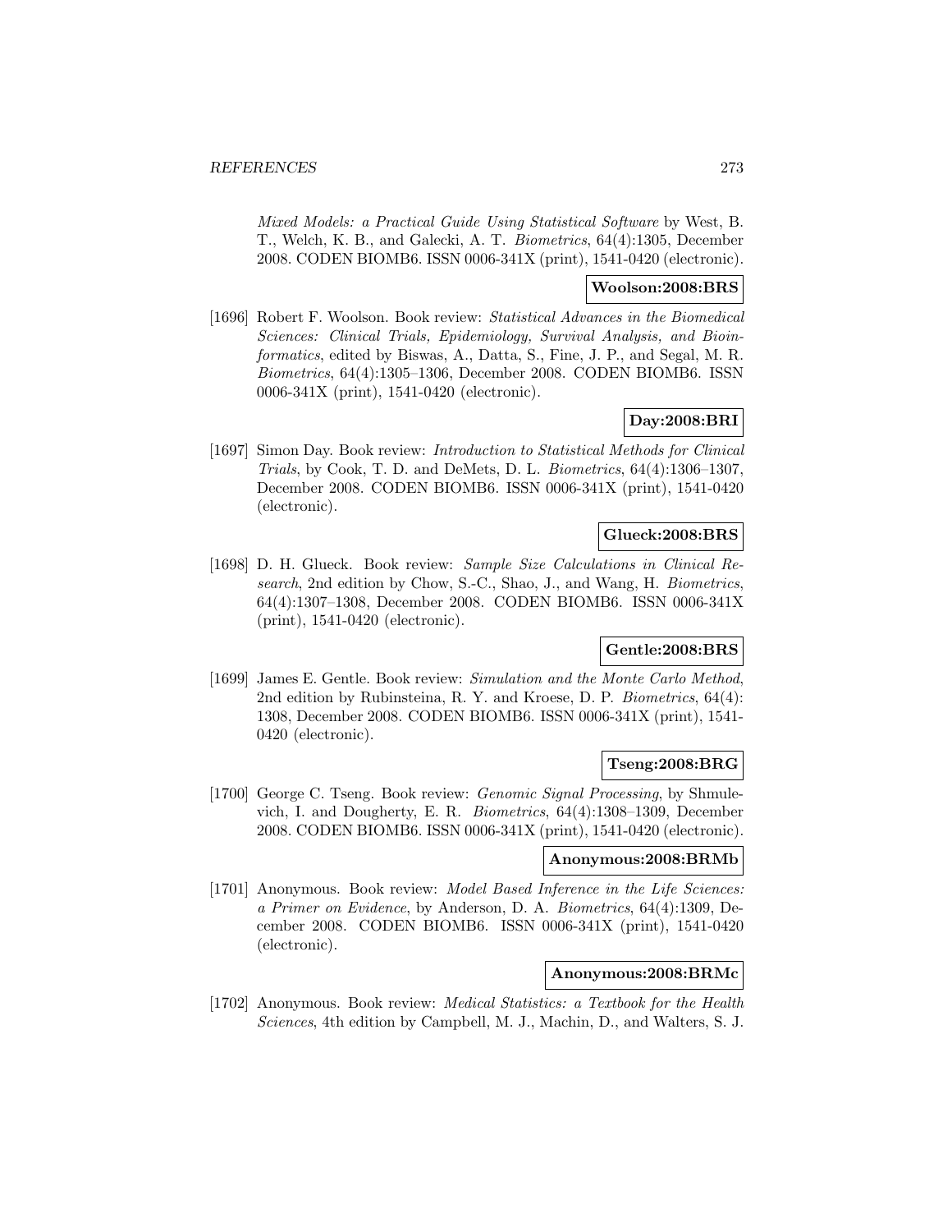*Mixed Models: a Practical Guide Using Statistical Software* by West, B. T., Welch, K. B., and Galecki, A. T. *Biometrics*, 64(4):1305, December 2008. CODEN BIOMB6. ISSN 0006-341X (print), 1541-0420 (electronic).

**Woolson:2008:BRS**

[1696] Robert F. Woolson. Book review: *Statistical Advances in the Biomedical Sciences: Clinical Trials, Epidemiology, Survival Analysis, and Bioinformatics*, edited by Biswas, A., Datta, S., Fine, J. P., and Segal, M. R. *Biometrics*, 64(4):1305–1306, December 2008. CODEN BIOMB6. ISSN 0006-341X (print), 1541-0420 (electronic).

**Day:2008:BRI**

[1697] Simon Day. Book review: *Introduction to Statistical Methods for Clinical Trials*, by Cook, T. D. and DeMets, D. L. *Biometrics*, 64(4):1306–1307, December 2008. CODEN BIOMB6. ISSN 0006-341X (print), 1541-0420 (electronic).

**Glueck:2008:BRS**

[1698] D. H. Glueck. Book review: *Sample Size Calculations in Clinical Research*, 2nd edition by Chow, S.-C., Shao, J., and Wang, H. *Biometrics*, 64(4):1307–1308, December 2008. CODEN BIOMB6. ISSN 0006-341X (print), 1541-0420 (electronic).

**Gentle:2008:BRS**

[1699] James E. Gentle. Book review: *Simulation and the Monte Carlo Method*, 2nd edition by Rubinsteina, R. Y. and Kroese, D. P. *Biometrics*, 64(4): 1308, December 2008. CODEN BIOMB6. ISSN 0006-341X (print), 1541-0420 (electronic).

**Tseng:2008:BRG**

[1700] George C. Tseng. Book review: *Genomic Signal Processing*, by Shmulevich, I. and Dougherty, E. R. *Biometrics*, 64(4):1308–1309, December 2008. CODEN BIOMB6. ISSN 0006-341X (print), 1541-0420 (electronic).

**Anonymous:2008:BRMb**

[1701] Anonymous. Book review: *Model Based Inference in the Life Sciences: a Primer on Evidence*, by Anderson, D. A. *Biometrics*, 64(4):1309, December 2008. CODEN BIOMB6. ISSN 0006-341X (print), 1541-0420 (electronic).

**Anonymous:2008:BRMc**

[1702] Anonymous. Book review: *Medical Statistics: a Textbook for the Health Sciences*, 4th edition by Campbell, M. J., Machin, D., and Walters, S. J.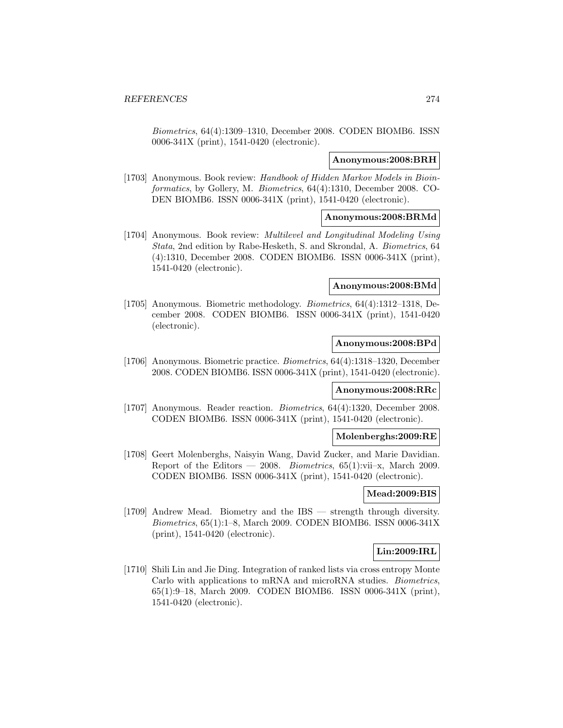*Biometrics*, 64(4):1309–1310, December 2008. CODEN BIOMB6. ISSN 0006-341X (print), 1541-0420 (electronic).

**Anonymous:2008:BRH**

[1703] Anonymous. Book review: *Handbook of Hidden Markov Models in Bioinformatics*, by Gollery, M. *Biometrics*, 64(4):1310, December 2008. CODEN BIOMB6. ISSN 0006-341X (print), 1541-0420 (electronic).

**Anonymous:2008:BRMd**

[1704] Anonymous. Book review: *Multilevel and Longitudinal Modeling Using Stata*, 2nd edition by Rabe-Hesketh, S. and Skrondal, A. *Biometrics*, 64 (4):1310, December 2008. CODEN BIOMB6. ISSN 0006-341X (print), 1541-0420 (electronic).

**Anonymous:2008:BMd**

[1705] Anonymous. Biometric methodology. *Biometrics*, 64(4):1312–1318, December 2008. CODEN BIOMB6. ISSN 0006-341X (print), 1541-0420 (electronic).

**Anonymous:2008:BPd**

[1706] Anonymous. Biometric practice. *Biometrics*, 64(4):1318–1320, December 2008. CODEN BIOMB6. ISSN 0006-341X (print), 1541-0420 (electronic).

**Anonymous:2008:RRc**

[1707] Anonymous. Reader reaction. *Biometrics*, 64(4):1320, December 2008. CODEN BIOMB6. ISSN 0006-341X (print), 1541-0420 (electronic).

**Molenberghs:2009:RE**

[1708] Geert Molenberghs, Naisyin Wang, David Zucker, and Marie Davidian. Report of the Editors — 2008. *Biometrics*, 65(1):vii–x, March 2009. CODEN BIOMB6. ISSN 0006-341X (print), 1541-0420 (electronic).

**Mead:2009:BIS**

[1709] Andrew Mead. Biometry and the IBS — strength through diversity. *Biometrics*, 65(1):1–8, March 2009. CODEN BIOMB6. ISSN 0006-341X (print), 1541-0420 (electronic).

**Lin:2009:IRL**

[1710] Shili Lin and Jie Ding. Integration of ranked lists via cross entropy Monte Carlo with applications to mRNA and microRNA studies. *Biometrics*, 65(1):9–18, March 2009. CODEN BIOMB6. ISSN 0006-341X (print), 1541-0420 (electronic).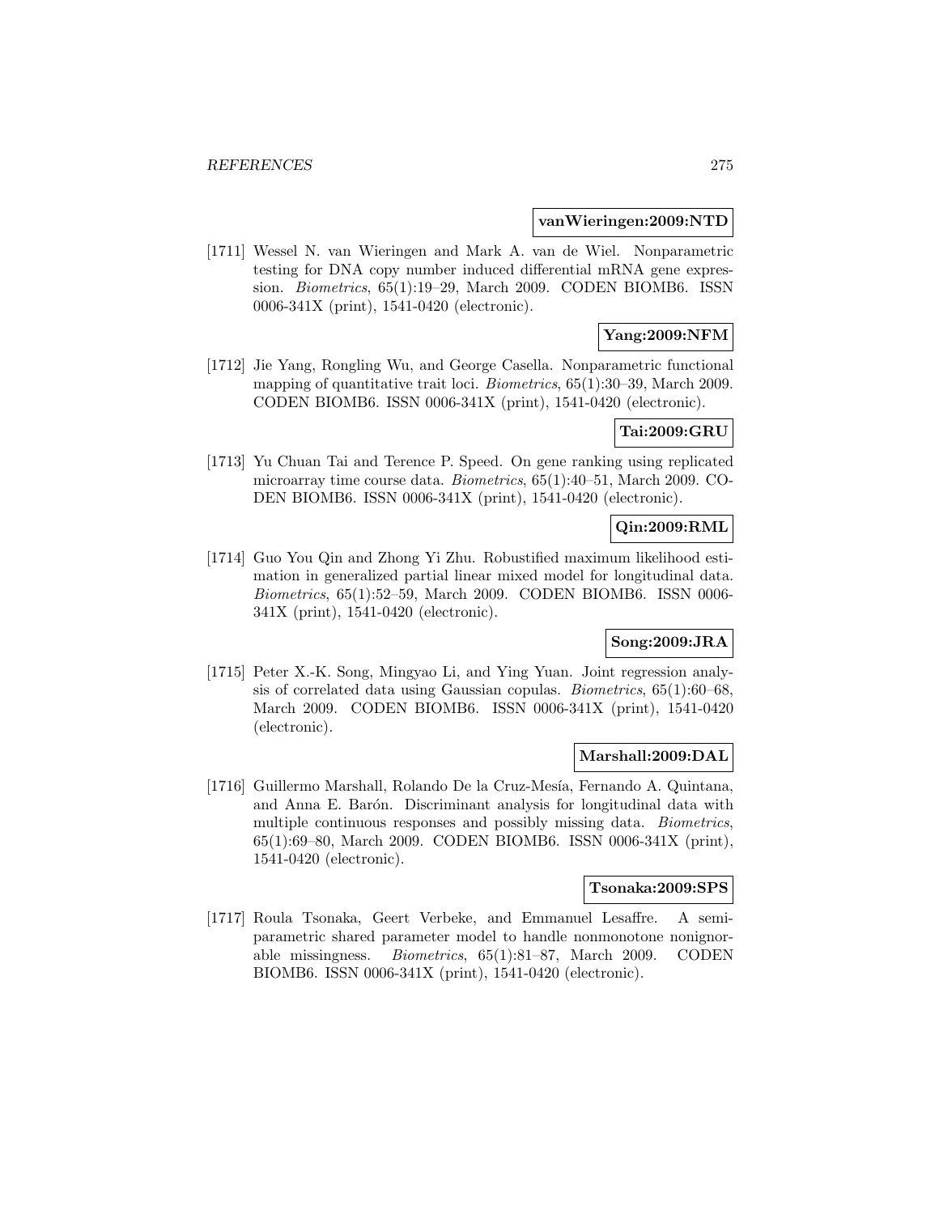**vanWieringen:2009:NTD**

[1711] Wessel N. van Wieringen and Mark A. van de Wiel. Nonparametric testing for DNA copy number induced differential mRNA gene expression. *Biometrics*, 65(1):19–29, March 2009. CODEN BIOMB6. ISSN 0006-341X (print), 1541-0420 (electronic).

**Yang:2009:NFM**

[1712] Jie Yang, Rongling Wu, and George Casella. Nonparametric functional mapping of quantitative trait loci. *Biometrics*, 65(1):30–39, March 2009. CODEN BIOMB6. ISSN 0006-341X (print), 1541-0420 (electronic).

**Tai:2009:GRU**

[1713] Yu Chuan Tai and Terence P. Speed. On gene ranking using replicated microarray time course data. *Biometrics*, 65(1):40–51, March 2009. CODEN BIOMB6. ISSN 0006-341X (print), 1541-0420 (electronic).

**Qin:2009:RML**

[1714] Guo You Qin and Zhong Yi Zhu. Robustified maximum likelihood estimation in generalized partial linear mixed model for longitudinal data. *Biometrics*, 65(1):52–59, March 2009. CODEN BIOMB6. ISSN 0006-341X (print), 1541-0420 (electronic).

**Song:2009:JRA**

[1715] Peter X.-K. Song, Mingyao Li, and Ying Yuan. Joint regression analysis of correlated data using Gaussian copulas. *Biometrics*, 65(1):60–68, March 2009. CODEN BIOMB6. ISSN 0006-341X (print), 1541-0420 (electronic).

**Marshall:2009:DAL**

[1716] Guillermo Marshall, Rolando De la Cruz-Mesía, Fernando A. Quintana, and Anna E. Barón. Discriminant analysis for longitudinal data with multiple continuous responses and possibly missing data. *Biometrics*, 65(1):69–80, March 2009. CODEN BIOMB6. ISSN 0006-341X (print), 1541-0420 (electronic).

**Tsonaka:2009:SPS**

[1717] Roula Tsonaka, Geert Verbeke, and Emmanuel Lesaffre. A semi-parametric shared parameter model to handle nonmonotone nonignorable missingness. *Biometrics*, 65(1):81–87, March 2009. CODEN BIOMB6. ISSN 0006-341X (print), 1541-0420 (electronic).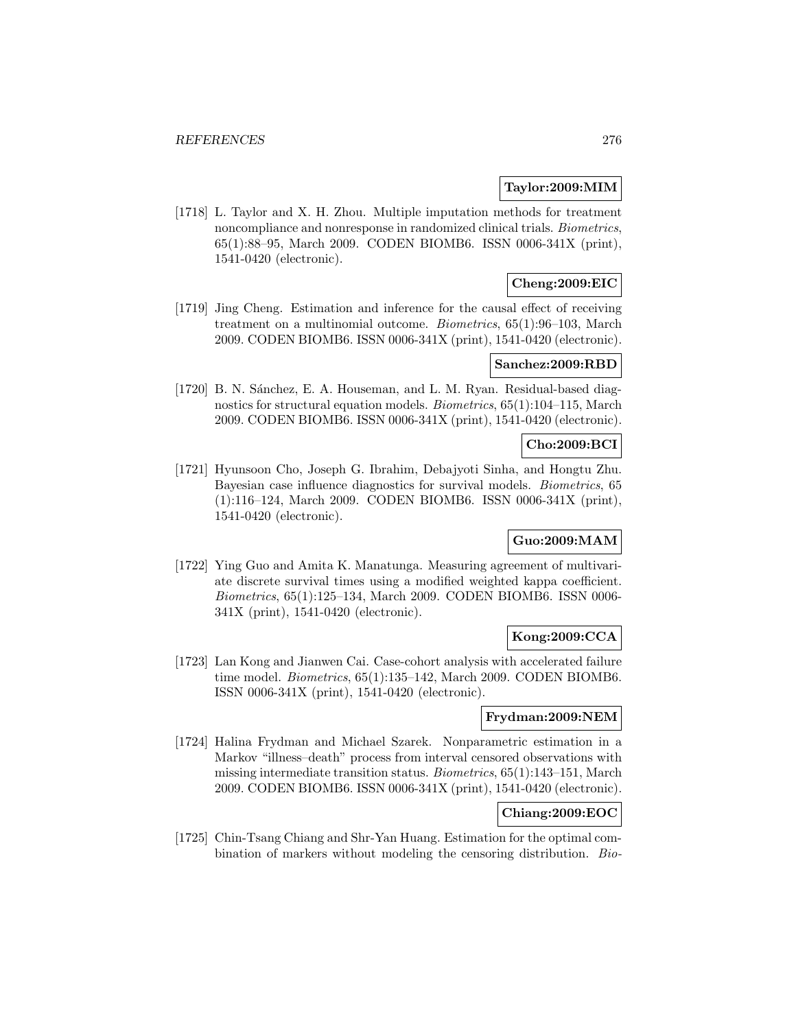**Taylor:2009:MIM**

[1718] L. Taylor and X. H. Zhou. Multiple imputation methods for treatment noncompliance and nonresponse in randomized clinical trials. *Biometrics*, 65(1):88–95, March 2009. CODEN BIOMB6. ISSN 0006-341X (print), 1541-0420 (electronic).

**Cheng:2009:EIC**

[1719] Jing Cheng. Estimation and inference for the causal effect of receiving treatment on a multinomial outcome. *Biometrics*, 65(1):96–103, March 2009. CODEN BIOMB6. ISSN 0006-341X (print), 1541-0420 (electronic).

**Sanchez:2009:RBD**

[1720] B. N. Sánchez, E. A. Houseman, and L. M. Ryan. Residual-based diagnostics for structural equation models. *Biometrics*, 65(1):104–115, March 2009. CODEN BIOMB6. ISSN 0006-341X (print), 1541-0420 (electronic).

**Cho:2009:BCI**

[1721] Hyunsoon Cho, Joseph G. Ibrahim, Debajyoti Sinha, and Hongtu Zhu. Bayesian case influence diagnostics for survival models. *Biometrics*, 65 (1):116–124, March 2009. CODEN BIOMB6. ISSN 0006-341X (print), 1541-0420 (electronic).

**Guo:2009:MAM**

[1722] Ying Guo and Amita K. Manatunga. Measuring agreement of multivariate discrete survival times using a modified weighted kappa coefficient. *Biometrics*, 65(1):125–134, March 2009. CODEN BIOMB6. ISSN 0006-341X (print), 1541-0420 (electronic).

**Kong:2009:CCA**

[1723] Lan Kong and Jianwen Cai. Case-cohort analysis with accelerated failure time model. *Biometrics*, 65(1):135–142, March 2009. CODEN BIOMB6. ISSN 0006-341X (print), 1541-0420 (electronic).

**Frydman:2009:NEM**

[1724] Halina Frydman and Michael Szarek. Nonparametric estimation in a Markov "illness–death" process from interval censored observations with missing intermediate transition status. *Biometrics*, 65(1):143–151, March 2009. CODEN BIOMB6. ISSN 0006-341X (print), 1541-0420 (electronic).

**Chiang:2009:EOC**

[1725] Chin-Tsang Chiang and Shr-Yan Huang. Estimation for the optimal combination of markers without modeling the censoring distribution. *Bio-*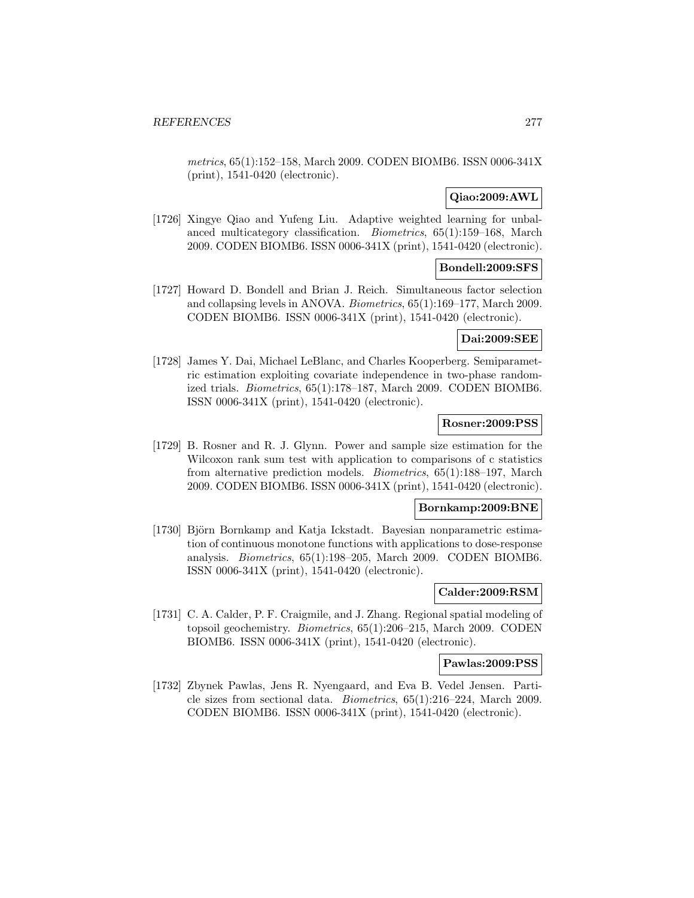*metrics*, 65(1):152–158, March 2009. CODEN BIOMB6. ISSN 0006-341X (print), 1541-0420 (electronic).

**Qiao:2009:AWL**

[1726] Xingye Qiao and Yufeng Liu. Adaptive weighted learning for unbalanced multicategory classification. *Biometrics*, 65(1):159–168, March 2009. CODEN BIOMB6. ISSN 0006-341X (print), 1541-0420 (electronic).

**Bondell:2009:SFS**

[1727] Howard D. Bondell and Brian J. Reich. Simultaneous factor selection and collapsing levels in ANOVA. *Biometrics*, 65(1):169–177, March 2009. CODEN BIOMB6. ISSN 0006-341X (print), 1541-0420 (electronic).

**Dai:2009:SEE**

[1728] James Y. Dai, Michael LeBlanc, and Charles Kooperberg. Semiparametric estimation exploiting covariate independence in two-phase randomized trials. *Biometrics*, 65(1):178–187, March 2009. CODEN BIOMB6. ISSN 0006-341X (print), 1541-0420 (electronic).

**Rosner:2009:PSS**

[1729] B. Rosner and R. J. Glynn. Power and sample size estimation for the Wilcoxon rank sum test with application to comparisons of c statistics from alternative prediction models. *Biometrics*, 65(1):188–197, March 2009. CODEN BIOMB6. ISSN 0006-341X (print), 1541-0420 (electronic).

**Bornkamp:2009:BNE**

[1730] Björn Bornkamp and Katja Ickstadt. Bayesian nonparametric estimation of continuous monotone functions with applications to dose-response analysis. *Biometrics*, 65(1):198–205, March 2009. CODEN BIOMB6. ISSN 0006-341X (print), 1541-0420 (electronic).

**Calder:2009:RSM**

[1731] C. A. Calder, P. F. Craigmile, and J. Zhang. Regional spatial modeling of topsoil geochemistry. *Biometrics*, 65(1):206–215, March 2009. CODEN BIOMB6. ISSN 0006-341X (print), 1541-0420 (electronic).

**Pawlas:2009:PSS**

[1732] Zbynek Pawlas, Jens R. Nyengaard, and Eva B. Vedel Jensen. Particle sizes from sectional data. *Biometrics*, 65(1):216–224, March 2009. CODEN BIOMB6. ISSN 0006-341X (print), 1541-0420 (electronic).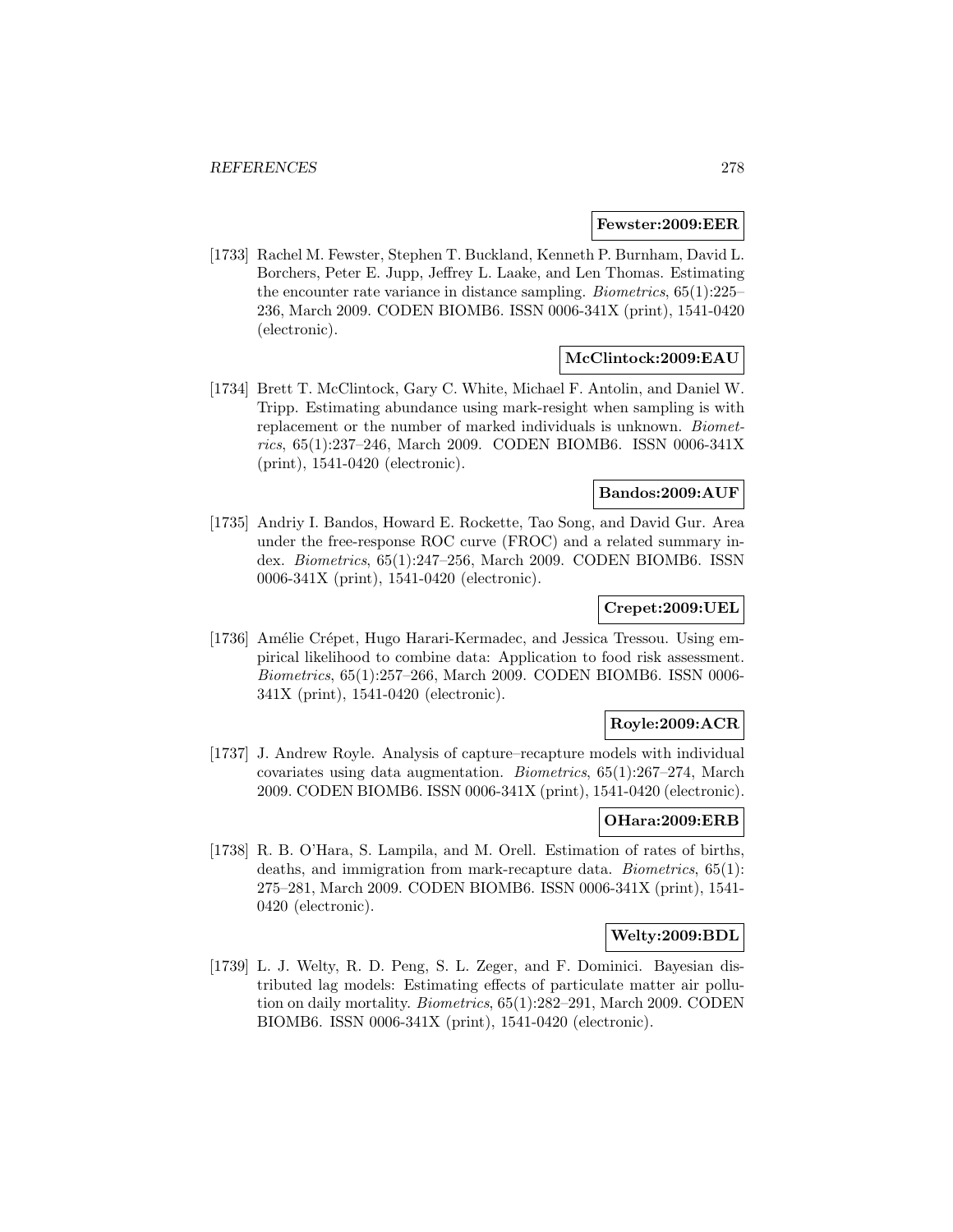**Fewster:2009:EER**

[1733] Rachel M. Fewster, Stephen T. Buckland, Kenneth P. Burnham, David L. Borchers, Peter E. Jupp, Jeffrey L. Laake, and Len Thomas. Estimating the encounter rate variance in distance sampling. *Biometrics*, 65(1):225–236, March 2009. CODEN BIOMB6. ISSN 0006-341X (print), 1541-0420 (electronic).

**McClintock:2009:EAU**

[1734] Brett T. McClintock, Gary C. White, Michael F. Antolin, and Daniel W. Tripp. Estimating abundance using mark-resight when sampling is with replacement or the number of marked individuals is unknown. *Biometrics*, 65(1):237–246, March 2009. CODEN BIOMB6. ISSN 0006-341X (print), 1541-0420 (electronic).

**Bandos:2009:AUF**

[1735] Andriy I. Bandos, Howard E. Rockette, Tao Song, and David Gur. Area under the free-response ROC curve (FROC) and a related summary index. *Biometrics*, 65(1):247–256, March 2009. CODEN BIOMB6. ISSN 0006-341X (print), 1541-0420 (electronic).

**Crepet:2009:UEL**

[1736] Amélie Crépet, Hugo Harari-Kermadec, and Jessica Tressou. Using empirical likelihood to combine data: Application to food risk assessment. *Biometrics*, 65(1):257–266, March 2009. CODEN BIOMB6. ISSN 0006-341X (print), 1541-0420 (electronic).

**Royle:2009:ACR**

[1737] J. Andrew Royle. Analysis of capture–recapture models with individual covariates using data augmentation. *Biometrics*, 65(1):267–274, March 2009. CODEN BIOMB6. ISSN 0006-341X (print), 1541-0420 (electronic).

**OHara:2009:ERB**

[1738] R. B. O'Hara, S. Lampila, and M. Orell. Estimation of rates of births, deaths, and immigration from mark-recapture data. *Biometrics*, 65(1): 275–281, March 2009. CODEN BIOMB6. ISSN 0006-341X (print), 1541-0420 (electronic).

**Welty:2009:BDL**

[1739] L. J. Welty, R. D. Peng, S. L. Zeger, and F. Dominici. Bayesian distributed lag models: Estimating effects of particulate matter air pollution on daily mortality. *Biometrics*, 65(1):282–291, March 2009. CODEN BIOMB6. ISSN 0006-341X (print), 1541-0420 (electronic).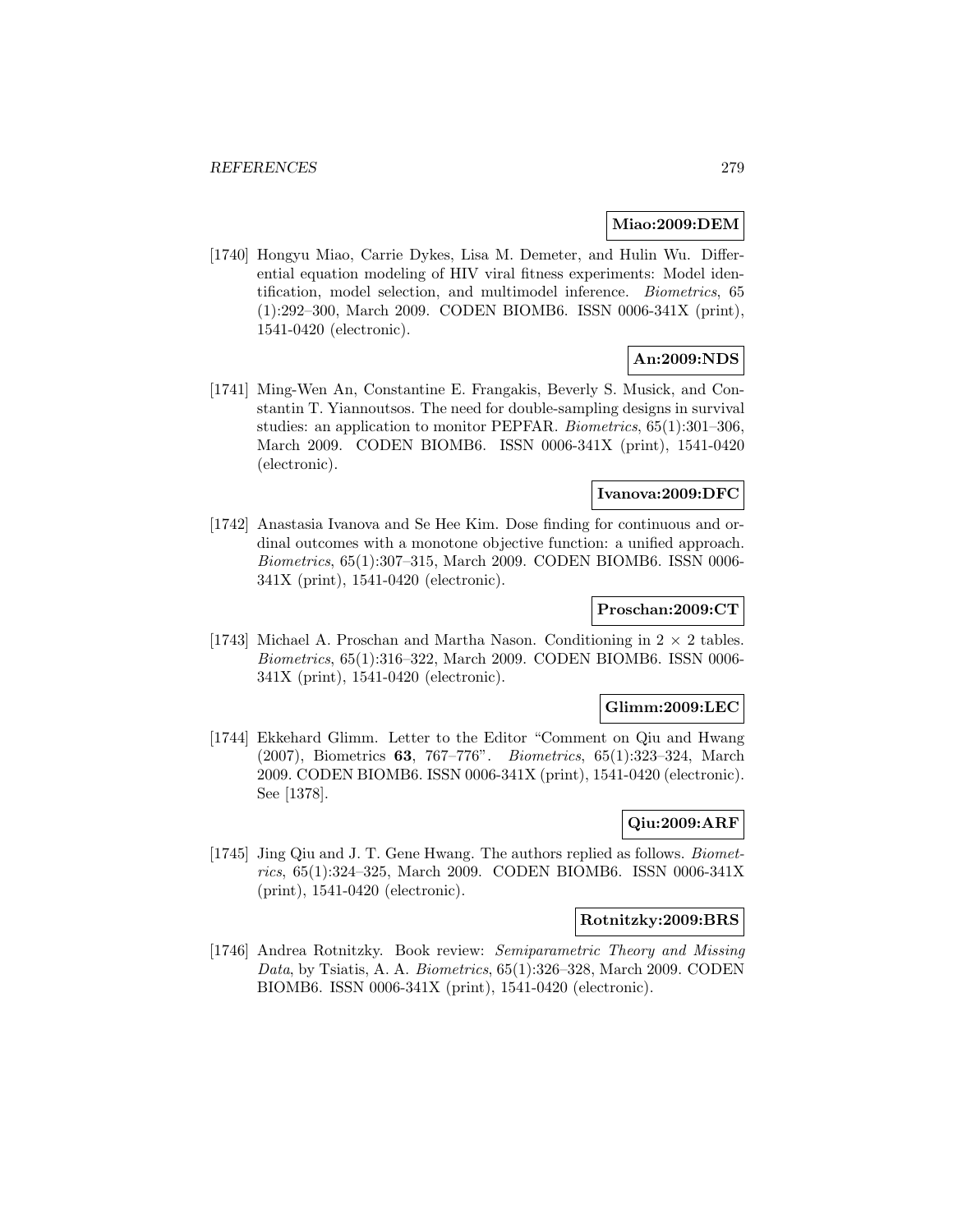**Miao:2009:DEM**

[1740] Hongyu Miao, Carrie Dykes, Lisa M. Demeter, and Hulin Wu. Differential equation modeling of HIV viral fitness experiments: Model identification, model selection, and multimodel inference. *Biometrics*, 65 (1):292–300, March 2009. CODEN BIOMB6. ISSN 0006-341X (print), 1541-0420 (electronic).

**An:2009:NDS**

[1741] Ming-Wen An, Constantine E. Frangakis, Beverly S. Musick, and Constantin T. Yiannoutsos. The need for double-sampling designs in survival studies: an application to monitor PEPFAR. *Biometrics*, 65(1):301–306, March 2009. CODEN BIOMB6. ISSN 0006-341X (print), 1541-0420 (electronic).

**Ivanova:2009:DFC**

[1742] Anastasia Ivanova and Se Hee Kim. Dose finding for continuous and ordinal outcomes with a monotone objective function: a unified approach. *Biometrics*, 65(1):307–315, March 2009. CODEN BIOMB6. ISSN 0006-341X (print), 1541-0420 (electronic).

**Proschan:2009:CT**

[1743] Michael A. Proschan and Martha Nason. Conditioning in $2 \times 2$ tables. *Biometrics*, 65(1):316–322, March 2009. CODEN BIOMB6. ISSN 0006-341X (print), 1541-0420 (electronic).

**Glimm:2009:LEC**

[1744] Ekkehard Glimm. Letter to the Editor "Comment on Qiu and Hwang (2007), Biometrics **63**, 767–776". *Biometrics*, 65(1):323–324, March 2009. CODEN BIOMB6. ISSN 0006-341X (print), 1541-0420 (electronic). See [1378].

**Qiu:2009:ARF**

[1745] Jing Qiu and J. T. Gene Hwang. The authors replied as follows. *Biometrics*, 65(1):324–325, March 2009. CODEN BIOMB6. ISSN 0006-341X (print), 1541-0420 (electronic).

**Rotnitzky:2009:BRS**

[1746] Andrea Rotnitzky. Book review: *Semiparametric Theory and Missing Data*, by Tsiatis, A. A. *Biometrics*, 65(1):326–328, March 2009. CODEN BIOMB6. ISSN 0006-341X (print), 1541-0420 (electronic).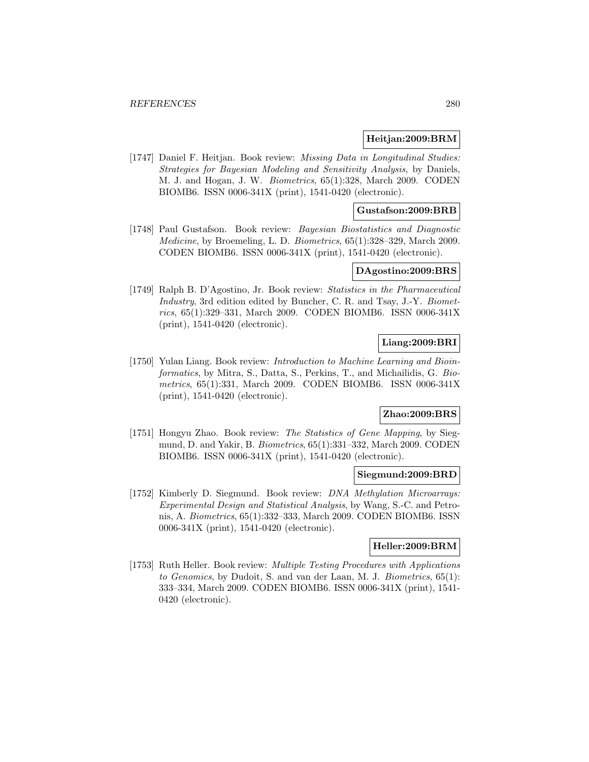**Heitjan:2009:BRM**

[1747] Daniel F. Heitjan. Book review: *Missing Data in Longitudinal Studies: Strategies for Bayesian Modeling and Sensitivity Analysis*, by Daniels, M. J. and Hogan, J. W. *Biometrics*, 65(1):328, March 2009. CODEN BIOMB6. ISSN 0006-341X (print), 1541-0420 (electronic).

**Gustafson:2009:BRB**

[1748] Paul Gustafson. Book review: *Bayesian Biostatistics and Diagnostic Medicine*, by Broemeling, L. D. *Biometrics*, 65(1):328–329, March 2009. CODEN BIOMB6. ISSN 0006-341X (print), 1541-0420 (electronic).

**DAgostino:2009:BRS**

[1749] Ralph B. D'Agostino, Jr. Book review: *Statistics in the Pharmaceutical Industry*, 3rd edition edited by Buncher, C. R. and Tsay, J.-Y. *Biometrics*, 65(1):329–331, March 2009. CODEN BIOMB6. ISSN 0006-341X (print), 1541-0420 (electronic).

**Liang:2009:BRI**

[1750] Yulan Liang. Book review: *Introduction to Machine Learning and Bioinformatics*, by Mitra, S., Datta, S., Perkins, T., and Michailidis, G. *Biometrics*, 65(1):331, March 2009. CODEN BIOMB6. ISSN 0006-341X (print), 1541-0420 (electronic).

**Zhao:2009:BRS**

[1751] Hongyu Zhao. Book review: *The Statistics of Gene Mapping*, by Siegmund, D. and Yakir, B. *Biometrics*, 65(1):331–332, March 2009. CODEN BIOMB6. ISSN 0006-341X (print), 1541-0420 (electronic).

**Siegmund:2009:BRD**

[1752] Kimberly D. Siegmund. Book review: *DNA Methylation Microarrays: Experimental Design and Statistical Analysis*, by Wang, S.-C. and Petronis, A. *Biometrics*, 65(1):332–333, March 2009. CODEN BIOMB6. ISSN 0006-341X (print), 1541-0420 (electronic).

**Heller:2009:BRM**

[1753] Ruth Heller. Book review: *Multiple Testing Procedures with Applications to Genomics*, by Dudoit, S. and van der Laan, M. J. *Biometrics*, 65(1): 333–334, March 2009. CODEN BIOMB6. ISSN 0006-341X (print), 1541-0420 (electronic).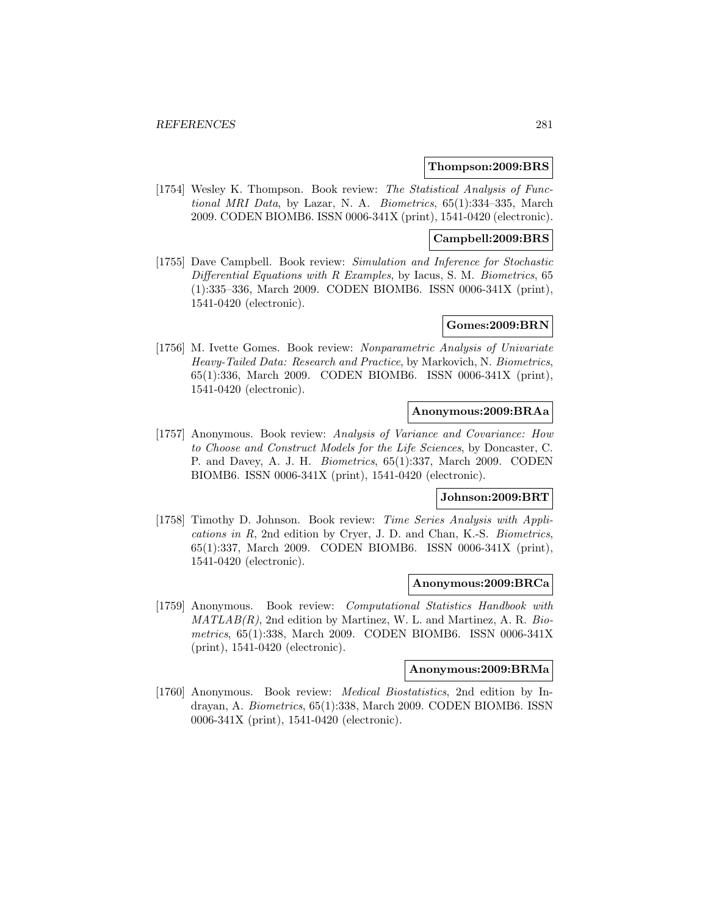**Thompson:2009:BRS**

[1754] Wesley K. Thompson. Book review: *The Statistical Analysis of Functional MRI Data*, by Lazar, N. A. *Biometrics*, 65(1):334–335, March 2009. CODEN BIOMB6. ISSN 0006-341X (print), 1541-0420 (electronic).

**Campbell:2009:BRS**

[1755] Dave Campbell. Book review: *Simulation and Inference for Stochastic Differential Equations with R Examples*, by Iacus, S. M. *Biometrics*, 65 (1):335–336, March 2009. CODEN BIOMB6. ISSN 0006-341X (print), 1541-0420 (electronic).

**Gomes:2009:BRN**

[1756] M. Ivette Gomes. Book review: *Nonparametric Analysis of Univariate Heavy-Tailed Data: Research and Practice*, by Markovich, N. *Biometrics*, 65(1):336, March 2009. CODEN BIOMB6. ISSN 0006-341X (print), 1541-0420 (electronic).

**Anonymous:2009:BRAa**

[1757] Anonymous. Book review: *Analysis of Variance and Covariance: How to Choose and Construct Models for the Life Sciences*, by Doncaster, C. P. and Davey, A. J. H. *Biometrics*, 65(1):337, March 2009. CODEN BIOMB6. ISSN 0006-341X (print), 1541-0420 (electronic).

**Johnson:2009:BRT**

[1758] Timothy D. Johnson. Book review: *Time Series Analysis with Applications in R*, 2nd edition by Cryer, J. D. and Chan, K.-S. *Biometrics*, 65(1):337, March 2009. CODEN BIOMB6. ISSN 0006-341X (print), 1541-0420 (electronic).

**Anonymous:2009:BRCa**

[1759] Anonymous. Book review: *Computational Statistics Handbook with MATLAB(R)*, 2nd edition by Martinez, W. L. and Martinez, A. R. *Biometrics*, 65(1):338, March 2009. CODEN BIOMB6. ISSN 0006-341X (print), 1541-0420 (electronic).

**Anonymous:2009:BRMa**

[1760] Anonymous. Book review: *Medical Biostatistics*, 2nd edition by Indrayan, A. *Biometrics*, 65(1):338, March 2009. CODEN BIOMB6. ISSN 0006-341X (print), 1541-0420 (electronic).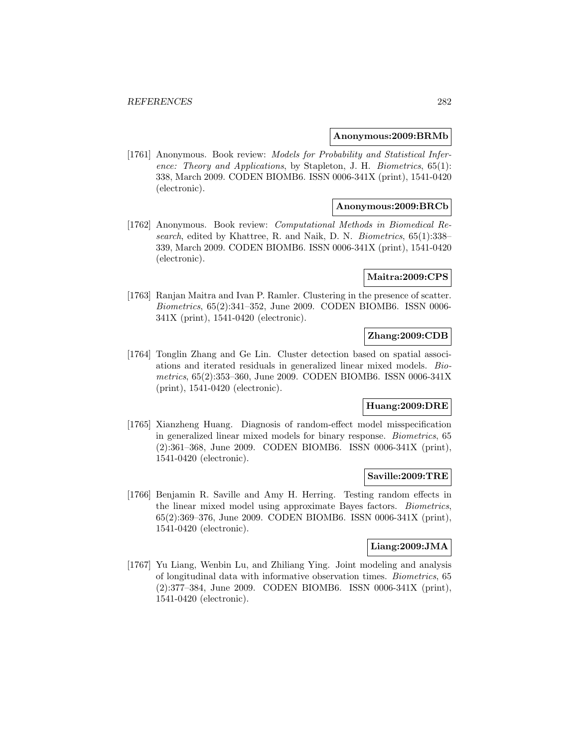**Anonymous:2009:BRMb**

[1761] Anonymous. Book review: *Models for Probability and Statistical Inference: Theory and Applications*, by Stapleton, J. H. *Biometrics*, 65(1): 338, March 2009. CODEN BIOMB6. ISSN 0006-341X (print), 1541-0420 (electronic).

**Anonymous:2009:BRCb**

[1762] Anonymous. Book review: *Computational Methods in Biomedical Research*, edited by Khattree, R. and Naik, D. N. *Biometrics*, 65(1):338–339, March 2009. CODEN BIOMB6. ISSN 0006-341X (print), 1541-0420 (electronic).

**Maitra:2009:CPS**

[1763] Ranjan Maitra and Ivan P. Ramler. Clustering in the presence of scatter. *Biometrics*, 65(2):341–352, June 2009. CODEN BIOMB6. ISSN 0006-341X (print), 1541-0420 (electronic).

**Zhang:2009:CDB**

[1764] Tonglin Zhang and Ge Lin. Cluster detection based on spatial associations and iterated residuals in generalized linear mixed models. *Biometrics*, 65(2):353–360, June 2009. CODEN BIOMB6. ISSN 0006-341X (print), 1541-0420 (electronic).

**Huang:2009:DRE**

[1765] Xianzheng Huang. Diagnosis of random-effect model misspecification in generalized linear mixed models for binary response. *Biometrics*, 65 (2):361–368, June 2009. CODEN BIOMB6. ISSN 0006-341X (print), 1541-0420 (electronic).

**Saville:2009:TRE**

[1766] Benjamin R. Saville and Amy H. Herring. Testing random effects in the linear mixed model using approximate Bayes factors. *Biometrics*, 65(2):369–376, June 2009. CODEN BIOMB6. ISSN 0006-341X (print), 1541-0420 (electronic).

**Liang:2009:JMA**

[1767] Yu Liang, Wenbin Lu, and Zhiliang Ying. Joint modeling and analysis of longitudinal data with informative observation times. *Biometrics*, 65 (2):377–384, June 2009. CODEN BIOMB6. ISSN 0006-341X (print), 1541-0420 (electronic).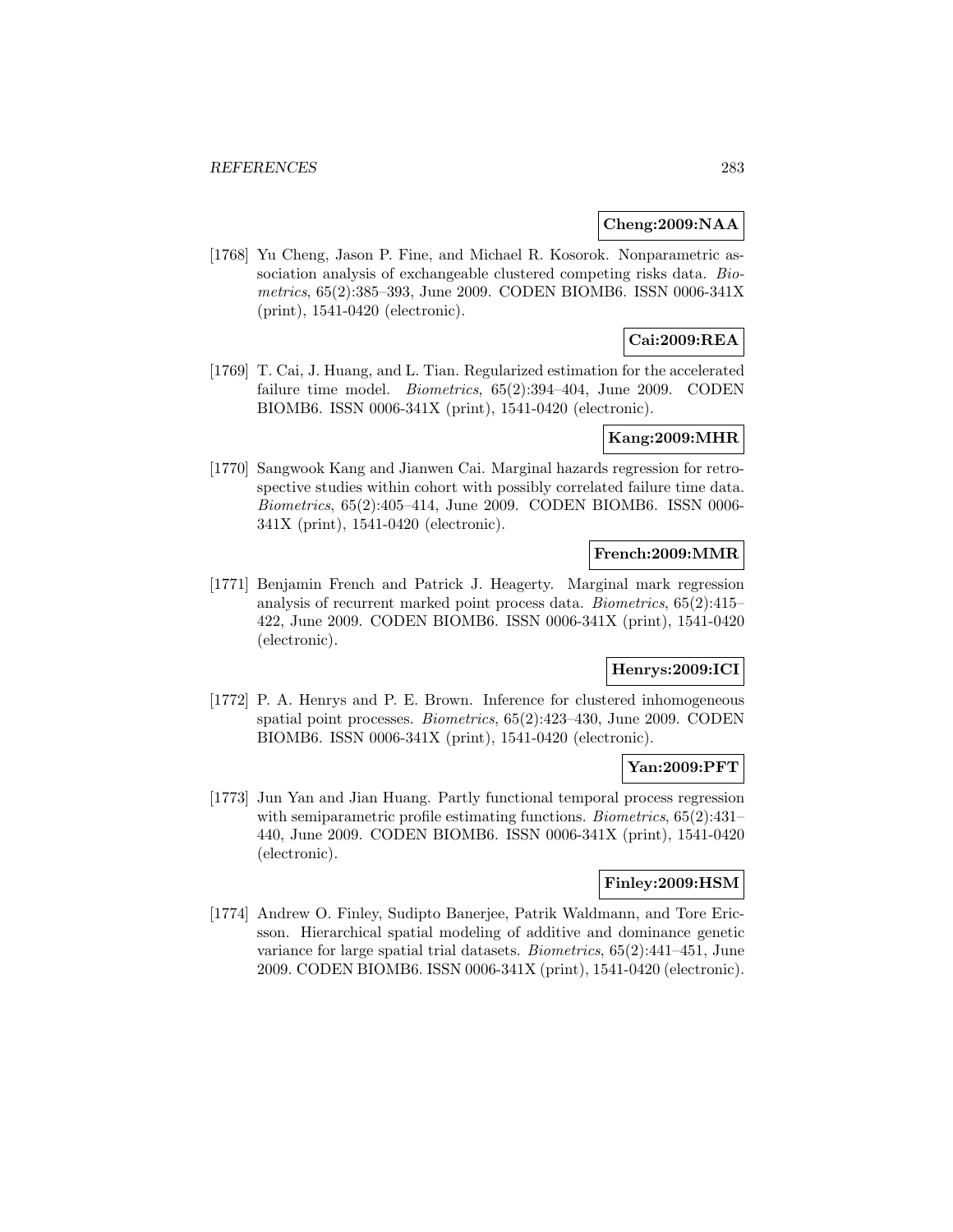**Cheng:2009:NAA**

[1768] Yu Cheng, Jason P. Fine, and Michael R. Kosorok. Nonparametric association analysis of exchangeable clustered competing risks data. *Biometrics*, 65(2):385–393, June 2009. CODEN BIOMB6. ISSN 0006-341X (print), 1541-0420 (electronic).

**Cai:2009:REA**

[1769] T. Cai, J. Huang, and L. Tian. Regularized estimation for the accelerated failure time model. *Biometrics*, 65(2):394–404, June 2009. CODEN BIOMB6. ISSN 0006-341X (print), 1541-0420 (electronic).

**Kang:2009:MHR**

[1770] Sangwook Kang and Jianwen Cai. Marginal hazards regression for retrospective studies within cohort with possibly correlated failure time data. *Biometrics*, 65(2):405–414, June 2009. CODEN BIOMB6. ISSN 0006-341X (print), 1541-0420 (electronic).

**French:2009:MMR**

[1771] Benjamin French and Patrick J. Heagerty. Marginal mark regression analysis of recurrent marked point process data. *Biometrics*, 65(2):415–422, June 2009. CODEN BIOMB6. ISSN 0006-341X (print), 1541-0420 (electronic).

**Henrys:2009:ICI**

[1772] P. A. Henrys and P. E. Brown. Inference for clustered inhomogeneous spatial point processes. *Biometrics*, 65(2):423–430, June 2009. CODEN BIOMB6. ISSN 0006-341X (print), 1541-0420 (electronic).

**Yan:2009:PFT**

[1773] Jun Yan and Jian Huang. Partly functional temporal process regression with semiparametric profile estimating functions. *Biometrics*, 65(2):431–440, June 2009. CODEN BIOMB6. ISSN 0006-341X (print), 1541-0420 (electronic).

**Finley:2009:HSM**

[1774] Andrew O. Finley, Sudipto Banerjee, Patrik Waldmann, and Tore Ericsson. Hierarchical spatial modeling of additive and dominance genetic variance for large spatial trial datasets. *Biometrics*, 65(2):441–451, June 2009. CODEN BIOMB6. ISSN 0006-341X (print), 1541-0420 (electronic).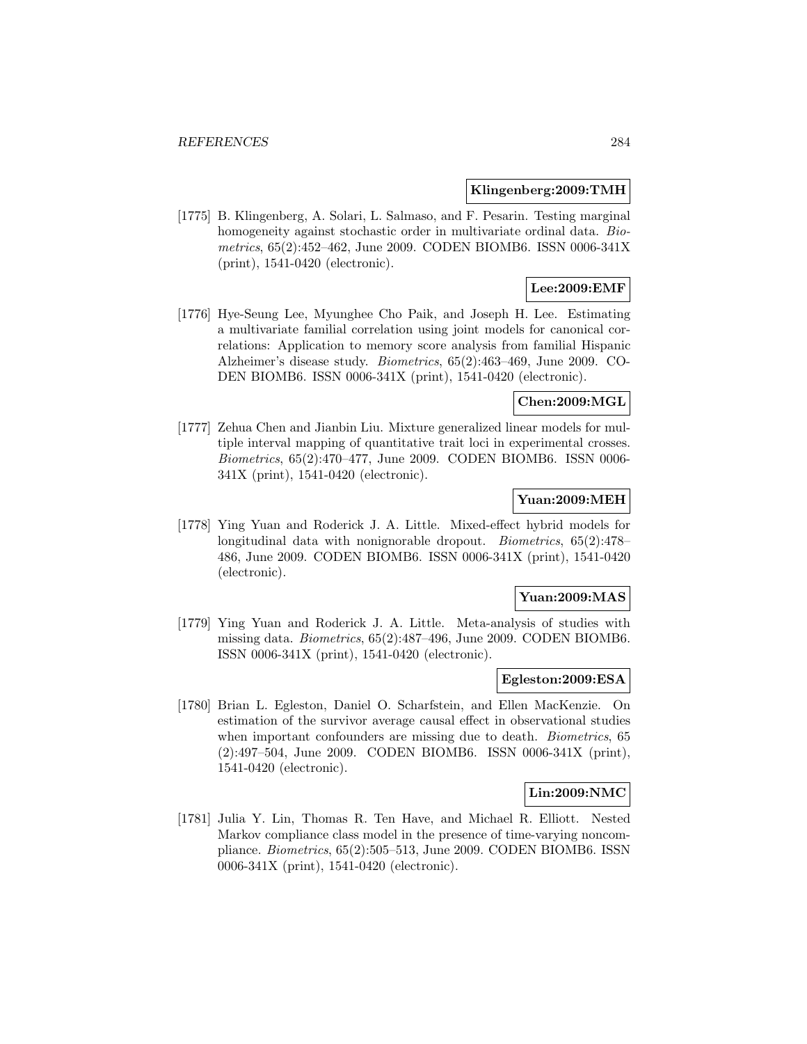**Klingenberg:2009:TMH**

[1775] B. Klingenberg, A. Solari, L. Salmaso, and F. Pesarin. Testing marginal homogeneity against stochastic order in multivariate ordinal data. *Biometrics*, 65(2):452–462, June 2009. CODEN BIOMB6. ISSN 0006-341X (print), 1541-0420 (electronic).

**Lee:2009:EMF**

[1776] Hye-Seung Lee, Myunghee Cho Paik, and Joseph H. Lee. Estimating a multivariate familial correlation using joint models for canonical correlations: Application to memory score analysis from familial Hispanic Alzheimer's disease study. *Biometrics*, 65(2):463–469, June 2009. CODEN BIOMB6. ISSN 0006-341X (print), 1541-0420 (electronic).

**Chen:2009:MGL**

[1777] Zehua Chen and Jianbin Liu. Mixture generalized linear models for multiple interval mapping of quantitative trait loci in experimental crosses. *Biometrics*, 65(2):470–477, June 2009. CODEN BIOMB6. ISSN 0006-341X (print), 1541-0420 (electronic).

**Yuan:2009:MEH**

[1778] Ying Yuan and Roderick J. A. Little. Mixed-effect hybrid models for longitudinal data with nonignorable dropout. *Biometrics*, 65(2):478–486, June 2009. CODEN BIOMB6. ISSN 0006-341X (print), 1541-0420 (electronic).

**Yuan:2009:MAS**

[1779] Ying Yuan and Roderick J. A. Little. Meta-analysis of studies with missing data. *Biometrics*, 65(2):487–496, June 2009. CODEN BIOMB6. ISSN 0006-341X (print), 1541-0420 (electronic).

**Egleston:2009:ESA**

[1780] Brian L. Egleston, Daniel O. Scharfstein, and Ellen MacKenzie. On estimation of the survivor average causal effect in observational studies when important confounders are missing due to death. *Biometrics*, 65 (2):497–504, June 2009. CODEN BIOMB6. ISSN 0006-341X (print), 1541-0420 (electronic).

**Lin:2009:NMC**

[1781] Julia Y. Lin, Thomas R. Ten Have, and Michael R. Elliott. Nested Markov compliance class model in the presence of time-varying noncompliance. *Biometrics*, 65(2):505–513, June 2009. CODEN BIOMB6. ISSN 0006-341X (print), 1541-0420 (electronic).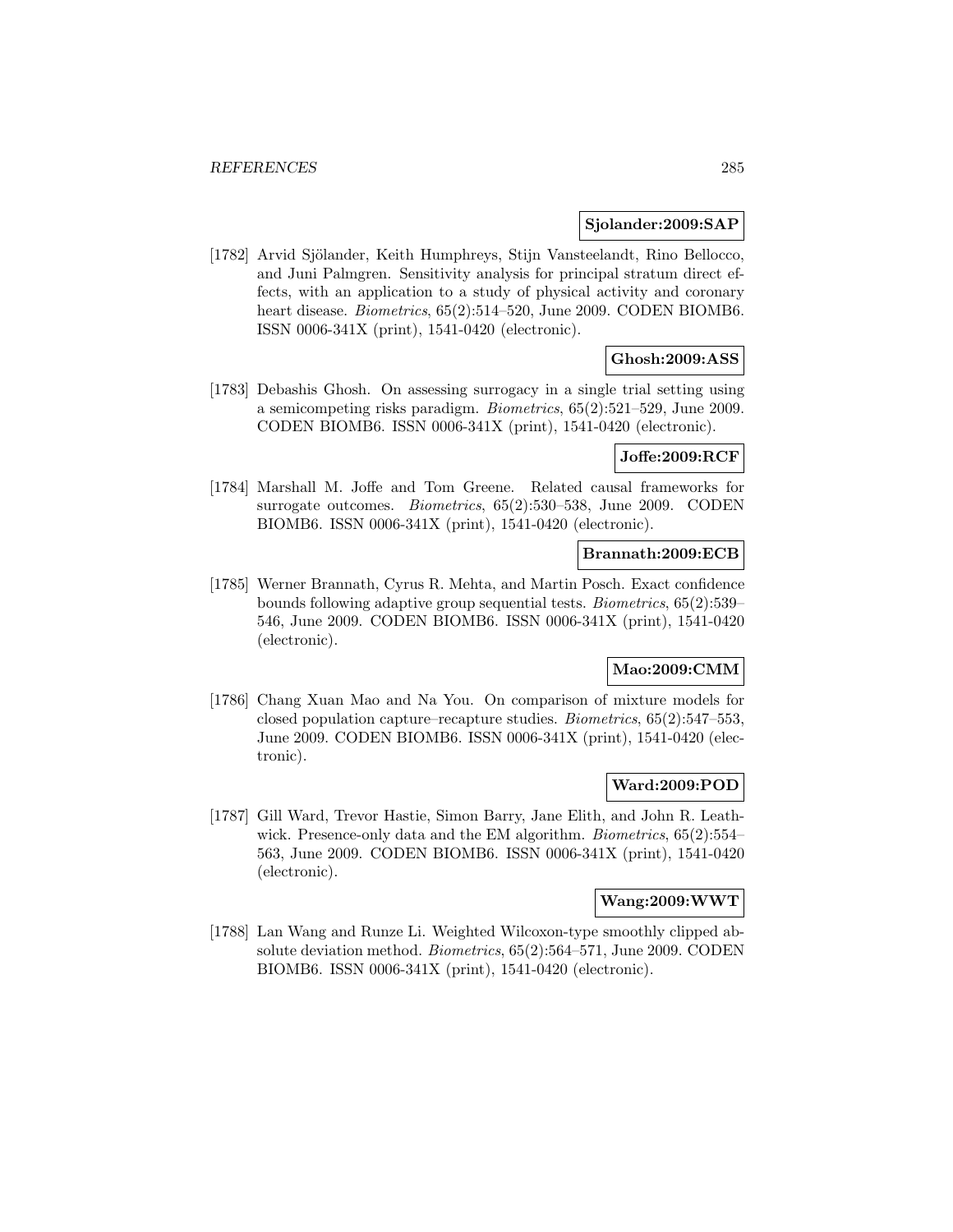**Sjolander:2009:SAP**

[1782] Arvid Sjölander, Keith Humphreys, Stijn Vansteelandt, Rino Bellocco, and Juni Palmgren. Sensitivity analysis for principal stratum direct effects, with an application to a study of physical activity and coronary heart disease. *Biometrics*, 65(2):514–520, June 2009. CODEN BIOMB6. ISSN 0006-341X (print), 1541-0420 (electronic).

**Ghosh:2009:ASS**

[1783] Debashis Ghosh. On assessing surrogacy in a single trial setting using a semicompeting risks paradigm. *Biometrics*, 65(2):521–529, June 2009. CODEN BIOMB6. ISSN 0006-341X (print), 1541-0420 (electronic).

**Joffe:2009:RCF**

[1784] Marshall M. Joffe and Tom Greene. Related causal frameworks for surrogate outcomes. *Biometrics*, 65(2):530–538, June 2009. CODEN BIOMB6. ISSN 0006-341X (print), 1541-0420 (electronic).

**Brannath:2009:ECB**

[1785] Werner Brannath, Cyrus R. Mehta, and Martin Posch. Exact confidence bounds following adaptive group sequential tests. *Biometrics*, 65(2):539–546, June 2009. CODEN BIOMB6. ISSN 0006-341X (print), 1541-0420 (electronic).

**Mao:2009:CMM**

[1786] Chang Xuan Mao and Na You. On comparison of mixture models for closed population capture–recapture studies. *Biometrics*, 65(2):547–553, June 2009. CODEN BIOMB6. ISSN 0006-341X (print), 1541-0420 (electronic).

**Ward:2009:POD**

[1787] Gill Ward, Trevor Hastie, Simon Barry, Jane Elith, and John R. Leathwick. Presence-only data and the EM algorithm. *Biometrics*, 65(2):554–563, June 2009. CODEN BIOMB6. ISSN 0006-341X (print), 1541-0420 (electronic).

**Wang:2009:WWT**

[1788] Lan Wang and Runze Li. Weighted Wilcoxon-type smoothly clipped absolute deviation method. *Biometrics*, 65(2):564–571, June 2009. CODEN BIOMB6. ISSN 0006-341X (print), 1541-0420 (electronic).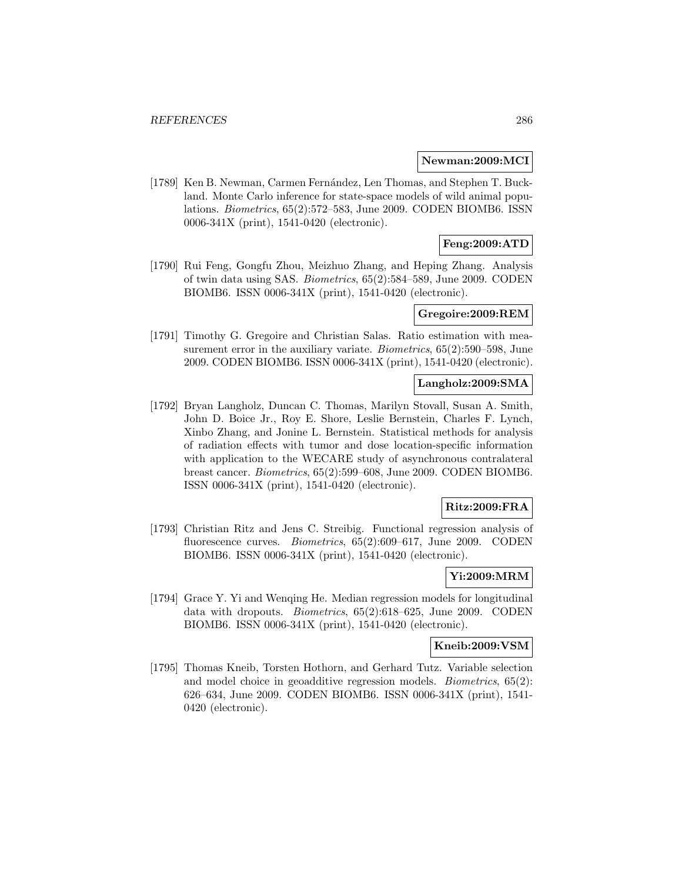**Newman:2009:MCI**

[1789] Ken B. Newman, Carmen Fernández, Len Thomas, and Stephen T. Buckland. Monte Carlo inference for state-space models of wild animal populations. *Biometrics*, 65(2):572–583, June 2009. CODEN BIOMB6. ISSN 0006-341X (print), 1541-0420 (electronic).

**Feng:2009:ATD**

[1790] Rui Feng, Gongfu Zhou, Meizhuo Zhang, and Heping Zhang. Analysis of twin data using SAS. *Biometrics*, 65(2):584–589, June 2009. CODEN BIOMB6. ISSN 0006-341X (print), 1541-0420 (electronic).

**Gregoire:2009:REM**

[1791] Timothy G. Gregoire and Christian Salas. Ratio estimation with measurement error in the auxiliary variate. *Biometrics*, 65(2):590–598, June 2009. CODEN BIOMB6. ISSN 0006-341X (print), 1541-0420 (electronic).

**Langholz:2009:SMA**

[1792] Bryan Langholz, Duncan C. Thomas, Marilyn Stovall, Susan A. Smith, John D. Boice Jr., Roy E. Shore, Leslie Bernstein, Charles F. Lynch, Xinbo Zhang, and Jonine L. Bernstein. Statistical methods for analysis of radiation effects with tumor and dose location-specific information with application to the WECARE study of asynchronous contralateral breast cancer. *Biometrics*, 65(2):599–608, June 2009. CODEN BIOMB6. ISSN 0006-341X (print), 1541-0420 (electronic).

**Ritz:2009:FRA**

[1793] Christian Ritz and Jens C. Streibig. Functional regression analysis of fluorescence curves. *Biometrics*, 65(2):609–617, June 2009. CODEN BIOMB6. ISSN 0006-341X (print), 1541-0420 (electronic).

**Yi:2009:MRM**

[1794] Grace Y. Yi and Wenqing He. Median regression models for longitudinal data with dropouts. *Biometrics*, 65(2):618–625, June 2009. CODEN BIOMB6. ISSN 0006-341X (print), 1541-0420 (electronic).

**Kneib:2009:VSM**

[1795] Thomas Kneib, Torsten Hothorn, and Gerhard Tutz. Variable selection and model choice in geoadditive regression models. *Biometrics*, 65(2): 626–634, June 2009. CODEN BIOMB6. ISSN 0006-341X (print), 1541-0420 (electronic).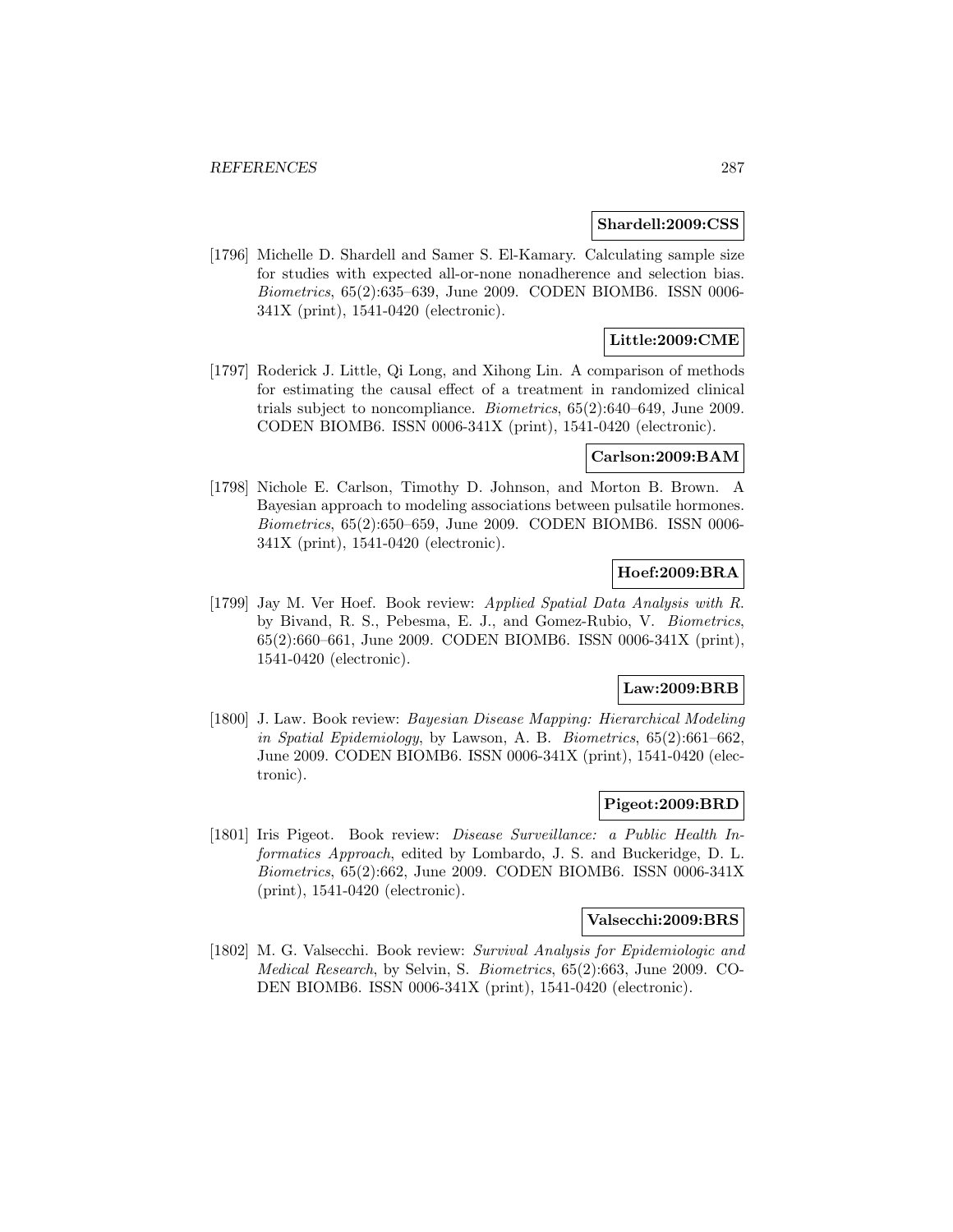**Shardell:2009:CSS**

[1796] Michelle D. Shardell and Samer S. El-Kamary. Calculating sample size for studies with expected all-or-none nonadherence and selection bias. *Biometrics*, 65(2):635–639, June 2009. CODEN BIOMB6. ISSN 0006-341X (print), 1541-0420 (electronic).

**Little:2009:CME**

[1797] Roderick J. Little, Qi Long, and Xihong Lin. A comparison of methods for estimating the causal effect of a treatment in randomized clinical trials subject to noncompliance. *Biometrics*, 65(2):640–649, June 2009. CODEN BIOMB6. ISSN 0006-341X (print), 1541-0420 (electronic).

**Carlson:2009:BAM**

[1798] Nichole E. Carlson, Timothy D. Johnson, and Morton B. Brown. A Bayesian approach to modeling associations between pulsatile hormones. *Biometrics*, 65(2):650–659, June 2009. CODEN BIOMB6. ISSN 0006-341X (print), 1541-0420 (electronic).

**Hoef:2009:BRA**

[1799] Jay M. Ver Hoef. Book review: *Applied Spatial Data Analysis with R*. by Bivand, R. S., Pebesma, E. J., and Gomez-Rubio, V. *Biometrics*, 65(2):660–661, June 2009. CODEN BIOMB6. ISSN 0006-341X (print), 1541-0420 (electronic).

**Law:2009:BRB**

[1800] J. Law. Book review: *Bayesian Disease Mapping: Hierarchical Modeling in Spatial Epidemiology*, by Lawson, A. B. *Biometrics*, 65(2):661–662, June 2009. CODEN BIOMB6. ISSN 0006-341X (print), 1541-0420 (electronic).

**Pigeot:2009:BRD**

[1801] Iris Pigeot. Book review: *Disease Surveillance: a Public Health Informatics Approach*, edited by Lombardo, J. S. and Buckeridge, D. L. *Biometrics*, 65(2):662, June 2009. CODEN BIOMB6. ISSN 0006-341X (print), 1541-0420 (electronic).

**Valsecchi:2009:BRS**

[1802] M. G. Valsecchi. Book review: *Survival Analysis for Epidemiologic and Medical Research*, by Selvin, S. *Biometrics*, 65(2):663, June 2009. CODEN BIOMB6. ISSN 0006-341X (print), 1541-0420 (electronic).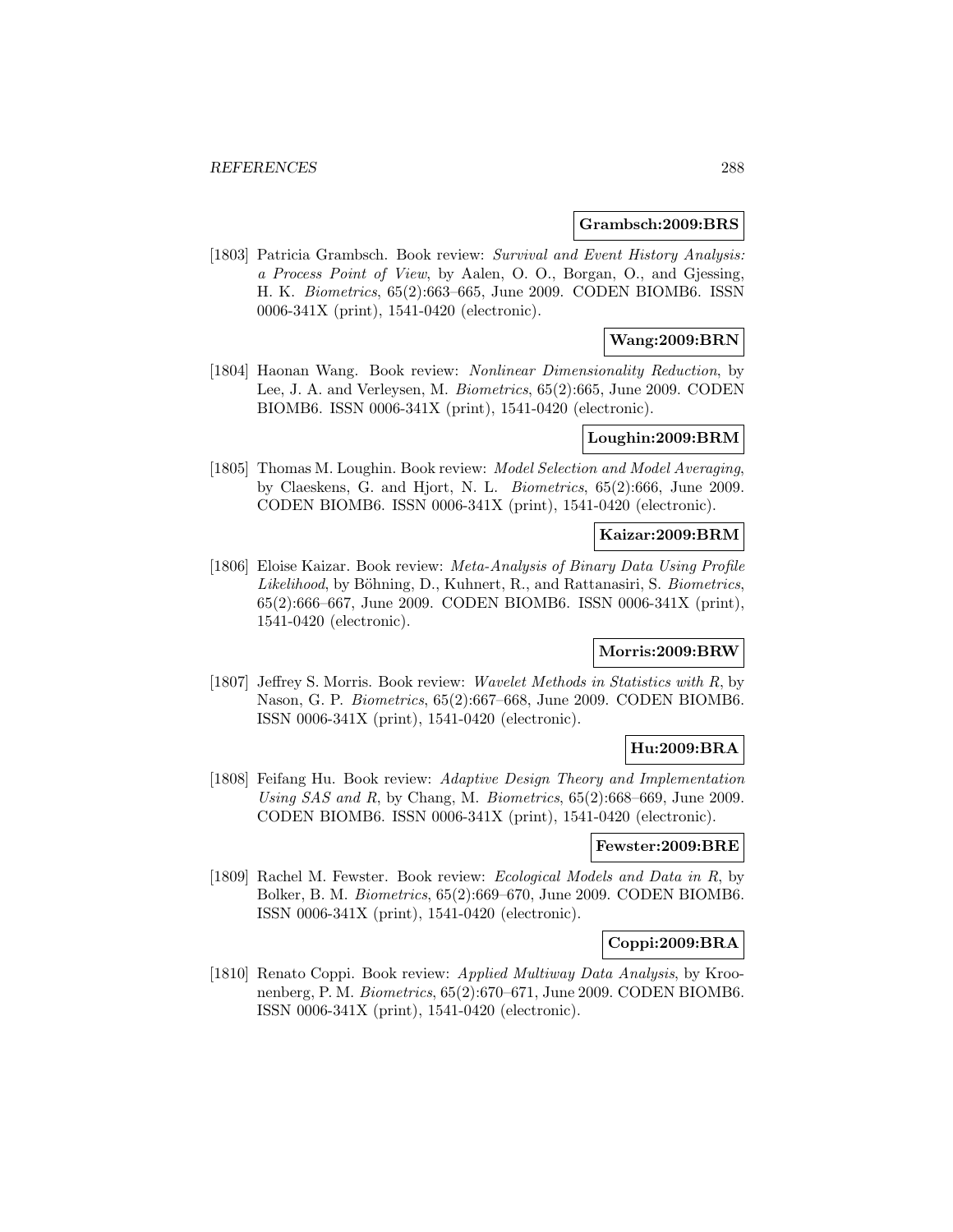**Grambsch:2009:BRS**

[1803] Patricia Grambsch. Book review: *Survival and Event History Analysis: a Process Point of View*, by Aalen, O. O., Borgan, O., and Gjessing, H. K. *Biometrics*, 65(2):663–665, June 2009. CODEN BIOMB6. ISSN 0006-341X (print), 1541-0420 (electronic).

**Wang:2009:BRN**

[1804] Haonan Wang. Book review: *Nonlinear Dimensionality Reduction*, by Lee, J. A. and Verleysen, M. *Biometrics*, 65(2):665, June 2009. CODEN BIOMB6. ISSN 0006-341X (print), 1541-0420 (electronic).

**Loughin:2009:BRM**

[1805] Thomas M. Loughin. Book review: *Model Selection and Model Averaging*, by Claeskens, G. and Hjort, N. L. *Biometrics*, 65(2):666, June 2009. CODEN BIOMB6. ISSN 0006-341X (print), 1541-0420 (electronic).

**Kaizar:2009:BRM**

[1806] Eloise Kaizar. Book review: *Meta-Analysis of Binary Data Using Profile Likelihood*, by Böhning, D., Kuhnert, R., and Rattanasiri, S. *Biometrics*, 65(2):666–667, June 2009. CODEN BIOMB6. ISSN 0006-341X (print), 1541-0420 (electronic).

**Morris:2009:BRW**

[1807] Jeffrey S. Morris. Book review: *Wavelet Methods in Statistics with R*, by Nason, G. P. *Biometrics*, 65(2):667–668, June 2009. CODEN BIOMB6. ISSN 0006-341X (print), 1541-0420 (electronic).

**Hu:2009:BRA**

[1808] Feifang Hu. Book review: *Adaptive Design Theory and Implementation Using SAS and R*, by Chang, M. *Biometrics*, 65(2):668–669, June 2009. CODEN BIOMB6. ISSN 0006-341X (print), 1541-0420 (electronic).

**Fewster:2009:BRE**

[1809] Rachel M. Fewster. Book review: *Ecological Models and Data in R*, by Bolker, B. M. *Biometrics*, 65(2):669–670, June 2009. CODEN BIOMB6. ISSN 0006-341X (print), 1541-0420 (electronic).

**Coppi:2009:BRA**

[1810] Renato Coppi. Book review: *Applied Multiway Data Analysis*, by Kroonenberg, P. M. *Biometrics*, 65(2):670–671, June 2009. CODEN BIOMB6. ISSN 0006-341X (print), 1541-0420 (electronic).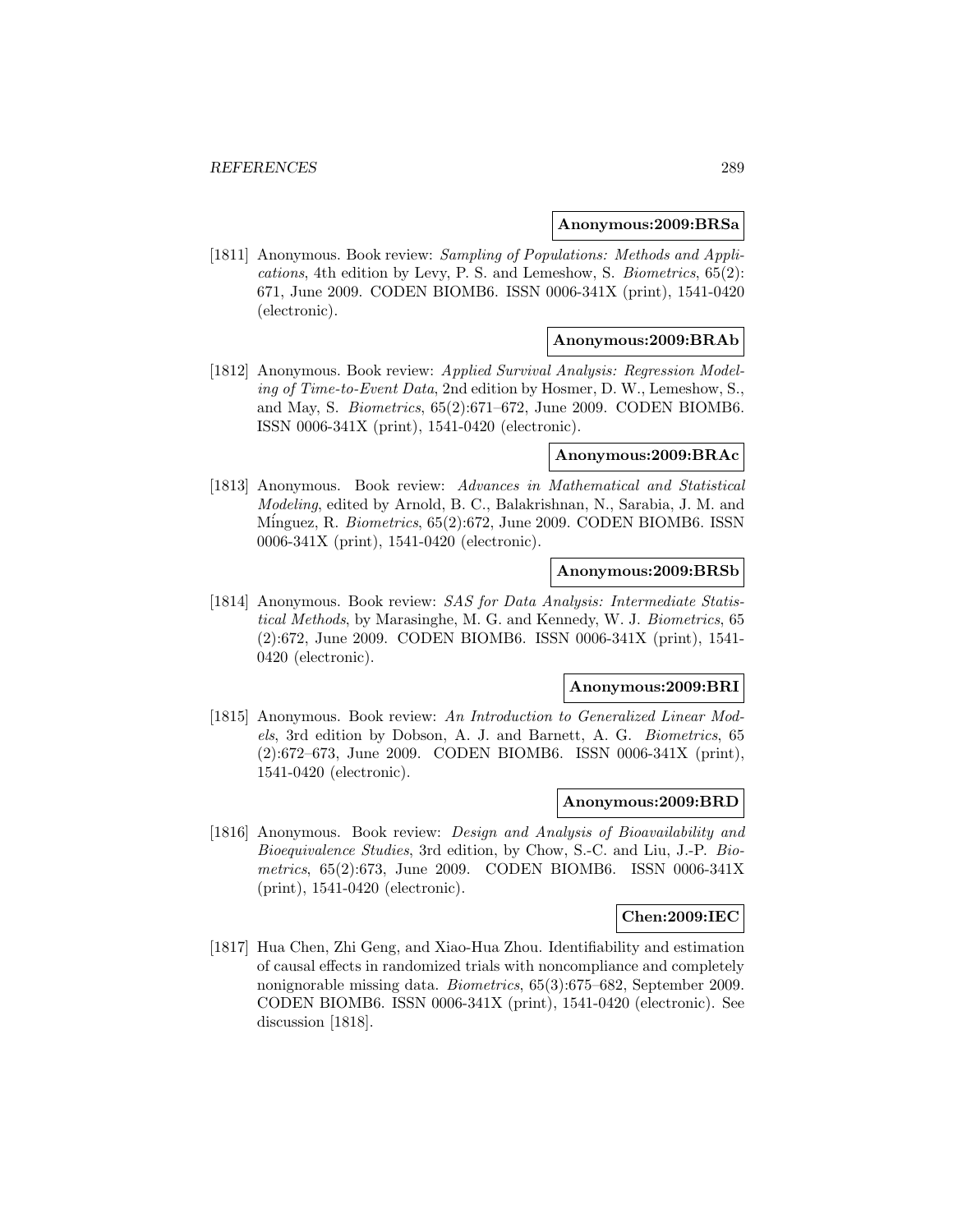**Anonymous:2009:BRSa**

[1811] Anonymous. Book review: *Sampling of Populations: Methods and Applications*, 4th edition by Levy, P. S. and Lemeshow, S. *Biometrics*, 65(2): 671, June 2009. CODEN BIOMB6. ISSN 0006-341X (print), 1541-0420 (electronic).

**Anonymous:2009:BRAb**

[1812] Anonymous. Book review: *Applied Survival Analysis: Regression Modeling of Time-to-Event Data*, 2nd edition by Hosmer, D. W., Lemeshow, S., and May, S. *Biometrics*, 65(2):671–672, June 2009. CODEN BIOMB6. ISSN 0006-341X (print), 1541-0420 (electronic).

**Anonymous:2009:BRAc**

[1813] Anonymous. Book review: *Advances in Mathematical and Statistical Modeling*, edited by Arnold, B. C., Balakrishnan, N., Sarabia, J. M. and Mínguez, R. *Biometrics*, 65(2):672, June 2009. CODEN BIOMB6. ISSN 0006-341X (print), 1541-0420 (electronic).

**Anonymous:2009:BRSb**

[1814] Anonymous. Book review: *SAS for Data Analysis: Intermediate Statistical Methods*, by Marasinghe, M. G. and Kennedy, W. J. *Biometrics*, 65 (2):672, June 2009. CODEN BIOMB6. ISSN 0006-341X (print), 1541-0420 (electronic).

**Anonymous:2009:BRI**

[1815] Anonymous. Book review: *An Introduction to Generalized Linear Models*, 3rd edition by Dobson, A. J. and Barnett, A. G. *Biometrics*, 65 (2):672–673, June 2009. CODEN BIOMB6. ISSN 0006-341X (print), 1541-0420 (electronic).

**Anonymous:2009:BRD**

[1816] Anonymous. Book review: *Design and Analysis of Bioavailability and Bioequivalence Studies*, 3rd edition, by Chow, S.-C. and Liu, J.-P. *Biometrics*, 65(2):673, June 2009. CODEN BIOMB6. ISSN 0006-341X (print), 1541-0420 (electronic).

**Chen:2009:IEC**

[1817] Hua Chen, Zhi Geng, and Xiao-Hua Zhou. Identifiability and estimation of causal effects in randomized trials with noncompliance and completely nonignorable missing data. *Biometrics*, 65(3):675–682, September 2009. CODEN BIOMB6. ISSN 0006-341X (print), 1541-0420 (electronic). See discussion [1818].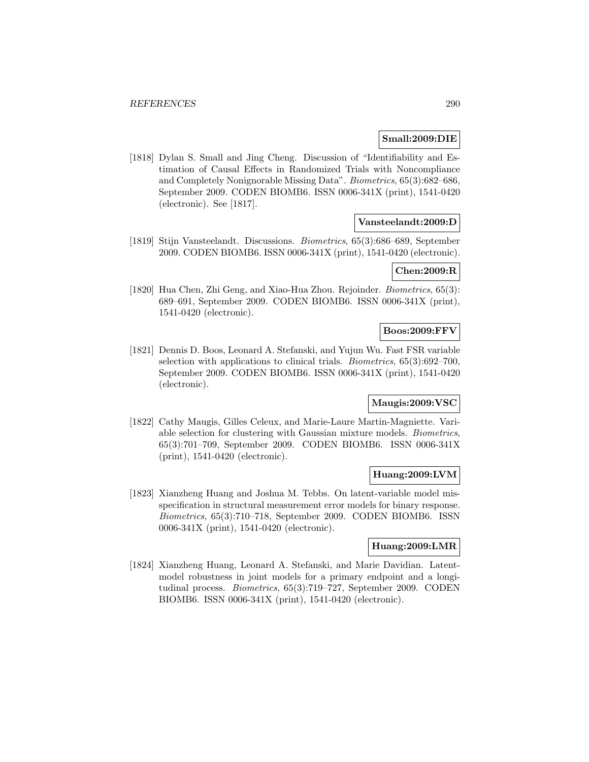**Small:2009:DIE**

[1818] Dylan S. Small and Jing Cheng. Discussion of "Identifiability and Estimation of Causal Effects in Randomized Trials with Noncompliance and Completely Nonignorable Missing Data". *Biometrics*, 65(3):682–686, September 2009. CODEN BIOMB6. ISSN 0006-341X (print), 1541-0420 (electronic). See [1817].

**Vansteelandt:2009:D**

[1819] Stijn Vansteelandt. Discussions. *Biometrics*, 65(3):686–689, September 2009. CODEN BIOMB6. ISSN 0006-341X (print), 1541-0420 (electronic).

**Chen:2009:R**

[1820] Hua Chen, Zhi Geng, and Xiao-Hua Zhou. Rejoinder. *Biometrics*, 65(3): 689–691, September 2009. CODEN BIOMB6. ISSN 0006-341X (print), 1541-0420 (electronic).

**Boos:2009:FFV**

[1821] Dennis D. Boos, Leonard A. Stefanski, and Yujun Wu. Fast FSR variable selection with applications to clinical trials. *Biometrics*, 65(3):692–700, September 2009. CODEN BIOMB6. ISSN 0006-341X (print), 1541-0420 (electronic).

**Maugis:2009:VSC**

[1822] Cathy Maugis, Gilles Celeux, and Marie-Laure Martin-Magniette. Variable selection for clustering with Gaussian mixture models. *Biometrics*, 65(3):701–709, September 2009. CODEN BIOMB6. ISSN 0006-341X (print), 1541-0420 (electronic).

**Huang:2009:LVM**

[1823] Xianzheng Huang and Joshua M. Tebbs. On latent-variable model misspecification in structural measurement error models for binary response. *Biometrics*, 65(3):710–718, September 2009. CODEN BIOMB6. ISSN 0006-341X (print), 1541-0420 (electronic).

**Huang:2009:LMR**

[1824] Xianzheng Huang, Leonard A. Stefanski, and Marie Davidian. Latent-model robustness in joint models for a primary endpoint and a longitudinal process. *Biometrics*, 65(3):719–727, September 2009. CODEN BIOMB6. ISSN 0006-341X (print), 1541-0420 (electronic).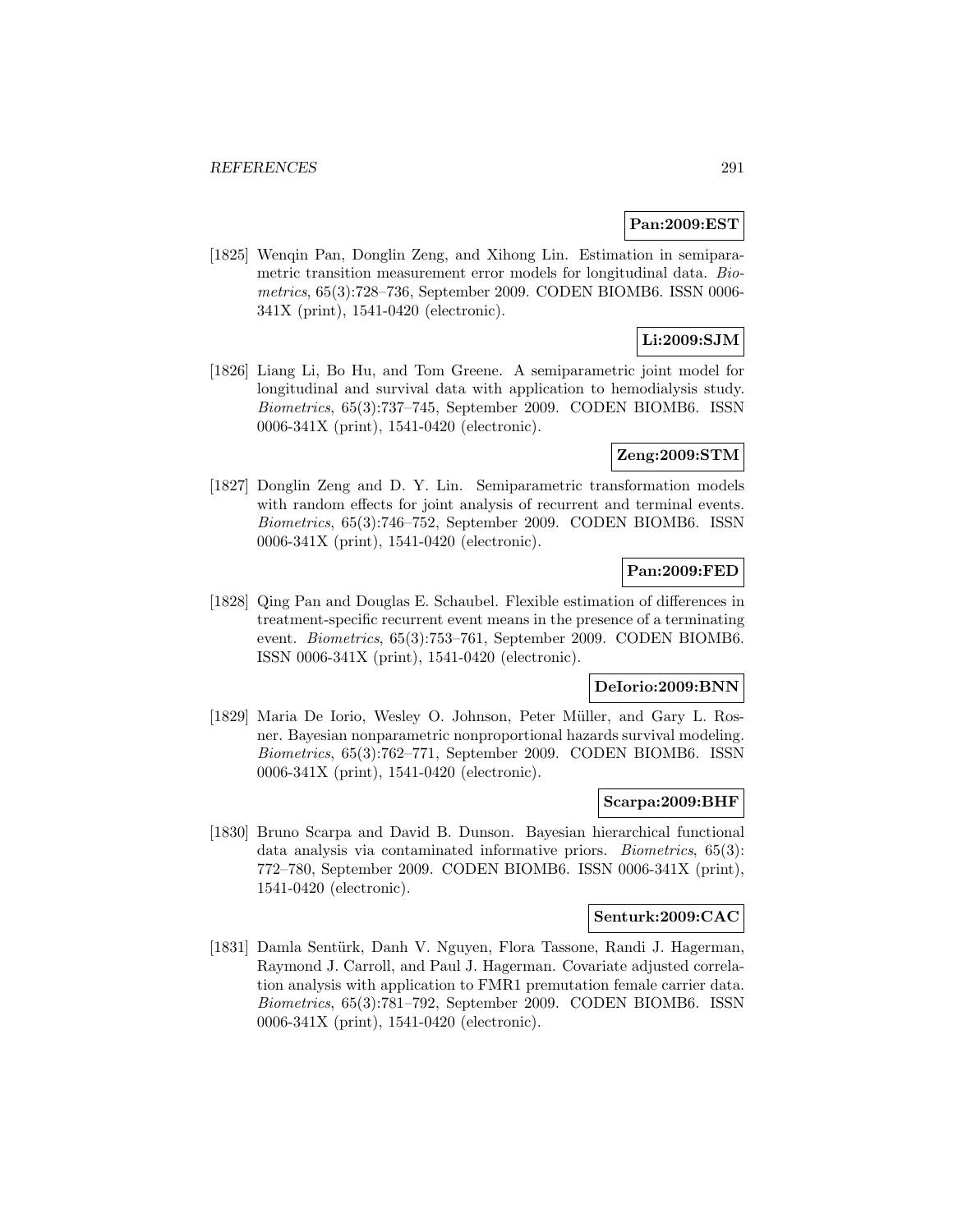**Pan:2009:EST**

[1825] Wenqin Pan, Donglin Zeng, and Xihong Lin. Estimation in semiparametric transition measurement error models for longitudinal data. *Biometrics*, 65(3):728–736, September 2009. CODEN BIOMB6. ISSN 0006-341X (print), 1541-0420 (electronic).

**Li:2009:SJM**

[1826] Liang Li, Bo Hu, and Tom Greene. A semiparametric joint model for longitudinal and survival data with application to hemodialysis study. *Biometrics*, 65(3):737–745, September 2009. CODEN BIOMB6. ISSN 0006-341X (print), 1541-0420 (electronic).

**Zeng:2009:STM**

[1827] Donglin Zeng and D. Y. Lin. Semiparametric transformation models with random effects for joint analysis of recurrent and terminal events. *Biometrics*, 65(3):746–752, September 2009. CODEN BIOMB6. ISSN 0006-341X (print), 1541-0420 (electronic).

**Pan:2009:FED**

[1828] Qing Pan and Douglas E. Schaubel. Flexible estimation of differences in treatment-specific recurrent event means in the presence of a terminating event. *Biometrics*, 65(3):753–761, September 2009. CODEN BIOMB6. ISSN 0006-341X (print), 1541-0420 (electronic).

**DeIorio:2009:BNN**

[1829] Maria De Iorio, Wesley O. Johnson, Peter Müller, and Gary L. Rosner. Bayesian nonparametric nonproportional hazards survival modeling. *Biometrics*, 65(3):762–771, September 2009. CODEN BIOMB6. ISSN 0006-341X (print), 1541-0420 (electronic).

**Scarpa:2009:BHF**

[1830] Bruno Scarpa and David B. Dunson. Bayesian hierarchical functional data analysis via contaminated informative priors. *Biometrics*, 65(3): 772–780, September 2009. CODEN BIOMB6. ISSN 0006-341X (print), 1541-0420 (electronic).

**Senturk:2009:CAC**

[1831] Damla Sentürk, Danh V. Nguyen, Flora Tassone, Randi J. Hagerman, Raymond J. Carroll, and Paul J. Hagerman. Covariate adjusted correlation analysis with application to FMR1 premutation female carrier data. *Biometrics*, 65(3):781–792, September 2009. CODEN BIOMB6. ISSN 0006-341X (print), 1541-0420 (electronic).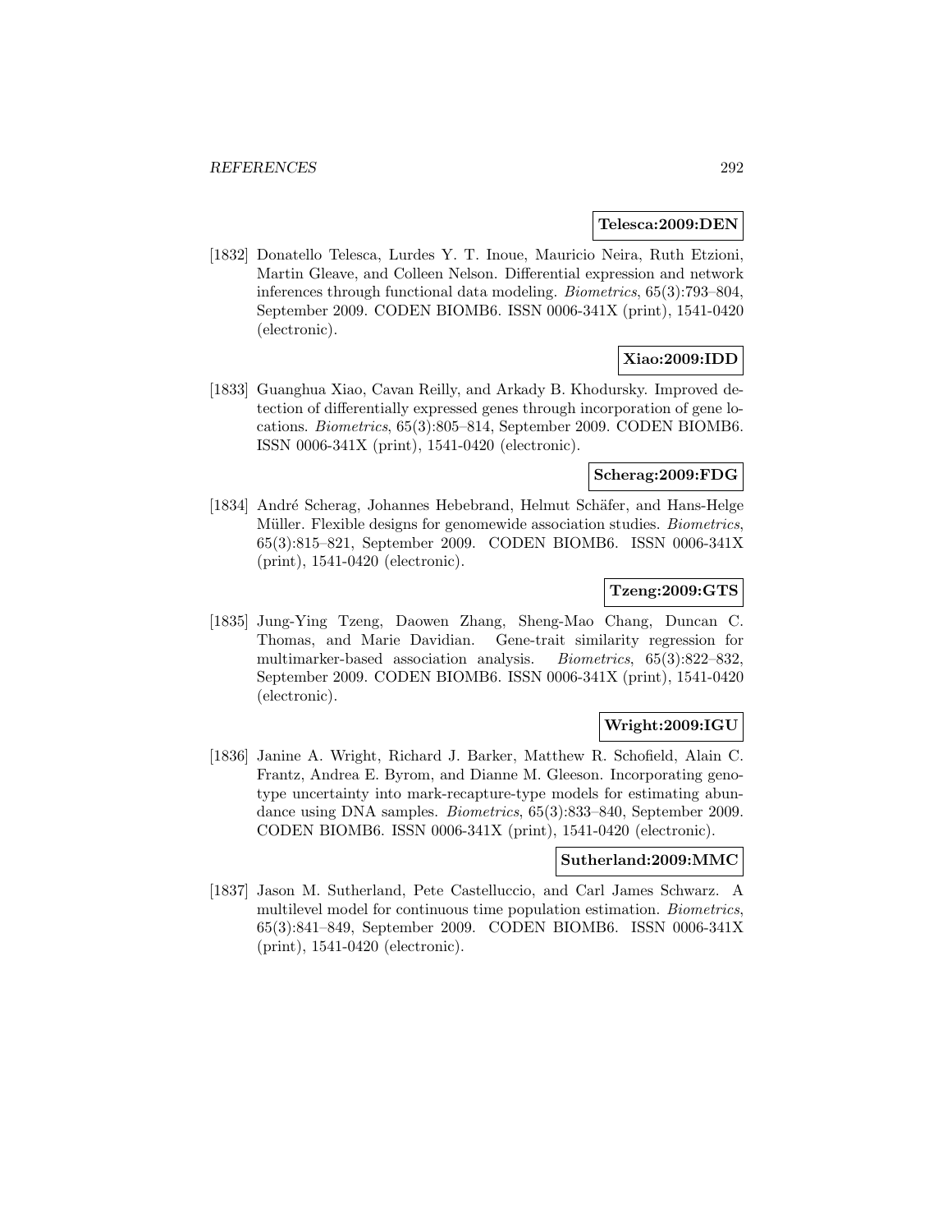**Telesca:2009:DEN**

[1832] Donatello Telesca, Lurdes Y. T. Inoue, Mauricio Neira, Ruth Etzioni, Martin Gleave, and Colleen Nelson. Differential expression and network inferences through functional data modeling. *Biometrics*, 65(3):793–804, September 2009. CODEN BIOMB6. ISSN 0006-341X (print), 1541-0420 (electronic).

**Xiao:2009:IDD**

[1833] Guanghua Xiao, Cavan Reilly, and Arkady B. Khodursky. Improved detection of differentially expressed genes through incorporation of gene locations. *Biometrics*, 65(3):805–814, September 2009. CODEN BIOMB6. ISSN 0006-341X (print), 1541-0420 (electronic).

**Scherag:2009:FDG**

[1834] André Scherag, Johannes Hebebrand, Helmut Schäfer, and Hans-Helge Müller. Flexible designs for genomewide association studies. *Biometrics*, 65(3):815–821, September 2009. CODEN BIOMB6. ISSN 0006-341X (print), 1541-0420 (electronic).

**Tzeng:2009:GTS**

[1835] Jung-Ying Tzeng, Daowen Zhang, Sheng-Mao Chang, Duncan C. Thomas, and Marie Davidian. Gene-trait similarity regression for multimarker-based association analysis. *Biometrics*, 65(3):822–832, September 2009. CODEN BIOMB6. ISSN 0006-341X (print), 1541-0420 (electronic).

**Wright:2009:IGU**

[1836] Janine A. Wright, Richard J. Barker, Matthew R. Schofield, Alain C. Frantz, Andrea E. Byrom, and Dianne M. Gleeson. Incorporating genotype uncertainty into mark-recapture-type models for estimating abundance using DNA samples. *Biometrics*, 65(3):833–840, September 2009. CODEN BIOMB6. ISSN 0006-341X (print), 1541-0420 (electronic).

**Sutherland:2009:MMC**

[1837] Jason M. Sutherland, Pete Castelluccio, and Carl James Schwarz. A multilevel model for continuous time population estimation. *Biometrics*, 65(3):841–849, September 2009. CODEN BIOMB6. ISSN 0006-341X (print), 1541-0420 (electronic).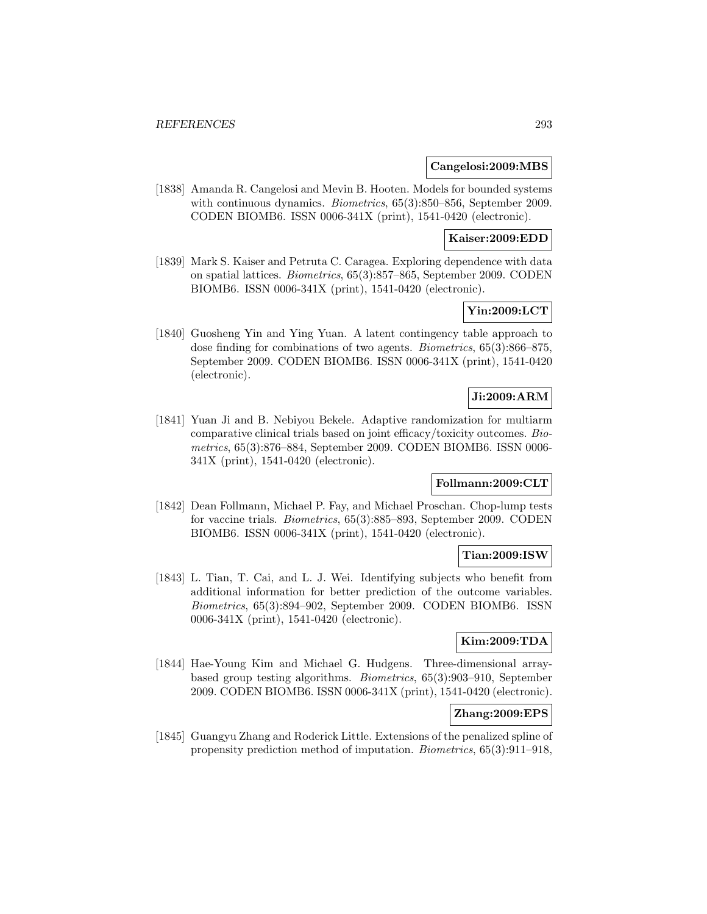**Cangelosi:2009:MBS**

[1838] Amanda R. Cangelosi and Mevin B. Hooten. Models for bounded systems with continuous dynamics. *Biometrics*, 65(3):850–856, September 2009. CODEN BIOMB6. ISSN 0006-341X (print), 1541-0420 (electronic).

**Kaiser:2009:EDD**

[1839] Mark S. Kaiser and Petruta C. Caragea. Exploring dependence with data on spatial lattices. *Biometrics*, 65(3):857–865, September 2009. CODEN BIOMB6. ISSN 0006-341X (print), 1541-0420 (electronic).

**Yin:2009:LCT**

[1840] Guosheng Yin and Ying Yuan. A latent contingency table approach to dose finding for combinations of two agents. *Biometrics*, 65(3):866–875, September 2009. CODEN BIOMB6. ISSN 0006-341X (print), 1541-0420 (electronic).

**Ji:2009:ARM**

[1841] Yuan Ji and B. Nebiyou Bekele. Adaptive randomization for multiarm comparative clinical trials based on joint efficacy/toxicity outcomes. *Biometrics*, 65(3):876–884, September 2009. CODEN BIOMB6. ISSN 0006-341X (print), 1541-0420 (electronic).

**Follmann:2009:CLT**

[1842] Dean Follmann, Michael P. Fay, and Michael Proschan. Chop-lump tests for vaccine trials. *Biometrics*, 65(3):885–893, September 2009. CODEN BIOMB6. ISSN 0006-341X (print), 1541-0420 (electronic).

**Tian:2009:ISW**

[1843] L. Tian, T. Cai, and L. J. Wei. Identifying subjects who benefit from additional information for better prediction of the outcome variables. *Biometrics*, 65(3):894–902, September 2009. CODEN BIOMB6. ISSN 0006-341X (print), 1541-0420 (electronic).

**Kim:2009:TDA**

[1844] Hae-Young Kim and Michael G. Hudgens. Three-dimensional array-based group testing algorithms. *Biometrics*, 65(3):903–910, September 2009. CODEN BIOMB6. ISSN 0006-341X (print), 1541-0420 (electronic).

**Zhang:2009:EPS**

[1845] Guangyu Zhang and Roderick Little. Extensions of the penalized spline of propensity prediction method of imputation. *Biometrics*, 65(3):911–918,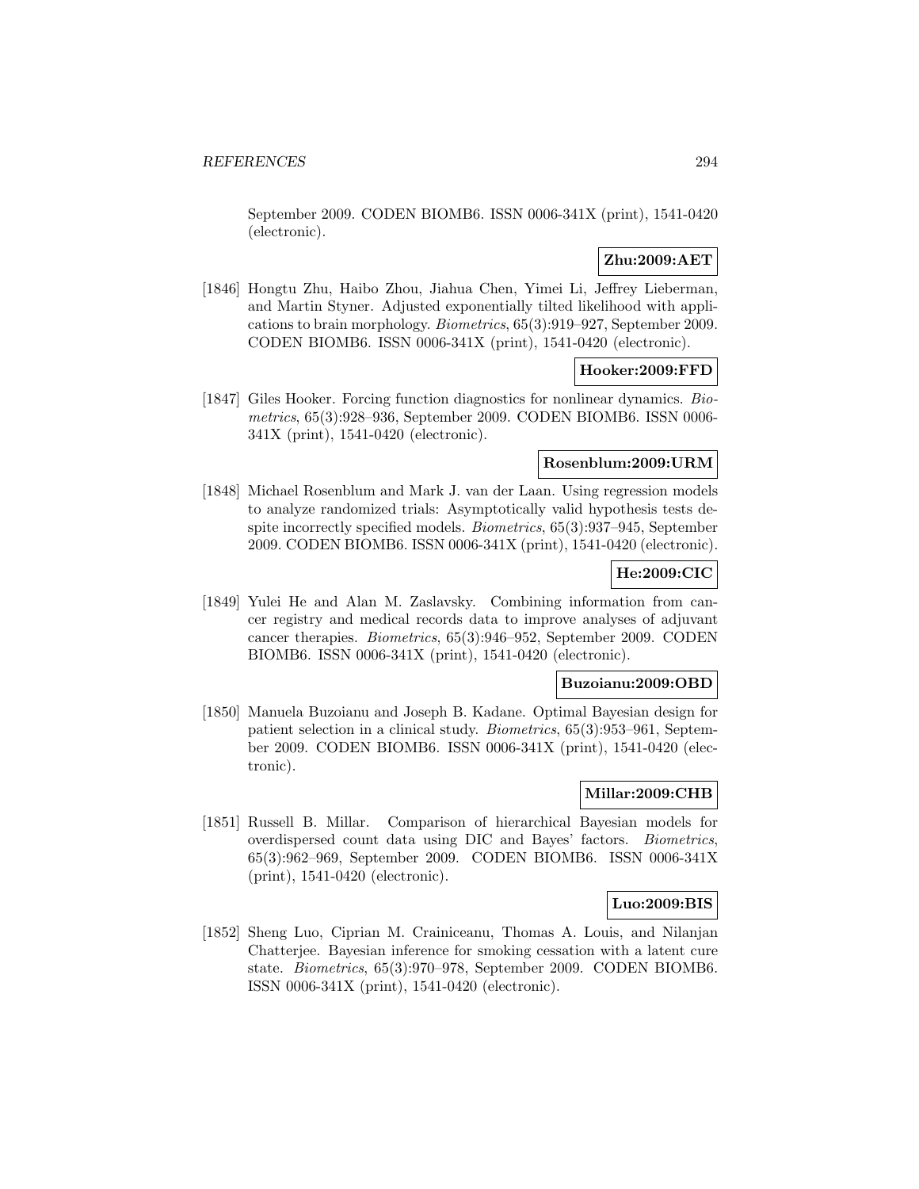September 2009. CODEN BIOMB6. ISSN 0006-341X (print), 1541-0420 (electronic).

**Zhu:2009:AET**

[1846] Hongtu Zhu, Haibo Zhou, Jiahua Chen, Yimei Li, Jeffrey Lieberman, and Martin Styner. Adjusted exponentially tilted likelihood with applications to brain morphology. *Biometrics*, 65(3):919–927, September 2009. CODEN BIOMB6. ISSN 0006-341X (print), 1541-0420 (electronic).

**Hooker:2009:FFD**

[1847] Giles Hooker. Forcing function diagnostics for nonlinear dynamics. *Biometrics*, 65(3):928–936, September 2009. CODEN BIOMB6. ISSN 0006-341X (print), 1541-0420 (electronic).

**Rosenblum:2009:URM**

[1848] Michael Rosenblum and Mark J. van der Laan. Using regression models to analyze randomized trials: Asymptotically valid hypothesis tests despite incorrectly specified models. *Biometrics*, 65(3):937–945, September 2009. CODEN BIOMB6. ISSN 0006-341X (print), 1541-0420 (electronic).

**He:2009:CIC**

[1849] Yulei He and Alan M. Zaslavsky. Combining information from cancer registry and medical records data to improve analyses of adjuvant cancer therapies. *Biometrics*, 65(3):946–952, September 2009. CODEN BIOMB6. ISSN 0006-341X (print), 1541-0420 (electronic).

**Buzoianu:2009:OBD**

[1850] Manuela Buzoianu and Joseph B. Kadane. Optimal Bayesian design for patient selection in a clinical study. *Biometrics*, 65(3):953–961, September 2009. CODEN BIOMB6. ISSN 0006-341X (print), 1541-0420 (electronic).

**Millar:2009:CHB**

[1851] Russell B. Millar. Comparison of hierarchical Bayesian models for overdispersed count data using DIC and Bayes' factors. *Biometrics*, 65(3):962–969, September 2009. CODEN BIOMB6. ISSN 0006-341X (print), 1541-0420 (electronic).

**Luo:2009:BIS**

[1852] Sheng Luo, Ciprian M. Crainiceanu, Thomas A. Louis, and Nilanjan Chatterjee. Bayesian inference for smoking cessation with a latent cure state. *Biometrics*, 65(3):970–978, September 2009. CODEN BIOMB6. ISSN 0006-341X (print), 1541-0420 (electronic).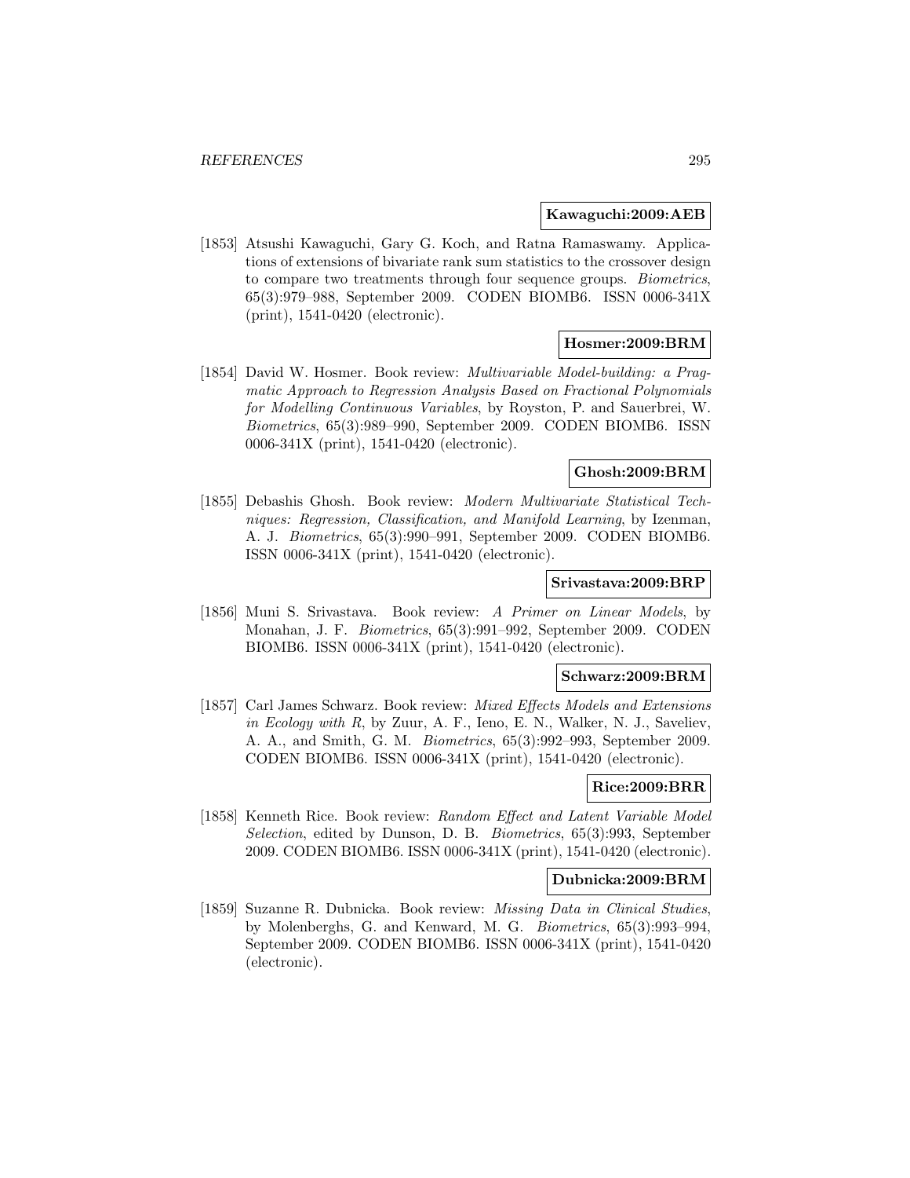**Kawaguchi:2009:AEB**

[1853] Atsushi Kawaguchi, Gary G. Koch, and Ratna Ramaswamy. Applications of extensions of bivariate rank sum statistics to the crossover design to compare two treatments through four sequence groups. *Biometrics*, 65(3):979–988, September 2009. CODEN BIOMB6. ISSN 0006-341X (print), 1541-0420 (electronic).

**Hosmer:2009:BRM**

[1854] David W. Hosmer. Book review: *Multivariable Model-building: a Pragmatic Approach to Regression Analysis Based on Fractional Polynomials for Modelling Continuous Variables*, by Royston, P. and Sauerbrei, W. *Biometrics*, 65(3):989–990, September 2009. CODEN BIOMB6. ISSN 0006-341X (print), 1541-0420 (electronic).

**Ghosh:2009:BRM**

[1855] Debashis Ghosh. Book review: *Modern Multivariate Statistical Techniques: Regression, Classification, and Manifold Learning*, by Izenman, A. J. *Biometrics*, 65(3):990–991, September 2009. CODEN BIOMB6. ISSN 0006-341X (print), 1541-0420 (electronic).

**Srivastava:2009:BRP**

[1856] Muni S. Srivastava. Book review: *A Primer on Linear Models*, by Monahan, J. F. *Biometrics*, 65(3):991–992, September 2009. CODEN BIOMB6. ISSN 0006-341X (print), 1541-0420 (electronic).

**Schwarz:2009:BRM**

[1857] Carl James Schwarz. Book review: *Mixed Effects Models and Extensions in Ecology with R*, by Zuur, A. F., Ieno, E. N., Walker, N. J., Saveliev, A. A., and Smith, G. M. *Biometrics*, 65(3):992–993, September 2009. CODEN BIOMB6. ISSN 0006-341X (print), 1541-0420 (electronic).

**Rice:2009:BRR**

[1858] Kenneth Rice. Book review: *Random Effect and Latent Variable Model Selection*, edited by Dunson, D. B. *Biometrics*, 65(3):993, September 2009. CODEN BIOMB6. ISSN 0006-341X (print), 1541-0420 (electronic).

**Dubnicka:2009:BRM**

[1859] Suzanne R. Dubnicka. Book review: *Missing Data in Clinical Studies*, by Molenberghs, G. and Kenward, M. G. *Biometrics*, 65(3):993–994, September 2009. CODEN BIOMB6. ISSN 0006-341X (print), 1541-0420 (electronic).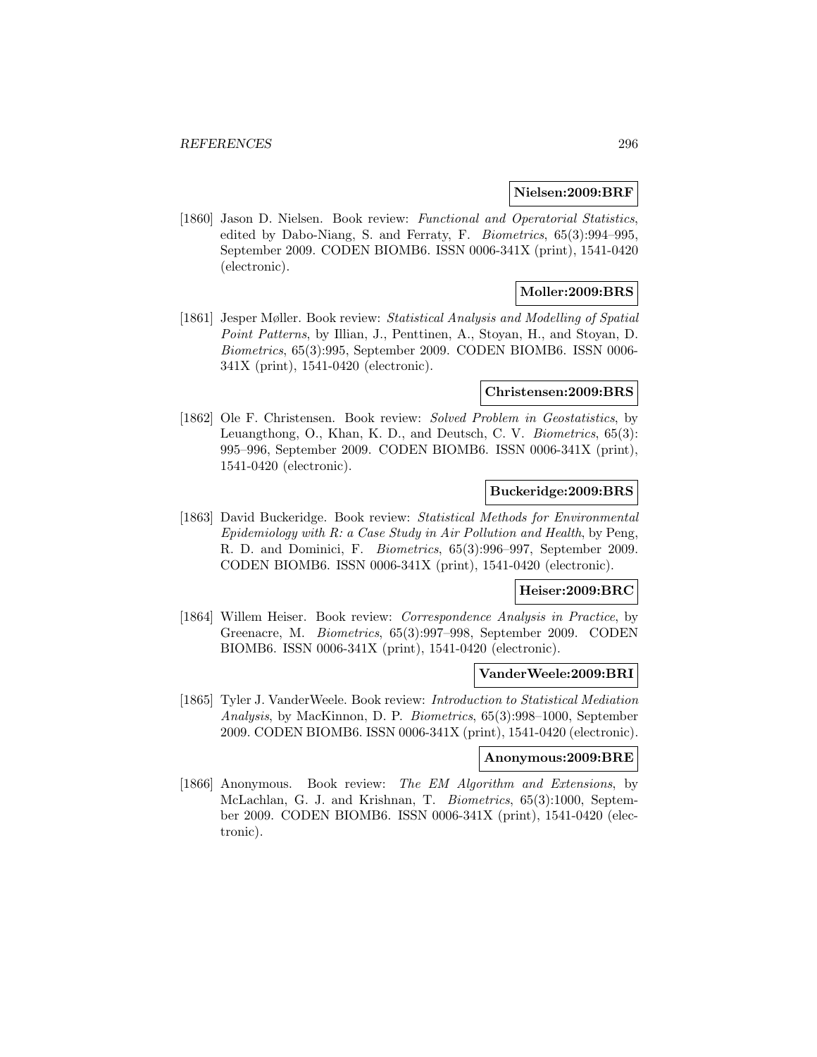**Nielsen:2009:BRF**

[1860] Jason D. Nielsen. Book review: *Functional and Operatorial Statistics*, edited by Dabo-Niang, S. and Ferraty, F. *Biometrics*, 65(3):994–995, September 2009. CODEN BIOMB6. ISSN 0006-341X (print), 1541-0420 (electronic).

**Moller:2009:BRS**

[1861] Jesper Møller. Book review: *Statistical Analysis and Modelling of Spatial Point Patterns*, by Illian, J., Penttinen, A., Stoyan, H., and Stoyan, D. *Biometrics*, 65(3):995, September 2009. CODEN BIOMB6. ISSN 0006-341X (print), 1541-0420 (electronic).

**Christensen:2009:BRS**

[1862] Ole F. Christensen. Book review: *Solved Problem in Geostatistics*, by Leuangthong, O., Khan, K. D., and Deutsch, C. V. *Biometrics*, 65(3):995–996, September 2009. CODEN BIOMB6. ISSN 0006-341X (print), 1541-0420 (electronic).

**Buckeridge:2009:BRS**

[1863] David Buckeridge. Book review: *Statistical Methods for Environmental Epidemiology with R: a Case Study in Air Pollution and Health*, by Peng, R. D. and Dominici, F. *Biometrics*, 65(3):996–997, September 2009. CODEN BIOMB6. ISSN 0006-341X (print), 1541-0420 (electronic).

**Heiser:2009:BRC**

[1864] Willem Heiser. Book review: *Correspondence Analysis in Practice*, by Greenacre, M. *Biometrics*, 65(3):997–998, September 2009. CODEN BIOMB6. ISSN 0006-341X (print), 1541-0420 (electronic).

**VanderWeele:2009:BRI**

[1865] Tyler J. VanderWeele. Book review: *Introduction to Statistical Mediation Analysis*, by MacKinnon, D. P. *Biometrics*, 65(3):998–1000, September 2009. CODEN BIOMB6. ISSN 0006-341X (print), 1541-0420 (electronic).

**Anonymous:2009:BRE**

[1866] Anonymous. Book review: *The EM Algorithm and Extensions*, by McLachlan, G. J. and Krishnan, T. *Biometrics*, 65(3):1000, September 2009. CODEN BIOMB6. ISSN 0006-341X (print), 1541-0420 (electronic).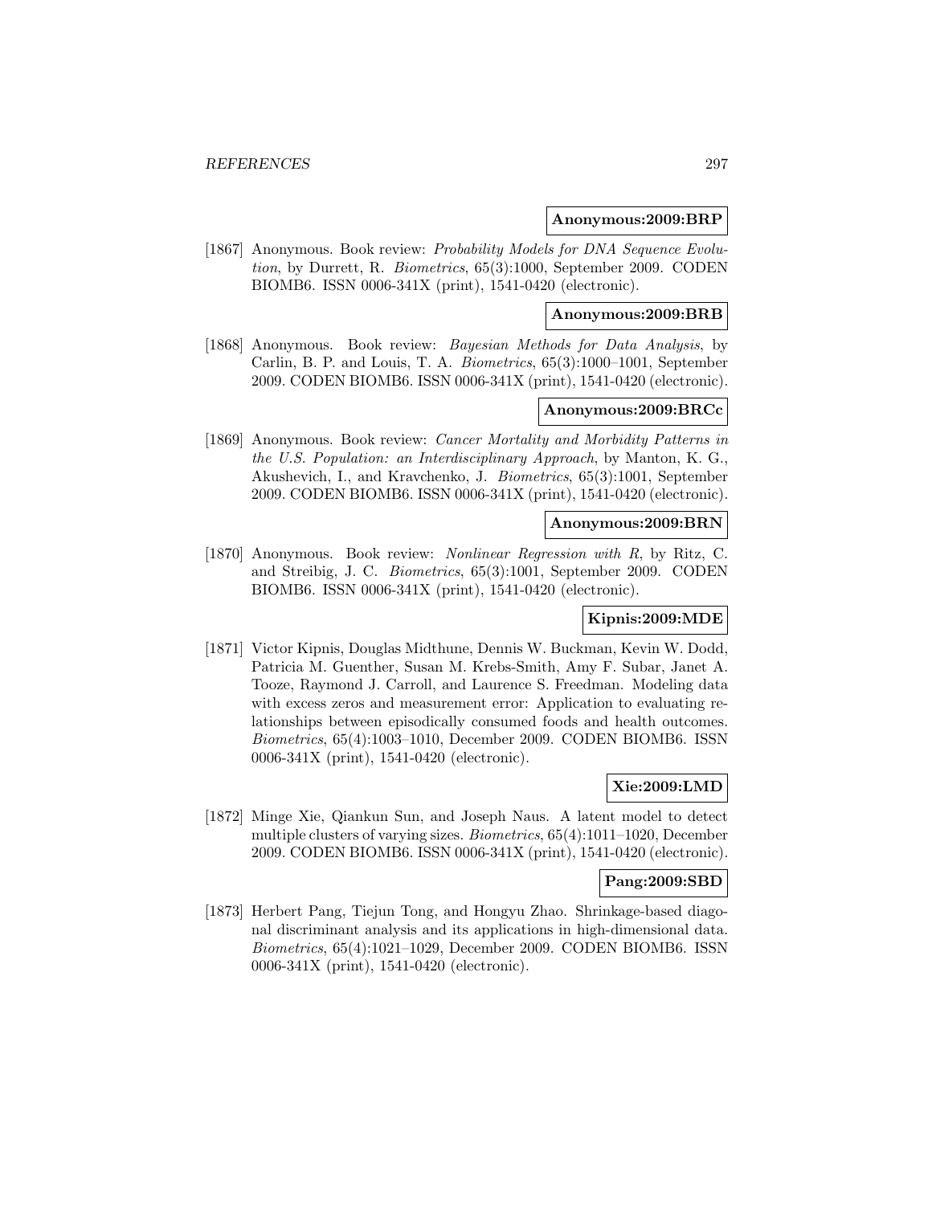**Anonymous:2009:BRP**

[1867] Anonymous. Book review: *Probability Models for DNA Sequence Evolution*, by Durrett, R. *Biometrics*, 65(3):1000, September 2009. CODEN BIOMB6. ISSN 0006-341X (print), 1541-0420 (electronic).

**Anonymous:2009:BRB**

[1868] Anonymous. Book review: *Bayesian Methods for Data Analysis*, by Carlin, B. P. and Louis, T. A. *Biometrics*, 65(3):1000–1001, September 2009. CODEN BIOMB6. ISSN 0006-341X (print), 1541-0420 (electronic).

**Anonymous:2009:BRCc**

[1869] Anonymous. Book review: *Cancer Mortality and Morbidity Patterns in the U.S. Population: an Interdisciplinary Approach*, by Manton, K. G., Akushevich, I., and Kravchenko, J. *Biometrics*, 65(3):1001, September 2009. CODEN BIOMB6. ISSN 0006-341X (print), 1541-0420 (electronic).

**Anonymous:2009:BRN**

[1870] Anonymous. Book review: *Nonlinear Regression with R*, by Ritz, C. and Streibig, J. C. *Biometrics*, 65(3):1001, September 2009. CODEN BIOMB6. ISSN 0006-341X (print), 1541-0420 (electronic).

**Kipnis:2009:MDE**

[1871] Victor Kipnis, Douglas Midthune, Dennis W. Buckman, Kevin W. Dodd, Patricia M. Guenther, Susan M. Krebs-Smith, Amy F. Subar, Janet A. Tooze, Raymond J. Carroll, and Laurence S. Freedman. Modeling data with excess zeros and measurement error: Application to evaluating relationships between episodically consumed foods and health outcomes. *Biometrics*, 65(4):1003–1010, December 2009. CODEN BIOMB6. ISSN 0006-341X (print), 1541-0420 (electronic).

**Xie:2009:LMD**

[1872] Minge Xie, Qiankun Sun, and Joseph Naus. A latent model to detect multiple clusters of varying sizes. *Biometrics*, 65(4):1011–1020, December 2009. CODEN BIOMB6. ISSN 0006-341X (print), 1541-0420 (electronic).

**Pang:2009:SBD**

[1873] Herbert Pang, Tiejun Tong, and Hongyu Zhao. Shrinkage-based diagonal discriminant analysis and its applications in high-dimensional data. *Biometrics*, 65(4):1021–1029, December 2009. CODEN BIOMB6. ISSN 0006-341X (print), 1541-0420 (electronic).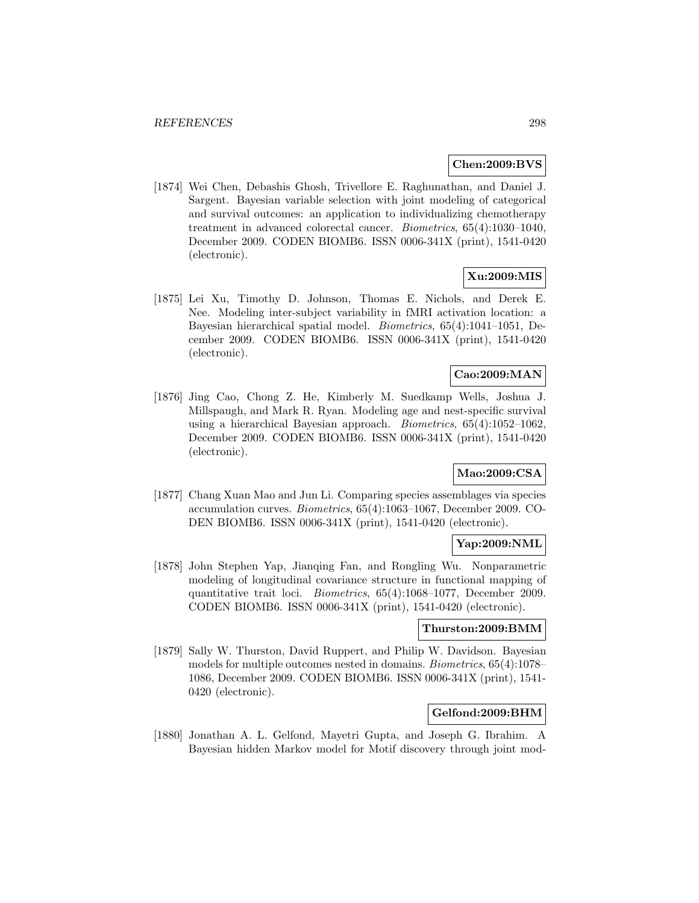**Chen:2009:BVS**

[1874] Wei Chen, Debashis Ghosh, Trivellore E. Raghunathan, and Daniel J. Sargent. Bayesian variable selection with joint modeling of categorical and survival outcomes: an application to individualizing chemotherapy treatment in advanced colorectal cancer. *Biometrics*, 65(4):1030–1040, December 2009. CODEN BIOMB6. ISSN 0006-341X (print), 1541-0420 (electronic).

**Xu:2009:MIS**

[1875] Lei Xu, Timothy D. Johnson, Thomas E. Nichols, and Derek E. Nee. Modeling inter-subject variability in fMRI activation location: a Bayesian hierarchical spatial model. *Biometrics*, 65(4):1041–1051, December 2009. CODEN BIOMB6. ISSN 0006-341X (print), 1541-0420 (electronic).

**Cao:2009:MAN**

[1876] Jing Cao, Chong Z. He, Kimberly M. Suedkamp Wells, Joshua J. Millspaugh, and Mark R. Ryan. Modeling age and nest-specific survival using a hierarchical Bayesian approach. *Biometrics*, 65(4):1052–1062, December 2009. CODEN BIOMB6. ISSN 0006-341X (print), 1541-0420 (electronic).

**Mao:2009:CSA**

[1877] Chang Xuan Mao and Jun Li. Comparing species assemblages via species accumulation curves. *Biometrics*, 65(4):1063–1067, December 2009. CODEN BIOMB6. ISSN 0006-341X (print), 1541-0420 (electronic).

**Yap:2009:NML**

[1878] John Stephen Yap, Jianqing Fan, and Rongling Wu. Nonparametric modeling of longitudinal covariance structure in functional mapping of quantitative trait loci. *Biometrics*, 65(4):1068–1077, December 2009. CODEN BIOMB6. ISSN 0006-341X (print), 1541-0420 (electronic).

**Thurston:2009:BMM**

[1879] Sally W. Thurston, David Ruppert, and Philip W. Davidson. Bayesian models for multiple outcomes nested in domains. *Biometrics*, 65(4):1078–1086, December 2009. CODEN BIOMB6. ISSN 0006-341X (print), 1541-0420 (electronic).

**Gelfond:2009:BHM**

[1880] Jonathan A. L. Gelfond, Mayetri Gupta, and Joseph G. Ibrahim. A Bayesian hidden Markov model for Motif discovery through joint mod-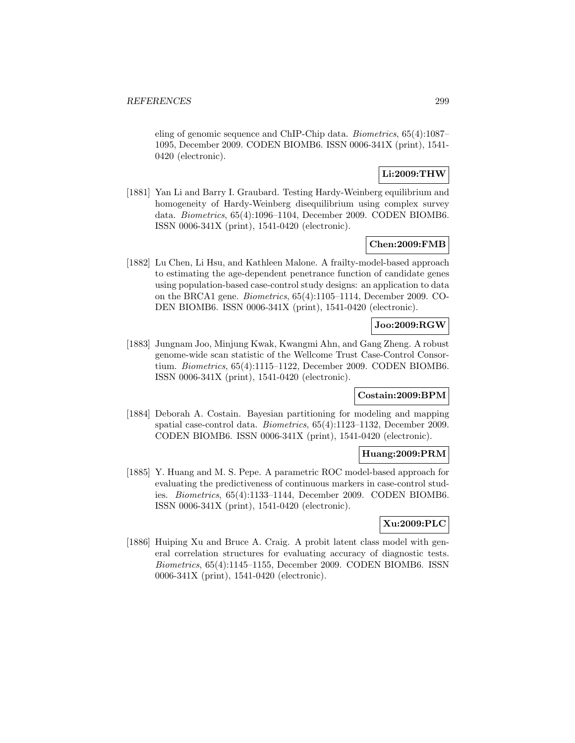eling of genomic sequence and ChIP-Chip data. *Biometrics*, 65(4):1087–1095, December 2009. CODEN BIOMB6. ISSN 0006-341X (print), 1541-0420 (electronic).

**Li:2009:THW**

[1881] Yan Li and Barry I. Graubard. Testing Hardy-Weinberg equilibrium and homogeneity of Hardy-Weinberg disequilibrium using complex survey data. *Biometrics*, 65(4):1096–1104, December 2009. CODEN BIOMB6. ISSN 0006-341X (print), 1541-0420 (electronic).

**Chen:2009:FMB**

[1882] Lu Chen, Li Hsu, and Kathleen Malone. A frailty-model-based approach to estimating the age-dependent penetrance function of candidate genes using population-based case-control study designs: an application to data on the BRCA1 gene. *Biometrics*, 65(4):1105–1114, December 2009. CODEN BIOMB6. ISSN 0006-341X (print), 1541-0420 (electronic).

**Joo:2009:RGW**

[1883] Jungnam Joo, Minjung Kwak, Kwangmi Ahn, and Gang Zheng. A robust genome-wide scan statistic of the Wellcome Trust Case-Control Consortium. *Biometrics*, 65(4):1115–1122, December 2009. CODEN BIOMB6. ISSN 0006-341X (print), 1541-0420 (electronic).

**Costain:2009:BPM**

[1884] Deborah A. Costain. Bayesian partitioning for modeling and mapping spatial case-control data. *Biometrics*, 65(4):1123–1132, December 2009. CODEN BIOMB6. ISSN 0006-341X (print), 1541-0420 (electronic).

**Huang:2009:PRM**

[1885] Y. Huang and M. S. Pepe. A parametric ROC model-based approach for evaluating the predictiveness of continuous markers in case-control studies. *Biometrics*, 65(4):1133–1144, December 2009. CODEN BIOMB6. ISSN 0006-341X (print), 1541-0420 (electronic).

**Xu:2009:PLC**

[1886] Huiping Xu and Bruce A. Craig. A probit latent class model with general correlation structures for evaluating accuracy of diagnostic tests. *Biometrics*, 65(4):1145–1155, December 2009. CODEN BIOMB6. ISSN 0006-341X (print), 1541-0420 (electronic).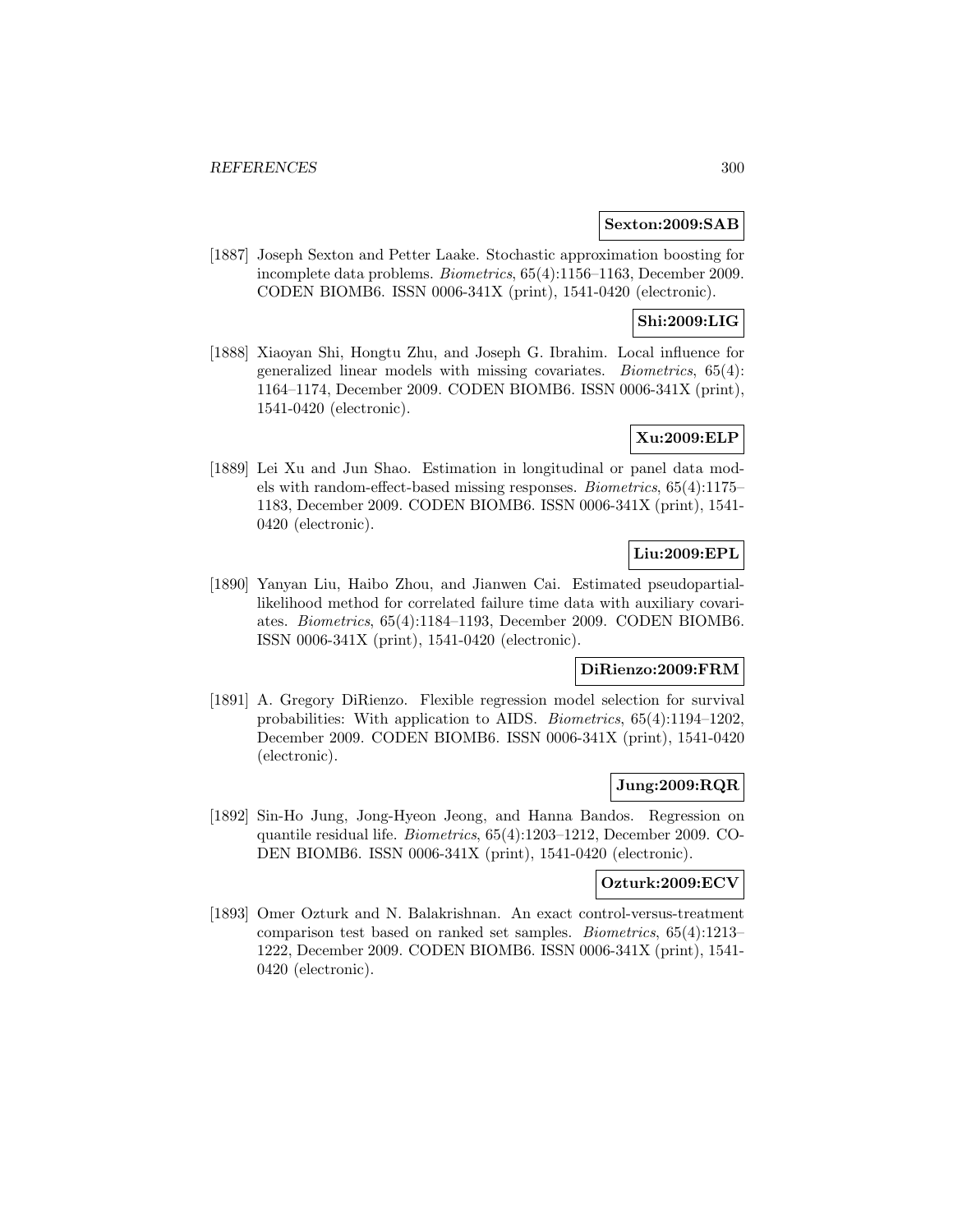**Sexton:2009:SAB**

[1887] Joseph Sexton and Petter Laake. Stochastic approximation boosting for incomplete data problems. *Biometrics*, 65(4):1156–1163, December 2009. CODEN BIOMB6. ISSN 0006-341X (print), 1541-0420 (electronic).

**Shi:2009:LIG**

[1888] Xiaoyan Shi, Hongtu Zhu, and Joseph G. Ibrahim. Local influence for generalized linear models with missing covariates. *Biometrics*, 65(4): 1164–1174, December 2009. CODEN BIOMB6. ISSN 0006-341X (print), 1541-0420 (electronic).

**Xu:2009:ELP**

[1889] Lei Xu and Jun Shao. Estimation in longitudinal or panel data models with random-effect-based missing responses. *Biometrics*, 65(4):1175–1183, December 2009. CODEN BIOMB6. ISSN 0006-341X (print), 1541-0420 (electronic).

**Liu:2009:EPL**

[1890] Yanyan Liu, Haibo Zhou, and Jianwen Cai. Estimated pseudopartial-likelihood method for correlated failure time data with auxiliary covariates. *Biometrics*, 65(4):1184–1193, December 2009. CODEN BIOMB6. ISSN 0006-341X (print), 1541-0420 (electronic).

**DiRienzo:2009:FRM**

[1891] A. Gregory DiRienzo. Flexible regression model selection for survival probabilities: With application to AIDS. *Biometrics*, 65(4):1194–1202, December 2009. CODEN BIOMB6. ISSN 0006-341X (print), 1541-0420 (electronic).

**Jung:2009:RQR**

[1892] Sin-Ho Jung, Jong-Hyeon Jeong, and Hanna Bandos. Regression on quantile residual life. *Biometrics*, 65(4):1203–1212, December 2009. CODEN BIOMB6. ISSN 0006-341X (print), 1541-0420 (electronic).

**Ozturk:2009:ECV**

[1893] Omer Ozturk and N. Balakrishnan. An exact control-versus-treatment comparison test based on ranked set samples. *Biometrics*, 65(4):1213–1222, December 2009. CODEN BIOMB6. ISSN 0006-341X (print), 1541-0420 (electronic).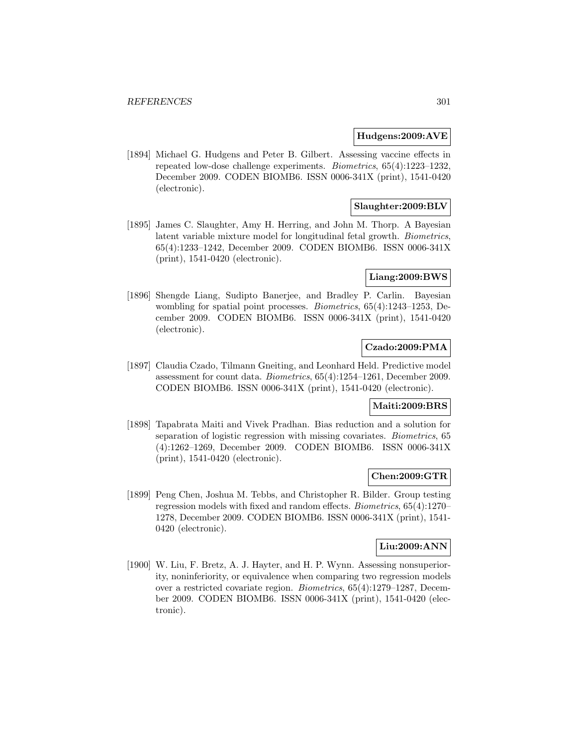**Hudgens:2009:AVE**

[1894] Michael G. Hudgens and Peter B. Gilbert. Assessing vaccine effects in repeated low-dose challenge experiments. *Biometrics*, 65(4):1223–1232, December 2009. CODEN BIOMB6. ISSN 0006-341X (print), 1541-0420 (electronic).

**Slaughter:2009:BLV**

[1895] James C. Slaughter, Amy H. Herring, and John M. Thorp. A Bayesian latent variable mixture model for longitudinal fetal growth. *Biometrics*, 65(4):1233–1242, December 2009. CODEN BIOMB6. ISSN 0006-341X (print), 1541-0420 (electronic).

**Liang:2009:BWS**

[1896] Shengde Liang, Sudipto Banerjee, and Bradley P. Carlin. Bayesian wombling for spatial point processes. *Biometrics*, 65(4):1243–1253, December 2009. CODEN BIOMB6. ISSN 0006-341X (print), 1541-0420 (electronic).

**Czado:2009:PMA**

[1897] Claudia Czado, Tilmann Gneiting, and Leonhard Held. Predictive model assessment for count data. *Biometrics*, 65(4):1254–1261, December 2009. CODEN BIOMB6. ISSN 0006-341X (print), 1541-0420 (electronic).

**Maiti:2009:BRS**

[1898] Tapabrata Maiti and Vivek Pradhan. Bias reduction and a solution for separation of logistic regression with missing covariates. *Biometrics*, 65 (4):1262–1269, December 2009. CODEN BIOMB6. ISSN 0006-341X (print), 1541-0420 (electronic).

**Chen:2009:GTR**

[1899] Peng Chen, Joshua M. Tebbs, and Christopher R. Bilder. Group testing regression models with fixed and random effects. *Biometrics*, 65(4):1270–1278, December 2009. CODEN BIOMB6. ISSN 0006-341X (print), 1541-0420 (electronic).

**Liu:2009:ANN**

[1900] W. Liu, F. Bretz, A. J. Hayter, and H. P. Wynn. Assessing nonsuperiority, noninferiority, or equivalence when comparing two regression models over a restricted covariate region. *Biometrics*, 65(4):1279–1287, December 2009. CODEN BIOMB6. ISSN 0006-341X (print), 1541-0420 (electronic).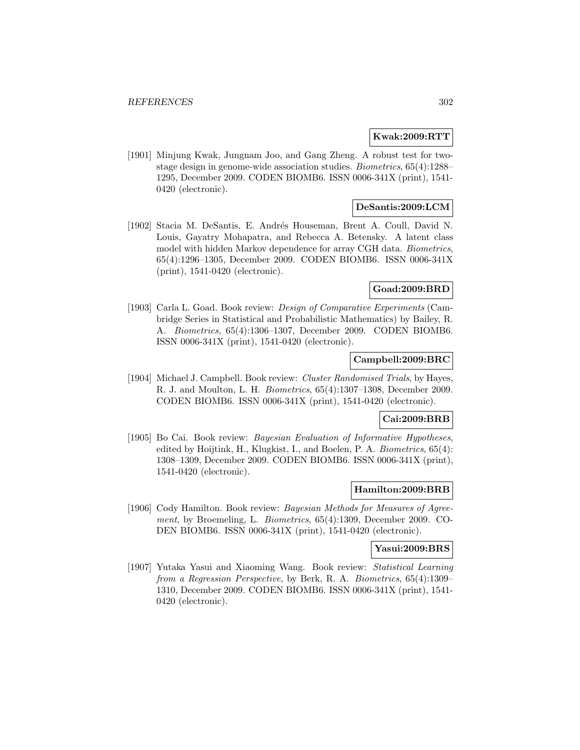**Kwak:2009:RTT**

[1901] Minjung Kwak, Jungnam Joo, and Gang Zheng. A robust test for two-stage design in genome-wide association studies. *Biometrics*, 65(4):1288–1295, December 2009. CODEN BIOMB6. ISSN 0006-341X (print), 1541-0420 (electronic).

**DeSantis:2009:LCM**

[1902] Stacia M. DeSantis, E. Andrés Houseman, Brent A. Coull, David N. Louis, Gayatry Mohapatra, and Rebecca A. Betensky. A latent class model with hidden Markov dependence for array CGH data. *Biometrics*, 65(4):1296–1305, December 2009. CODEN BIOMB6. ISSN 0006-341X (print), 1541-0420 (electronic).

**Goad:2009:BRD**

[1903] Carla L. Goad. Book review: *Design of Comparative Experiments* (Cambridge Series in Statistical and Probabilistic Mathematics) by Bailey, R. A. *Biometrics*, 65(4):1306–1307, December 2009. CODEN BIOMB6. ISSN 0006-341X (print), 1541-0420 (electronic).

**Campbell:2009:BRC**

[1904] Michael J. Campbell. Book review: *Cluster Randomised Trials*, by Hayes, R. J. and Moulton, L. H. *Biometrics*, 65(4):1307–1308, December 2009. CODEN BIOMB6. ISSN 0006-341X (print), 1541-0420 (electronic).

**Cai:2009:BRB**

[1905] Bo Cai. Book review: *Bayesian Evaluation of Informative Hypotheses*, edited by Hoijtink, H., Klugkist, I., and Boelen, P. A. *Biometrics*, 65(4): 1308–1309, December 2009. CODEN BIOMB6. ISSN 0006-341X (print), 1541-0420 (electronic).

**Hamilton:2009:BRB**

[1906] Cody Hamilton. Book review: *Bayesian Methods for Measures of Agreement*, by Broemeling, L. *Biometrics*, 65(4):1309, December 2009. CODEN BIOMB6. ISSN 0006-341X (print), 1541-0420 (electronic).

**Yasui:2009:BRS**

[1907] Yutaka Yasui and Xiaoming Wang. Book review: *Statistical Learning from a Regression Perspective*, by Berk, R. A. *Biometrics*, 65(4):1309–1310, December 2009. CODEN BIOMB6. ISSN 0006-341X (print), 1541-0420 (electronic).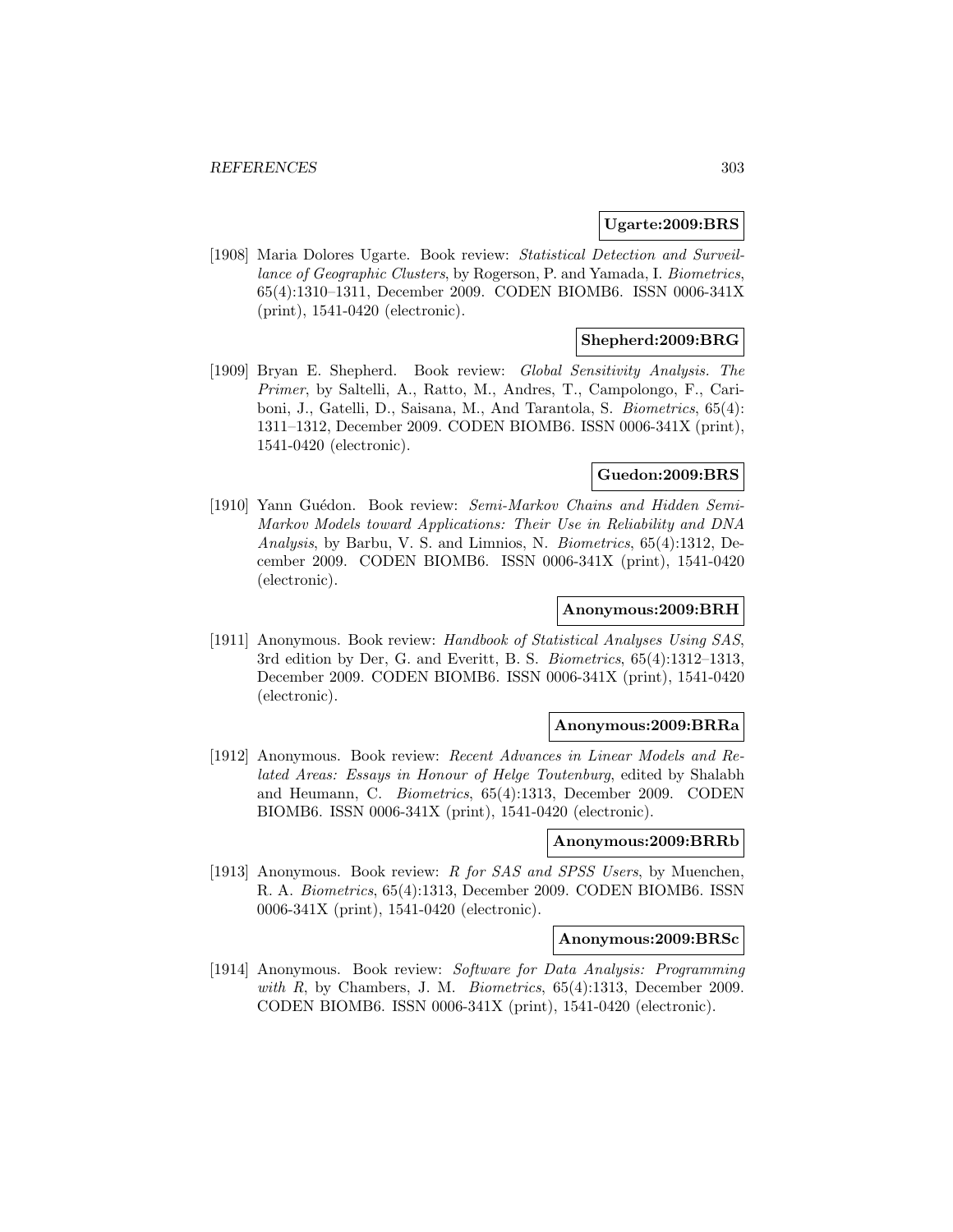**Ugarte:2009:BRS**

[1908] Maria Dolores Ugarte. Book review: *Statistical Detection and Surveillance of Geographic Clusters*, by Rogerson, P. and Yamada, I. *Biometrics*, 65(4):1310–1311, December 2009. CODEN BIOMB6. ISSN 0006-341X (print), 1541-0420 (electronic).

**Shepherd:2009:BRG**

[1909] Bryan E. Shepherd. Book review: *Global Sensitivity Analysis. The Primer*, by Saltelli, A., Ratto, M., Andres, T., Campolongo, F., Cariboni, J., Gatelli, D., Saisana, M., And Tarantola, S. *Biometrics*, 65(4): 1311–1312, December 2009. CODEN BIOMB6. ISSN 0006-341X (print), 1541-0420 (electronic).

**Guedon:2009:BRS**

[1910] Yann Guédon. Book review: *Semi-Markov Chains and Hidden Semi-Markov Models toward Applications: Their Use in Reliability and DNA Analysis*, by Barbu, V. S. and Limnios, N. *Biometrics*, 65(4):1312, December 2009. CODEN BIOMB6. ISSN 0006-341X (print), 1541-0420 (electronic).

**Anonymous:2009:BRH**

[1911] Anonymous. Book review: *Handbook of Statistical Analyses Using SAS*, 3rd edition by Der, G. and Everitt, B. S. *Biometrics*, 65(4):1312–1313, December 2009. CODEN BIOMB6. ISSN 0006-341X (print), 1541-0420 (electronic).

**Anonymous:2009:BRRa**

[1912] Anonymous. Book review: *Recent Advances in Linear Models and Related Areas: Essays in Honour of Helge Toutenburg*, edited by Shalabh and Heumann, C. *Biometrics*, 65(4):1313, December 2009. CODEN BIOMB6. ISSN 0006-341X (print), 1541-0420 (electronic).

**Anonymous:2009:BRRb**

[1913] Anonymous. Book review: *R for SAS and SPSS Users*, by Muenchen, R. A. *Biometrics*, 65(4):1313, December 2009. CODEN BIOMB6. ISSN 0006-341X (print), 1541-0420 (electronic).

**Anonymous:2009:BRSc**

[1914] Anonymous. Book review: *Software for Data Analysis: Programming with R*, by Chambers, J. M. *Biometrics*, 65(4):1313, December 2009. CODEN BIOMB6. ISSN 0006-341X (print), 1541-0420 (electronic).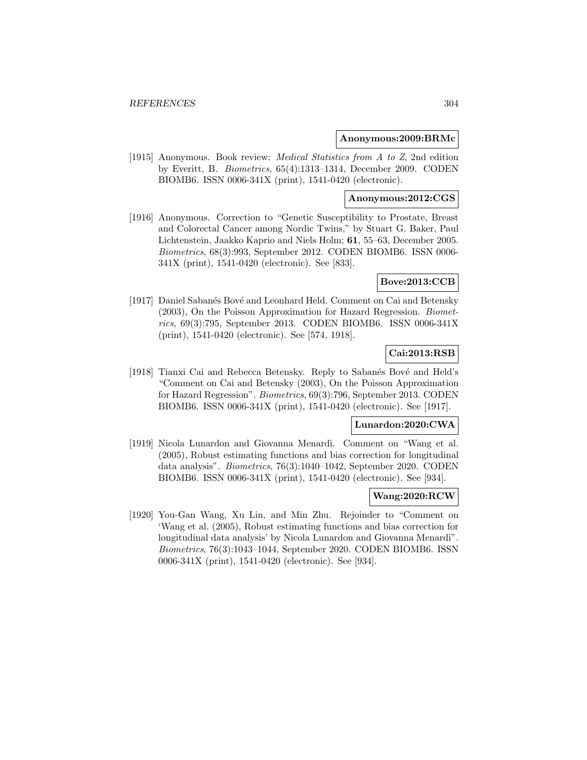**Anonymous:2009:BRMc**

[1915] Anonymous. Book review: *Medical Statistics from A to Z*, 2nd edition by Everitt, B. *Biometrics*, 65(4):1313–1314, December 2009. CODEN BIOMB6. ISSN 0006-341X (print), 1541-0420 (electronic).

**Anonymous:2012:CGS**

[1916] Anonymous. Correction to "Genetic Susceptibility to Prostate, Breast and Colorectal Cancer among Nordic Twins," by Stuart G. Baker, Paul Lichtenstein, Jaakko Kaprio and Niels Holm; **61**, 55–63, December 2005. *Biometrics*, 68(3):993, September 2012. CODEN BIOMB6. ISSN 0006-341X (print), 1541-0420 (electronic). See [833].

**Bove:2013:CCB**

[1917] Daniel Sabanés Bové and Leonhard Held. Comment on Cai and Betensky (2003), On the Poisson Approximation for Hazard Regression. *Biometrics*, 69(3):795, September 2013. CODEN BIOMB6. ISSN 0006-341X (print), 1541-0420 (electronic). See [574, 1918].

**Cai:2013:RSB**

[1918] Tianxi Cai and Rebecca Betensky. Reply to Sabanés Bové and Held's "Comment on Cai and Betensky (2003), On the Poisson Approximation for Hazard Regression". *Biometrics*, 69(3):796, September 2013. CODEN BIOMB6. ISSN 0006-341X (print), 1541-0420 (electronic). See [1917].

**Lunardon:2020:CWA**

[1919] Nicola Lunardon and Giovanna Menardi. Comment on "Wang et al. (2005), Robust estimating functions and bias correction for longitudinal data analysis". *Biometrics*, 76(3):1040–1042, September 2020. CODEN BIOMB6. ISSN 0006-341X (print), 1541-0420 (electronic). See [934].

**Wang:2020:RCW**

[1920] You-Gan Wang, Xu Lin, and Min Zhu. Rejoinder to "Comment on 'Wang et al. (2005), Robust estimating functions and bias correction for longitudinal data analysis' by Nicola Lunardon and Giovanna Menardi". *Biometrics*, 76(3):1043–1044, September 2020. CODEN BIOMB6. ISSN 0006-341X (print), 1541-0420 (electronic). See [934].